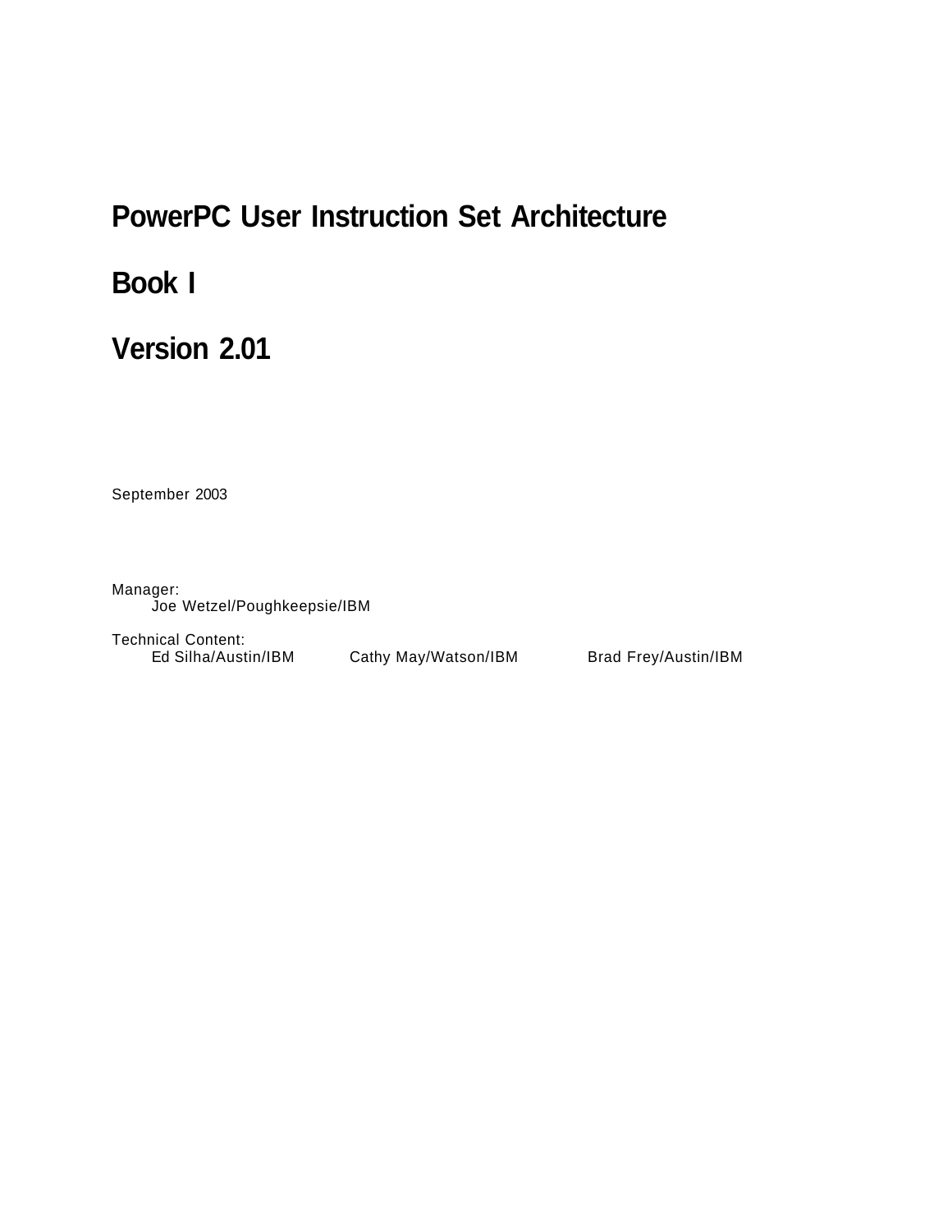# PowerPC User Instruction Set Architecture

# Book I

# Version 2.01

September 2003

Manager:
Joe Wetzel/Poughkeepsie/IBM

Technical Content:
Ed Silha/Austin/IBM Cathy May/Watson/IBM Brad Frey/Austin/IBM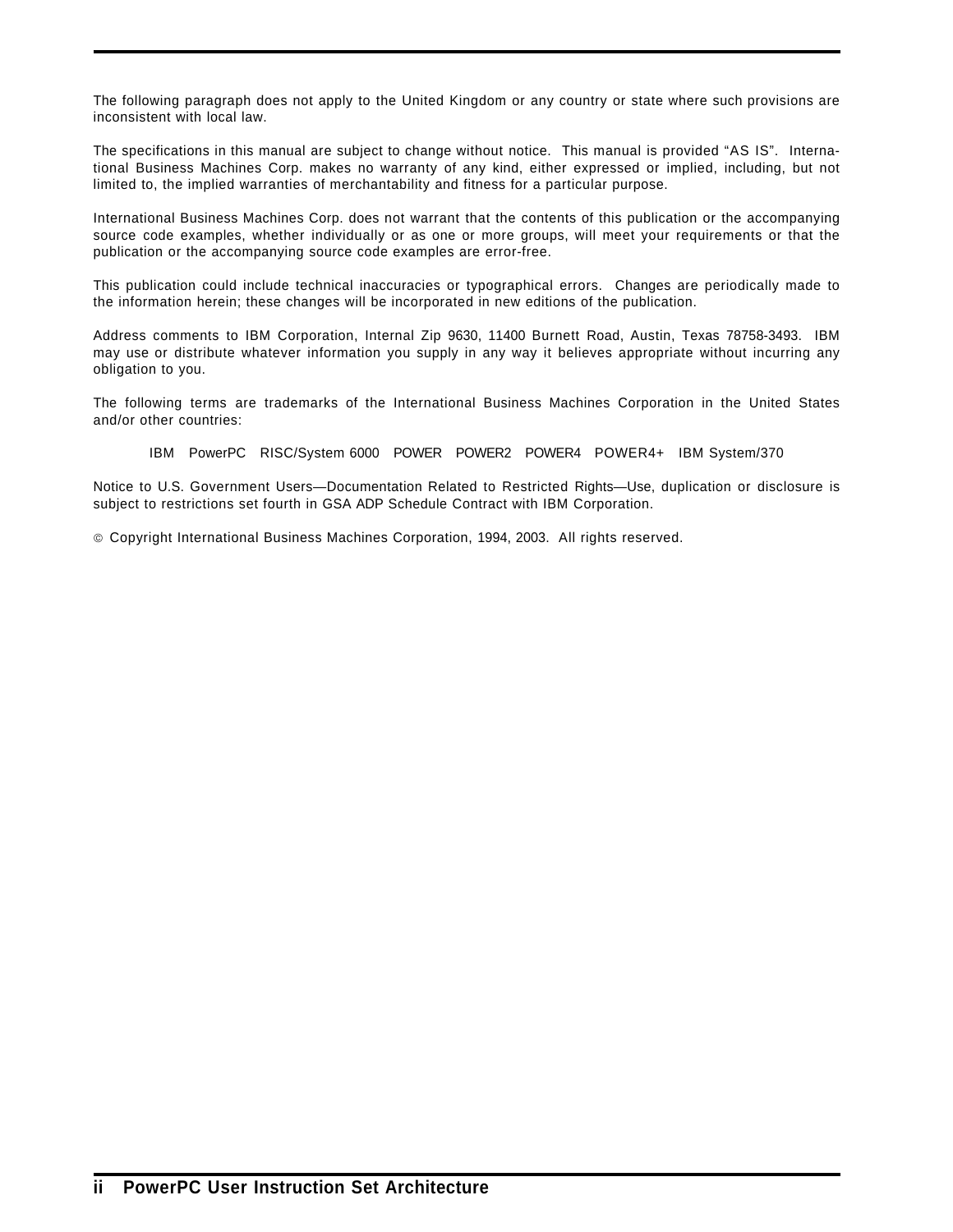The following paragraph does not apply to the United Kingdom or any country or state where such provisions are inconsistent with local law.

The specifications in this manual are subject to change without notice. This manual is provided "AS IS". International Business Machines Corp. makes no warranty of any kind, either expressed or implied, including, but not limited to, the implied warranties of merchantability and fitness for a particular purpose.

International Business Machines Corp. does not warrant that the contents of this publication or the accompanying source code examples, whether individually or as one or more groups, will meet your requirements or that the publication or the accompanying source code examples are error-free.

This publication could include technical inaccuracies or typographical errors. Changes are periodically made to the information herein; these changes will be incorporated in new editions of the publication.

Address comments to IBM Corporation, Internal Zip 9630, 11400 Burnett Road, Austin, Texas 78758-3493. IBM may use or distribute whatever information you supply in any way it believes appropriate without incurring any obligation to you.

The following terms are trademarks of the International Business Machines Corporation in the United States and/or other countries:

IBM   PowerPC   RISC/System 6000   POWER   POWER2   POWER4   POWER4+   IBM System/370

Notice to U.S. Government Users—Documentation Related to Restricted Rights—Use, duplication or disclosure is subject to restrictions set fourth in GSA ADP Schedule Contract with IBM Corporation.

© Copyright International Business Machines Corporation, 1994, 2003. All rights reserved.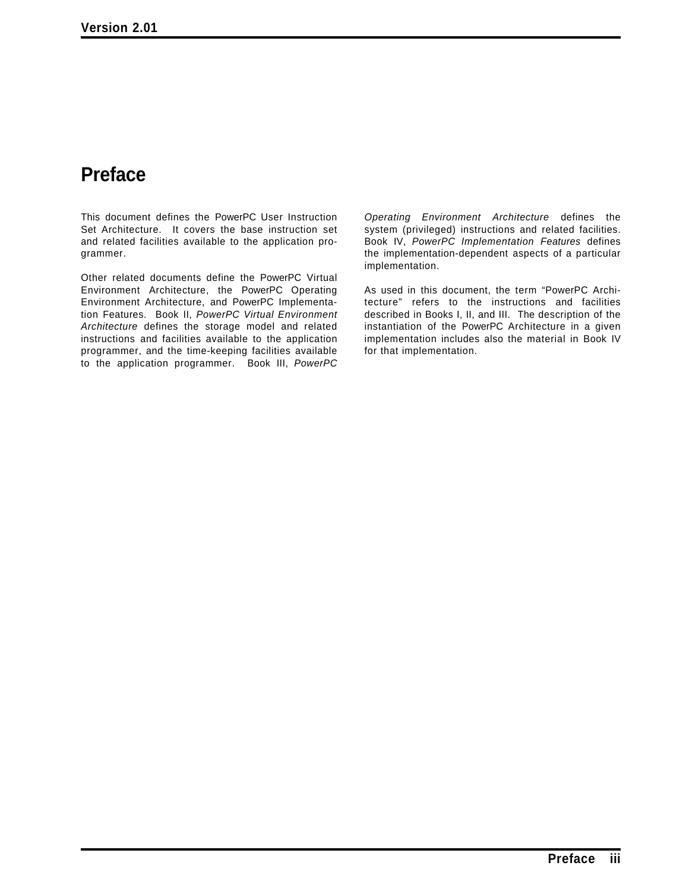# Preface

This document defines the PowerPC User Instruction Set Architecture. It covers the base instruction set and related facilities available to the application programmer.

Other related documents define the PowerPC Virtual Environment Architecture, the PowerPC Operating Environment Architecture, and PowerPC Implementation Features. Book II, *PowerPC Virtual Environment Architecture* defines the storage model and related instructions and facilities available to the application programmer, and the time-keeping facilities available to the application programmer. Book III, *PowerPC Operating Environment Architecture* defines the system (privileged) instructions and related facilities. Book IV, *PowerPC Implementation Features* defines the implementation-dependent aspects of a particular implementation.

As used in this document, the term "PowerPC Architecture" refers to the instructions and facilities described in Books I, II, and III. The description of the instantiation of the PowerPC Architecture in a given implementation includes also the material in Book IV for that implementation.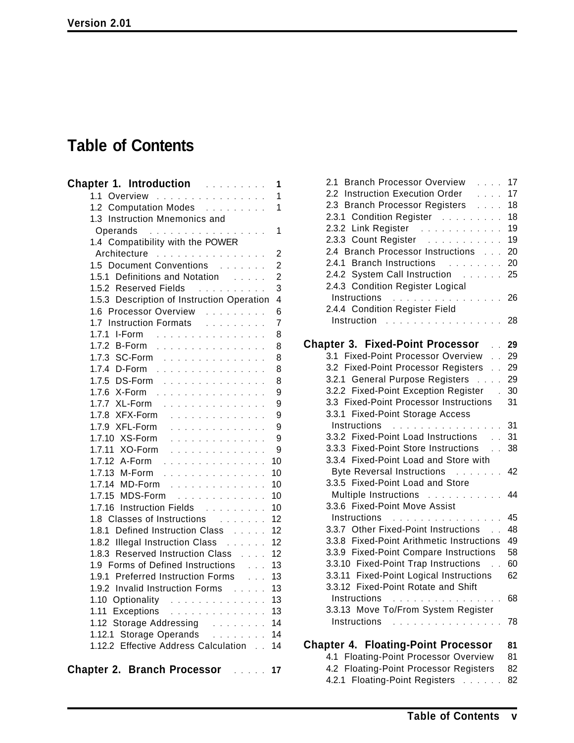# Table of Contents

**Chapter 1. Introduction** . . . . . . . . . 1
- 1.1 Overview . . . . . . . . . . . . . . . . 1
- 1.2 Computation Modes . . . . . . . . . 1
- 1.3 Instruction Mnemonics and Operands . . . . . . . . . . . . . . . . . 1
- 1.4 Compatibility with the POWER Architecture . . . . . . . . . . . . . . . . 2
- 1.5 Document Conventions . . . . . . . 2
- 1.5.1 Definitions and Notation . . . . . 2
- 1.5.2 Reserved Fields . . . . . . . . . . 3
- 1.5.3 Description of Instruction Operation 4
- 1.6 Processor Overview . . . . . . . . . 6
- 1.7 Instruction Formats . . . . . . . . . 7
- 1.7.1 I-Form . . . . . . . . . . . . . . . . 8
- 1.7.2 B-Form . . . . . . . . . . . . . . . . 8
- 1.7.3 SC-Form . . . . . . . . . . . . . . . 8
- 1.7.4 D-Form . . . . . . . . . . . . . . . . 8
- 1.7.5 DS-Form . . . . . . . . . . . . . . . 8
- 1.7.6 X-Form . . . . . . . . . . . . . . . . 9
- 1.7.7 XL-Form . . . . . . . . . . . . . . . 9
- 1.7.8 XFX-Form . . . . . . . . . . . . . . 9
- 1.7.9 XFL-Form . . . . . . . . . . . . . . 9
- 1.7.10 XS-Form . . . . . . . . . . . . . . 9
- 1.7.11 XO-Form . . . . . . . . . . . . . . 9
- 1.7.12 A-Form . . . . . . . . . . . . . . . 10
- 1.7.13 M-Form . . . . . . . . . . . . . . . 10
- 1.7.14 MD-Form . . . . . . . . . . . . . . 10
- 1.7.15 MDS-Form . . . . . . . . . . . . . 10
- 1.7.16 Instruction Fields . . . . . . . . . 10
- 1.8 Classes of Instructions . . . . . . . 12
- 1.8.1 Defined Instruction Class . . . . . 12
- 1.8.2 Illegal Instruction Class . . . . . . 12
- 1.8.3 Reserved Instruction Class . . . . 12
- 1.9 Forms of Defined Instructions . . . 13
- 1.9.1 Preferred Instruction Forms . . . 13
- 1.9.2 Invalid Instruction Forms . . . . . 13
- 1.10 Optionality . . . . . . . . . . . . . . 13
- 1.11 Exceptions . . . . . . . . . . . . . . 13
- 1.12 Storage Addressing . . . . . . . . 14
- 1.12.1 Storage Operands . . . . . . . . 14
- 1.12.2 Effective Address Calculation . . 14

**Chapter 2. Branch Processor** . . . . . 17
- 2.1 Branch Processor Overview . . . . 17
- 2.2 Instruction Execution Order . . . . 17
- 2.3 Branch Processor Registers . . . . 18
- 2.3.1 Condition Register . . . . . . . . . 18
- 2.3.2 Link Register . . . . . . . . . . . . 19
- 2.3.3 Count Register . . . . . . . . . . . 19
- 2.4 Branch Processor Instructions . . . 20
- 2.4.1 Branch Instructions . . . . . . . . 20
- 2.4.2 System Call Instruction . . . . . . 25
- 2.4.3 Condition Register Logical Instructions . . . . . . . . . . . . . . . . 26
- 2.4.4 Condition Register Field Instruction . . . . . . . . . . . . . . . . . 28

**Chapter 3. Fixed-Point Processor** . . 29
- 3.1 Fixed-Point Processor Overview . . 29
- 3.2 Fixed-Point Processor Registers . . 29
- 3.2.1 General Purpose Registers . . . . 29
- 3.2.2 Fixed-Point Exception Register . 30
- 3.3 Fixed-Point Processor Instructions 31
- 3.3.1 Fixed-Point Storage Access Instructions . . . . . . . . . . . . . . . . 31
- 3.3.2 Fixed-Point Load Instructions . . 31
- 3.3.3 Fixed-Point Store Instructions . . 38
- 3.3.4 Fixed-Point Load and Store with Byte Reversal Instructions . . . . . . . 42
- 3.3.5 Fixed-Point Load and Store Multiple Instructions . . . . . . . . . . . 44
- 3.3.6 Fixed-Point Move Assist Instructions . . . . . . . . . . . . . . . . 45
- 3.3.7 Other Fixed-Point Instructions . . 48
- 3.3.8 Fixed-Point Arithmetic Instructions 49
- 3.3.9 Fixed-Point Compare Instructions 58
- 3.3.10 Fixed-Point Trap Instructions . . 60
- 3.3.11 Fixed-Point Logical Instructions 62
- 3.3.12 Fixed-Point Rotate and Shift Instructions . . . . . . . . . . . . . . . . 68
- 3.3.13 Move To/From System Register Instructions . . . . . . . . . . . . . . . . 78

**Chapter 4. Floating-Point Processor** 81
- 4.1 Floating-Point Processor Overview 81
- 4.2 Floating-Point Processor Registers 82
- 4.2.1 Floating-Point Registers . . . . . . 82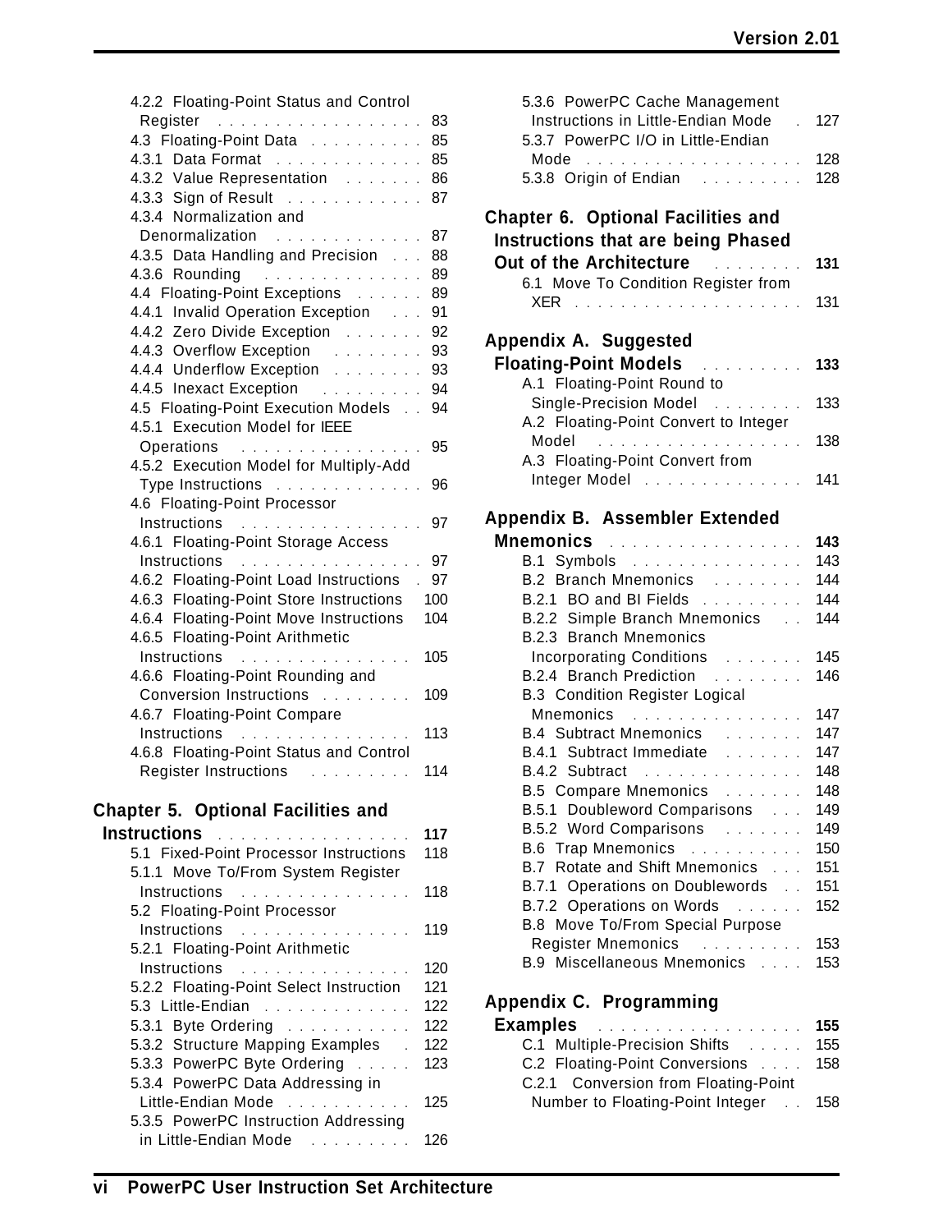4.2.2 Floating-Point Status and Control Register . . . 83
4.3 Floating-Point Data . . . 85
4.3.1 Data Format . . . 85
4.3.2 Value Representation . . . 86
4.3.3 Sign of Result . . . 87
4.3.4 Normalization and Denormalization . . . 87
4.3.5 Data Handling and Precision . . . 88
4.3.6 Rounding . . . 89
4.4 Floating-Point Exceptions . . . 89
4.4.1 Invalid Operation Exception . . . 91
4.4.2 Zero Divide Exception . . . 92
4.4.3 Overflow Exception . . . 93
4.4.4 Underflow Exception . . . 93
4.4.5 Inexact Exception . . . 94
4.5 Floating-Point Execution Models . . . 94
4.5.1 Execution Model for IEEE Operations . . . 95
4.5.2 Execution Model for Multiply-Add Type Instructions . . . 96
4.6 Floating-Point Processor Instructions . . . 97
4.6.1 Floating-Point Storage Access Instructions . . . 97
4.6.2 Floating-Point Load Instructions . . . 97
4.6.3 Floating-Point Store Instructions . . . 100
4.6.4 Floating-Point Move Instructions . . . 104
4.6.5 Floating-Point Arithmetic Instructions . . . 105
4.6.6 Floating-Point Rounding and Conversion Instructions . . . 109
4.6.7 Floating-Point Compare Instructions . . . 113
4.6.8 Floating-Point Status and Control Register Instructions . . . 114

**Chapter 5. Optional Facilities and Instructions . . . 117**

5.1 Fixed-Point Processor Instructions . . . 118
5.1.1 Move To/From System Register Instructions . . . 118
5.2 Floating-Point Processor Instructions . . . 119
5.2.1 Floating-Point Arithmetic Instructions . . . 120
5.2.2 Floating-Point Select Instruction . . . 121
5.3 Little-Endian . . . 122
5.3.1 Byte Ordering . . . 122
5.3.2 Structure Mapping Examples . . . 122
5.3.3 PowerPC Byte Ordering . . . 123
5.3.4 PowerPC Data Addressing in Little-Endian Mode . . . 125
5.3.5 PowerPC Instruction Addressing in Little-Endian Mode . . . 126
5.3.6 PowerPC Cache Management Instructions in Little-Endian Mode . . . 127
5.3.7 PowerPC I/O in Little-Endian Mode . . . 128
5.3.8 Origin of Endian . . . 128

**Chapter 6. Optional Facilities and Instructions that are being Phased Out of the Architecture . . . 131**

6.1 Move To Condition Register from XER . . . 131

**Appendix A. Suggested Floating-Point Models . . . 133**

A.1 Floating-Point Round to Single-Precision Model . . . 133
A.2 Floating-Point Convert to Integer Model . . . 138
A.3 Floating-Point Convert from Integer Model . . . 141

**Appendix B. Assembler Extended Mnemonics . . . 143**

B.1 Symbols . . . 143
B.2 Branch Mnemonics . . . 144
B.2.1 BO and BI Fields . . . 144
B.2.2 Simple Branch Mnemonics . . . 144
B.2.3 Branch Mnemonics Incorporating Conditions . . . 145
B.2.4 Branch Prediction . . . 146
B.3 Condition Register Logical Mnemonics . . . 147
B.4 Subtract Mnemonics . . . 147
B.4.1 Subtract Immediate . . . 147
B.4.2 Subtract . . . 148
B.5 Compare Mnemonics . . . 148
B.5.1 Doubleword Comparisons . . . 149
B.5.2 Word Comparisons . . . 149
B.6 Trap Mnemonics . . . 150
B.7 Rotate and Shift Mnemonics . . . 151
B.7.1 Operations on Doublewords . . . 151
B.7.2 Operations on Words . . . 152
B.8 Move To/From Special Purpose Register Mnemonics . . . 153
B.9 Miscellaneous Mnemonics . . . 153

**Appendix C. Programming Examples . . . 155**

C.1 Multiple-Precision Shifts . . . 155
C.2 Floating-Point Conversions . . . 158
C.2.1 Conversion from Floating-Point Number to Floating-Point Integer . . . 158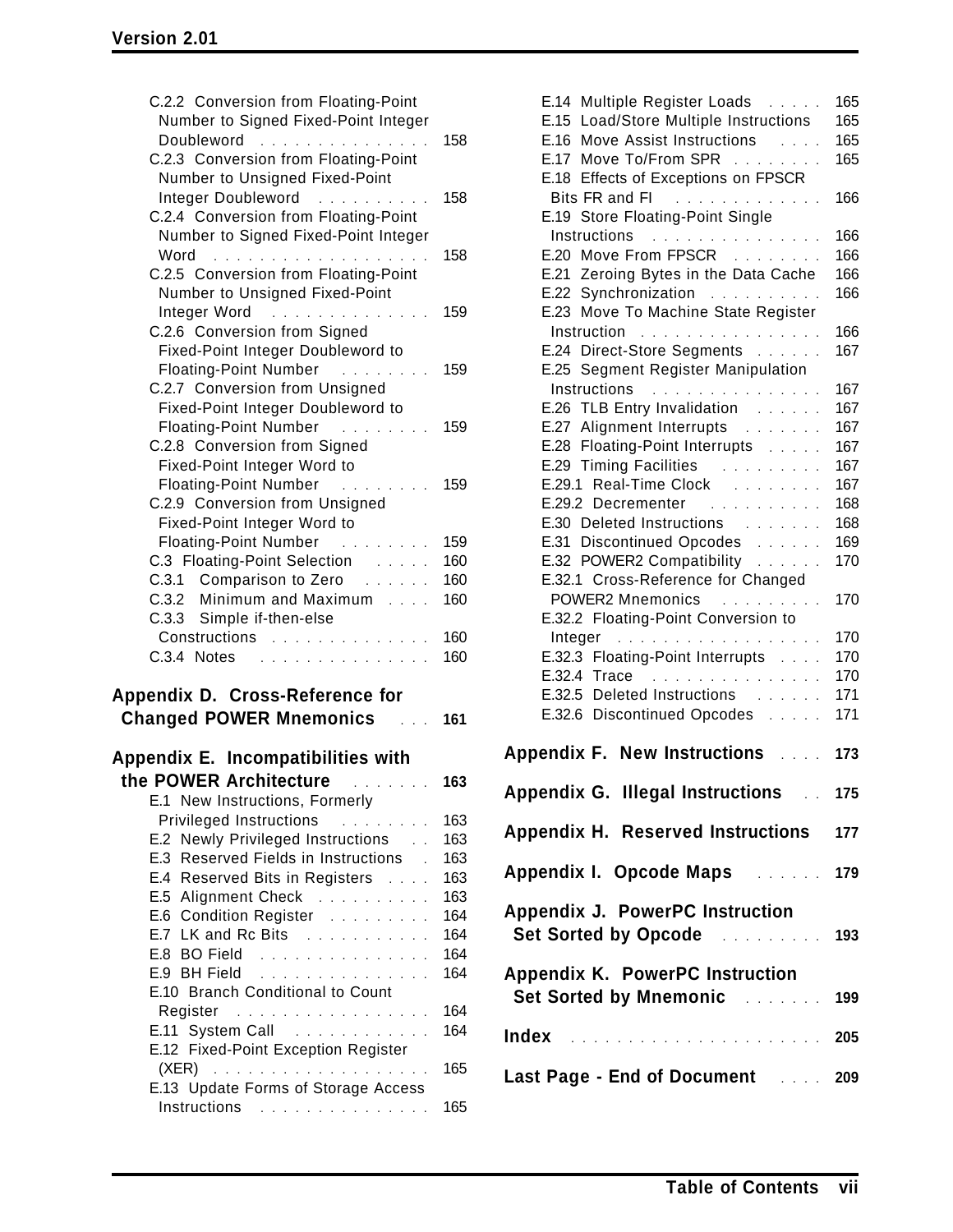C.2.2 Conversion from Floating-Point Number to Signed Fixed-Point Integer Doubleword . . . . . . . . . . . . . . . . 158
C.2.3 Conversion from Floating-Point Number to Unsigned Fixed-Point Integer Doubleword . . . . . . . . . . . 158
C.2.4 Conversion from Floating-Point Number to Signed Fixed-Point Integer Word . . . . . . . . . . . . . . . . . . . . 158
C.2.5 Conversion from Floating-Point Number to Unsigned Fixed-Point Integer Word . . . . . . . . . . . . . . 159
C.2.6 Conversion from Signed Fixed-Point Integer Doubleword to Floating-Point Number . . . . . . . . 159
C.2.7 Conversion from Unsigned Fixed-Point Integer Doubleword to Floating-Point Number . . . . . . . . 159
C.2.8 Conversion from Signed Fixed-Point Integer Word to Floating-Point Number . . . . . . . . 159
C.2.9 Conversion from Unsigned Fixed-Point Integer Word to Floating-Point Number . . . . . . . . 159
C.3 Floating-Point Selection . . . . . 160
C.3.1 Comparison to Zero . . . . . . 160
C.3.2 Minimum and Maximum . . . . 160
C.3.3 Simple if-then-else Constructions . . . . . . . . . . . . . . 160
C.3.4 Notes . . . . . . . . . . . . . . . 160

**Appendix D. Cross-Reference for Changed POWER Mnemonics . . . 161**

**Appendix E. Incompatibilities with the POWER Architecture . . . . . . . 163**

E.1 New Instructions, Formerly Privileged Instructions . . . . . . . . 163
E.2 Newly Privileged Instructions . . 163
E.3 Reserved Fields in Instructions . 163
E.4 Reserved Bits in Registers . . . . 163
E.5 Alignment Check . . . . . . . . . . 163
E.6 Condition Register . . . . . . . . . 164
E.7 LK and Rc Bits . . . . . . . . . . . 164
E.8 BO Field . . . . . . . . . . . . . . . 164
E.9 BH Field . . . . . . . . . . . . . . . 164
E.10 Branch Conditional to Count Register . . . . . . . . . . . . . . . . . . 164
E.11 System Call . . . . . . . . . . . . 164
E.12 Fixed-Point Exception Register (XER) . . . . . . . . . . . . . . . . . . . 165
E.13 Update Forms of Storage Access Instructions . . . . . . . . . . . . . . . 165
E.14 Multiple Register Loads . . . . . 165
E.15 Load/Store Multiple Instructions 165
E.16 Move Assist Instructions . . . . 165
E.17 Move To/From SPR . . . . . . . . 165
E.18 Effects of Exceptions on FPSCR Bits FR and FI . . . . . . . . . . . . . 166
E.19 Store Floating-Point Single Instructions . . . . . . . . . . . . . . . 166
E.20 Move From FPSCR . . . . . . . . 166
E.21 Zeroing Bytes in the Data Cache 166
E.22 Synchronization . . . . . . . . . . 166
E.23 Move To Machine State Register Instruction . . . . . . . . . . . . . . . . 166
E.24 Direct-Store Segments . . . . . . 167
E.25 Segment Register Manipulation Instructions . . . . . . . . . . . . . . . 167
E.26 TLB Entry Invalidation . . . . . . 167
E.27 Alignment Interrupts . . . . . . . 167
E.28 Floating-Point Interrupts . . . . . 167
E.29 Timing Facilities . . . . . . . . . 167
E.29.1 Real-Time Clock . . . . . . . . 167
E.29.2 Decrementer . . . . . . . . . . 168
E.30 Deleted Instructions . . . . . . . 168
E.31 Discontinued Opcodes . . . . . . 169
E.32 POWER2 Compatibility . . . . . . 170
E.32.1 Cross-Reference for Changed POWER2 Mnemonics . . . . . . . . . 170
E.32.2 Floating-Point Conversion to Integer . . . . . . . . . . . . . . . . . . 170
E.32.3 Floating-Point Interrupts . . . . 170
E.32.4 Trace . . . . . . . . . . . . . . . 170
E.32.5 Deleted Instructions . . . . . . 171
E.32.6 Discontinued Opcodes . . . . . 171

**Appendix F. New Instructions . . . . 173**

**Appendix G. Illegal Instructions . . 175**

**Appendix H. Reserved Instructions 177**

**Appendix I. Opcode Maps . . . . . . 179**

**Appendix J. PowerPC Instruction Set Sorted by Opcode . . . . . . . . . 193**

**Appendix K. PowerPC Instruction Set Sorted by Mnemonic . . . . . . . 199**

**Index . . . . . . . . . . . . . . . . . . . . . 205**

**Last Page - End of Document . . . . 209**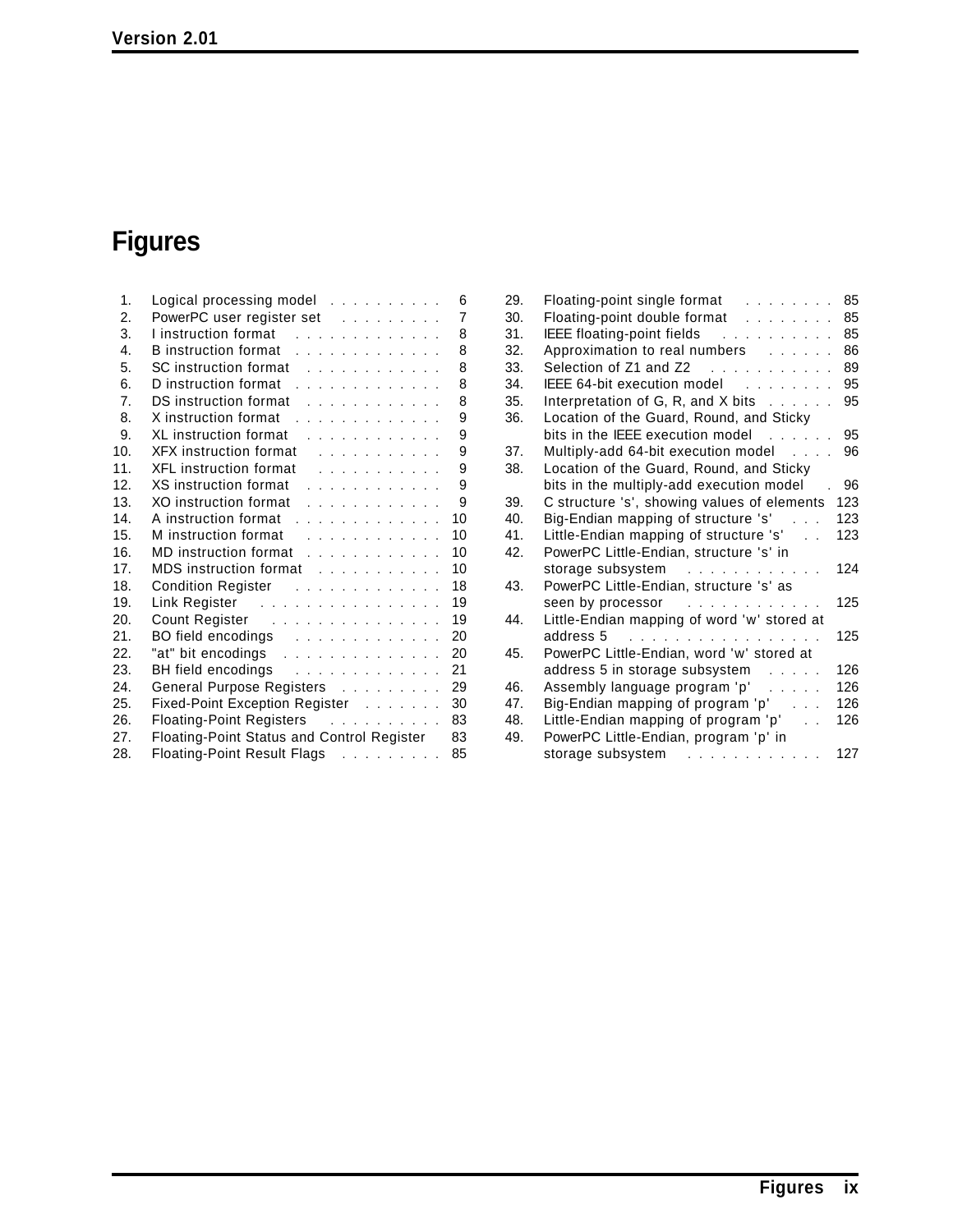# Figures

1. Logical processing model . . . . . . . . . . 6
2. PowerPC user register set . . . . . . . . . 7
3. I instruction format . . . . . . . . . . . . . 8
4. B instruction format . . . . . . . . . . . . . 8
5. SC instruction format . . . . . . . . . . . . 8
6. D instruction format . . . . . . . . . . . . . 8
7. DS instruction format . . . . . . . . . . . . 8
8. X instruction format . . . . . . . . . . . . . 9
9. XL instruction format . . . . . . . . . . . . 9
10. XFX instruction format . . . . . . . . . . . 9
11. XFL instruction format . . . . . . . . . . . 9
12. XS instruction format . . . . . . . . . . . . 9
13. XO instruction format . . . . . . . . . . . . 9
14. A instruction format . . . . . . . . . . . . . 10
15. M instruction format . . . . . . . . . . . . 10
16. MD instruction format . . . . . . . . . . . . 10
17. MDS instruction format . . . . . . . . . . . 10
18. Condition Register . . . . . . . . . . . . . 18
19. Link Register . . . . . . . . . . . . . . . . 19
20. Count Register . . . . . . . . . . . . . . . 19
21. BO field encodings . . . . . . . . . . . . . 20
22. "at" bit encodings . . . . . . . . . . . . . . 20
23. BH field encodings . . . . . . . . . . . . . 21
24. General Purpose Registers . . . . . . . . . 29
25. Fixed-Point Exception Register . . . . . . . 30
26. Floating-Point Registers . . . . . . . . . . 83
27. Floating-Point Status and Control Register 83
28. Floating-Point Result Flags . . . . . . . . . 85
29. Floating-point single format . . . . . . . . 85
30. Floating-point double format . . . . . . . . 85
31. IEEE floating-point fields . . . . . . . . . . 85
32. Approximation to real numbers . . . . . . 86
33. Selection of Z1 and Z2 . . . . . . . . . . . 89
34. IEEE 64-bit execution model . . . . . . . . 95
35. Interpretation of G, R, and X bits . . . . . . 95
36. Location of the Guard, Round, and Sticky bits in the IEEE execution model . . . . . . 95
37. Multiply-add 64-bit execution model . . . . 96
38. Location of the Guard, Round, and Sticky bits in the multiply-add execution model . 96
39. C structure 's', showing values of elements 123
40. Big-Endian mapping of structure 's' . . . 123
41. Little-Endian mapping of structure 's' . . 123
42. PowerPC Little-Endian, structure 's' in storage subsystem . . . . . . . . . . . . 124
43. PowerPC Little-Endian, structure 's' as seen by processor . . . . . . . . . . . . 125
44. Little-Endian mapping of word 'w' stored at address 5 . . . . . . . . . . . . . . . . . 125
45. PowerPC Little-Endian, word 'w' stored at address 5 in storage subsystem . . . . . 126
46. Assembly language program 'p' . . . . . 126
47. Big-Endian mapping of program 'p' . . . 126
48. Little-Endian mapping of program 'p' . . 126
49. PowerPC Little-Endian, program 'p' in storage subsystem . . . . . . . . . . . . 127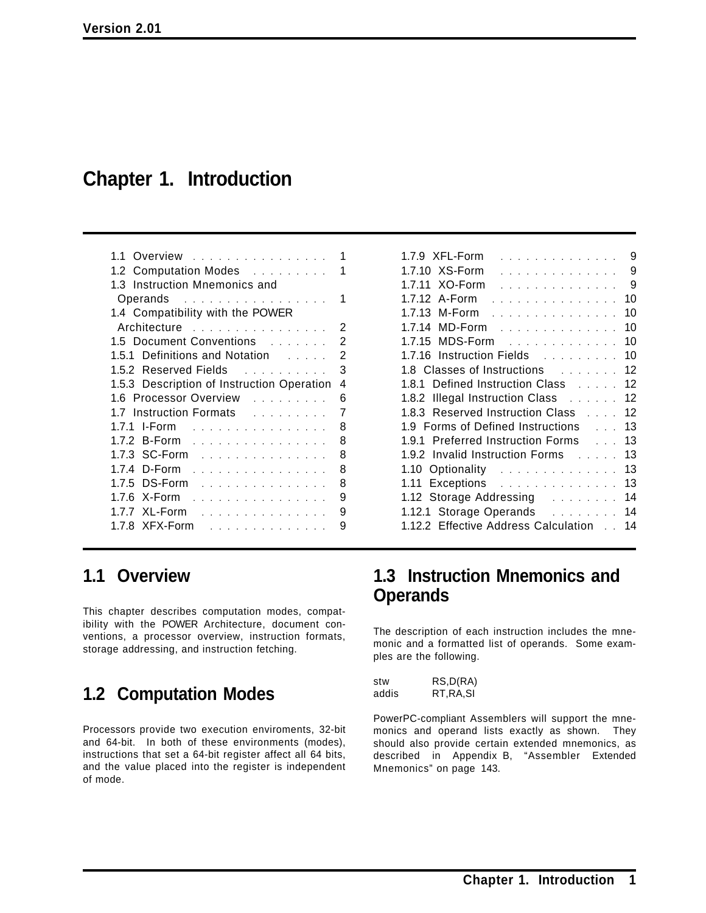# Chapter 1. Introduction

| | | | |
|---|---|---|---|
| 1.1 Overview | 1 | 1.7.9 XFL-Form | 9 |
| 1.2 Computation Modes | 1 | 1.7.10 XS-Form | 9 |
| 1.3 Instruction Mnemonics and Operands | 1 | 1.7.11 XO-Form | 9 |
| 1.4 Compatibility with the POWER Architecture | 2 | 1.7.12 A-Form | 10 |
| 1.5 Document Conventions | 2 | 1.7.13 M-Form | 10 |
| 1.5.1 Definitions and Notation | 2 | 1.7.14 MD-Form | 10 |
| 1.5.2 Reserved Fields | 3 | 1.7.15 MDS-Form | 10 |
| 1.5.3 Description of Instruction Operation | 4 | 1.7.16 Instruction Fields | 10 |
| 1.6 Processor Overview | 6 | 1.8 Classes of Instructions | 12 |
| 1.7 Instruction Formats | 7 | 1.8.1 Defined Instruction Class | 12 |
| 1.7.1 I-Form | 8 | 1.8.2 Illegal Instruction Class | 12 |
| 1.7.2 B-Form | 8 | 1.8.3 Reserved Instruction Class | 12 |
| 1.7.3 SC-Form | 8 | 1.9 Forms of Defined Instructions | 13 |
| 1.7.4 D-Form | 8 | 1.9.1 Preferred Instruction Forms | 13 |
| 1.7.5 DS-Form | 8 | 1.9.2 Invalid Instruction Forms | 13 |
| 1.7.6 X-Form | 9 | 1.10 Optionality | 13 |
| 1.7.7 XL-Form | 9 | 1.11 Exceptions | 13 |
| 1.7.8 XFX-Form | 9 | 1.12 Storage Addressing | 14 |
| | | 1.12.1 Storage Operands | 14 |
| | | 1.12.2 Effective Address Calculation | 14 |

## 1.1 Overview

This chapter describes computation modes, compatibility with the POWER Architecture, document conventions, a processor overview, instruction formats, storage addressing, and instruction fetching.

## 1.2 Computation Modes

Processors provide two execution enviroments, 32-bit and 64-bit. In both of these environments (modes), instructions that set a 64-bit register affect all 64 bits, and the value placed into the register is independent of mode.

## 1.3 Instruction Mnemonics and Operands

The description of each instruction includes the mnemonic and a formatted list of operands. Some examples are the following.

```
stw      RS,D(RA)
addis    RT,RA,SI
```

PowerPC-compliant Assemblers will support the mnemonics and operand lists exactly as shown. They should also provide certain extended mnemonics, as described in Appendix B, "Assembler Extended Mnemonics" on page 143.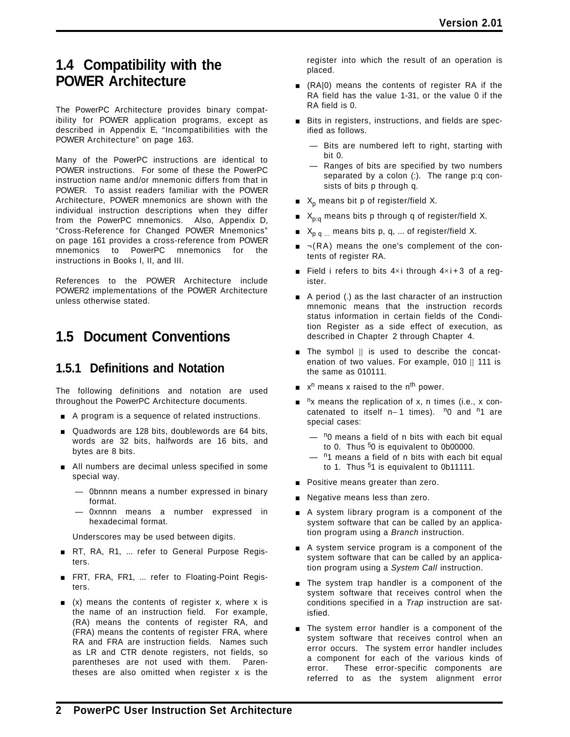## 1.4 Compatibility with the POWER Architecture

The PowerPC Architecture provides binary compatibility for POWER application programs, except as described in Appendix E, "Incompatibilities with the POWER Architecture" on page 163.

Many of the PowerPC instructions are identical to POWER instructions. For some of these the PowerPC instruction name and/or mnemonic differs from that in POWER. To assist readers familiar with the POWER Architecture, POWER mnemonics are shown with the individual instruction descriptions when they differ from the PowerPC mnemonics. Also, Appendix D, "Cross-Reference for Changed POWER Mnemonics" on page 161 provides a cross-reference from POWER mnemonics to PowerPC mnemonics for the instructions in Books I, II, and III.

References to the POWER Architecture include POWER2 implementations of the POWER Architecture unless otherwise stated.

## 1.5 Document Conventions

### 1.5.1 Definitions and Notation

The following definitions and notation are used throughout the PowerPC Architecture documents.

- A program is a sequence of related instructions.
- Quadwords are 128 bits, doublewords are 64 bits, words are 32 bits, halfwords are 16 bits, and bytes are 8 bits.
- All numbers are decimal unless specified in some special way.
  - 0bnnnn means a number expressed in binary format.
  - 0xnnnn means a number expressed in hexadecimal format.

  Underscores may be used between digits.
- RT, RA, R1, ... refer to General Purpose Registers.
- FRT, FRA, FR1, ... refer to Floating-Point Registers.
- (x) means the contents of register x, where x is the name of an instruction field. For example, (RA) means the contents of register RA, and (FRA) means the contents of register FRA, where RA and FRA are instruction fields. Names such as LR and CTR denote registers, not fields, so parentheses are not used with them. Parentheses are also omitted when register x is the register into which the result of an operation is placed.
- (RA|0) means the contents of register RA if the RA field has the value 1-31, or the value 0 if the RA field is 0.
- Bits in registers, instructions, and fields are specified as follows.
  - Bits are numbered left to right, starting with bit 0.
  - Ranges of bits are specified by two numbers separated by a colon (:). The range p:q consists of bits p through q.
- $X_p$ means bit p of register/field X.
- $X_{p:q}$ means bits p through q of register/field X.
- $X_{p\ q\ ...}$ means bits p, q, ... of register/field X.
- ¬(RA) means the one's complement of the contents of register RA.
- Field i refers to bits $4 \times i$ through $4 \times i + 3$ of a register.
- A period (.) as the last character of an instruction mnemonic means that the instruction records status information in certain fields of the Condition Register as a side effect of execution, as described in Chapter 2 through Chapter 4.
- The symbol || is used to describe the concatenation of two values. For example, 010 || 111 is the same as 010111.
- $x^n$ means x raised to the $n^{th}$ power.
- ${}^{n}x$ means the replication of x, n times (i.e., x concatenated to itself $n-1$ times). ${}^{n}0$ and ${}^{n}1$ are special cases:
  - ${}^{n}0$ means a field of n bits with each bit equal to 0. Thus ${}^{5}0$ is equivalent to 0b00000.
  - ${}^{n}1$ means a field of n bits with each bit equal to 1. Thus ${}^{5}1$ is equivalent to 0b11111.
- Positive means greater than zero.
- Negative means less than zero.
- A system library program is a component of the system software that can be called by an application program using a *Branch* instruction.
- A system service program is a component of the system software that can be called by an application program using a *System Call* instruction.
- The system trap handler is a component of the system software that receives control when the conditions specified in a *Trap* instruction are satisfied.
- The system error handler is a component of the system software that receives control when an error occurs. The system error handler includes a component for each of the various kinds of error. These error-specific components are referred to as the system alignment error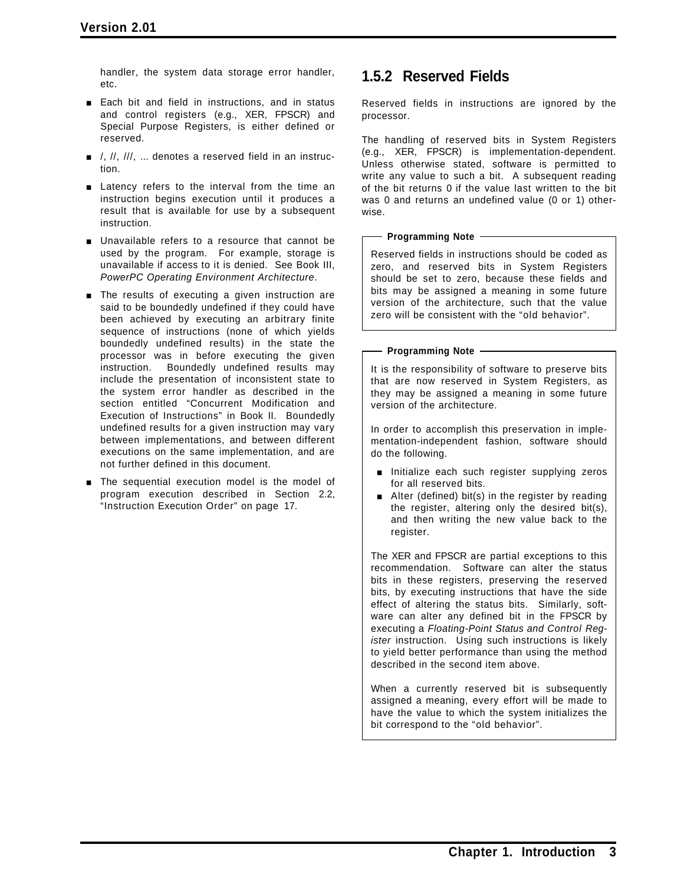handler, the system data storage error handler, etc.

- Each bit and field in instructions, and in status and control registers (e.g., XER, FPSCR) and Special Purpose Registers, is either defined or reserved.
- /, //, ///, ... denotes a reserved field in an instruction.
- Latency refers to the interval from the time an instruction begins execution until it produces a result that is available for use by a subsequent instruction.
- Unavailable refers to a resource that cannot be used by the program. For example, storage is unavailable if access to it is denied. See Book III, *PowerPC Operating Environment Architecture*.
- The results of executing a given instruction are said to be boundedly undefined if they could have been achieved by executing an arbitrary finite sequence of instructions (none of which yields boundedly undefined results) in the state the processor was in before executing the given instruction. Boundedly undefined results may include the presentation of inconsistent state to the system error handler as described in the section entitled "Concurrent Modification and Execution of Instructions" in Book II. Boundedly undefined results for a given instruction may vary between implementations, and between different executions on the same implementation, and are not further defined in this document.
- The sequential execution model is the model of program execution described in Section 2.2, "Instruction Execution Order" on page 17.

## 1.5.2 Reserved Fields

Reserved fields in instructions are ignored by the processor.

The handling of reserved bits in System Registers (e.g., XER, FPSCR) is implementation-dependent. Unless otherwise stated, software is permitted to write any value to such a bit. A subsequent reading of the bit returns 0 if the value last written to the bit was 0 and returns an undefined value (0 or 1) otherwise.

**Programming Note**

Reserved fields in instructions should be coded as zero, and reserved bits in System Registers should be set to zero, because these fields and bits may be assigned a meaning in some future version of the architecture, such that the value zero will be consistent with the "old behavior".

**Programming Note**

It is the responsibility of software to preserve bits that are now reserved in System Registers, as they may be assigned a meaning in some future version of the architecture.

In order to accomplish this preservation in implementation-independent fashion, software should do the following.

- Initialize each such register supplying zeros for all reserved bits.
- Alter (defined) bit(s) in the register by reading the register, altering only the desired bit(s), and then writing the new value back to the register.

The XER and FPSCR are partial exceptions to this recommendation. Software can alter the status bits in these registers, preserving the reserved bits, by executing instructions that have the side effect of altering the status bits. Similarly, software can alter any defined bit in the FPSCR by executing a *Floating-Point Status and Control Register* instruction. Using such instructions is likely to yield better performance than using the method described in the second item above.

When a currently reserved bit is subsequently assigned a meaning, every effort will be made to have the value to which the system initializes the bit correspond to the "old behavior".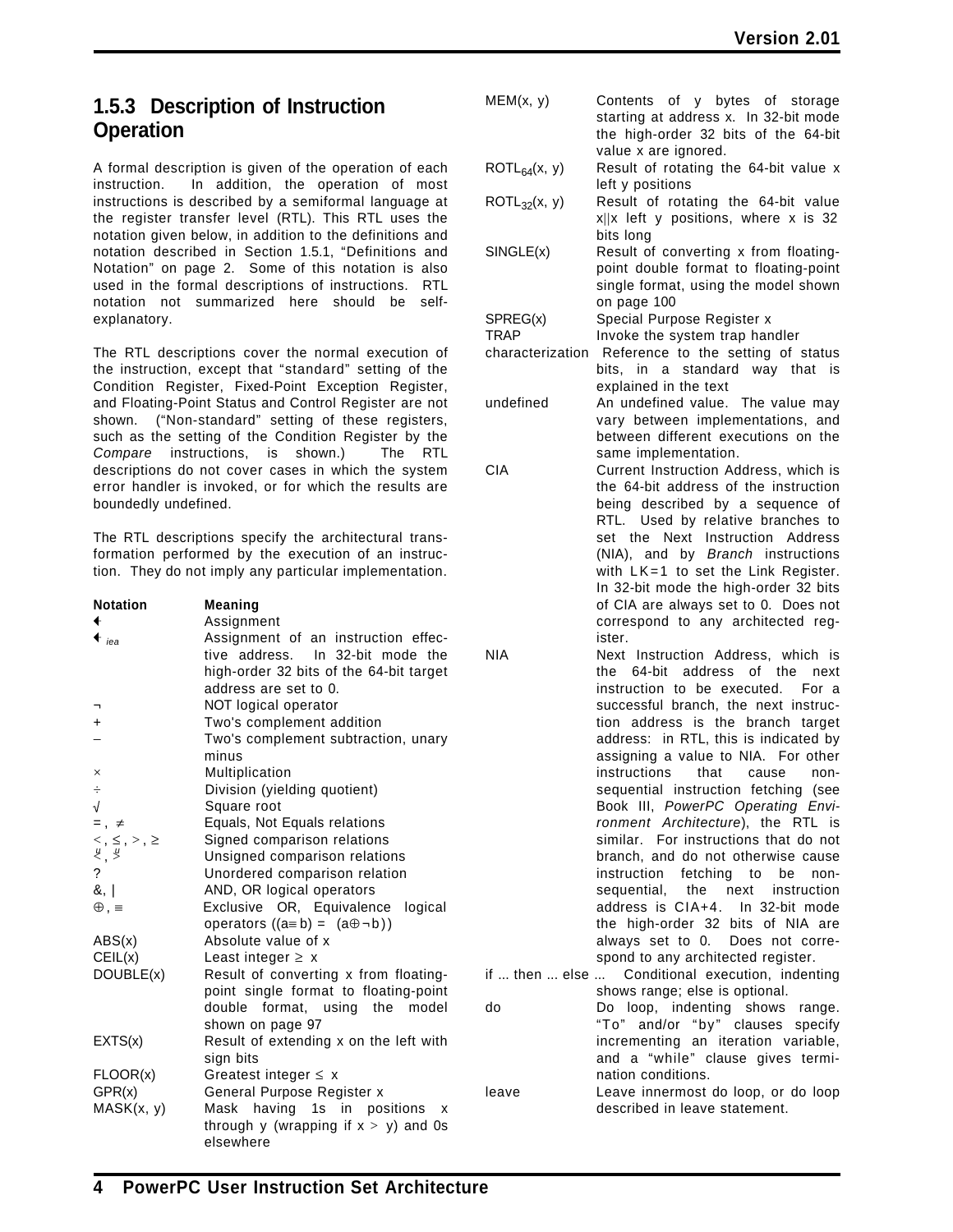### 1.5.3 Description of Instruction Operation

A formal description is given of the operation of each instruction. In addition, the operation of most instructions is described by a semiformal language at the register transfer level (RTL). This RTL uses the notation given below, in addition to the definitions and notation described in Section 1.5.1, “Definitions and Notation” on page 2. Some of this notation is also used in the formal descriptions of instructions. RTL notation not summarized here should be self-explanatory.

The RTL descriptions cover the normal execution of the instruction, except that “standard” setting of the Condition Register, Fixed-Point Exception Register, and Floating-Point Status and Control Register are not shown. (“Non-standard” setting of these registers, such as the setting of the Condition Register by the *Compare* instructions, is shown.) The RTL descriptions do not cover cases in which the system error handler is invoked, or for which the results are boundedly undefined.

The RTL descriptions specify the architectural transformation performed by the execution of an instruction. They do not imply any particular implementation.

| Notation | Meaning |
|---|---|
| $\leftarrow$ | Assignment |
| $\leftarrow_{iea}$ | Assignment of an instruction effective address. In 32-bit mode the high-order 32 bits of the 64-bit target address are set to 0. |
| ¬ | NOT logical operator |
| + | Two's complement addition |
| – | Two's complement subtraction, unary minus |
| × | Multiplication |
| ÷ | Division (yielding quotient) |
| √ | Square root |
| =, ≠ | Equals, Not Equals relations |
| <, ≤, >, ≥ | Signed comparison relations |
| $\overset{u}{<}$, $\overset{u}{>}$ | Unsigned comparison relations |
| ? | Unordered comparison relation |
| &, \| | AND, OR logical operators |
| ⊕, ≡ | Exclusive OR, Equivalence logical operators ((a≡b) = (a⊕¬b)) |
| ABS(x) | Absolute value of x |
| CEIL(x) | Least integer ≥ x |
| DOUBLE(x) | Result of converting x from floating-point single format to floating-point double format, using the model shown on page 97 |
| EXTS(x) | Result of extending x on the left with sign bits |
| FLOOR(x) | Greatest integer ≤ x |
| GPR(x) | General Purpose Register x |
| MASK(x, y) | Mask having 1s in positions x through y (wrapping if x > y) and 0s elsewhere |
| MEM(x, y) | Contents of y bytes of storage starting at address x. In 32-bit mode the high-order 32 bits of the 64-bit value x are ignored. |
| $ROTL_{64}(x, y)$ | Result of rotating the 64-bit value x left y positions |
| $ROTL_{32}(x, y)$ | Result of rotating the 64-bit value x\|\|x left y positions, where x is 32 bits long |
| SINGLE(x) | Result of converting x from floating-point double format to floating-point single format, using the model shown on page 100 |
| SPREG(x) | Special Purpose Register x |
| TRAP | Invoke the system trap handler |
| characterization | Reference to the setting of status bits, in a standard way that is explained in the text |
| undefined | An undefined value. The value may vary between implementations, and between different executions on the same implementation. |
| CIA | Current Instruction Address, which is the 64-bit address of the instruction being described by a sequence of RTL. Used by relative branches to set the Next Instruction Address (NIA), and by *Branch* instructions with LK=1 to set the Link Register. In 32-bit mode the high-order 32 bits of CIA are always set to 0. Does not correspond to any architected register. |
| NIA | Next Instruction Address, which is the 64-bit address of the next instruction to be executed. For a successful branch, the next instruction address is the branch target address: in RTL, this is indicated by assigning a value to NIA. For other instructions that cause non-sequential instruction fetching (see Book III, *PowerPC Operating Environment Architecture*), the RTL is similar. For instructions that do not branch, and do not otherwise cause instruction fetching to be non-sequential, the next instruction address is CIA+4. In 32-bit mode the high-order 32 bits of NIA are always set to 0. Does not correspond to any architected register. |
| if ... then ... else ... | Conditional execution, indenting shows range; else is optional. |
| do | Do loop, indenting shows range. “To” and/or “by” clauses specify incrementing an iteration variable, and a “while” clause gives termination conditions. |
| leave | Leave innermost do loop, or do loop described in leave statement. |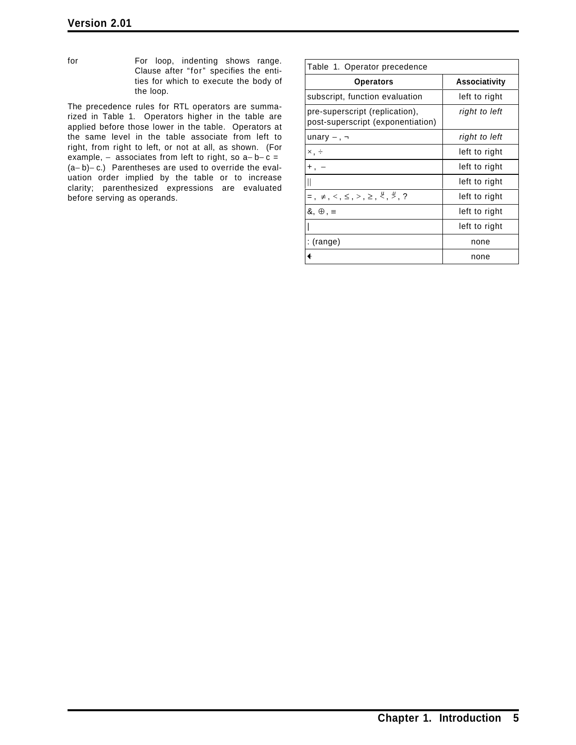for — For loop, indenting shows range. Clause after "for" specifies the entities for which to execute the body of the loop.

The precedence rules for RTL operators are summarized in Table 1. Operators higher in the table are applied before those lower in the table. Operators at the same level in the table associate from left to right, from right to left, or not at all, as shown. (For example, – associates from left to right, so a– b– c = (a– b)– c.) Parentheses are used to override the evaluation order implied by the table or to increase clarity; parenthesized expressions are evaluated before serving as operands.

Table 1. Operator precedence

| Operators | Associativity |
|---|---|
| subscript, function evaluation | left to right |
| pre-superscript (replication), post-superscript (exponentiation) | *right to left* |
| unary –, ¬ | *right to left* |
| ×, ÷ | left to right |
| +, – | left to right |
| \|\| | left to right |
| =, ≠, <, ≤, >, ≥, $\overset{u}{<}$, $\overset{u}{>}$, ? | left to right |
| &, ⊕, ≡ | left to right |
| \| | left to right |
| : (range) | none |
| ← | none |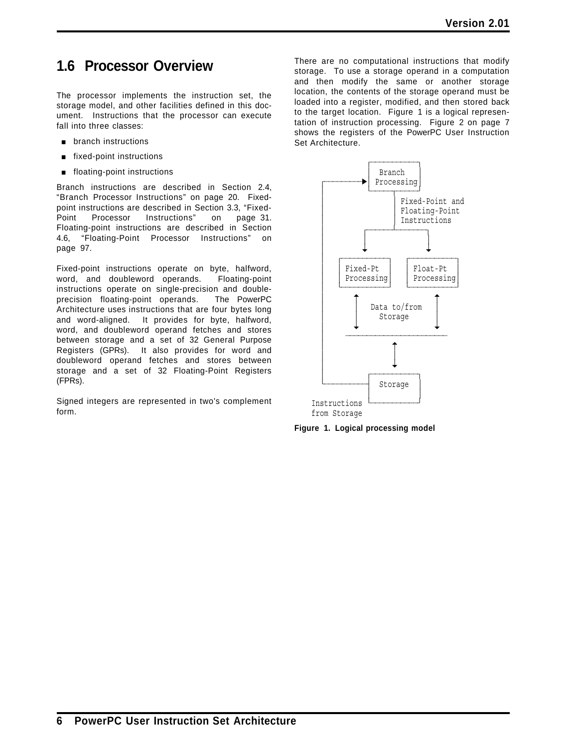## 1.6 Processor Overview

The processor implements the instruction set, the storage model, and other facilities defined in this document. Instructions that the processor can execute fall into three classes:

- branch instructions
- fixed-point instructions
- floating-point instructions

Branch instructions are described in Section 2.4, “Branch Processor Instructions” on page 20. Fixed-point instructions are described in Section 3.3, “Fixed-Point Processor Instructions” on page 31. Floating-point instructions are described in Section 4.6, “Floating-Point Processor Instructions” on page 97.

Fixed-point instructions operate on byte, halfword, word, and doubleword operands. Floating-point instructions operate on single-precision and double-precision floating-point operands. The PowerPC Architecture uses instructions that are four bytes long and word-aligned. It provides for byte, halfword, word, and doubleword operand fetches and stores between storage and a set of 32 General Purpose Registers (GPRs). It also provides for word and doubleword operand fetches and stores between storage and a set of 32 Floating-Point Registers (FPRs).

Signed integers are represented in two's complement form.

There are no computational instructions that modify storage. To use a storage operand in a computation and then modify the same or another storage location, the contents of the storage operand must be loaded into a register, modified, and then stored back to the target location. Figure 1 is a logical representation of instruction processing. Figure 2 on page 7 shows the registers of the PowerPC User Instruction Set Architecture.

```
                        ┌────────────┐
            ┌─────────►│   Branch   │
            │           │ Processing │
            │           └─────┬──────┘
            │                 │ Fixed-Point and
            │                 │ Floating-Point
            │                 │ Instructions
            │           ┌─────┴──────┐
            │           ▼            ▼
            │   ┌───────────┐  ┌───────────┐
            │   │ Fixed-Pt  │  │ Float-Pt  │
            │   │ Processing│  │ Processing│
            │   └───────────┘  └───────────┘
            │        ▲    Data to/from   ▲
            │        │      Storage      │
            │        ▼                   ▼
            │     ───────────────────────────
            │                 ▲
            │                 ▼
            │           ┌────────────┐
            └───────────│  Storage   │
                        │            │
      Instructions      └────────────┘
      from Storage
```

**Figure 1. Logical processing model**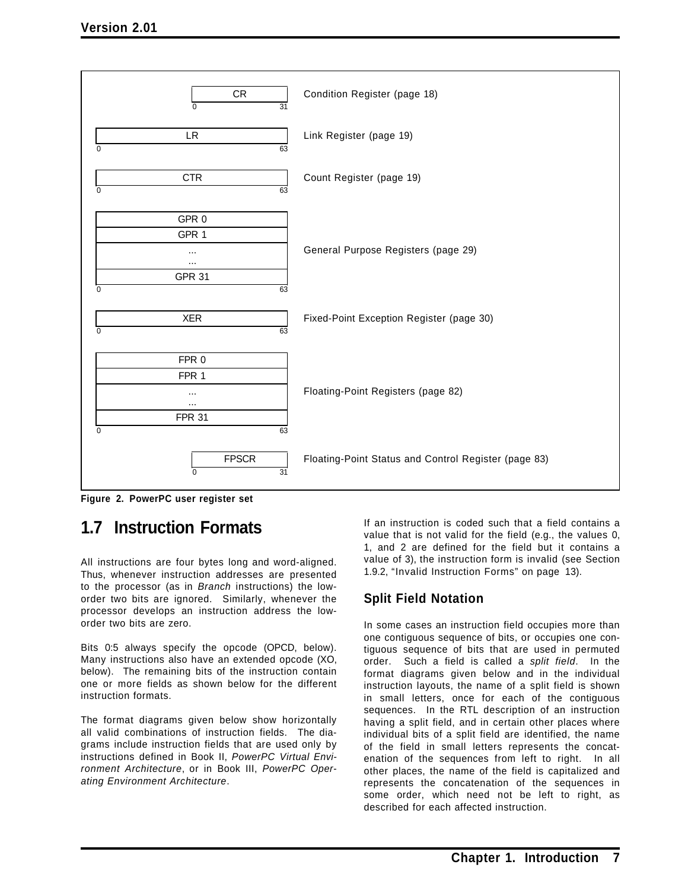| Register | Bits | Description |
|---|---|---|
| CR | 0–31 | Condition Register (page 18) |
| LR | 0–63 | Link Register (page 19) |
| CTR | 0–63 | Count Register (page 19) |
| GPR 0, GPR 1, ..., GPR 31 | 0–63 | General Purpose Registers (page 29) |
| XER | 0–63 | Fixed-Point Exception Register (page 30) |
| FPR 0, FPR 1, ..., FPR 31 | 0–63 | Floating-Point Registers (page 82) |
| FPSCR | 0–31 | Floating-Point Status and Control Register (page 83) |

**Figure 2. PowerPC user register set**

## 1.7 Instruction Formats

All instructions are four bytes long and word-aligned. Thus, whenever instruction addresses are presented to the processor (as in *Branch* instructions) the low-order two bits are ignored. Similarly, whenever the processor develops an instruction address the low-order two bits are zero.

Bits 0:5 always specify the opcode (OPCD, below). Many instructions also have an extended opcode (XO, below). The remaining bits of the instruction contain one or more fields as shown below for the different instruction formats.

The format diagrams given below show horizontally all valid combinations of instruction fields. The diagrams include instruction fields that are used only by instructions defined in Book II, *PowerPC Virtual Environment Architecture*, or in Book III, *PowerPC Operating Environment Architecture*.

If an instruction is coded such that a field contains a value that is not valid for the field (e.g., the values 0, 1, and 2 are defined for the field but it contains a value of 3), the instruction form is invalid (see Section 1.9.2, "Invalid Instruction Forms" on page 13).

### Split Field Notation

In some cases an instruction field occupies more than one contiguous sequence of bits, or occupies one contiguous sequence of bits that are used in permuted order. Such a field is called a *split field*. In the format diagrams given below and in the individual instruction layouts, the name of a split field is shown in small letters, once for each of the contiguous sequences. In the RTL description of an instruction having a split field, and in certain other places where individual bits of a split field are identified, the name of the field in small letters represents the concatenation of the sequences from left to right. In all other places, the name of the field is capitalized and represents the concatenation of the sequences in some order, which need not be left to right, as described for each affected instruction.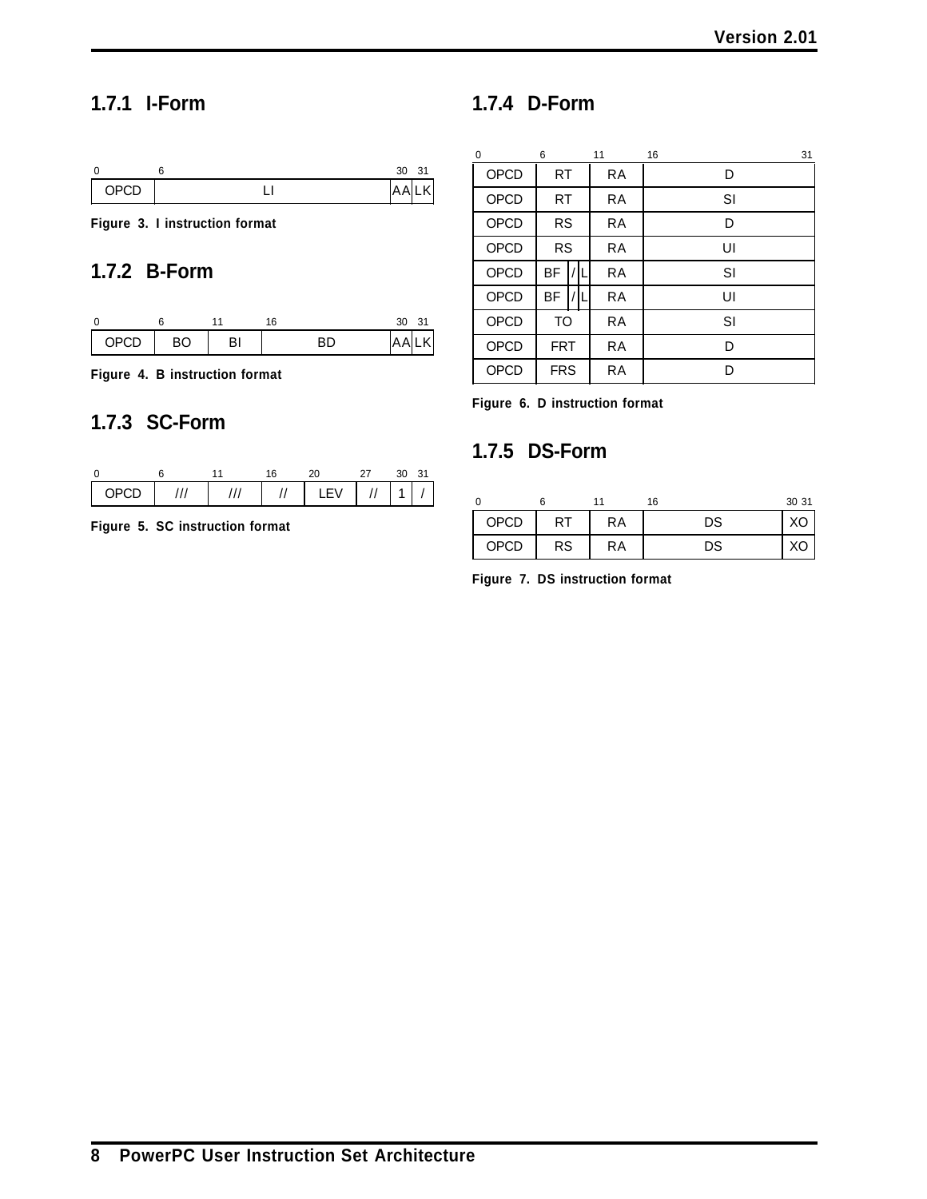### 1.7.1 I-Form

| 0 | 6 | 30 | 31 |
|---|---|---|---|
| OPCD | LI | AA | LK |

Figure 3. I instruction format

### 1.7.2 B-Form

| 0 | 6 | 11 | 16 | 30 | 31 |
|---|---|---|---|---|---|
| OPCD | BO | BI | BD | AA | LK |

Figure 4. B instruction format

### 1.7.3 SC-Form

| 0 | 6 | 11 | 16 | 20 | 27 | 30 | 31 |
|---|---|---|---|---|---|---|---|
| OPCD | /// | /// | // | LEV | // | 1 | / |

Figure 5. SC instruction format

### 1.7.4 D-Form

| 0 | 6 | | | 11 | 16 31 |
|---|---|---|---|---|---|
| OPCD | RT | | | RA | D |
| OPCD | RT | | | RA | SI |
| OPCD | RS | | | RA | D |
| OPCD | RS | | | RA | UI |
| OPCD | BF | / | L | RA | SI |
| OPCD | BF | / | L | RA | UI |
| OPCD | TO | | | RA | SI |
| OPCD | FRT | | | RA | D |
| OPCD | FRS | | | RA | D |

Figure 6. D instruction format

### 1.7.5 DS-Form

| 0 | 6 | 11 | 16 | 30 31 |
|---|---|---|---|---|
| OPCD | RT | RA | DS | XO |
| OPCD | RS | RA | DS | XO |

Figure 7. DS instruction format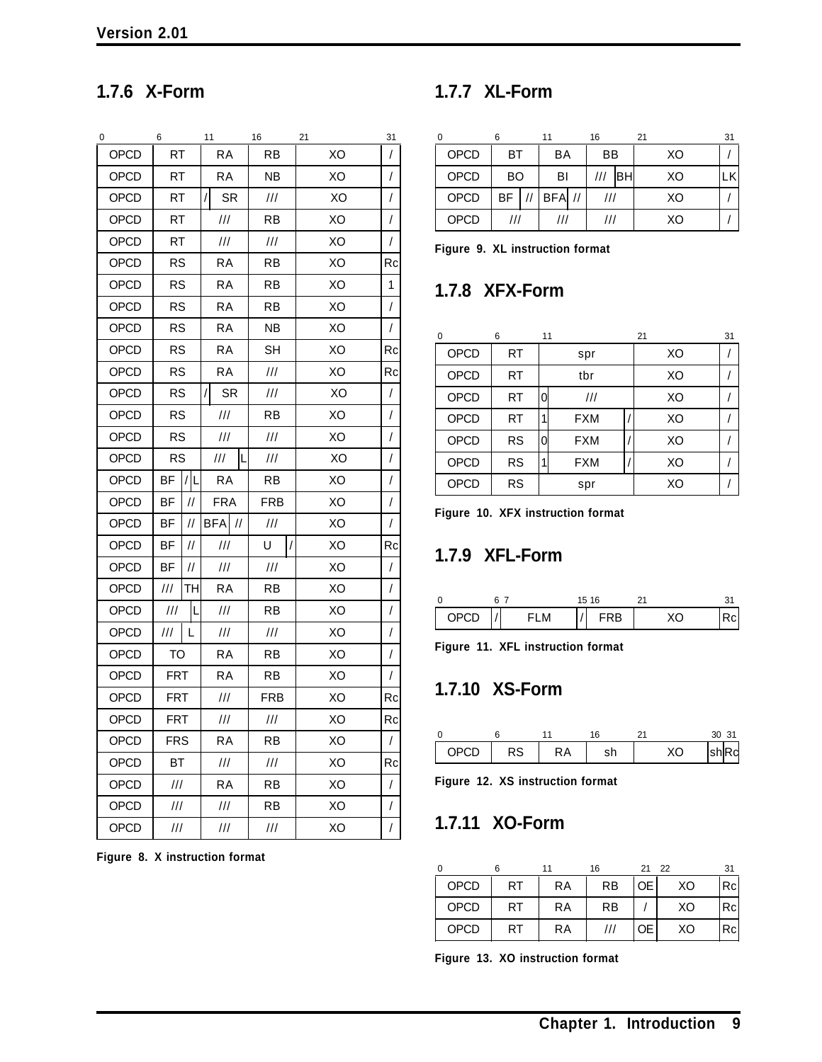### 1.7.6 X-Form

| 0 | 6 | 11 | 16 | 21 | 31 |
|---|---|---|---|---|---|
| OPCD | RT | RA | RB | XO | / |
| OPCD | RT | RA | NB | XO | / |
| OPCD | RT | / SR | /// | XO | / |
| OPCD | RT | /// | RB | XO | / |
| OPCD | RT | /// | /// | XO | / |
| OPCD | RS | RA | RB | XO | Rc |
| OPCD | RS | RA | RB | XO | 1 |
| OPCD | RS | RA | RB | XO | / |
| OPCD | RS | RA | NB | XO | / |
| OPCD | RS | RA | SH | XO | Rc |
| OPCD | RS | RA | /// | XO | Rc |
| OPCD | RS | / SR | /// | XO | / |
| OPCD | RS | /// | RB | XO | / |
| OPCD | RS | /// | /// | XO | / |
| OPCD | RS | /// L | /// | XO | / |
| OPCD | BF / L | RA | RB | XO | / |
| OPCD | BF // | FRA | FRB | XO | / |
| OPCD | BF // | BFA // | /// | XO | / |
| OPCD | BF // | /// | U / | XO | Rc |
| OPCD | BF // | /// | /// | XO | / |
| OPCD | /// TH | RA | RB | XO | / |
| OPCD | /// L | /// | RB | XO | / |
| OPCD | /// L | /// | /// | XO | / |
| OPCD | TO | RA | RB | XO | / |
| OPCD | FRT | RA | RB | XO | / |
| OPCD | FRT | /// | FRB | XO | Rc |
| OPCD | FRT | /// | /// | XO | Rc |
| OPCD | FRS | RA | RB | XO | / |
| OPCD | BT | /// | /// | XO | Rc |
| OPCD | /// | RA | RB | XO | / |
| OPCD | /// | /// | RB | XO | / |
| OPCD | /// | /// | /// | XO | / |

**Figure 8. X instruction format**

### 1.7.7 XL-Form

| 0 | 6 | 11 | 16 | 21 | 31 |
|---|---|---|---|---|---|
| OPCD | BT | BA | BB | XO | / |
| OPCD | BO | BI | /// BH | XO | LK |
| OPCD | BF // | BFA // | /// | XO | / |
| OPCD | /// | /// | /// | XO | / |

**Figure 9. XL instruction format**

### 1.7.8 XFX-Form

| 0 | 6 | 11 | 21 | 31 |
|---|---|---|---|---|
| OPCD | RT | spr | XO | / |
| OPCD | RT | tbr | XO | / |
| OPCD | RT | 0 /// | XO | / |
| OPCD | RT | 1 FXM / | XO | / |
| OPCD | RS | 0 FXM / | XO | / |
| OPCD | RS | 1 FXM / | XO | / |
| OPCD | RS | spr | XO | / |

**Figure 10. XFX instruction format**

### 1.7.9 XFL-Form

| 0 | 6 | 7 | 15 | 16 | 21 | 31 |
|---|---|---|---|---|---|---|
| OPCD | / | FLM | / | FRB | XO | Rc |

**Figure 11. XFL instruction format**

### 1.7.10 XS-Form

| 0 | 6 | 11 | 16 | 21 | 30 | 31 |
|---|---|---|---|---|---|---|
| OPCD | RS | RA | sh | XO | sh | Rc |

**Figure 12. XS instruction format**

### 1.7.11 XO-Form

| 0 | 6 | 11 | 16 | 21 | 22 | 31 |
|---|---|---|---|---|---|---|
| OPCD | RT | RA | RB | OE | XO | Rc |
| OPCD | RT | RA | RB | / | XO | Rc |
| OPCD | RT | RA | /// | OE | XO | Rc |

**Figure 13. XO instruction format**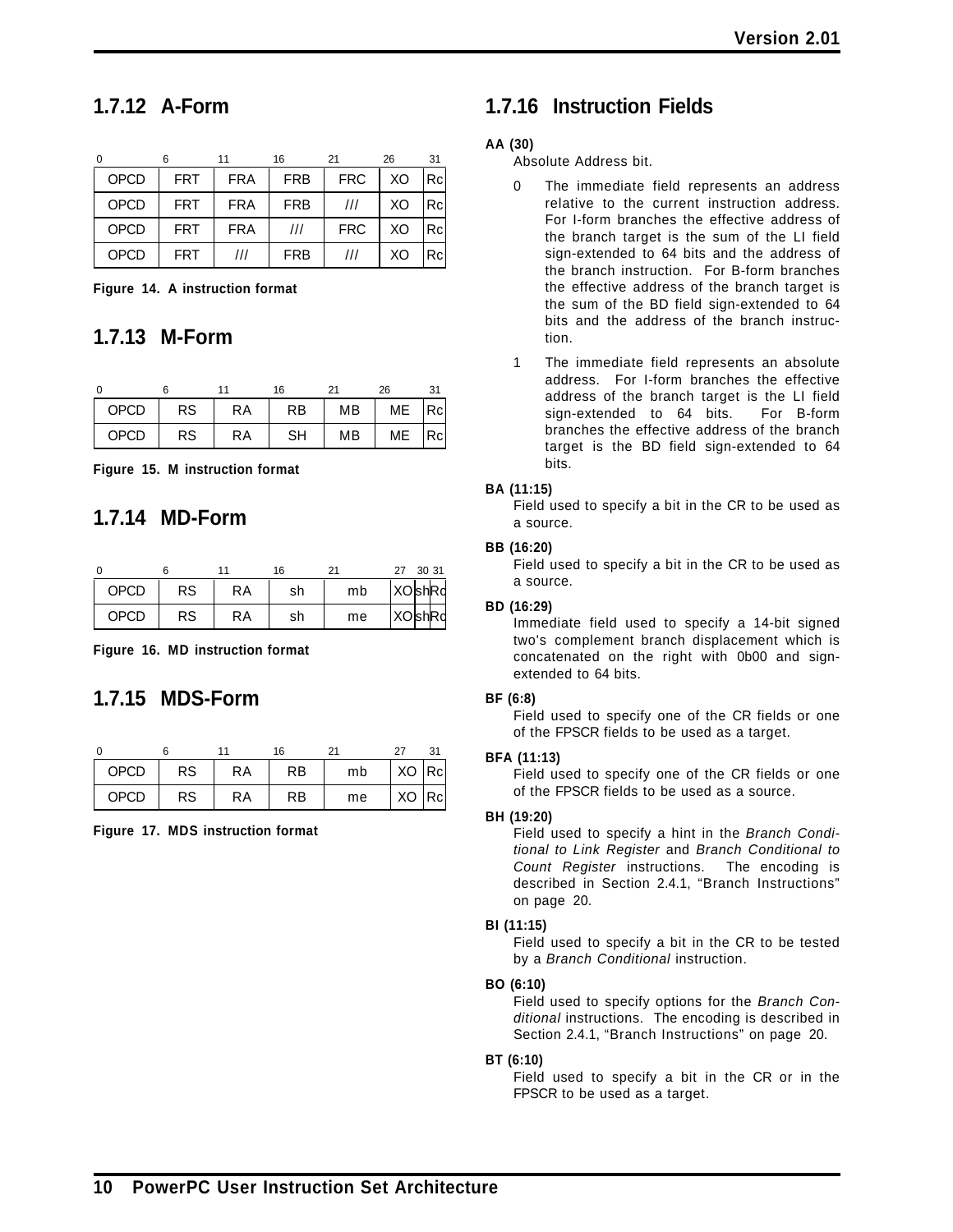## 1.7.12 A-Form

| 0 | 6 | 11 | 16 | 21 | 26 | 31 |
|---|---|---|---|---|---|---|
| OPCD | FRT | FRA | FRB | FRC | XO | Rc |
| OPCD | FRT | FRA | FRB | /// | XO | Rc |
| OPCD | FRT | FRA | /// | FRC | XO | Rc |
| OPCD | FRT | /// | FRB | /// | XO | Rc |

**Figure 14. A instruction format**

## 1.7.13 M-Form

| 0 | 6 | 11 | 16 | 21 | 26 | 31 |
|---|---|---|---|---|---|---|
| OPCD | RS | RA | RB | MB | ME | Rc |
| OPCD | RS | RA | SH | MB | ME | Rc |

**Figure 15. M instruction format**

## 1.7.14 MD-Form

| 0 | 6 | 11 | 16 | 21 | 27 | 30 | 31 |
|---|---|---|---|---|---|---|---|
| OPCD | RS | RA | sh | mb | XO | sh | Rc |
| OPCD | RS | RA | sh | me | XO | sh | Rc |

**Figure 16. MD instruction format**

## 1.7.15 MDS-Form

| 0 | 6 | 11 | 16 | 21 | 27 | 31 |
|---|---|---|---|---|---|---|
| OPCD | RS | RA | RB | mb | XO | Rc |
| OPCD | RS | RA | RB | me | XO | Rc |

**Figure 17. MDS instruction format**

## 1.7.16 Instruction Fields

**AA (30)**
Absolute Address bit.

0 The immediate field represents an address relative to the current instruction address. For I-form branches the effective address of the branch target is the sum of the LI field sign-extended to 64 bits and the address of the branch instruction. For B-form branches the effective address of the branch target is the sum of the BD field sign-extended to 64 bits and the address of the branch instruction.

1 The immediate field represents an absolute address. For I-form branches the effective address of the branch target is the LI field sign-extended to 64 bits. For B-form branches the effective address of the branch target is the BD field sign-extended to 64 bits.

**BA (11:15)**
Field used to specify a bit in the CR to be used as a source.

**BB (16:20)**
Field used to specify a bit in the CR to be used as a source.

**BD (16:29)**
Immediate field used to specify a 14-bit signed two's complement branch displacement which is concatenated on the right with 0b00 and sign-extended to 64 bits.

**BF (6:8)**
Field used to specify one of the CR fields or one of the FPSCR fields to be used as a target.

**BFA (11:13)**
Field used to specify one of the CR fields or one of the FPSCR fields to be used as a source.

**BH (19:20)**
Field used to specify a hint in the *Branch Conditional to Link Register* and *Branch Conditional to Count Register* instructions. The encoding is described in Section 2.4.1, "Branch Instructions" on page 20.

**BI (11:15)**
Field used to specify a bit in the CR to be tested by a *Branch Conditional* instruction.

**BO (6:10)**
Field used to specify options for the *Branch Conditional* instructions. The encoding is described in Section 2.4.1, "Branch Instructions" on page 20.

**BT (6:10)**
Field used to specify a bit in the CR or in the FPSCR to be used as a target.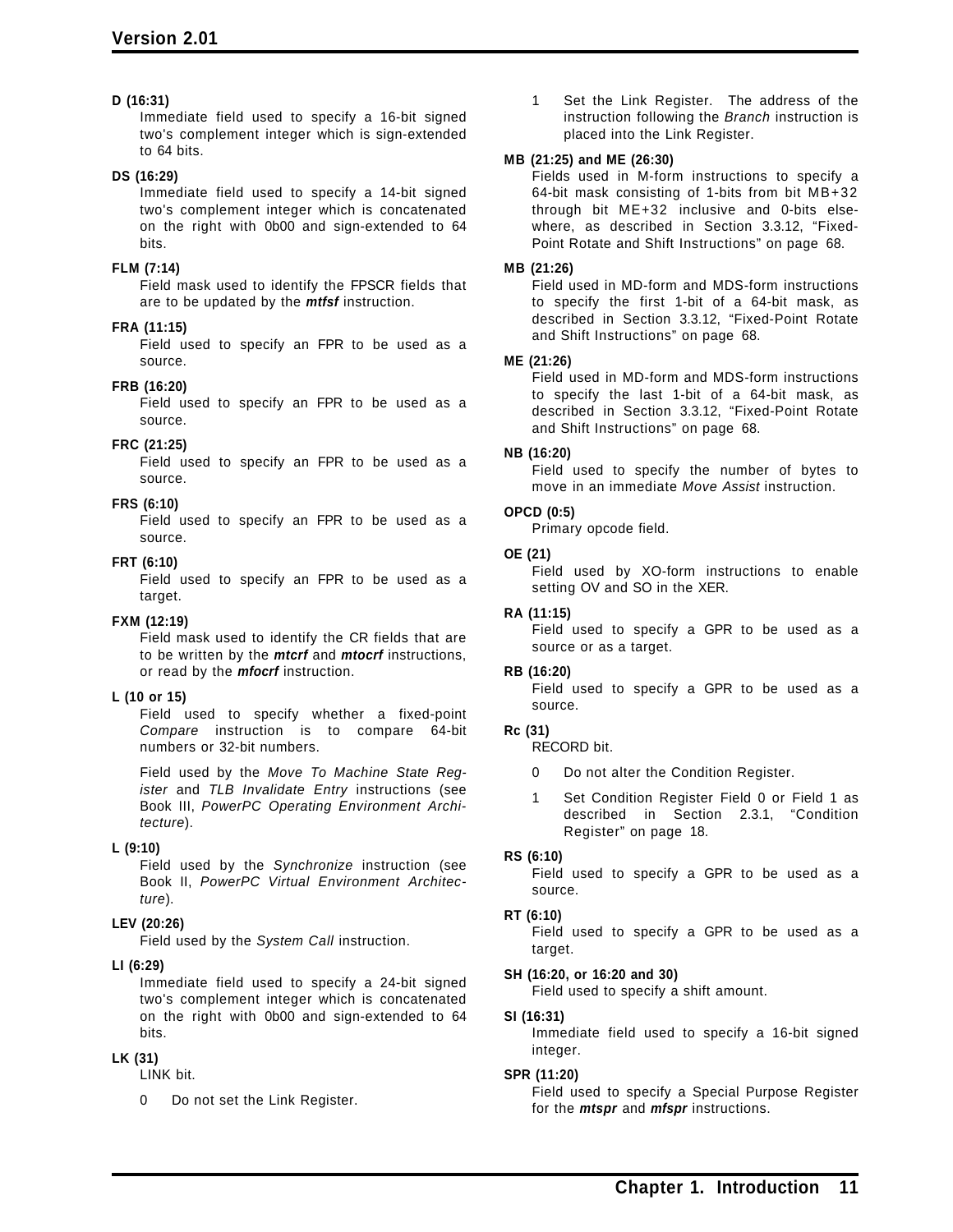**D (16:31)**

Immediate field used to specify a 16-bit signed two's complement integer which is sign-extended to 64 bits.

**DS (16:29)**

Immediate field used to specify a 14-bit signed two's complement integer which is concatenated on the right with 0b00 and sign-extended to 64 bits.

**FLM (7:14)**

Field mask used to identify the FPSCR fields that are to be updated by the ***mtfsf*** instruction.

**FRA (11:15)**

Field used to specify an FPR to be used as a source.

**FRB (16:20)**

Field used to specify an FPR to be used as a source.

**FRC (21:25)**

Field used to specify an FPR to be used as a source.

**FRS (6:10)**

Field used to specify an FPR to be used as a source.

**FRT (6:10)**

Field used to specify an FPR to be used as a target.

**FXM (12:19)**

Field mask used to identify the CR fields that are to be written by the ***mtcrf*** and ***mtocrf*** instructions, or read by the ***mfocrf*** instruction.

**L (10 or 15)**

Field used to specify whether a fixed-point *Compare* instruction is to compare 64-bit numbers or 32-bit numbers.

Field used by the *Move To Machine State Register* and *TLB Invalidate Entry* instructions (see Book III, *PowerPC Operating Environment Architecture*).

**L (9:10)**

Field used by the *Synchronize* instruction (see Book II, *PowerPC Virtual Environment Architecture*).

**LEV (20:26)**

Field used by the *System Call* instruction.

**LI (6:29)**

Immediate field used to specify a 24-bit signed two's complement integer which is concatenated on the right with 0b00 and sign-extended to 64 bits.

**LK (31)**

LINK bit.

0 Do not set the Link Register.

1 Set the Link Register. The address of the instruction following the *Branch* instruction is placed into the Link Register.

**MB (21:25) and ME (26:30)**

Fields used in M-form instructions to specify a 64-bit mask consisting of 1-bits from bit MB+32 through bit ME+32 inclusive and 0-bits elsewhere, as described in Section 3.3.12, "Fixed-Point Rotate and Shift Instructions" on page 68.

**MB (21:26)**

Field used in MD-form and MDS-form instructions to specify the first 1-bit of a 64-bit mask, as described in Section 3.3.12, "Fixed-Point Rotate and Shift Instructions" on page 68.

**ME (21:26)**

Field used in MD-form and MDS-form instructions to specify the last 1-bit of a 64-bit mask, as described in Section 3.3.12, "Fixed-Point Rotate and Shift Instructions" on page 68.

**NB (16:20)**

Field used to specify the number of bytes to move in an immediate *Move Assist* instruction.

**OPCD (0:5)**

Primary opcode field.

**OE (21)**

Field used by XO-form instructions to enable setting OV and SO in the XER.

**RA (11:15)**

Field used to specify a GPR to be used as a source or as a target.

**RB (16:20)**

Field used to specify a GPR to be used as a source.

**Rc (31)**

RECORD bit.

0 Do not alter the Condition Register.

1 Set Condition Register Field 0 or Field 1 as described in Section 2.3.1, "Condition Register" on page 18.

**RS (6:10)**

Field used to specify a GPR to be used as a source.

**RT (6:10)**

Field used to specify a GPR to be used as a target.

**SH (16:20, or 16:20 and 30)**

Field used to specify a shift amount.

**SI (16:31)**

Immediate field used to specify a 16-bit signed integer.

**SPR (11:20)**

Field used to specify a Special Purpose Register for the ***mtspr*** and ***mfspr*** instructions.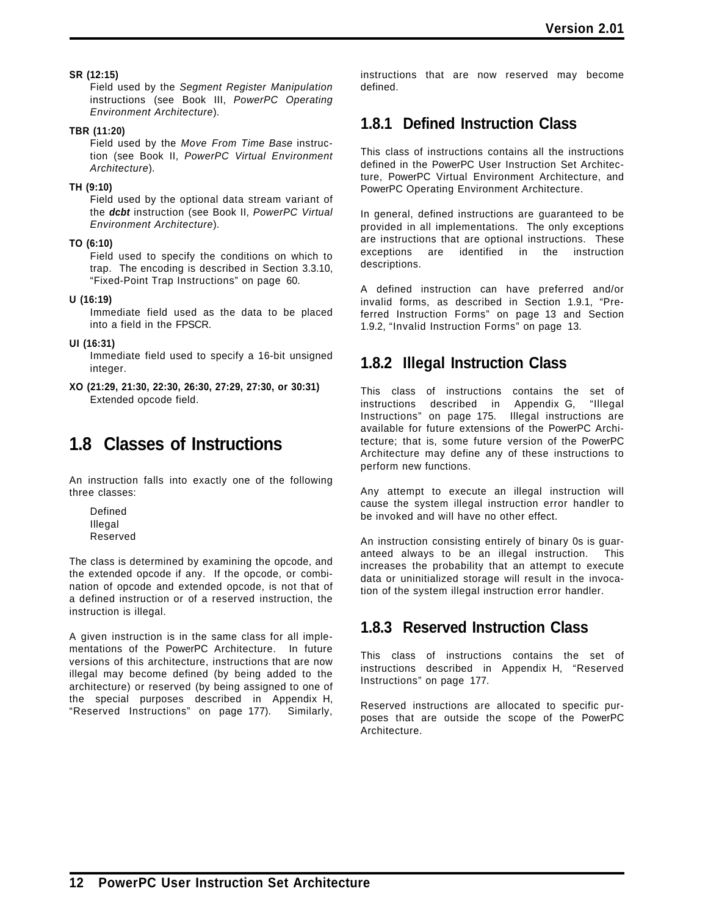**SR (12:15)**
: Field used by the *Segment Register Manipulation* instructions (see Book III, *PowerPC Operating Environment Architecture*).

**TBR (11:20)**
: Field used by the *Move From Time Base* instruction (see Book II, *PowerPC Virtual Environment Architecture*).

**TH (9:10)**
: Field used by the optional data stream variant of the ***dcbt*** instruction (see Book II, *PowerPC Virtual Environment Architecture*).

**TO (6:10)**
: Field used to specify the conditions on which to trap. The encoding is described in Section 3.3.10, "Fixed-Point Trap Instructions" on page 60.

**U (16:19)**
: Immediate field used as the data to be placed into a field in the FPSCR.

**UI (16:31)**
: Immediate field used to specify a 16-bit unsigned integer.

**XO (21:29, 21:30, 22:30, 26:30, 27:29, 27:30, or 30:31)**
: Extended opcode field.

# 1.8 Classes of Instructions

An instruction falls into exactly one of the following three classes:

Defined
Illegal
Reserved

The class is determined by examining the opcode, and the extended opcode if any. If the opcode, or combination of opcode and extended opcode, is not that of a defined instruction or of a reserved instruction, the instruction is illegal.

A given instruction is in the same class for all implementations of the PowerPC Architecture. In future versions of this architecture, instructions that are now illegal may become defined (by being added to the architecture) or reserved (by being assigned to one of the special purposes described in Appendix H, "Reserved Instructions" on page 177). Similarly, instructions that are now reserved may become defined.

## 1.8.1 Defined Instruction Class

This class of instructions contains all the instructions defined in the PowerPC User Instruction Set Architecture, PowerPC Virtual Environment Architecture, and PowerPC Operating Environment Architecture.

In general, defined instructions are guaranteed to be provided in all implementations. The only exceptions are instructions that are optional instructions. These exceptions are identified in the instruction descriptions.

A defined instruction can have preferred and/or invalid forms, as described in Section 1.9.1, "Preferred Instruction Forms" on page 13 and Section 1.9.2, "Invalid Instruction Forms" on page 13.

## 1.8.2 Illegal Instruction Class

This class of instructions contains the set of instructions described in Appendix G, "Illegal Instructions" on page 175. Illegal instructions are available for future extensions of the PowerPC Architecture; that is, some future version of the PowerPC Architecture may define any of these instructions to perform new functions.

Any attempt to execute an illegal instruction will cause the system illegal instruction error handler to be invoked and will have no other effect.

An instruction consisting entirely of binary 0s is guaranteed always to be an illegal instruction. This increases the probability that an attempt to execute data or uninitialized storage will result in the invocation of the system illegal instruction error handler.

## 1.8.3 Reserved Instruction Class

This class of instructions contains the set of instructions described in Appendix H, "Reserved Instructions" on page 177.

Reserved instructions are allocated to specific purposes that are outside the scope of the PowerPC Architecture.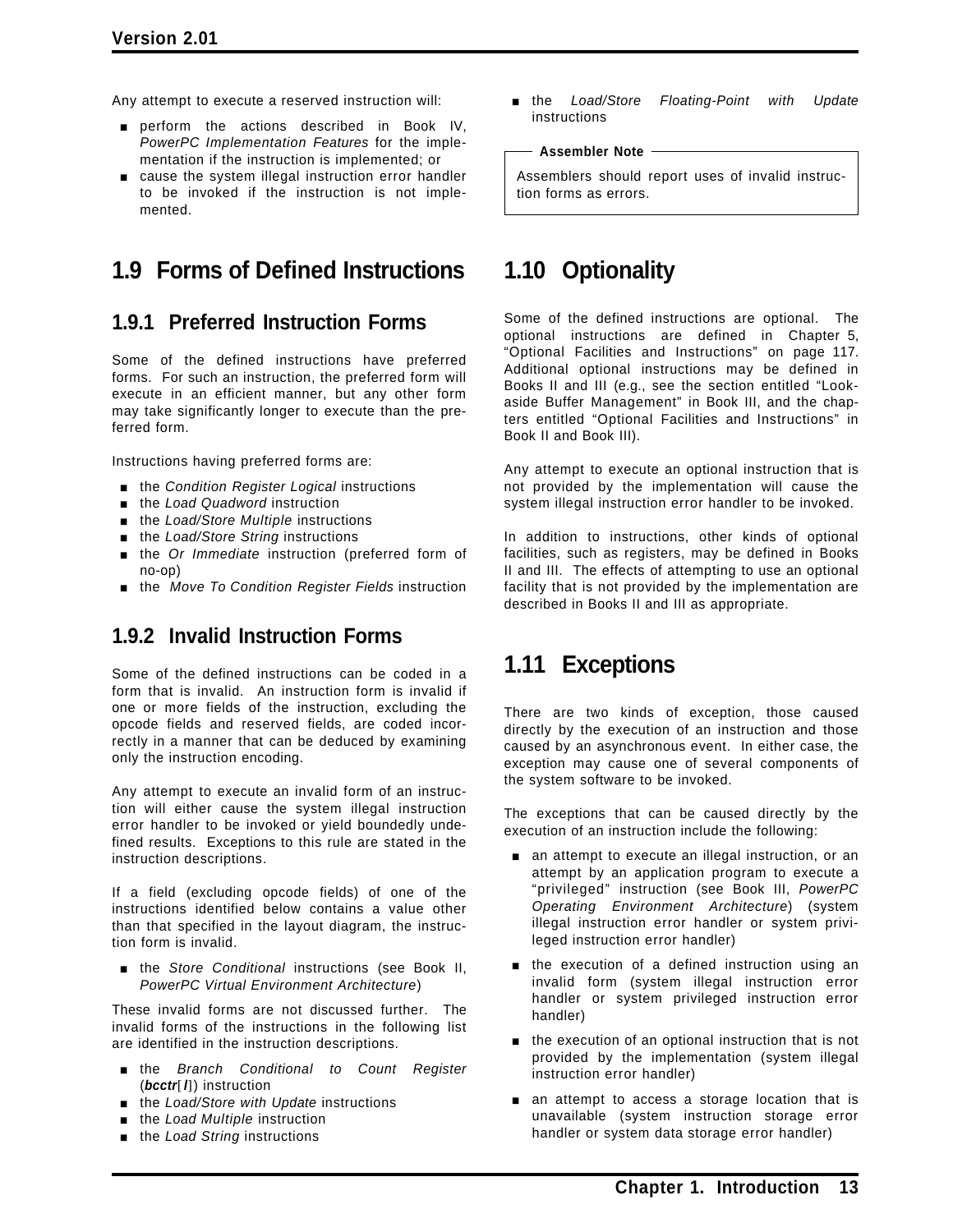Any attempt to execute a reserved instruction will:

- perform the actions described in Book IV, *PowerPC Implementation Features* for the implementation if the instruction is implemented; or
- cause the system illegal instruction error handler to be invoked if the instruction is not implemented.

## 1.9 Forms of Defined Instructions

### 1.9.1 Preferred Instruction Forms

Some of the defined instructions have preferred forms. For such an instruction, the preferred form will execute in an efficient manner, but any other form may take significantly longer to execute than the preferred form.

Instructions having preferred forms are:

- the *Condition Register Logical* instructions
- the *Load Quadword* instruction
- the *Load/Store Multiple* instructions
- the *Load/Store String* instructions
- the *Or Immediate* instruction (preferred form of no-op)
- the *Move To Condition Register Fields* instruction

### 1.9.2 Invalid Instruction Forms

Some of the defined instructions can be coded in a form that is invalid. An instruction form is invalid if one or more fields of the instruction, excluding the opcode fields and reserved fields, are coded incorrectly in a manner that can be deduced by examining only the instruction encoding.

Any attempt to execute an invalid form of an instruction will either cause the system illegal instruction error handler to be invoked or yield boundedly undefined results. Exceptions to this rule are stated in the instruction descriptions.

If a field (excluding opcode fields) of one of the instructions identified below contains a value other than that specified in the layout diagram, the instruction form is invalid.

- the *Store Conditional* instructions (see Book II, *PowerPC Virtual Environment Architecture*)

These invalid forms are not discussed further. The invalid forms of the instructions in the following list are identified in the instruction descriptions.

- the *Branch Conditional to Count Register* (***bcctr***[***l***]) instruction
- the *Load/Store with Update* instructions
- the *Load Multiple* instruction
- the *Load String* instructions
- the *Load/Store Floating-Point with Update* instructions

> **Assembler Note**
>
> Assemblers should report uses of invalid instruction forms as errors.

## 1.10 Optionality

Some of the defined instructions are optional. The optional instructions are defined in Chapter 5, "Optional Facilities and Instructions" on page 117. Additional optional instructions may be defined in Books II and III (e.g., see the section entitled "Lookaside Buffer Management" in Book III, and the chapters entitled "Optional Facilities and Instructions" in Book II and Book III).

Any attempt to execute an optional instruction that is not provided by the implementation will cause the system illegal instruction error handler to be invoked.

In addition to instructions, other kinds of optional facilities, such as registers, may be defined in Books II and III. The effects of attempting to use an optional facility that is not provided by the implementation are described in Books II and III as appropriate.

## 1.11 Exceptions

There are two kinds of exception, those caused directly by the execution of an instruction and those caused by an asynchronous event. In either case, the exception may cause one of several components of the system software to be invoked.

The exceptions that can be caused directly by the execution of an instruction include the following:

- an attempt to execute an illegal instruction, or an attempt by an application program to execute a "privileged" instruction (see Book III, *PowerPC Operating Environment Architecture*) (system illegal instruction error handler or system privileged instruction error handler)
- the execution of a defined instruction using an invalid form (system illegal instruction error handler or system privileged instruction error handler)
- the execution of an optional instruction that is not provided by the implementation (system illegal instruction error handler)
- an attempt to access a storage location that is unavailable (system instruction storage error handler or system data storage error handler)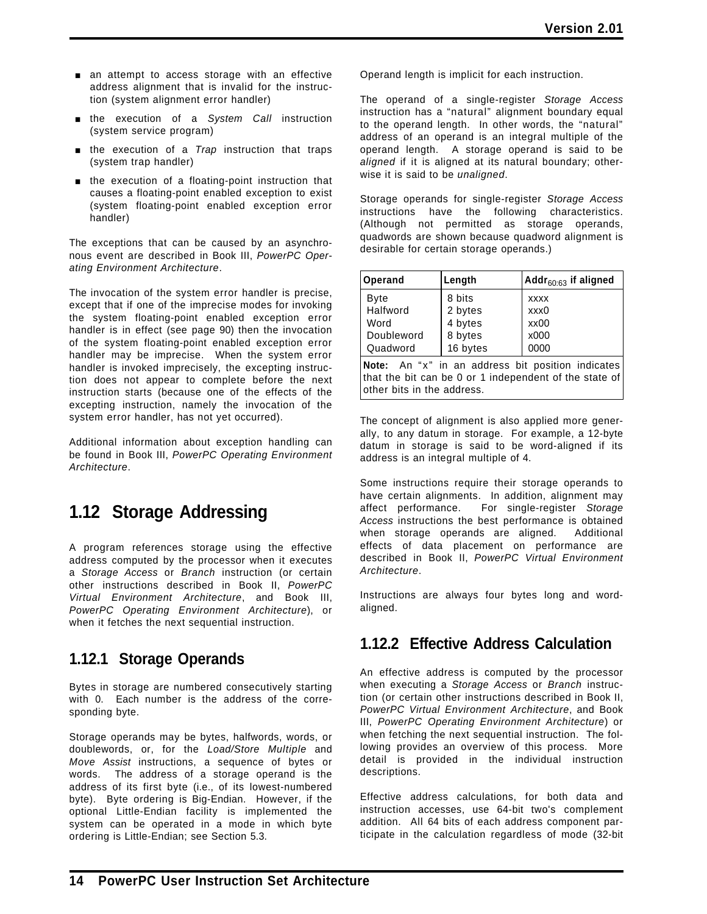- an attempt to access storage with an effective address alignment that is invalid for the instruction (system alignment error handler)
- the execution of a *System Call* instruction (system service program)
- the execution of a *Trap* instruction that traps (system trap handler)
- the execution of a floating-point instruction that causes a floating-point enabled exception to exist (system floating-point enabled exception error handler)

The exceptions that can be caused by an asynchronous event are described in Book III, *PowerPC Operating Environment Architecture*.

The invocation of the system error handler is precise, except that if one of the imprecise modes for invoking the system floating-point enabled exception error handler is in effect (see page 90) then the invocation of the system floating-point enabled exception error handler may be imprecise. When the system error handler is invoked imprecisely, the excepting instruction does not appear to complete before the next instruction starts (because one of the effects of the excepting instruction, namely the invocation of the system error handler, has not yet occurred).

Additional information about exception handling can be found in Book III, *PowerPC Operating Environment Architecture*.

# 1.12 Storage Addressing

A program references storage using the effective address computed by the processor when it executes a *Storage Access* or *Branch* instruction (or certain other instructions described in Book II, *PowerPC Virtual Environment Architecture*, and Book III, *PowerPC Operating Environment Architecture*), or when it fetches the next sequential instruction.

## 1.12.1 Storage Operands

Bytes in storage are numbered consecutively starting with 0. Each number is the address of the corresponding byte.

Storage operands may be bytes, halfwords, words, or doublewords, or, for the *Load/Store Multiple* and *Move Assist* instructions, a sequence of bytes or words. The address of a storage operand is the address of its first byte (i.e., of its lowest-numbered byte). Byte ordering is Big-Endian. However, if the optional Little-Endian facility is implemented the system can be operated in a mode in which byte ordering is Little-Endian; see Section 5.3.

Operand length is implicit for each instruction.

The operand of a single-register *Storage Access* instruction has a "natural" alignment boundary equal to the operand length. In other words, the "natural" address of an operand is an integral multiple of the operand length. A storage operand is said to be *aligned* if it is aligned at its natural boundary; otherwise it is said to be *unaligned*.

Storage operands for single-register *Storage Access* instructions have the following characteristics. (Although not permitted as storage operands, quadwords are shown because quadword alignment is desirable for certain storage operands.)

| Operand | Length | $\text{Addr}_{60:63}$ if aligned |
|---|---|---|
| Byte | 8 bits | xxxx |
| Halfword | 2 bytes | xxx0 |
| Word | 4 bytes | xx00 |
| Doubleword | 8 bytes | x000 |
| Quadword | 16 bytes | 0000 |

**Note:** An "x" in an address bit position indicates that the bit can be 0 or 1 independent of the state of other bits in the address.

The concept of alignment is also applied more generally, to any datum in storage. For example, a 12-byte datum in storage is said to be word-aligned if its address is an integral multiple of 4.

Some instructions require their storage operands to have certain alignments. In addition, alignment may affect performance. For single-register *Storage Access* instructions the best performance is obtained when storage operands are aligned. Additional effects of data placement on performance are described in Book II, *PowerPC Virtual Environment Architecture*.

Instructions are always four bytes long and word-aligned.

## 1.12.2 Effective Address Calculation

An effective address is computed by the processor when executing a *Storage Access* or *Branch* instruction (or certain other instructions described in Book II, *PowerPC Virtual Environment Architecture*, and Book III, *PowerPC Operating Environment Architecture*) or when fetching the next sequential instruction. The following provides an overview of this process. More detail is provided in the individual instruction descriptions.

Effective address calculations, for both data and instruction accesses, use 64-bit two's complement addition. All 64 bits of each address component participate in the calculation regardless of mode (32-bit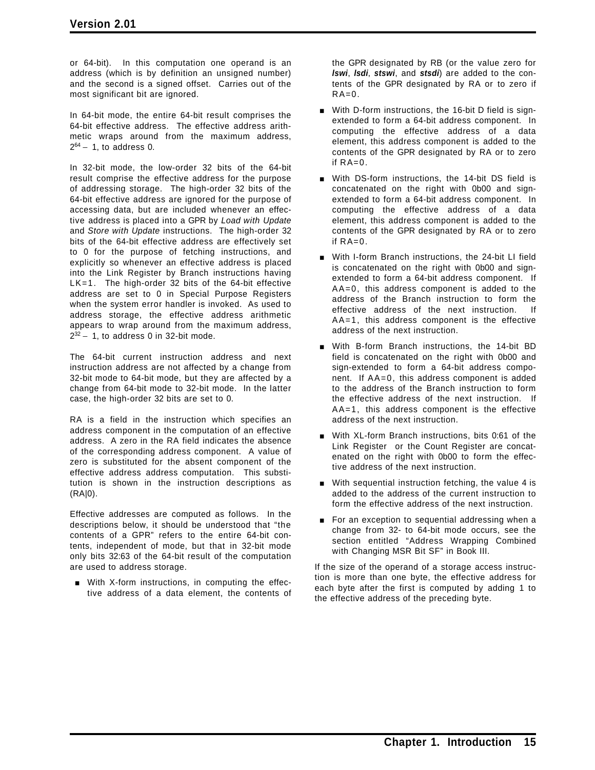or 64-bit). In this computation one operand is an address (which is by definition an unsigned number) and the second is a signed offset. Carries out of the most significant bit are ignored.

In 64-bit mode, the entire 64-bit result comprises the 64-bit effective address. The effective address arithmetic wraps around from the maximum address, $2^{64} - 1$, to address 0.

In 32-bit mode, the low-order 32 bits of the 64-bit result comprise the effective address for the purpose of addressing storage. The high-order 32 bits of the 64-bit effective address are ignored for the purpose of accessing data, but are included whenever an effective address is placed into a GPR by *Load with Update* and *Store with Update* instructions. The high-order 32 bits of the 64-bit effective address are effectively set to 0 for the purpose of fetching instructions, and explicitly so whenever an effective address is placed into the Link Register by Branch instructions having LK=1. The high-order 32 bits of the 64-bit effective address are set to 0 in Special Purpose Registers when the system error handler is invoked. As used to address storage, the effective address arithmetic appears to wrap around from the maximum address, $2^{32} - 1$, to address 0 in 32-bit mode.

The 64-bit current instruction address and next instruction address are not affected by a change from 32-bit mode to 64-bit mode, but they are affected by a change from 64-bit mode to 32-bit mode. In the latter case, the high-order 32 bits are set to 0.

RA is a field in the instruction which specifies an address component in the computation of an effective address. A zero in the RA field indicates the absence of the corresponding address component. A value of zero is substituted for the absent component of the effective address address computation. This substitution is shown in the instruction descriptions as (RA|0).

Effective addresses are computed as follows. In the descriptions below, it should be understood that "the contents of a GPR" refers to the entire 64-bit contents, independent of mode, but that in 32-bit mode only bits 32:63 of the 64-bit result of the computation are used to address storage.

- With X-form instructions, in computing the effective address of a data element, the contents of the GPR designated by RB (or the value zero for ***lswi***, ***lsdi***, ***stswi***, and ***stsdi***) are added to the contents of the GPR designated by RA or to zero if RA=0.
- With D-form instructions, the 16-bit D field is sign-extended to form a 64-bit address component. In computing the effective address of a data element, this address component is added to the contents of the GPR designated by RA or to zero if RA=0.
- With DS-form instructions, the 14-bit DS field is concatenated on the right with 0b00 and sign-extended to form a 64-bit address component. In computing the effective address of a data element, this address component is added to the contents of the GPR designated by RA or to zero if RA=0.
- With I-form Branch instructions, the 24-bit LI field is concatenated on the right with 0b00 and sign-extended to form a 64-bit address component. If AA=0, this address component is added to the address of the Branch instruction to form the effective address of the next instruction. If AA=1, this address component is the effective address of the next instruction.
- With B-form Branch instructions, the 14-bit BD field is concatenated on the right with 0b00 and sign-extended to form a 64-bit address component. If AA=0, this address component is added to the address of the Branch instruction to form the effective address of the next instruction. If AA=1, this address component is the effective address of the next instruction.
- With XL-form Branch instructions, bits 0:61 of the Link Register or the Count Register are concatenated on the right with 0b00 to form the effective address of the next instruction.
- With sequential instruction fetching, the value 4 is added to the address of the current instruction to form the effective address of the next instruction.
- For an exception to sequential addressing when a change from 32- to 64-bit mode occurs, see the section entitled "Address Wrapping Combined with Changing MSR Bit SF" in Book III.

If the size of the operand of a storage access instruction is more than one byte, the effective address for each byte after the first is computed by adding 1 to the effective address of the preceding byte.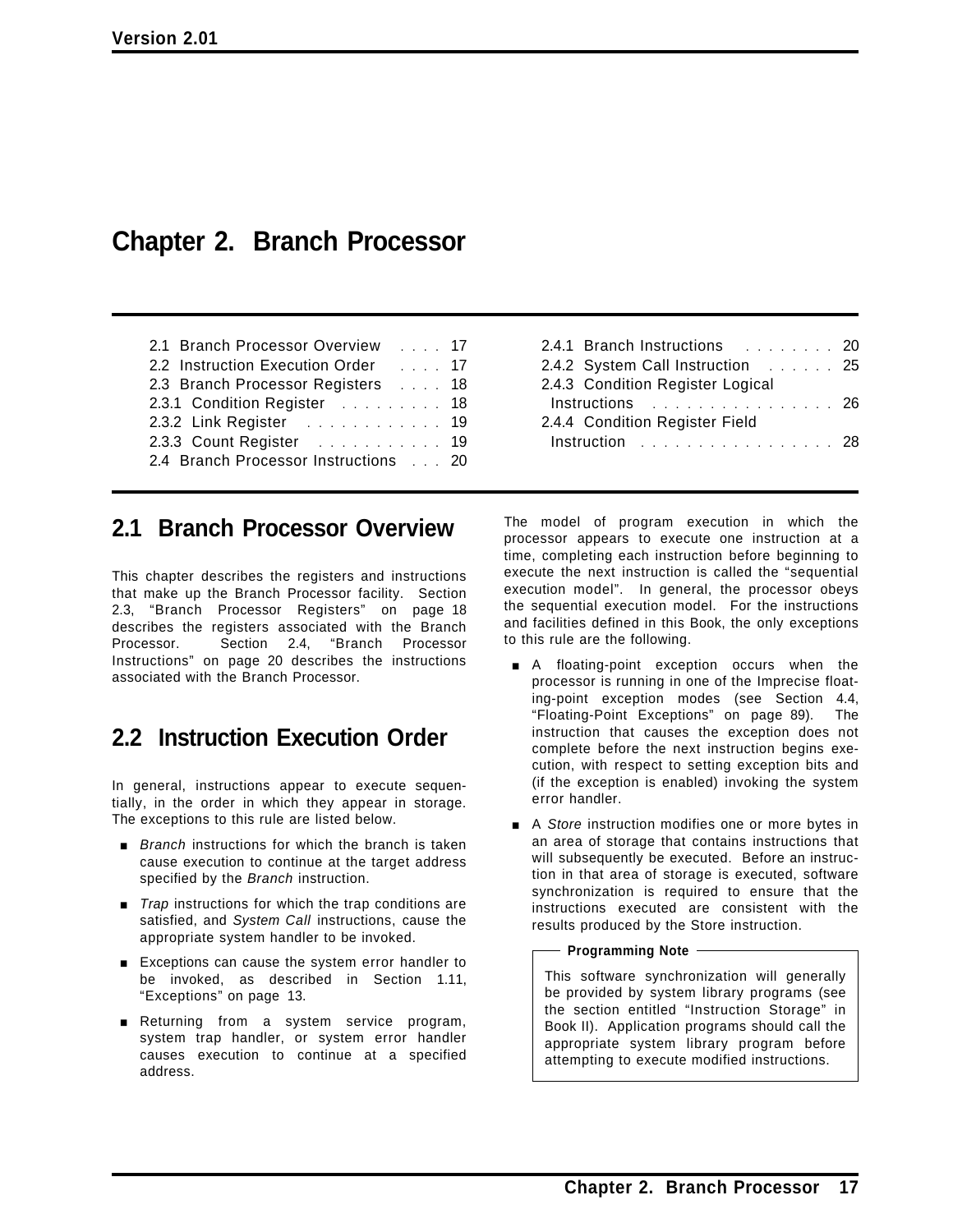# Chapter 2. Branch Processor

- 2.1 Branch Processor Overview . . . . 17
- 2.2 Instruction Execution Order . . . . 17
- 2.3 Branch Processor Registers . . . . 18
- 2.3.1 Condition Register . . . . . . . . . 18
- 2.3.2 Link Register . . . . . . . . . . . . 19
- 2.3.3 Count Register . . . . . . . . . . . 19
- 2.4 Branch Processor Instructions . . . 20
- 2.4.1 Branch Instructions . . . . . . . . 20
- 2.4.2 System Call Instruction . . . . . . 25
- 2.4.3 Condition Register Logical Instructions . . . . . . . . . . . . . . . . 26
- 2.4.4 Condition Register Field Instruction . . . . . . . . . . . . . . . . . 28

## 2.1 Branch Processor Overview

This chapter describes the registers and instructions that make up the Branch Processor facility. Section 2.3, “Branch Processor Registers” on page 18 describes the registers associated with the Branch Processor. Section 2.4, “Branch Processor Instructions” on page 20 describes the instructions associated with the Branch Processor.

## 2.2 Instruction Execution Order

In general, instructions appear to execute sequentially, in the order in which they appear in storage. The exceptions to this rule are listed below.

- *Branch* instructions for which the branch is taken cause execution to continue at the target address specified by the *Branch* instruction.
- *Trap* instructions for which the trap conditions are satisfied, and *System Call* instructions, cause the appropriate system handler to be invoked.
- Exceptions can cause the system error handler to be invoked, as described in Section 1.11, “Exceptions” on page 13.
- Returning from a system service program, system trap handler, or system error handler causes execution to continue at a specified address.

The model of program execution in which the processor appears to execute one instruction at a time, completing each instruction before beginning to execute the next instruction is called the “sequential execution model”. In general, the processor obeys the sequential execution model. For the instructions and facilities defined in this Book, the only exceptions to this rule are the following.

- A floating-point exception occurs when the processor is running in one of the Imprecise floating-point exception modes (see Section 4.4, “Floating-Point Exceptions” on page 89). The instruction that causes the exception does not complete before the next instruction begins execution, with respect to setting exception bits and (if the exception is enabled) invoking the system error handler.
- A *Store* instruction modifies one or more bytes in an area of storage that contains instructions that will subsequently be executed. Before an instruction in that area of storage is executed, software synchronization is required to ensure that the instructions executed are consistent with the results produced by the Store instruction.

> **Programming Note**
>
> This software synchronization will generally be provided by system library programs (see the section entitled “Instruction Storage” in Book II). Application programs should call the appropriate system library program before attempting to execute modified instructions.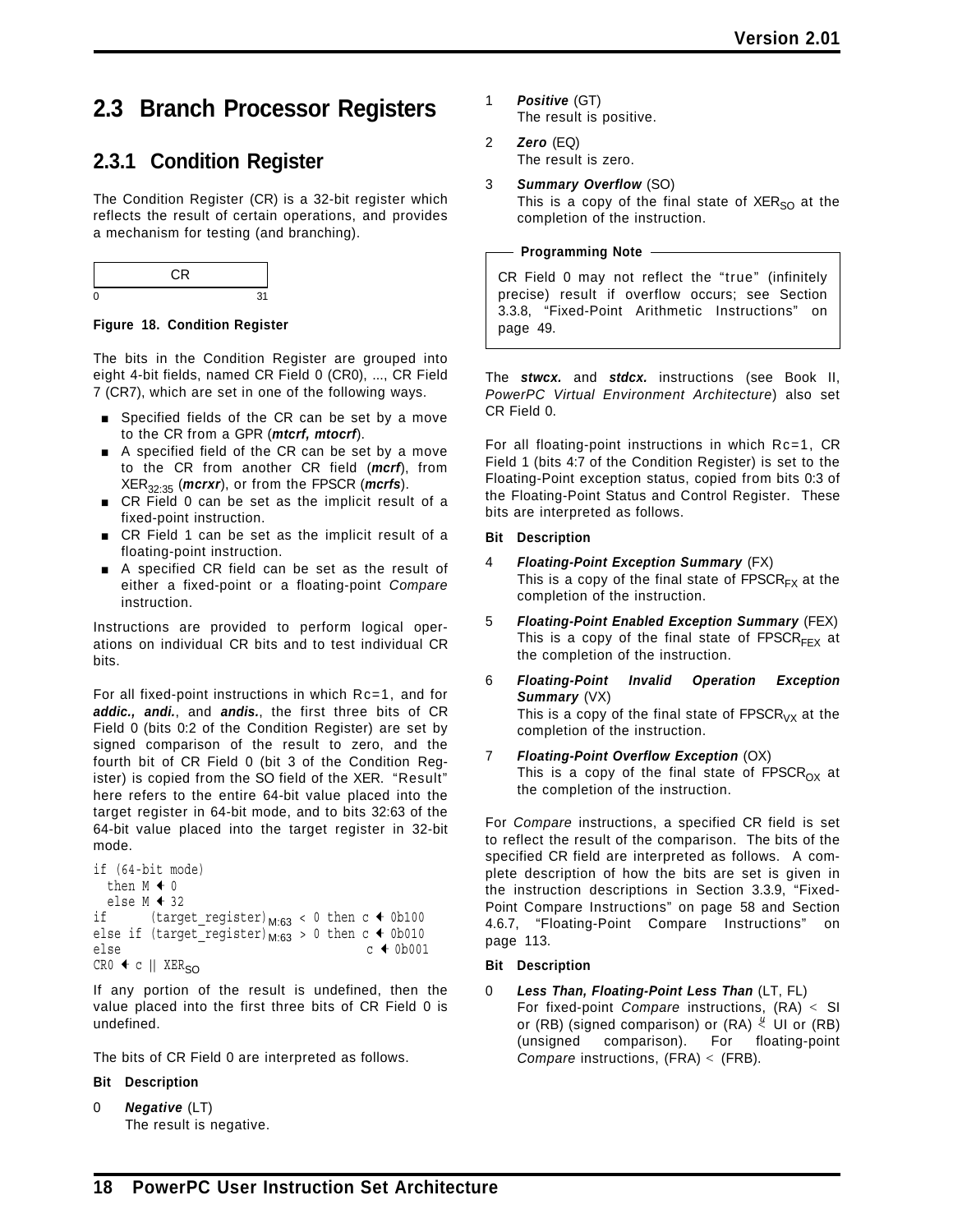## 2.3 Branch Processor Registers

### 2.3.1 Condition Register

The Condition Register (CR) is a 32-bit register which reflects the result of certain operations, and provides a mechanism for testing (and branching).

| CR |
|---|
| 0 … 31 |

**Figure 18. Condition Register**

The bits in the Condition Register are grouped into eight 4-bit fields, named CR Field 0 (CR0), ..., CR Field 7 (CR7), which are set in one of the following ways.

- Specified fields of the CR can be set by a move to the CR from a GPR (***mtcrf, mtocrf***).
- A specified field of the CR can be set by a move to the CR from another CR field (***mcrf***), from $XER_{32:35}$ (***mcrxr***), or from the FPSCR (***mcrfs***).
- CR Field 0 can be set as the implicit result of a fixed-point instruction.
- CR Field 1 can be set as the implicit result of a floating-point instruction.
- A specified CR field can be set as the result of either a fixed-point or a floating-point *Compare* instruction.

Instructions are provided to perform logical operations on individual CR bits and to test individual CR bits.

For all fixed-point instructions in which Rc=1, and for ***addic., andi.***, and ***andis.***, the first three bits of CR Field 0 (bits 0:2 of the Condition Register) are set by signed comparison of the result to zero, and the fourth bit of CR Field 0 (bit 3 of the Condition Register) is copied from the SO field of the XER. "Result" here refers to the entire 64-bit value placed into the target register in 64-bit mode, and to bits 32:63 of the 64-bit value placed into the target register in 32-bit mode.

```
if (64-bit mode)
  then M ← 0
  else M ← 32
if      (target_register)M:63 < 0 then c ← 0b100
else if (target_register)M:63 > 0 then c ← 0b010
else                                 c ← 0b001
CR0 ← c || XERSO
```

If any portion of the result is undefined, then the value placed into the first three bits of CR Field 0 is undefined.

The bits of CR Field 0 are interpreted as follows.

**Bit Description**

0 ***Negative*** (LT)
The result is negative.

1 ***Positive*** (GT)
The result is positive.

2 ***Zero*** (EQ)
The result is zero.

3 ***Summary Overflow*** (SO)
This is a copy of the final state of $XER_{SO}$ at the completion of the instruction.

> **Programming Note**
>
> CR Field 0 may not reflect the "true" (infinitely precise) result if overflow occurs; see Section 3.3.8, "Fixed-Point Arithmetic Instructions" on page 49.

The ***stwcx.*** and ***stdcx.*** instructions (see Book II, *PowerPC Virtual Environment Architecture*) also set CR Field 0.

For all floating-point instructions in which Rc=1, CR Field 1 (bits 4:7 of the Condition Register) is set to the Floating-Point exception status, copied from bits 0:3 of the Floating-Point Status and Control Register. These bits are interpreted as follows.

**Bit Description**

4 ***Floating-Point Exception Summary*** (FX)
This is a copy of the final state of $FPSCR_{FX}$ at the completion of the instruction.

5 ***Floating-Point Enabled Exception Summary*** (FEX)
This is a copy of the final state of $FPSCR_{FEX}$ at the completion of the instruction.

6 ***Floating-Point Invalid Operation Exception Summary*** (VX)
This is a copy of the final state of $FPSCR_{VX}$ at the completion of the instruction.

7 ***Floating-Point Overflow Exception*** (OX)
This is a copy of the final state of $FPSCR_{OX}$ at the completion of the instruction.

For *Compare* instructions, a specified CR field is set to reflect the result of the comparison. The bits of the specified CR field are interpreted as follows. A complete description of how the bits are set is given in the instruction descriptions in Section 3.3.9, "Fixed-Point Compare Instructions" on page 58 and Section 4.6.7, "Floating-Point Compare Instructions" on page 113.

**Bit Description**

0 ***Less Than, Floating-Point Less Than*** (LT, FL)
For fixed-point *Compare* instructions, (RA) < SI or (RB) (signed comparison) or (RA) $\overset{u}{<}$ UI or (RB) (unsigned comparison). For floating-point *Compare* instructions, (FRA) < (FRB).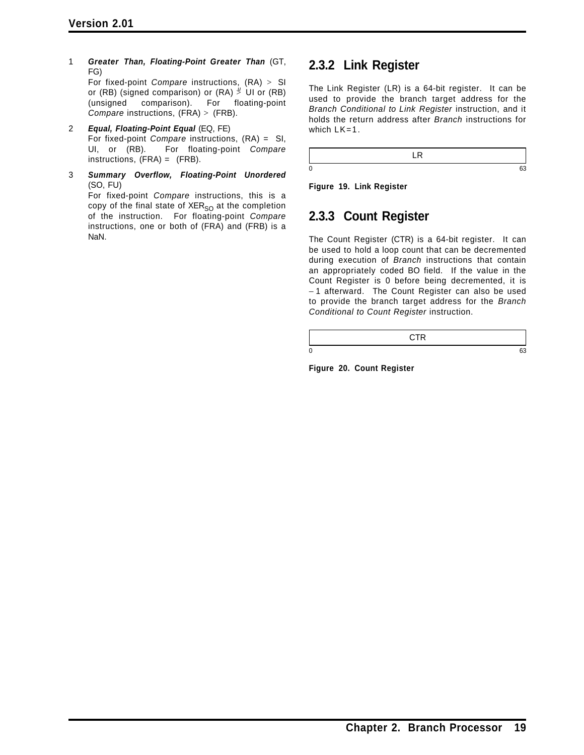1 ***Greater Than, Floating-Point Greater Than*** (GT, FG)
For fixed-point *Compare* instructions, (RA) > SI or (RB) (signed comparison) or (RA) $\stackrel{u}{>}$ UI or (RB) (unsigned comparison). For floating-point *Compare* instructions, (FRA) > (FRB).

2 ***Equal, Floating-Point Equal*** (EQ, FE)
For fixed-point *Compare* instructions, (RA) = SI, UI, or (RB). For floating-point *Compare* instructions, (FRA) = (FRB).

3 ***Summary Overflow, Floating-Point Unordered*** (SO, FU)
For fixed-point *Compare* instructions, this is a copy of the final state of $XER_{SO}$ at the completion of the instruction. For floating-point *Compare* instructions, one or both of (FRA) and (FRB) is a NaN.

## 2.3.2 Link Register

The Link Register (LR) is a 64-bit register. It can be used to provide the branch target address for the *Branch Conditional to Link Register* instruction, and it holds the return address after *Branch* instructions for which LK=1.

| LR |
|---|
| 0 — 63 |

**Figure 19. Link Register**

## 2.3.3 Count Register

The Count Register (CTR) is a 64-bit register. It can be used to hold a loop count that can be decremented during execution of *Branch* instructions that contain an appropriately coded BO field. If the value in the Count Register is 0 before being decremented, it is −1 afterward. The Count Register can also be used to provide the branch target address for the *Branch Conditional to Count Register* instruction.

| CTR |
|---|
| 0 — 63 |

**Figure 20. Count Register**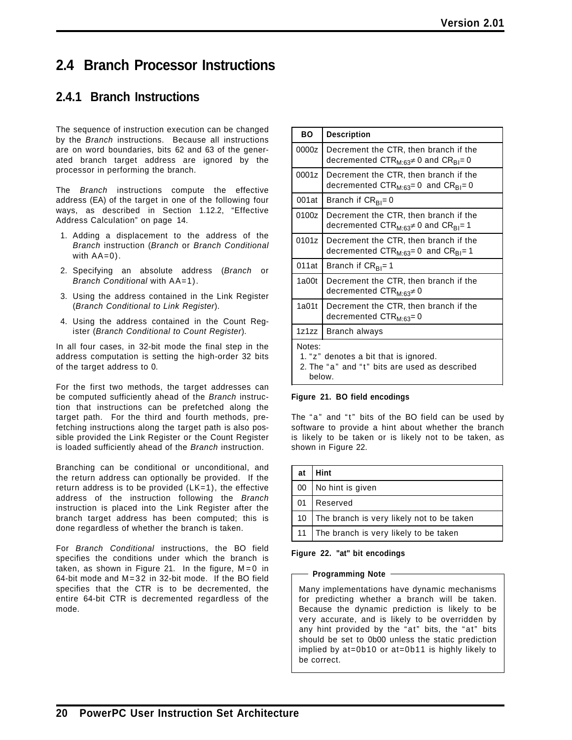## 2.4 Branch Processor Instructions

### 2.4.1 Branch Instructions

The sequence of instruction execution can be changed by the *Branch* instructions. Because all instructions are on word boundaries, bits 62 and 63 of the generated branch target address are ignored by the processor in performing the branch.

The *Branch* instructions compute the effective address (EA) of the target in one of the following four ways, as described in Section 1.12.2, "Effective Address Calculation" on page 14.

1. Adding a displacement to the address of the *Branch* instruction (*Branch* or *Branch Conditional* with AA=0).
2. Specifying an absolute address (*Branch* or *Branch Conditional* with AA=1).
3. Using the address contained in the Link Register (*Branch Conditional to Link Register*).
4. Using the address contained in the Count Register (*Branch Conditional to Count Register*).

In all four cases, in 32-bit mode the final step in the address computation is setting the high-order 32 bits of the target address to 0.

For the first two methods, the target addresses can be computed sufficiently ahead of the *Branch* instruction that instructions can be prefetched along the target path. For the third and fourth methods, prefetching instructions along the target path is also possible provided the Link Register or the Count Register is loaded sufficiently ahead of the *Branch* instruction.

Branching can be conditional or unconditional, and the return address can optionally be provided. If the return address is to be provided (LK=1), the effective address of the instruction following the *Branch* instruction is placed into the Link Register after the branch target address has been computed; this is done regardless of whether the branch is taken.

For *Branch Conditional* instructions, the BO field specifies the conditions under which the branch is taken, as shown in Figure 21. In the figure, M=0 in 64-bit mode and M=32 in 32-bit mode. If the BO field specifies that the CTR is to be decremented, the entire 64-bit CTR is decremented regardless of the mode.

| BO | Description |
|---|---|
| 0000z | Decrement the CTR, then branch if the decremented $CTR_{M:63} \neq 0$ and $CR_{BI} = 0$ |
| 0001z | Decrement the CTR, then branch if the decremented $CTR_{M:63} = 0$ and $CR_{BI} = 0$ |
| 001at | Branch if $CR_{BI} = 0$ |
| 0100z | Decrement the CTR, then branch if the decremented $CTR_{M:63} \neq 0$ and $CR_{BI} = 1$ |
| 0101z | Decrement the CTR, then branch if the decremented $CTR_{M:63} = 0$ and $CR_{BI} = 1$ |
| 011at | Branch if $CR_{BI} = 1$ |
| 1a00t | Decrement the CTR, then branch if the decremented $CTR_{M:63} \neq 0$ |
| 1a01t | Decrement the CTR, then branch if the decremented $CTR_{M:63} = 0$ |
| 1z1zz | Branch always |

Notes:
1. "z" denotes a bit that is ignored.
2. The "a" and "t" bits are used as described below.

**Figure 21. BO field encodings**

The "a" and "t" bits of the BO field can be used by software to provide a hint about whether the branch is likely to be taken or is likely not to be taken, as shown in Figure 22.

| at | Hint |
|---|---|
| 00 | No hint is given |
| 01 | Reserved |
| 10 | The branch is very likely not to be taken |
| 11 | The branch is very likely to be taken |

**Figure 22. "at" bit encodings**

**Programming Note**

Many implementations have dynamic mechanisms for predicting whether a branch will be taken. Because the dynamic prediction is likely to be very accurate, and is likely to be overridden by any hint provided by the "at" bits, the "at" bits should be set to 0b00 unless the static prediction implied by at=0b10 or at=0b11 is highly likely to be correct.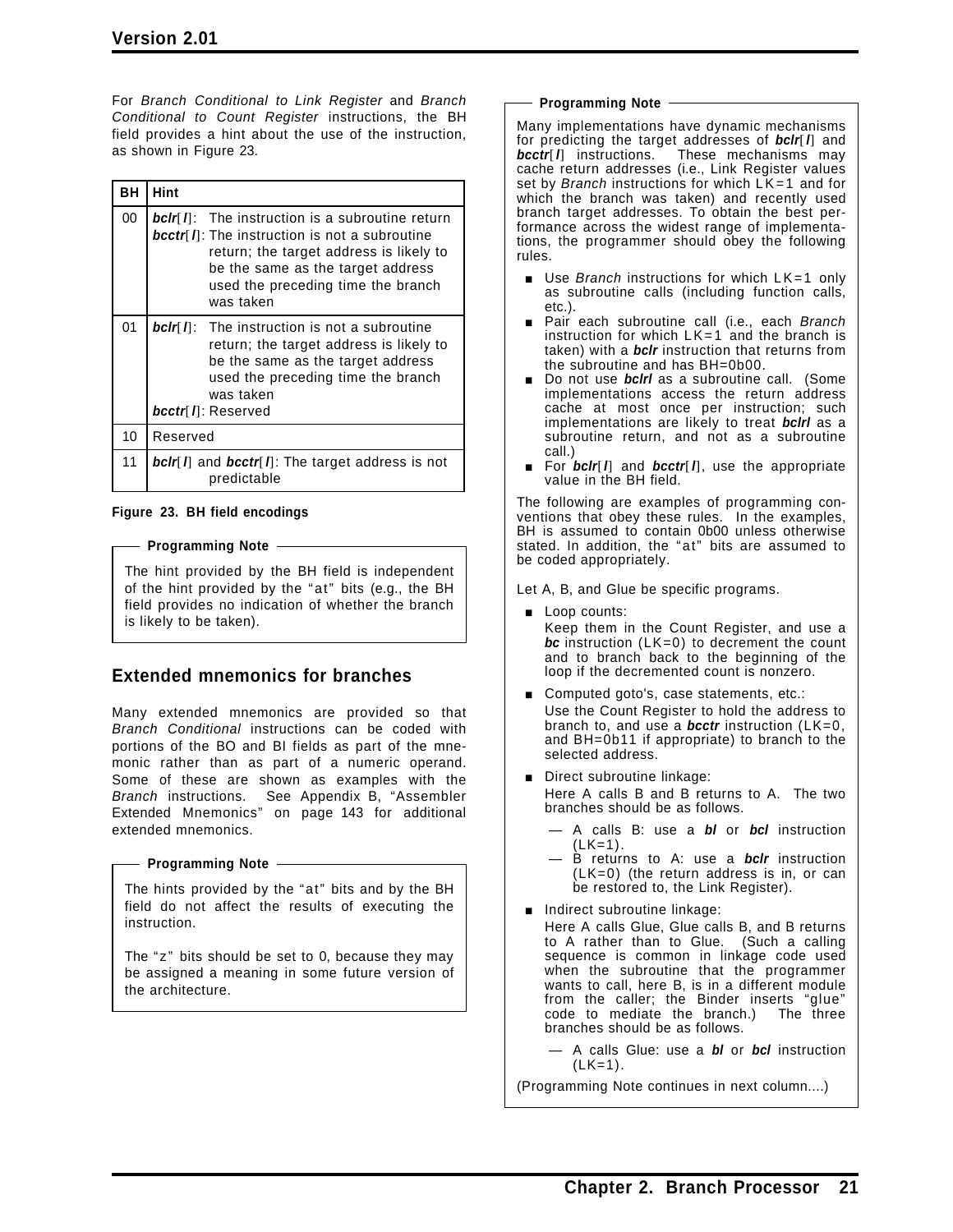For *Branch Conditional to Link Register* and *Branch Conditional to Count Register* instructions, the BH field provides a hint about the use of the instruction, as shown in Figure 23.

| BH | Hint |
|---|---|
| 00 | ***bclr*[*l*]**: The instruction is a subroutine return<br>***bcctr*[*l*]**: The instruction is not a subroutine return; the target address is likely to be the same as the target address used the preceding time the branch was taken |
| 01 | ***bclr*[*l*]**: The instruction is not a subroutine return; the target address is likely to be the same as the target address used the preceding time the branch was taken<br>***bcctr*[*l*]**: Reserved |
| 10 | Reserved |
| 11 | ***bclr*[*l*]** and ***bcctr*[*l*]**: The target address is not predictable |

**Figure 23. BH field encodings**

**Programming Note**

The hint provided by the BH field is independent of the hint provided by the "at" bits (e.g., the BH field provides no indication of whether the branch is likely to be taken).

## Extended mnemonics for branches

Many extended mnemonics are provided so that *Branch Conditional* instructions can be coded with portions of the BO and BI fields as part of the mnemonic rather than as part of a numeric operand. Some of these are shown as examples with the *Branch* instructions. See Appendix B, "Assembler Extended Mnemonics" on page 143 for additional extended mnemonics.

**Programming Note**

The hints provided by the "at" bits and by the BH field do not affect the results of executing the instruction.

The "z" bits should be set to 0, because they may be assigned a meaning in some future version of the architecture.

**Programming Note**

Many implementations have dynamic mechanisms for predicting the target addresses of ***bclr*[*l*]** and ***bcctr*[*l*]** instructions. These mechanisms may cache return addresses (i.e., Link Register values set by *Branch* instructions for which LK=1 and for which the branch was taken) and recently used branch target addresses. To obtain the best performance across the widest range of implementations, the programmer should obey the following rules.

- Use *Branch* instructions for which LK=1 only as subroutine calls (including function calls, etc.).
- Pair each subroutine call (i.e., each *Branch* instruction for which LK=1 and the branch is taken) with a ***bclr*** instruction that returns from the subroutine and has BH=0b00.
- Do not use ***bclrl*** as a subroutine call. (Some implementations access the return address cache at most once per instruction; such implementations are likely to treat ***bclrl*** as a subroutine return, and not as a subroutine call.)
- For ***bclr*[*l*]** and ***bcctr*[*l*]**, use the appropriate value in the BH field.

The following are examples of programming conventions that obey these rules. In the examples, BH is assumed to contain 0b00 unless otherwise stated. In addition, the "at" bits are assumed to be coded appropriately.

Let A, B, and Glue be specific programs.

- Loop counts:
  Keep them in the Count Register, and use a ***bc*** instruction (LK=0) to decrement the count and to branch back to the beginning of the loop if the decremented count is nonzero.
- Computed goto's, case statements, etc.:
  Use the Count Register to hold the address to branch to, and use a ***bcctr*** instruction (LK=0, and BH=0b11 if appropriate) to branch to the selected address.
- Direct subroutine linkage:
  Here A calls B and B returns to A. The two branches should be as follows.
  - A calls B: use a ***bl*** or ***bcl*** instruction (LK=1).
  - B returns to A: use a ***bclr*** instruction (LK=0) (the return address is in, or can be restored to, the Link Register).
- Indirect subroutine linkage:
  Here A calls Glue, Glue calls B, and B returns to A rather than to Glue. (Such a calling sequence is common in linkage code used when the subroutine that the programmer wants to call, here B, is in a different module from the caller; the Binder inserts "glue" code to mediate the branch.) The three branches should be as follows.
  - A calls Glue: use a ***bl*** or ***bcl*** instruction (LK=1).

(Programming Note continues in next column....)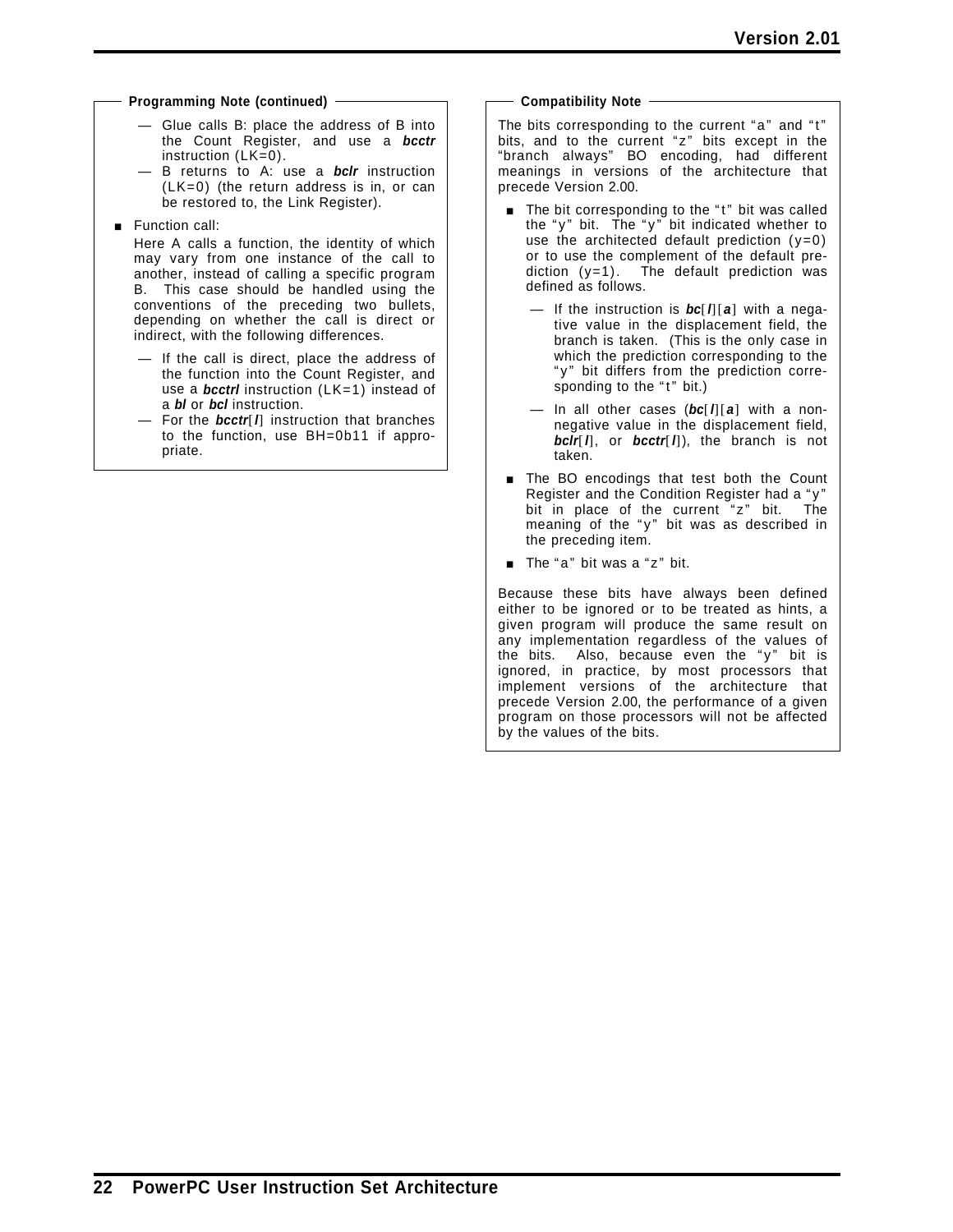**Programming Note (continued)**

- — Glue calls B: place the address of B into the Count Register, and use a ***bcctr*** instruction (LK=0).
- — B returns to A: use a ***bclr*** instruction (LK=0) (the return address is in, or can be restored to, the Link Register).

- Function call:

  Here A calls a function, the identity of which may vary from one instance of the call to another, instead of calling a specific program B. This case should be handled using the conventions of the preceding two bullets, depending on whether the call is direct or indirect, with the following differences.

  - — If the call is direct, place the address of the function into the Count Register, and use a ***bcctrl*** instruction (LK=1) instead of a ***bl*** or ***bcl*** instruction.
  - — For the ***bcctr***[***l***] instruction that branches to the function, use BH=0b11 if appropriate.

**Compatibility Note**

The bits corresponding to the current "a" and "t" bits, and to the current "z" bits except in the "branch always" BO encoding, had different meanings in versions of the architecture that precede Version 2.00.

- The bit corresponding to the "t" bit was called the "y" bit. The "y" bit indicated whether to use the architected default prediction (y=0) or to use the complement of the default prediction (y=1). The default prediction was defined as follows.

  - — If the instruction is ***bc***[***l***][***a***] with a negative value in the displacement field, the branch is taken. (This is the only case in which the prediction corresponding to the "y" bit differs from the prediction corresponding to the "t" bit.)
  - — In all other cases (***bc***[***l***][***a***] with a nonnegative value in the displacement field, ***bclr***[***l***], or ***bcctr***[***l***]), the branch is not taken.

- The BO encodings that test both the Count Register and the Condition Register had a "y" bit in place of the current "z" bit. The meaning of the "y" bit was as described in the preceding item.

- The "a" bit was a "z" bit.

Because these bits have always been defined either to be ignored or to be treated as hints, a given program will produce the same result on any implementation regardless of the values of the bits. Also, because even the "y" bit is ignored, in practice, by most processors that implement versions of the architecture that precede Version 2.00, the performance of a given program on those processors will not be affected by the values of the bits.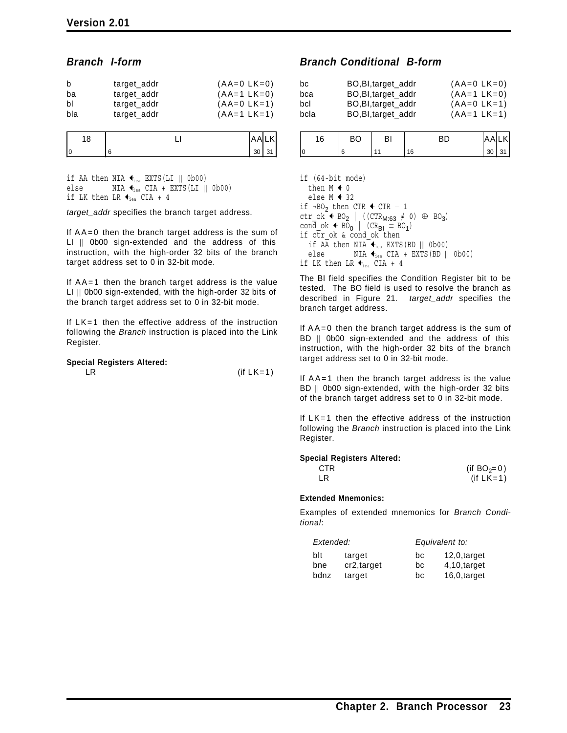## *Branch I-form*

| | | |
|---|---|---|
| b | target_addr | (AA=0 LK=0) |
| ba | target_addr | (AA=1 LK=0) |
| bl | target_addr | (AA=0 LK=1) |
| bla | target_addr | (AA=1 LK=1) |

| 18 | LI | AA | LK |
|---|---|---|---|
| 0 | 6 | 30 | 31 |

```
if AA then NIA ←iea EXTS(LI || 0b00)
else       NIA ←iea CIA + EXTS(LI || 0b00)
if LK then LR ←iea CIA + 4
```

*target_addr* specifies the branch target address.

If AA=0 then the branch target address is the sum of LI || 0b00 sign-extended and the address of this instruction, with the high-order 32 bits of the branch target address set to 0 in 32-bit mode.

If AA=1 then the branch target address is the value LI || 0b00 sign-extended, with the high-order 32 bits of the branch target address set to 0 in 32-bit mode.

If LK=1 then the effective address of the instruction following the *Branch* instruction is placed into the Link Register.

**Special Registers Altered:**

LR (if LK=1)

## *Branch Conditional B-form*

| | | |
|---|---|---|
| bc | BO,BI,target_addr | (AA=0 LK=0) |
| bca | BO,BI,target_addr | (AA=1 LK=0) |
| bcl | BO,BI,target_addr | (AA=0 LK=1) |
| bcla | BO,BI,target_addr | (AA=1 LK=1) |

| 16 | BO | BI | BD | AA | LK |
|---|---|---|---|---|---|
| 0 | 6 | 11 | 16 | 30 | 31 |

```
if (64-bit mode)
  then M ← 0
  else M ← 32
if ¬BO2 then CTR ← CTR − 1
ctr_ok ← BO2 | ((CTR_M:63 ≠ 0) ⊕ BO3)
cond_ok ← BO0 | (CR_BI ≡ BO1)
if ctr_ok & cond_ok then
  if AA then NIA ←iea EXTS(BD || 0b00)
  else       NIA ←iea CIA + EXTS(BD || 0b00)
if LK then LR ←iea CIA + 4
```

The BI field specifies the Condition Register bit to be tested. The BO field is used to resolve the branch as described in Figure 21. *target_addr* specifies the branch target address.

If AA=0 then the branch target address is the sum of BD || 0b00 sign-extended and the address of this instruction, with the high-order 32 bits of the branch target address set to 0 in 32-bit mode.

If AA=1 then the branch target address is the value BD || 0b00 sign-extended, with the high-order 32 bits of the branch target address set to 0 in 32-bit mode.

If LK=1 then the effective address of the instruction following the *Branch* instruction is placed into the Link Register.

**Special Registers Altered:**

CTR (if $BO_2$=0)
LR (if LK=1)

**Extended Mnemonics:**

Examples of extended mnemonics for *Branch Conditional*:

| *Extended:* | | *Equivalent to:* | |
|---|---|---|---|
| blt | target | bc | 12,0,target |
| bne | cr2,target | bc | 4,10,target |
| bdnz | target | bc | 16,0,target |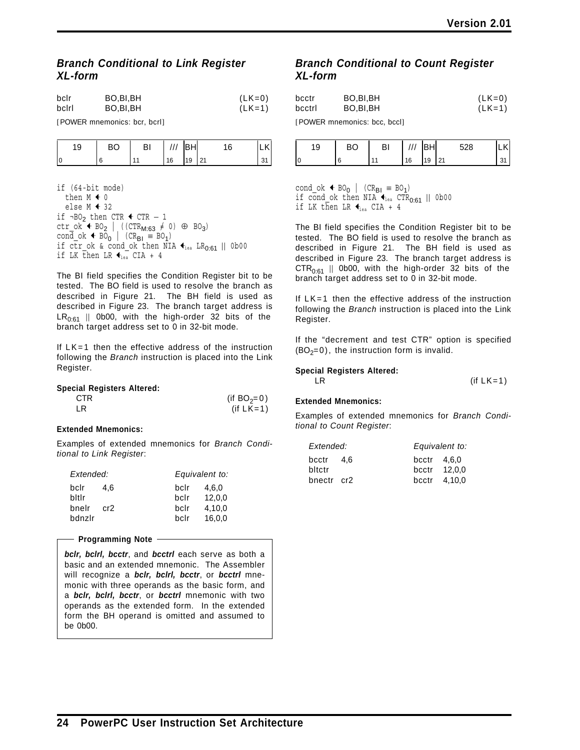## *Branch Conditional to Link Register XL-form*

| | | |
|---|---|---|
| bclr | BO,BI,BH | (LK=0) |
| bclrl | BO,BI,BH | (LK=1) |

[POWER mnemonics: bcr, bcrl]

| 19 | BO | BI | /// | BH | 16 | LK |
|---|---|---|---|---|---|---|
| 0 | 6 | 11 | 16 | 19 | 21 | 31 |

```
if (64-bit mode)
  then M ← 0
  else M ← 32
if ¬BO_2 then CTR ← CTR − 1
ctr_ok ← BO_2 | ((CTR_M:63 ≠ 0) ⊕ BO_3)
cond_ok ← BO_0 | (CR_BI ≡ BO_1)
if ctr_ok & cond_ok then NIA ←iea LR_0:61 || 0b00
if LK then LR ←iea CIA + 4
```

The BI field specifies the Condition Register bit to be tested. The BO field is used to resolve the branch as described in Figure 21. The BH field is used as described in Figure 23. The branch target address is $LR_{0:61}$ || 0b00, with the high-order 32 bits of the branch target address set to 0 in 32-bit mode.

If LK=1 then the effective address of the instruction following the *Branch* instruction is placed into the Link Register.

**Special Registers Altered:**

| | |
|---|---|
| CTR | (if $BO_2$=0) |
| LR | (if LK=1) |

**Extended Mnemonics:**

Examples of extended mnemonics for *Branch Conditional to Link Register*:

| *Extended:* | | *Equivalent to:* | |
|---|---|---|---|
| bclr | 4,6 | bclr | 4,6,0 |
| bltlr | | bclr | 12,0,0 |
| bnelr | cr2 | bclr | 4,10,0 |
| bdnzlr | | bclr | 16,0,0 |

**Programming Note**

***bclr, bclrl, bcctr***, and ***bcctrl*** each serve as both a basic and an extended mnemonic. The Assembler will recognize a ***bclr, bclrl, bcctr***, or ***bcctrl*** mnemonic with three operands as the basic form, and a ***bclr, bclrl, bcctr***, or ***bcctrl*** mnemonic with two operands as the extended form. In the extended form the BH operand is omitted and assumed to be 0b00.

## *Branch Conditional to Count Register XL-form*

| | | |
|---|---|---|
| bcctr | BO,BI,BH | (LK=0) |
| bcctrl | BO,BI,BH | (LK=1) |

[POWER mnemonics: bcc, bccl]

| 19 | BO | BI | /// | BH | 528 | LK |
|---|---|---|---|---|---|---|
| 0 | 6 | 11 | 16 | 19 | 21 | 31 |

```
cond_ok ← BO_0 | (CR_BI ≡ BO_1)
if cond_ok then NIA ←iea CTR_0:61 || 0b00
if LK then LR ←iea CIA + 4
```

The BI field specifies the Condition Register bit to be tested. The BO field is used to resolve the branch as described in Figure 21. The BH field is used as described in Figure 23. The branch target address is $CTR_{0:61}$ || 0b00, with the high-order 32 bits of the branch target address set to 0 in 32-bit mode.

If LK=1 then the effective address of the instruction following the *Branch* instruction is placed into the Link Register.

If the "decrement and test CTR" option is specified ($BO_2$=0), the instruction form is invalid.

**Special Registers Altered:**

| | |
|---|---|
| LR | (if LK=1) |

**Extended Mnemonics:**

Examples of extended mnemonics for *Branch Conditional to Count Register*:

| *Extended:* | | *Equivalent to:* | |
|---|---|---|---|
| bcctr | 4,6 | bcctr | 4,6,0 |
| bltctr | | bcctr | 12,0,0 |
| bnectr | cr2 | bcctr | 4,10,0 |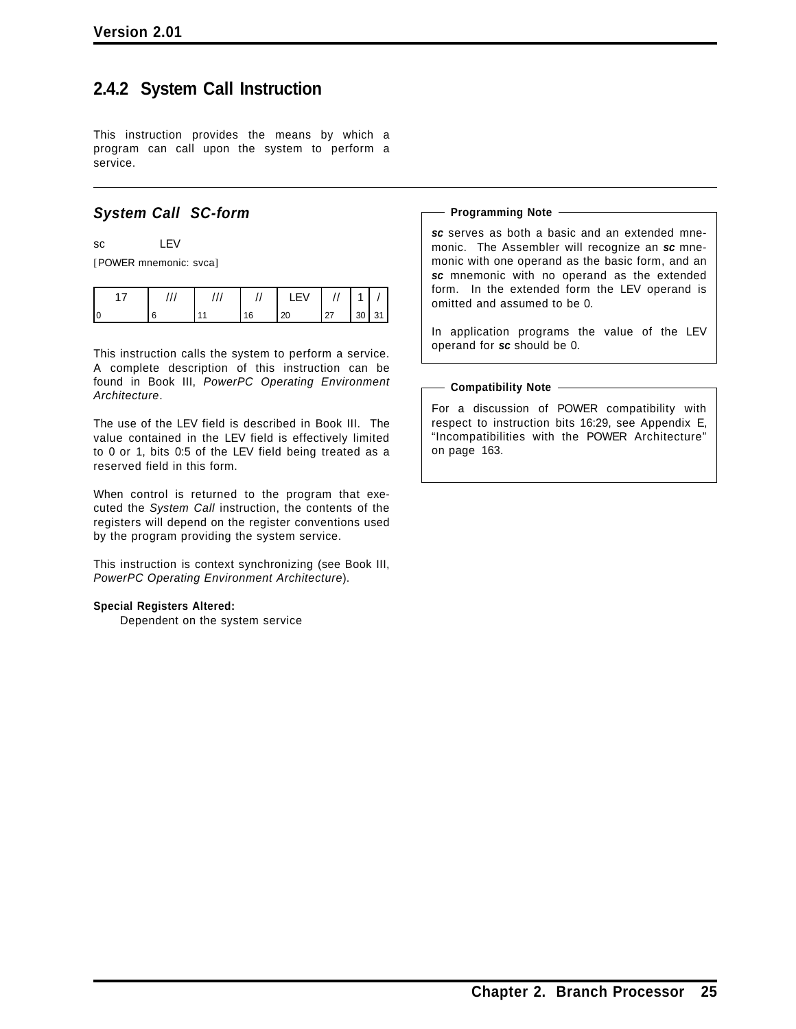## 2.4.2 System Call Instruction

This instruction provides the means by which a program can call upon the system to perform a service.

### *System Call SC-form*

sc LEV

[POWER mnemonic: svca]

| 17 | /// | /// | // | LEV | // | 1 | / |
|---|---|---|---|---|---|---|---|
| 0 | 6 | 11 | 16 | 20 | 27 | 30 | 31 |

This instruction calls the system to perform a service. A complete description of this instruction can be found in Book III, *PowerPC Operating Environment Architecture*.

The use of the LEV field is described in Book III. The value contained in the LEV field is effectively limited to 0 or 1, bits 0:5 of the LEV field being treated as a reserved field in this form.

When control is returned to the program that executed the *System Call* instruction, the contents of the registers will depend on the register conventions used by the program providing the system service.

This instruction is context synchronizing (see Book III, *PowerPC Operating Environment Architecture*).

**Special Registers Altered:**

Dependent on the system service

**Programming Note**

***sc*** serves as both a basic and an extended mnemonic. The Assembler will recognize an ***sc*** mnemonic with one operand as the basic form, and an ***sc*** mnemonic with no operand as the extended form. In the extended form the LEV operand is omitted and assumed to be 0.

In application programs the value of the LEV operand for ***sc*** should be 0.

**Compatibility Note**

For a discussion of POWER compatibility with respect to instruction bits 16:29, see Appendix E, "Incompatibilities with the POWER Architecture" on page 163.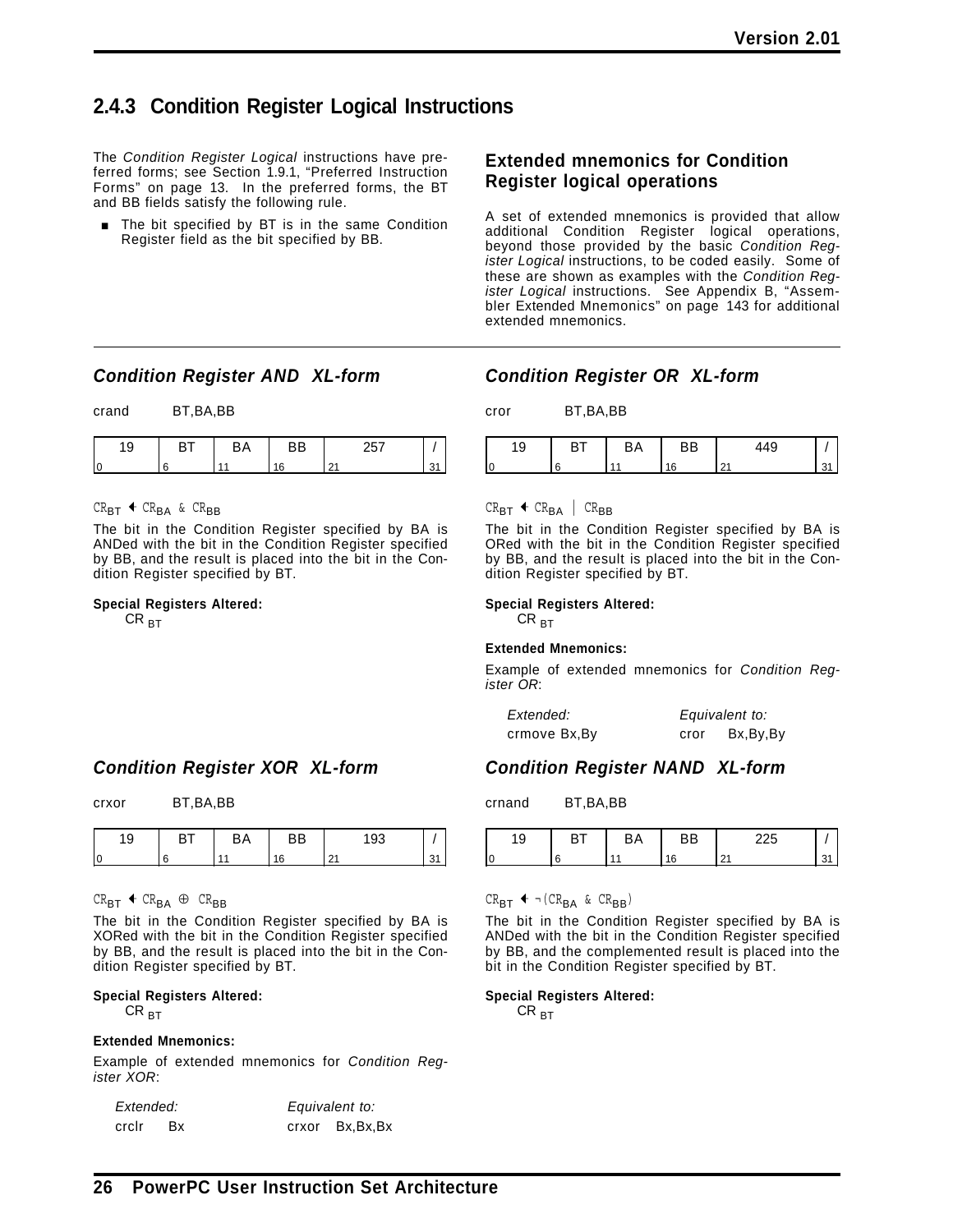## 2.4.3 Condition Register Logical Instructions

The *Condition Register Logical* instructions have preferred forms; see Section 1.9.1, "Preferred Instruction Forms" on page 13. In the preferred forms, the BT and BB fields satisfy the following rule.

- The bit specified by BT is in the same Condition Register field as the bit specified by BB.

### Extended mnemonics for Condition Register logical operations

A set of extended mnemonics is provided that allow additional Condition Register logical operations, beyond those provided by the basic *Condition Register Logical* instructions, to be coded easily. Some of these are shown as examples with the *Condition Register Logical* instructions. See Appendix B, "Assembler Extended Mnemonics" on page 143 for additional extended mnemonics.

---

### *Condition Register AND XL-form*

crand BT,BA,BB

| 19 | BT | BA | BB | 257 | / |
|---|---|---|---|---|---|
| 0 | 6 | 11 | 16 | 21 | 31 |

$CR_{BT} \leftarrow CR_{BA} \ \& \ CR_{BB}$

The bit in the Condition Register specified by BA is ANDed with the bit in the Condition Register specified by BB, and the result is placed into the bit in the Condition Register specified by BT.

**Special Registers Altered:**

$CR_{BT}$

### *Condition Register OR XL-form*

cror BT,BA,BB

| 19 | BT | BA | BB | 449 | / |
|---|---|---|---|---|---|
| 0 | 6 | 11 | 16 | 21 | 31 |

$CR_{BT} \leftarrow CR_{BA} \ | \ CR_{BB}$

The bit in the Condition Register specified by BA is ORed with the bit in the Condition Register specified by BB, and the result is placed into the bit in the Condition Register specified by BT.

**Special Registers Altered:**

$CR_{BT}$

**Extended Mnemonics:**

Example of extended mnemonics for *Condition Register OR*:

| *Extended:* | *Equivalent to:* |
|---|---|
| crmove Bx,By | cror Bx,By,By |

### *Condition Register XOR XL-form*

crxor BT,BA,BB

| 19 | BT | BA | BB | 193 | / |
|---|---|---|---|---|---|
| 0 | 6 | 11 | 16 | 21 | 31 |

$CR_{BT} \leftarrow CR_{BA} \oplus CR_{BB}$

The bit in the Condition Register specified by BA is XORed with the bit in the Condition Register specified by BB, and the result is placed into the bit in the Condition Register specified by BT.

**Special Registers Altered:**

$CR_{BT}$

**Extended Mnemonics:**

Example of extended mnemonics for *Condition Register XOR*:

| *Extended:* | *Equivalent to:* |
|---|---|
| crclr Bx | crxor Bx,Bx,Bx |

### *Condition Register NAND XL-form*

crnand BT,BA,BB

| 19 | BT | BA | BB | 225 | / |
|---|---|---|---|---|---|
| 0 | 6 | 11 | 16 | 21 | 31 |

$CR_{BT} \leftarrow \neg(CR_{BA} \ \& \ CR_{BB})$

The bit in the Condition Register specified by BA is ANDed with the bit in the Condition Register specified by BB, and the complemented result is placed into the bit in the Condition Register specified by BT.

**Special Registers Altered:**

$CR_{BT}$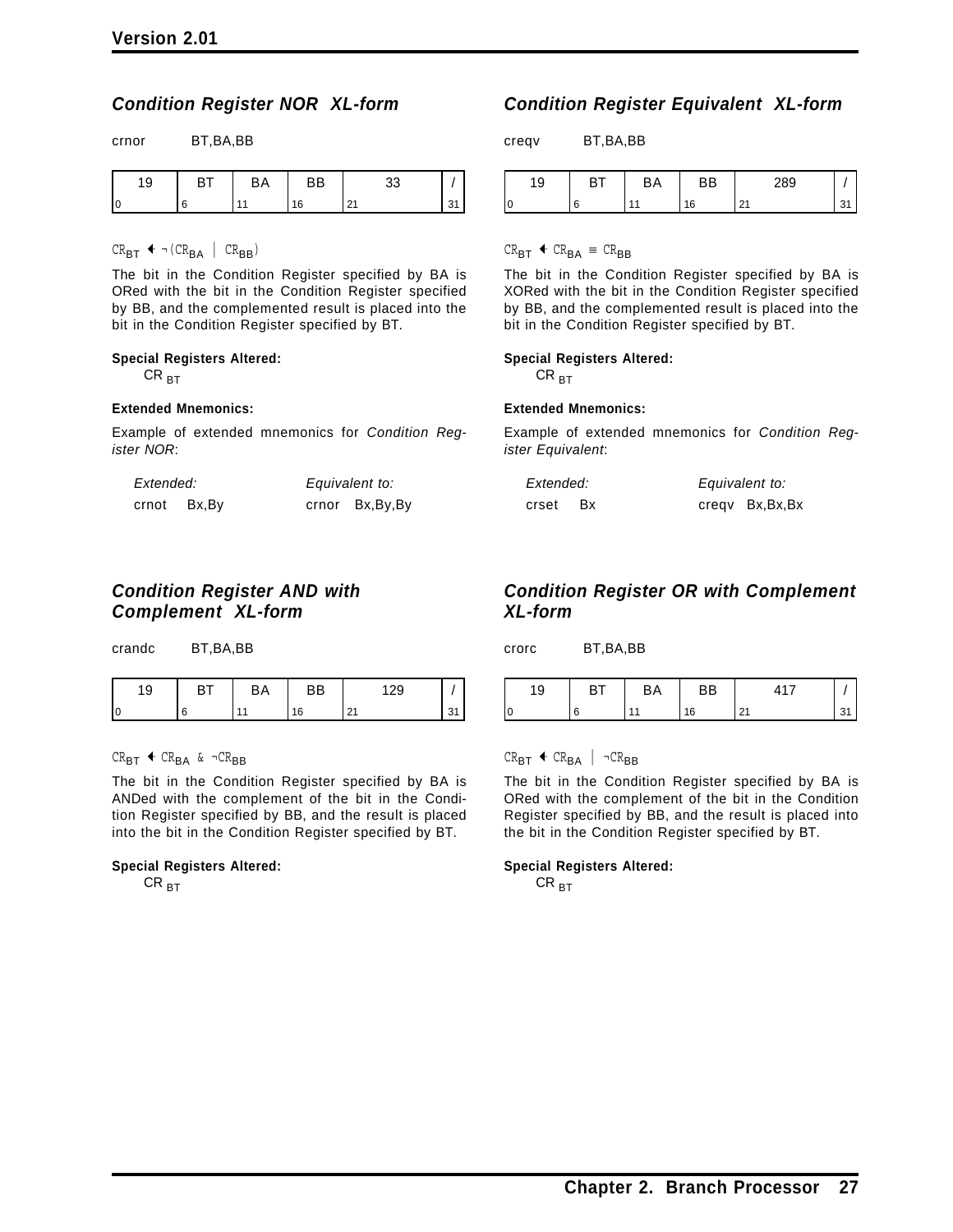### Condition Register NOR XL-form

crnor BT,BA,BB

| 19 | BT | BA | BB | 33 | / |
|---|---|---|---|---|---|
| 0 | 6 | 11 | 16 | 21 | 31 |

$CR_{BT} \leftarrow \neg(CR_{BA} \mid CR_{BB})$

The bit in the Condition Register specified by BA is ORed with the bit in the Condition Register specified by BB, and the complemented result is placed into the bit in the Condition Register specified by BT.

**Special Registers Altered:**

$CR_{BT}$

**Extended Mnemonics:**

Example of extended mnemonics for *Condition Register NOR*:

| *Extended:* | *Equivalent to:* |
|---|---|
| crnot Bx,By | crnor Bx,By,By |

### Condition Register Equivalent XL-form

creqv BT,BA,BB

| 19 | BT | BA | BB | 289 | / |
|---|---|---|---|---|---|
| 0 | 6 | 11 | 16 | 21 | 31 |

$CR_{BT} \leftarrow CR_{BA} \equiv CR_{BB}$

The bit in the Condition Register specified by BA is XORed with the bit in the Condition Register specified by BB, and the complemented result is placed into the bit in the Condition Register specified by BT.

**Special Registers Altered:**

$CR_{BT}$

**Extended Mnemonics:**

Example of extended mnemonics for *Condition Register Equivalent*:

| *Extended:* | *Equivalent to:* |
|---|---|
| crset Bx | creqv Bx,Bx,Bx |

### Condition Register AND with Complement XL-form

crandc BT,BA,BB

| 19 | BT | BA | BB | 129 | / |
|---|---|---|---|---|---|
| 0 | 6 | 11 | 16 | 21 | 31 |

$CR_{BT} \leftarrow CR_{BA} \ \& \ \neg CR_{BB}$

The bit in the Condition Register specified by BA is ANDed with the complement of the bit in the Condition Register specified by BB, and the result is placed into the bit in the Condition Register specified by BT.

**Special Registers Altered:**

$CR_{BT}$

### Condition Register OR with Complement XL-form

crorc BT,BA,BB

| 19 | BT | BA | BB | 417 | / |
|---|---|---|---|---|---|
| 0 | 6 | 11 | 16 | 21 | 31 |

$CR_{BT} \leftarrow CR_{BA} \mid \neg CR_{BB}$

The bit in the Condition Register specified by BA is ORed with the complement of the bit in the Condition Register specified by BB, and the result is placed into the bit in the Condition Register specified by BT.

**Special Registers Altered:**

$CR_{BT}$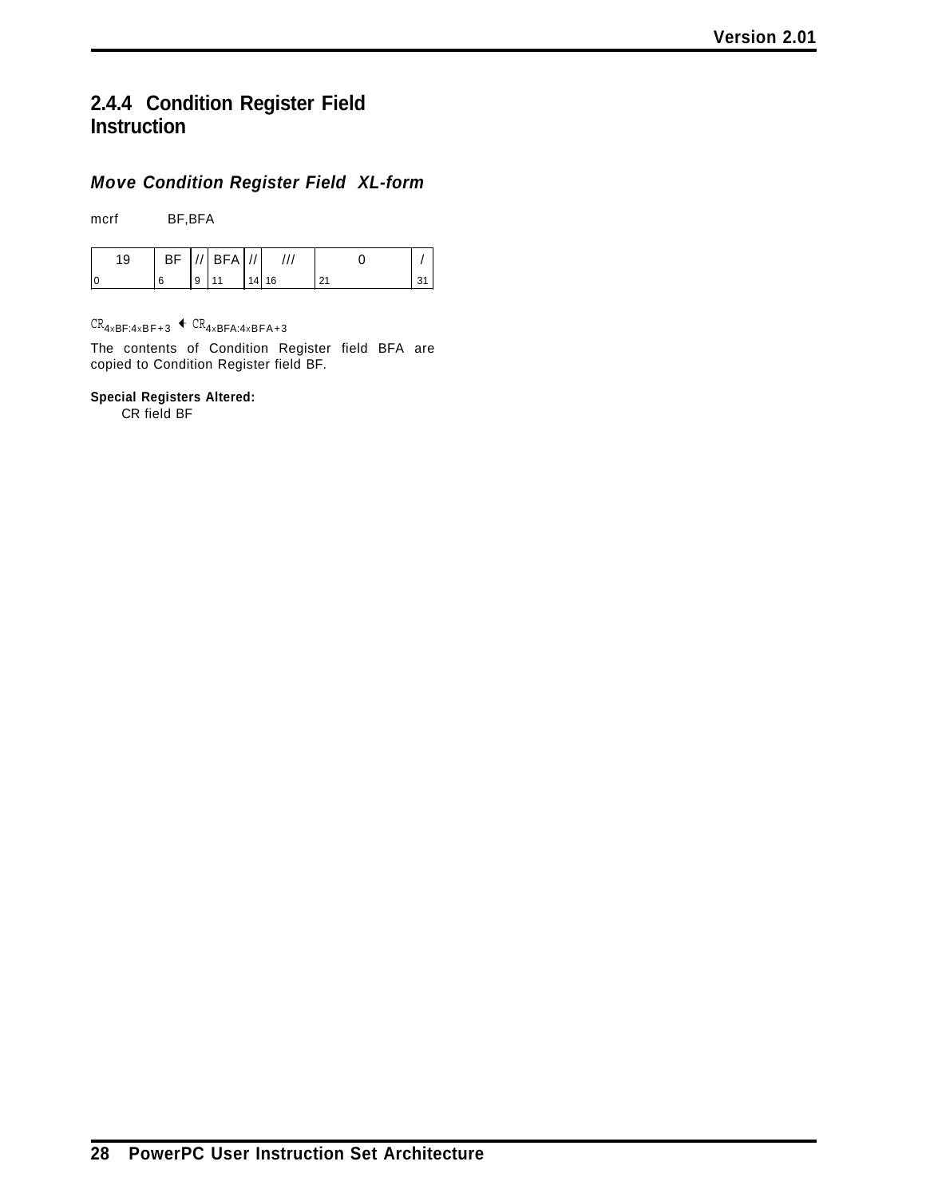### 2.4.4 Condition Register Field Instruction

#### *Move Condition Register Field XL-form*

mcrf BF,BFA

| 19 | BF | // | BFA | // | /// | 0 | / |
|---|---|---|---|---|---|---|---|
| 0 | 6 | 9 | 11 | 14 | 16 | 21 | 31 |

$CR_{4\times BF:4\times BF+3} \leftarrow CR_{4\times BFA:4\times BFA+3}$

The contents of Condition Register field BFA are copied to Condition Register field BF.

**Special Registers Altered:**

CR field BF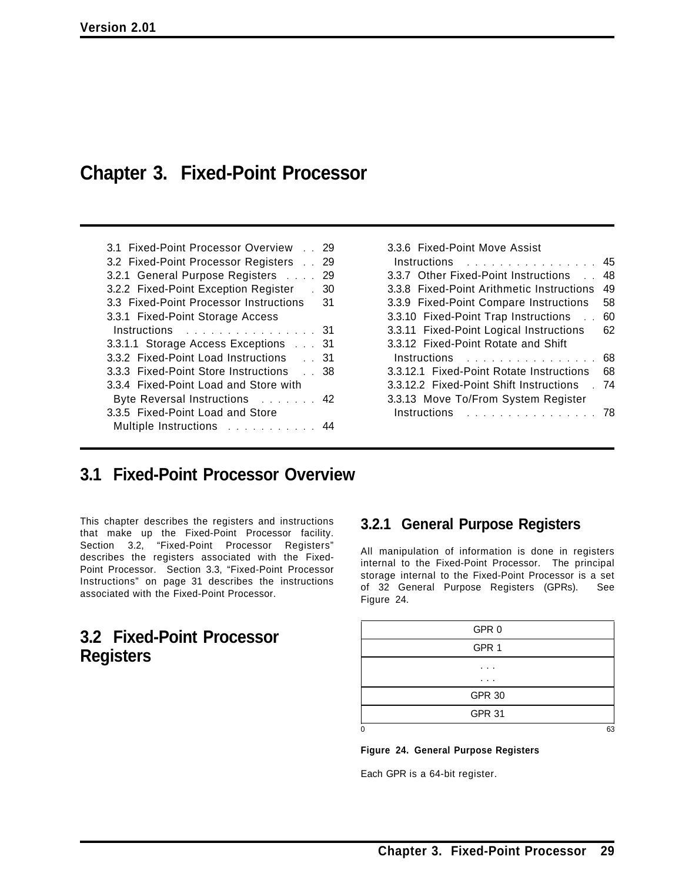# Chapter 3. Fixed-Point Processor

| | |
|---|---|
| 3.1 Fixed-Point Processor Overview | 29 |
| 3.2 Fixed-Point Processor Registers | 29 |
| 3.2.1 General Purpose Registers | 29 |
| 3.2.2 Fixed-Point Exception Register | 30 |
| 3.3 Fixed-Point Processor Instructions | 31 |
| 3.3.1 Fixed-Point Storage Access Instructions | 31 |
| 3.3.1.1 Storage Access Exceptions | 31 |
| 3.3.2 Fixed-Point Load Instructions | 31 |
| 3.3.3 Fixed-Point Store Instructions | 38 |
| 3.3.4 Fixed-Point Load and Store with Byte Reversal Instructions | 42 |
| 3.3.5 Fixed-Point Load and Store Multiple Instructions | 44 |
| 3.3.6 Fixed-Point Move Assist Instructions | 45 |
| 3.3.7 Other Fixed-Point Instructions | 48 |
| 3.3.8 Fixed-Point Arithmetic Instructions | 49 |
| 3.3.9 Fixed-Point Compare Instructions | 58 |
| 3.3.10 Fixed-Point Trap Instructions | 60 |
| 3.3.11 Fixed-Point Logical Instructions | 62 |
| 3.3.12 Fixed-Point Rotate and Shift Instructions | 68 |
| 3.3.12.1 Fixed-Point Rotate Instructions | 68 |
| 3.3.12.2 Fixed-Point Shift Instructions | 74 |
| 3.3.13 Move To/From System Register Instructions | 78 |

## 3.1 Fixed-Point Processor Overview

This chapter describes the registers and instructions that make up the Fixed-Point Processor facility. Section 3.2, "Fixed-Point Processor Registers" describes the registers associated with the Fixed-Point Processor. Section 3.3, "Fixed-Point Processor Instructions" on page 31 describes the instructions associated with the Fixed-Point Processor.

## 3.2 Fixed-Point Processor Registers

### 3.2.1 General Purpose Registers

All manipulation of information is done in registers internal to the Fixed-Point Processor. The principal storage internal to the Fixed-Point Processor is a set of 32 General Purpose Registers (GPRs). See Figure 24.

| GPR 0 |
|---|
| GPR 1 |
| . . . <br> . . . |
| GPR 30 |
| GPR 31 |

0 &nbsp;&nbsp;&nbsp;&nbsp;&nbsp;&nbsp;&nbsp;&nbsp;&nbsp;&nbsp;&nbsp;&nbsp;&nbsp;&nbsp;&nbsp;&nbsp;&nbsp;&nbsp;&nbsp;&nbsp;&nbsp;&nbsp;&nbsp;&nbsp;&nbsp;&nbsp;&nbsp;&nbsp;&nbsp;&nbsp;&nbsp;&nbsp;&nbsp;&nbsp;&nbsp;&nbsp; 63

**Figure 24. General Purpose Registers**

Each GPR is a 64-bit register.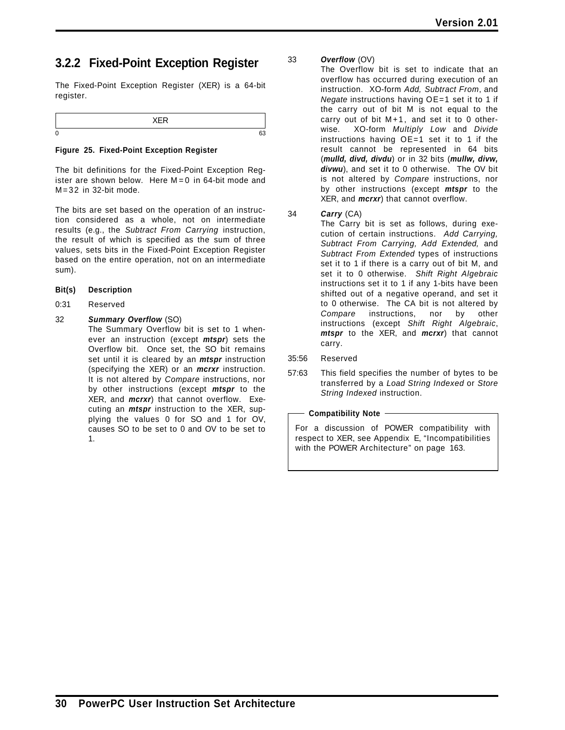### 3.2.2 Fixed-Point Exception Register

The Fixed-Point Exception Register (XER) is a 64-bit register.

| XER |
|---|
| 0 ... 63 |

**Figure 25. Fixed-Point Exception Register**

The bit definitions for the Fixed-Point Exception Register are shown below. Here M=0 in 64-bit mode and M=32 in 32-bit mode.

The bits are set based on the operation of an instruction considered as a whole, not on intermediate results (e.g., the *Subtract From Carrying* instruction, the result of which is specified as the sum of three values, sets bits in the Fixed-Point Exception Register based on the entire operation, not on an intermediate sum).

**Bit(s) Description**

0:31 Reserved

32 ***Summary Overflow*** (SO)
The Summary Overflow bit is set to 1 whenever an instruction (except ***mtspr***) sets the Overflow bit. Once set, the SO bit remains set until it is cleared by an ***mtspr*** instruction (specifying the XER) or an ***mcrxr*** instruction. It is not altered by *Compare* instructions, nor by other instructions (except ***mtspr*** to the XER, and ***mcrxr***) that cannot overflow. Executing an ***mtspr*** instruction to the XER, supplying the values 0 for SO and 1 for OV, causes SO to be set to 0 and OV to be set to 1.

33 ***Overflow*** (OV)
The Overflow bit is set to indicate that an overflow has occurred during execution of an instruction. XO-form *Add, Subtract From*, and *Negate* instructions having OE=1 set it to 1 if the carry out of bit M is not equal to the carry out of bit M+1, and set it to 0 otherwise. XO-form *Multiply Low* and *Divide* instructions having OE=1 set it to 1 if the result cannot be represented in 64 bits (***mulld, divd, divdu***) or in 32 bits (***mullw, divw, divwu***), and set it to 0 otherwise. The OV bit is not altered by *Compare* instructions, nor by other instructions (except ***mtspr*** to the XER, and ***mcrxr***) that cannot overflow.

34 ***Carry*** (CA)
The Carry bit is set as follows, during execution of certain instructions. *Add Carrying, Subtract From Carrying, Add Extended,* and *Subtract From Extended* types of instructions set it to 1 if there is a carry out of bit M, and set it to 0 otherwise. *Shift Right Algebraic* instructions set it to 1 if any 1-bits have been shifted out of a negative operand, and set it to 0 otherwise. The CA bit is not altered by *Compare* instructions, nor by other instructions (except *Shift Right Algebraic*, ***mtspr*** to the XER, and ***mcrxr***) that cannot carry.

35:56 Reserved

57:63 This field specifies the number of bytes to be transferred by a *Load String Indexed* or *Store String Indexed* instruction.

**Compatibility Note**

For a discussion of POWER compatibility with respect to XER, see Appendix E, "Incompatibilities with the POWER Architecture" on page 163.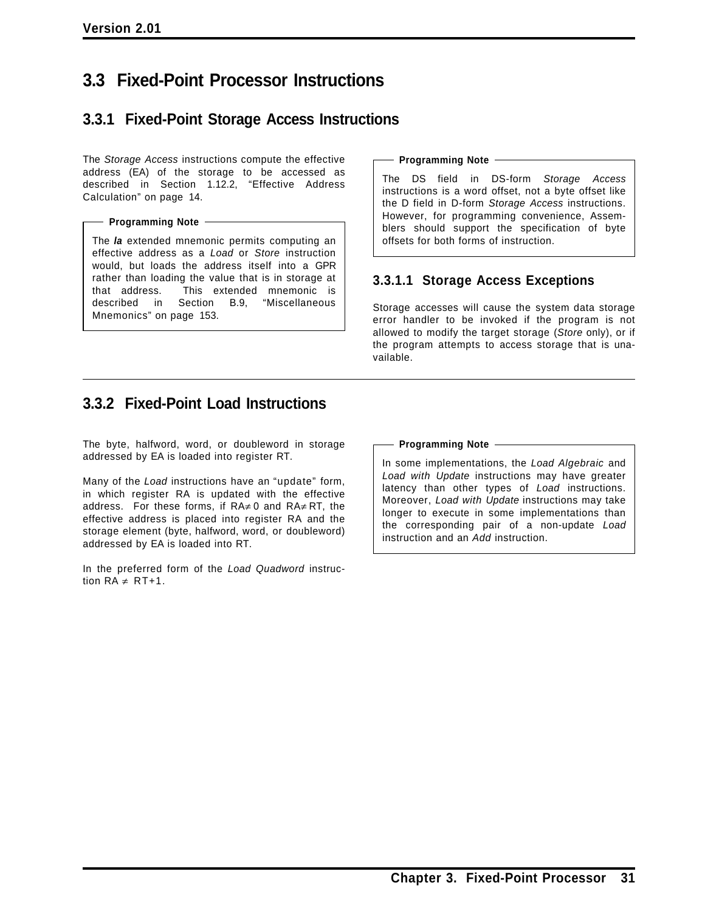## 3.3 Fixed-Point Processor Instructions

### 3.3.1 Fixed-Point Storage Access Instructions

The *Storage Access* instructions compute the effective address (EA) of the storage to be accessed as described in Section 1.12.2, “Effective Address Calculation” on page 14.

> **Programming Note**
>
> The ***la*** extended mnemonic permits computing an effective address as a *Load* or *Store* instruction would, but loads the address itself into a GPR rather than loading the value that is in storage at that address. This extended mnemonic is described in Section B.9, “Miscellaneous Mnemonics” on page 153.

> **Programming Note**
>
> The DS field in DS-form *Storage Access* instructions is a word offset, not a byte offset like the D field in D-form *Storage Access* instructions. However, for programming convenience, Assemblers should support the specification of byte offsets for both forms of instruction.

#### 3.3.1.1 Storage Access Exceptions

Storage accesses will cause the system data storage error handler to be invoked if the program is not allowed to modify the target storage (*Store* only), or if the program attempts to access storage that is unavailable.

### 3.3.2 Fixed-Point Load Instructions

The byte, halfword, word, or doubleword in storage addressed by EA is loaded into register RT.

Many of the *Load* instructions have an “update” form, in which register RA is updated with the effective address. For these forms, if $RA \neq 0$ and $RA \neq RT$, the effective address is placed into register RA and the storage element (byte, halfword, word, or doubleword) addressed by EA is loaded into RT.

In the preferred form of the *Load Quadword* instruction $RA \neq RT+1$.

> **Programming Note**
>
> In some implementations, the *Load Algebraic* and *Load with Update* instructions may have greater latency than other types of *Load* instructions. Moreover, *Load with Update* instructions may take longer to execute in some implementations than the corresponding pair of a non-update *Load* instruction and an *Add* instruction.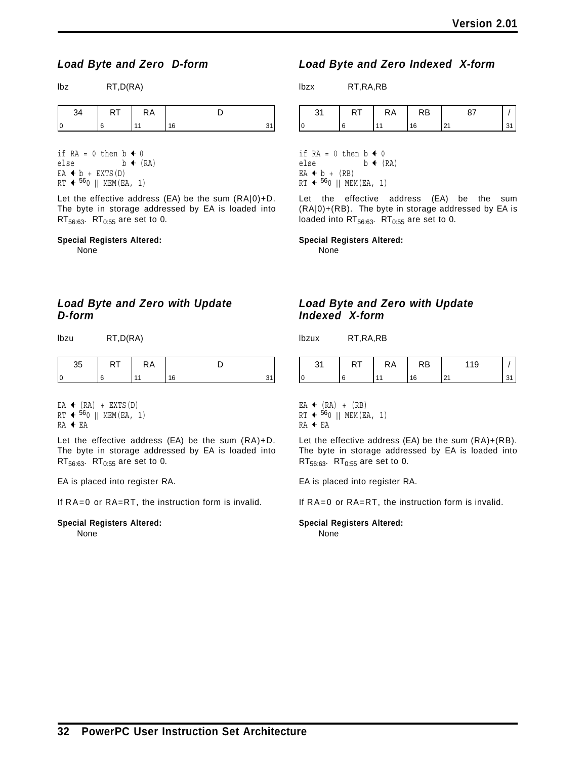### *Load Byte and Zero D-form*

lbz RT,D(RA)

| 34 | RT | RA | D |
|---|---|---|---|
| 0 | 6 | 11 | 16 31 |

```
if RA = 0 then b ← 0
else           b ← (RA)
EA ← b + EXTS(D)
RT ← 560 || MEM(EA, 1)
```

Let the effective address (EA) be the sum (RA|0)+D. The byte in storage addressed by EA is loaded into $RT_{56:63}$. $RT_{0:55}$ are set to 0.

**Special Registers Altered:**
None

### *Load Byte and Zero Indexed X-form*

lbzx RT,RA,RB

| 31 | RT | RA | RB | 87 | / |
|---|---|---|---|---|---|
| 0 | 6 | 11 | 16 | 21 | 31 |

```
if RA = 0 then b ← 0
else           b ← (RA)
EA ← b + (RB)
RT ← 560 || MEM(EA, 1)
```

Let the effective address (EA) be the sum (RA|0)+(RB). The byte in storage addressed by EA is loaded into $RT_{56:63}$. $RT_{0:55}$ are set to 0.

**Special Registers Altered:**
None

### *Load Byte and Zero with Update D-form*

lbzu RT,D(RA)

| 35 | RT | RA | D |
|---|---|---|---|
| 0 | 6 | 11 | 16 31 |

```
EA ← (RA) + EXTS(D)
RT ← 560 || MEM(EA, 1)
RA ← EA
```

Let the effective address (EA) be the sum (RA)+D. The byte in storage addressed by EA is loaded into $RT_{56:63}$. $RT_{0:55}$ are set to 0.

EA is placed into register RA.

If RA=0 or RA=RT, the instruction form is invalid.

**Special Registers Altered:**
None

### *Load Byte and Zero with Update Indexed X-form*

lbzux RT,RA,RB

| 31 | RT | RA | RB | 119 | / |
|---|---|---|---|---|---|
| 0 | 6 | 11 | 16 | 21 | 31 |

```
EA ← (RA) + (RB)
RT ← 560 || MEM(EA, 1)
RA ← EA
```

Let the effective address (EA) be the sum (RA)+(RB). The byte in storage addressed by EA is loaded into $RT_{56:63}$. $RT_{0:55}$ are set to 0.

EA is placed into register RA.

If RA=0 or RA=RT, the instruction form is invalid.

**Special Registers Altered:**
None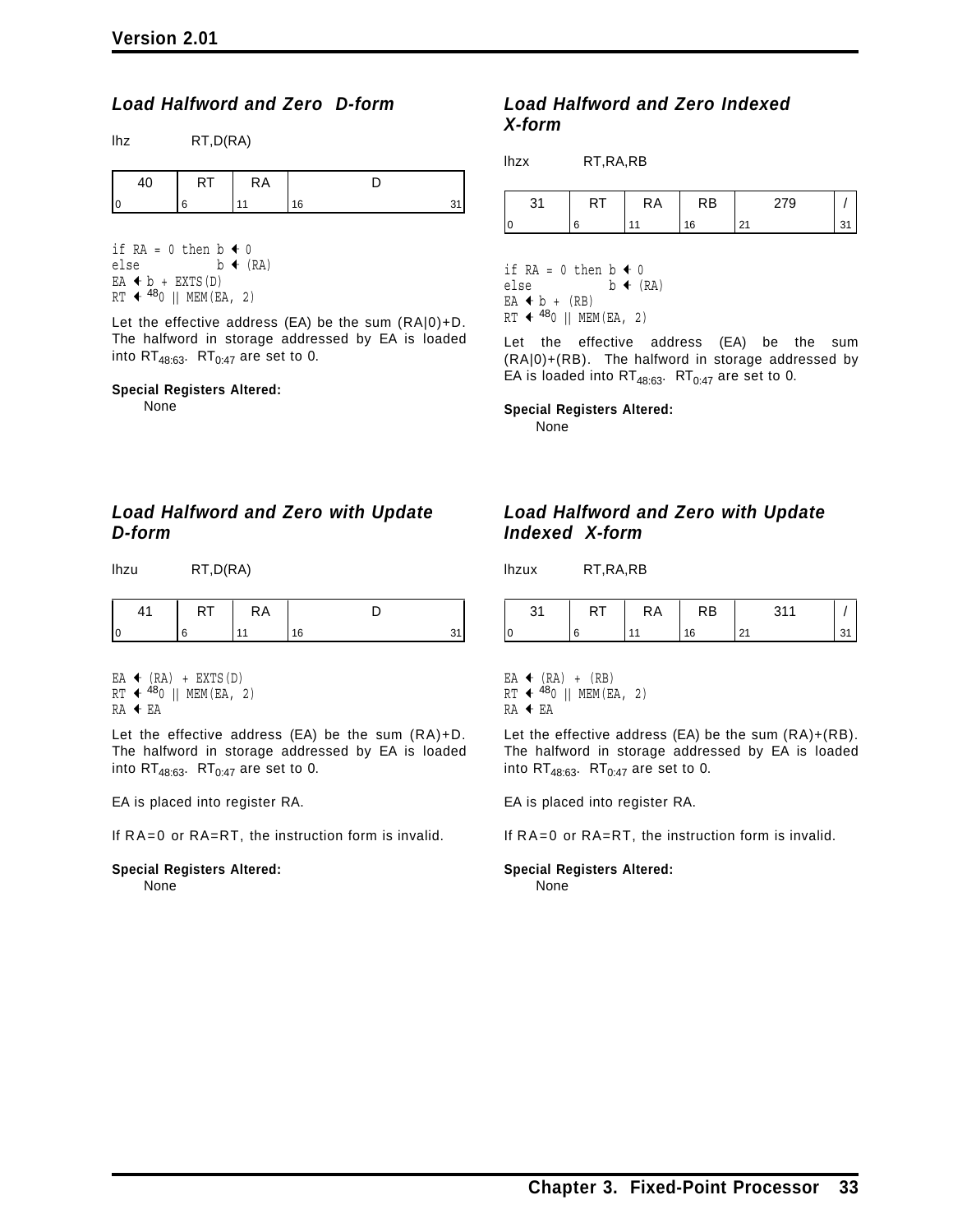### *Load Halfword and Zero D-form*

lhz RT,D(RA)

| 40 | RT | RA | D |
|---|---|---|---|
| 0 | 6 | 11 | 16 31 |

```
if RA = 0 then b ← 0
else           b ← (RA)
EA ← b + EXTS(D)
RT ← 480 || MEM(EA, 2)
```

Let the effective address (EA) be the sum (RA|0)+D. The halfword in storage addressed by EA is loaded into $RT_{48:63}$. $RT_{0:47}$ are set to 0.

**Special Registers Altered:**
None

### *Load Halfword and Zero Indexed X-form*

lhzx RT,RA,RB

| 31 | RT | RA | RB | 279 | / |
|---|---|---|---|---|---|
| 0 | 6 | 11 | 16 | 21 | 31 |

```
if RA = 0 then b ← 0
else           b ← (RA)
EA ← b + (RB)
RT ← 480 || MEM(EA, 2)
```

Let the effective address (EA) be the sum (RA|0)+(RB). The halfword in storage addressed by EA is loaded into $RT_{48:63}$. $RT_{0:47}$ are set to 0.

**Special Registers Altered:**
None

### *Load Halfword and Zero with Update D-form*

lhzu RT,D(RA)

| 41 | RT | RA | D |
|---|---|---|---|
| 0 | 6 | 11 | 16 31 |

```
EA ← (RA) + EXTS(D)
RT ← 480 || MEM(EA, 2)
RA ← EA
```

Let the effective address (EA) be the sum (RA)+D. The halfword in storage addressed by EA is loaded into $RT_{48:63}$. $RT_{0:47}$ are set to 0.

EA is placed into register RA.

If RA=0 or RA=RT, the instruction form is invalid.

**Special Registers Altered:**
None

### *Load Halfword and Zero with Update Indexed X-form*

lhzux RT,RA,RB

| 31 | RT | RA | RB | 311 | / |
|---|---|---|---|---|---|
| 0 | 6 | 11 | 16 | 21 | 31 |

```
EA ← (RA) + (RB)
RT ← 480 || MEM(EA, 2)
RA ← EA
```

Let the effective address (EA) be the sum (RA)+(RB). The halfword in storage addressed by EA is loaded into $RT_{48:63}$. $RT_{0:47}$ are set to 0.

EA is placed into register RA.

If RA=0 or RA=RT, the instruction form is invalid.

**Special Registers Altered:**
None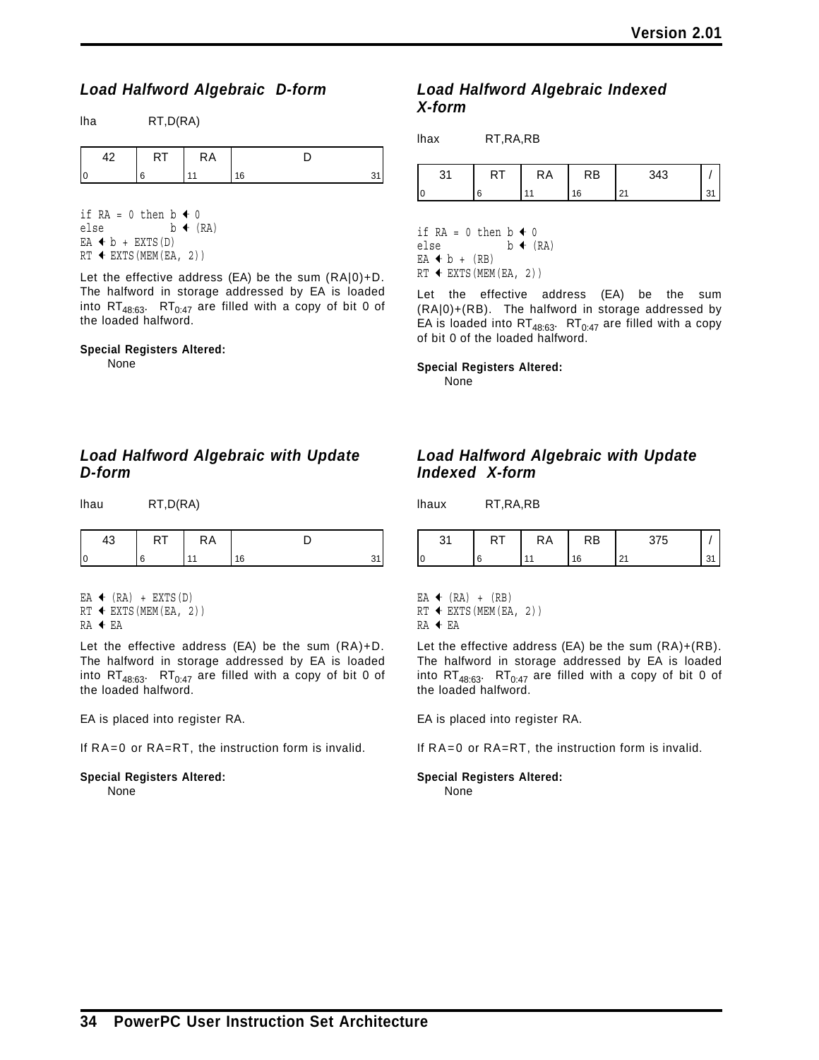### *Load Halfword Algebraic D-form*

lha RT,D(RA)

| 42 | RT | RA | D |
|---|---|---|---|
| 0 | 6 | 11 | 16 31 |

```
if RA = 0 then b ← 0
else           b ← (RA)
EA ← b + EXTS(D)
RT ← EXTS(MEM(EA, 2))
```

Let the effective address (EA) be the sum (RA|0)+D. The halfword in storage addressed by EA is loaded into $RT_{48:63}$. $RT_{0:47}$ are filled with a copy of bit 0 of the loaded halfword.

**Special Registers Altered:**

None

### *Load Halfword Algebraic Indexed X-form*

lhax RT,RA,RB

| 31 | RT | RA | RB | 343 | / |
|---|---|---|---|---|---|
| 0 | 6 | 11 | 16 | 21 | 31 |

```
if RA = 0 then b ← 0
else           b ← (RA)
EA ← b + (RB)
RT ← EXTS(MEM(EA, 2))
```

Let the effective address (EA) be the sum (RA|0)+(RB). The halfword in storage addressed by EA is loaded into $RT_{48:63}$. $RT_{0:47}$ are filled with a copy of bit 0 of the loaded halfword.

**Special Registers Altered:**

None

### *Load Halfword Algebraic with Update D-form*

lhau RT,D(RA)

| 43 | RT | RA | D |
|---|---|---|---|
| 0 | 6 | 11 | 16 31 |

```
EA ← (RA) + EXTS(D)
RT ← EXTS(MEM(EA, 2))
RA ← EA
```

Let the effective address (EA) be the sum (RA)+D. The halfword in storage addressed by EA is loaded into $RT_{48:63}$. $RT_{0:47}$ are filled with a copy of bit 0 of the loaded halfword.

EA is placed into register RA.

If RA=0 or RA=RT, the instruction form is invalid.

**Special Registers Altered:**

None

### *Load Halfword Algebraic with Update Indexed X-form*

lhaux RT,RA,RB

| 31 | RT | RA | RB | 375 | / |
|---|---|---|---|---|---|
| 0 | 6 | 11 | 16 | 21 | 31 |

```
EA ← (RA) + (RB)
RT ← EXTS(MEM(EA, 2))
RA ← EA
```

Let the effective address (EA) be the sum (RA)+(RB). The halfword in storage addressed by EA is loaded into $RT_{48:63}$. $RT_{0:47}$ are filled with a copy of bit 0 of the loaded halfword.

EA is placed into register RA.

If RA=0 or RA=RT, the instruction form is invalid.

**Special Registers Altered:**

None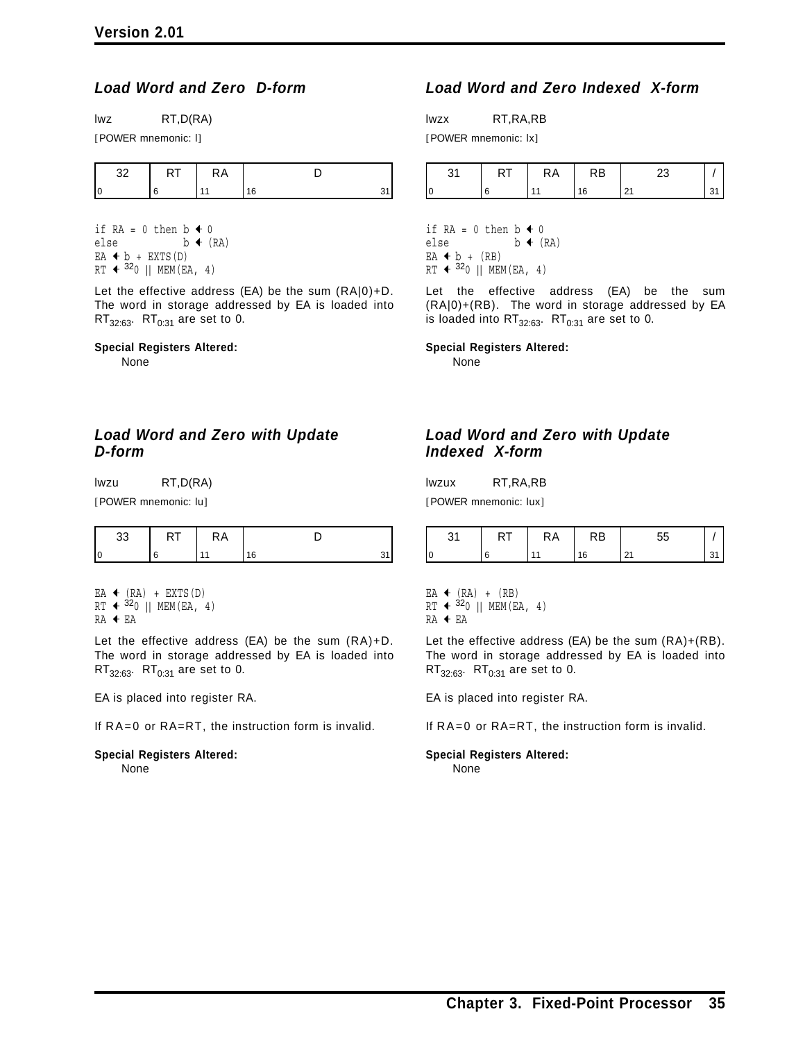### *Load Word and Zero D-form*

lwz RT,D(RA)

[POWER mnemonic: l]

| 32 | RT | RA | D |
|---|---|---|---|
| 0 | 6 | 11 | 16 31 |

```
if RA = 0 then b ← 0
else           b ← (RA)
EA ← b + EXTS(D)
RT ← 320 || MEM(EA, 4)
```

Let the effective address (EA) be the sum (RA|0)+D. The word in storage addressed by EA is loaded into $RT_{32:63}$. $RT_{0:31}$ are set to 0.

**Special Registers Altered:**

None

### *Load Word and Zero Indexed X-form*

lwzx RT,RA,RB

[POWER mnemonic: lx]

| 31 | RT | RA | RB | 23 | / |
|---|---|---|---|---|---|
| 0 | 6 | 11 | 16 | 21 | 31 |

```
if RA = 0 then b ← 0
else           b ← (RA)
EA ← b + (RB)
RT ← 320 || MEM(EA, 4)
```

Let the effective address (EA) be the sum (RA|0)+(RB). The word in storage addressed by EA is loaded into $RT_{32:63}$. $RT_{0:31}$ are set to 0.

**Special Registers Altered:**

None

### *Load Word and Zero with Update D-form*

lwzu RT,D(RA)

[POWER mnemonic: lu]

| 33 | RT | RA | D |
|---|---|---|---|
| 0 | 6 | 11 | 16 31 |

```
EA ← (RA) + EXTS(D)
RT ← 320 || MEM(EA, 4)
RA ← EA
```

Let the effective address (EA) be the sum (RA)+D. The word in storage addressed by EA is loaded into $RT_{32:63}$. $RT_{0:31}$ are set to 0.

EA is placed into register RA.

If RA=0 or RA=RT, the instruction form is invalid.

**Special Registers Altered:**

None

### *Load Word and Zero with Update Indexed X-form*

lwzux RT,RA,RB

[POWER mnemonic: lux]

| 31 | RT | RA | RB | 55 | / |
|---|---|---|---|---|---|
| 0 | 6 | 11 | 16 | 21 | 31 |

```
EA ← (RA) + (RB)
RT ← 320 || MEM(EA, 4)
RA ← EA
```

Let the effective address (EA) be the sum (RA)+(RB). The word in storage addressed by EA is loaded into $RT_{32:63}$. $RT_{0:31}$ are set to 0.

EA is placed into register RA.

If RA=0 or RA=RT, the instruction form is invalid.

**Special Registers Altered:**

None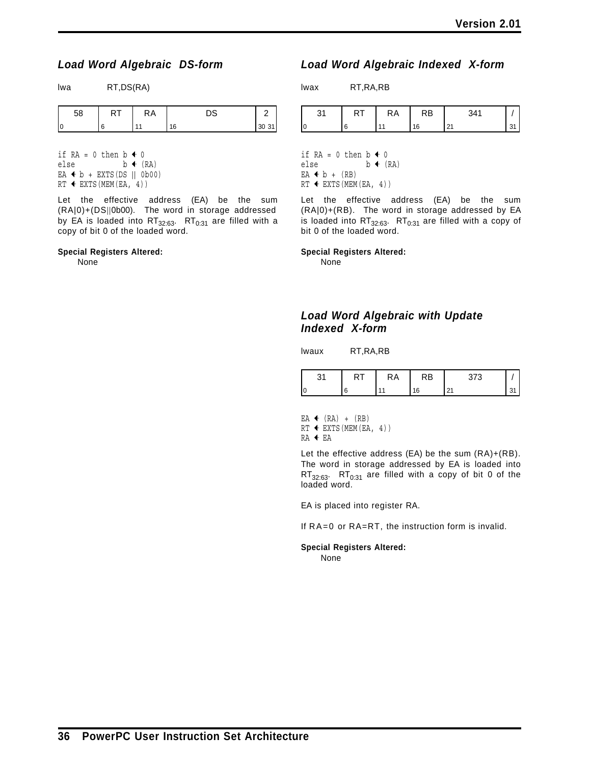### *Load Word Algebraic DS-form*

lwa RT,DS(RA)

| 58 | RT | RA | DS | 2 |
|---|---|---|---|---|
| 0 | 6 | 11 | 16 | 30 31 |

```
if RA = 0 then b ← 0
else           b ← (RA)
EA ← b + EXTS(DS || 0b00)
RT ← EXTS(MEM(EA, 4))
```

Let the effective address (EA) be the sum (RA|0)+(DS||0b00). The word in storage addressed by EA is loaded into $RT_{32:63}$. $RT_{0:31}$ are filled with a copy of bit 0 of the loaded word.

**Special Registers Altered:**

None

### *Load Word Algebraic Indexed X-form*

lwax RT,RA,RB

| 31 | RT | RA | RB | 341 | / |
|---|---|---|---|---|---|
| 0 | 6 | 11 | 16 | 21 | 31 |

```
if RA = 0 then b ← 0
else           b ← (RA)
EA ← b + (RB)
RT ← EXTS(MEM(EA, 4))
```

Let the effective address (EA) be the sum (RA|0)+(RB). The word in storage addressed by EA is loaded into $RT_{32:63}$. $RT_{0:31}$ are filled with a copy of bit 0 of the loaded word.

**Special Registers Altered:**

None

### *Load Word Algebraic with Update Indexed X-form*

lwaux RT,RA,RB

| 31 | RT | RA | RB | 373 | / |
|---|---|---|---|---|---|
| 0 | 6 | 11 | 16 | 21 | 31 |

```
EA ← (RA) + (RB)
RT ← EXTS(MEM(EA, 4))
RA ← EA
```

Let the effective address (EA) be the sum (RA)+(RB). The word in storage addressed by EA is loaded into $RT_{32:63}$. $RT_{0:31}$ are filled with a copy of bit 0 of the loaded word.

EA is placed into register RA.

If RA=0 or RA=RT, the instruction form is invalid.

**Special Registers Altered:**

None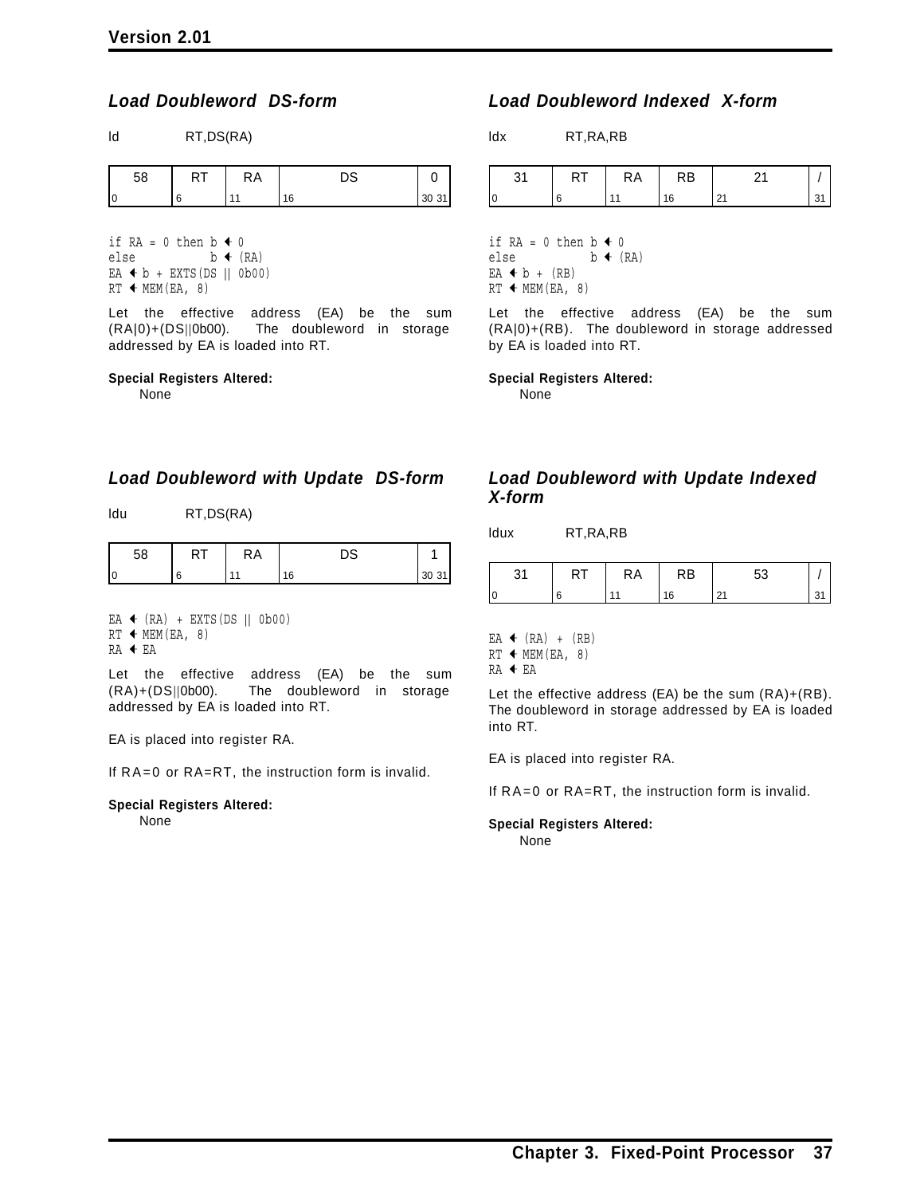### *Load Doubleword DS-form*

ld RT,DS(RA)

| 58 | RT | RA | DS | 0 |
|---|---|---|---|---|
| 0 | 6 | 11 | 16 | 30 31 |

```
if RA = 0 then b ← 0
else           b ← (RA)
EA ← b + EXTS(DS || 0b00)
RT ← MEM(EA, 8)
```

Let the effective address (EA) be the sum (RA|0)+(DS||0b00). The doubleword in storage addressed by EA is loaded into RT.

**Special Registers Altered:**
None

### *Load Doubleword Indexed X-form*

ldx RT,RA,RB

| 31 | RT | RA | RB | 21 | / |
|---|---|---|---|---|---|
| 0 | 6 | 11 | 16 | 21 | 31 |

```
if RA = 0 then b ← 0
else           b ← (RA)
EA ← b + (RB)
RT ← MEM(EA, 8)
```

Let the effective address (EA) be the sum (RA|0)+(RB). The doubleword in storage addressed by EA is loaded into RT.

**Special Registers Altered:**
None

### *Load Doubleword with Update DS-form*

ldu RT,DS(RA)

| 58 | RT | RA | DS | 1 |
|---|---|---|---|---|
| 0 | 6 | 11 | 16 | 30 31 |

```
EA ← (RA) + EXTS(DS || 0b00)
RT ← MEM(EA, 8)
RA ← EA
```

Let the effective address (EA) be the sum (RA)+(DS||0b00). The doubleword in storage addressed by EA is loaded into RT.

EA is placed into register RA.

If RA=0 or RA=RT, the instruction form is invalid.

**Special Registers Altered:**
None

### *Load Doubleword with Update Indexed X-form*

ldux RT,RA,RB

| 31 | RT | RA | RB | 53 | / |
|---|---|---|---|---|---|
| 0 | 6 | 11 | 16 | 21 | 31 |

```
EA ← (RA) + (RB)
RT ← MEM(EA, 8)
RA ← EA
```

Let the effective address (EA) be the sum (RA)+(RB). The doubleword in storage addressed by EA is loaded into RT.

EA is placed into register RA.

If RA=0 or RA=RT, the instruction form is invalid.

**Special Registers Altered:**
None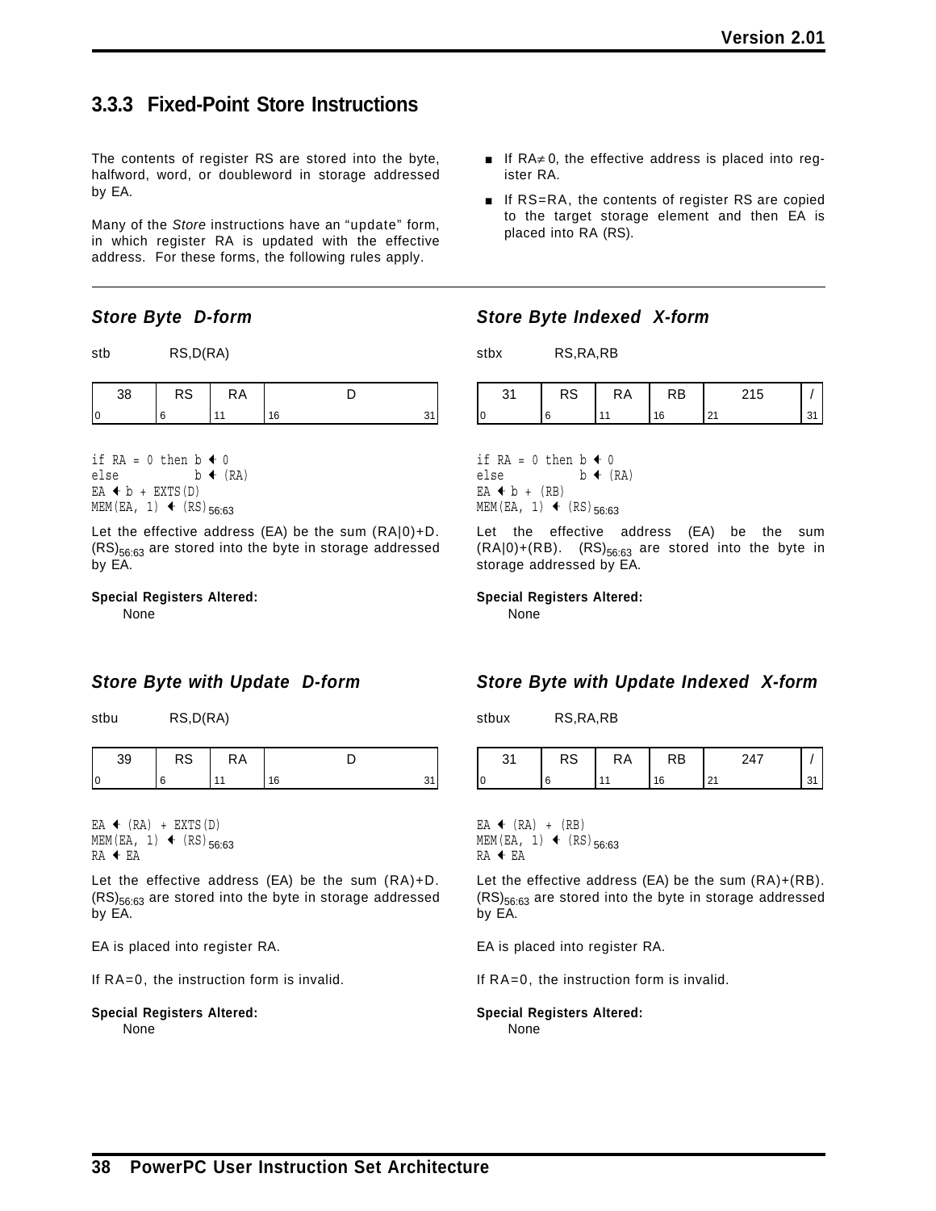### 3.3.3 Fixed-Point Store Instructions

The contents of register RS are stored into the byte, halfword, word, or doubleword in storage addressed by EA.

Many of the *Store* instructions have an “update” form, in which register RA is updated with the effective address. For these forms, the following rules apply.

- If RA≠0, the effective address is placed into register RA.
- If RS=RA, the contents of register RS are copied to the target storage element and then EA is placed into RA (RS).

---

#### *Store Byte D-form*

stb RS,D(RA)

| 38 | RS | RA | D |
|---|---|---|---|
| 0 | 6 | 11 | 16 31 |

```
if RA = 0 then b ← 0
else           b ← (RA)
EA ← b + EXTS(D)
MEM(EA, 1) ← (RS)56:63
```

Let the effective address (EA) be the sum (RA|0)+D. $(RS)_{56:63}$ are stored into the byte in storage addressed by EA.

**Special Registers Altered:**
None

#### *Store Byte Indexed X-form*

stbx RS,RA,RB

| 31 | RS | RA | RB | 215 | / |
|---|---|---|---|---|---|
| 0 | 6 | 11 | 16 | 21 | 31 |

```
if RA = 0 then b ← 0
else           b ← (RA)
EA ← b + (RB)
MEM(EA, 1) ← (RS)56:63
```

Let the effective address (EA) be the sum (RA|0)+(RB). $(RS)_{56:63}$ are stored into the byte in storage addressed by EA.

**Special Registers Altered:**
None

#### *Store Byte with Update D-form*

stbu RS,D(RA)

| 39 | RS | RA | D |
|---|---|---|---|
| 0 | 6 | 11 | 16 31 |

```
EA ← (RA) + EXTS(D)
MEM(EA, 1) ← (RS)56:63
RA ← EA
```

Let the effective address (EA) be the sum (RA)+D. $(RS)_{56:63}$ are stored into the byte in storage addressed by EA.

EA is placed into register RA.

If RA=0, the instruction form is invalid.

**Special Registers Altered:**
None

#### *Store Byte with Update Indexed X-form*

stbux RS,RA,RB

| 31 | RS | RA | RB | 247 | / |
|---|---|---|---|---|---|
| 0 | 6 | 11 | 16 | 21 | 31 |

```
EA ← (RA) + (RB)
MEM(EA, 1) ← (RS)56:63
RA ← EA
```

Let the effective address (EA) be the sum (RA)+(RB). $(RS)_{56:63}$ are stored into the byte in storage addressed by EA.

EA is placed into register RA.

If RA=0, the instruction form is invalid.

**Special Registers Altered:**
None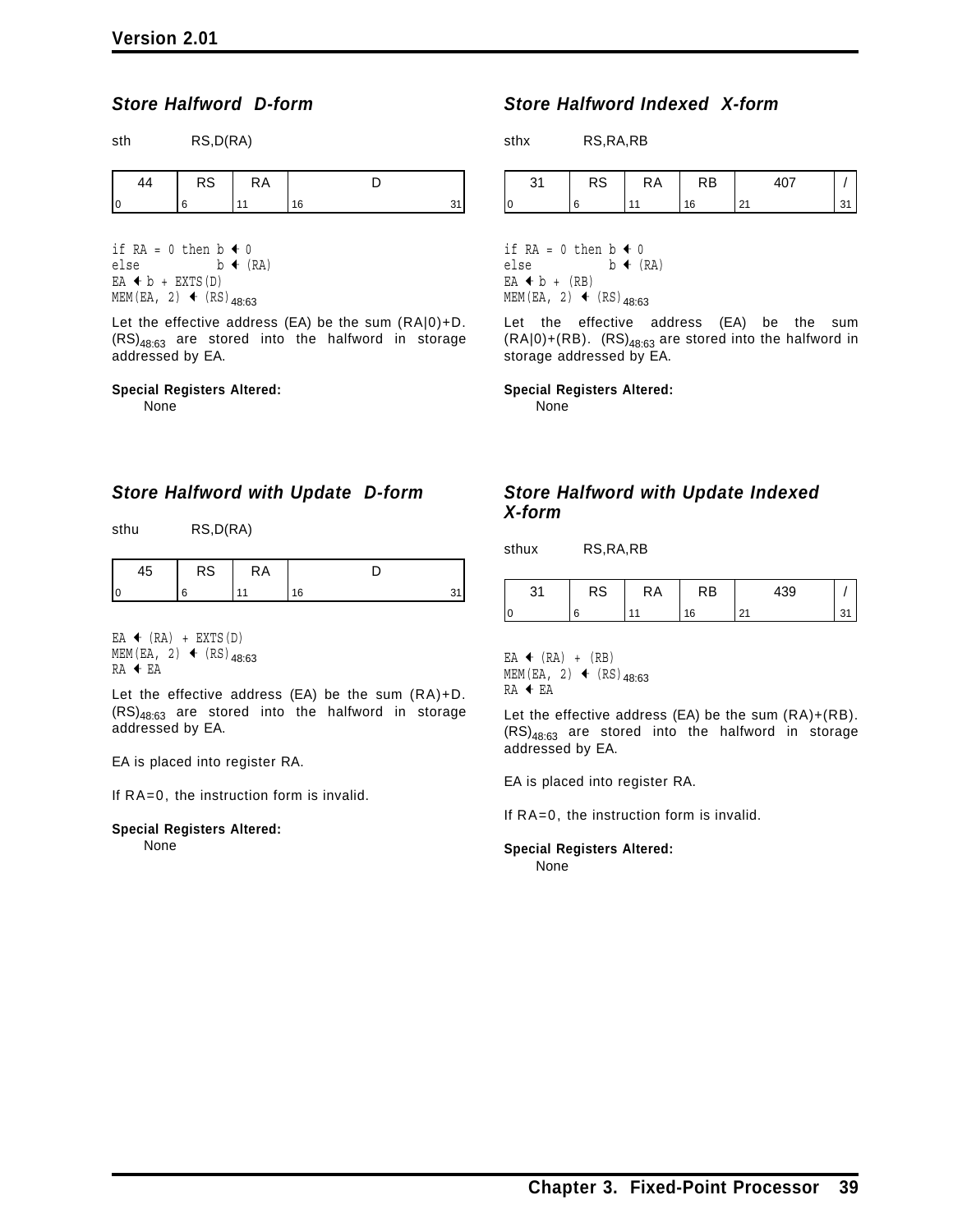### *Store Halfword D-form*

sth RS,D(RA)

| 44 | RS | RA | D |
|---|---|---|---|
| 0 | 6 | 11 | 16 &nbsp;&nbsp;&nbsp;&nbsp;&nbsp;&nbsp; 31 |

```
if RA = 0 then b ← 0
else           b ← (RA)
EA ← b + EXTS(D)
MEM(EA, 2) ← (RS)48:63
```

Let the effective address (EA) be the sum (RA|0)+D. $(RS)_{48:63}$ are stored into the halfword in storage addressed by EA.

**Special Registers Altered:**

None

### *Store Halfword Indexed X-form*

sthx RS,RA,RB

| 31 | RS | RA | RB | 407 | / |
|---|---|---|---|---|---|
| 0 | 6 | 11 | 16 | 21 | 31 |

```
if RA = 0 then b ← 0
else           b ← (RA)
EA ← b + (RB)
MEM(EA, 2) ← (RS)48:63
```

Let the effective address (EA) be the sum (RA|0)+(RB). $(RS)_{48:63}$ are stored into the halfword in storage addressed by EA.

**Special Registers Altered:**

None

### *Store Halfword with Update D-form*

sthu RS,D(RA)

| 45 | RS | RA | D |
|---|---|---|---|
| 0 | 6 | 11 | 16 &nbsp;&nbsp;&nbsp;&nbsp;&nbsp;&nbsp; 31 |

```
EA ← (RA) + EXTS(D)
MEM(EA, 2) ← (RS)48:63
RA ← EA
```

Let the effective address (EA) be the sum (RA)+D. $(RS)_{48:63}$ are stored into the halfword in storage addressed by EA.

EA is placed into register RA.

If RA=0, the instruction form is invalid.

**Special Registers Altered:**

None

### *Store Halfword with Update Indexed X-form*

sthux RS,RA,RB

| 31 | RS | RA | RB | 439 | / |
|---|---|---|---|---|---|
| 0 | 6 | 11 | 16 | 21 | 31 |

```
EA ← (RA) + (RB)
MEM(EA, 2) ← (RS)48:63
RA ← EA
```

Let the effective address (EA) be the sum (RA)+(RB). $(RS)_{48:63}$ are stored into the halfword in storage addressed by EA.

EA is placed into register RA.

If RA=0, the instruction form is invalid.

**Special Registers Altered:**

None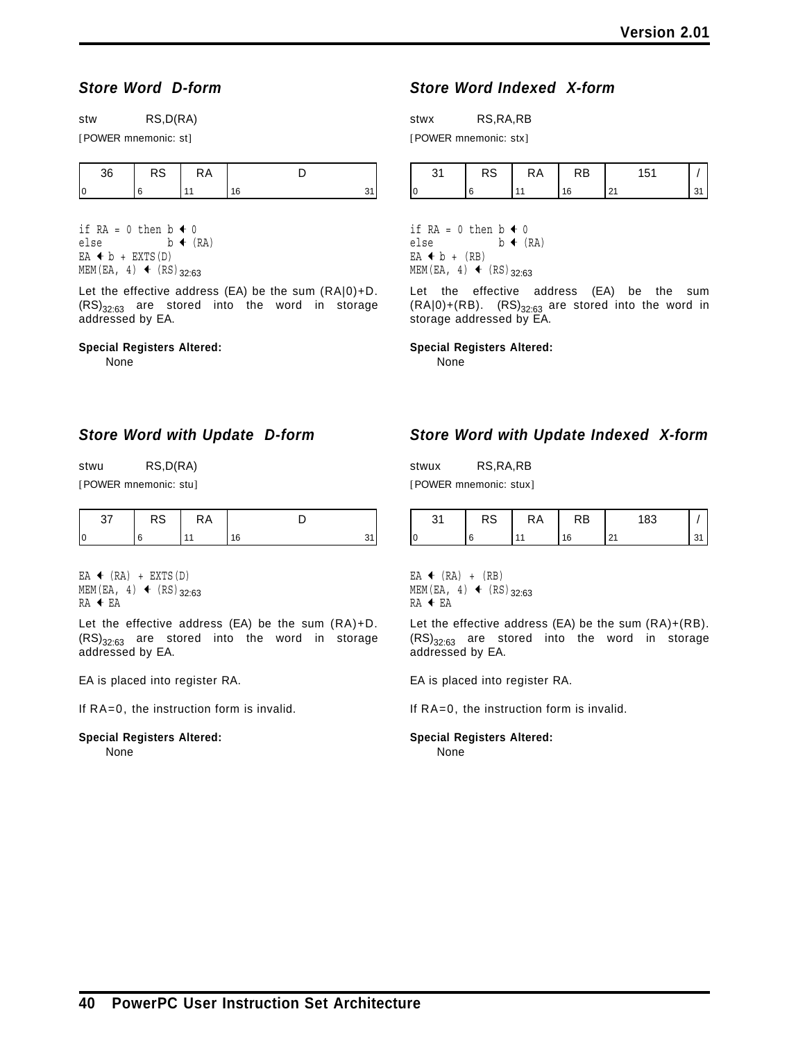## *Store Word D-form*

stw RS,D(RA)

[POWER mnemonic: st]

| 36 | RS | RA | D |
|---|---|---|---|
| 0 | 6 | 11 | 16 &nbsp;&nbsp;&nbsp; 31 |

```
if RA = 0 then b ← 0
else           b ← (RA)
EA ← b + EXTS(D)
MEM(EA, 4) ← (RS)32:63
```

Let the effective address (EA) be the sum (RA|0)+D. $(RS)_{32:63}$ are stored into the word in storage addressed by EA.

**Special Registers Altered:**

None

## *Store Word Indexed X-form*

stwx RS,RA,RB

[POWER mnemonic: stx]

| 31 | RS | RA | RB | 151 | / |
|---|---|---|---|---|---|
| 0 | 6 | 11 | 16 | 21 | 31 |

```
if RA = 0 then b ← 0
else           b ← (RA)
EA ← b + (RB)
MEM(EA, 4) ← (RS)32:63
```

Let the effective address (EA) be the sum (RA|0)+(RB). $(RS)_{32:63}$ are stored into the word in storage addressed by EA.

**Special Registers Altered:**

None

## *Store Word with Update D-form*

stwu RS,D(RA)

[POWER mnemonic: stu]

| 37 | RS | RA | D |
|---|---|---|---|
| 0 | 6 | 11 | 16 &nbsp;&nbsp;&nbsp; 31 |

```
EA ← (RA) + EXTS(D)
MEM(EA, 4) ← (RS)32:63
RA ← EA
```

Let the effective address (EA) be the sum (RA)+D. $(RS)_{32:63}$ are stored into the word in storage addressed by EA.

EA is placed into register RA.

If RA=0, the instruction form is invalid.

**Special Registers Altered:**

None

## *Store Word with Update Indexed X-form*

stwux RS,RA,RB

[POWER mnemonic: stux]

| 31 | RS | RA | RB | 183 | / |
|---|---|---|---|---|---|
| 0 | 6 | 11 | 16 | 21 | 31 |

```
EA ← (RA) + (RB)
MEM(EA, 4) ← (RS)32:63
RA ← EA
```

Let the effective address (EA) be the sum (RA)+(RB). $(RS)_{32:63}$ are stored into the word in storage addressed by EA.

EA is placed into register RA.

If RA=0, the instruction form is invalid.

**Special Registers Altered:**

None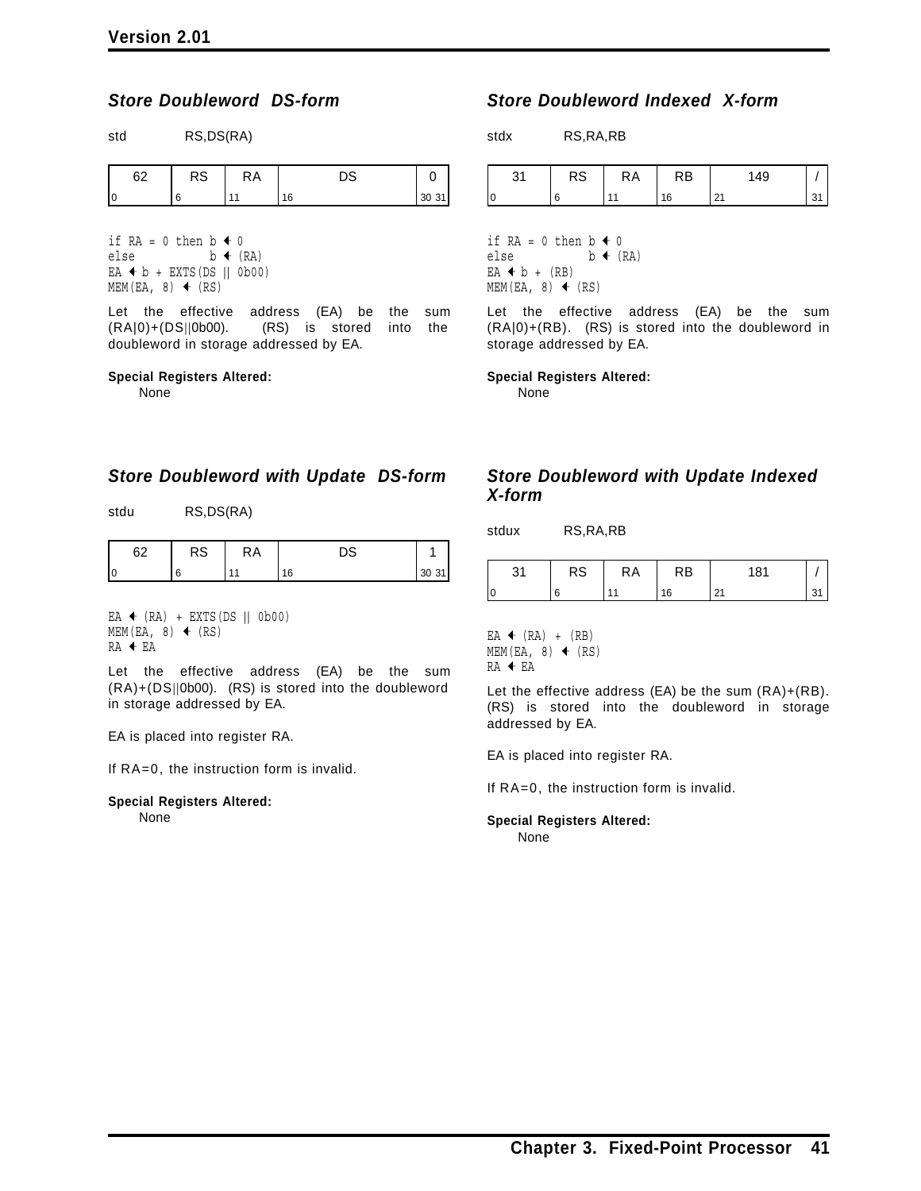### *Store Doubleword DS-form*

std RS,DS(RA)

| 62 | RS | RA | DS | 0 |
|---|---|---|---|---|
| 0 | 6 | 11 | 16 | 30 31 |

```
if RA = 0 then b ← 0
else           b ← (RA)
EA ← b + EXTS(DS || 0b00)
MEM(EA, 8) ← (RS)
```

Let the effective address (EA) be the sum (RA|0)+(DS||0b00). (RS) is stored into the doubleword in storage addressed by EA.

**Special Registers Altered:**

None

### *Store Doubleword Indexed X-form*

stdx RS,RA,RB

| 31 | RS | RA | RB | 149 | / |
|---|---|---|---|---|---|
| 0 | 6 | 11 | 16 | 21 | 31 |

```
if RA = 0 then b ← 0
else           b ← (RA)
EA ← b + (RB)
MEM(EA, 8) ← (RS)
```

Let the effective address (EA) be the sum (RA|0)+(RB). (RS) is stored into the doubleword in storage addressed by EA.

**Special Registers Altered:**

None

### *Store Doubleword with Update DS-form*

stdu RS,DS(RA)

| 62 | RS | RA | DS | 1 |
|---|---|---|---|---|
| 0 | 6 | 11 | 16 | 30 31 |

```
EA ← (RA) + EXTS(DS || 0b00)
MEM(EA, 8) ← (RS)
RA ← EA
```

Let the effective address (EA) be the sum (RA)+(DS||0b00). (RS) is stored into the doubleword in storage addressed by EA.

EA is placed into register RA.

If RA=0, the instruction form is invalid.

**Special Registers Altered:**

None

### *Store Doubleword with Update Indexed X-form*

stdux RS,RA,RB

| 31 | RS | RA | RB | 181 | / |
|---|---|---|---|---|---|
| 0 | 6 | 11 | 16 | 21 | 31 |

```
EA ← (RA) + (RB)
MEM(EA, 8) ← (RS)
RA ← EA
```

Let the effective address (EA) be the sum (RA)+(RB). (RS) is stored into the doubleword in storage addressed by EA.

EA is placed into register RA.

If RA=0, the instruction form is invalid.

**Special Registers Altered:**

None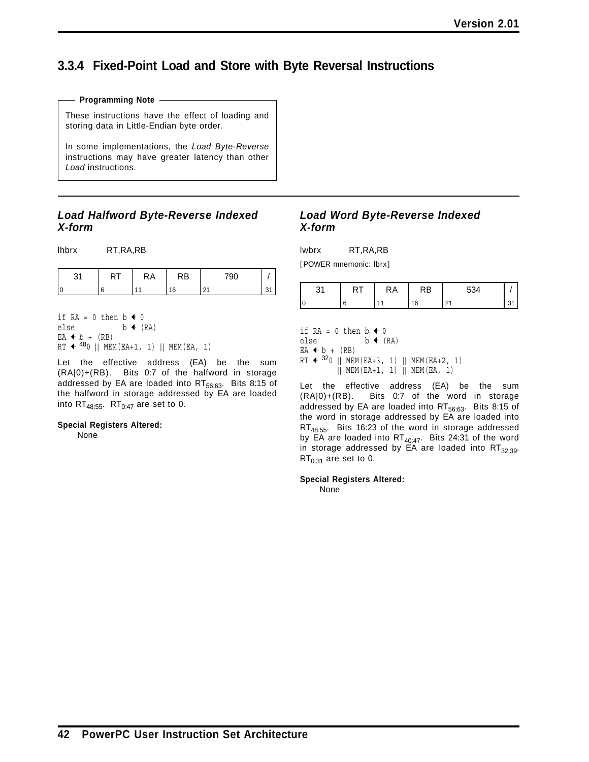## 3.3.4 Fixed-Point Load and Store with Byte Reversal Instructions

**Programming Note**

These instructions have the effect of loading and storing data in Little-Endian byte order.

In some implementations, the *Load Byte-Reverse* instructions may have greater latency than other *Load* instructions.

### *Load Halfword Byte-Reverse Indexed X-form*

lhbrx RT,RA,RB

| 31 | RT | RA | RB | 790 | / |
|---|---|---|---|---|---|
| 0 | 6 | 11 | 16 | 21 | 31 |

```
if RA = 0 then b ← 0
else           b ← (RA)
EA ← b + (RB)
RT ← 48_0 || MEM(EA+1, 1) || MEM(EA, 1)
```

Let the effective address (EA) be the sum (RA|0)+(RB). Bits 0:7 of the halfword in storage addressed by EA are loaded into $RT_{56:63}$. Bits 8:15 of the halfword in storage addressed by EA are loaded into $RT_{48:55}$. $RT_{0:47}$ are set to 0.

**Special Registers Altered:**

None

### *Load Word Byte-Reverse Indexed X-form*

lwbrx RT,RA,RB

[POWER mnemonic: lbrx]

| 31 | RT | RA | RB | 534 | / |
|---|---|---|---|---|---|
| 0 | 6 | 11 | 16 | 21 | 31 |

```
if RA = 0 then b ← 0
else           b ← (RA)
EA ← b + (RB)
RT ← 32_0 || MEM(EA+3, 1) || MEM(EA+2, 1)
       || MEM(EA+1, 1) || MEM(EA, 1)
```

Let the effective address (EA) be the sum (RA|0)+(RB). Bits 0:7 of the word in storage addressed by EA are loaded into $RT_{56:63}$. Bits 8:15 of the word in storage addressed by EA are loaded into $RT_{48:55}$. Bits 16:23 of the word in storage addressed by EA are loaded into $RT_{40:47}$. Bits 24:31 of the word in storage addressed by EA are loaded into $RT_{32:39}$. $RT_{0:31}$ are set to 0.

**Special Registers Altered:**

None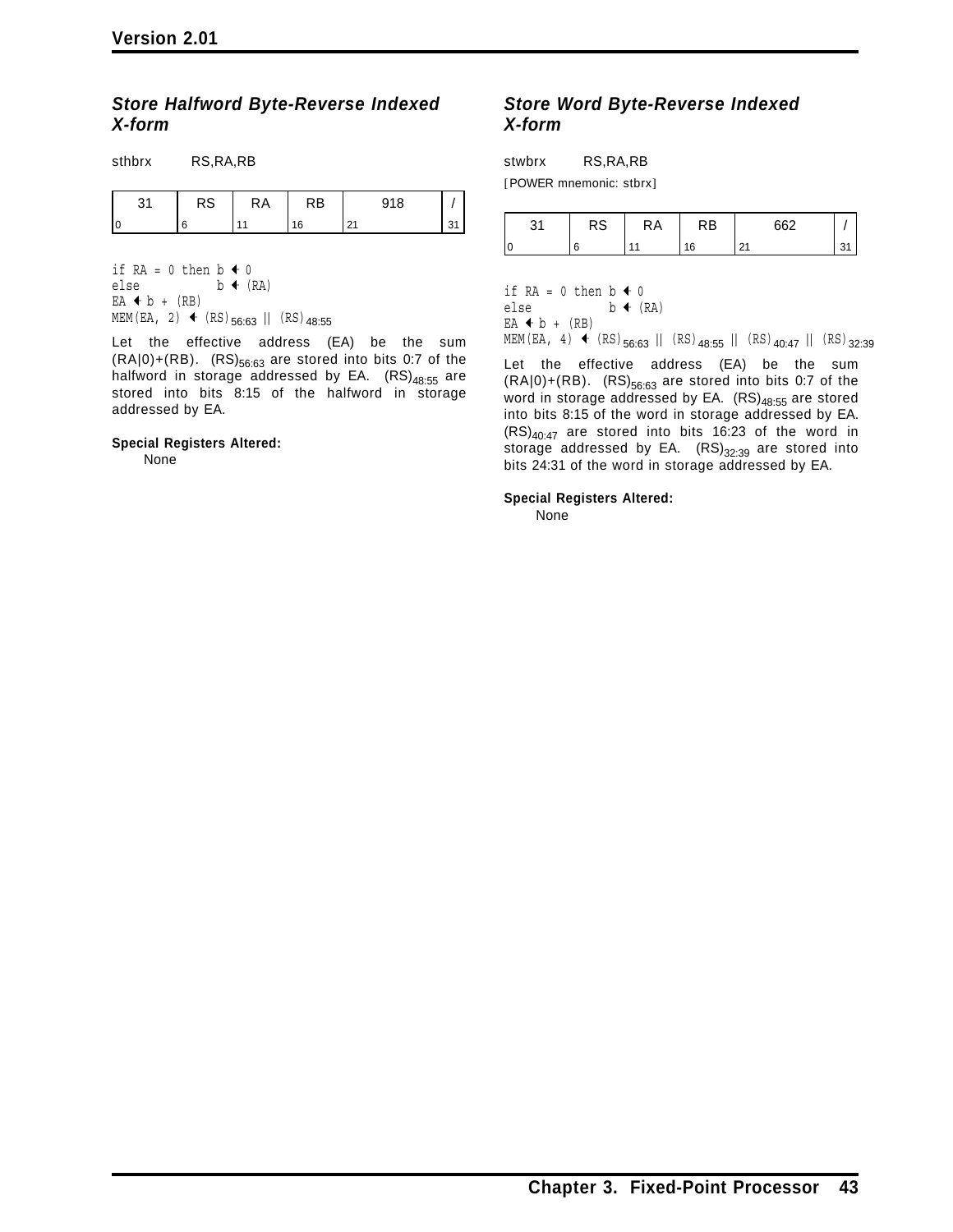### *Store Halfword Byte-Reverse Indexed X-form*

sthbrx RS,RA,RB

| 31 | RS | RA | RB | 918 | / |
|---|---|---|---|---|---|
| 0 | 6 | 11 | 16 | 21 | 31 |

```
if RA = 0 then b ← 0
else           b ← (RA)
EA ← b + (RB)
MEM(EA, 2) ← (RS)56:63 || (RS)48:55
```

Let the effective address (EA) be the sum (RA|0)+(RB). $(RS)_{56:63}$ are stored into bits 0:7 of the halfword in storage addressed by EA. $(RS)_{48:55}$ are stored into bits 8:15 of the halfword in storage addressed by EA.

**Special Registers Altered:**

None

### *Store Word Byte-Reverse Indexed X-form*

stwbrx RS,RA,RB

[POWER mnemonic: stbrx]

| 31 | RS | RA | RB | 662 | / |
|---|---|---|---|---|---|
| 0 | 6 | 11 | 16 | 21 | 31 |

```
if RA = 0 then b ← 0
else           b ← (RA)
EA ← b + (RB)
MEM(EA, 4) ← (RS)56:63 || (RS)48:55 || (RS)40:47 || (RS)32:39
```

Let the effective address (EA) be the sum (RA|0)+(RB). $(RS)_{56:63}$ are stored into bits 0:7 of the word in storage addressed by EA. $(RS)_{48:55}$ are stored into bits 8:15 of the word in storage addressed by EA. $(RS)_{40:47}$ are stored into bits 16:23 of the word in storage addressed by EA. $(RS)_{32:39}$ are stored into bits 24:31 of the word in storage addressed by EA.

**Special Registers Altered:**

None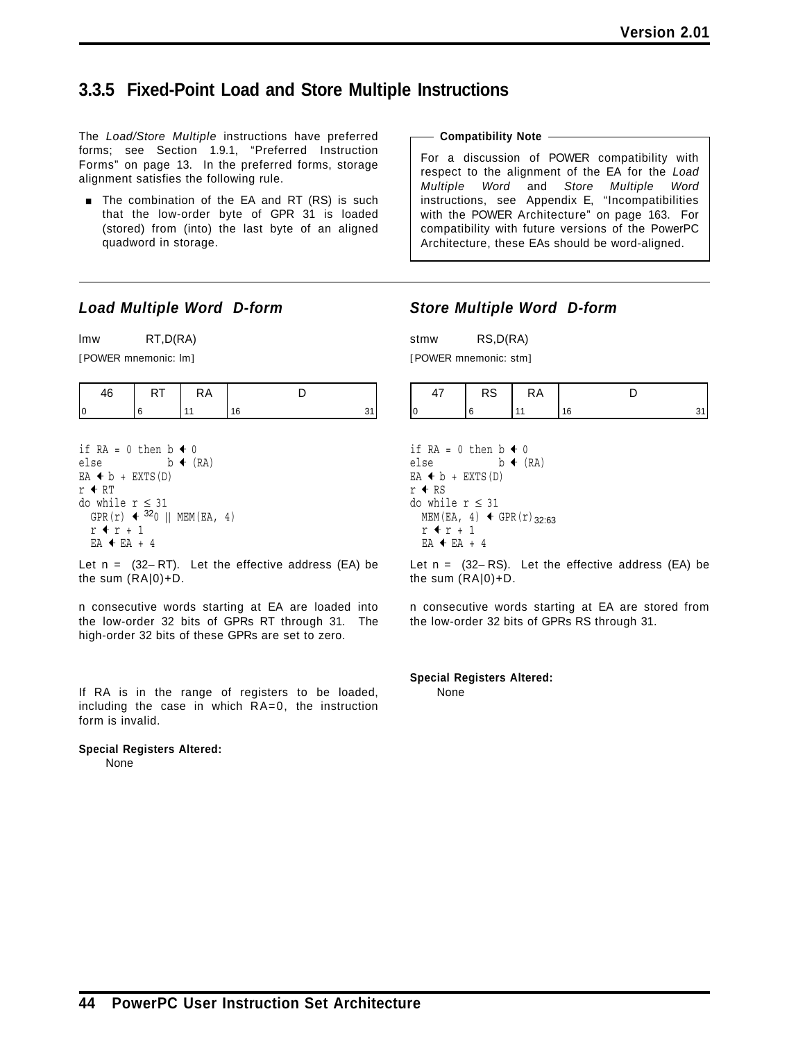## 3.3.5 Fixed-Point Load and Store Multiple Instructions

The *Load/Store Multiple* instructions have preferred forms; see Section 1.9.1, "Preferred Instruction Forms" on page 13. In the preferred forms, storage alignment satisfies the following rule.

- The combination of the EA and RT (RS) is such that the low-order byte of GPR 31 is loaded (stored) from (into) the last byte of an aligned quadword in storage.

**Compatibility Note**

For a discussion of POWER compatibility with respect to the alignment of the EA for the *Load Multiple Word* and *Store Multiple Word* instructions, see Appendix E, "Incompatibilities with the POWER Architecture" on page 163. For compatibility with future versions of the PowerPC Architecture, these EAs should be word-aligned.

---

### *Load Multiple Word D-form*

lmw RT,D(RA)

[POWER mnemonic: lm]

| 46 | RT | RA | D |
|---|---|---|---|
| 0 | 6 | 11 | 16 ... 31 |

```
if RA = 0 then b ← 0
else           b ← (RA)
EA ← b + EXTS(D)
r ← RT
do while r ≤ 31
  GPR(r) ← ³²0 || MEM(EA, 4)
  r ← r + 1
  EA ← EA + 4
```

Let n = (32−RT). Let the effective address (EA) be the sum (RA|0)+D.

n consecutive words starting at EA are loaded into the low-order 32 bits of GPRs RT through 31. The high-order 32 bits of these GPRs are set to zero.

If RA is in the range of registers to be loaded, including the case in which RA=0, the instruction form is invalid.

**Special Registers Altered:**

None

### *Store Multiple Word D-form*

stmw RS,D(RA)

[POWER mnemonic: stm]

| 47 | RS | RA | D |
|---|---|---|---|
| 0 | 6 | 11 | 16 ... 31 |

```
if RA = 0 then b ← 0
else           b ← (RA)
EA ← b + EXTS(D)
r ← RS
do while r ≤ 31
  MEM(EA, 4) ← GPR(r)32:63
  r ← r + 1
  EA ← EA + 4
```

Let n = (32−RS). Let the effective address (EA) be the sum (RA|0)+D.

n consecutive words starting at EA are stored from the low-order 32 bits of GPRs RS through 31.

**Special Registers Altered:**

None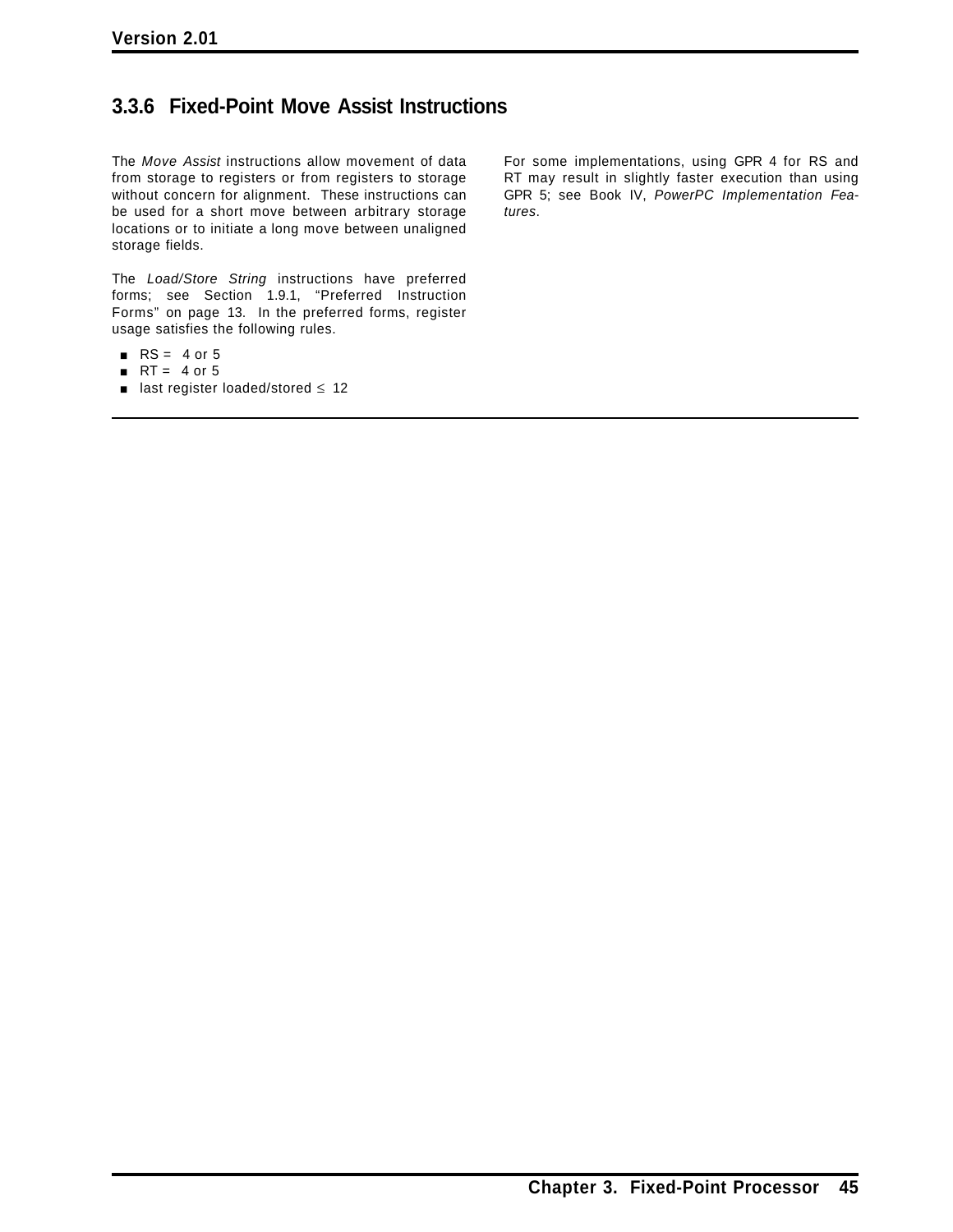### 3.3.6 Fixed-Point Move Assist Instructions

The *Move Assist* instructions allow movement of data from storage to registers or from registers to storage without concern for alignment. These instructions can be used for a short move between arbitrary storage locations or to initiate a long move between unaligned storage fields.

The *Load/Store String* instructions have preferred forms; see Section 1.9.1, "Preferred Instruction Forms" on page 13. In the preferred forms, register usage satisfies the following rules.

- RS = 4 or 5
- RT = 4 or 5
- last register loaded/stored ≤ 12

For some implementations, using GPR 4 for RS and RT may result in slightly faster execution than using GPR 5; see Book IV, *PowerPC Implementation Features*.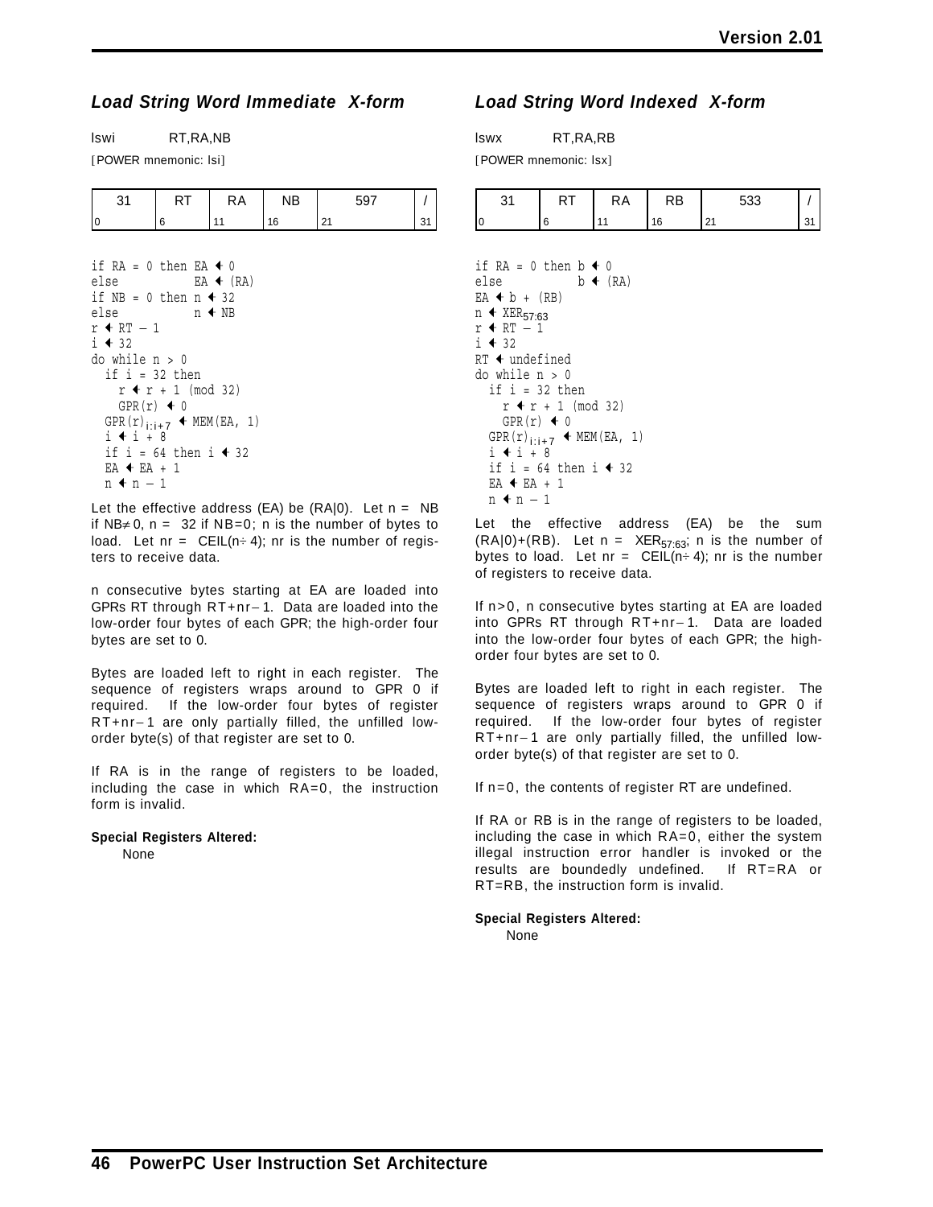### *Load String Word Immediate X-form*

lswi RT,RA,NB

[POWER mnemonic: lsi]

| 31 | RT | RA | NB | 597 | / |
|---|---|---|---|---|---|
| 0 | 6 | 11 | 16 | 21 | 31 |

```
if RA = 0 then EA ← 0
else           EA ← (RA)
if NB = 0 then n ← 32
else           n ← NB
r ← RT − 1
i ← 32
do while n > 0
  if i = 32 then
    r ← r + 1 (mod 32)
    GPR(r) ← 0
  GPR(r)i:i+7 ← MEM(EA, 1)
  i ← i + 8
  if i = 64 then i ← 32
  EA ← EA + 1
  n ← n − 1
```

Let the effective address (EA) be (RA|0). Let n = NB if NB≠0, n = 32 if NB=0; n is the number of bytes to load. Let nr = CEIL(n÷4); nr is the number of registers to receive data.

n consecutive bytes starting at EA are loaded into GPRs RT through RT+nr−1. Data are loaded into the low-order four bytes of each GPR; the high-order four bytes are set to 0.

Bytes are loaded left to right in each register. The sequence of registers wraps around to GPR 0 if required. If the low-order four bytes of register RT+nr−1 are only partially filled, the unfilled low-order byte(s) of that register are set to 0.

If RA is in the range of registers to be loaded, including the case in which RA=0, the instruction form is invalid.

**Special Registers Altered:**

None

### *Load String Word Indexed X-form*

lswx RT,RA,RB

[POWER mnemonic: lsx]

| 31 | RT | RA | RB | 533 | / |
|---|---|---|---|---|---|
| 0 | 6 | 11 | 16 | 21 | 31 |

```
if RA = 0 then b ← 0
else           b ← (RA)
EA ← b + (RB)
n ← XER57:63
r ← RT − 1
i ← 32
RT ← undefined
do while n > 0
  if i = 32 then
    r ← r + 1 (mod 32)
    GPR(r) ← 0
  GPR(r)i:i+7 ← MEM(EA, 1)
  i ← i + 8
  if i = 64 then i ← 32
  EA ← EA + 1
  n ← n − 1
```

Let the effective address (EA) be the sum (RA|0)+(RB). Let n = $XER_{57:63}$; n is the number of bytes to load. Let nr = CEIL(n÷4); nr is the number of registers to receive data.

If n>0, n consecutive bytes starting at EA are loaded into GPRs RT through RT+nr−1. Data are loaded into the low-order four bytes of each GPR; the high-order four bytes are set to 0.

Bytes are loaded left to right in each register. The sequence of registers wraps around to GPR 0 if required. If the low-order four bytes of register RT+nr−1 are only partially filled, the unfilled low-order byte(s) of that register are set to 0.

If n=0, the contents of register RT are undefined.

If RA or RB is in the range of registers to be loaded, including the case in which RA=0, either the system illegal instruction error handler is invoked or the results are boundedly undefined. If RT=RA or RT=RB, the instruction form is invalid.

**Special Registers Altered:**

None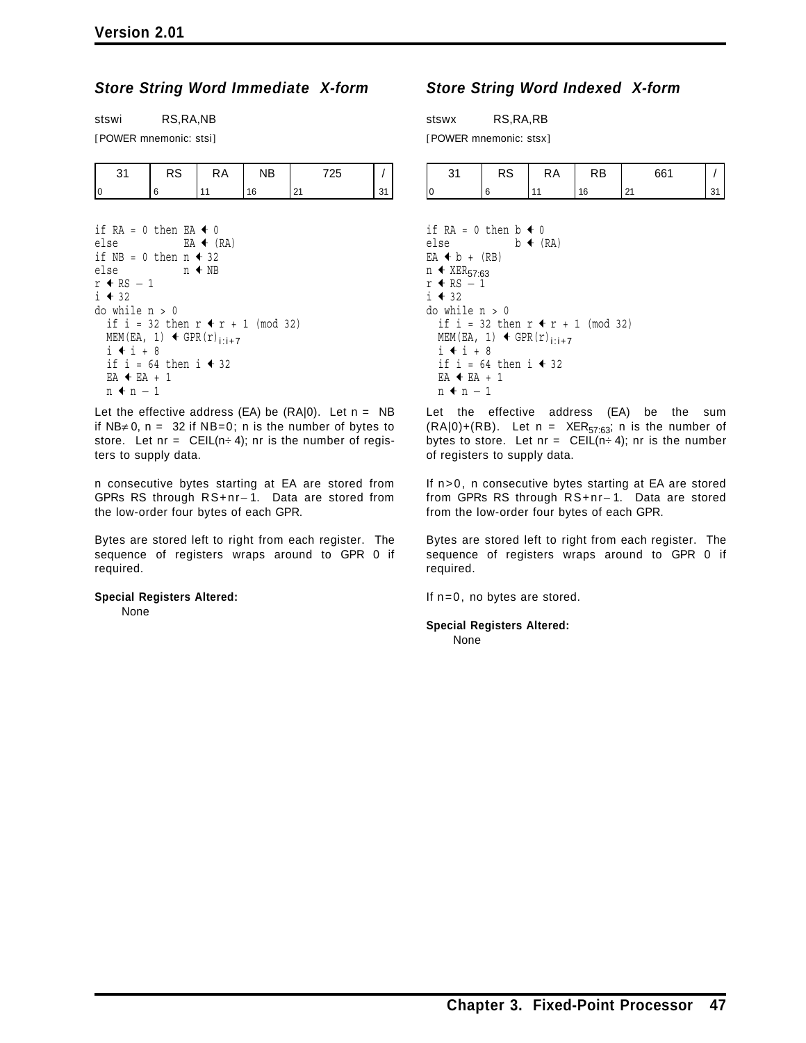## *Store String Word Immediate X-form*

stswi RS,RA,NB

[POWER mnemonic: stsi]

| 31 | RS | RA | NB | 725 | / |
|---|---|---|---|---|---|
| 0 | 6 | 11 | 16 | 21 | 31 |

```
if RA = 0 then EA ← 0
else           EA ← (RA)
if NB = 0 then n ← 32
else           n ← NB
r ← RS − 1
i ← 32
do while n > 0
  if i = 32 then r ← r + 1 (mod 32)
  MEM(EA, 1) ← GPR(r)i:i+7
  i ← i + 8
  if i = 64 then i ← 32
  EA ← EA + 1
  n ← n − 1
```

Let the effective address (EA) be (RA|0). Let n = NB if NB≠0, n = 32 if NB=0; n is the number of bytes to store. Let nr = CEIL(n÷4); nr is the number of registers to supply data.

n consecutive bytes starting at EA are stored from GPRs RS through RS+nr−1. Data are stored from the low-order four bytes of each GPR.

Bytes are stored left to right from each register. The sequence of registers wraps around to GPR 0 if required.

**Special Registers Altered:**

None

## *Store String Word Indexed X-form*

stswx RS,RA,RB

[POWER mnemonic: stsx]

| 31 | RS | RA | RB | 661 | / |
|---|---|---|---|---|---|
| 0 | 6 | 11 | 16 | 21 | 31 |

```
if RA = 0 then b ← 0
else           b ← (RA)
EA ← b + (RB)
n ← XER57:63
r ← RS − 1
i ← 32
do while n > 0
  if i = 32 then r ← r + 1 (mod 32)
  MEM(EA, 1) ← GPR(r)i:i+7
  i ← i + 8
  if i = 64 then i ← 32
  EA ← EA + 1
  n ← n − 1
```

Let the effective address (EA) be the sum (RA|0)+(RB). Let n = $XER_{57:63}$; n is the number of bytes to store. Let nr = CEIL(n÷4); nr is the number of registers to supply data.

If n>0, n consecutive bytes starting at EA are stored from GPRs RS through RS+nr−1. Data are stored from the low-order four bytes of each GPR.

Bytes are stored left to right from each register. The sequence of registers wraps around to GPR 0 if required.

If n=0, no bytes are stored.

**Special Registers Altered:**

None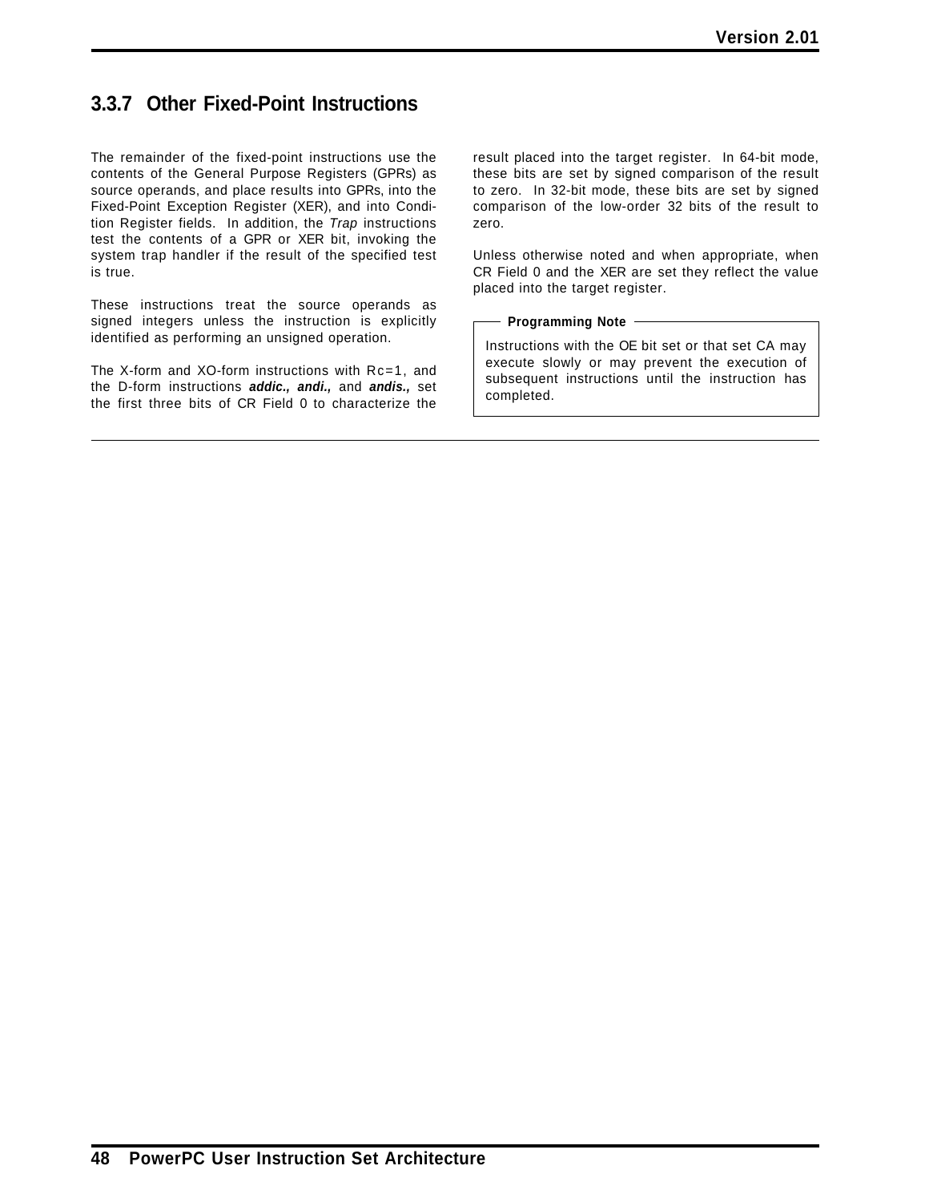### 3.3.7 Other Fixed-Point Instructions

The remainder of the fixed-point instructions use the contents of the General Purpose Registers (GPRs) as source operands, and place results into GPRs, into the Fixed-Point Exception Register (XER), and into Condition Register fields. In addition, the *Trap* instructions test the contents of a GPR or XER bit, invoking the system trap handler if the result of the specified test is true.

These instructions treat the source operands as signed integers unless the instruction is explicitly identified as performing an unsigned operation.

The X-form and XO-form instructions with Rc=1, and the D-form instructions ***addic., andi.,*** and ***andis.,*** set the first three bits of CR Field 0 to characterize the result placed into the target register. In 64-bit mode, these bits are set by signed comparison of the result to zero. In 32-bit mode, these bits are set by signed comparison of the low-order 32 bits of the result to zero.

Unless otherwise noted and when appropriate, when CR Field 0 and the XER are set they reflect the value placed into the target register.

> **Programming Note**
>
> Instructions with the OE bit set or that set CA may execute slowly or may prevent the execution of subsequent instructions until the instruction has completed.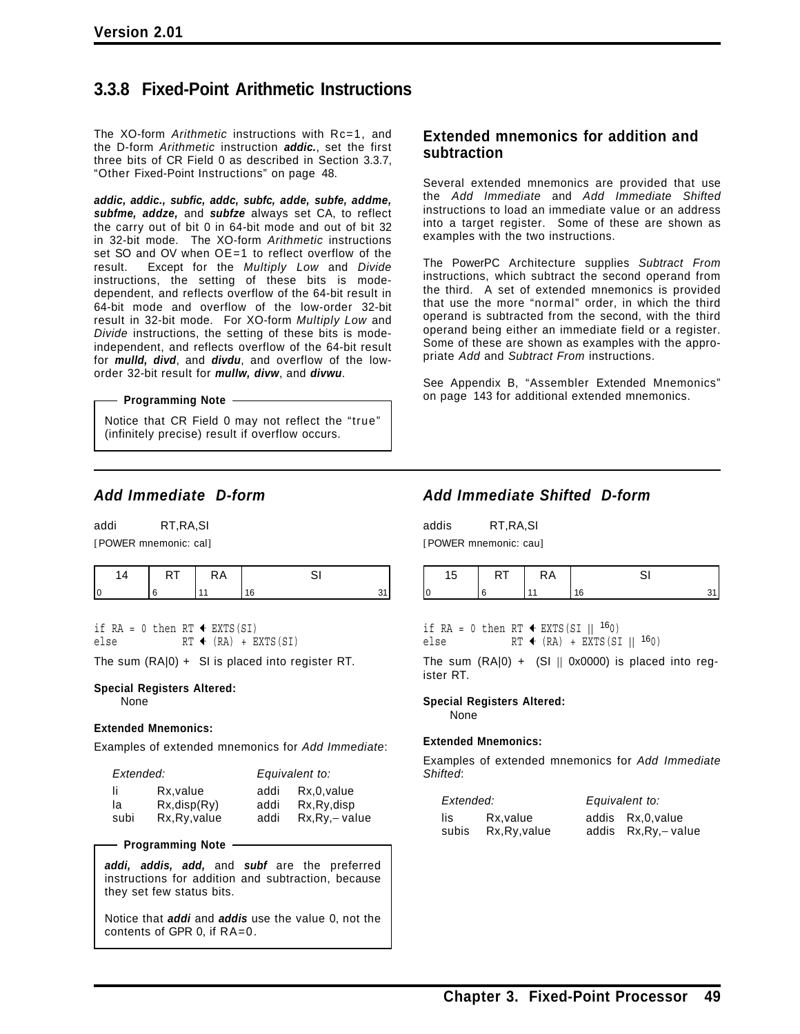## 3.3.8 Fixed-Point Arithmetic Instructions

The XO-form *Arithmetic* instructions with Rc=1, and the D-form *Arithmetic* instruction ***addic.***, set the first three bits of CR Field 0 as described in Section 3.3.7, "Other Fixed-Point Instructions" on page 48.

***addic, addic., subfic, addc, subfc, adde, subfe, addme, subfme, addze,*** and ***subfze*** always set CA, to reflect the carry out of bit 0 in 64-bit mode and out of bit 32 in 32-bit mode. The XO-form *Arithmetic* instructions set SO and OV when OE=1 to reflect overflow of the result. Except for the *Multiply Low* and *Divide* instructions, the setting of these bits is mode-dependent, and reflects overflow of the 64-bit result in 64-bit mode and overflow of the low-order 32-bit result in 32-bit mode. For XO-form *Multiply Low* and *Divide* instructions, the setting of these bits is mode-independent, and reflects overflow of the 64-bit result for ***mulld, divd***, and ***divdu***, and overflow of the low-order 32-bit result for ***mullw, divw***, and ***divwu***.

**Programming Note**

Notice that CR Field 0 may not reflect the "true" (infinitely precise) result if overflow occurs.

### Extended mnemonics for addition and subtraction

Several extended mnemonics are provided that use the *Add Immediate* and *Add Immediate Shifted* instructions to load an immediate value or an address into a target register. Some of these are shown as examples with the two instructions.

The PowerPC Architecture supplies *Subtract From* instructions, which subtract the second operand from the third. A set of extended mnemonics is provided that use the more "normal" order, in which the third operand is subtracted from the second, with the third operand being either an immediate field or a register. Some of these are shown as examples with the appropriate *Add* and *Subtract From* instructions.

See Appendix B, "Assembler Extended Mnemonics" on page 143 for additional extended mnemonics.

### *Add Immediate D-form*

addi RT,RA,SI

[POWER mnemonic: cal]

| 14 | RT | RA | SI |
|---|---|---|---|
| 0 | 6 | 11 | 16 31 |

```
if RA = 0 then RT ← EXTS(SI)
else           RT ← (RA) + EXTS(SI)
```

The sum (RA|0) + SI is placed into register RT.

**Special Registers Altered:**

None

**Extended Mnemonics:**

Examples of extended mnemonics for *Add Immediate*:

| *Extended:* | | *Equivalent to:* | |
|---|---|---|---|
| li | Rx,value | addi | Rx,0,value |
| la | Rx,disp(Ry) | addi | Rx,Ry,disp |
| subi | Rx,Ry,value | addi | Rx,Ry,– value |

**Programming Note**

***addi, addis, add,*** and ***subf*** are the preferred instructions for addition and subtraction, because they set few status bits.

Notice that ***addi*** and ***addis*** use the value 0, not the contents of GPR 0, if RA=0.

### *Add Immediate Shifted D-form*

addis RT,RA,SI

[POWER mnemonic: cau]

| 15 | RT | RA | SI |
|---|---|---|---|
| 0 | 6 | 11 | 16 31 |

```
if RA = 0 then RT ← EXTS(SI || 160)
else           RT ← (RA) + EXTS(SI || 160)
```

The sum (RA|0) + (SI || 0x0000) is placed into register RT.

**Special Registers Altered:**

None

**Extended Mnemonics:**

Examples of extended mnemonics for *Add Immediate Shifted*:

| *Extended:* | | *Equivalent to:* | |
|---|---|---|---|
| lis | Rx,value | addis | Rx,0,value |
| subis | Rx,Ry,value | addis | Rx,Ry,– value |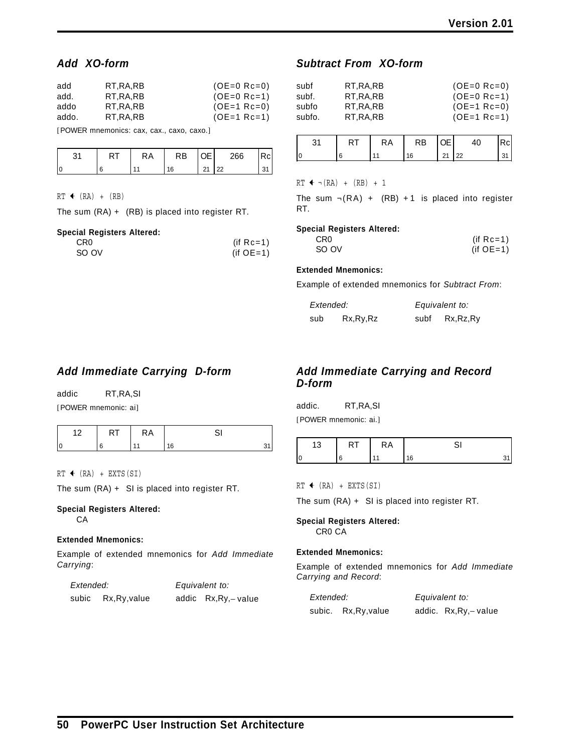### *Add XO-form*

| | | |
|---|---|---|
| add | RT,RA,RB | (OE=0 Rc=0) |
| add. | RT,RA,RB | (OE=0 Rc=1) |
| addo | RT,RA,RB | (OE=1 Rc=0) |
| addo. | RT,RA,RB | (OE=1 Rc=1) |

[POWER mnemonics: cax, cax., caxo, caxo.]

| 31 | RT | RA | RB | OE | 266 | Rc |
|---|---|---|---|---|---|---|
| 0 | 6 | 11 | 16 | 21 | 22 | 31 |

```
RT ← (RA) + (RB)
```

The sum (RA) + (RB) is placed into register RT.

**Special Registers Altered:**

| | |
|---|---|
| CR0 | (if Rc=1) |
| SO OV | (if OE=1) |

### *Subtract From XO-form*

| | | |
|---|---|---|
| subf | RT,RA,RB | (OE=0 Rc=0) |
| subf. | RT,RA,RB | (OE=0 Rc=1) |
| subfo | RT,RA,RB | (OE=1 Rc=0) |
| subfo. | RT,RA,RB | (OE=1 Rc=1) |

| 31 | RT | RA | RB | OE | 40 | Rc |
|---|---|---|---|---|---|---|
| 0 | 6 | 11 | 16 | 21 | 22 | 31 |

```
RT ← ¬(RA) + (RB) + 1
```

The sum ¬(RA) + (RB) + 1 is placed into register RT.

**Special Registers Altered:**

| | |
|---|---|
| CR0 | (if Rc=1) |
| SO OV | (if OE=1) |

**Extended Mnemonics:**

Example of extended mnemonics for *Subtract From*:

| *Extended:* | *Equivalent to:* |
|---|---|
| sub Rx,Ry,Rz | subf Rx,Rz,Ry |

### *Add Immediate Carrying D-form*

addic RT,RA,SI

[POWER mnemonic: ai]

| 12 | RT | RA | SI |
|---|---|---|---|
| 0 | 6 | 11 | 16 31 |

```
RT ← (RA) + EXTS(SI)
```

The sum (RA) + SI is placed into register RT.

**Special Registers Altered:**

CA

**Extended Mnemonics:**

Example of extended mnemonics for *Add Immediate Carrying*:

| *Extended:* | *Equivalent to:* |
|---|---|
| subic Rx,Ry,value | addic Rx,Ry,– value |

### *Add Immediate Carrying and Record D-form*

addic. RT,RA,SI

[POWER mnemonic: ai.]

| 13 | RT | RA | SI |
|---|---|---|---|
| 0 | 6 | 11 | 16 31 |

```
RT ← (RA) + EXTS(SI)
```

The sum (RA) + SI is placed into register RT.

**Special Registers Altered:**

CR0 CA

**Extended Mnemonics:**

Example of extended mnemonics for *Add Immediate Carrying and Record*:

| *Extended:* | *Equivalent to:* |
|---|---|
| subic. Rx,Ry,value | addic. Rx,Ry,– value |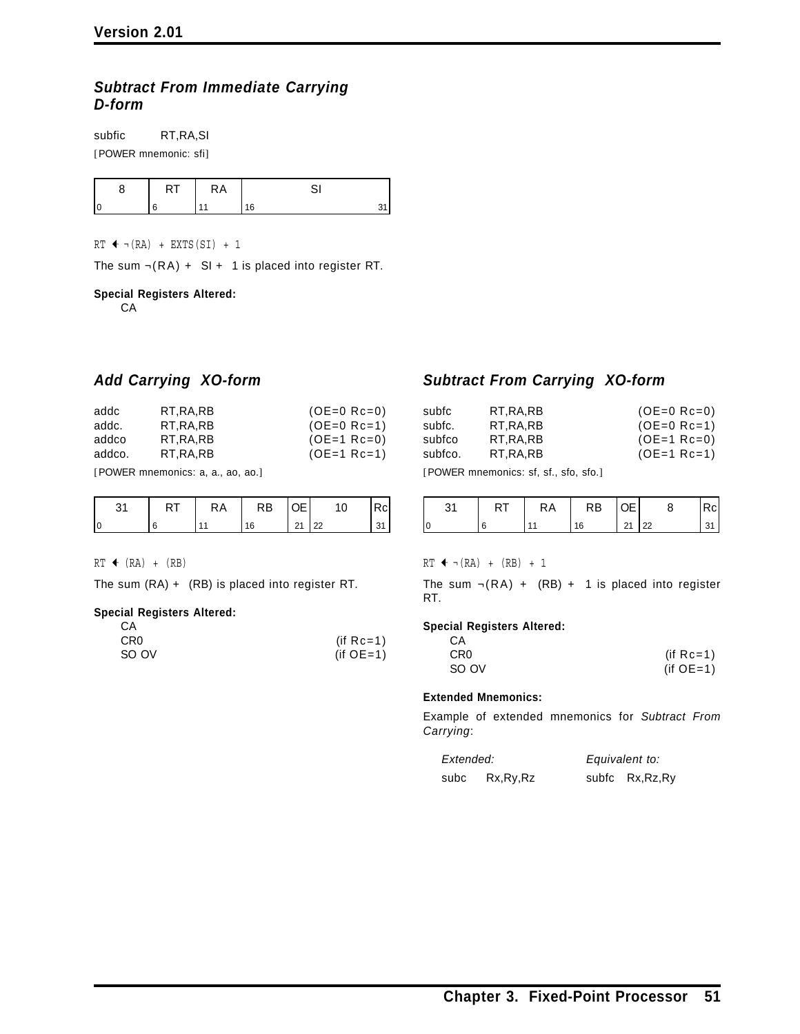### *Subtract From Immediate Carrying D-form*

subfic RT,RA,SI

[POWER mnemonic: sfi]

| 8 | RT | RA | SI |
|---|---|---|---|
| 0 | 6 | 11 | 16 31 |

```
RT ← ¬(RA) + EXTS(SI) + 1
```

The sum ¬(RA) + SI + 1 is placed into register RT.

**Special Registers Altered:**

CA

### *Add Carrying XO-form*

| | | |
|---|---|---|
| addc | RT,RA,RB | (OE=0 Rc=0) |
| addc. | RT,RA,RB | (OE=0 Rc=1) |
| addco | RT,RA,RB | (OE=1 Rc=0) |
| addco. | RT,RA,RB | (OE=1 Rc=1) |

[POWER mnemonics: a, a., ao, ao.]

| 31 | RT | RA | RB | OE | 10 | Rc |
|---|---|---|---|---|---|---|
| 0 | 6 | 11 | 16 | 21 | 22 | 31 |

```
RT ← (RA) + (RB)
```

The sum (RA) + (RB) is placed into register RT.

**Special Registers Altered:**

| | |
|---|---|
| CA | |
| CR0 | (if Rc=1) |
| SO OV | (if OE=1) |

### *Subtract From Carrying XO-form*

| | | |
|---|---|---|
| subfc | RT,RA,RB | (OE=0 Rc=0) |
| subfc. | RT,RA,RB | (OE=0 Rc=1) |
| subfco | RT,RA,RB | (OE=1 Rc=0) |
| subfco. | RT,RA,RB | (OE=1 Rc=1) |

[POWER mnemonics: sf, sf., sfo, sfo.]

| 31 | RT | RA | RB | OE | 8 | Rc |
|---|---|---|---|---|---|---|
| 0 | 6 | 11 | 16 | 21 | 22 | 31 |

```
RT ← ¬(RA) + (RB) + 1
```

The sum ¬(RA) + (RB) + 1 is placed into register RT.

**Special Registers Altered:**

| | |
|---|---|
| CA | |
| CR0 | (if Rc=1) |
| SO OV | (if OE=1) |

**Extended Mnemonics:**

Example of extended mnemonics for *Subtract From Carrying*:

| *Extended:* | *Equivalent to:* |
|---|---|
| subc Rx,Ry,Rz | subfc Rx,Rz,Ry |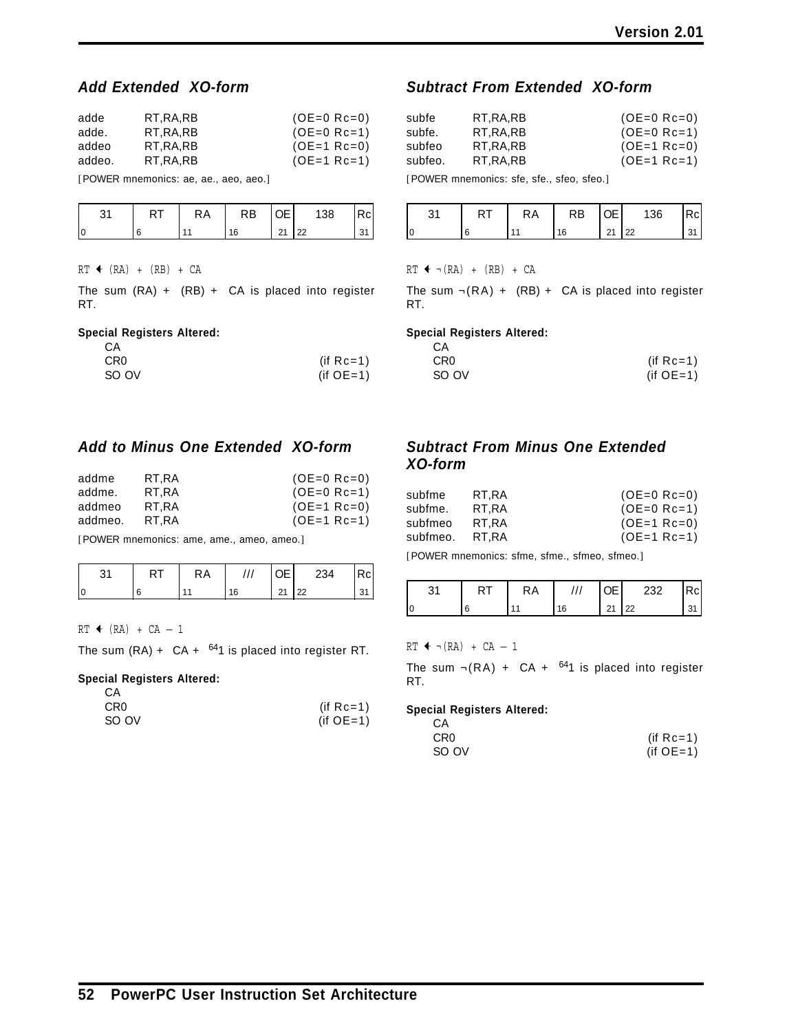## Add Extended XO-form

| | | |
|---|---|---|
| adde | RT,RA,RB | (OE=0 Rc=0) |
| adde. | RT,RA,RB | (OE=0 Rc=1) |
| addeo | RT,RA,RB | (OE=1 Rc=0) |
| addeo. | RT,RA,RB | (OE=1 Rc=1) |

[POWER mnemonics: ae, ae., aeo, aeo.]

| 31 | RT | RA | RB | OE | 138 | Rc |
|---|---|---|---|---|---|---|
| 0 | 6 | 11 | 16 | 21 | 22 | 31 |

```
RT ← (RA) + (RB) + CA
```

The sum (RA) + (RB) + CA is placed into register RT.

**Special Registers Altered:**

| | |
|---|---|
| CA | |
| CR0 | (if Rc=1) |
| SO OV | (if OE=1) |

## Add to Minus One Extended XO-form

| | | |
|---|---|---|
| addme | RT,RA | (OE=0 Rc=0) |
| addme. | RT,RA | (OE=0 Rc=1) |
| addmeo | RT,RA | (OE=1 Rc=0) |
| addmeo. | RT,RA | (OE=1 Rc=1) |

[POWER mnemonics: ame, ame., ameo, ameo.]

| 31 | RT | RA | /// | OE | 234 | Rc |
|---|---|---|---|---|---|---|
| 0 | 6 | 11 | 16 | 21 | 22 | 31 |

```
RT ← (RA) + CA − 1
```

The sum (RA) + CA + $^{64}$1 is placed into register RT.

**Special Registers Altered:**

| | |
|---|---|
| CA | |
| CR0 | (if Rc=1) |
| SO OV | (if OE=1) |

## Subtract From Extended XO-form

| | | |
|---|---|---|
| subfe | RT,RA,RB | (OE=0 Rc=0) |
| subfe. | RT,RA,RB | (OE=0 Rc=1) |
| subfeo | RT,RA,RB | (OE=1 Rc=0) |
| subfeo. | RT,RA,RB | (OE=1 Rc=1) |

[POWER mnemonics: sfe, sfe., sfeo, sfeo.]

| 31 | RT | RA | RB | OE | 136 | Rc |
|---|---|---|---|---|---|---|
| 0 | 6 | 11 | 16 | 21 | 22 | 31 |

```
RT ← ¬(RA) + (RB) + CA
```

The sum ¬(RA) + (RB) + CA is placed into register RT.

**Special Registers Altered:**

| | |
|---|---|
| CA | |
| CR0 | (if Rc=1) |
| SO OV | (if OE=1) |

## Subtract From Minus One Extended XO-form

| | | |
|---|---|---|
| subfme | RT,RA | (OE=0 Rc=0) |
| subfme. | RT,RA | (OE=0 Rc=1) |
| subfmeo | RT,RA | (OE=1 Rc=0) |
| subfmeo. | RT,RA | (OE=1 Rc=1) |

[POWER mnemonics: sfme, sfme., sfmeo, sfmeo.]

| 31 | RT | RA | /// | OE | 232 | Rc |
|---|---|---|---|---|---|---|
| 0 | 6 | 11 | 16 | 21 | 22 | 31 |

```
RT ← ¬(RA) + CA − 1
```

The sum ¬(RA) + CA + $^{64}$1 is placed into register RT.

**Special Registers Altered:**

| | |
|---|---|
| CA | |
| CR0 | (if Rc=1) |
| SO OV | (if OE=1) |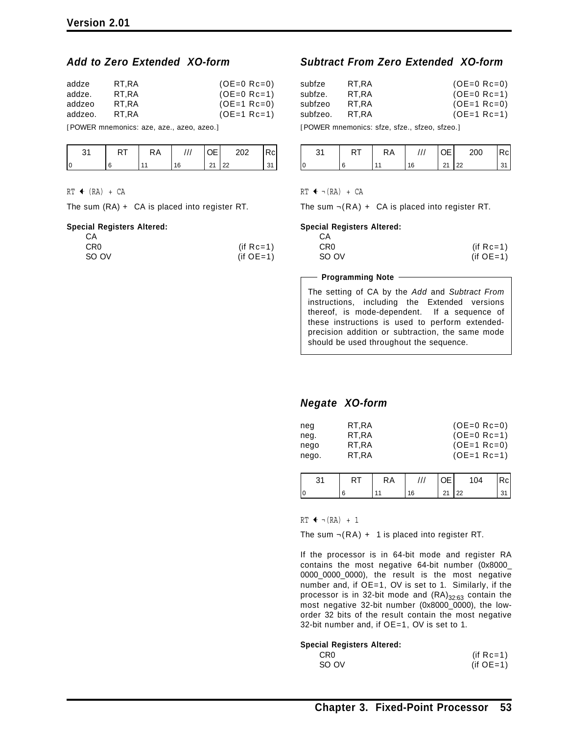### *Add to Zero Extended XO-form*

| | | |
|---|---|---|
| addze | RT,RA | (OE=0 Rc=0) |
| addze. | RT,RA | (OE=0 Rc=1) |
| addzeo | RT,RA | (OE=1 Rc=0) |
| addzeo. | RT,RA | (OE=1 Rc=1) |

[POWER mnemonics: aze, aze., azeo, azeo.]

| 31 | RT | RA | /// | OE | 202 | Rc |
|---|---|---|---|---|---|---|
| 0 | 6 | 11 | 16 | 21 | 22 | 31 |

```
RT ← (RA) + CA
```

The sum (RA) + CA is placed into register RT.

**Special Registers Altered:**

| | |
|---|---|
| CA | |
| CR0 | (if Rc=1) |
| SO OV | (if OE=1) |

### *Subtract From Zero Extended XO-form*

| | | |
|---|---|---|
| subfze | RT,RA | (OE=0 Rc=0) |
| subfze. | RT,RA | (OE=0 Rc=1) |
| subfzeo | RT,RA | (OE=1 Rc=0) |
| subfzeo. | RT,RA | (OE=1 Rc=1) |

[POWER mnemonics: sfze, sfze., sfzeo, sfzeo.]

| 31 | RT | RA | /// | OE | 200 | Rc |
|---|---|---|---|---|---|---|
| 0 | 6 | 11 | 16 | 21 | 22 | 31 |

```
RT ← ¬(RA) + CA
```

The sum ¬(RA) + CA is placed into register RT.

**Special Registers Altered:**

| | |
|---|---|
| CA | |
| CR0 | (if Rc=1) |
| SO OV | (if OE=1) |

**Programming Note**

The setting of CA by the *Add* and *Subtract From* instructions, including the Extended versions thereof, is mode-dependent. If a sequence of these instructions is used to perform extended-precision addition or subtraction, the same mode should be used throughout the sequence.

### *Negate XO-form*

| | | |
|---|---|---|
| neg | RT,RA | (OE=0 Rc=0) |
| neg. | RT,RA | (OE=0 Rc=1) |
| nego | RT,RA | (OE=1 Rc=0) |
| nego. | RT,RA | (OE=1 Rc=1) |

| 31 | RT | RA | /// | OE | 104 | Rc |
|---|---|---|---|---|---|---|
| 0 | 6 | 11 | 16 | 21 | 22 | 31 |

```
RT ← ¬(RA) + 1
```

The sum ¬(RA) + 1 is placed into register RT.

If the processor is in 64-bit mode and register RA contains the most negative 64-bit number (0x8000_0000_0000_0000), the result is the most negative number and, if OE=1, OV is set to 1. Similarly, if the processor is in 32-bit mode and $(RA)_{32:63}$ contain the most negative 32-bit number (0x8000_0000), the low-order 32 bits of the result contain the most negative 32-bit number and, if OE=1, OV is set to 1.

**Special Registers Altered:**

| | |
|---|---|
| CR0 | (if Rc=1) |
| SO OV | (if OE=1) |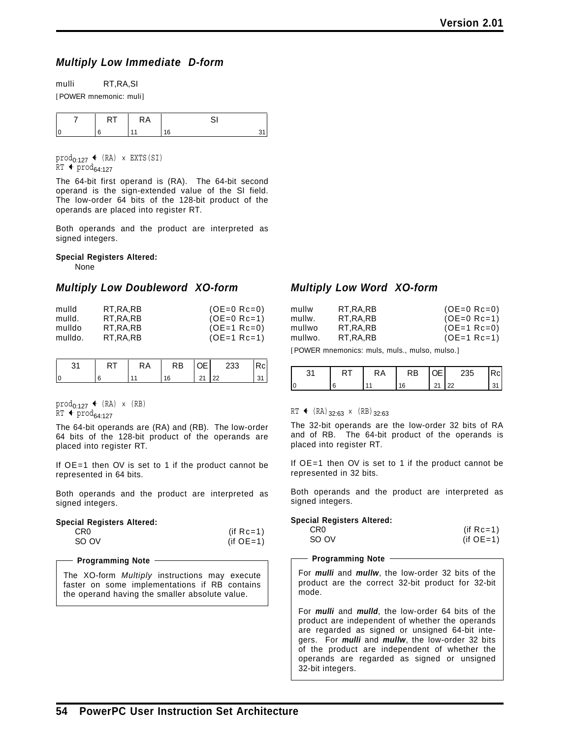## *Multiply Low Immediate D-form*

mulli RT,RA,SI

[POWER mnemonic: muli]

| 7 | RT | RA | SI |
|---|---|---|---|
| 0 | 6 | 11 | 16 31 |

```
prod0:127 ← (RA) × EXTS(SI)
RT ← prod64:127
```

The 64-bit first operand is (RA). The 64-bit second operand is the sign-extended value of the SI field. The low-order 64 bits of the 128-bit product of the operands are placed into register RT.

Both operands and the product are interpreted as signed integers.

**Special Registers Altered:**

None

## *Multiply Low Doubleword XO-form*

| | | |
|---|---|---|
| mulld | RT,RA,RB | (OE=0 Rc=0) |
| mulld. | RT,RA,RB | (OE=0 Rc=1) |
| mulldo | RT,RA,RB | (OE=1 Rc=0) |
| mulldo. | RT,RA,RB | (OE=1 Rc=1) |

| 31 | RT | RA | RB | OE | 233 | Rc |
|---|---|---|---|---|---|---|
| 0 | 6 | 11 | 16 | 21 | 22 | 31 |

```
prod0:127 ← (RA) × (RB)
RT ← prod64:127
```

The 64-bit operands are (RA) and (RB). The low-order 64 bits of the 128-bit product of the operands are placed into register RT.

If OE=1 then OV is set to 1 if the product cannot be represented in 64 bits.

Both operands and the product are interpreted as signed integers.

**Special Registers Altered:**

| | |
|---|---|
| CR0 | (if Rc=1) |
| SO OV | (if OE=1) |

**Programming Note**

The XO-form *Multiply* instructions may execute faster on some implementations if RB contains the operand having the smaller absolute value.

## *Multiply Low Word XO-form*

| | | |
|---|---|---|
| mullw | RT,RA,RB | (OE=0 Rc=0) |
| mullw. | RT,RA,RB | (OE=0 Rc=1) |
| mullwo | RT,RA,RB | (OE=1 Rc=0) |
| mullwo. | RT,RA,RB | (OE=1 Rc=1) |

[POWER mnemonics: muls, muls., mulso, mulso.]

| 31 | RT | RA | RB | OE | 235 | Rc |
|---|---|---|---|---|---|---|
| 0 | 6 | 11 | 16 | 21 | 22 | 31 |

```
RT ← (RA)32:63 × (RB)32:63
```

The 32-bit operands are the low-order 32 bits of RA and of RB. The 64-bit product of the operands is placed into register RT.

If OE=1 then OV is set to 1 if the product cannot be represented in 32 bits.

Both operands and the product are interpreted as signed integers.

**Special Registers Altered:**

| | |
|---|---|
| CR0 | (if Rc=1) |
| SO OV | (if OE=1) |

**Programming Note**

For ***mulli*** and ***mullw***, the low-order 32 bits of the product are the correct 32-bit product for 32-bit mode.

For ***mulli*** and ***mulld***, the low-order 64 bits of the product are independent of whether the operands are regarded as signed or unsigned 64-bit integers. For ***mulli*** and ***mullw***, the low-order 32 bits of the product are independent of whether the operands are regarded as signed or unsigned 32-bit integers.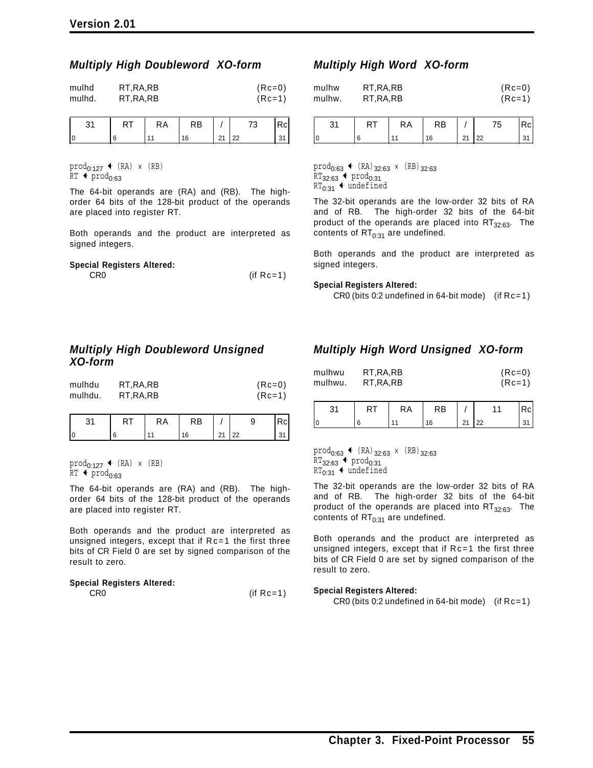### *Multiply High Doubleword XO-form*

```
mulhd     RT,RA,RB          (Rc=0)
mulhd.    RT,RA,RB          (Rc=1)
```

| 31 | RT | RA | RB | / | 73 | Rc |
|---|---|---|---|---|---|---|
| 0 | 6 | 11 | 16 | 21 | 22 | 31 |

$prod_{0:127} \leftarrow (RA) \times (RB)$
$RT \leftarrow prod_{0:63}$

The 64-bit operands are (RA) and (RB). The high-order 64 bits of the 128-bit product of the operands are placed into register RT.

Both operands and the product are interpreted as signed integers.

**Special Registers Altered:**

CR0 (if Rc=1)

### *Multiply High Word XO-form*

```
mulhw     RT,RA,RB          (Rc=0)
mulhw.    RT,RA,RB          (Rc=1)
```

| 31 | RT | RA | RB | / | 75 | Rc |
|---|---|---|---|---|---|---|
| 0 | 6 | 11 | 16 | 21 | 22 | 31 |

$prod_{0:63} \leftarrow (RA)_{32:63} \times (RB)_{32:63}$
$RT_{32:63} \leftarrow prod_{0:31}$
$RT_{0:31} \leftarrow$ undefined

The 32-bit operands are the low-order 32 bits of RA and of RB. The high-order 32 bits of the 64-bit product of the operands are placed into $RT_{32:63}$. The contents of $RT_{0:31}$ are undefined.

Both operands and the product are interpreted as signed integers.

**Special Registers Altered:**

CR0 (bits 0:2 undefined in 64-bit mode) (if Rc=1)

### *Multiply High Doubleword Unsigned XO-form*

```
mulhdu    RT,RA,RB          (Rc=0)
mulhdu.   RT,RA,RB          (Rc=1)
```

| 31 | RT | RA | RB | / | 9 | Rc |
|---|---|---|---|---|---|---|
| 0 | 6 | 11 | 16 | 21 | 22 | 31 |

$prod_{0:127} \leftarrow (RA) \times (RB)$
$RT \leftarrow prod_{0:63}$

The 64-bit operands are (RA) and (RB). The high-order 64 bits of the 128-bit product of the operands are placed into register RT.

Both operands and the product are interpreted as unsigned integers, except that if Rc=1 the first three bits of CR Field 0 are set by signed comparison of the result to zero.

**Special Registers Altered:**

CR0 (if Rc=1)

### *Multiply High Word Unsigned XO-form*

```
mulhwu    RT,RA,RB          (Rc=0)
mulhwu.   RT,RA,RB          (Rc=1)
```

| 31 | RT | RA | RB | / | 11 | Rc |
|---|---|---|---|---|---|---|
| 0 | 6 | 11 | 16 | 21 | 22 | 31 |

$prod_{0:63} \leftarrow (RA)_{32:63} \times (RB)_{32:63}$
$RT_{32:63} \leftarrow prod_{0:31}$
$RT_{0:31} \leftarrow$ undefined

The 32-bit operands are the low-order 32 bits of RA and of RB. The high-order 32 bits of the 64-bit product of the operands are placed into $RT_{32:63}$. The contents of $RT_{0:31}$ are undefined.

Both operands and the product are interpreted as unsigned integers, except that if Rc=1 the first three bits of CR Field 0 are set by signed comparison of the result to zero.

**Special Registers Altered:**

CR0 (bits 0:2 undefined in 64-bit mode) (if Rc=1)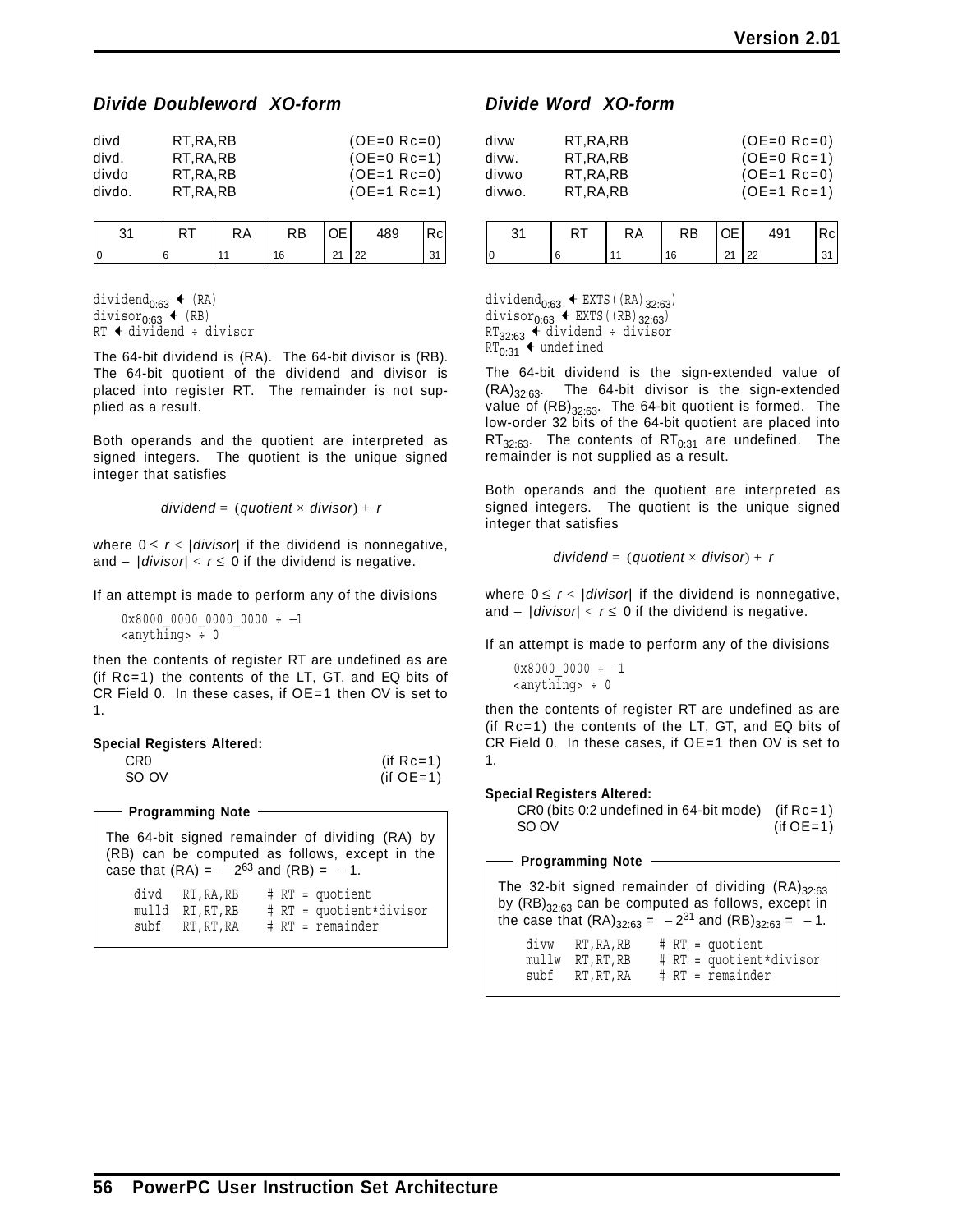## *Divide Doubleword XO-form*

```
divd     RT,RA,RB          (OE=0 Rc=0)
divd.    RT,RA,RB          (OE=0 Rc=1)
divdo    RT,RA,RB          (OE=1 Rc=0)
divdo.   RT,RA,RB          (OE=1 Rc=1)
```

| 31 | RT | RA | RB | OE | 489 | Rc |
|---|---|---|---|---|---|---|
| 0 | 6 | 11 | 16 | 21 | 22 | 31 |

$\text{dividend}_{0:63} \leftarrow (\text{RA})$
$\text{divisor}_{0:63} \leftarrow (\text{RB})$
$\text{RT} \leftarrow \text{dividend} \div \text{divisor}$

The 64-bit dividend is (RA). The 64-bit divisor is (RB). The 64-bit quotient of the dividend and divisor is placed into register RT. The remainder is not supplied as a result.

Both operands and the quotient are interpreted as signed integers. The quotient is the unique signed integer that satisfies

$$dividend = (quotient \times divisor) + r$$

where $0 \le r < |divisor|$ if the dividend is nonnegative, and $-|divisor| < r \le 0$ if the dividend is negative.

If an attempt is made to perform any of the divisions

```
0x8000_0000_0000_0000 ÷ –1
<anything> ÷ 0
```

then the contents of register RT are undefined as are (if Rc=1) the contents of the LT, GT, and EQ bits of CR Field 0. In these cases, if OE=1 then OV is set to 1.

**Special Registers Altered:**

| | |
|---|---|
| CR0 | (if Rc=1) |
| SO OV | (if OE=1) |

**Programming Note**

The 64-bit signed remainder of dividing (RA) by (RB) can be computed as follows, except in the case that (RA) = $-2^{63}$ and (RB) = $-1$.

```
divd   RT,RA,RB    # RT = quotient
mulld  RT,RT,RB    # RT = quotient*divisor
subf   RT,RT,RA    # RT = remainder
```

## *Divide Word XO-form*

```
divw     RT,RA,RB          (OE=0 Rc=0)
divw.    RT,RA,RB          (OE=0 Rc=1)
divwo    RT,RA,RB          (OE=1 Rc=0)
divwo.   RT,RA,RB          (OE=1 Rc=1)
```

| 31 | RT | RA | RB | OE | 491 | Rc |
|---|---|---|---|---|---|---|
| 0 | 6 | 11 | 16 | 21 | 22 | 31 |

$\text{dividend}_{0:63} \leftarrow \text{EXTS}((\text{RA})_{32:63})$
$\text{divisor}_{0:63} \leftarrow \text{EXTS}((\text{RB})_{32:63})$
$\text{RT}_{32:63} \leftarrow \text{dividend} \div \text{divisor}$
$\text{RT}_{0:31} \leftarrow \text{undefined}$

The 64-bit dividend is the sign-extended value of $(\text{RA})_{32:63}$. The 64-bit divisor is the sign-extended value of $(\text{RB})_{32:63}$. The 64-bit quotient is formed. The low-order 32 bits of the 64-bit quotient are placed into $\text{RT}_{32:63}$. The contents of $\text{RT}_{0:31}$ are undefined. The remainder is not supplied as a result.

Both operands and the quotient are interpreted as signed integers. The quotient is the unique signed integer that satisfies

$$dividend = (quotient \times divisor) + r$$

where $0 \le r < |divisor|$ if the dividend is nonnegative, and $-|divisor| < r \le 0$ if the dividend is negative.

If an attempt is made to perform any of the divisions

```
0x8000_0000 ÷ –1
<anything> ÷ 0
```

then the contents of register RT are undefined as are (if Rc=1) the contents of the LT, GT, and EQ bits of CR Field 0. In these cases, if OE=1 then OV is set to 1.

**Special Registers Altered:**

| | |
|---|---|
| CR0 (bits 0:2 undefined in 64-bit mode) | (if Rc=1) |
| SO OV | (if OE=1) |

**Programming Note**

The 32-bit signed remainder of dividing $(\text{RA})_{32:63}$ by $(\text{RB})_{32:63}$ can be computed as follows, except in the case that $(\text{RA})_{32:63} = -2^{31}$ and $(\text{RB})_{32:63} = -1$.

```
divw   RT,RA,RB    # RT = quotient
mullw  RT,RT,RB    # RT = quotient*divisor
subf   RT,RT,RA    # RT = remainder
```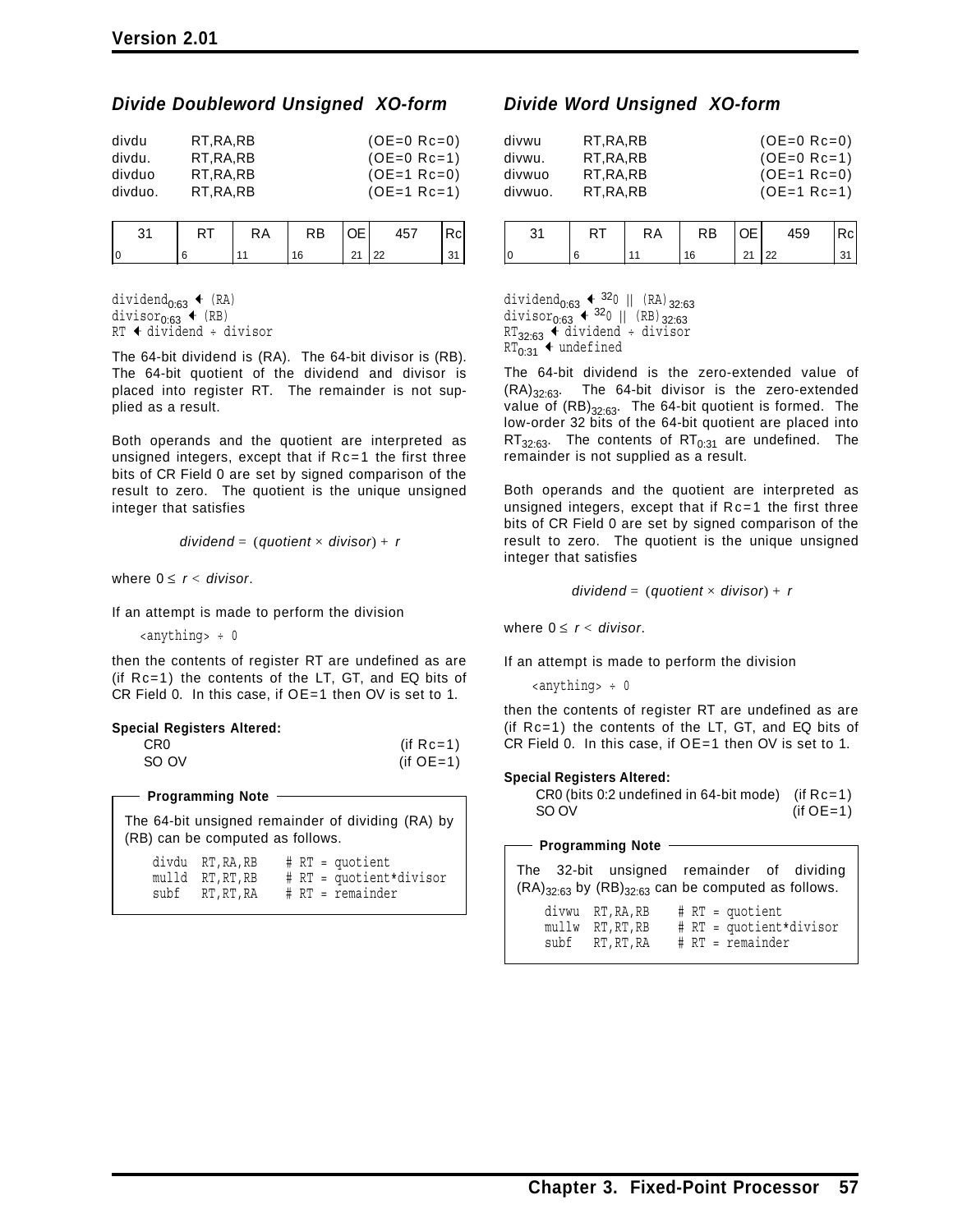### Divide Doubleword Unsigned XO-form

```
divdu    RT,RA,RB          (OE=0 Rc=0)
divdu.   RT,RA,RB          (OE=0 Rc=1)
divduo   RT,RA,RB          (OE=1 Rc=0)
divduo.  RT,RA,RB          (OE=1 Rc=1)
```

| 31 | RT | RA | RB | OE | 457 | Rc |
|---|---|---|---|---|---|---|
| 0 | 6 | 11 | 16 | 21 | 22 | 31 |

$\text{dividend}_{0:63} \leftarrow (\text{RA})$
$\text{divisor}_{0:63} \leftarrow (\text{RB})$
$\text{RT} \leftarrow \text{dividend} \div \text{divisor}$

The 64-bit dividend is (RA). The 64-bit divisor is (RB). The 64-bit quotient of the dividend and divisor is placed into register RT. The remainder is not supplied as a result.

Both operands and the quotient are interpreted as unsigned integers, except that if Rc=1 the first three bits of CR Field 0 are set by signed comparison of the result to zero. The quotient is the unique unsigned integer that satisfies

$$dividend = (quotient \times divisor) + r$$

where $0 \leq r < divisor$.

If an attempt is made to perform the division

`<anything> ÷ 0`

then the contents of register RT are undefined as are (if Rc=1) the contents of the LT, GT, and EQ bits of CR Field 0. In this case, if OE=1 then OV is set to 1.

**Special Registers Altered:**

| | |
|---|---|
| CR0 | (if Rc=1) |
| SO OV | (if OE=1) |

**Programming Note**

The 64-bit unsigned remainder of dividing (RA) by (RB) can be computed as follows.

```
divdu  RT,RA,RB    # RT = quotient
mulld  RT,RT,RB    # RT = quotient*divisor
subf   RT,RT,RA    # RT = remainder
```

### Divide Word Unsigned XO-form

```
divwu    RT,RA,RB          (OE=0 Rc=0)
divwu.   RT,RA,RB          (OE=0 Rc=1)
divwuo   RT,RA,RB          (OE=1 Rc=0)
divwuo.  RT,RA,RB          (OE=1 Rc=1)
```

| 31 | RT | RA | RB | OE | 459 | Rc |
|---|---|---|---|---|---|---|
| 0 | 6 | 11 | 16 | 21 | 22 | 31 |

$\text{dividend}_{0:63} \leftarrow {}^{32}0 \parallel (\text{RA})_{32:63}$
$\text{divisor}_{0:63} \leftarrow {}^{32}0 \parallel (\text{RB})_{32:63}$
$\text{RT}_{32:63} \leftarrow \text{dividend} \div \text{divisor}$
$\text{RT}_{0:31} \leftarrow \text{undefined}$

The 64-bit dividend is the zero-extended value of $(\text{RA})_{32:63}$. The 64-bit divisor is the zero-extended value of $(\text{RB})_{32:63}$. The 64-bit quotient is formed. The low-order 32 bits of the 64-bit quotient are placed into $\text{RT}_{32:63}$. The contents of $\text{RT}_{0:31}$ are undefined. The remainder is not supplied as a result.

Both operands and the quotient are interpreted as unsigned integers, except that if Rc=1 the first three bits of CR Field 0 are set by signed comparison of the result to zero. The quotient is the unique unsigned integer that satisfies

$$dividend = (quotient \times divisor) + r$$

where $0 \leq r < divisor$.

If an attempt is made to perform the division

`<anything> ÷ 0`

then the contents of register RT are undefined as are (if Rc=1) the contents of the LT, GT, and EQ bits of CR Field 0. In this case, if OE=1 then OV is set to 1.

**Special Registers Altered:**

| | |
|---|---|
| CR0 (bits 0:2 undefined in 64-bit mode) | (if Rc=1) |
| SO OV | (if OE=1) |

**Programming Note**

The 32-bit unsigned remainder of dividing $(\text{RA})_{32:63}$ by $(\text{RB})_{32:63}$ can be computed as follows.

```
divwu  RT,RA,RB    # RT = quotient
mullw  RT,RT,RB    # RT = quotient*divisor
subf   RT,RT,RA    # RT = remainder
```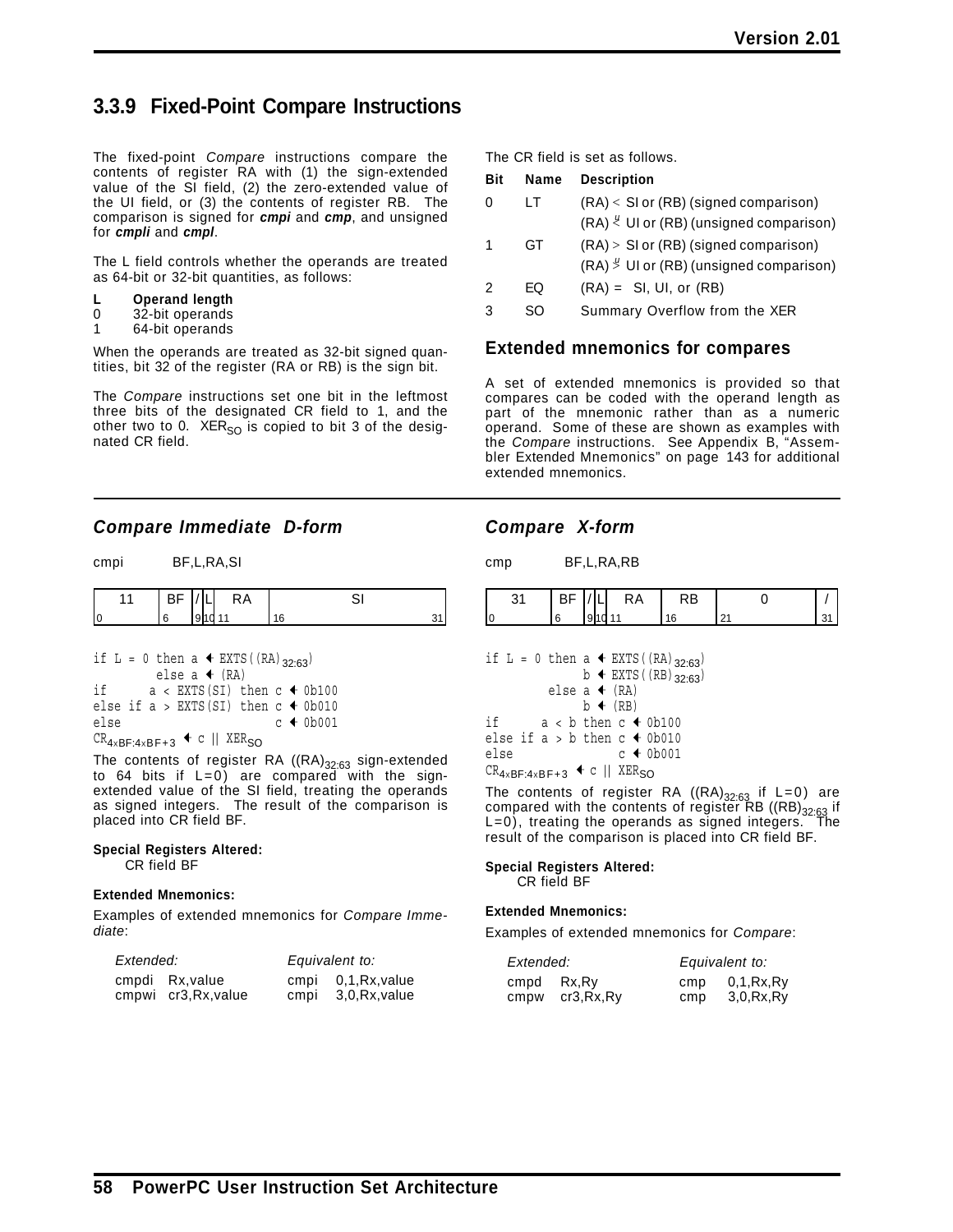## 3.3.9 Fixed-Point Compare Instructions

The fixed-point *Compare* instructions compare the contents of register RA with (1) the sign-extended value of the SI field, (2) the zero-extended value of the UI field, or (3) the contents of register RB. The comparison is signed for ***cmpi*** and ***cmp***, and unsigned for ***cmpli*** and ***cmpl***.

The L field controls whether the operands are treated as 64-bit or 32-bit quantities, as follows:

| L | Operand length |
|---|---|
| 0 | 32-bit operands |
| 1 | 64-bit operands |

When the operands are treated as 32-bit signed quantities, bit 32 of the register (RA or RB) is the sign bit.

The *Compare* instructions set one bit in the leftmost three bits of the designated CR field to 1, and the other two to 0. $XER_{SO}$ is copied to bit 3 of the designated CR field.

The CR field is set as follows.

| Bit | Name | Description |
|---|---|---|
| 0 | LT | (RA) < SI or (RB) (signed comparison)<br>(RA) $\overset{u}{<}$ UI or (RB) (unsigned comparison) |
| 1 | GT | (RA) > SI or (RB) (signed comparison)<br>(RA) $\overset{u}{>}$ UI or (RB) (unsigned comparison) |
| 2 | EQ | (RA) = SI, UI, or (RB) |
| 3 | SO | Summary Overflow from the XER |

### Extended mnemonics for compares

A set of extended mnemonics is provided so that compares can be coded with the operand length as part of the mnemonic rather than as a numeric operand. Some of these are shown as examples with the *Compare* instructions. See Appendix B, "Assembler Extended Mnemonics" on page 143 for additional extended mnemonics.

---

### *Compare Immediate D-form*

cmpi BF,L,RA,SI

| 11 | BF | / | L | RA | SI |
|---|---|---|---|---|---|
| 0 | 6 | 9 | 10 | 11 | 16 31 |

```
if L = 0 then a ← EXTS((RA)32:63)
         else a ← (RA)
if      a < EXTS(SI) then c ← 0b100
else if a > EXTS(SI) then c ← 0b010
else                      c ← 0b001
CR4×BF:4×BF+3 ← c || XERSO
```

The contents of register RA ($(RA)_{32:63}$ sign-extended to 64 bits if L=0) are compared with the sign-extended value of the SI field, treating the operands as signed integers. The result of the comparison is placed into CR field BF.

**Special Registers Altered:**
CR field BF

**Extended Mnemonics:**

Examples of extended mnemonics for *Compare Immediate*:

| *Extended:* | *Equivalent to:* |
|---|---|
| cmpdi Rx,value | cmpi 0,1,Rx,value |
| cmpwi cr3,Rx,value | cmpi 3,0,Rx,value |

### *Compare X-form*

cmp BF,L,RA,RB

| 31 | BF | / | L | RA | RB | 0 | / |
|---|---|---|---|---|---|---|---|
| 0 | 6 | 9 | 10 | 11 | 16 | 21 | 31 |

```
if L = 0 then a ← EXTS((RA)32:63)
              b ← EXTS((RB)32:63)
         else a ← (RA)
              b ← (RB)
if      a < b then c ← 0b100
else if a > b then c ← 0b010
else               c ← 0b001
CR4×BF:4×BF+3 ← c || XERSO
```

The contents of register RA ($(RA)_{32:63}$ if L=0) are compared with the contents of register RB ($(RB)_{32:63}$ if L=0), treating the operands as signed integers. The result of the comparison is placed into CR field BF.

**Special Registers Altered:**
CR field BF

**Extended Mnemonics:**

Examples of extended mnemonics for *Compare*:

| *Extended:* | *Equivalent to:* |
|---|---|
| cmpd Rx,Ry | cmp 0,1,Rx,Ry |
| cmpw cr3,Rx,Ry | cmp 3,0,Rx,Ry |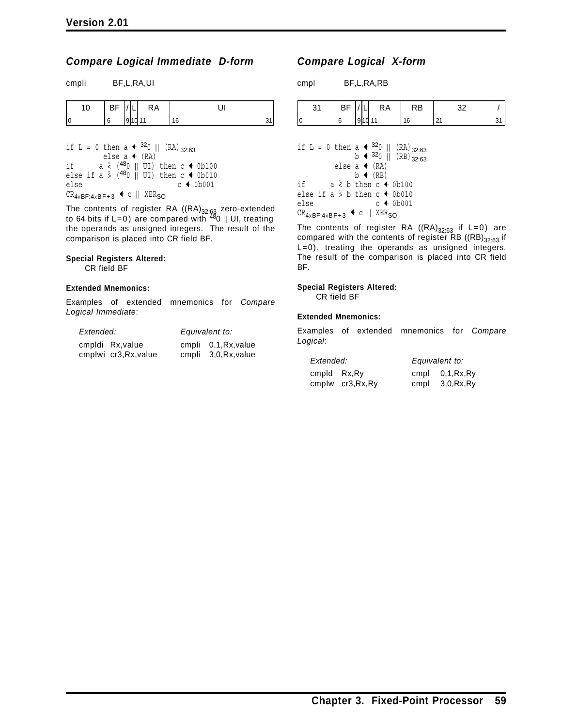## *Compare Logical Immediate D-form*

cmpli BF,L,RA,UI

| 10 | BF | / | L | RA | UI |
|---|---|---|---|---|---|
| 0 | 6 | 9 | 10 | 11 | 16 31 |

```
if L = 0 then a ← 320 || (RA)32:63
        else a ← (RA)
if      a <u (480 || UI) then c ← 0b100
else if a >u (480 || UI) then c ← 0b010
else                          c ← 0b001
CR4×BF:4×BF+3 ← c || XERSO
```

The contents of register RA ($(RA)_{32:63}$ zero-extended to 64 bits if L=0) are compared with $^{48}0$ || UI, treating the operands as unsigned integers. The result of the comparison is placed into CR field BF.

**Special Registers Altered:**

CR field BF

**Extended Mnemonics:**

Examples of extended mnemonics for *Compare Logical Immediate*:

| *Extended:* | *Equivalent to:* |
|---|---|
| cmpldi Rx,value | cmpli 0,1,Rx,value |
| cmplwi cr3,Rx,value | cmpli 3,0,Rx,value |

## *Compare Logical X-form*

cmpl BF,L,RA,RB

| 31 | BF | / | L | RA | RB | 32 | / |
|---|---|---|---|---|---|---|---|
| 0 | 6 | 9 | 10 | 11 | 16 | 21 | 31 |

```
if L = 0 then a ← 320 || (RA)32:63
              b ← 320 || (RB)32:63
         else a ← (RA)
              b ← (RB)
if      a <u b then c ← 0b100
else if a >u b then c ← 0b010
else                c ← 0b001
CR4×BF:4×BF+3 ← c || XERSO
```

The contents of register RA ($(RA)_{32:63}$ if L=0) are compared with the contents of register RB ($(RB)_{32:63}$ if L=0), treating the operands as unsigned integers. The result of the comparison is placed into CR field BF.

**Special Registers Altered:**

CR field BF

**Extended Mnemonics:**

Examples of extended mnemonics for *Compare Logical*:

| *Extended:* | *Equivalent to:* |
|---|---|
| cmpld Rx,Ry | cmpl 0,1,Rx,Ry |
| cmplw cr3,Rx,Ry | cmpl 3,0,Rx,Ry |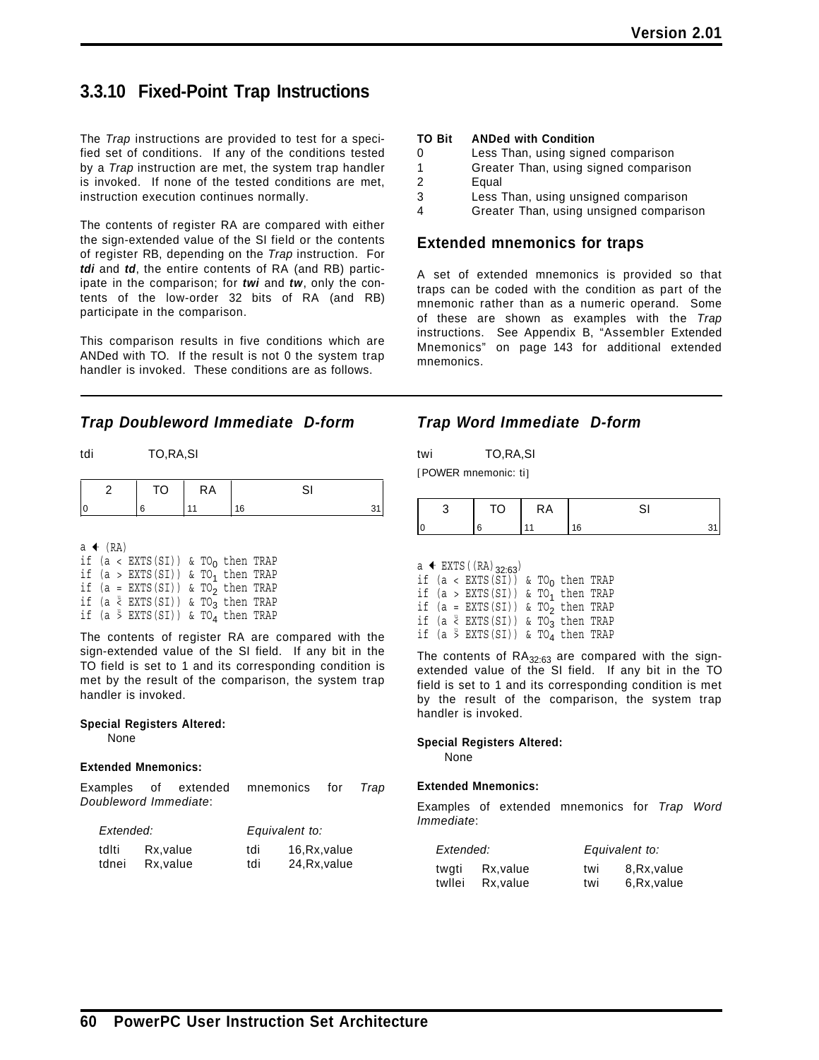### 3.3.10 Fixed-Point Trap Instructions

The *Trap* instructions are provided to test for a specified set of conditions. If any of the conditions tested by a *Trap* instruction are met, the system trap handler is invoked. If none of the tested conditions are met, instruction execution continues normally.

The contents of register RA are compared with either the sign-extended value of the SI field or the contents of register RB, depending on the *Trap* instruction. For ***tdi*** and ***td***, the entire contents of RA (and RB) participate in the comparison; for ***twi*** and ***tw***, only the contents of the low-order 32 bits of RA (and RB) participate in the comparison.

This comparison results in five conditions which are ANDed with TO. If the result is not 0 the system trap handler is invoked. These conditions are as follows.

| TO Bit | ANDed with Condition |
|---|---|
| 0 | Less Than, using signed comparison |
| 1 | Greater Than, using signed comparison |
| 2 | Equal |
| 3 | Less Than, using unsigned comparison |
| 4 | Greater Than, using unsigned comparison |

#### Extended mnemonics for traps

A set of extended mnemonics is provided so that traps can be coded with the condition as part of the mnemonic rather than as a numeric operand. Some of these are shown as examples with the *Trap* instructions. See Appendix B, "Assembler Extended Mnemonics" on page 143 for additional extended mnemonics.

---

### *Trap Doubleword Immediate D-form*

tdi TO,RA,SI

| 2 | TO | RA | SI |
|---|---|---|---|
| 0 | 6 | 11 | 16 31 |

```
a ← (RA)
if (a < EXTS(SI)) & TO_0 then TRAP
if (a > EXTS(SI)) & TO_1 then TRAP
if (a = EXTS(SI)) & TO_2 then TRAP
if (a <u EXTS(SI)) & TO_3 then TRAP
if (a >u EXTS(SI)) & TO_4 then TRAP
```

The contents of register RA are compared with the sign-extended value of the SI field. If any bit in the TO field is set to 1 and its corresponding condition is met by the result of the comparison, the system trap handler is invoked.

**Special Registers Altered:**

None

**Extended Mnemonics:**

Examples of extended mnemonics for *Trap Doubleword Immediate*:

| *Extended:* | | *Equivalent to:* | |
|---|---|---|---|
| tdlti | Rx,value | tdi | 16,Rx,value |
| tdnei | Rx,value | tdi | 24,Rx,value |

### *Trap Word Immediate D-form*

twi TO,RA,SI

[POWER mnemonic: ti]

| 3 | TO | RA | SI |
|---|---|---|---|
| 0 | 6 | 11 | 16 31 |

```
a ← EXTS((RA)_32:63)
if (a < EXTS(SI)) & TO_0 then TRAP
if (a > EXTS(SI)) & TO_1 then TRAP
if (a = EXTS(SI)) & TO_2 then TRAP
if (a <u EXTS(SI)) & TO_3 then TRAP
if (a >u EXTS(SI)) & TO_4 then TRAP
```

The contents of $RA_{32:63}$ are compared with the sign-extended value of the SI field. If any bit in the TO field is set to 1 and its corresponding condition is met by the result of the comparison, the system trap handler is invoked.

**Special Registers Altered:**

None

**Extended Mnemonics:**

Examples of extended mnemonics for *Trap Word Immediate*:

| *Extended:* | | *Equivalent to:* | |
|---|---|---|---|
| twgti | Rx,value | twi | 8,Rx,value |
| twllei | Rx,value | twi | 6,Rx,value |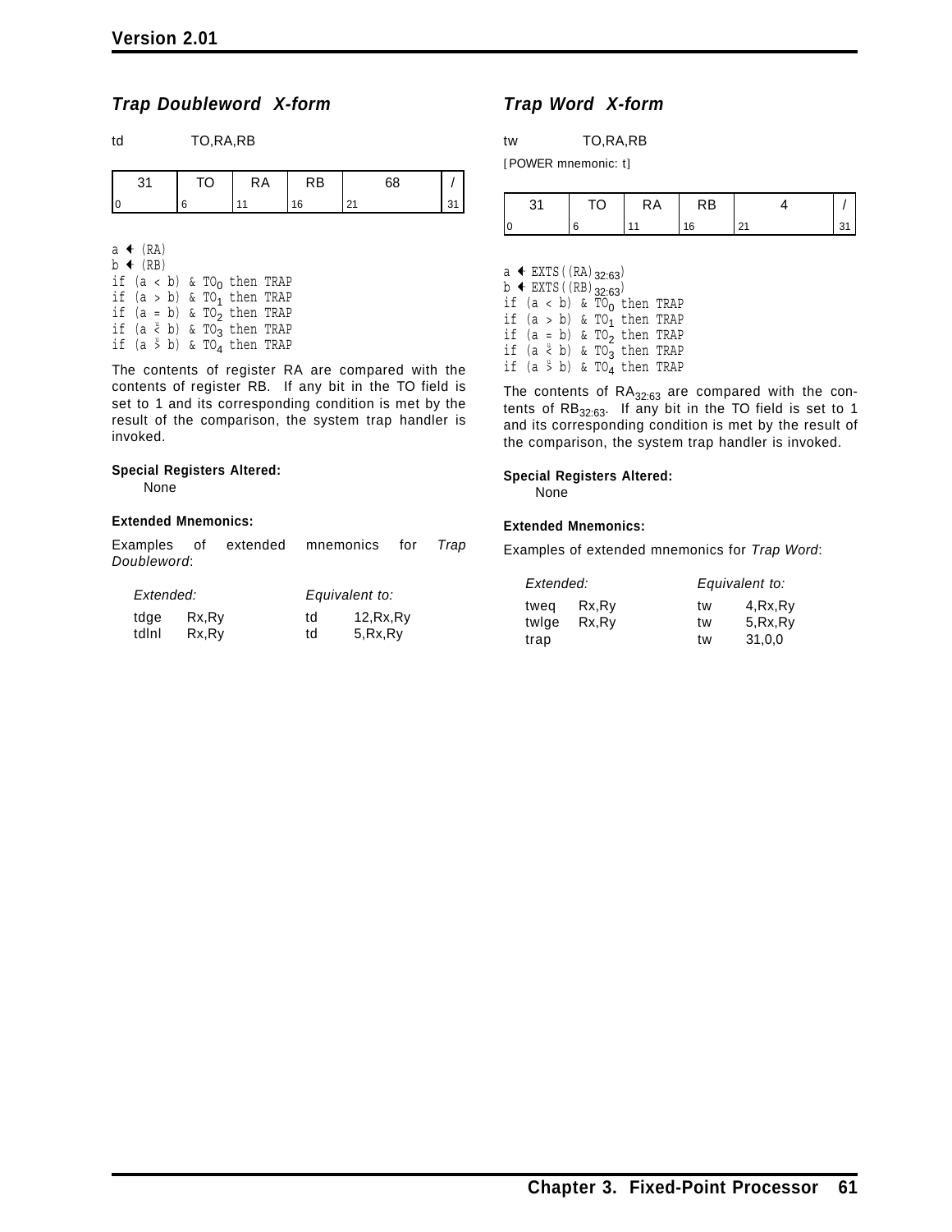## *Trap Doubleword X-form*

td TO,RA,RB

| 31 | TO | RA | RB | 68 | / |
|---|---|---|---|---|---|
| 0 | 6 | 11 | 16 | 21 | 31 |

```
a ← (RA)
b ← (RB)
if (a < b) & TO0 then TRAP
if (a > b) & TO1 then TRAP
if (a = b) & TO2 then TRAP
if (a <u b) & TO3 then TRAP
if (a >u b) & TO4 then TRAP
```

The contents of register RA are compared with the contents of register RB. If any bit in the TO field is set to 1 and its corresponding condition is met by the result of the comparison, the system trap handler is invoked.

**Special Registers Altered:**

None

**Extended Mnemonics:**

Examples of extended mnemonics for *Trap Doubleword*:

| *Extended:* | | *Equivalent to:* | |
|---|---|---|---|
| tdge | Rx,Ry | td | 12,Rx,Ry |
| tdlnl | Rx,Ry | td | 5,Rx,Ry |

## *Trap Word X-form*

tw TO,RA,RB

[POWER mnemonic: t]

| 31 | TO | RA | RB | 4 | / |
|---|---|---|---|---|---|
| 0 | 6 | 11 | 16 | 21 | 31 |

```
a ← EXTS((RA)32:63)
b ← EXTS((RB)32:63)
if (a < b) & TO0 then TRAP
if (a > b) & TO1 then TRAP
if (a = b) & TO2 then TRAP
if (a <u b) & TO3 then TRAP
if (a >u b) & TO4 then TRAP
```

The contents of $RA_{32:63}$ are compared with the contents of $RB_{32:63}$. If any bit in the TO field is set to 1 and its corresponding condition is met by the result of the comparison, the system trap handler is invoked.

**Special Registers Altered:**

None

**Extended Mnemonics:**

Examples of extended mnemonics for *Trap Word*:

| *Extended:* | | *Equivalent to:* | |
|---|---|---|---|
| tweq | Rx,Ry | tw | 4,Rx,Ry |
| twlge | Rx,Ry | tw | 5,Rx,Ry |
| trap | | tw | 31,0,0 |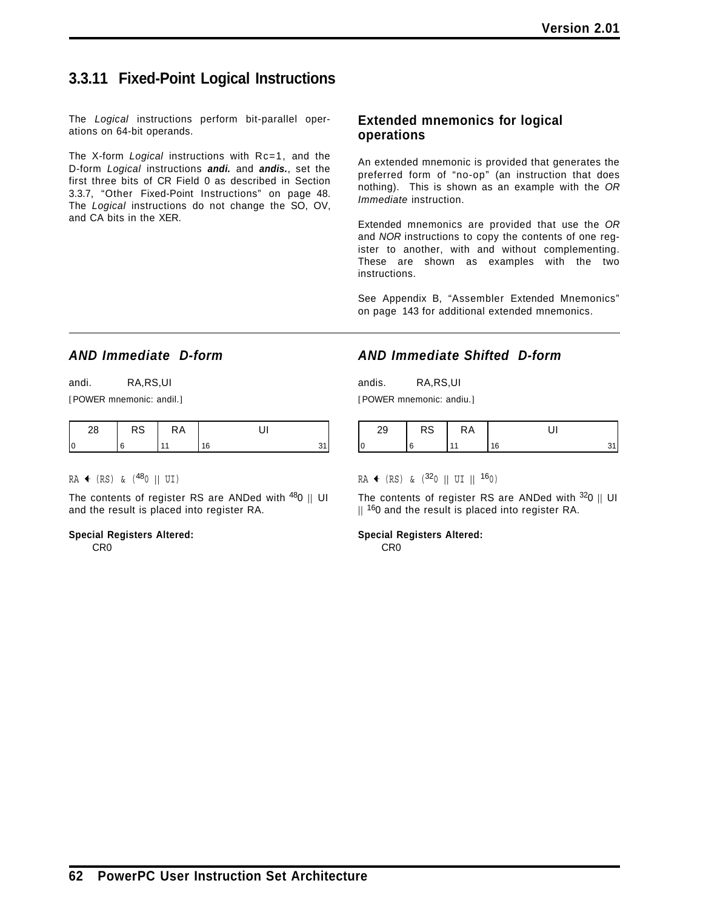## 3.3.11 Fixed-Point Logical Instructions

The *Logical* instructions perform bit-parallel operations on 64-bit operands.

The X-form *Logical* instructions with Rc=1, and the D-form *Logical* instructions ***andi.*** and ***andis.***, set the first three bits of CR Field 0 as described in Section 3.3.7, "Other Fixed-Point Instructions" on page 48. The *Logical* instructions do not change the SO, OV, and CA bits in the XER.

### Extended mnemonics for logical operations

An extended mnemonic is provided that generates the preferred form of "no-op" (an instruction that does nothing). This is shown as an example with the *OR Immediate* instruction.

Extended mnemonics are provided that use the *OR* and *NOR* instructions to copy the contents of one register to another, with and without complementing. These are shown as examples with the two instructions.

See Appendix B, "Assembler Extended Mnemonics" on page 143 for additional extended mnemonics.

---

### *AND Immediate D-form*

andi.     RA,RS,UI

[POWER mnemonic: andil.]

| 28 | RS | RA | UI |
|---|---|---|---|
| 0 | 6 | 11 | 16 … 31 |

RA ← (RS) & ($^{48}$0 || UI)

The contents of register RS are ANDed with $^{48}$0 || UI and the result is placed into register RA.

**Special Registers Altered:**

CR0

### *AND Immediate Shifted D-form*

andis.     RA,RS,UI

[POWER mnemonic: andiu.]

| 29 | RS | RA | UI |
|---|---|---|---|
| 0 | 6 | 11 | 16 … 31 |

RA ← (RS) & ($^{32}$0 || UI || $^{16}$0)

The contents of register RS are ANDed with $^{32}$0 || UI || $^{16}$0 and the result is placed into register RA.

**Special Registers Altered:**

CR0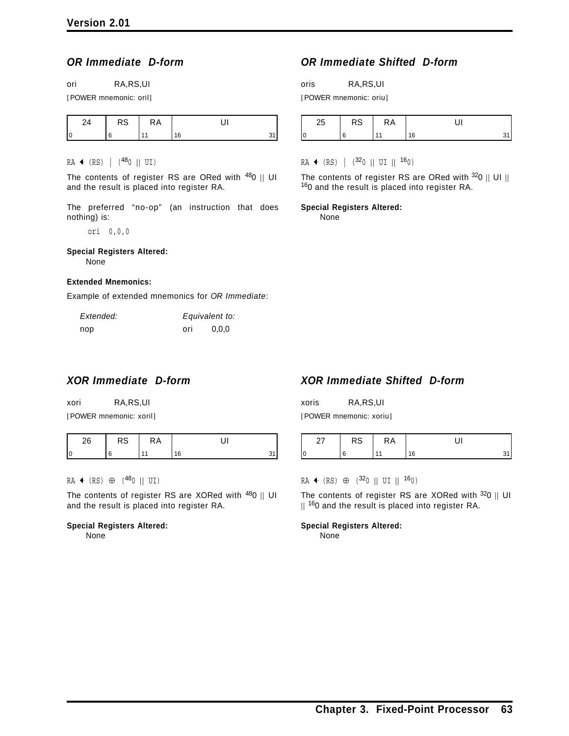## *OR Immediate D-form*

ori RA,RS,UI

[POWER mnemonic: oril]

| 24 | RS | RA | UI |
|---|---|---|---|
| 0 | 6 | 11 | 16 &nbsp;&nbsp;&nbsp;&nbsp; 31 |

RA ← (RS) | ($^{48}$0 || UI)

The contents of register RS are ORed with $^{48}0$ || UI and the result is placed into register RA.

The preferred "no-op" (an instruction that does nothing) is:

```
ori 0,0,0
```

**Special Registers Altered:**

None

**Extended Mnemonics:**

Example of extended mnemonics for *OR Immediate*:

| *Extended:* | *Equivalent to:* |
|---|---|
| nop | ori 0,0,0 |

## *OR Immediate Shifted D-form*

oris RA,RS,UI

[POWER mnemonic: oriu]

| 25 | RS | RA | UI |
|---|---|---|---|
| 0 | 6 | 11 | 16 &nbsp;&nbsp;&nbsp;&nbsp; 31 |

RA ← (RS) | ($^{32}$0 || UI || $^{16}$0)

The contents of register RS are ORed with $^{32}0$ || UI || $^{16}0$ and the result is placed into register RA.

**Special Registers Altered:**

None

## *XOR Immediate D-form*

xori RA,RS,UI

[POWER mnemonic: xoril]

| 26 | RS | RA | UI |
|---|---|---|---|
| 0 | 6 | 11 | 16 &nbsp;&nbsp;&nbsp;&nbsp; 31 |

RA ← (RS) ⊕ ($^{48}$0 || UI)

The contents of register RS are XORed with $^{48}0$ || UI and the result is placed into register RA.

**Special Registers Altered:**

None

## *XOR Immediate Shifted D-form*

xoris RA,RS,UI

[POWER mnemonic: xoriu]

| 27 | RS | RA | UI |
|---|---|---|---|
| 0 | 6 | 11 | 16 &nbsp;&nbsp;&nbsp;&nbsp; 31 |

RA ← (RS) ⊕ ($^{32}$0 || UI || $^{16}$0)

The contents of register RS are XORed with $^{32}0$ || UI || $^{16}0$ and the result is placed into register RA.

**Special Registers Altered:**

None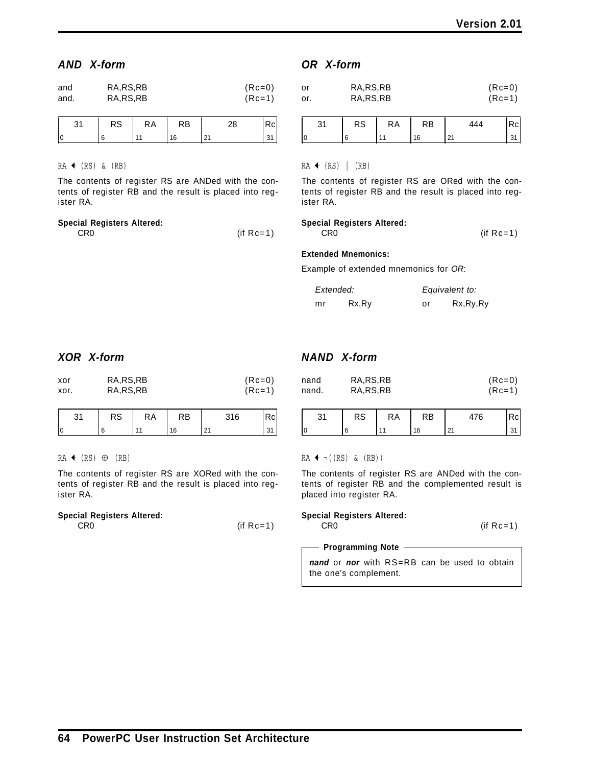## *AND X-form*

```
and     RA,RS,RB        (Rc=0)
and.    RA,RS,RB        (Rc=1)
```

| 31 | RS | RA | RB | 28 | Rc |
|---|---|---|---|---|---|
| 0 | 6 | 11 | 16 | 21 | 31 |

```
RA ← (RS) & (RB)
```

The contents of register RS are ANDed with the contents of register RB and the result is placed into register RA.

**Special Registers Altered:**

CR0 (if Rc=1)

## *OR X-form*

```
or      RA,RS,RB        (Rc=0)
or.     RA,RS,RB        (Rc=1)
```

| 31 | RS | RA | RB | 444 | Rc |
|---|---|---|---|---|---|
| 0 | 6 | 11 | 16 | 21 | 31 |

```
RA ← (RS) | (RB)
```

The contents of register RS are ORed with the contents of register RB and the result is placed into register RA.

**Special Registers Altered:**

CR0 (if Rc=1)

**Extended Mnemonics:**

Example of extended mnemonics for *OR*:

| *Extended:* | | *Equivalent to:* | |
|---|---|---|---|
| mr | Rx,Ry | or | Rx,Ry,Ry |

## *XOR X-form*

```
xor     RA,RS,RB        (Rc=0)
xor.    RA,RS,RB        (Rc=1)
```

| 31 | RS | RA | RB | 316 | Rc |
|---|---|---|---|---|---|
| 0 | 6 | 11 | 16 | 21 | 31 |

```
RA ← (RS) ⊕ (RB)
```

The contents of register RS are XORed with the contents of register RB and the result is placed into register RA.

**Special Registers Altered:**

CR0 (if Rc=1)

## *NAND X-form*

```
nand    RA,RS,RB        (Rc=0)
nand.   RA,RS,RB        (Rc=1)
```

| 31 | RS | RA | RB | 476 | Rc |
|---|---|---|---|---|---|
| 0 | 6 | 11 | 16 | 21 | 31 |

```
RA ← ¬((RS) & (RB))
```

The contents of register RS are ANDed with the contents of register RB and the complemented result is placed into register RA.

**Special Registers Altered:**

CR0 (if Rc=1)

> **Programming Note**
>
> ***nand*** or ***nor*** with RS=RB can be used to obtain the one's complement.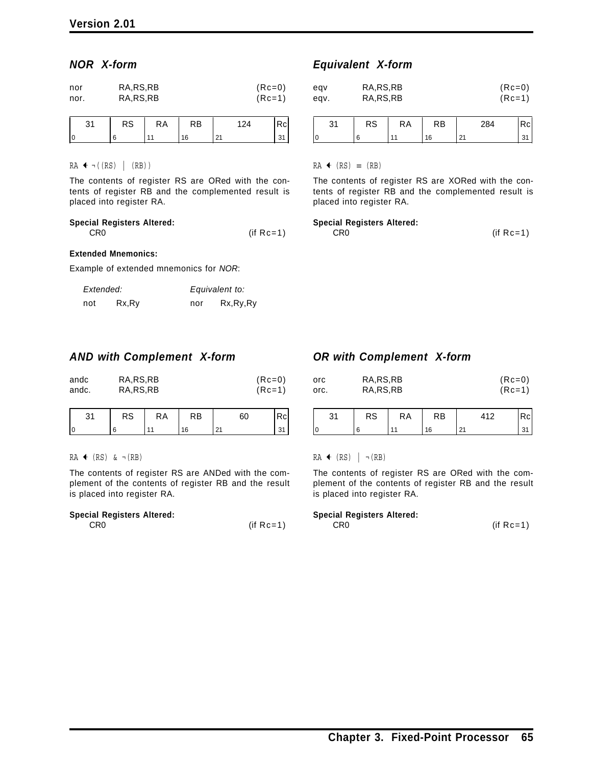### NOR X-form

```
nor     RA,RS,RB          (Rc=0)
nor.    RA,RS,RB          (Rc=1)
```

| 31 | RS | RA | RB | 124 | Rc |
|---|---|---|---|---|---|
| 0 | 6 | 11 | 16 | 21 | 31 |

RA ← ¬((RS) | (RB))

The contents of register RS are ORed with the contents of register RB and the complemented result is placed into register RA.

**Special Registers Altered:**

CR0 (if Rc=1)

**Extended Mnemonics:**

Example of extended mnemonics for *NOR*:

| *Extended:* | *Equivalent to:* |
|---|---|
| not Rx,Ry | nor Rx,Ry,Ry |

### Equivalent X-form

```
eqv     RA,RS,RB          (Rc=0)
eqv.    RA,RS,RB          (Rc=1)
```

| 31 | RS | RA | RB | 284 | Rc |
|---|---|---|---|---|---|
| 0 | 6 | 11 | 16 | 21 | 31 |

RA ← (RS) ≡ (RB)

The contents of register RS are XORed with the contents of register RB and the complemented result is placed into register RA.

**Special Registers Altered:**

CR0 (if Rc=1)

### AND with Complement X-form

```
andc    RA,RS,RB          (Rc=0)
andc.   RA,RS,RB          (Rc=1)
```

| 31 | RS | RA | RB | 60 | Rc |
|---|---|---|---|---|---|
| 0 | 6 | 11 | 16 | 21 | 31 |

RA ← (RS) & ¬(RB)

The contents of register RS are ANDed with the complement of the contents of register RB and the result is placed into register RA.

**Special Registers Altered:**

CR0 (if Rc=1)

### OR with Complement X-form

```
orc     RA,RS,RB          (Rc=0)
orc.    RA,RS,RB          (Rc=1)
```

| 31 | RS | RA | RB | 412 | Rc |
|---|---|---|---|---|---|
| 0 | 6 | 11 | 16 | 21 | 31 |

RA ← (RS) | ¬(RB)

The contents of register RS are ORed with the complement of the contents of register RB and the result is placed into register RA.

**Special Registers Altered:**

CR0 (if Rc=1)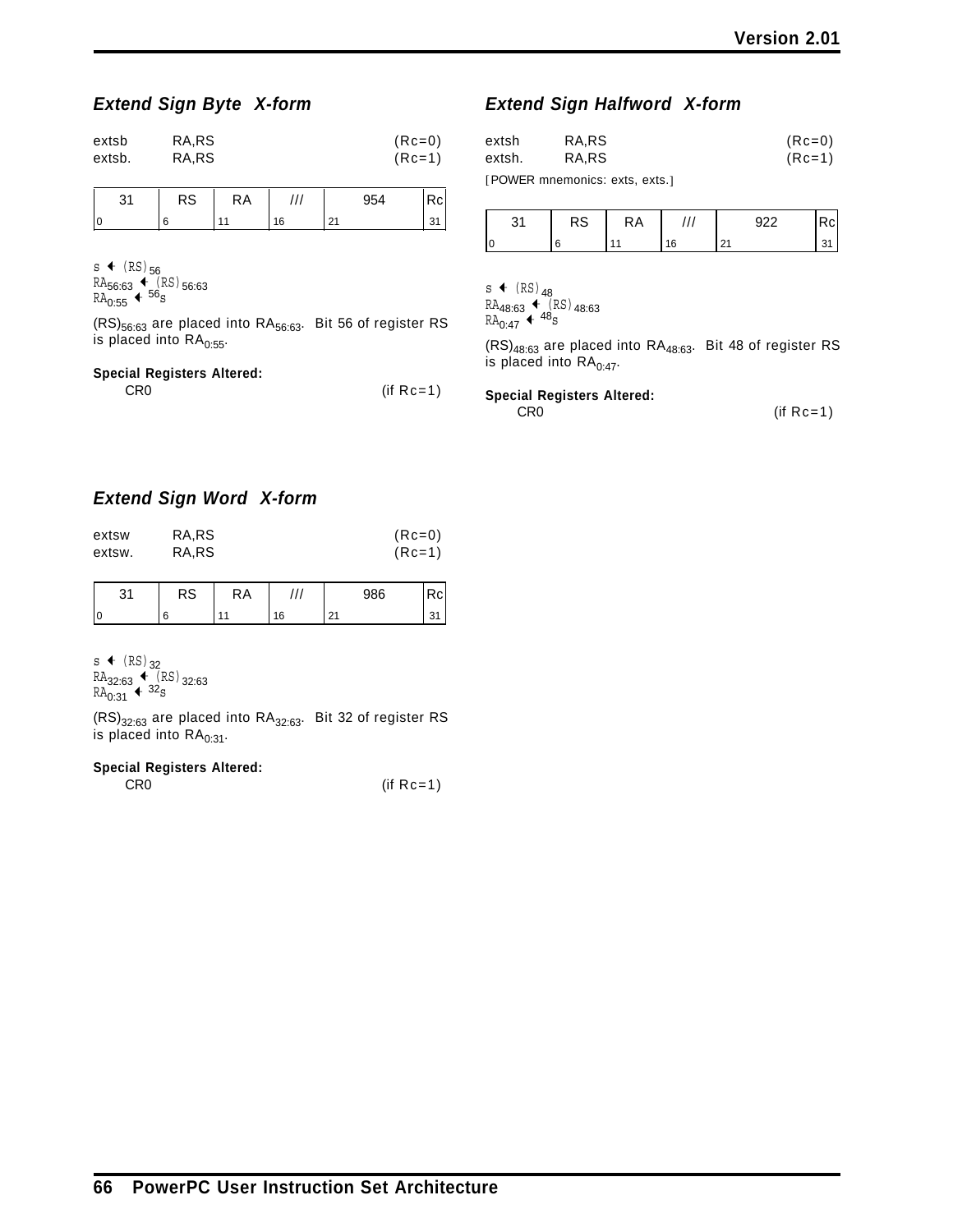### *Extend Sign Byte X-form*

| | | |
|---|---|---|
| extsb | RA,RS | (Rc=0) |
| extsb. | RA,RS | (Rc=1) |

| 31 | RS | RA | /// | 954 | Rc |
|---|---|---|---|---|---|
| 0 | 6 | 11 | 16 | 21 | 31 |

$s \leftarrow (RS)_{56}$
$RA_{56:63} \leftarrow (RS)_{56:63}$
$RA_{0:55} \leftarrow {}^{56}s$

$(RS)_{56:63}$ are placed into $RA_{56:63}$. Bit 56 of register RS is placed into $RA_{0:55}$.

**Special Registers Altered:**

CR0 (if Rc=1)

### *Extend Sign Halfword X-form*

| | | |
|---|---|---|
| extsh | RA,RS | (Rc=0) |
| extsh. | RA,RS | (Rc=1) |

[POWER mnemonics: exts, exts.]

| 31 | RS | RA | /// | 922 | Rc |
|---|---|---|---|---|---|
| 0 | 6 | 11 | 16 | 21 | 31 |

$s \leftarrow (RS)_{48}$
$RA_{48:63} \leftarrow (RS)_{48:63}$
$RA_{0:47} \leftarrow {}^{48}s$

$(RS)_{48:63}$ are placed into $RA_{48:63}$. Bit 48 of register RS is placed into $RA_{0:47}$.

**Special Registers Altered:**

CR0 (if Rc=1)

### *Extend Sign Word X-form*

| | | |
|---|---|---|
| extsw | RA,RS | (Rc=0) |
| extsw. | RA,RS | (Rc=1) |

| 31 | RS | RA | /// | 986 | Rc |
|---|---|---|---|---|---|
| 0 | 6 | 11 | 16 | 21 | 31 |

$s \leftarrow (RS)_{32}$
$RA_{32:63} \leftarrow (RS)_{32:63}$
$RA_{0:31} \leftarrow {}^{32}s$

$(RS)_{32:63}$ are placed into $RA_{32:63}$. Bit 32 of register RS is placed into $RA_{0:31}$.

**Special Registers Altered:**

CR0 (if Rc=1)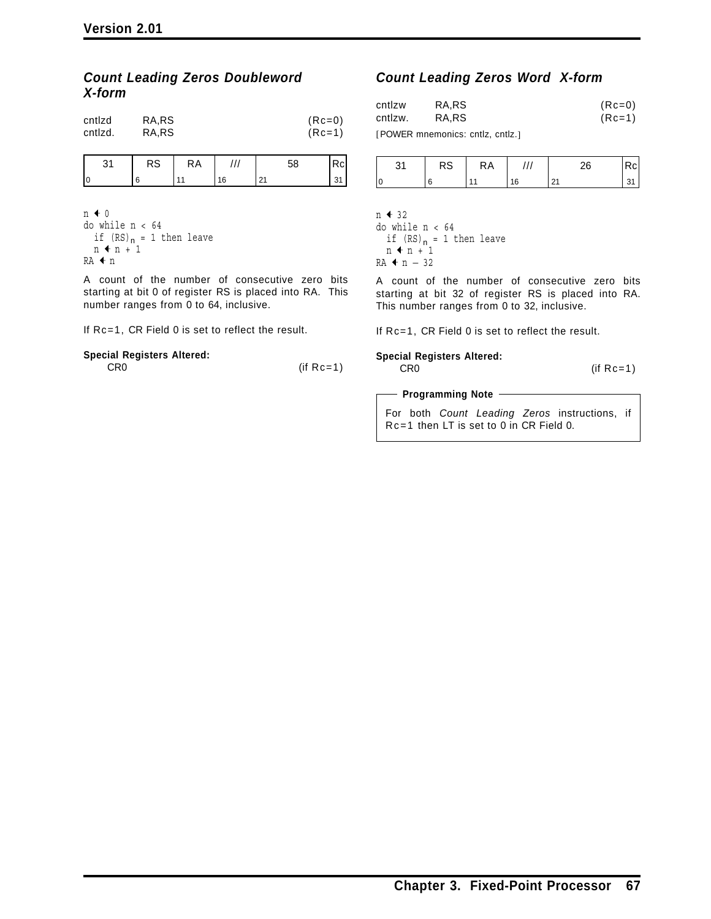### *Count Leading Zeros Doubleword X-form*

```
cntlzd      RA,RS                    (Rc=0)
cntlzd.     RA,RS                    (Rc=1)
```

| 31 | RS | RA | /// | 58 | Rc |
|---|---|---|---|---|---|
| 0 | 6 | 11 | 16 | 21 | 31 |

```
n ← 0
do while n < 64
  if (RS)n = 1 then leave
  n ← n + 1
RA ← n
```

A count of the number of consecutive zero bits starting at bit 0 of register RS is placed into RA. This number ranges from 0 to 64, inclusive.

If Rc=1, CR Field 0 is set to reflect the result.

**Special Registers Altered:**

CR0 (if Rc=1)

### *Count Leading Zeros Word X-form*

```
cntlzw      RA,RS                    (Rc=0)
cntlzw.     RA,RS                    (Rc=1)
```

[POWER mnemonics: cntlz, cntlz.]

| 31 | RS | RA | /// | 26 | Rc |
|---|---|---|---|---|---|
| 0 | 6 | 11 | 16 | 21 | 31 |

```
n ← 32
do while n < 64
  if (RS)n = 1 then leave
  n ← n + 1
RA ← n − 32
```

A count of the number of consecutive zero bits starting at bit 32 of register RS is placed into RA. This number ranges from 0 to 32, inclusive.

If Rc=1, CR Field 0 is set to reflect the result.

**Special Registers Altered:**

CR0 (if Rc=1)

**Programming Note**

For both *Count Leading Zeros* instructions, if Rc=1 then LT is set to 0 in CR Field 0.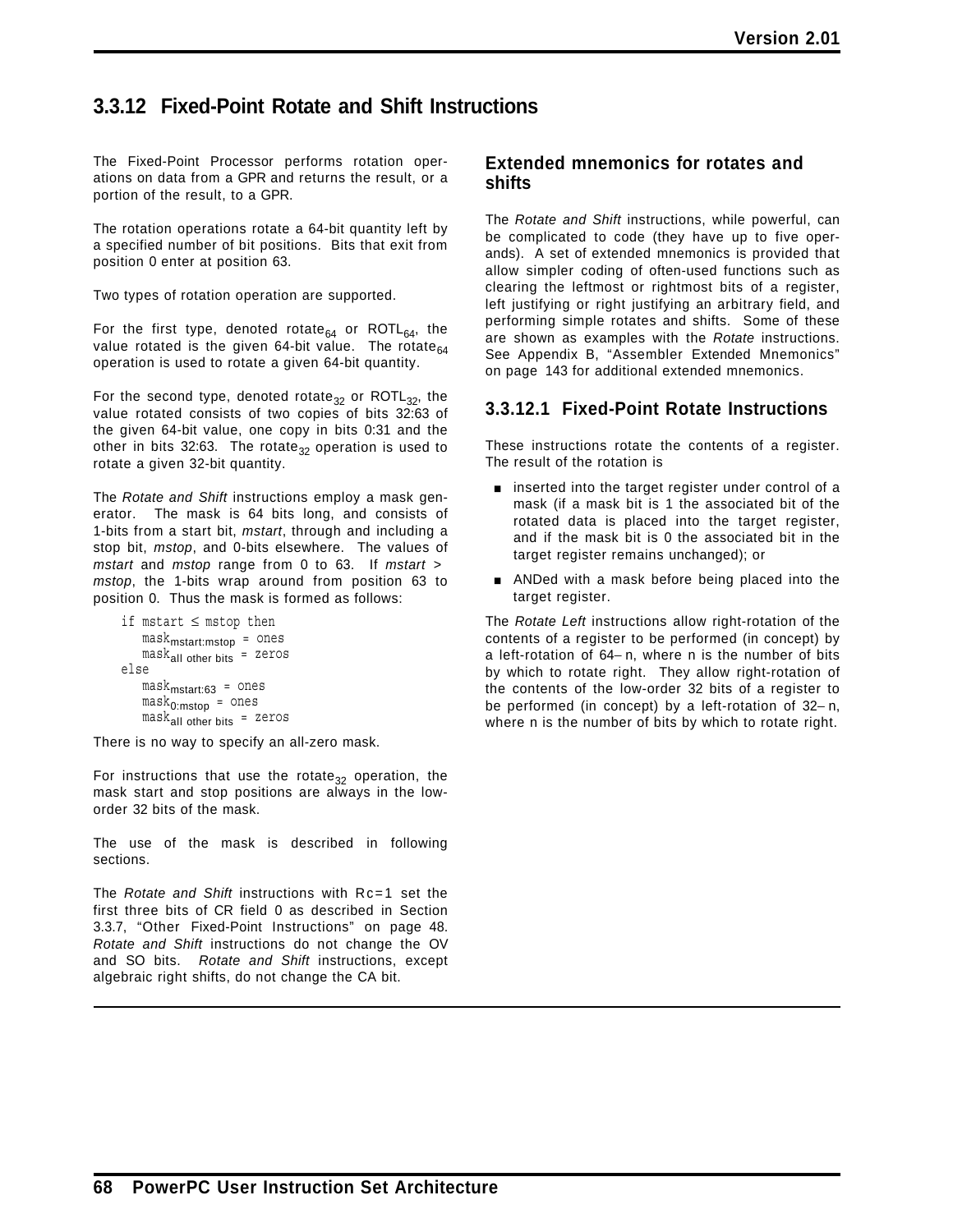### 3.3.12 Fixed-Point Rotate and Shift Instructions

The Fixed-Point Processor performs rotation operations on data from a GPR and returns the result, or a portion of the result, to a GPR.

The rotation operations rotate a 64-bit quantity left by a specified number of bit positions. Bits that exit from position 0 enter at position 63.

Two types of rotation operation are supported.

For the first type, denoted $rotate_{64}$ or $ROTL_{64}$, the value rotated is the given 64-bit value. The $rotate_{64}$ operation is used to rotate a given 64-bit quantity.

For the second type, denoted $rotate_{32}$ or $ROTL_{32}$, the value rotated consists of two copies of bits 32:63 of the given 64-bit value, one copy in bits 0:31 and the other in bits 32:63. The $rotate_{32}$ operation is used to rotate a given 32-bit quantity.

The *Rotate and Shift* instructions employ a mask generator. The mask is 64 bits long, and consists of 1-bits from a start bit, *mstart*, through and including a stop bit, *mstop*, and 0-bits elsewhere. The values of *mstart* and *mstop* range from 0 to 63. If *mstart* > *mstop*, the 1-bits wrap around from position 63 to position 0. Thus the mask is formed as follows:

```
if mstart ≤ mstop then
    mask_mstart:mstop = ones
    mask_all other bits = zeros
else
    mask_mstart:63 = ones
    mask_0:mstop = ones
    mask_all other bits = zeros
```

There is no way to specify an all-zero mask.

For instructions that use the $rotate_{32}$ operation, the mask start and stop positions are always in the low-order 32 bits of the mask.

The use of the mask is described in following sections.

The *Rotate and Shift* instructions with Rc=1 set the first three bits of CR field 0 as described in Section 3.3.7, “Other Fixed-Point Instructions” on page 48. *Rotate and Shift* instructions do not change the OV and SO bits. *Rotate and Shift* instructions, except algebraic right shifts, do not change the CA bit.

#### Extended mnemonics for rotates and shifts

The *Rotate and Shift* instructions, while powerful, can be complicated to code (they have up to five operands). A set of extended mnemonics is provided that allow simpler coding of often-used functions such as clearing the leftmost or rightmost bits of a register, left justifying or right justifying an arbitrary field, and performing simple rotates and shifts. Some of these are shown as examples with the *Rotate* instructions. See Appendix B, “Assembler Extended Mnemonics” on page 143 for additional extended mnemonics.

#### 3.3.12.1 Fixed-Point Rotate Instructions

These instructions rotate the contents of a register. The result of the rotation is

- inserted into the target register under control of a mask (if a mask bit is 1 the associated bit of the rotated data is placed into the target register, and if the mask bit is 0 the associated bit in the target register remains unchanged); or
- ANDed with a mask before being placed into the target register.

The *Rotate Left* instructions allow right-rotation of the contents of a register to be performed (in concept) by a left-rotation of 64 − n, where n is the number of bits by which to rotate right. They allow right-rotation of the contents of the low-order 32 bits of a register to be performed (in concept) by a left-rotation of 32 − n, where n is the number of bits by which to rotate right.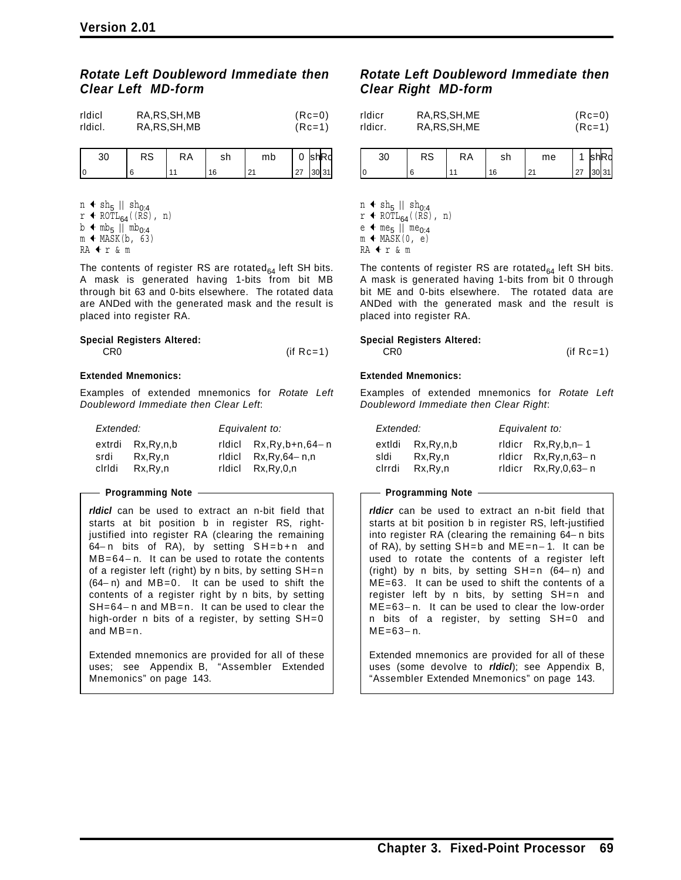## Rotate Left Doubleword Immediate then Clear Left MD-form

| | | |
|---|---|---|
| rldicl | RA,RS,SH,MB | (Rc=0) |
| rldicl. | RA,RS,SH,MB | (Rc=1) |

| 30 | RS | RA | sh | mb | 0 | sh | Rc |
|---|---|---|---|---|---|---|---|
| 0 | 6 | 11 | 16 | 21 | 27 | 30 | 31 |

```
n ← sh5 || sh0:4
r ← ROTL64((RS), n)
b ← mb5 || mb0:4
m ← MASK(b, 63)
RA ← r & m
```

The contents of register RS are rotated$_{64}$ left SH bits. A mask is generated having 1-bits from bit MB through bit 63 and 0-bits elsewhere. The rotated data are ANDed with the generated mask and the result is placed into register RA.

**Special Registers Altered:**

CR0 (if Rc=1)

**Extended Mnemonics:**

Examples of extended mnemonics for *Rotate Left Doubleword Immediate then Clear Left*:

| *Extended:* | | *Equivalent to:* | |
|---|---|---|---|
| extrdi | Rx,Ry,n,b | rldicl | Rx,Ry,b+n,64−n |
| srdi | Rx,Ry,n | rldicl | Rx,Ry,64−n,n |
| clrldi | Rx,Ry,n | rldicl | Rx,Ry,0,n |

**Programming Note**

***rldicl*** can be used to extract an n-bit field that starts at bit position b in register RS, right-justified into register RA (clearing the remaining 64−n bits of RA), by setting SH=b+n and MB=64−n. It can be used to rotate the contents of a register left (right) by n bits, by setting SH=n (64−n) and MB=0. It can be used to shift the contents of a register right by n bits, by setting SH=64−n and MB=n. It can be used to clear the high-order n bits of a register, by setting SH=0 and MB=n.

Extended mnemonics are provided for all of these uses; see Appendix B, “Assembler Extended Mnemonics” on page 143.

## Rotate Left Doubleword Immediate then Clear Right MD-form

| | | |
|---|---|---|
| rldicr | RA,RS,SH,ME | (Rc=0) |
| rldicr. | RA,RS,SH,ME | (Rc=1) |

| 30 | RS | RA | sh | me | 1 | sh | Rc |
|---|---|---|---|---|---|---|---|
| 0 | 6 | 11 | 16 | 21 | 27 | 30 | 31 |

```
n ← sh5 || sh0:4
r ← ROTL64((RS), n)
e ← me5 || me0:4
m ← MASK(0, e)
RA ← r & m
```

The contents of register RS are rotated$_{64}$ left SH bits. A mask is generated having 1-bits from bit 0 through bit ME and 0-bits elsewhere. The rotated data are ANDed with the generated mask and the result is placed into register RA.

**Special Registers Altered:**

CR0 (if Rc=1)

**Extended Mnemonics:**

Examples of extended mnemonics for *Rotate Left Doubleword Immediate then Clear Right*:

| *Extended:* | | *Equivalent to:* | |
|---|---|---|---|
| extldi | Rx,Ry,n,b | rldicr | Rx,Ry,b,n−1 |
| sldi | Rx,Ry,n | rldicr | Rx,Ry,n,63−n |
| clrrdi | Rx,Ry,n | rldicr | Rx,Ry,0,63−n |

**Programming Note**

***rldicr*** can be used to extract an n-bit field that starts at bit position b in register RS, left-justified into register RA (clearing the remaining 64−n bits of RA), by setting SH=b and ME=n−1. It can be used to rotate the contents of a register left (right) by n bits, by setting SH=n (64−n) and ME=63. It can be used to shift the contents of a register left by n bits, by setting SH=n and ME=63−n. It can be used to clear the low-order n bits of a register, by setting SH=0 and ME=63−n.

Extended mnemonics are provided for all of these uses (some devolve to ***rldicl***); see Appendix B, “Assembler Extended Mnemonics” on page 143.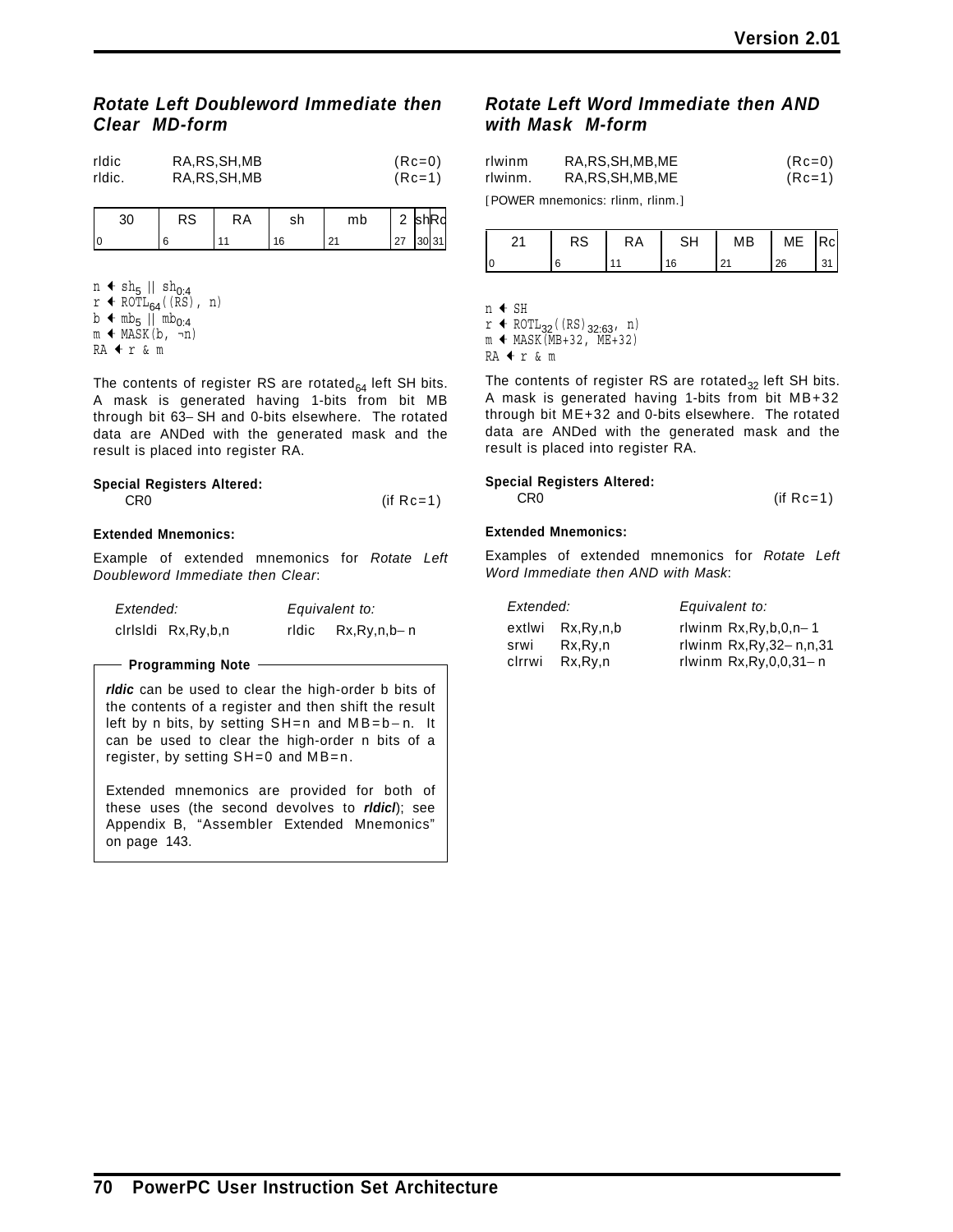## Rotate Left Doubleword Immediate then Clear MD-form

```
rldic     RA,RS,SH,MB      (Rc=0)
rldic.    RA,RS,SH,MB      (Rc=1)
```

| 30 | RS | RA | sh | mb | 2 | sh | Rc |
|---|---|---|---|---|---|---|---|
| 0 | 6 | 11 | 16 | 21 | 27 | 30 | 31 |

$n \leftarrow sh_5 \parallel sh_{0:4}$
$r \leftarrow ROTL_{64}((RS), n)$
$b \leftarrow mb_5 \parallel mb_{0:4}$
$m \leftarrow MASK(b, \neg n)$
$RA \leftarrow r \ \& \ m$

The contents of register RS are $rotated_{64}$ left SH bits. A mask is generated having 1-bits from bit MB through bit 63 – SH and 0-bits elsewhere. The rotated data are ANDed with the generated mask and the result is placed into register RA.

**Special Registers Altered:**

CR0 (if Rc=1)

**Extended Mnemonics:**

Example of extended mnemonics for *Rotate Left Doubleword Immediate then Clear*:

| *Extended:* | *Equivalent to:* |
|---|---|
| clrlsldi Rx,Ry,b,n | rldic Rx,Ry,n,b – n |

**Programming Note**

***rldic*** can be used to clear the high-order b bits of the contents of a register and then shift the result left by n bits, by setting SH=n and MB=b – n. It can be used to clear the high-order n bits of a register, by setting SH=0 and MB=n.

Extended mnemonics are provided for both of these uses (the second devolves to ***rldicl***); see Appendix B, "Assembler Extended Mnemonics" on page 143.

## Rotate Left Word Immediate then AND with Mask M-form

```
rlwinm    RA,RS,SH,MB,ME      (Rc=0)
rlwinm.   RA,RS,SH,MB,ME      (Rc=1)
```

[POWER mnemonics: rlinm, rlinm.]

| 21 | RS | RA | SH | MB | ME | Rc |
|---|---|---|---|---|---|---|
| 0 | 6 | 11 | 16 | 21 | 26 | 31 |

$n \leftarrow SH$
$r \leftarrow ROTL_{32}((RS)_{32:63}, n)$
$m \leftarrow MASK(MB+32, ME+32)$
$RA \leftarrow r \ \& \ m$

The contents of register RS are $rotated_{32}$ left SH bits. A mask is generated having 1-bits from bit MB+32 through bit ME+32 and 0-bits elsewhere. The rotated data are ANDed with the generated mask and the result is placed into register RA.

**Special Registers Altered:**

CR0 (if Rc=1)

**Extended Mnemonics:**

Examples of extended mnemonics for *Rotate Left Word Immediate then AND with Mask*:

| *Extended:* | *Equivalent to:* |
|---|---|
| extlwi Rx,Ry,n,b | rlwinm Rx,Ry,b,0,n – 1 |
| srwi Rx,Ry,n | rlwinm Rx,Ry,32 – n,n,31 |
| clrrwi Rx,Ry,n | rlwinm Rx,Ry,0,0,31 – n |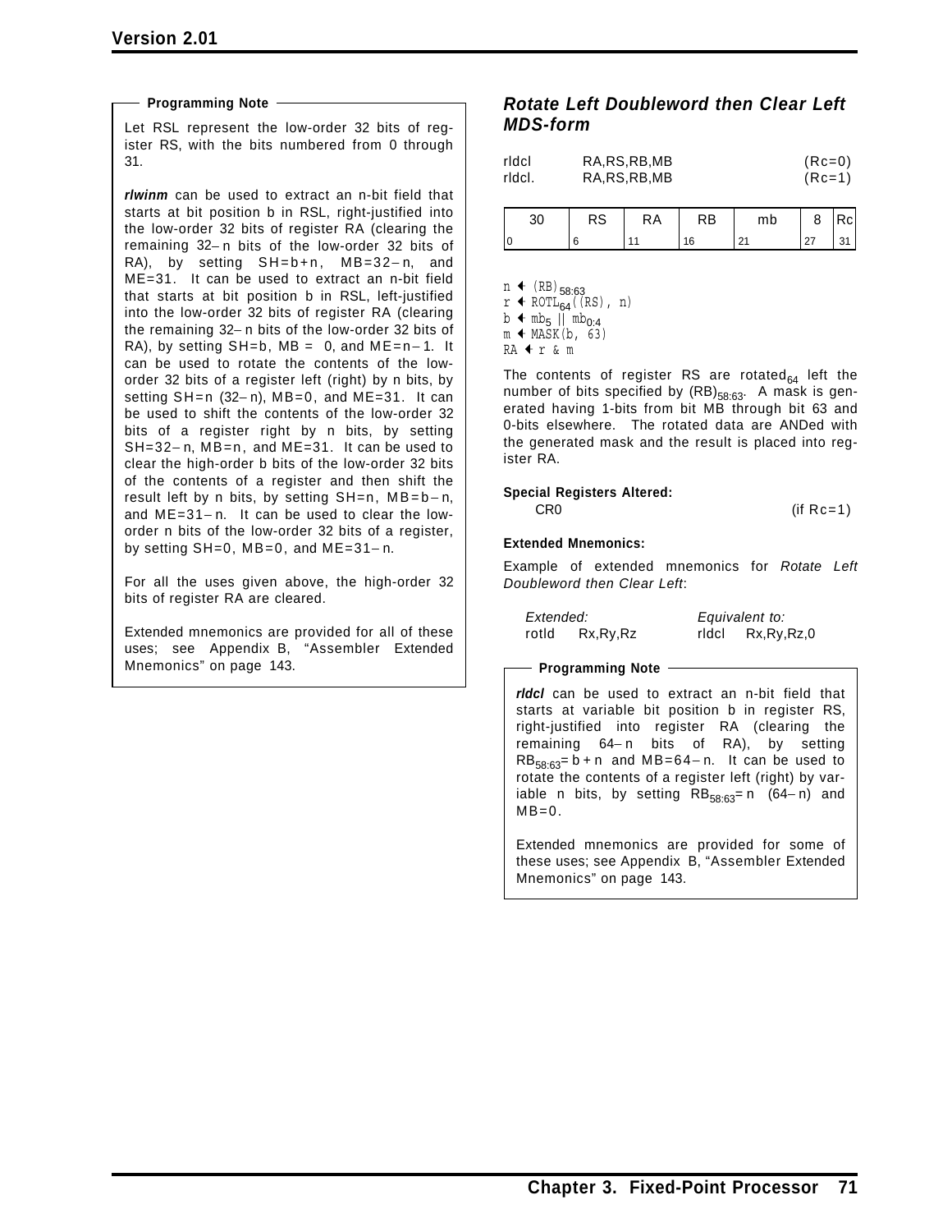**Programming Note**

Let RSL represent the low-order 32 bits of register RS, with the bits numbered from 0 through 31.

***rlwinm*** can be used to extract an n-bit field that starts at bit position b in RSL, right-justified into the low-order 32 bits of register RA (clearing the remaining 32−n bits of the low-order 32 bits of RA), by setting SH=b+n, MB=32−n, and ME=31. It can be used to extract an n-bit field that starts at bit position b in RSL, left-justified into the low-order 32 bits of register RA (clearing the remaining 32−n bits of the low-order 32 bits of RA), by setting SH=b, MB = 0, and ME=n−1. It can be used to rotate the contents of the low-order 32 bits of a register left (right) by n bits, by setting SH=n (32−n), MB=0, and ME=31. It can be used to shift the contents of the low-order 32 bits of a register right by n bits, by setting SH=32−n, MB=n, and ME=31. It can be used to clear the high-order b bits of the low-order 32 bits of the contents of a register and then shift the result left by n bits, by setting SH=n, MB=b−n, and ME=31−n. It can be used to clear the low-order n bits of the low-order 32 bits of a register, by setting SH=0, MB=0, and ME=31−n.

For all the uses given above, the high-order 32 bits of register RA are cleared.

Extended mnemonics are provided for all of these uses; see Appendix B, “Assembler Extended Mnemonics” on page 143.

## *Rotate Left Doubleword then Clear Left MDS-form*

```
rldcl     RA,RS,RB,MB          (Rc=0)
rldcl.    RA,RS,RB,MB          (Rc=1)
```

| 30 | RS | RA | RB | mb | 8 | Rc |
|---|---|---|---|---|---|---|
| 0 | 6 | 11 | 16 | 21 | 27 | 31 |

$n \leftarrow (RB)_{58:63}$
$r \leftarrow ROTL_{64}((RS),\ n)$
$b \leftarrow mb_5 \ || \ mb_{0:4}$
$m \leftarrow MASK(b,\ 63)$
$RA \leftarrow r \ \&\ m$

The contents of register RS are $rotated_{64}$ left the number of bits specified by $(RB)_{58:63}$. A mask is generated having 1-bits from bit MB through bit 63 and 0-bits elsewhere. The rotated data are ANDed with the generated mask and the result is placed into register RA.

**Special Registers Altered:**

CR0 (if Rc=1)

**Extended Mnemonics:**

Example of extended mnemonics for *Rotate Left Doubleword then Clear Left*:

| *Extended:* | *Equivalent to:* |
|---|---|
| rotld Rx,Ry,Rz | rldcl Rx,Ry,Rz,0 |

**Programming Note**

***rldcl*** can be used to extract an n-bit field that starts at variable bit position b in register RS, right-justified into register RA (clearing the remaining 64−n bits of RA), by setting $RB_{58:63}$= b + n and MB=64−n. It can be used to rotate the contents of a register left (right) by variable n bits, by setting $RB_{58:63}$= n (64−n) and MB=0.

Extended mnemonics are provided for some of these uses; see Appendix B, “Assembler Extended Mnemonics” on page 143.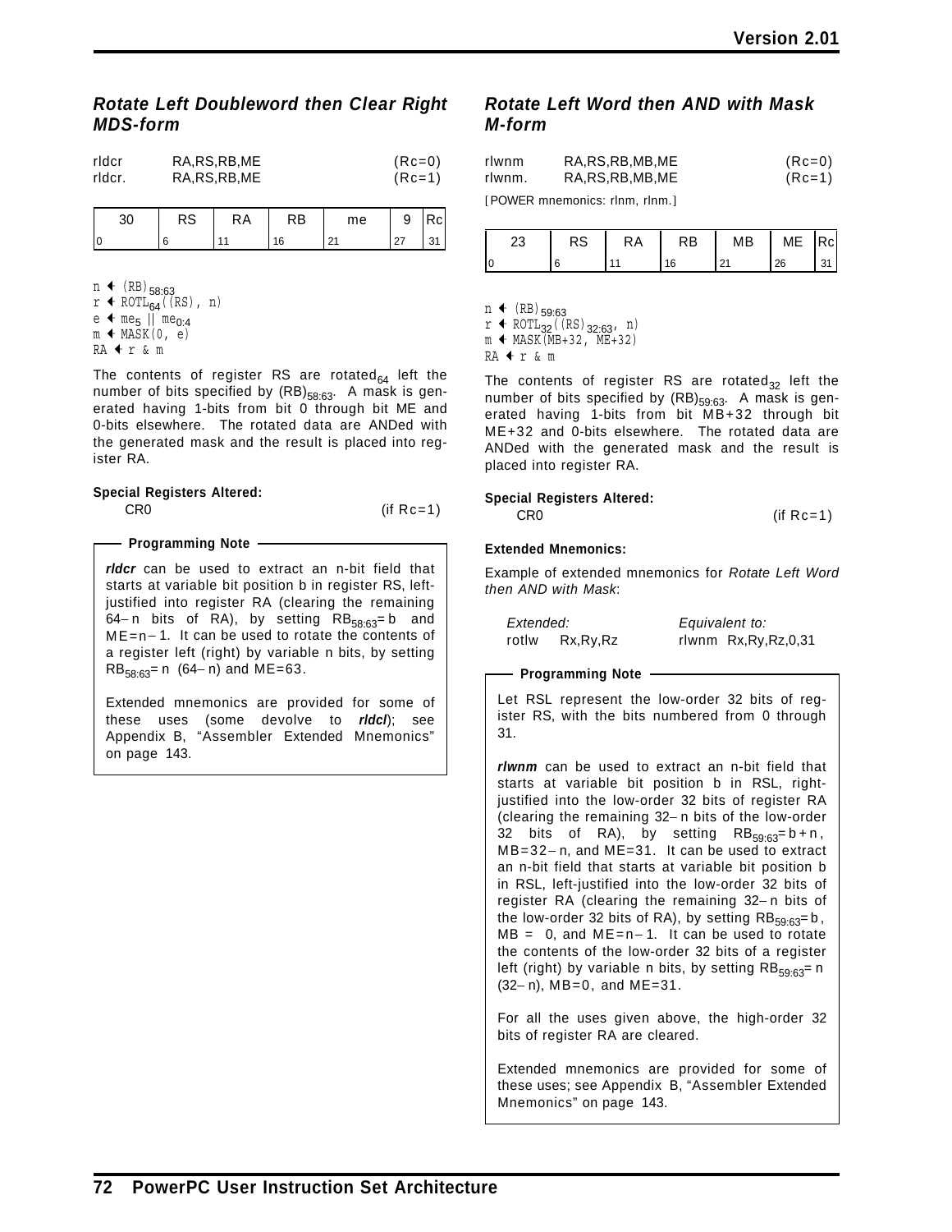## *Rotate Left Doubleword then Clear Right MDS-form*

| | | |
|---|---|---|
| rldcr | RA,RS,RB,ME | (Rc=0) |
| rldcr. | RA,RS,RB,ME | (Rc=1) |

| 30 | RS | RA | RB | me | 9 | Rc |
|---|---|---|---|---|---|---|
| 0 | 6 | 11 | 16 | 21 | 27 | 31 |

```
n ← (RB)58:63
r ← ROTL64((RS), n)
e ← me5 || me0:4
m ← MASK(0, e)
RA ← r & m
```

The contents of register RS are $\text{rotated}_{64}$ left the number of bits specified by $(RB)_{58:63}$. A mask is generated having 1-bits from bit 0 through bit ME and 0-bits elsewhere. The rotated data are ANDed with the generated mask and the result is placed into register RA.

**Special Registers Altered:**

CR0 (if Rc=1)

**Programming Note**

***rldcr*** can be used to extract an n-bit field that starts at variable bit position b in register RS, left-justified into register RA (clearing the remaining 64−n bits of RA), by setting $RB_{58:63}$= b and ME=n−1. It can be used to rotate the contents of a register left (right) by variable n bits, by setting $RB_{58:63}$= n (64−n) and ME=63.

Extended mnemonics are provided for some of these uses (some devolve to ***rldcl***); see Appendix B, "Assembler Extended Mnemonics" on page 143.

## *Rotate Left Word then AND with Mask M-form*

| | | |
|---|---|---|
| rlwnm | RA,RS,RB,MB,ME | (Rc=0) |
| rlwnm. | RA,RS,RB,MB,ME | (Rc=1) |

[POWER mnemonics: rlnm, rlnm.]

| 23 | RS | RA | RB | MB | ME | Rc |
|---|---|---|---|---|---|---|
| 0 | 6 | 11 | 16 | 21 | 26 | 31 |

```
n ← (RB)59:63
r ← ROTL32((RS)32:63, n)
m ← MASK(MB+32, ME+32)
RA ← r & m
```

The contents of register RS are $\text{rotated}_{32}$ left the number of bits specified by $(RB)_{59:63}$. A mask is generated having 1-bits from bit MB+32 through bit ME+32 and 0-bits elsewhere. The rotated data are ANDed with the generated mask and the result is placed into register RA.

**Special Registers Altered:**

CR0 (if Rc=1)

**Extended Mnemonics:**

Example of extended mnemonics for *Rotate Left Word then AND with Mask*:

| *Extended:* | *Equivalent to:* |
|---|---|
| rotlw Rx,Ry,Rz | rlwnm Rx,Ry,Rz,0,31 |

**Programming Note**

Let RSL represent the low-order 32 bits of register RS, with the bits numbered from 0 through 31.

***rlwnm*** can be used to extract an n-bit field that starts at variable bit position b in RSL, right-justified into the low-order 32 bits of register RA (clearing the remaining 32−n bits of the low-order 32 bits of RA), by setting $RB_{59:63}$= b+n, MB=32−n, and ME=31. It can be used to extract an n-bit field that starts at variable bit position b in RSL, left-justified into the low-order 32 bits of register RA (clearing the remaining 32−n bits of the low-order 32 bits of RA), by setting $RB_{59:63}$= b, MB = 0, and ME=n−1. It can be used to rotate the contents of the low-order 32 bits of a register left (right) by variable n bits, by setting $RB_{59:63}$= n (32−n), MB=0, and ME=31.

For all the uses given above, the high-order 32 bits of register RA are cleared.

Extended mnemonics are provided for some of these uses; see Appendix B, "Assembler Extended Mnemonics" on page 143.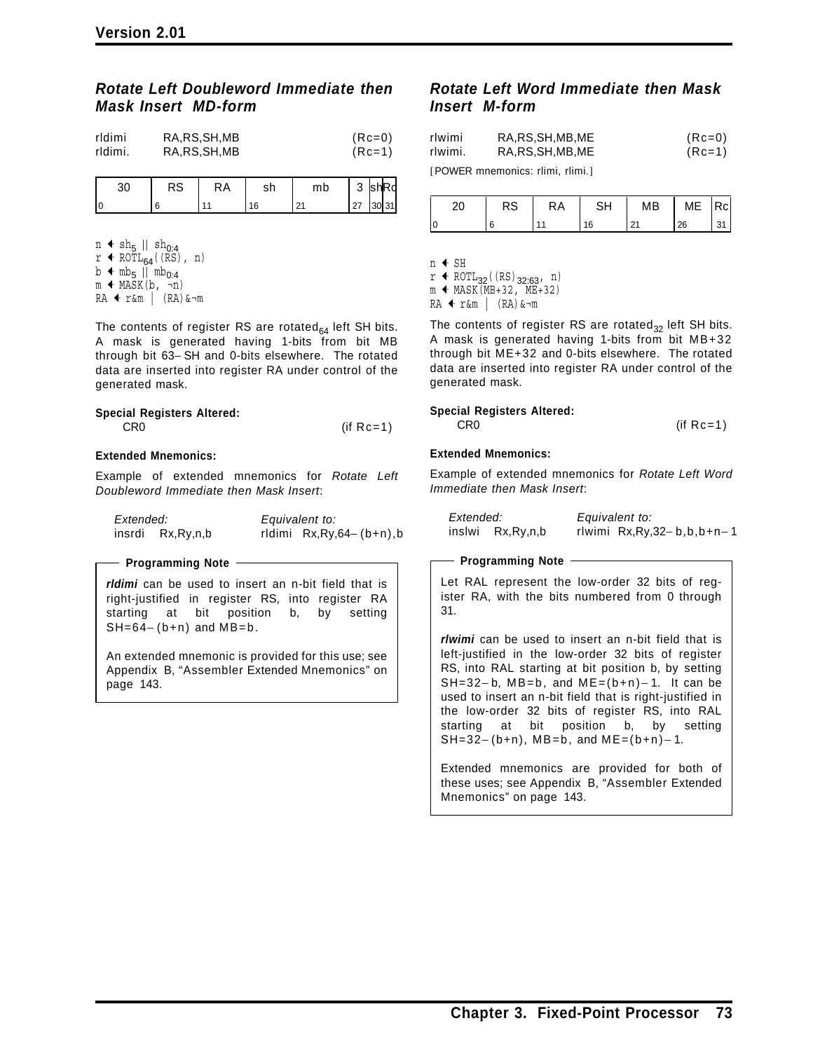### *Rotate Left Doubleword Immediate then Mask Insert MD-form*

```
rldimi    RA,RS,SH,MB          (Rc=0)
rldimi.   RA,RS,SH,MB          (Rc=1)
```

| 30 | RS | RA | sh | mb | 3 | sh | Rc |
|---|---|---|---|---|---|---|---|
| 0 | 6 | 11 | 16 | 21 | 27 | 30 | 31 |

```
n ← sh5 || sh0:4
r ← ROTL64((RS), n)
b ← mb5 || mb0:4
m ← MASK(b, ¬n)
RA ← r&m | (RA)&¬m
```

The contents of register RS are $\text{rotated}_{64}$ left SH bits. A mask is generated having 1-bits from bit MB through bit 63−SH and 0-bits elsewhere. The rotated data are inserted into register RA under control of the generated mask.

**Special Registers Altered:**

CR0 (if Rc=1)

**Extended Mnemonics:**

Example of extended mnemonics for *Rotate Left Doubleword Immediate then Mask Insert*:

| *Extended:* | *Equivalent to:* |
|---|---|
| insrdi Rx,Ry,n,b | rldimi Rx,Ry,64−(b+n),b |

**Programming Note**

***rldimi*** can be used to insert an n-bit field that is right-justified in register RS, into register RA starting at bit position b, by setting SH=64−(b+n) and MB=b.

An extended mnemonic is provided for this use; see Appendix B, “Assembler Extended Mnemonics” on page 143.

### *Rotate Left Word Immediate then Mask Insert M-form*

```
rlwimi    RA,RS,SH,MB,ME       (Rc=0)
rlwimi.   RA,RS,SH,MB,ME       (Rc=1)
```

[POWER mnemonics: rlimi, rlimi.]

| 20 | RS | RA | SH | MB | ME | Rc |
|---|---|---|---|---|---|---|
| 0 | 6 | 11 | 16 | 21 | 26 | 31 |

```
n ← SH
r ← ROTL32((RS)32:63, n)
m ← MASK(MB+32, ME+32)
RA ← r&m | (RA)&¬m
```

The contents of register RS are $\text{rotated}_{32}$ left SH bits. A mask is generated having 1-bits from bit MB+32 through bit ME+32 and 0-bits elsewhere. The rotated data are inserted into register RA under control of the generated mask.

**Special Registers Altered:**

CR0 (if Rc=1)

**Extended Mnemonics:**

Example of extended mnemonics for *Rotate Left Word Immediate then Mask Insert*:

| *Extended:* | *Equivalent to:* |
|---|---|
| inslwi Rx,Ry,n,b | rlwimi Rx,Ry,32−b,b,b+n−1 |

**Programming Note**

Let RAL represent the low-order 32 bits of register RA, with the bits numbered from 0 through 31.

***rlwimi*** can be used to insert an n-bit field that is left-justified in the low-order 32 bits of register RS, into RAL starting at bit position b, by setting SH=32−b, MB=b, and ME=(b+n)−1. It can be used to insert an n-bit field that is right-justified in the low-order 32 bits of register RS, into RAL starting at bit position b, by setting SH=32−(b+n), MB=b, and ME=(b+n)−1.

Extended mnemonics are provided for both of these uses; see Appendix B, “Assembler Extended Mnemonics” on page 143.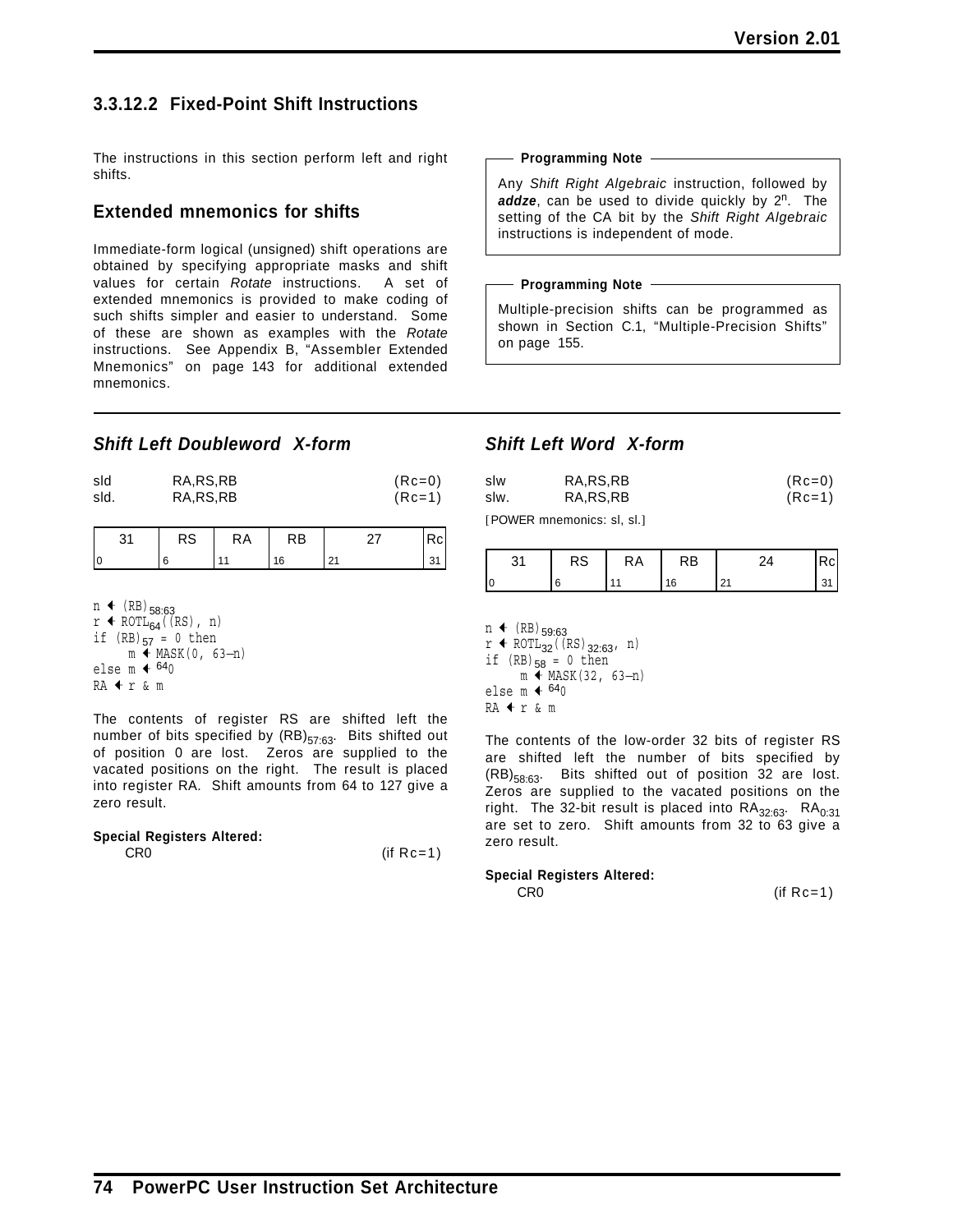### 3.3.12.2 Fixed-Point Shift Instructions

The instructions in this section perform left and right shifts.

#### Extended mnemonics for shifts

Immediate-form logical (unsigned) shift operations are obtained by specifying appropriate masks and shift values for certain *Rotate* instructions. A set of extended mnemonics is provided to make coding of such shifts simpler and easier to understand. Some of these are shown as examples with the *Rotate* instructions. See Appendix B, "Assembler Extended Mnemonics" on page 143 for additional extended mnemonics.

> **Programming Note**
>
> Any *Shift Right Algebraic* instruction, followed by ***addze***, can be used to divide quickly by $2^n$. The setting of the CA bit by the *Shift Right Algebraic* instructions is independent of mode.

> **Programming Note**
>
> Multiple-precision shifts can be programmed as shown in Section C.1, "Multiple-Precision Shifts" on page 155.

---

### *Shift Left Doubleword X-form*

| | | |
|---|---|---|
| sld | RA,RS,RB | (Rc=0) |
| sld. | RA,RS,RB | (Rc=1) |

| 31 | RS | RA | RB | 27 | Rc |
|---|---|---|---|---|---|
| 0 | 6 | 11 | 16 | 21 | 31 |

```
n ← (RB)58:63
r ← ROTL64((RS), n)
if (RB)57 = 0 then
     m ← MASK(0, 63−n)
else m ← 640
RA ← r & m
```

The contents of register RS are shifted left the number of bits specified by $(RB)_{57:63}$. Bits shifted out of position 0 are lost. Zeros are supplied to the vacated positions on the right. The result is placed into register RA. Shift amounts from 64 to 127 give a zero result.

**Special Registers Altered:**

CR0 (if Rc=1)

### *Shift Left Word X-form*

| | | |
|---|---|---|
| slw | RA,RS,RB | (Rc=0) |
| slw. | RA,RS,RB | (Rc=1) |

[POWER mnemonics: sl, sl.]

| 31 | RS | RA | RB | 24 | Rc |
|---|---|---|---|---|---|
| 0 | 6 | 11 | 16 | 21 | 31 |

```
n ← (RB)59:63
r ← ROTL32((RS)32:63, n)
if (RB)58 = 0 then
     m ← MASK(32, 63−n)
else m ← 640
RA ← r & m
```

The contents of the low-order 32 bits of register RS are shifted left the number of bits specified by $(RB)_{58:63}$. Bits shifted out of position 32 are lost. Zeros are supplied to the vacated positions on the right. The 32-bit result is placed into $RA_{32:63}$. $RA_{0:31}$ are set to zero. Shift amounts from 32 to 63 give a zero result.

**Special Registers Altered:**

CR0 (if Rc=1)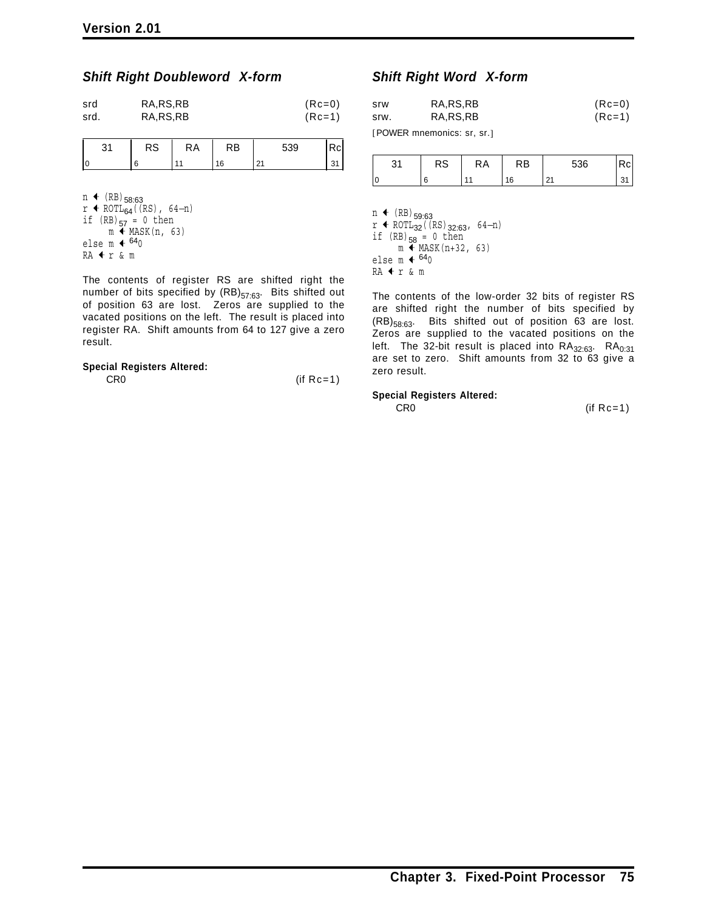### *Shift Right Doubleword X-form*

| | | |
|---|---|---|
| srd | RA,RS,RB | (Rc=0) |
| srd. | RA,RS,RB | (Rc=1) |

| 31 | RS | RA | RB | 539 | Rc |
|---|---|---|---|---|---|
| 0 | 6 | 11 | 16 | 21 | 31 |

```
n ← (RB)58:63
r ← ROTL64((RS), 64−n)
if (RB)57 = 0 then
    m ← MASK(n, 63)
else m ← 640
RA ← r & m
```

The contents of register RS are shifted right the number of bits specified by $(RB)_{57:63}$. Bits shifted out of position 63 are lost. Zeros are supplied to the vacated positions on the left. The result is placed into register RA. Shift amounts from 64 to 127 give a zero result.

**Special Registers Altered:**

CR0 (if Rc=1)

### *Shift Right Word X-form*

| | | |
|---|---|---|
| srw | RA,RS,RB | (Rc=0) |
| srw. | RA,RS,RB | (Rc=1) |

[POWER mnemonics: sr, sr.]

| 31 | RS | RA | RB | 536 | Rc |
|---|---|---|---|---|---|
| 0 | 6 | 11 | 16 | 21 | 31 |

```
n ← (RB)59:63
r ← ROTL32((RS)32:63, 64−n)
if (RB)58 = 0 then
    m ← MASK(n+32, 63)
else m ← 640
RA ← r & m
```

The contents of the low-order 32 bits of register RS are shifted right the number of bits specified by $(RB)_{58:63}$. Bits shifted out of position 63 are lost. Zeros are supplied to the vacated positions on the left. The 32-bit result is placed into $RA_{32:63}$. $RA_{0:31}$ are set to zero. Shift amounts from 32 to 63 give a zero result.

**Special Registers Altered:**

CR0 (if Rc=1)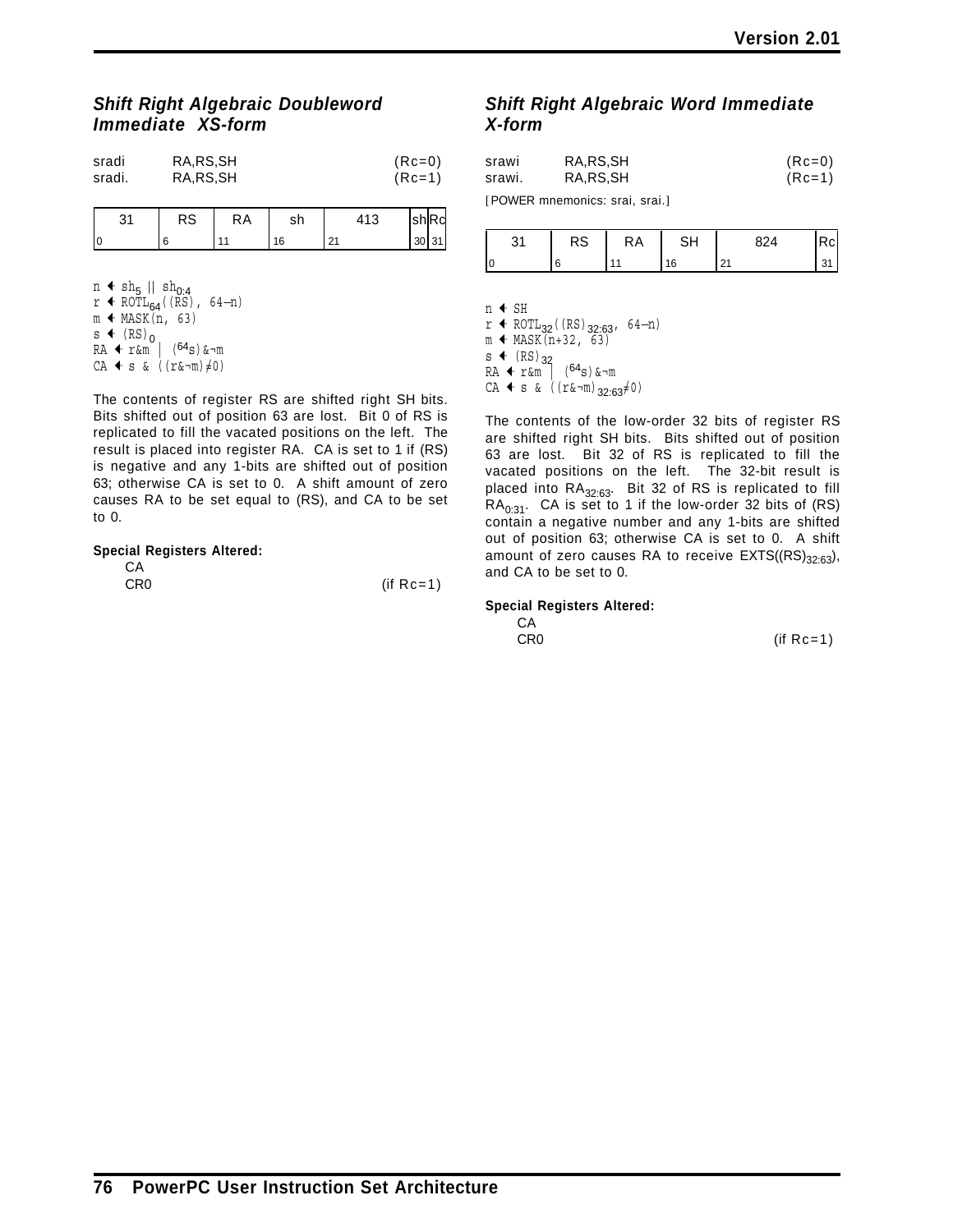### *Shift Right Algebraic Doubleword Immediate XS-form*

| | | |
|---|---|---|
| sradi | RA,RS,SH | (Rc=0) |
| sradi. | RA,RS,SH | (Rc=1) |

| 31 | RS | RA | sh | 413 | sh | Rc |
|---|---|---|---|---|---|---|
| 0 | 6 | 11 | 16 | 21 | 30 | 31 |

```
n ← sh5 || sh0:4
r ← ROTL64((RS), 64-n)
m ← MASK(n, 63)
s ← (RS)0
RA ← r&m | (64s)&¬m
CA ← s & ((r&¬m)≠0)
```

The contents of register RS are shifted right SH bits. Bits shifted out of position 63 are lost. Bit 0 of RS is replicated to fill the vacated positions on the left. The result is placed into register RA. CA is set to 1 if (RS) is negative and any 1-bits are shifted out of position 63; otherwise CA is set to 0. A shift amount of zero causes RA to be set equal to (RS), and CA to be set to 0.

**Special Registers Altered:**

CA
CR0 (if Rc=1)

### *Shift Right Algebraic Word Immediate X-form*

| | | |
|---|---|---|
| srawi | RA,RS,SH | (Rc=0) |
| srawi. | RA,RS,SH | (Rc=1) |

[POWER mnemonics: srai, srai.]

| 31 | RS | RA | SH | 824 | Rc |
|---|---|---|---|---|---|
| 0 | 6 | 11 | 16 | 21 | 31 |

```
n ← SH
r ← ROTL32((RS)32:63, 64-n)
m ← MASK(n+32, 63)
s ← (RS)32
RA ← r&m | (64s)&¬m
CA ← s & ((r&¬m)32:63≠0)
```

The contents of the low-order 32 bits of register RS are shifted right SH bits. Bits shifted out of position 63 are lost. Bit 32 of RS is replicated to fill the vacated positions on the left. The 32-bit result is placed into $RA_{32:63}$. Bit 32 of RS is replicated to fill $RA_{0:31}$. CA is set to 1 if the low-order 32 bits of (RS) contain a negative number and any 1-bits are shifted out of position 63; otherwise CA is set to 0. A shift amount of zero causes RA to receive $EXTS((RS)_{32:63})$, and CA to be set to 0.

**Special Registers Altered:**

CA
CR0 (if Rc=1)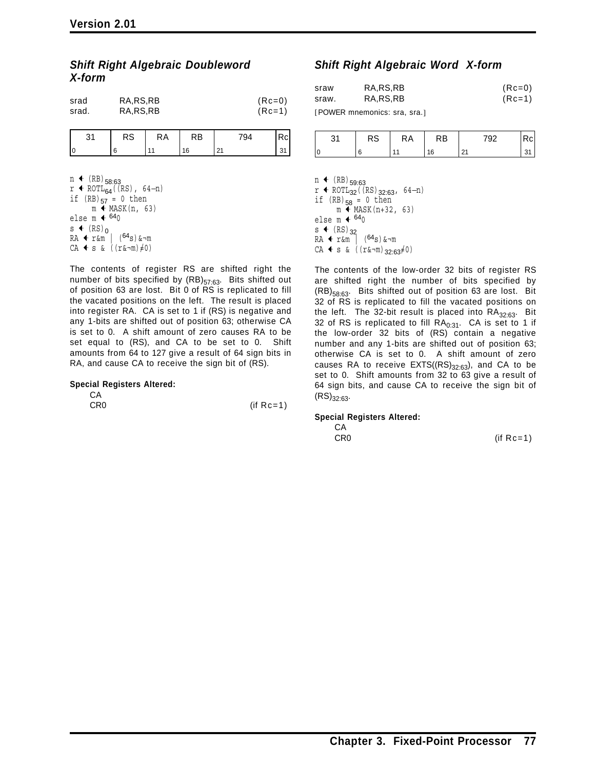### *Shift Right Algebraic Doubleword X-form*

| | | |
|---|---|---|
| srad | RA,RS,RB | (Rc=0) |
| srad. | RA,RS,RB | (Rc=1) |

| 31 | RS | RA | RB | 794 | Rc |
|---|---|---|---|---|---|
| 0 | 6 | 11 | 16 | 21 | 31 |

```
n ← (RB)58:63
r ← ROTL64((RS), 64−n)
if (RB)57 = 0 then
    m ← MASK(n, 63)
else m ← 640
s ← (RS)0
RA ← r&m | (64s)&¬m
CA ← s & ((r&¬m)≠0)
```

The contents of register RS are shifted right the number of bits specified by $(RB)_{57:63}$. Bits shifted out of position 63 are lost. Bit 0 of RS is replicated to fill the vacated positions on the left. The result is placed into register RA. CA is set to 1 if (RS) is negative and any 1-bits are shifted out of position 63; otherwise CA is set to 0. A shift amount of zero causes RA to be set equal to (RS), and CA to be set to 0. Shift amounts from 64 to 127 give a result of 64 sign bits in RA, and cause CA to receive the sign bit of (RS).

**Special Registers Altered:**

CA
CR0 (if Rc=1)

### *Shift Right Algebraic Word X-form*

| | | |
|---|---|---|
| sraw | RA,RS,RB | (Rc=0) |
| sraw. | RA,RS,RB | (Rc=1) |

[POWER mnemonics: sra, sra.]

| 31 | RS | RA | RB | 792 | Rc |
|---|---|---|---|---|---|
| 0 | 6 | 11 | 16 | 21 | 31 |

```
n ← (RB)59:63
r ← ROTL32((RS)32:63, 64−n)
if (RB)58 = 0 then
    m ← MASK(n+32, 63)
else m ← 640
s ← (RS)32
RA ← r&m | (64s)&¬m
CA ← s & ((r&¬m)32:63≠0)
```

The contents of the low-order 32 bits of register RS are shifted right the number of bits specified by $(RB)_{58:63}$. Bits shifted out of position 63 are lost. Bit 32 of RS is replicated to fill the vacated positions on the left. The 32-bit result is placed into $RA_{32:63}$. Bit 32 of RS is replicated to fill $RA_{0:31}$. CA is set to 1 if the low-order 32 bits of (RS) contain a negative number and any 1-bits are shifted out of position 63; otherwise CA is set to 0. A shift amount of zero causes RA to receive $EXTS((RS)_{32:63})$, and CA to be set to 0. Shift amounts from 32 to 63 give a result of 64 sign bits, and cause CA to receive the sign bit of $(RS)_{32:63}$.

**Special Registers Altered:**

CA
CR0 (if Rc=1)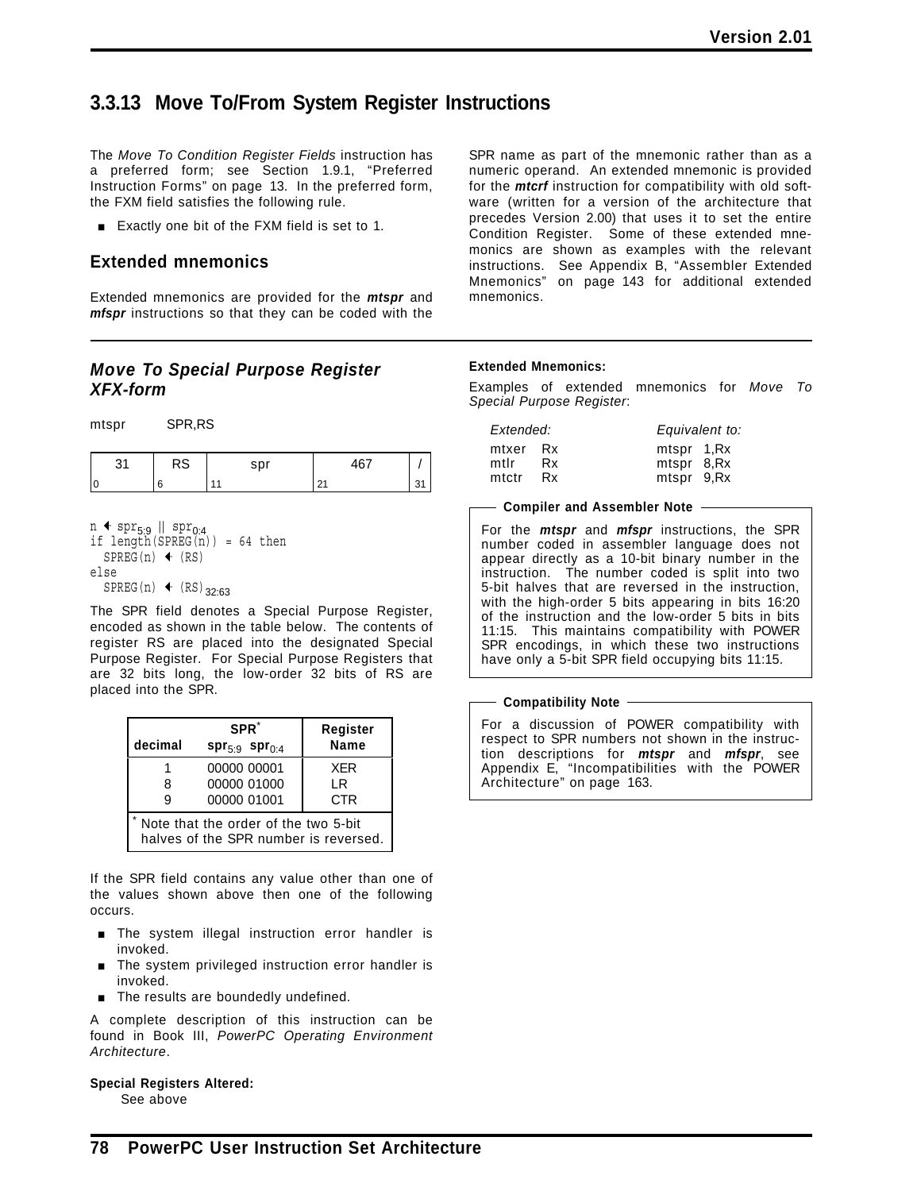## 3.3.13 Move To/From System Register Instructions

The *Move To Condition Register Fields* instruction has a preferred form; see Section 1.9.1, "Preferred Instruction Forms" on page 13. In the preferred form, the FXM field satisfies the following rule.

- Exactly one bit of the FXM field is set to 1.

### Extended mnemonics

Extended mnemonics are provided for the ***mtspr*** and ***mfspr*** instructions so that they can be coded with the SPR name as part of the mnemonic rather than as a numeric operand. An extended mnemonic is provided for the ***mtcrf*** instruction for compatibility with old software (written for a version of the architecture that precedes Version 2.00) that uses it to set the entire Condition Register. Some of these extended mnemonics are shown as examples with the relevant instructions. See Appendix B, "Assembler Extended Mnemonics" on page 143 for additional extended mnemonics.

---

### *Move To Special Purpose Register XFX-form*

mtspr SPR,RS

| 31 | RS | spr | 467 | / |
|---|---|---|---|---|
| 0 | 6 | 11 | 21 | 31 |

```
n ← spr5:9 || spr0:4
if length(SPREG(n)) = 64 then
  SPREG(n) ← (RS)
else
  SPREG(n) ← (RS)32:63
```

The SPR field denotes a Special Purpose Register, encoded as shown in the table below. The contents of register RS are placed into the designated Special Purpose Register. For Special Purpose Registers that are 32 bits long, the low-order 32 bits of RS are placed into the SPR.

| decimal | SPR* $spr_{5:9}$ $spr_{0:4}$ | Register Name |
|---|---|---|
| 1 | 00000 00001 | XER |
| 8 | 00000 01000 | LR |
| 9 | 00000 01001 | CTR |

\* Note that the order of the two 5-bit halves of the SPR number is reversed.

If the SPR field contains any value other than one of the values shown above then one of the following occurs.

- The system illegal instruction error handler is invoked.
- The system privileged instruction error handler is invoked.
- The results are boundedly undefined.

A complete description of this instruction can be found in Book III, *PowerPC Operating Environment Architecture*.

**Special Registers Altered:**

See above

**Extended Mnemonics:**

Examples of extended mnemonics for *Move To Special Purpose Register*:

| *Extended:* | *Equivalent to:* |
|---|---|
| mtxer Rx | mtspr 1,Rx |
| mtlr Rx | mtspr 8,Rx |
| mtctr Rx | mtspr 9,Rx |

**Compiler and Assembler Note**

For the ***mtspr*** and ***mfspr*** instructions, the SPR number coded in assembler language does not appear directly as a 10-bit binary number in the instruction. The number coded is split into two 5-bit halves that are reversed in the instruction, with the high-order 5 bits appearing in bits 16:20 of the instruction and the low-order 5 bits in bits 11:15. This maintains compatibility with POWER SPR encodings, in which these two instructions have only a 5-bit SPR field occupying bits 11:15.

**Compatibility Note**

For a discussion of POWER compatibility with respect to SPR numbers not shown in the instruction descriptions for ***mtspr*** and ***mfspr***, see Appendix E, "Incompatibilities with the POWER Architecture" on page 163.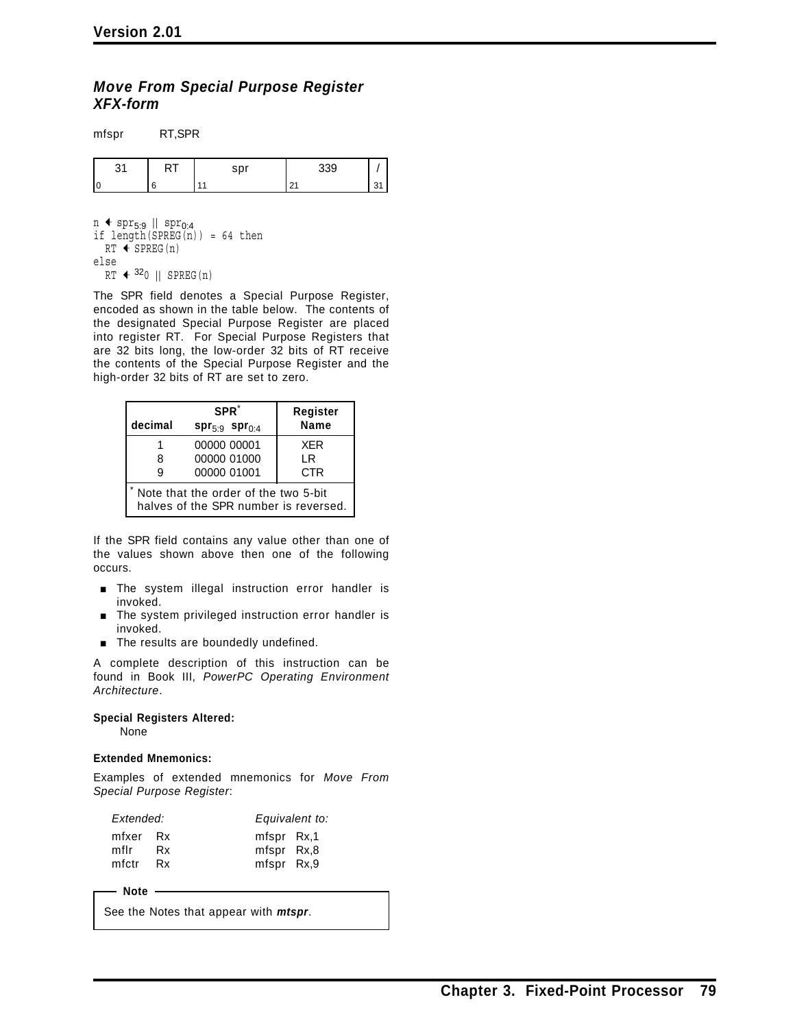### *Move From Special Purpose Register XFX-form*

mfspr RT,SPR

| 31 | RT | spr | 339 | / |
|---|---|---|---|---|
| 0 | 6 | 11 | 21 | 31 |

```
n ← spr5:9 || spr0:4
if length(SPREG(n)) = 64 then
  RT ← SPREG(n)
else
  RT ← 320 || SPREG(n)
```

The SPR field denotes a Special Purpose Register, encoded as shown in the table below. The contents of the designated Special Purpose Register are placed into register RT. For Special Purpose Registers that are 32 bits long, the low-order 32 bits of RT receive the contents of the Special Purpose Register and the high-order 32 bits of RT are set to zero.

| SPR* decimal | SPR* $spr_{5:9}$ $spr_{0:4}$ | Register Name |
|---|---|---|
| 1 | 00000 00001 | XER |
| 8 | 00000 01000 | LR |
| 9 | 00000 01001 | CTR |

\* Note that the order of the two 5-bit halves of the SPR number is reversed.

If the SPR field contains any value other than one of the values shown above then one of the following occurs.

- The system illegal instruction error handler is invoked.
- The system privileged instruction error handler is invoked.
- The results are boundedly undefined.

A complete description of this instruction can be found in Book III, *PowerPC Operating Environment Architecture*.

**Special Registers Altered:**

None

**Extended Mnemonics:**

Examples of extended mnemonics for *Move From Special Purpose Register*:

| *Extended:* | *Equivalent to:* |
|---|---|
| mfxer Rx | mfspr Rx,1 |
| mflr Rx | mfspr Rx,8 |
| mfctr Rx | mfspr Rx,9 |

**Note**

See the Notes that appear with ***mtspr***.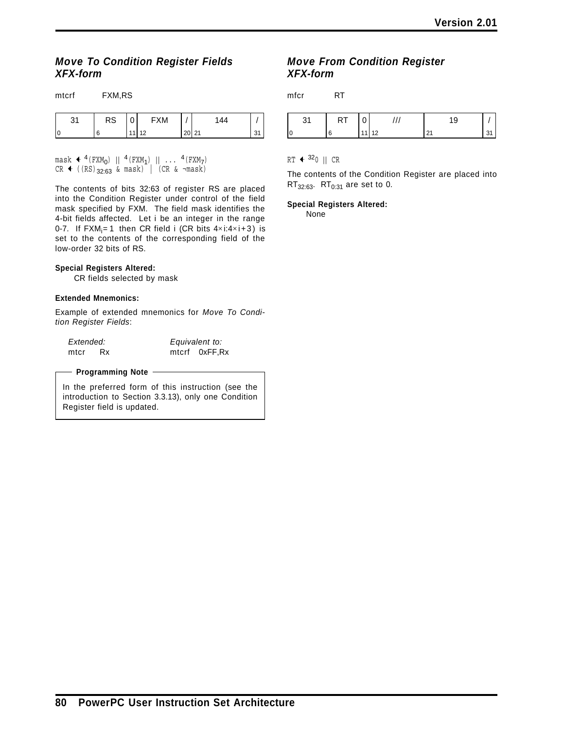### *Move To Condition Register Fields XFX-form*

mtcrf FXM,RS

| 31 | RS | 0 | FXM | / | 144 | / |
|---|---|---|---|---|---|---|
| 0 | 6 | 11 | 12 | 20 | 21 | 31 |

$$\text{mask} \leftarrow {}^4(\text{FXM}_0) \;||\; {}^4(\text{FXM}_1) \;||\; \ldots \; {}^4(\text{FXM}_7)$$
$$\text{CR} \leftarrow ((\text{RS})_{32:63} \;\&\; \text{mask}) \;|\; (\text{CR} \;\&\; \neg\text{mask})$$

The contents of bits 32:63 of register RS are placed into the Condition Register under control of the field mask specified by FXM. The field mask identifies the 4-bit fields affected. Let i be an integer in the range 0-7. If $FXM_i = 1$ then CR field i (CR bits $4\times i$:$4\times i+3$) is set to the contents of the corresponding field of the low-order 32 bits of RS.

**Special Registers Altered:**

CR fields selected by mask

**Extended Mnemonics:**

Example of extended mnemonics for *Move To Condition Register Fields*:

| *Extended:* | *Equivalent to:* |
|---|---|
| mtcr Rx | mtcrf 0xFF,Rx |

**Programming Note**

In the preferred form of this instruction (see the introduction to Section 3.3.13), only one Condition Register field is updated.

### *Move From Condition Register XFX-form*

mfcr RT

| 31 | RT | 0 | /// | 19 | / |
|---|---|---|---|---|---|
| 0 | 6 | 11 | 12 | 21 | 31 |

$$\text{RT} \leftarrow {}^{32}0 \;||\; \text{CR}$$

The contents of the Condition Register are placed into $RT_{32:63}$. $RT_{0:31}$ are set to 0.

**Special Registers Altered:**

None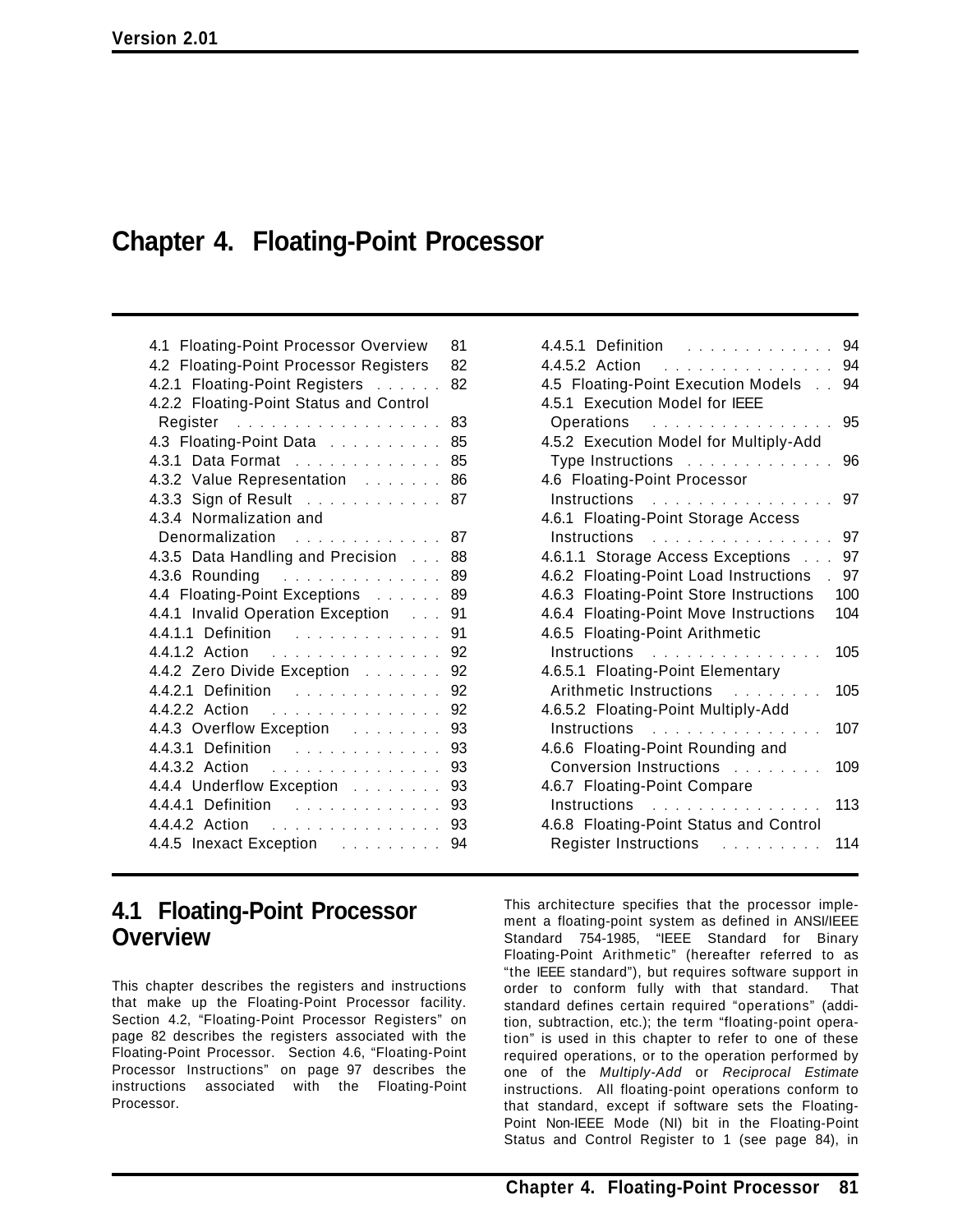# Chapter 4. Floating-Point Processor

| | | | |
|---|---|---|---|
| 4.1 Floating-Point Processor Overview | 81 | 4.4.5.1 Definition | 94 |
| 4.2 Floating-Point Processor Registers | 82 | 4.4.5.2 Action | 94 |
| 4.2.1 Floating-Point Registers | 82 | 4.5 Floating-Point Execution Models | 94 |
| 4.2.2 Floating-Point Status and Control Register | 83 | 4.5.1 Execution Model for IEEE Operations | 95 |
| 4.3 Floating-Point Data | 85 | 4.5.2 Execution Model for Multiply-Add Type Instructions | 96 |
| 4.3.1 Data Format | 85 | 4.6 Floating-Point Processor Instructions | 97 |
| 4.3.2 Value Representation | 86 | 4.6.1 Floating-Point Storage Access Instructions | 97 |
| 4.3.3 Sign of Result | 87 | 4.6.1.1 Storage Access Exceptions | 97 |
| 4.3.4 Normalization and Denormalization | 87 | 4.6.2 Floating-Point Load Instructions | 97 |
| 4.3.5 Data Handling and Precision | 88 | 4.6.3 Floating-Point Store Instructions | 100 |
| 4.3.6 Rounding | 89 | 4.6.4 Floating-Point Move Instructions | 104 |
| 4.4 Floating-Point Exceptions | 89 | 4.6.5 Floating-Point Arithmetic Instructions | 105 |
| 4.4.1 Invalid Operation Exception | 91 | 4.6.5.1 Floating-Point Elementary Arithmetic Instructions | 105 |
| 4.4.1.1 Definition | 91 | 4.6.5.2 Floating-Point Multiply-Add Instructions | 107 |
| 4.4.1.2 Action | 92 | 4.6.6 Floating-Point Rounding and Conversion Instructions | 109 |
| 4.4.2 Zero Divide Exception | 92 | 4.6.7 Floating-Point Compare Instructions | 113 |
| 4.4.2.1 Definition | 92 | 4.6.8 Floating-Point Status and Control Register Instructions | 114 |
| 4.4.2.2 Action | 92 | | |
| 4.4.3 Overflow Exception | 93 | | |
| 4.4.3.1 Definition | 93 | | |
| 4.4.3.2 Action | 93 | | |
| 4.4.4 Underflow Exception | 93 | | |
| 4.4.4.1 Definition | 93 | | |
| 4.4.4.2 Action | 93 | | |
| 4.4.5 Inexact Exception | 94 | | |

## 4.1 Floating-Point Processor Overview

This chapter describes the registers and instructions that make up the Floating-Point Processor facility. Section 4.2, "Floating-Point Processor Registers" on page 82 describes the registers associated with the Floating-Point Processor. Section 4.6, "Floating-Point Processor Instructions" on page 97 describes the instructions associated with the Floating-Point Processor.

This architecture specifies that the processor implement a floating-point system as defined in ANSI/IEEE Standard 754-1985, "IEEE Standard for Binary Floating-Point Arithmetic" (hereafter referred to as "the IEEE standard"), but requires software support in order to conform fully with that standard. That standard defines certain required "operations" (addition, subtraction, etc.); the term "floating-point operation" is used in this chapter to refer to one of these required operations, or to the operation performed by one of the *Multiply-Add* or *Reciprocal Estimate* instructions. All floating-point operations conform to that standard, except if software sets the Floating-Point Non-IEEE Mode (NI) bit in the Floating-Point Status and Control Register to 1 (see page 84), in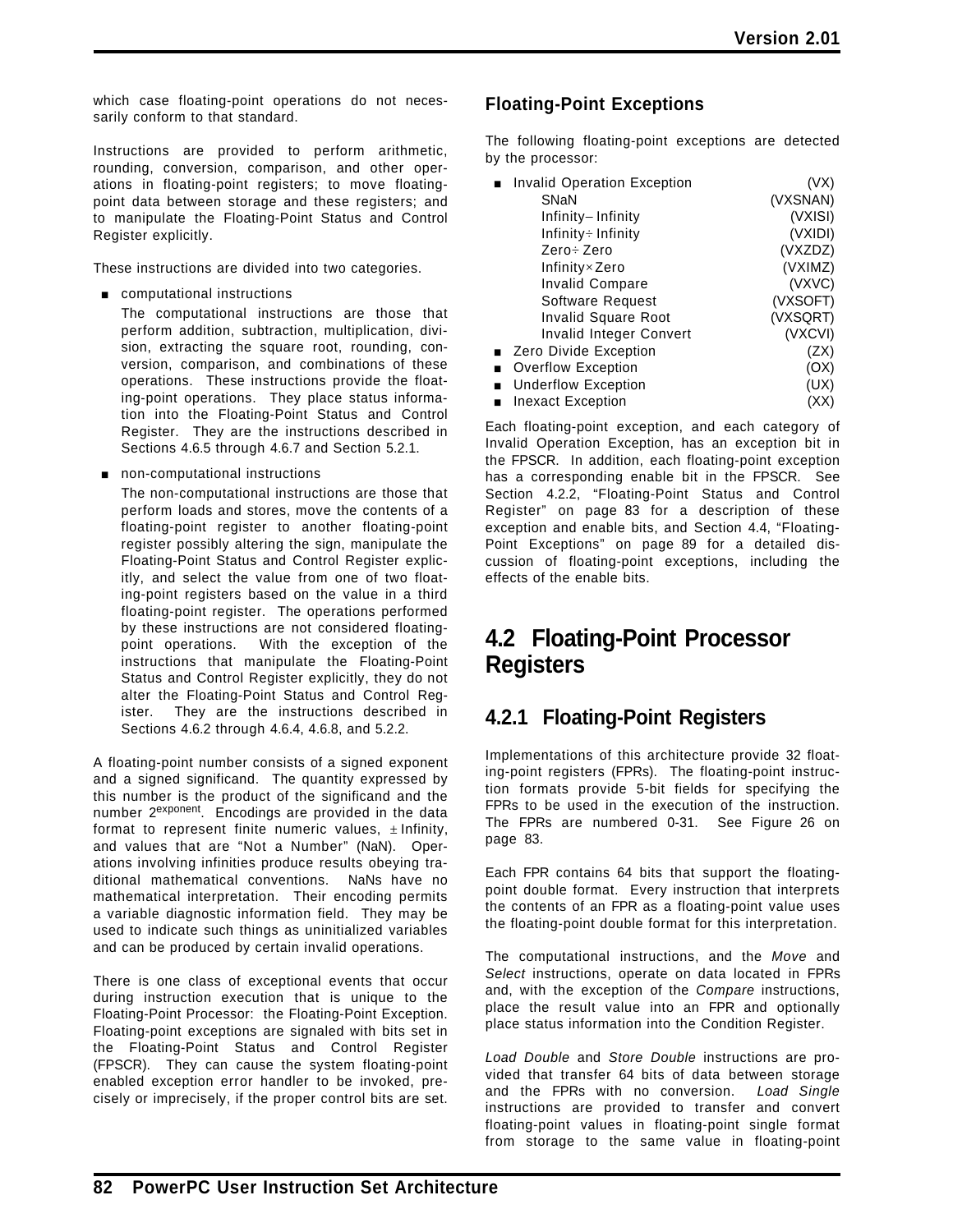which case floating-point operations do not necessarily conform to that standard.

Instructions are provided to perform arithmetic, rounding, conversion, comparison, and other operations in floating-point registers; to move floating-point data between storage and these registers; and to manipulate the Floating-Point Status and Control Register explicitly.

These instructions are divided into two categories.

- computational instructions

  The computational instructions are those that perform addition, subtraction, multiplication, division, extracting the square root, rounding, conversion, comparison, and combinations of these operations. These instructions provide the floating-point operations. They place status information into the Floating-Point Status and Control Register. They are the instructions described in Sections 4.6.5 through 4.6.7 and Section 5.2.1.

- non-computational instructions

  The non-computational instructions are those that perform loads and stores, move the contents of a floating-point register to another floating-point register possibly altering the sign, manipulate the Floating-Point Status and Control Register explicitly, and select the value from one of two floating-point registers based on the value in a third floating-point register. The operations performed by these instructions are not considered floating-point operations. With the exception of the instructions that manipulate the Floating-Point Status and Control Register explicitly, they do not alter the Floating-Point Status and Control Register. They are the instructions described in Sections 4.6.2 through 4.6.4, 4.6.8, and 5.2.2.

A floating-point number consists of a signed exponent and a signed significand. The quantity expressed by this number is the product of the significand and the number $2^{exponent}$. Encodings are provided in the data format to represent finite numeric values, ±Infinity, and values that are "Not a Number" (NaN). Operations involving infinities produce results obeying traditional mathematical conventions. NaNs have no mathematical interpretation. Their encoding permits a variable diagnostic information field. They may be used to indicate such things as uninitialized variables and can be produced by certain invalid operations.

There is one class of exceptional events that occur during instruction execution that is unique to the Floating-Point Processor: the Floating-Point Exception. Floating-point exceptions are signaled with bits set in the Floating-Point Status and Control Register (FPSCR). They can cause the system floating-point enabled exception error handler to be invoked, precisely or imprecisely, if the proper control bits are set.

### Floating-Point Exceptions

The following floating-point exceptions are detected by the processor:

- Invalid Operation Exception (VX)
  - SNaN (VXSNAN)
  - Infinity − Infinity (VXISI)
  - Infinity ÷ Infinity (VXIDI)
  - Zero ÷ Zero (VXZDZ)
  - Infinity × Zero (VXIMZ)
  - Invalid Compare (VXVC)
  - Software Request (VXSOFT)
  - Invalid Square Root (VXSQRT)
  - Invalid Integer Convert (VXCVI)
- Zero Divide Exception (ZX)
- Overflow Exception (OX)
- Underflow Exception (UX)
- Inexact Exception (XX)

Each floating-point exception, and each category of Invalid Operation Exception, has an exception bit in the FPSCR. In addition, each floating-point exception has a corresponding enable bit in the FPSCR. See Section 4.2.2, "Floating-Point Status and Control Register" on page 83 for a description of these exception and enable bits, and Section 4.4, "Floating-Point Exceptions" on page 89 for a detailed discussion of floating-point exceptions, including the effects of the enable bits.

# 4.2 Floating-Point Processor Registers

## 4.2.1 Floating-Point Registers

Implementations of this architecture provide 32 floating-point registers (FPRs). The floating-point instruction formats provide 5-bit fields for specifying the FPRs to be used in the execution of the instruction. The FPRs are numbered 0-31. See Figure 26 on page 83.

Each FPR contains 64 bits that support the floating-point double format. Every instruction that interprets the contents of an FPR as a floating-point value uses the floating-point double format for this interpretation.

The computational instructions, and the *Move* and *Select* instructions, operate on data located in FPRs and, with the exception of the *Compare* instructions, place the result value into an FPR and optionally place status information into the Condition Register.

*Load Double* and *Store Double* instructions are provided that transfer 64 bits of data between storage and the FPRs with no conversion. *Load Single* instructions are provided to transfer and convert floating-point values in floating-point single format from storage to the same value in floating-point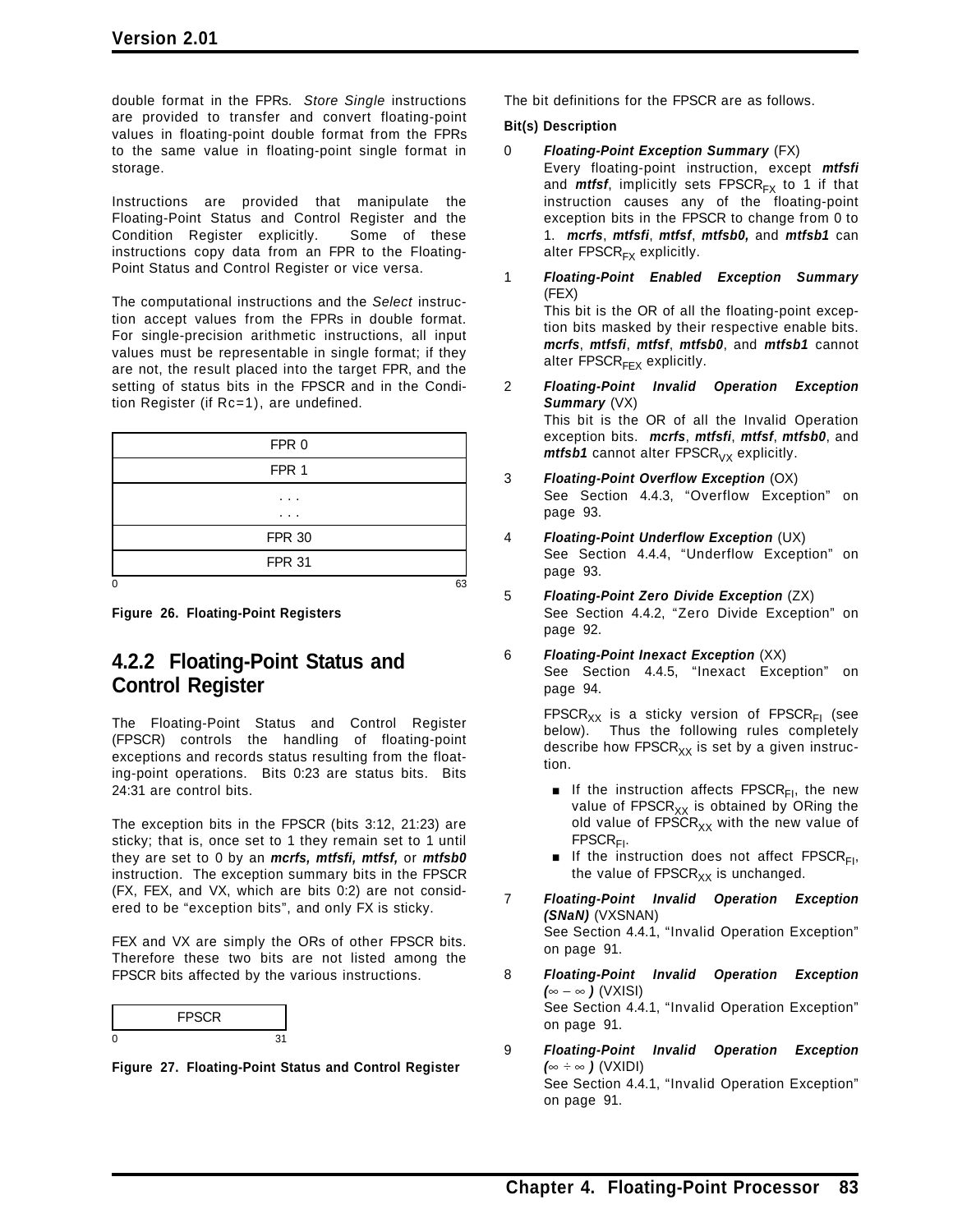double format in the FPRs. *Store Single* instructions are provided to transfer and convert floating-point values in floating-point double format from the FPRs to the same value in floating-point single format in storage.

Instructions are provided that manipulate the Floating-Point Status and Control Register and the Condition Register explicitly. Some of these instructions copy data from an FPR to the Floating-Point Status and Control Register or vice versa.

The computational instructions and the *Select* instruction accept values from the FPRs in double format. For single-precision arithmetic instructions, all input values must be representable in single format; if they are not, the result placed into the target FPR, and the setting of status bits in the FPSCR and in the Condition Register (if Rc=1), are undefined.

| FPR 0 |
|---|
| FPR 1 |
| . . .<br>. . . |
| FPR 30 |
| FPR 31 |

0 63

**Figure 26. Floating-Point Registers**

## 4.2.2 Floating-Point Status and Control Register

The Floating-Point Status and Control Register (FPSCR) controls the handling of floating-point exceptions and records status resulting from the floating-point operations. Bits 0:23 are status bits. Bits 24:31 are control bits.

The exception bits in the FPSCR (bits 3:12, 21:23) are sticky; that is, once set to 1 they remain set to 1 until they are set to 0 by an ***mcrfs, mtfsfi, mtfsf,*** or ***mtfsb0*** instruction. The exception summary bits in the FPSCR (FX, FEX, and VX, which are bits 0:2) are not considered to be "exception bits", and only FX is sticky.

FEX and VX are simply the ORs of other FPSCR bits. Therefore these two bits are not listed among the FPSCR bits affected by the various instructions.

| FPSCR |
|---|

0 31

**Figure 27. Floating-Point Status and Control Register**

The bit definitions for the FPSCR are as follows.

**Bit(s) Description**

0 ***Floating-Point Exception Summary*** (FX)
Every floating-point instruction, except ***mtfsfi*** and ***mtfsf***, implicitly sets $FPSCR_{FX}$ to 1 if that instruction causes any of the floating-point exception bits in the FPSCR to change from 0 to 1. ***mcrfs***, ***mtfsfi***, ***mtfsf***, ***mtfsb0,*** and ***mtfsb1*** can alter $FPSCR_{FX}$ explicitly.

1 ***Floating-Point Enabled Exception Summary*** (FEX)
This bit is the OR of all the floating-point exception bits masked by their respective enable bits. ***mcrfs***, ***mtfsfi***, ***mtfsf***, ***mtfsb0***, and ***mtfsb1*** cannot alter $FPSCR_{FEX}$ explicitly.

2 ***Floating-Point Invalid Operation Exception Summary*** (VX)
This bit is the OR of all the Invalid Operation exception bits. ***mcrfs***, ***mtfsfi***, ***mtfsf***, ***mtfsb0***, and ***mtfsb1*** cannot alter $FPSCR_{VX}$ explicitly.

3 ***Floating-Point Overflow Exception*** (OX)
See Section 4.4.3, "Overflow Exception" on page 93.

4 ***Floating-Point Underflow Exception*** (UX)
See Section 4.4.4, "Underflow Exception" on page 93.

5 ***Floating-Point Zero Divide Exception*** (ZX)
See Section 4.4.2, "Zero Divide Exception" on page 92.

6 ***Floating-Point Inexact Exception*** (XX)
See Section 4.4.5, "Inexact Exception" on page 94.

$FPSCR_{XX}$ is a sticky version of $FPSCR_{FI}$ (see below). Thus the following rules completely describe how $FPSCR_{XX}$ is set by a given instruction.

- If the instruction affects $FPSCR_{FI}$, the new value of $FPSCR_{XX}$ is obtained by ORing the old value of $FPSCR_{XX}$ with the new value of $FPSCR_{FI}$.
- If the instruction does not affect $FPSCR_{FI}$, the value of $FPSCR_{XX}$ is unchanged.

7 ***Floating-Point Invalid Operation Exception (SNaN)*** (VXSNAN)
See Section 4.4.1, "Invalid Operation Exception" on page 91.

8 ***Floating-Point Invalid Operation Exception*** ***(***$\infty - \infty$***)*** (VXISI)
See Section 4.4.1, "Invalid Operation Exception" on page 91.

9 ***Floating-Point Invalid Operation Exception*** ***(***$\infty \div \infty$***)*** (VXIDI)
See Section 4.4.1, "Invalid Operation Exception" on page 91.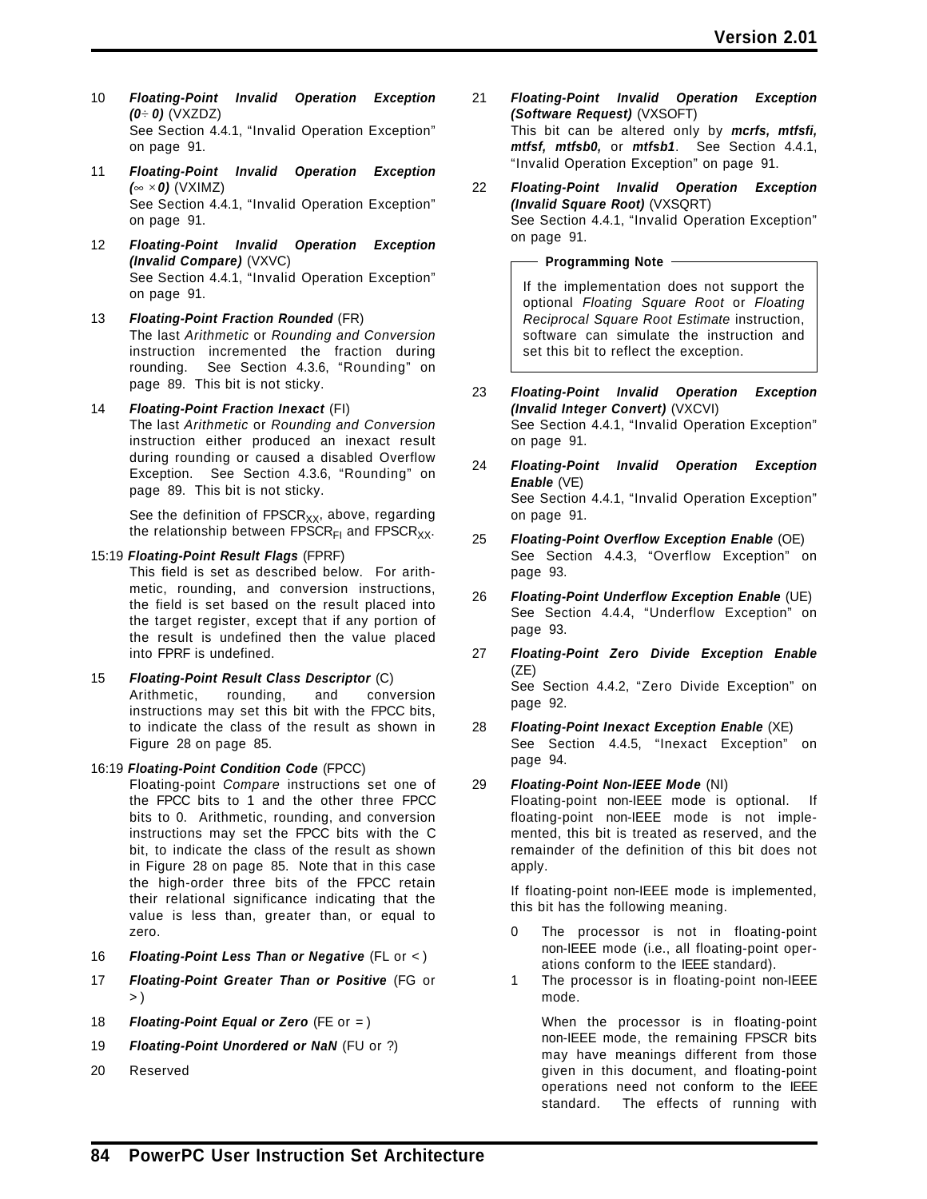10 ***Floating-Point Invalid Operation Exception (0÷ 0)*** (VXZDZ)
See Section 4.4.1, “Invalid Operation Exception” on page 91.

11 ***Floating-Point Invalid Operation Exception (∞ × 0)*** (VXIMZ)
See Section 4.4.1, “Invalid Operation Exception” on page 91.

12 ***Floating-Point Invalid Operation Exception (Invalid Compare)*** (VXVC)
See Section 4.4.1, “Invalid Operation Exception” on page 91.

13 ***Floating-Point Fraction Rounded*** (FR)
The last *Arithmetic* or *Rounding and Conversion* instruction incremented the fraction during rounding. See Section 4.3.6, “Rounding” on page 89. This bit is not sticky.

14 ***Floating-Point Fraction Inexact*** (FI)
The last *Arithmetic* or *Rounding and Conversion* instruction either produced an inexact result during rounding or caused a disabled Overflow Exception. See Section 4.3.6, “Rounding” on page 89. This bit is not sticky.

See the definition of $FPSCR_{XX}$, above, regarding the relationship between $FPSCR_{FI}$ and $FPSCR_{XX}$.

15:19 ***Floating-Point Result Flags*** (FPRF)
This field is set as described below. For arithmetic, rounding, and conversion instructions, the field is set based on the result placed into the target register, except that if any portion of the result is undefined then the value placed into FPRF is undefined.

15 ***Floating-Point Result Class Descriptor*** (C)
Arithmetic, rounding, and conversion instructions may set this bit with the FPCC bits, to indicate the class of the result as shown in Figure 28 on page 85.

16:19 ***Floating-Point Condition Code*** (FPCC)
Floating-point *Compare* instructions set one of the FPCC bits to 1 and the other three FPCC bits to 0. Arithmetic, rounding, and conversion instructions may set the FPCC bits with the C bit, to indicate the class of the result as shown in Figure 28 on page 85. Note that in this case the high-order three bits of the FPCC retain their relational significance indicating that the value is less than, greater than, or equal to zero.

16 ***Floating-Point Less Than or Negative*** (FL or < )

17 ***Floating-Point Greater Than or Positive*** (FG or > )

18 ***Floating-Point Equal or Zero*** (FE or = )

19 ***Floating-Point Unordered or NaN*** (FU or ?)

20 Reserved

21 ***Floating-Point Invalid Operation Exception (Software Request)*** (VXSOFT)
This bit can be altered only by ***mcrfs, mtfsfi, mtfsf, mtfsb0,*** or ***mtfsb1***. See Section 4.4.1, “Invalid Operation Exception” on page 91.

22 ***Floating-Point Invalid Operation Exception (Invalid Square Root)*** (VXSQRT)
See Section 4.4.1, “Invalid Operation Exception” on page 91.

> **Programming Note**
>
> If the implementation does not support the optional *Floating Square Root* or *Floating Reciprocal Square Root Estimate* instruction, software can simulate the instruction and set this bit to reflect the exception.

23 ***Floating-Point Invalid Operation Exception (Invalid Integer Convert)*** (VXCVI)
See Section 4.4.1, “Invalid Operation Exception” on page 91.

24 ***Floating-Point Invalid Operation Exception Enable*** (VE)
See Section 4.4.1, “Invalid Operation Exception” on page 91.

25 ***Floating-Point Overflow Exception Enable*** (OE)
See Section 4.4.3, “Overflow Exception” on page 93.

26 ***Floating-Point Underflow Exception Enable*** (UE)
See Section 4.4.4, “Underflow Exception” on page 93.

27 ***Floating-Point Zero Divide Exception Enable*** (ZE)
See Section 4.4.2, “Zero Divide Exception” on page 92.

28 ***Floating-Point Inexact Exception Enable*** (XE)
See Section 4.4.5, “Inexact Exception” on page 94.

29 ***Floating-Point Non-IEEE Mode*** (NI)
Floating-point non-IEEE mode is optional. If floating-point non-IEEE mode is not implemented, this bit is treated as reserved, and the remainder of the definition of this bit does not apply.

If floating-point non-IEEE mode is implemented, this bit has the following meaning.

- 0 The processor is not in floating-point non-IEEE mode (i.e., all floating-point operations conform to the IEEE standard).
- 1 The processor is in floating-point non-IEEE mode.

  When the processor is in floating-point non-IEEE mode, the remaining FPSCR bits may have meanings different from those given in this document, and floating-point operations need not conform to the IEEE standard. The effects of running with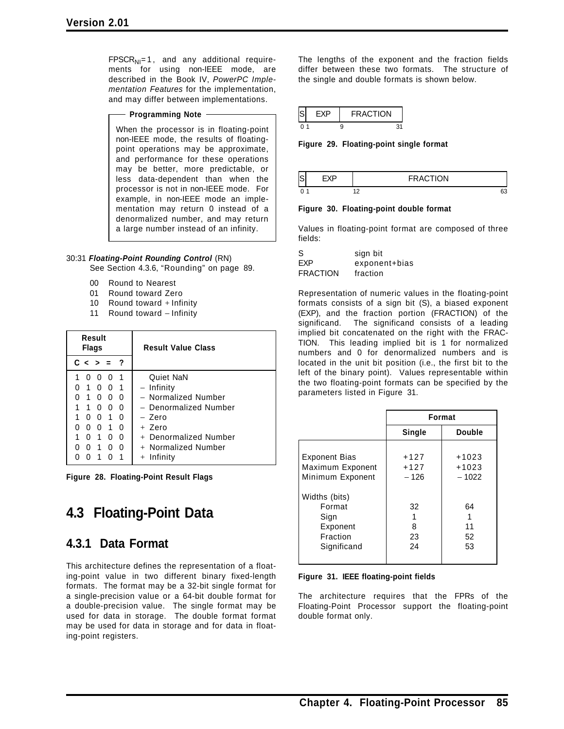$FPSCR_{NI}=1$, and any additional requirements for using non-IEEE mode, are described in the Book IV, *PowerPC Implementation Features* for the implementation, and may differ between implementations.

**Programming Note**

When the processor is in floating-point non-IEEE mode, the results of floating-point operations may be approximate, and performance for these operations may be better, more predictable, or less data-dependent than when the processor is not in non-IEEE mode. For example, in non-IEEE mode an implementation may return 0 instead of a denormalized number, and may return a large number instead of an infinity.

30:31 ***Floating-Point Rounding Control*** (RN)
See Section 4.3.6, "Rounding" on page 89.

- 00 Round to Nearest
- 01 Round toward Zero
- 10 Round toward + Infinity
- 11 Round toward – Infinity

| Result Flags C < > = ? | Result Value Class |
|---|---|
| 1 0 0 0 1 | Quiet NaN |
| 0 1 0 0 1 | – Infinity |
| 0 1 0 0 0 | – Normalized Number |
| 1 1 0 0 0 | – Denormalized Number |
| 1 0 0 1 0 | – Zero |
| 0 0 0 1 0 | + Zero |
| 1 0 1 0 0 | + Denormalized Number |
| 0 0 1 0 0 | + Normalized Number |
| 0 0 1 0 1 | + Infinity |

**Figure 28. Floating-Point Result Flags**

## 4.3 Floating-Point Data

### 4.3.1 Data Format

This architecture defines the representation of a floating-point value in two different binary fixed-length formats. The format may be a 32-bit single format for a single-precision value or a 64-bit double format for a double-precision value. The single format may be used for data in storage. The double format format may be used for data in storage and for data in floating-point registers.

The lengths of the exponent and the fraction fields differ between these two formats. The structure of the single and double formats is shown below.

| S | EXP | FRACTION |
|---|---|---|
| 0 | 1 | 9 ... 31 |

**Figure 29. Floating-point single format**

| S | EXP | FRACTION |
|---|---|---|
| 0 | 1 | 12 ... 63 |

**Figure 30. Floating-point double format**

Values in floating-point format are composed of three fields:

| | |
|---|---|
| S | sign bit |
| EXP | exponent+bias |
| FRACTION | fraction |

Representation of numeric values in the floating-point formats consists of a sign bit (S), a biased exponent (EXP), and the fraction portion (FRACTION) of the significand. The significand consists of a leading implied bit concatenated on the right with the FRACTION. This leading implied bit is 1 for normalized numbers and 0 for denormalized numbers and is located in the unit bit position (i.e., the first bit to the left of the binary point). Values representable within the two floating-point formats can be specified by the parameters listed in Figure 31.

| | Format | |
|---|---|---|
| | Single | Double |
| Exponent Bias | +127 | +1023 |
| Maximum Exponent | +127 | +1023 |
| Minimum Exponent | – 126 | – 1022 |
| Widths (bits) | | |
| Format | 32 | 64 |
| Sign | 1 | 1 |
| Exponent | 8 | 11 |
| Fraction | 23 | 52 |
| Significand | 24 | 53 |

**Figure 31. IEEE floating-point fields**

The architecture requires that the FPRs of the Floating-Point Processor support the floating-point double format only.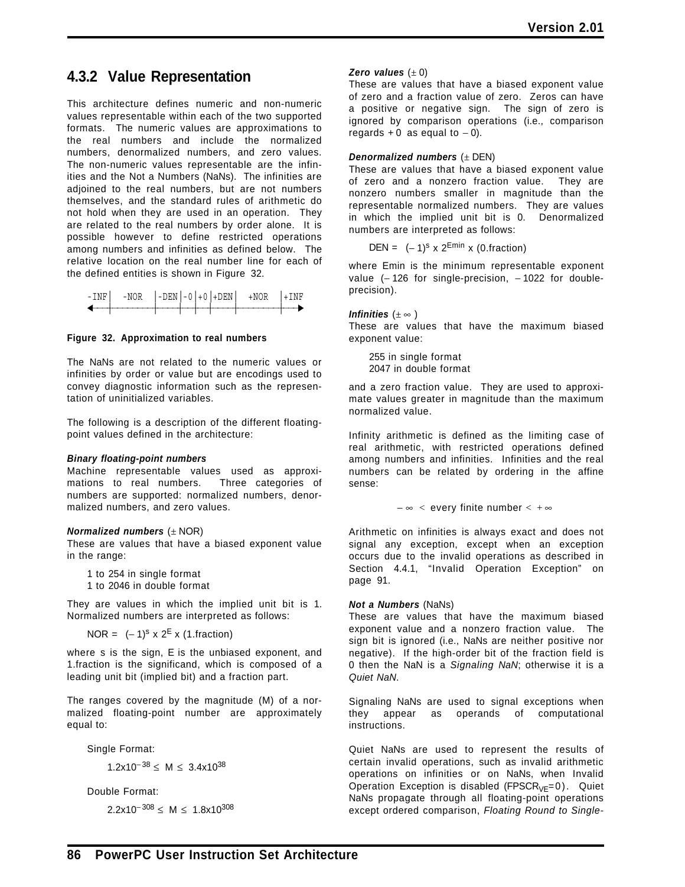## 4.3.2 Value Representation

This architecture defines numeric and non-numeric values representable within each of the two supported formats. The numeric values are approximations to the real numbers and include the normalized numbers, denormalized numbers, and zero values. The non-numeric values representable are the infinities and the Not a Numbers (NaNs). The infinities are adjoined to the real numbers, but are not numbers themselves, and the standard rules of arithmetic do not hold when they are used in an operation. They are related to the real numbers by order alone. It is possible however to define restricted operations among numbers and infinities as defined below. The relative location on the real number line for each of the defined entities is shown in Figure 32.

```
-INF|  -NOR  |-DEN|-0|+0|+DEN|  +NOR  |+INF
<---+--------+----+--+--+----+--------+---->
```

**Figure 32. Approximation to real numbers**

The NaNs are not related to the numeric values or infinities by order or value but are encodings used to convey diagnostic information such as the representation of uninitialized variables.

The following is a description of the different floating-point values defined in the architecture:

***Binary floating-point numbers***
Machine representable values used as approximations to real numbers. Three categories of numbers are supported: normalized numbers, denormalized numbers, and zero values.

***Normalized numbers*** (± NOR)
These are values that have a biased exponent value in the range:

1 to 254 in single format
1 to 2046 in double format

They are values in which the implied unit bit is 1. Normalized numbers are interpreted as follows:

NOR = $(-1)^s \times 2^E \times (1.\text{fraction})$

where s is the sign, E is the unbiased exponent, and 1.fraction is the significand, which is composed of a leading unit bit (implied bit) and a fraction part.

The ranges covered by the magnitude (M) of a normalized floating-point number are approximately equal to:

Single Format:

$1.2 \times 10^{-38} \leq M \leq 3.4 \times 10^{38}$

Double Format:

$2.2 \times 10^{-308} \leq M \leq 1.8 \times 10^{308}$

***Zero values*** (± 0)
These are values that have a biased exponent value of zero and a fraction value of zero. Zeros can have a positive or negative sign. The sign of zero is ignored by comparison operations (i.e., comparison regards + 0 as equal to − 0).

***Denormalized numbers*** (± DEN)
These are values that have a biased exponent value of zero and a nonzero fraction value. They are nonzero numbers smaller in magnitude than the representable normalized numbers. They are values in which the implied unit bit is 0. Denormalized numbers are interpreted as follows:

DEN = $(-1)^s \times 2^{Emin} \times (0.\text{fraction})$

where Emin is the minimum representable exponent value (− 126 for single-precision, − 1022 for double-precision).

***Infinities*** (± ∞ )
These are values that have the maximum biased exponent value:

255 in single format
2047 in double format

and a zero fraction value. They are used to approximate values greater in magnitude than the maximum normalized value.

Infinity arithmetic is defined as the limiting case of real arithmetic, with restricted operations defined among numbers and infinities. Infinities and the real numbers can be related by ordering in the affine sense:

$$-\infty < \text{every finite number} < +\infty$$

Arithmetic on infinities is always exact and does not signal any exception, except when an exception occurs due to the invalid operations as described in Section 4.4.1, “Invalid Operation Exception” on page 91.

***Not a Numbers*** (NaNs)
These are values that have the maximum biased exponent value and a nonzero fraction value. The sign bit is ignored (i.e., NaNs are neither positive nor negative). If the high-order bit of the fraction field is 0 then the NaN is a *Signaling NaN*; otherwise it is a *Quiet NaN*.

Signaling NaNs are used to signal exceptions when they appear as operands of computational instructions.

Quiet NaNs are used to represent the results of certain invalid operations, such as invalid arithmetic operations on infinities or on NaNs, when Invalid Operation Exception is disabled ($FPSCR_{VE}$=0). Quiet NaNs propagate through all floating-point operations except ordered comparison, *Floating Round to Single-*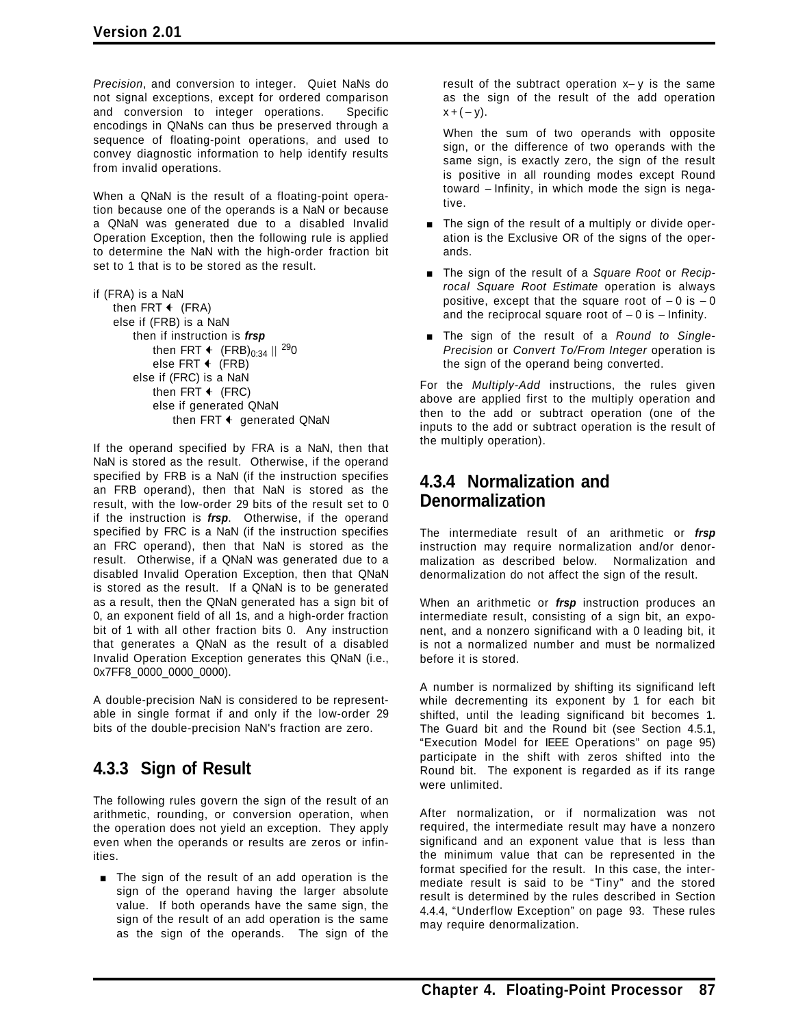*Precision*, and conversion to integer. Quiet NaNs do not signal exceptions, except for ordered comparison and conversion to integer operations. Specific encodings in QNaNs can thus be preserved through a sequence of floating-point operations, and used to convey diagnostic information to help identify results from invalid operations.

When a QNaN is the result of a floating-point operation because one of the operands is a NaN or because a QNaN was generated due to a disabled Invalid Operation Exception, then the following rule is applied to determine the NaN with the high-order fraction bit set to 1 that is to be stored as the result.

```
if (FRA) is a NaN
    then FRT ← (FRA)
    else if (FRB) is a NaN
        then if instruction is frsp
            then FRT ← (FRB)0:34 || 290
            else FRT ← (FRB)
        else if (FRC) is a NaN
            then FRT ← (FRC)
            else if generated QNaN
                then FRT ← generated QNaN
```

If the operand specified by FRA is a NaN, then that NaN is stored as the result. Otherwise, if the operand specified by FRB is a NaN (if the instruction specifies an FRB operand), then that NaN is stored as the result, with the low-order 29 bits of the result set to 0 if the instruction is ***frsp***. Otherwise, if the operand specified by FRC is a NaN (if the instruction specifies an FRC operand), then that NaN is stored as the result. Otherwise, if a QNaN was generated due to a disabled Invalid Operation Exception, then that QNaN is stored as the result. If a QNaN is to be generated as a result, then the QNaN generated has a sign bit of 0, an exponent field of all 1s, and a high-order fraction bit of 1 with all other fraction bits 0. Any instruction that generates a QNaN as the result of a disabled Invalid Operation Exception generates this QNaN (i.e., 0x7FF8_0000_0000_0000).

A double-precision NaN is considered to be representable in single format if and only if the low-order 29 bits of the double-precision NaN's fraction are zero.

## 4.3.3 Sign of Result

The following rules govern the sign of the result of an arithmetic, rounding, or conversion operation, when the operation does not yield an exception. They apply even when the operands or results are zeros or infinities.

- The sign of the result of an add operation is the sign of the operand having the larger absolute value. If both operands have the same sign, the sign of the result of an add operation is the same as the sign of the operands. The sign of the result of the subtract operation $x - y$ is the same as the sign of the result of the add operation $x + (-y)$.

  When the sum of two operands with opposite sign, or the difference of two operands with the same sign, is exactly zero, the sign of the result is positive in all rounding modes except Round toward – Infinity, in which mode the sign is negative.

- The sign of the result of a multiply or divide operation is the Exclusive OR of the signs of the operands.

- The sign of the result of a *Square Root* or *Reciprocal Square Root Estimate* operation is always positive, except that the square root of $-0$ is $-0$ and the reciprocal square root of $-0$ is – Infinity.

- The sign of the result of a *Round to Single-Precision* or *Convert To/From Integer* operation is the sign of the operand being converted.

For the *Multiply-Add* instructions, the rules given above are applied first to the multiply operation and then to the add or subtract operation (one of the inputs to the add or subtract operation is the result of the multiply operation).

## 4.3.4 Normalization and Denormalization

The intermediate result of an arithmetic or ***frsp*** instruction may require normalization and/or denormalization as described below. Normalization and denormalization do not affect the sign of the result.

When an arithmetic or ***frsp*** instruction produces an intermediate result, consisting of a sign bit, an exponent, and a nonzero significand with a 0 leading bit, it is not a normalized number and must be normalized before it is stored.

A number is normalized by shifting its significand left while decrementing its exponent by 1 for each bit shifted, until the leading significand bit becomes 1. The Guard bit and the Round bit (see Section 4.5.1, "Execution Model for IEEE Operations" on page 95) participate in the shift with zeros shifted into the Round bit. The exponent is regarded as if its range were unlimited.

After normalization, or if normalization was not required, the intermediate result may have a nonzero significand and an exponent value that is less than the minimum value that can be represented in the format specified for the result. In this case, the intermediate result is said to be "Tiny" and the stored result is determined by the rules described in Section 4.4.4, "Underflow Exception" on page 93. These rules may require denormalization.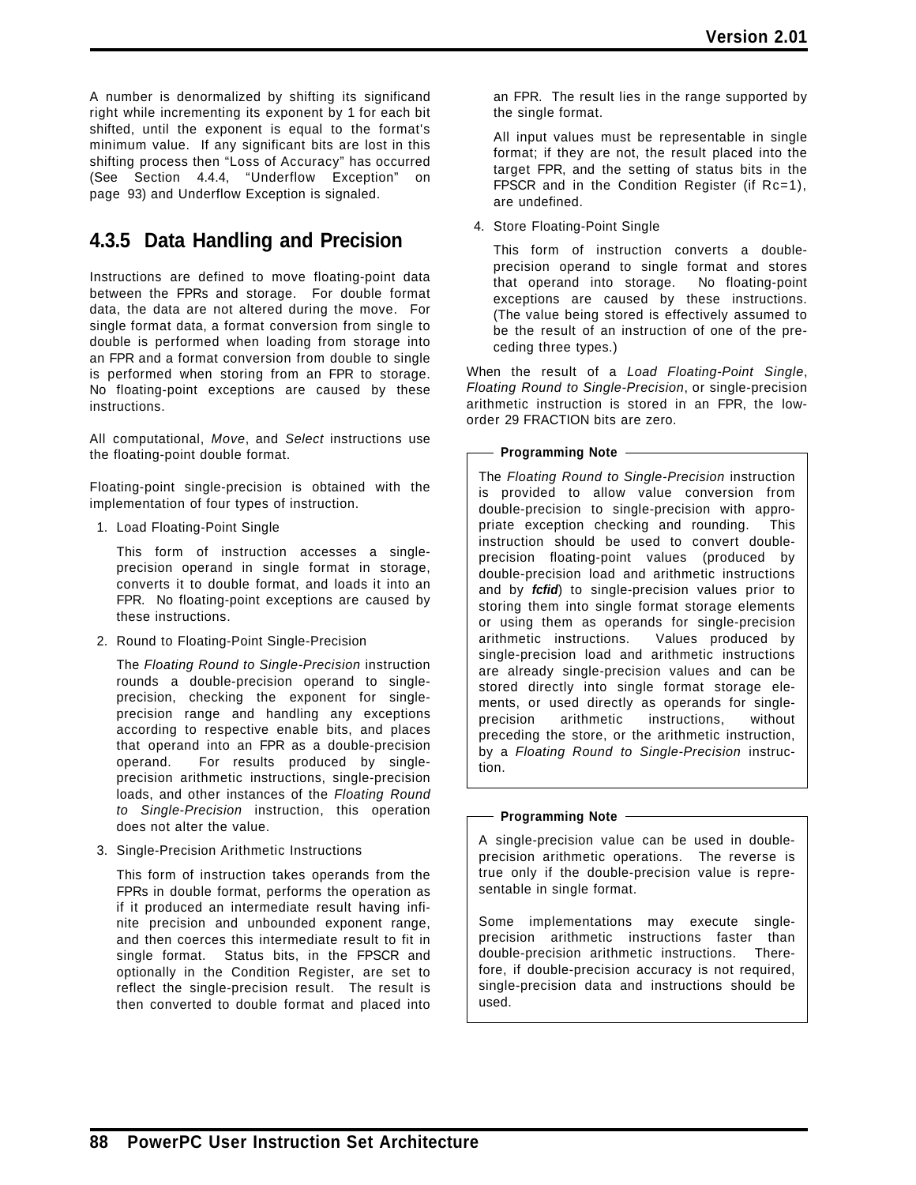A number is denormalized by shifting its significand right while incrementing its exponent by 1 for each bit shifted, until the exponent is equal to the format's minimum value. If any significant bits are lost in this shifting process then "Loss of Accuracy" has occurred (See Section 4.4.4, "Underflow Exception" on page 93) and Underflow Exception is signaled.

### 4.3.5 Data Handling and Precision

Instructions are defined to move floating-point data between the FPRs and storage. For double format data, the data are not altered during the move. For single format data, a format conversion from single to double is performed when loading from storage into an FPR and a format conversion from double to single is performed when storing from an FPR to storage. No floating-point exceptions are caused by these instructions.

All computational, *Move*, and *Select* instructions use the floating-point double format.

Floating-point single-precision is obtained with the implementation of four types of instruction.

1. Load Floating-Point Single

   This form of instruction accesses a single-precision operand in single format in storage, converts it to double format, and loads it into an FPR. No floating-point exceptions are caused by these instructions.

2. Round to Floating-Point Single-Precision

   The *Floating Round to Single-Precision* instruction rounds a double-precision operand to single-precision, checking the exponent for single-precision range and handling any exceptions according to respective enable bits, and places that operand into an FPR as a double-precision operand. For results produced by single-precision arithmetic instructions, single-precision loads, and other instances of the *Floating Round to Single-Precision* instruction, this operation does not alter the value.

3. Single-Precision Arithmetic Instructions

   This form of instruction takes operands from the FPRs in double format, performs the operation as if it produced an intermediate result having infinite precision and unbounded exponent range, and then coerces this intermediate result to fit in single format. Status bits, in the FPSCR and optionally in the Condition Register, are set to reflect the single-precision result. The result is then converted to double format and placed into an FPR. The result lies in the range supported by the single format.

   All input values must be representable in single format; if they are not, the result placed into the target FPR, and the setting of status bits in the FPSCR and in the Condition Register (if Rc=1), are undefined.

4. Store Floating-Point Single

   This form of instruction converts a double-precision operand to single format and stores that operand into storage. No floating-point exceptions are caused by these instructions. (The value being stored is effectively assumed to be the result of an instruction of one of the preceding three types.)

When the result of a *Load Floating-Point Single*, *Floating Round to Single-Precision*, or single-precision arithmetic instruction is stored in an FPR, the low-order 29 FRACTION bits are zero.

**Programming Note**

The *Floating Round to Single-Precision* instruction is provided to allow value conversion from double-precision to single-precision with appropriate exception checking and rounding. This instruction should be used to convert double-precision floating-point values (produced by double-precision load and arithmetic instructions and by ***fcfid***) to single-precision values prior to storing them into single format storage elements or using them as operands for single-precision arithmetic instructions. Values produced by single-precision load and arithmetic instructions are already single-precision values and can be stored directly into single format storage elements, or used directly as operands for single-precision arithmetic instructions, without preceding the store, or the arithmetic instruction, by a *Floating Round to Single-Precision* instruction.

**Programming Note**

A single-precision value can be used in double-precision arithmetic operations. The reverse is true only if the double-precision value is representable in single format.

Some implementations may execute single-precision arithmetic instructions faster than double-precision arithmetic instructions. Therefore, if double-precision accuracy is not required, single-precision data and instructions should be used.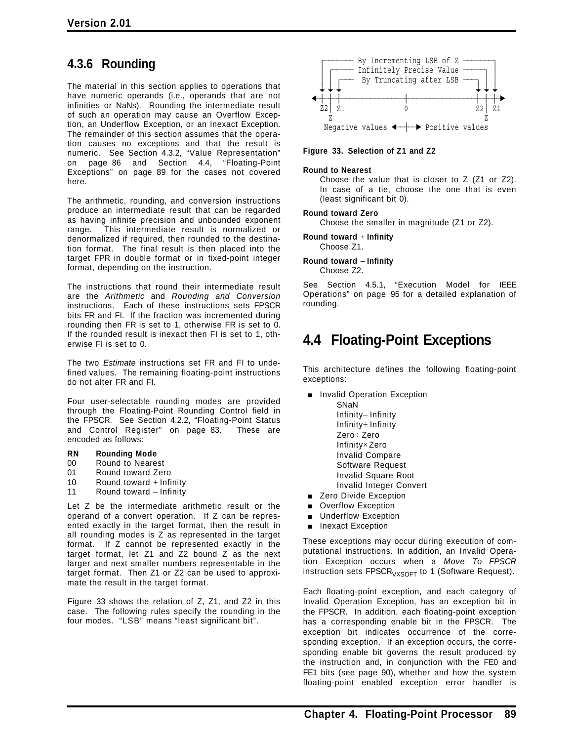### 4.3.6 Rounding

The material in this section applies to operations that have numeric operands (i.e., operands that are not infinities or NaNs). Rounding the intermediate result of such an operation may cause an Overflow Exception, an Underflow Exception, or an Inexact Exception. The remainder of this section assumes that the operation causes no exceptions and that the result is numeric. See Section 4.3.2, "Value Representation" on page 86 and Section 4.4, "Floating-Point Exceptions" on page 89 for the cases not covered here.

The arithmetic, rounding, and conversion instructions produce an intermediate result that can be regarded as having infinite precision and unbounded exponent range. This intermediate result is normalized or denormalized if required, then rounded to the destination format. The final result is then placed into the target FPR in double format or in fixed-point integer format, depending on the instruction.

The instructions that round their intermediate result are the *Arithmetic* and *Rounding and Conversion* instructions. Each of these instructions sets FPSCR bits FR and FI. If the fraction was incremented during rounding then FR is set to 1, otherwise FR is set to 0. If the rounded result is inexact then FI is set to 1, otherwise FI is set to 0.

The two *Estimate* instructions set FR and FI to undefined values. The remaining floating-point instructions do not alter FR and FI.

Four user-selectable rounding modes are provided through the Floating-Point Rounding Control field in the FPSCR. See Section 4.2.2, "Floating-Point Status and Control Register" on page 83. These are encoded as follows:

| RN | Rounding Mode |
|---|---|
| 00 | Round to Nearest |
| 01 | Round toward Zero |
| 10 | Round toward + Infinity |
| 11 | Round toward − Infinity |

Let Z be the intermediate arithmetic result or the operand of a convert operation. If Z can be represented exactly in the target format, then the result in all rounding modes is Z as represented in the target format. If Z cannot be represented exactly in the target format, let Z1 and Z2 bound Z as the next larger and next smaller numbers representable in the target format. Then Z1 or Z2 can be used to approximate the result in the target format.

Figure 33 shows the relation of Z, Z1, and Z2 in this case. The following rules specify the rounding in the four modes. "LSB" means "least significant bit".

```
 ┌─────── By Incrementing LSB of Z ───────┐
 │ ┌───── Infinitely Precise Value ─────┐ │
 │ │ ┌──  By Truncating after LSB  ───┐ │ │
 ↓ ↓ ↓                                ↓ ↓ ↓
←┼─┼─┼────────────────┼───────────────┼─┼─┼→
 Z2│ Z1               0               Z2│ Z1
   Z                                    Z
 Negative values ←─┼─→ Positive values
```

**Figure 33. Selection of Z1 and Z2**

**Round to Nearest**
: Choose the value that is closer to Z (Z1 or Z2). In case of a tie, choose the one that is even (least significant bit 0).

**Round toward Zero**
: Choose the smaller in magnitude (Z1 or Z2).

**Round toward + Infinity**
: Choose Z1.

**Round toward − Infinity**
: Choose Z2.

See Section 4.5.1, "Execution Model for IEEE Operations" on page 95 for a detailed explanation of rounding.

## 4.4 Floating-Point Exceptions

This architecture defines the following floating-point exceptions:

- Invalid Operation Exception
  - SNaN
  - Infinity − Infinity
  - Infinity ÷ Infinity
  - Zero ÷ Zero
  - Infinity × Zero
  - Invalid Compare
  - Software Request
  - Invalid Square Root
  - Invalid Integer Convert
- Zero Divide Exception
- Overflow Exception
- Underflow Exception
- Inexact Exception

These exceptions may occur during execution of computational instructions. In addition, an Invalid Operation Exception occurs when a *Move To FPSCR* instruction sets $FPSCR_{VXSOFT}$ to 1 (Software Request).

Each floating-point exception, and each category of Invalid Operation Exception, has an exception bit in the FPSCR. In addition, each floating-point exception has a corresponding enable bit in the FPSCR. The exception bit indicates occurrence of the corresponding exception. If an exception occurs, the corresponding enable bit governs the result produced by the instruction and, in conjunction with the FE0 and FE1 bits (see page 90), whether and how the system floating-point enabled exception error handler is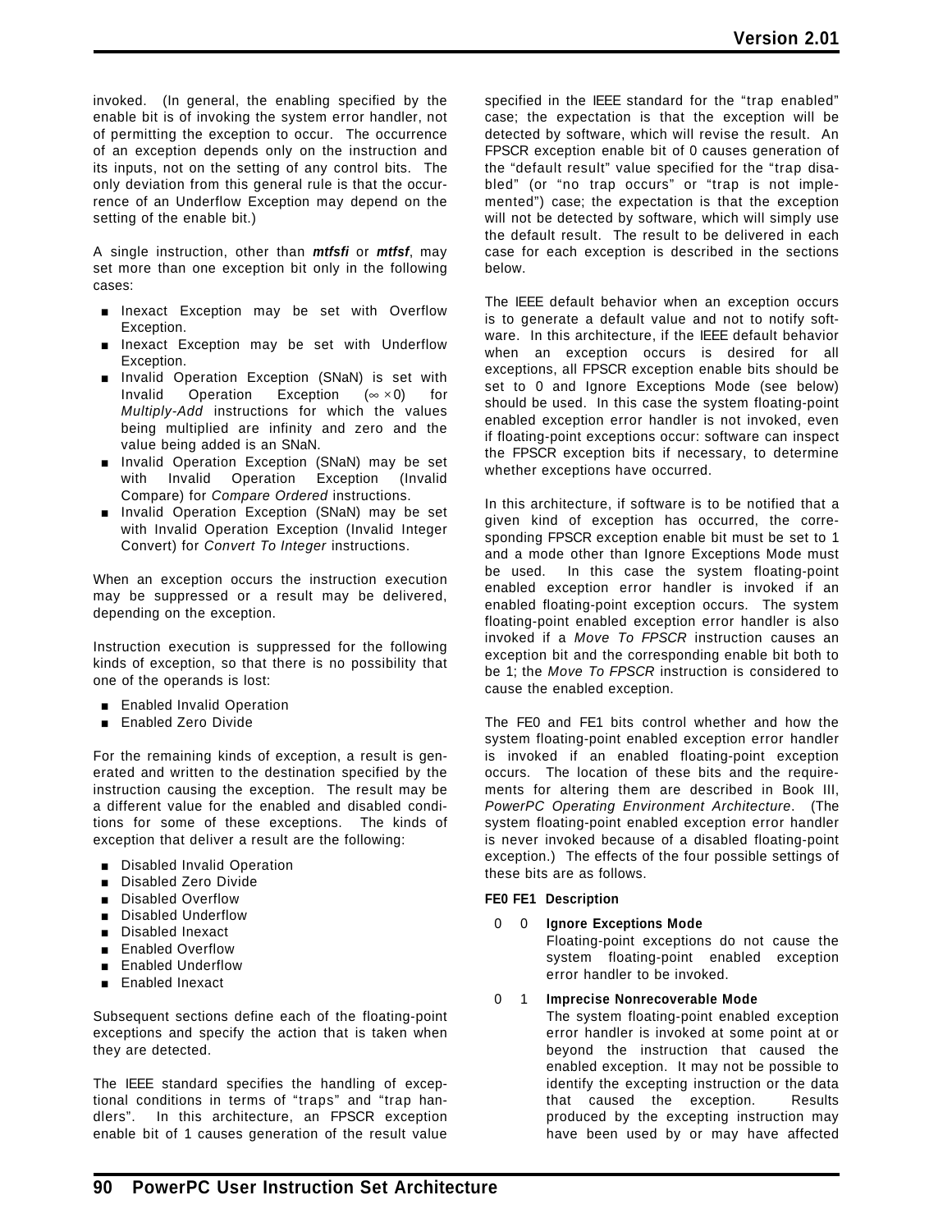invoked. (In general, the enabling specified by the enable bit is of invoking the system error handler, not of permitting the exception to occur. The occurrence of an exception depends only on the instruction and its inputs, not on the setting of any control bits. The only deviation from this general rule is that the occurrence of an Underflow Exception may depend on the setting of the enable bit.)

A single instruction, other than ***mtfsfi*** or ***mtfsf***, may set more than one exception bit only in the following cases:

- Inexact Exception may be set with Overflow Exception.
- Inexact Exception may be set with Underflow Exception.
- Invalid Operation Exception (SNaN) is set with Invalid Operation Exception ($\infty \times 0$) for *Multiply-Add* instructions for which the values being multiplied are infinity and zero and the value being added is an SNaN.
- Invalid Operation Exception (SNaN) may be set with Invalid Operation Exception (Invalid Compare) for *Compare Ordered* instructions.
- Invalid Operation Exception (SNaN) may be set with Invalid Operation Exception (Invalid Integer Convert) for *Convert To Integer* instructions.

When an exception occurs the instruction execution may be suppressed or a result may be delivered, depending on the exception.

Instruction execution is suppressed for the following kinds of exception, so that there is no possibility that one of the operands is lost:

- Enabled Invalid Operation
- Enabled Zero Divide

For the remaining kinds of exception, a result is generated and written to the destination specified by the instruction causing the exception. The result may be a different value for the enabled and disabled conditions for some of these exceptions. The kinds of exception that deliver a result are the following:

- Disabled Invalid Operation
- Disabled Zero Divide
- Disabled Overflow
- Disabled Underflow
- Disabled Inexact
- Enabled Overflow
- Enabled Underflow
- Enabled Inexact

Subsequent sections define each of the floating-point exceptions and specify the action that is taken when they are detected.

The IEEE standard specifies the handling of exceptional conditions in terms of "traps" and "trap handlers". In this architecture, an FPSCR exception enable bit of 1 causes generation of the result value specified in the IEEE standard for the "trap enabled" case; the expectation is that the exception will be detected by software, which will revise the result. An FPSCR exception enable bit of 0 causes generation of the "default result" value specified for the "trap disabled" (or "no trap occurs" or "trap is not implemented") case; the expectation is that the exception will not be detected by software, which will simply use the default result. The result to be delivered in each case for each exception is described in the sections below.

The IEEE default behavior when an exception occurs is to generate a default value and not to notify software. In this architecture, if the IEEE default behavior when an exception occurs is desired for all exceptions, all FPSCR exception enable bits should be set to 0 and Ignore Exceptions Mode (see below) should be used. In this case the system floating-point enabled exception error handler is not invoked, even if floating-point exceptions occur: software can inspect the FPSCR exception bits if necessary, to determine whether exceptions have occurred.

In this architecture, if software is to be notified that a given kind of exception has occurred, the corresponding FPSCR exception enable bit must be set to 1 and a mode other than Ignore Exceptions Mode must be used. In this case the system floating-point enabled exception error handler is invoked if an enabled floating-point exception occurs. The system floating-point enabled exception error handler is also invoked if a *Move To FPSCR* instruction causes an exception bit and the corresponding enable bit both to be 1; the *Move To FPSCR* instruction is considered to cause the enabled exception.

The FE0 and FE1 bits control whether and how the system floating-point enabled exception error handler is invoked if an enabled floating-point exception occurs. The location of these bits and the requirements for altering them are described in Book III, *PowerPC Operating Environment Architecture*. (The system floating-point enabled exception error handler is never invoked because of a disabled floating-point exception.) The effects of the four possible settings of these bits are as follows.

**FE0 FE1 Description**

0 0 **Ignore Exceptions Mode**
Floating-point exceptions do not cause the system floating-point enabled exception error handler to be invoked.

0 1 **Imprecise Nonrecoverable Mode**
The system floating-point enabled exception error handler is invoked at some point at or beyond the instruction that caused the enabled exception. It may not be possible to identify the excepting instruction or the data that caused the exception. Results produced by the excepting instruction may have been used by or may have affected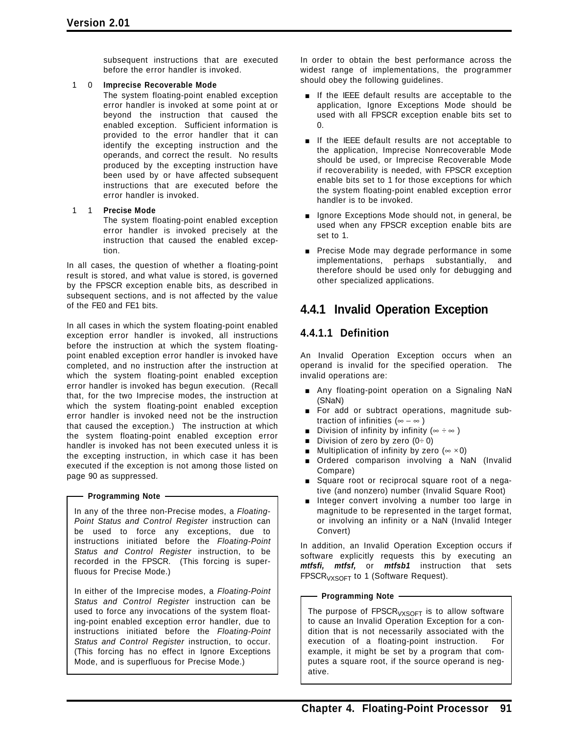subsequent instructions that are executed before the error handler is invoked.

1 0 **Imprecise Recoverable Mode**

The system floating-point enabled exception error handler is invoked at some point at or beyond the instruction that caused the enabled exception. Sufficient information is provided to the error handler that it can identify the excepting instruction and the operands, and correct the result. No results produced by the excepting instruction have been used by or have affected subsequent instructions that are executed before the error handler is invoked.

1 1 **Precise Mode**

The system floating-point enabled exception error handler is invoked precisely at the instruction that caused the enabled exception.

In all cases, the question of whether a floating-point result is stored, and what value is stored, is governed by the FPSCR exception enable bits, as described in subsequent sections, and is not affected by the value of the FE0 and FE1 bits.

In all cases in which the system floating-point enabled exception error handler is invoked, all instructions before the instruction at which the system floating-point enabled exception error handler is invoked have completed, and no instruction after the instruction at which the system floating-point enabled exception error handler is invoked has begun execution. (Recall that, for the two Imprecise modes, the instruction at which the system floating-point enabled exception error handler is invoked need not be the instruction that caused the exception.) The instruction at which the system floating-point enabled exception error handler is invoked has not been executed unless it is the excepting instruction, in which case it has been executed if the exception is not among those listed on page 90 as suppressed.

**Programming Note**

In any of the three non-Precise modes, a *Floating-Point Status and Control Register* instruction can be used to force any exceptions, due to instructions initiated before the *Floating-Point Status and Control Register* instruction, to be recorded in the FPSCR. (This forcing is superfluous for Precise Mode.)

In either of the Imprecise modes, a *Floating-Point Status and Control Register* instruction can be used to force any invocations of the system floating-point enabled exception error handler, due to instructions initiated before the *Floating-Point Status and Control Register* instruction, to occur. (This forcing has no effect in Ignore Exceptions Mode, and is superfluous for Precise Mode.)

In order to obtain the best performance across the widest range of implementations, the programmer should obey the following guidelines.

- If the IEEE default results are acceptable to the application, Ignore Exceptions Mode should be used with all FPSCR exception enable bits set to 0.
- If the IEEE default results are not acceptable to the application, Imprecise Nonrecoverable Mode should be used, or Imprecise Recoverable Mode if recoverability is needed, with FPSCR exception enable bits set to 1 for those exceptions for which the system floating-point enabled exception error handler is to be invoked.
- Ignore Exceptions Mode should not, in general, be used when any FPSCR exception enable bits are set to 1.
- Precise Mode may degrade performance in some implementations, perhaps substantially, and therefore should be used only for debugging and other specialized applications.

## 4.4.1 Invalid Operation Exception

### 4.4.1.1 Definition

An Invalid Operation Exception occurs when an operand is invalid for the specified operation. The invalid operations are:

- Any floating-point operation on a Signaling NaN (SNaN)
- For add or subtract operations, magnitude subtraction of infinities ($\infty - \infty$)
- Division of infinity by infinity ($\infty \div \infty$)
- Division of zero by zero ($0 \div 0$)
- Multiplication of infinity by zero ($\infty \times 0$)
- Ordered comparison involving a NaN (Invalid Compare)
- Square root or reciprocal square root of a negative (and nonzero) number (Invalid Square Root)
- Integer convert involving a number too large in magnitude to be represented in the target format, or involving an infinity or a NaN (Invalid Integer Convert)

In addition, an Invalid Operation Exception occurs if software explicitly requests this by executing an ***mtfsfi, mtfsf,*** or ***mtfsb1*** instruction that sets $FPSCR_{VXSOFT}$ to 1 (Software Request).

**Programming Note**

The purpose of $FPSCR_{VXSOFT}$ is to allow software to cause an Invalid Operation Exception for a condition that is not necessarily associated with the execution of a floating-point instruction. For example, it might be set by a program that computes a square root, if the source operand is negative.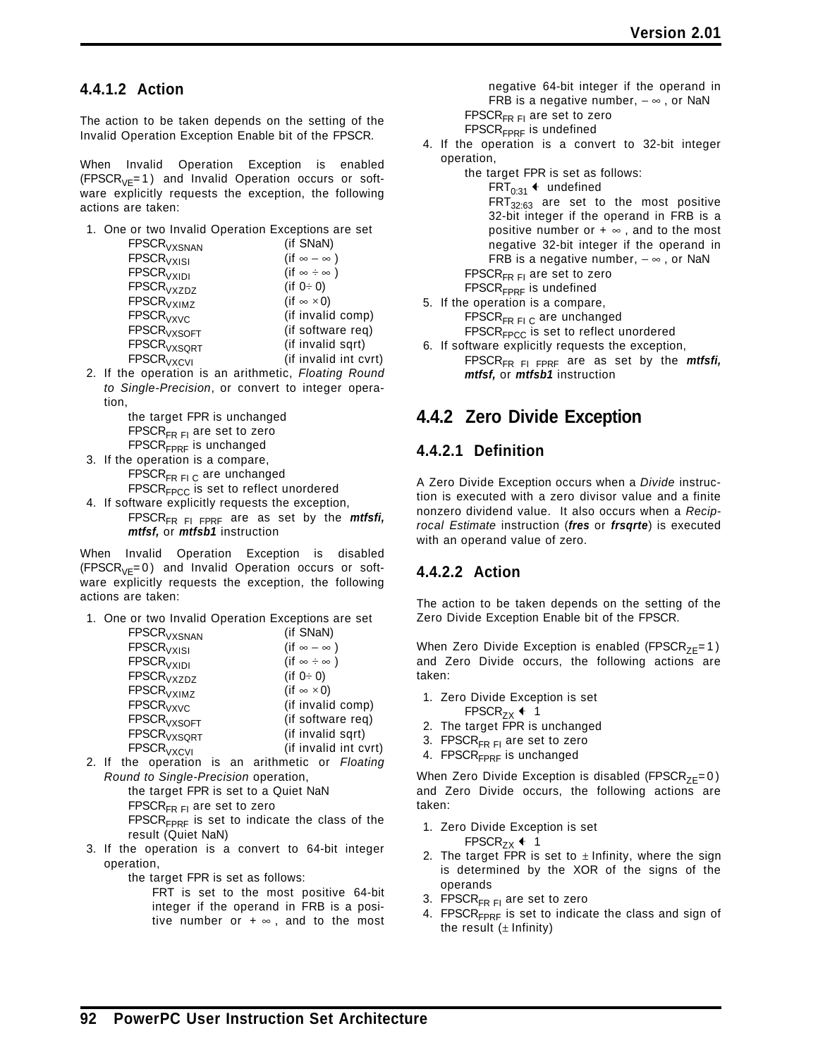#### 4.4.1.2 Action

The action to be taken depends on the setting of the Invalid Operation Exception Enable bit of the FPSCR.

When Invalid Operation Exception is enabled ($FPSCR_{VE}=1$) and Invalid Operation occurs or software explicitly requests the exception, the following actions are taken:

1. One or two Invalid Operation Exceptions are set

   | | |
   |---|---|
   | $FPSCR_{VXSNAN}$ | (if SNaN) |
   | $FPSCR_{VXISI}$ | (if $\infty - \infty$) |
   | $FPSCR_{VXIDI}$ | (if $\infty \div \infty$) |
   | $FPSCR_{VXZDZ}$ | (if $0 \div 0$) |
   | $FPSCR_{VXIMZ}$ | (if $\infty \times 0$) |
   | $FPSCR_{VXVC}$ | (if invalid comp) |
   | $FPSCR_{VXSOFT}$ | (if software req) |
   | $FPSCR_{VXSQRT}$ | (if invalid sqrt) |
   | $FPSCR_{VXCVI}$ | (if invalid int cvrt) |

2. If the operation is an arithmetic, *Floating Round to Single-Precision*, or convert to integer operation,

   the target FPR is unchanged
   $FPSCR_{FR\ FI}$ are set to zero
   $FPSCR_{FPRF}$ is unchanged

3. If the operation is a compare,

   $FPSCR_{FR\ FI\ C}$ are unchanged
   $FPSCR_{FPCC}$ is set to reflect unordered

4. If software explicitly requests the exception,

   $FPSCR_{FR\ FI\ FPRF}$ are as set by the ***mtfsfi, mtfsf,*** or ***mtfsb1*** instruction

When Invalid Operation Exception is disabled ($FPSCR_{VE}=0$) and Invalid Operation occurs or software explicitly requests the exception, the following actions are taken:

1. One or two Invalid Operation Exceptions are set

   | | |
   |---|---|
   | $FPSCR_{VXSNAN}$ | (if SNaN) |
   | $FPSCR_{VXISI}$ | (if $\infty - \infty$) |
   | $FPSCR_{VXIDI}$ | (if $\infty \div \infty$) |
   | $FPSCR_{VXZDZ}$ | (if $0 \div 0$) |
   | $FPSCR_{VXIMZ}$ | (if $\infty \times 0$) |
   | $FPSCR_{VXVC}$ | (if invalid comp) |
   | $FPSCR_{VXSOFT}$ | (if software req) |
   | $FPSCR_{VXSQRT}$ | (if invalid sqrt) |
   | $FPSCR_{VXCVI}$ | (if invalid int cvrt) |

2. If the operation is an arithmetic or *Floating Round to Single-Precision* operation,

   the target FPR is set to a Quiet NaN
   $FPSCR_{FR\ FI}$ are set to zero
   $FPSCR_{FPRF}$ is set to indicate the class of the result (Quiet NaN)

3. If the operation is a convert to 64-bit integer operation,

   the target FPR is set as follows:
   FRT is set to the most positive 64-bit integer if the operand in FRB is a positive number or $+\infty$, and to the most negative 64-bit integer if the operand in FRB is a negative number, $-\infty$, or NaN
   $FPSCR_{FR\ FI}$ are set to zero
   $FPSCR_{FPRF}$ is undefined

4. If the operation is a convert to 32-bit integer operation,

   the target FPR is set as follows:
   $FRT_{0:31} \leftarrow$ undefined
   $FRT_{32:63}$ are set to the most positive 32-bit integer if the operand in FRB is a positive number or $+\infty$, and to the most negative 32-bit integer if the operand in FRB is a negative number, $-\infty$, or NaN
   $FPSCR_{FR\ FI}$ are set to zero
   $FPSCR_{FPRF}$ is undefined

5. If the operation is a compare,

   $FPSCR_{FR\ FI\ C}$ are unchanged
   $FPSCR_{FPCC}$ is set to reflect unordered

6. If software explicitly requests the exception,

   $FPSCR_{FR\ FI\ FPRF}$ are as set by the ***mtfsfi, mtfsf,*** or ***mtfsb1*** instruction

## 4.4.2 Zero Divide Exception

#### 4.4.2.1 Definition

A Zero Divide Exception occurs when a *Divide* instruction is executed with a zero divisor value and a finite nonzero dividend value. It also occurs when a *Reciprocal Estimate* instruction (***fres*** or ***frsqrte***) is executed with an operand value of zero.

#### 4.4.2.2 Action

The action to be taken depends on the setting of the Zero Divide Exception Enable bit of the FPSCR.

When Zero Divide Exception is enabled ($FPSCR_{ZE}=1$) and Zero Divide occurs, the following actions are taken:

1. Zero Divide Exception is set
   $FPSCR_{ZX} \leftarrow 1$
2. The target FPR is unchanged
3. $FPSCR_{FR\ FI}$ are set to zero
4. $FPSCR_{FPRF}$ is unchanged

When Zero Divide Exception is disabled ($FPSCR_{ZE}=0$) and Zero Divide occurs, the following actions are taken:

1. Zero Divide Exception is set
   $FPSCR_{ZX} \leftarrow 1$
2. The target FPR is set to $\pm$Infinity, where the sign is determined by the XOR of the signs of the operands
3. $FPSCR_{FR\ FI}$ are set to zero
4. $FPSCR_{FPRF}$ is set to indicate the class and sign of the result ($\pm$Infinity)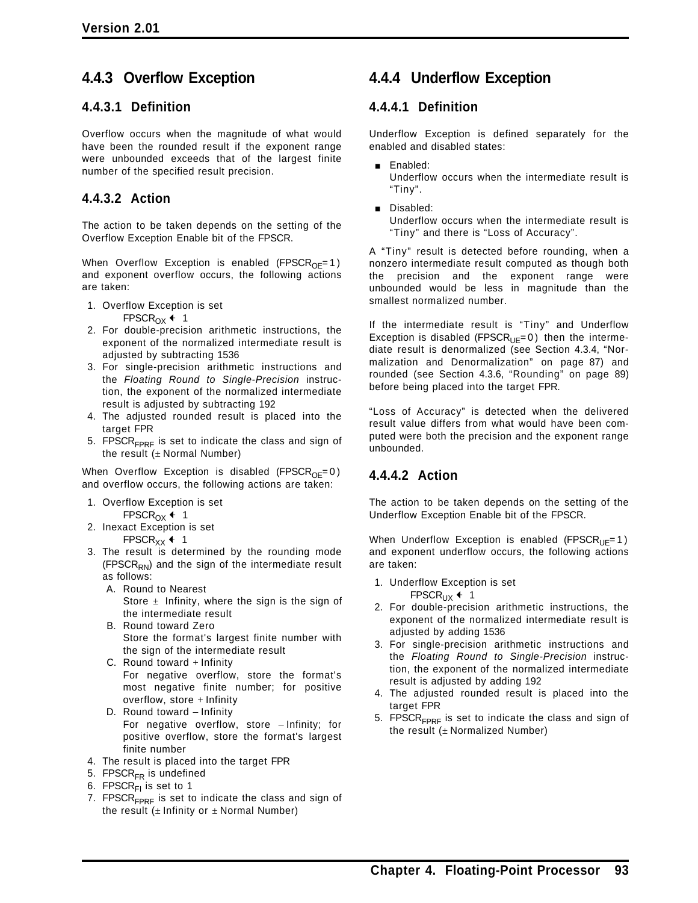## 4.4.3 Overflow Exception

### 4.4.3.1 Definition

Overflow occurs when the magnitude of what would have been the rounded result if the exponent range were unbounded exceeds that of the largest finite number of the specified result precision.

### 4.4.3.2 Action

The action to be taken depends on the setting of the Overflow Exception Enable bit of the FPSCR.

When Overflow Exception is enabled ($FPSCR_{OE}=1$) and exponent overflow occurs, the following actions are taken:

1. Overflow Exception is set
   $FPSCR_{OX} \leftarrow 1$
2. For double-precision arithmetic instructions, the exponent of the normalized intermediate result is adjusted by subtracting 1536
3. For single-precision arithmetic instructions and the *Floating Round to Single-Precision* instruction, the exponent of the normalized intermediate result is adjusted by subtracting 192
4. The adjusted rounded result is placed into the target FPR
5. $FPSCR_{FPRF}$ is set to indicate the class and sign of the result (± Normal Number)

When Overflow Exception is disabled ($FPSCR_{OE}=0$) and overflow occurs, the following actions are taken:

1. Overflow Exception is set
   $FPSCR_{OX} \leftarrow 1$
2. Inexact Exception is set
   $FPSCR_{XX} \leftarrow 1$
3. The result is determined by the rounding mode ($FPSCR_{RN}$) and the sign of the intermediate result as follows:
   A. Round to Nearest
      Store ± Infinity, where the sign is the sign of the intermediate result
   B. Round toward Zero
      Store the format's largest finite number with the sign of the intermediate result
   C. Round toward + Infinity
      For negative overflow, store the format's most negative finite number; for positive overflow, store + Infinity
   D. Round toward – Infinity
      For negative overflow, store – Infinity; for positive overflow, store the format's largest finite number
4. The result is placed into the target FPR
5. $FPSCR_{FR}$ is undefined
6. $FPSCR_{FI}$ is set to 1
7. $FPSCR_{FPRF}$ is set to indicate the class and sign of the result (± Infinity or ± Normal Number)

## 4.4.4 Underflow Exception

### 4.4.4.1 Definition

Underflow Exception is defined separately for the enabled and disabled states:

- Enabled:
  Underflow occurs when the intermediate result is "Tiny".
- Disabled:
  Underflow occurs when the intermediate result is "Tiny" and there is "Loss of Accuracy".

A "Tiny" result is detected before rounding, when a nonzero intermediate result computed as though both the precision and the exponent range were unbounded would be less in magnitude than the smallest normalized number.

If the intermediate result is "Tiny" and Underflow Exception is disabled ($FPSCR_{UE}=0$) then the intermediate result is denormalized (see Section 4.3.4, "Normalization and Denormalization" on page 87) and rounded (see Section 4.3.6, "Rounding" on page 89) before being placed into the target FPR.

"Loss of Accuracy" is detected when the delivered result value differs from what would have been computed were both the precision and the exponent range unbounded.

### 4.4.4.2 Action

The action to be taken depends on the setting of the Underflow Exception Enable bit of the FPSCR.

When Underflow Exception is enabled ($FPSCR_{UE}=1$) and exponent underflow occurs, the following actions are taken:

1. Underflow Exception is set
   $FPSCR_{UX} \leftarrow 1$
2. For double-precision arithmetic instructions, the exponent of the normalized intermediate result is adjusted by adding 1536
3. For single-precision arithmetic instructions and the *Floating Round to Single-Precision* instruction, the exponent of the normalized intermediate result is adjusted by adding 192
4. The adjusted rounded result is placed into the target FPR
5. $FPSCR_{FPRF}$ is set to indicate the class and sign of the result (± Normalized Number)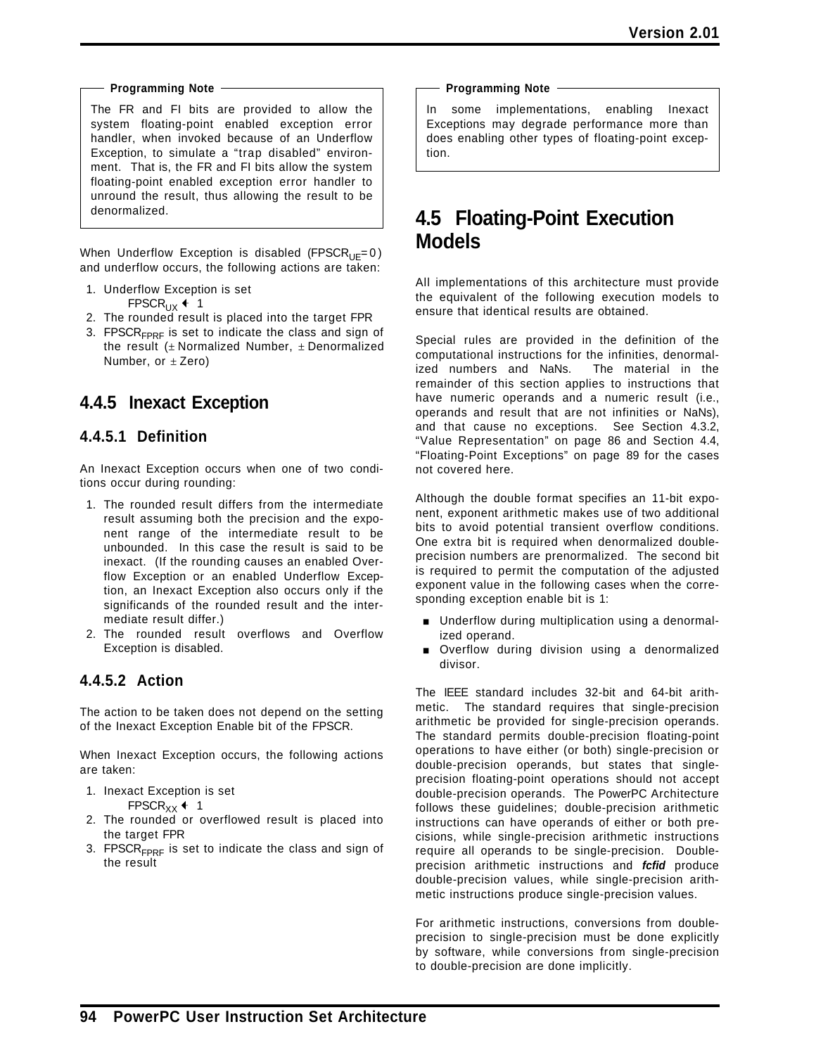**Programming Note**

The FR and FI bits are provided to allow the system floating-point enabled exception error handler, when invoked because of an Underflow Exception, to simulate a "trap disabled" environment. That is, the FR and FI bits allow the system floating-point enabled exception error handler to unround the result, thus allowing the result to be denormalized.

When Underflow Exception is disabled ($FPSCR_{UE}=0$) and underflow occurs, the following actions are taken:

1. Underflow Exception is set
   $FPSCR_{UX} \leftarrow 1$
2. The rounded result is placed into the target FPR
3. $FPSCR_{FPRF}$ is set to indicate the class and sign of the result (± Normalized Number, ± Denormalized Number, or ± Zero)

## 4.4.5 Inexact Exception

### 4.4.5.1 Definition

An Inexact Exception occurs when one of two conditions occur during rounding:

1. The rounded result differs from the intermediate result assuming both the precision and the exponent range of the intermediate result to be unbounded. In this case the result is said to be inexact. (If the rounding causes an enabled Overflow Exception or an enabled Underflow Exception, an Inexact Exception also occurs only if the significands of the rounded result and the intermediate result differ.)
2. The rounded result overflows and Overflow Exception is disabled.

### 4.4.5.2 Action

The action to be taken does not depend on the setting of the Inexact Exception Enable bit of the FPSCR.

When Inexact Exception occurs, the following actions are taken:

1. Inexact Exception is set
   $FPSCR_{XX} \leftarrow 1$
2. The rounded or overflowed result is placed into the target FPR
3. $FPSCR_{FPRF}$ is set to indicate the class and sign of the result

**Programming Note**

In some implementations, enabling Inexact Exceptions may degrade performance more than does enabling other types of floating-point exception.

# 4.5 Floating-Point Execution Models

All implementations of this architecture must provide the equivalent of the following execution models to ensure that identical results are obtained.

Special rules are provided in the definition of the computational instructions for the infinities, denormalized numbers and NaNs. The material in the remainder of this section applies to instructions that have numeric operands and a numeric result (i.e., operands and result that are not infinities or NaNs), and that cause no exceptions. See Section 4.3.2, "Value Representation" on page 86 and Section 4.4, "Floating-Point Exceptions" on page 89 for the cases not covered here.

Although the double format specifies an 11-bit exponent, exponent arithmetic makes use of two additional bits to avoid potential transient overflow conditions. One extra bit is required when denormalized double-precision numbers are prenormalized. The second bit is required to permit the computation of the adjusted exponent value in the following cases when the corresponding exception enable bit is 1:

- Underflow during multiplication using a denormalized operand.
- Overflow during division using a denormalized divisor.

The IEEE standard includes 32-bit and 64-bit arithmetic. The standard requires that single-precision arithmetic be provided for single-precision operands. The standard permits double-precision floating-point operations to have either (or both) single-precision or double-precision operands, but states that single-precision floating-point operations should not accept double-precision operands. The PowerPC Architecture follows these guidelines; double-precision arithmetic instructions can have operands of either or both precisions, while single-precision arithmetic instructions require all operands to be single-precision. Double-precision arithmetic instructions and ***fcfid*** produce double-precision values, while single-precision arithmetic instructions produce single-precision values.

For arithmetic instructions, conversions from double-precision to single-precision must be done explicitly by software, while conversions from single-precision to double-precision are done implicitly.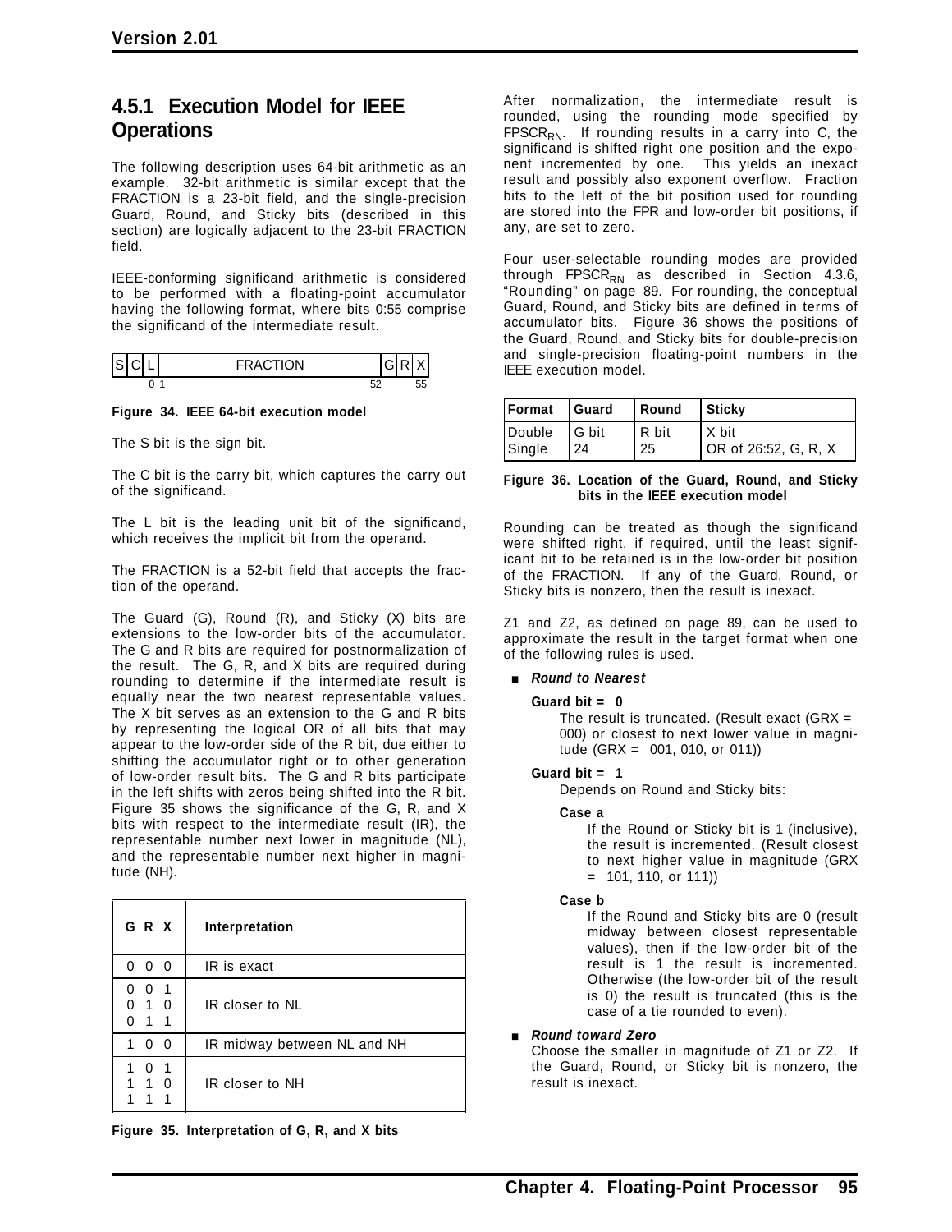## 4.5.1 Execution Model for IEEE Operations

The following description uses 64-bit arithmetic as an example. 32-bit arithmetic is similar except that the FRACTION is a 23-bit field, and the single-precision Guard, Round, and Sticky bits (described in this section) are logically adjacent to the 23-bit FRACTION field.

IEEE-conforming significand arithmetic is considered to be performed with a floating-point accumulator having the following format, where bits 0:55 comprise the significand of the intermediate result.

| S | C | L | FRACTION | G | R | X |
|---|---|---|---|---|---|---|
| | | 0 | 1 ... 52 | | | 55 |

**Figure 34. IEEE 64-bit execution model**

The S bit is the sign bit.

The C bit is the carry bit, which captures the carry out of the significand.

The L bit is the leading unit bit of the significand, which receives the implicit bit from the operand.

The FRACTION is a 52-bit field that accepts the fraction of the operand.

The Guard (G), Round (R), and Sticky (X) bits are extensions to the low-order bits of the accumulator. The G and R bits are required for postnormalization of the result. The G, R, and X bits are required during rounding to determine if the intermediate result is equally near the two nearest representable values. The X bit serves as an extension to the G and R bits by representing the logical OR of all bits that may appear to the low-order side of the R bit, due either to shifting the accumulator right or to other generation of low-order result bits. The G and R bits participate in the left shifts with zeros being shifted into the R bit. Figure 35 shows the significance of the G, R, and X bits with respect to the intermediate result (IR), the representable number next lower in magnitude (NL), and the representable number next higher in magnitude (NH).

| G R X | Interpretation |
|---|---|
| 0 0 0 | IR is exact |
| 0 0 1<br>0 1 0<br>0 1 1 | IR closer to NL |
| 1 0 0 | IR midway between NL and NH |
| 1 0 1<br>1 1 0<br>1 1 1 | IR closer to NH |

**Figure 35. Interpretation of G, R, and X bits**

After normalization, the intermediate result is rounded, using the rounding mode specified by $FPSCR_{RN}$. If rounding results in a carry into C, the significand is shifted right one position and the exponent incremented by one. This yields an inexact result and possibly also exponent overflow. Fraction bits to the left of the bit position used for rounding are stored into the FPR and low-order bit positions, if any, are set to zero.

Four user-selectable rounding modes are provided through $FPSCR_{RN}$ as described in Section 4.3.6, "Rounding" on page 89. For rounding, the conceptual Guard, Round, and Sticky bits are defined in terms of accumulator bits. Figure 36 shows the positions of the Guard, Round, and Sticky bits for double-precision and single-precision floating-point numbers in the IEEE execution model.

| Format | Guard | Round | Sticky |
|---|---|---|---|
| Double | G bit | R bit | X bit |
| Single | 24 | 25 | OR of 26:52, G, R, X |

**Figure 36. Location of the Guard, Round, and Sticky bits in the IEEE execution model**

Rounding can be treated as though the significand were shifted right, if required, until the least significant bit to be retained is in the low-order bit position of the FRACTION. If any of the Guard, Round, or Sticky bits is nonzero, then the result is inexact.

Z1 and Z2, as defined on page 89, can be used to approximate the result in the target format when one of the following rules is used.

- ***Round to Nearest***

  **Guard bit = 0**

  The result is truncated. (Result exact (GRX = 000) or closest to next lower value in magnitude (GRX = 001, 010, or 011))

  **Guard bit = 1**

  Depends on Round and Sticky bits:

  **Case a**

  If the Round or Sticky bit is 1 (inclusive), the result is incremented. (Result closest to next higher value in magnitude (GRX = 101, 110, or 111))

  **Case b**

  If the Round and Sticky bits are 0 (result midway between closest representable values), then if the low-order bit of the result is 1 the result is incremented. Otherwise (the low-order bit of the result is 0) the result is truncated (this is the case of a tie rounded to even).

- ***Round toward Zero***

  Choose the smaller in magnitude of Z1 or Z2. If the Guard, Round, or Sticky bit is nonzero, the result is inexact.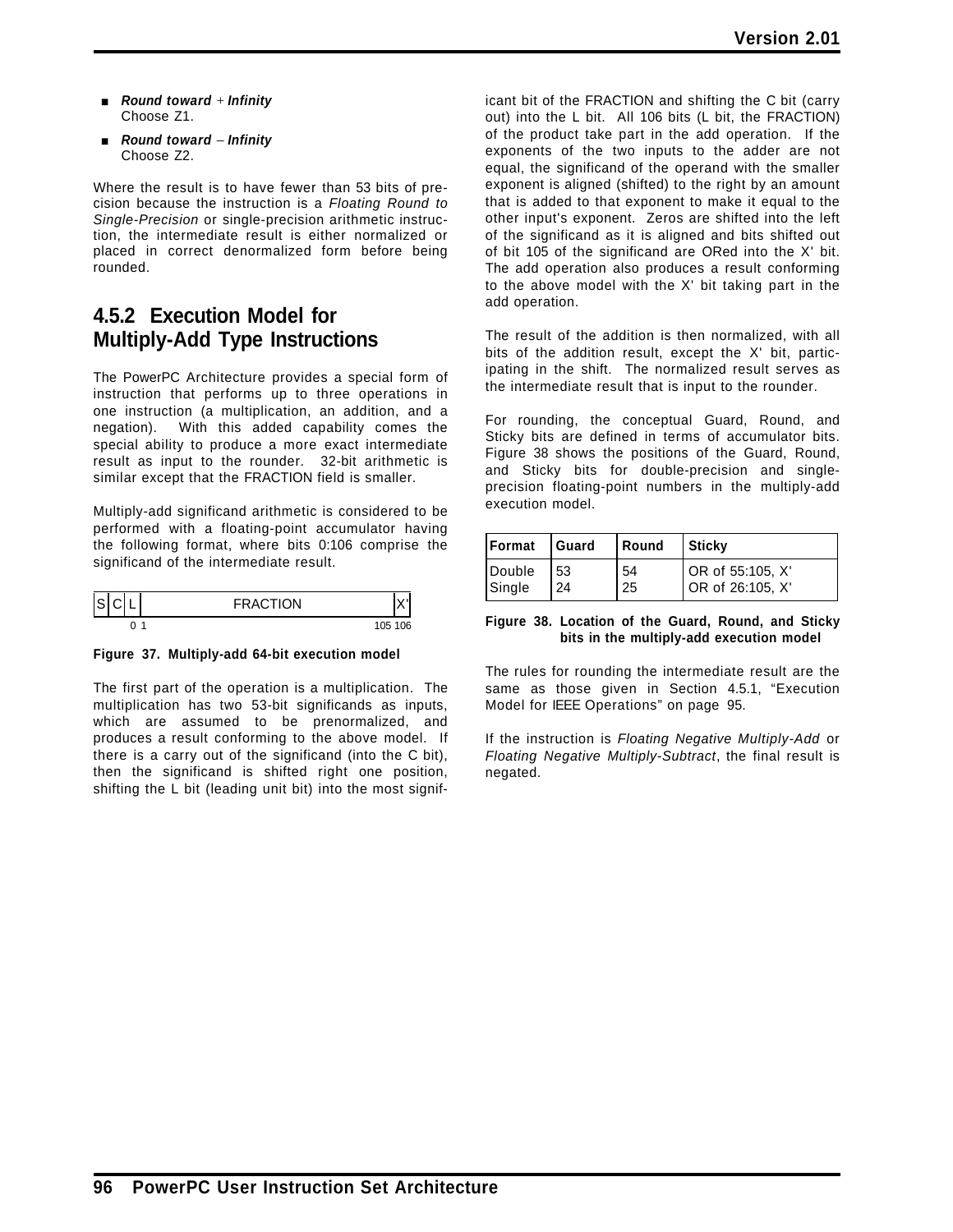- ***Round toward + Infinity***
  Choose Z1.
- ***Round toward − Infinity***
  Choose Z2.

Where the result is to have fewer than 53 bits of precision because the instruction is a *Floating Round to Single-Precision* or single-precision arithmetic instruction, the intermediate result is either normalized or placed in correct denormalized form before being rounded.

## 4.5.2 Execution Model for Multiply-Add Type Instructions

The PowerPC Architecture provides a special form of instruction that performs up to three operations in one instruction (a multiplication, an addition, and a negation). With this added capability comes the special ability to produce a more exact intermediate result as input to the rounder. 32-bit arithmetic is similar except that the FRACTION field is smaller.

Multiply-add significand arithmetic is considered to be performed with a floating-point accumulator having the following format, where bits 0:106 comprise the significand of the intermediate result.

| S | C | L | FRACTION | X' |
|---|---|---|---|---|
| | | 0 | 1 ... 105 | 106 |

**Figure 37. Multiply-add 64-bit execution model**

The first part of the operation is a multiplication. The multiplication has two 53-bit significands as inputs, which are assumed to be prenormalized, and produces a result conforming to the above model. If there is a carry out of the significand (into the C bit), then the significand is shifted right one position, shifting the L bit (leading unit bit) into the most significant bit of the FRACTION and shifting the C bit (carry out) into the L bit. All 106 bits (L bit, the FRACTION) of the product take part in the add operation. If the exponents of the two inputs to the adder are not equal, the significand of the operand with the smaller exponent is aligned (shifted) to the right by an amount that is added to that exponent to make it equal to the other input's exponent. Zeros are shifted into the left of the significand as it is aligned and bits shifted out of bit 105 of the significand are ORed into the X' bit. The add operation also produces a result conforming to the above model with the X' bit taking part in the add operation.

The result of the addition is then normalized, with all bits of the addition result, except the X' bit, participating in the shift. The normalized result serves as the intermediate result that is input to the rounder.

For rounding, the conceptual Guard, Round, and Sticky bits are defined in terms of accumulator bits. Figure 38 shows the positions of the Guard, Round, and Sticky bits for double-precision and single-precision floating-point numbers in the multiply-add execution model.

| Format | Guard | Round | Sticky |
|---|---|---|---|
| Double | 53 | 54 | OR of 55:105, X' |
| Single | 24 | 25 | OR of 26:105, X' |

**Figure 38. Location of the Guard, Round, and Sticky bits in the multiply-add execution model**

The rules for rounding the intermediate result are the same as those given in Section 4.5.1, “Execution Model for IEEE Operations” on page 95.

If the instruction is *Floating Negative Multiply-Add* or *Floating Negative Multiply-Subtract*, the final result is negated.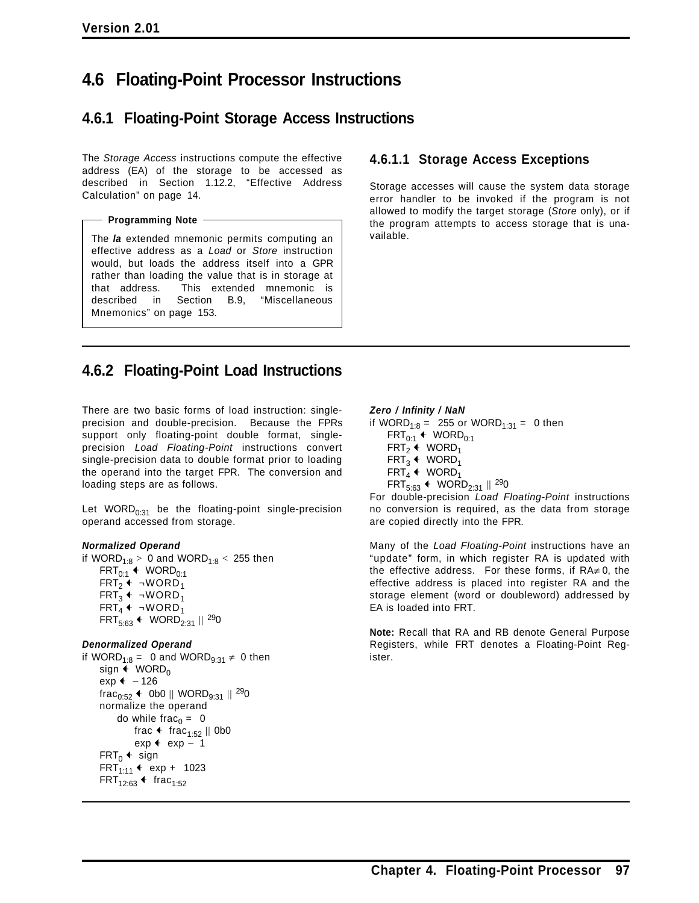# 4.6 Floating-Point Processor Instructions

## 4.6.1 Floating-Point Storage Access Instructions

The *Storage Access* instructions compute the effective address (EA) of the storage to be accessed as described in Section 1.12.2, "Effective Address Calculation" on page 14.

> **Programming Note**
>
> The ***la*** extended mnemonic permits computing an effective address as a *Load* or *Store* instruction would, but loads the address itself into a GPR rather than loading the value that is in storage at that address. This extended mnemonic is described in Section B.9, "Miscellaneous Mnemonics" on page 153.

### 4.6.1.1 Storage Access Exceptions

Storage accesses will cause the system data storage error handler to be invoked if the program is not allowed to modify the target storage (*Store* only), or if the program attempts to access storage that is unavailable.

## 4.6.2 Floating-Point Load Instructions

There are two basic forms of load instruction: single-precision and double-precision. Because the FPRs support only floating-point double format, single-precision *Load Floating-Point* instructions convert single-precision data to double format prior to loading the operand into the target FPR. The conversion and loading steps are as follows.

Let $WORD_{0:31}$ be the floating-point single-precision operand accessed from storage.

***Normalized Operand***

if $WORD_{1:8} > 0$ and $WORD_{1:8} < 255$ then
- $FRT_{0:1} \leftarrow WORD_{0:1}$
- $FRT_2 \leftarrow \neg WORD_1$
- $FRT_3 \leftarrow \neg WORD_1$
- $FRT_4 \leftarrow \neg WORD_1$
- $FRT_{5:63} \leftarrow WORD_{2:31} \,||\, {}^{29}0$

***Denormalized Operand***

if $WORD_{1:8} = 0$ and $WORD_{9:31} \neq 0$ then
- $sign \leftarrow WORD_0$
- $exp \leftarrow -126$
- $frac_{0:52} \leftarrow 0b0 \,||\, WORD_{9:31} \,||\, {}^{29}0$
- normalize the operand
  - do while $frac_0 = 0$
    - $frac \leftarrow frac_{1:52} \,||\, 0b0$
    - $exp \leftarrow exp - 1$
- $FRT_0 \leftarrow sign$
- $FRT_{1:11} \leftarrow exp + 1023$
- $FRT_{12:63} \leftarrow frac_{1:52}$

***Zero / Infinity / NaN***

if $WORD_{1:8} = 255$ or $WORD_{1:31} = 0$ then
- $FRT_{0:1} \leftarrow WORD_{0:1}$
- $FRT_2 \leftarrow WORD_1$
- $FRT_3 \leftarrow WORD_1$
- $FRT_4 \leftarrow WORD_1$
- $FRT_{5:63} \leftarrow WORD_{2:31} \,||\, {}^{29}0$

For double-precision *Load Floating-Point* instructions no conversion is required, as the data from storage are copied directly into the FPR.

Many of the *Load Floating-Point* instructions have an "update" form, in which register RA is updated with the effective address. For these forms, if RA$\neq$0, the effective address is placed into register RA and the storage element (word or doubleword) addressed by EA is loaded into FRT.

**Note:** Recall that RA and RB denote General Purpose Registers, while FRT denotes a Floating-Point Register.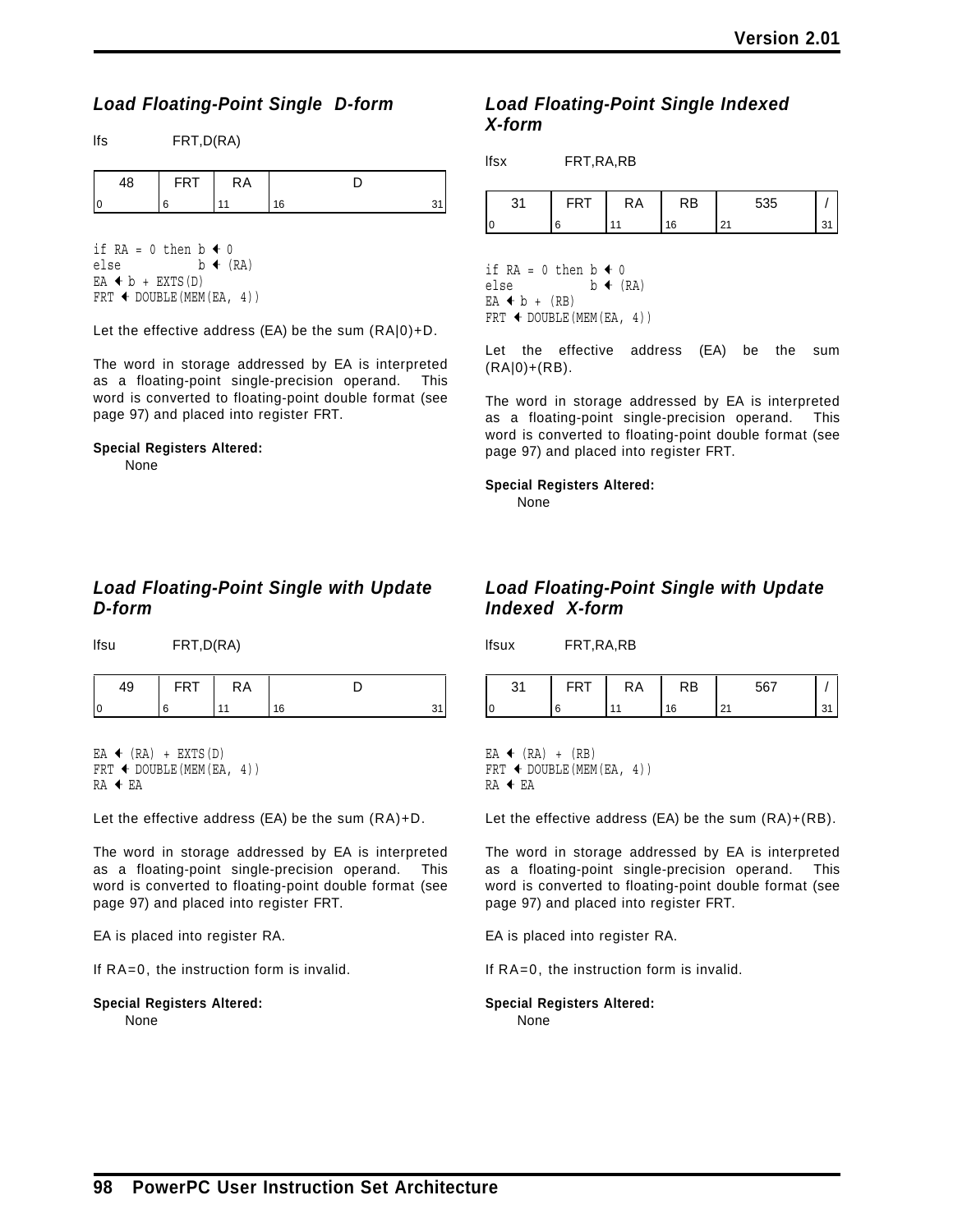### *Load Floating-Point Single D-form*

lfs FRT,D(RA)

| 48 | FRT | RA | D |
|---|---|---|---|
| 0 | 6 | 11 | 16 31 |

```
if RA = 0 then b ← 0
else           b ← (RA)
EA ← b + EXTS(D)
FRT ← DOUBLE(MEM(EA, 4))
```

Let the effective address (EA) be the sum (RA|0)+D.

The word in storage addressed by EA is interpreted as a floating-point single-precision operand. This word is converted to floating-point double format (see page 97) and placed into register FRT.

**Special Registers Altered:**
None

### *Load Floating-Point Single Indexed X-form*

lfsx FRT,RA,RB

| 31 | FRT | RA | RB | 535 | / |
|---|---|---|---|---|---|
| 0 | 6 | 11 | 16 | 21 | 31 |

```
if RA = 0 then b ← 0
else           b ← (RA)
EA ← b + (RB)
FRT ← DOUBLE(MEM(EA, 4))
```

Let the effective address (EA) be the sum (RA|0)+(RB).

The word in storage addressed by EA is interpreted as a floating-point single-precision operand. This word is converted to floating-point double format (see page 97) and placed into register FRT.

**Special Registers Altered:**
None

### *Load Floating-Point Single with Update D-form*

lfsu FRT,D(RA)

| 49 | FRT | RA | D |
|---|---|---|---|
| 0 | 6 | 11 | 16 31 |

```
EA ← (RA) + EXTS(D)
FRT ← DOUBLE(MEM(EA, 4))
RA ← EA
```

Let the effective address (EA) be the sum (RA)+D.

The word in storage addressed by EA is interpreted as a floating-point single-precision operand. This word is converted to floating-point double format (see page 97) and placed into register FRT.

EA is placed into register RA.

If RA=0, the instruction form is invalid.

**Special Registers Altered:**
None

### *Load Floating-Point Single with Update Indexed X-form*

lfsux FRT,RA,RB

| 31 | FRT | RA | RB | 567 | / |
|---|---|---|---|---|---|
| 0 | 6 | 11 | 16 | 21 | 31 |

```
EA ← (RA) + (RB)
FRT ← DOUBLE(MEM(EA, 4))
RA ← EA
```

Let the effective address (EA) be the sum (RA)+(RB).

The word in storage addressed by EA is interpreted as a floating-point single-precision operand. This word is converted to floating-point double format (see page 97) and placed into register FRT.

EA is placed into register RA.

If RA=0, the instruction form is invalid.

**Special Registers Altered:**
None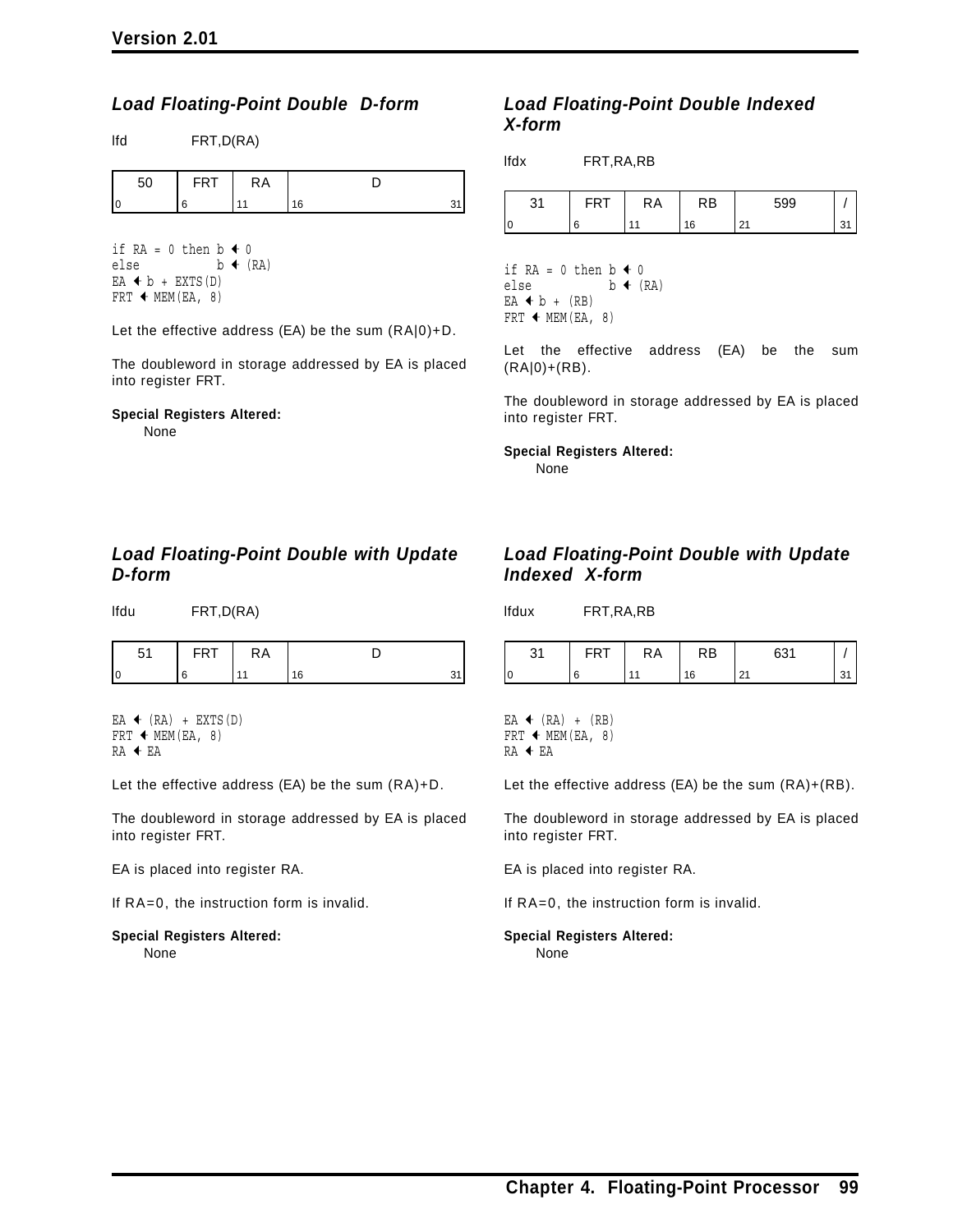### Load Floating-Point Double D-form

lfd FRT,D(RA)

| 50 | FRT | RA | D |
|---|---|---|---|
| 0 | 6 | 11 | 16 31 |

```
if RA = 0 then b ← 0
else          b ← (RA)
EA ← b + EXTS(D)
FRT ← MEM(EA, 8)
```

Let the effective address (EA) be the sum (RA|0)+D.

The doubleword in storage addressed by EA is placed into register FRT.

**Special Registers Altered:**

None

### Load Floating-Point Double Indexed X-form

lfdx FRT,RA,RB

| 31 | FRT | RA | RB | 599 | / |
|---|---|---|---|---|---|
| 0 | 6 | 11 | 16 | 21 | 31 |

```
if RA = 0 then b ← 0
else          b ← (RA)
EA ← b + (RB)
FRT ← MEM(EA, 8)
```

Let the effective address (EA) be the sum (RA|0)+(RB).

The doubleword in storage addressed by EA is placed into register FRT.

**Special Registers Altered:**

None

### Load Floating-Point Double with Update D-form

lfdu FRT,D(RA)

| 51 | FRT | RA | D |
|---|---|---|---|
| 0 | 6 | 11 | 16 31 |

```
EA ← (RA) + EXTS(D)
FRT ← MEM(EA, 8)
RA ← EA
```

Let the effective address (EA) be the sum (RA)+D.

The doubleword in storage addressed by EA is placed into register FRT.

EA is placed into register RA.

If RA=0, the instruction form is invalid.

**Special Registers Altered:**

None

### Load Floating-Point Double with Update Indexed X-form

lfdux FRT,RA,RB

| 31 | FRT | RA | RB | 631 | / |
|---|---|---|---|---|---|
| 0 | 6 | 11 | 16 | 21 | 31 |

```
EA ← (RA) + (RB)
FRT ← MEM(EA, 8)
RA ← EA
```

Let the effective address (EA) be the sum (RA)+(RB).

The doubleword in storage addressed by EA is placed into register FRT.

EA is placed into register RA.

If RA=0, the instruction form is invalid.

**Special Registers Altered:**

None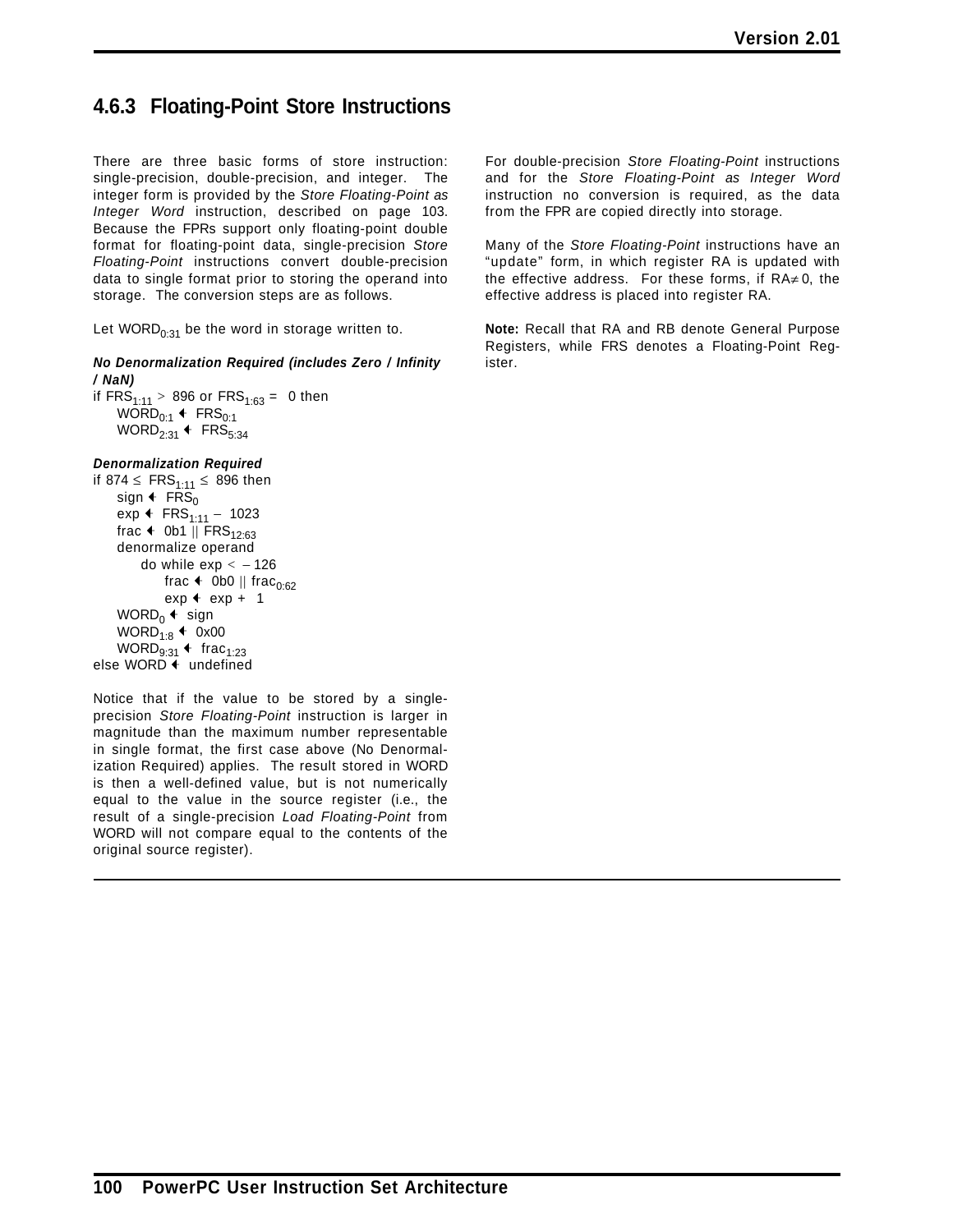### 4.6.3 Floating-Point Store Instructions

There are three basic forms of store instruction: single-precision, double-precision, and integer. The integer form is provided by the *Store Floating-Point as Integer Word* instruction, described on page 103. Because the FPRs support only floating-point double format for floating-point data, single-precision *Store Floating-Point* instructions convert double-precision data to single format prior to storing the operand into storage. The conversion steps are as follows.

Let $WORD_{0:31}$ be the word in storage written to.

***No Denormalization Required (includes Zero / Infinity / NaN)***

if $FRS_{1:11} > 896$ or $FRS_{1:63} = 0$ then
  $WORD_{0:1} \leftarrow FRS_{0:1}$
  $WORD_{2:31} \leftarrow FRS_{5:34}$

***Denormalization Required***

if $874 \leq FRS_{1:11} \leq 896$ then
  sign $\leftarrow FRS_0$
  exp $\leftarrow FRS_{1:11} - 1023$
  frac $\leftarrow$ 0b1 $\|$ $FRS_{12:63}$
  denormalize operand
    do while exp $< -126$
      frac $\leftarrow$ 0b0 $\|$ $frac_{0:62}$
      exp $\leftarrow$ exp + 1
  $WORD_0 \leftarrow$ sign
  $WORD_{1:8} \leftarrow$ 0x00
  $WORD_{9:31} \leftarrow frac_{1:23}$
else WORD $\leftarrow$ undefined

Notice that if the value to be stored by a single-precision *Store Floating-Point* instruction is larger in magnitude than the maximum number representable in single format, the first case above (No Denormalization Required) applies. The result stored in WORD is then a well-defined value, but is not numerically equal to the value in the source register (i.e., the result of a single-precision *Load Floating-Point* from WORD will not compare equal to the contents of the original source register).

For double-precision *Store Floating-Point* instructions and for the *Store Floating-Point as Integer Word* instruction no conversion is required, as the data from the FPR are copied directly into storage.

Many of the *Store Floating-Point* instructions have an "update" form, in which register RA is updated with the effective address. For these forms, if RA$\neq$0, the effective address is placed into register RA.

**Note:** Recall that RA and RB denote General Purpose Registers, while FRS denotes a Floating-Point Register.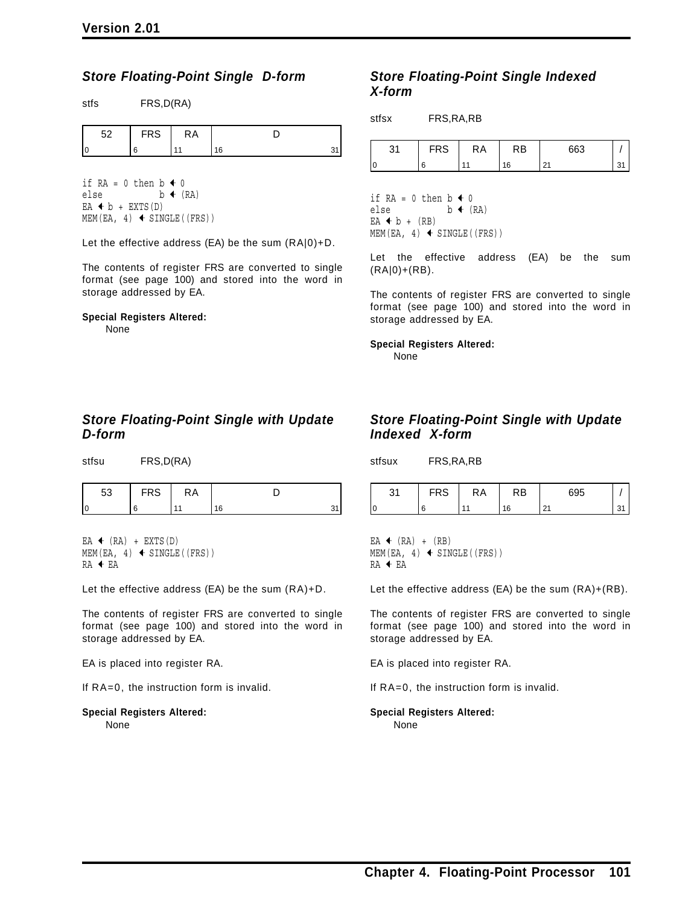### *Store Floating-Point Single D-form*

stfs FRS,D(RA)

| 52 | FRS | RA | D |
|---|---|---|---|
| 0 | 6 | 11 | 16 31 |

```
if RA = 0 then b ← 0
else           b ← (RA)
EA ← b + EXTS(D)
MEM(EA, 4) ← SINGLE((FRS))
```

Let the effective address (EA) be the sum (RA|0)+D.

The contents of register FRS are converted to single format (see page 100) and stored into the word in storage addressed by EA.

**Special Registers Altered:**

None

### *Store Floating-Point Single Indexed X-form*

stfsx FRS,RA,RB

| 31 | FRS | RA | RB | 663 | / |
|---|---|---|---|---|---|
| 0 | 6 | 11 | 16 | 21 | 31 |

```
if RA = 0 then b ← 0
else           b ← (RA)
EA ← b + (RB)
MEM(EA, 4) ← SINGLE((FRS))
```

Let the effective address (EA) be the sum (RA|0)+(RB).

The contents of register FRS are converted to single format (see page 100) and stored into the word in storage addressed by EA.

**Special Registers Altered:**

None

### *Store Floating-Point Single with Update D-form*

stfsu FRS,D(RA)

| 53 | FRS | RA | D |
|---|---|---|---|
| 0 | 6 | 11 | 16 31 |

```
EA ← (RA) + EXTS(D)
MEM(EA, 4) ← SINGLE((FRS))
RA ← EA
```

Let the effective address (EA) be the sum (RA)+D.

The contents of register FRS are converted to single format (see page 100) and stored into the word in storage addressed by EA.

EA is placed into register RA.

If RA=0, the instruction form is invalid.

**Special Registers Altered:**

None

### *Store Floating-Point Single with Update Indexed X-form*

stfsux FRS,RA,RB

| 31 | FRS | RA | RB | 695 | / |
|---|---|---|---|---|---|
| 0 | 6 | 11 | 16 | 21 | 31 |

```
EA ← (RA) + (RB)
MEM(EA, 4) ← SINGLE((FRS))
RA ← EA
```

Let the effective address (EA) be the sum (RA)+(RB).

The contents of register FRS are converted to single format (see page 100) and stored into the word in storage addressed by EA.

EA is placed into register RA.

If RA=0, the instruction form is invalid.

**Special Registers Altered:**

None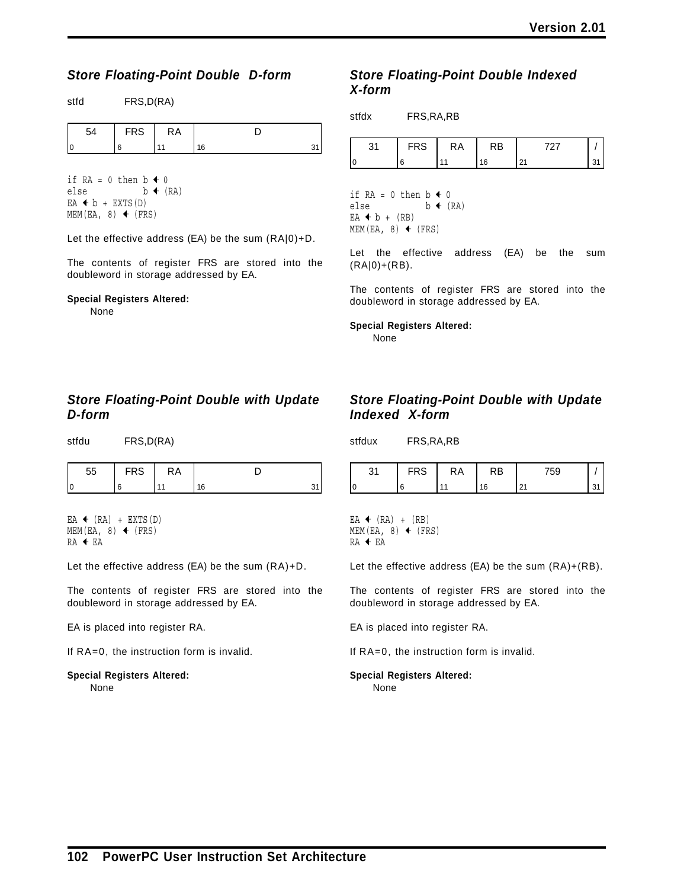### *Store Floating-Point Double D-form*

stfd FRS,D(RA)

| 54 | FRS | RA | D |
|---|---|---|---|
| 0 | 6 | 11 | 16 31 |

```
if RA = 0 then b ← 0
else           b ← (RA)
EA ← b + EXTS(D)
MEM(EA, 8) ← (FRS)
```

Let the effective address (EA) be the sum (RA|0)+D.

The contents of register FRS are stored into the doubleword in storage addressed by EA.

**Special Registers Altered:**

None

### *Store Floating-Point Double Indexed X-form*

stfdx FRS,RA,RB

| 31 | FRS | RA | RB | 727 | / |
|---|---|---|---|---|---|
| 0 | 6 | 11 | 16 | 21 | 31 |

```
if RA = 0 then b ← 0
else           b ← (RA)
EA ← b + (RB)
MEM(EA, 8) ← (FRS)
```

Let the effective address (EA) be the sum (RA|0)+(RB).

The contents of register FRS are stored into the doubleword in storage addressed by EA.

**Special Registers Altered:**

None

### *Store Floating-Point Double with Update D-form*

stfdu FRS,D(RA)

| 55 | FRS | RA | D |
|---|---|---|---|
| 0 | 6 | 11 | 16 31 |

```
EA ← (RA) + EXTS(D)
MEM(EA, 8) ← (FRS)
RA ← EA
```

Let the effective address (EA) be the sum (RA)+D.

The contents of register FRS are stored into the doubleword in storage addressed by EA.

EA is placed into register RA.

If RA=0, the instruction form is invalid.

**Special Registers Altered:**

None

### *Store Floating-Point Double with Update Indexed X-form*

stfdux FRS,RA,RB

| 31 | FRS | RA | RB | 759 | / |
|---|---|---|---|---|---|
| 0 | 6 | 11 | 16 | 21 | 31 |

```
EA ← (RA) + (RB)
MEM(EA, 8) ← (FRS)
RA ← EA
```

Let the effective address (EA) be the sum (RA)+(RB).

The contents of register FRS are stored into the doubleword in storage addressed by EA.

EA is placed into register RA.

If RA=0, the instruction form is invalid.

**Special Registers Altered:**

None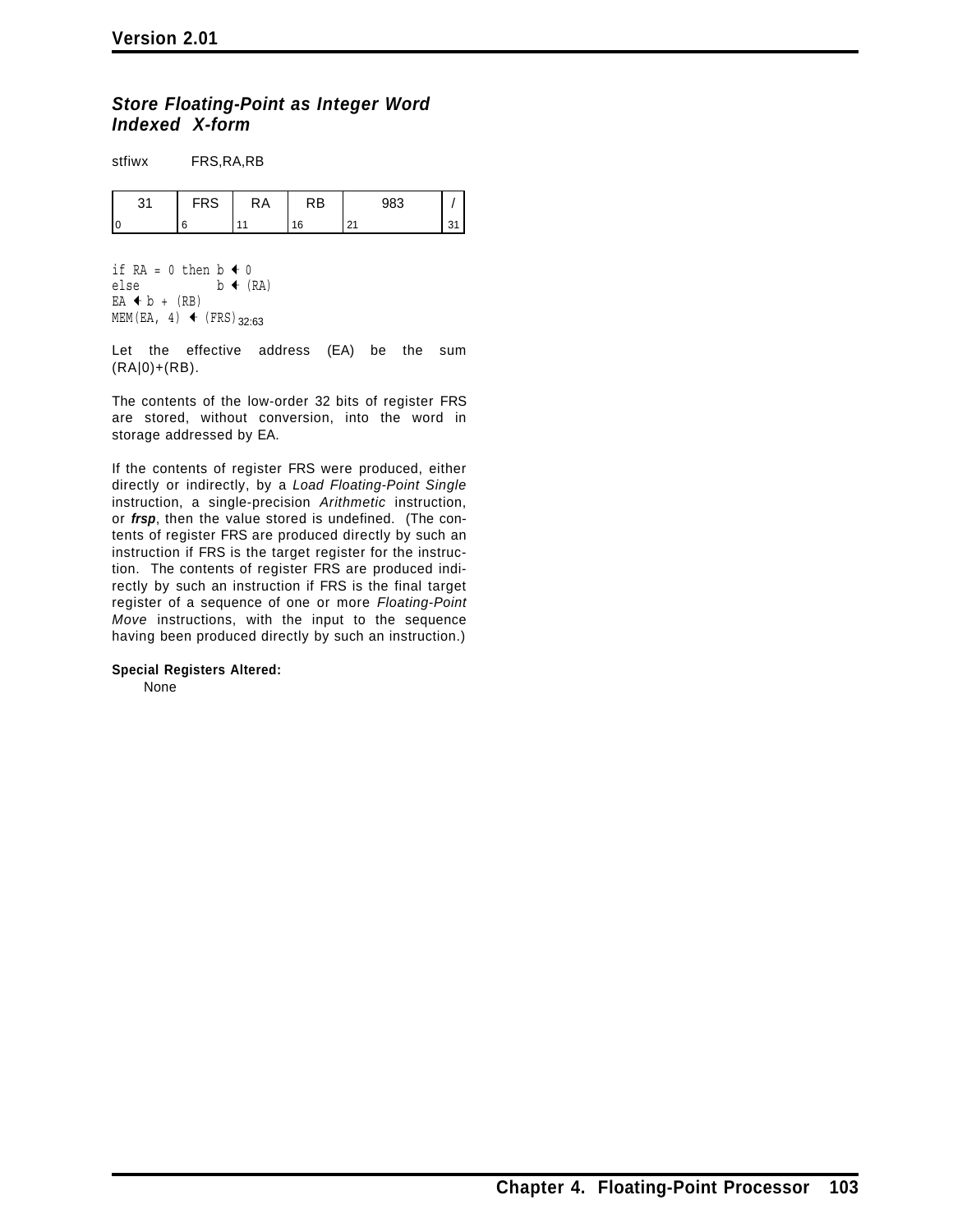### ***Store Floating-Point as Integer Word Indexed X-form***

stfiwx FRS,RA,RB

| 31 | FRS | RA | RB | 983 | / |
|---|---|---|---|---|---|
| 0 | 6 | 11 | 16 | 21 | 31 |

```
if RA = 0 then b ← 0
else           b ← (RA)
EA ← b + (RB)
MEM(EA, 4) ← (FRS)32:63
```

Let the effective address (EA) be the sum (RA|0)+(RB).

The contents of the low-order 32 bits of register FRS are stored, without conversion, into the word in storage addressed by EA.

If the contents of register FRS were produced, either directly or indirectly, by a *Load Floating-Point Single* instruction, a single-precision *Arithmetic* instruction, or ***frsp***, then the value stored is undefined. (The contents of register FRS are produced directly by such an instruction if FRS is the target register for the instruction. The contents of register FRS are produced indirectly by such an instruction if FRS is the final target register of a sequence of one or more *Floating-Point Move* instructions, with the input to the sequence having been produced directly by such an instruction.)

**Special Registers Altered:**

None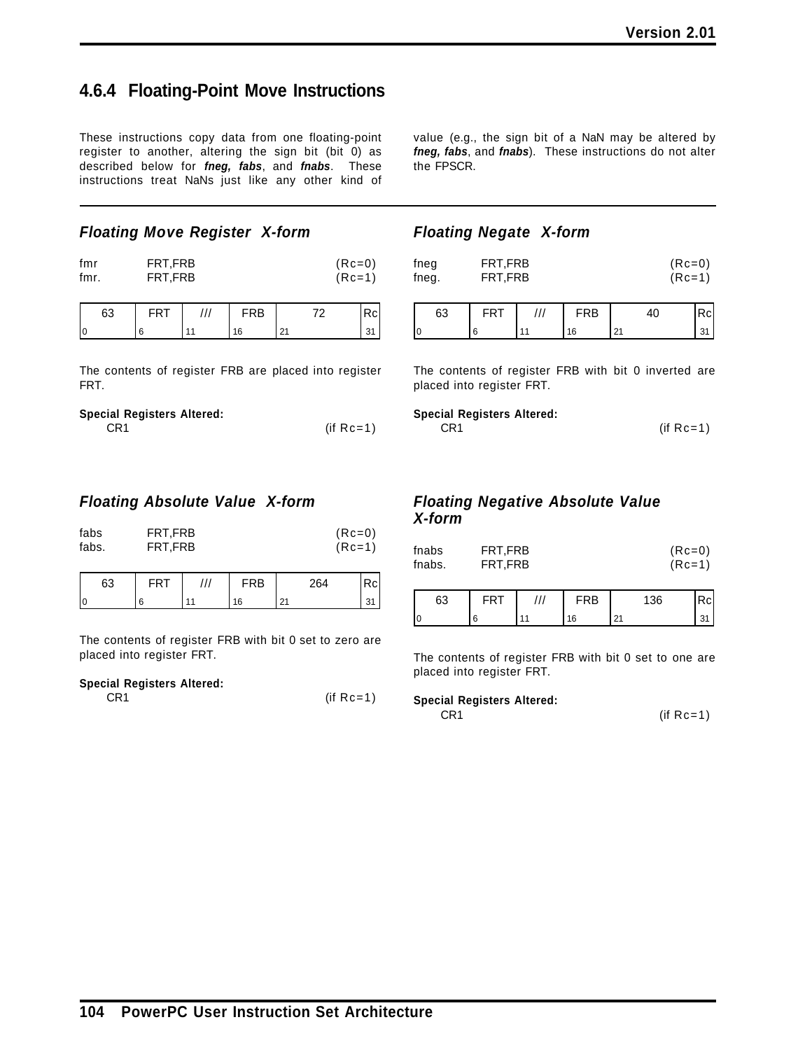### 4.6.4 Floating-Point Move Instructions

These instructions copy data from one floating-point register to another, altering the sign bit (bit 0) as described below for ***fneg, fabs***, and ***fnabs***. These instructions treat NaNs just like any other kind of value (e.g., the sign bit of a NaN may be altered by ***fneg, fabs***, and ***fnabs***). These instructions do not alter the FPSCR.

#### *Floating Move Register X-form*

| | | |
|---|---|---|
| fmr | FRT,FRB | (Rc=0) |
| fmr. | FRT,FRB | (Rc=1) |

| 63 | FRT | /// | FRB | 72 | Rc |
|---|---|---|---|---|---|
| 0 | 6 | 11 | 16 | 21 | 31 |

The contents of register FRB are placed into register FRT.

**Special Registers Altered:**
CR1 (if Rc=1)

#### *Floating Negate X-form*

| | | |
|---|---|---|
| fneg | FRT,FRB | (Rc=0) |
| fneg. | FRT,FRB | (Rc=1) |

| 63 | FRT | /// | FRB | 40 | Rc |
|---|---|---|---|---|---|
| 0 | 6 | 11 | 16 | 21 | 31 |

The contents of register FRB with bit 0 inverted are placed into register FRT.

**Special Registers Altered:**
CR1 (if Rc=1)

#### *Floating Absolute Value X-form*

| | | |
|---|---|---|
| fabs | FRT,FRB | (Rc=0) |
| fabs. | FRT,FRB | (Rc=1) |

| 63 | FRT | /// | FRB | 264 | Rc |
|---|---|---|---|---|---|
| 0 | 6 | 11 | 16 | 21 | 31 |

The contents of register FRB with bit 0 set to zero are placed into register FRT.

**Special Registers Altered:**
CR1 (if Rc=1)

#### *Floating Negative Absolute Value X-form*

| | | |
|---|---|---|
| fnabs | FRT,FRB | (Rc=0) |
| fnabs. | FRT,FRB | (Rc=1) |

| 63 | FRT | /// | FRB | 136 | Rc |
|---|---|---|---|---|---|
| 0 | 6 | 11 | 16 | 21 | 31 |

The contents of register FRB with bit 0 set to one are placed into register FRT.

**Special Registers Altered:**
CR1 (if Rc=1)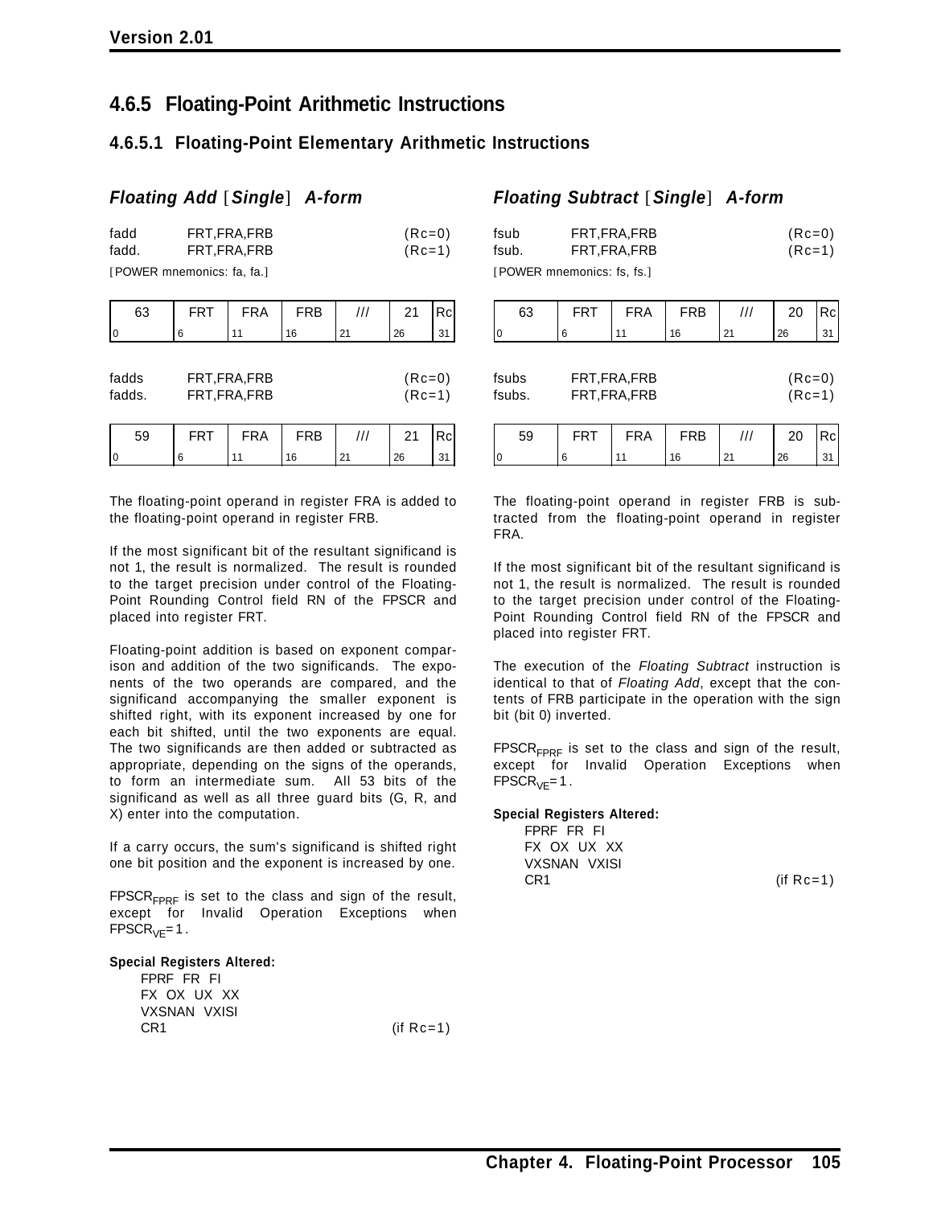## 4.6.5 Floating-Point Arithmetic Instructions

### 4.6.5.1 Floating-Point Elementary Arithmetic Instructions

#### *Floating Add [Single] A-form*

| | | |
|---|---|---|
| fadd | FRT,FRA,FRB | (Rc=0) |
| fadd. | FRT,FRA,FRB | (Rc=1) |

[POWER mnemonics: fa, fa.]

| 63 | FRT | FRA | FRB | /// | 21 | Rc |
|---|---|---|---|---|---|---|
| 0 | 6 | 11 | 16 | 21 | 26 | 31 |

| | | |
|---|---|---|
| fadds | FRT,FRA,FRB | (Rc=0) |
| fadds. | FRT,FRA,FRB | (Rc=1) |

| 59 | FRT | FRA | FRB | /// | 21 | Rc |
|---|---|---|---|---|---|---|
| 0 | 6 | 11 | 16 | 21 | 26 | 31 |

The floating-point operand in register FRA is added to the floating-point operand in register FRB.

If the most significant bit of the resultant significand is not 1, the result is normalized. The result is rounded to the target precision under control of the Floating-Point Rounding Control field RN of the FPSCR and placed into register FRT.

Floating-point addition is based on exponent comparison and addition of the two significands. The exponents of the two operands are compared, and the significand accompanying the smaller exponent is shifted right, with its exponent increased by one for each bit shifted, until the two exponents are equal. The two significands are then added or subtracted as appropriate, depending on the signs of the operands, to form an intermediate sum. All 53 bits of the significand as well as all three guard bits (G, R, and X) enter into the computation.

If a carry occurs, the sum's significand is shifted right one bit position and the exponent is increased by one.

$FPSCR_{FPRF}$ is set to the class and sign of the result, except for Invalid Operation Exceptions when $FPSCR_{VE}=1$.

**Special Registers Altered:**

FPRF FR FI
FX OX UX XX
VXSNAN VXISI
CR1 (if Rc=1)

#### *Floating Subtract [Single] A-form*

| | | |
|---|---|---|
| fsub | FRT,FRA,FRB | (Rc=0) |
| fsub. | FRT,FRA,FRB | (Rc=1) |

[POWER mnemonics: fs, fs.]

| 63 | FRT | FRA | FRB | /// | 20 | Rc |
|---|---|---|---|---|---|---|
| 0 | 6 | 11 | 16 | 21 | 26 | 31 |

| | | |
|---|---|---|
| fsubs | FRT,FRA,FRB | (Rc=0) |
| fsubs. | FRT,FRA,FRB | (Rc=1) |

| 59 | FRT | FRA | FRB | /// | 20 | Rc |
|---|---|---|---|---|---|---|
| 0 | 6 | 11 | 16 | 21 | 26 | 31 |

The floating-point operand in register FRB is subtracted from the floating-point operand in register FRA.

If the most significant bit of the resultant significand is not 1, the result is normalized. The result is rounded to the target precision under control of the Floating-Point Rounding Control field RN of the FPSCR and placed into register FRT.

The execution of the *Floating Subtract* instruction is identical to that of *Floating Add*, except that the contents of FRB participate in the operation with the sign bit (bit 0) inverted.

$FPSCR_{FPRF}$ is set to the class and sign of the result, except for Invalid Operation Exceptions when $FPSCR_{VE}=1$.

**Special Registers Altered:**

FPRF FR FI
FX OX UX XX
VXSNAN VXISI
CR1 (if Rc=1)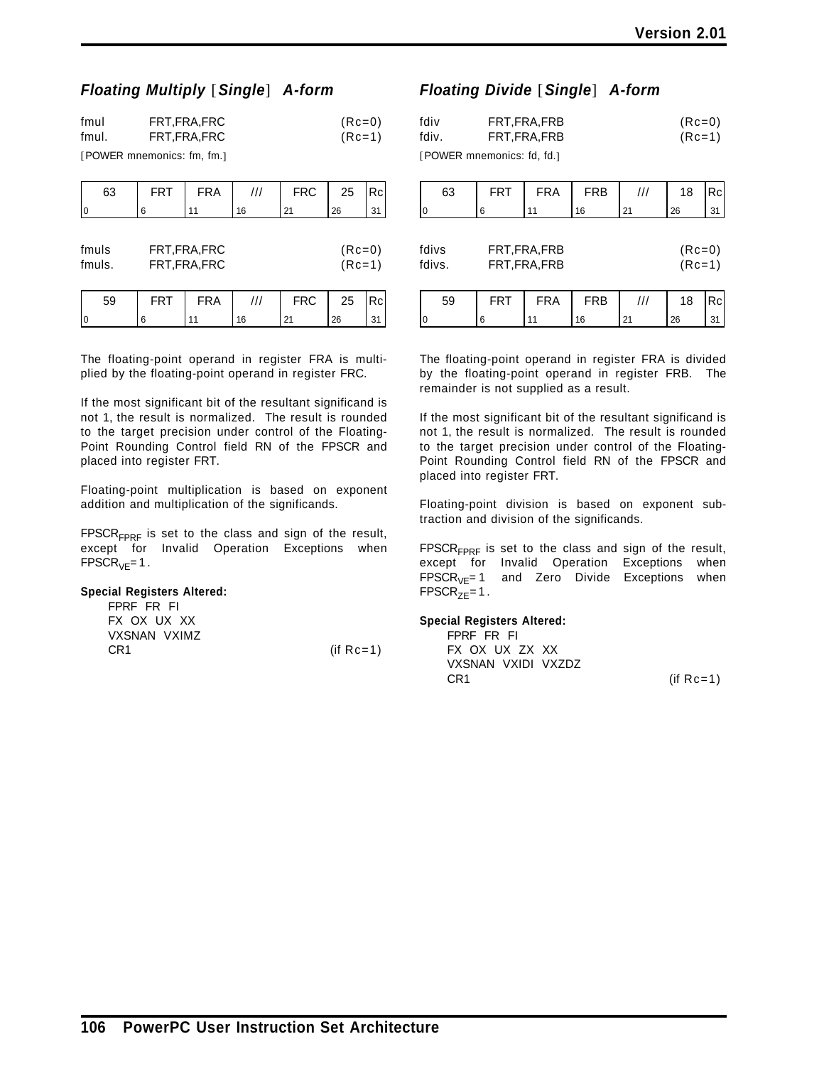## *Floating Multiply* [*Single*] *A-form*

```
fmul     FRT,FRA,FRC          (Rc=0)
fmul.    FRT,FRA,FRC          (Rc=1)
```

[POWER mnemonics: fm, fm.]

| 63 | FRT | FRA | /// | FRC | 25 | Rc |
|---|---|---|---|---|---|---|
| 0 | 6 | 11 | 16 | 21 | 26 | 31 |

```
fmuls    FRT,FRA,FRC          (Rc=0)
fmuls.   FRT,FRA,FRC          (Rc=1)
```

| 59 | FRT | FRA | /// | FRC | 25 | Rc |
|---|---|---|---|---|---|---|
| 0 | 6 | 11 | 16 | 21 | 26 | 31 |

The floating-point operand in register FRA is multiplied by the floating-point operand in register FRC.

If the most significant bit of the resultant significand is not 1, the result is normalized. The result is rounded to the target precision under control of the Floating-Point Rounding Control field RN of the FPSCR and placed into register FRT.

Floating-point multiplication is based on exponent addition and multiplication of the significands.

$FPSCR_{FPRF}$ is set to the class and sign of the result, except for Invalid Operation Exceptions when $FPSCR_{VE}=1$.

**Special Registers Altered:**

FPRF FR FI
FX OX UX XX
VXSNAN VXIMZ
CR1 (if Rc=1)

## *Floating Divide* [*Single*] *A-form*

```
fdiv     FRT,FRA,FRB          (Rc=0)
fdiv.    FRT,FRA,FRB          (Rc=1)
```

[POWER mnemonics: fd, fd.]

| 63 | FRT | FRA | FRB | /// | 18 | Rc |
|---|---|---|---|---|---|---|
| 0 | 6 | 11 | 16 | 21 | 26 | 31 |

```
fdivs    FRT,FRA,FRB          (Rc=0)
fdivs.   FRT,FRA,FRB          (Rc=1)
```

| 59 | FRT | FRA | FRB | /// | 18 | Rc |
|---|---|---|---|---|---|---|
| 0 | 6 | 11 | 16 | 21 | 26 | 31 |

The floating-point operand in register FRA is divided by the floating-point operand in register FRB. The remainder is not supplied as a result.

If the most significant bit of the resultant significand is not 1, the result is normalized. The result is rounded to the target precision under control of the Floating-Point Rounding Control field RN of the FPSCR and placed into register FRT.

Floating-point division is based on exponent subtraction and division of the significands.

$FPSCR_{FPRF}$ is set to the class and sign of the result, except for Invalid Operation Exceptions when $FPSCR_{VE}=1$ and Zero Divide Exceptions when $FPSCR_{ZE}=1$.

**Special Registers Altered:**

FPRF FR FI
FX OX UX ZX XX
VXSNAN VXIDI VXZDZ
CR1 (if Rc=1)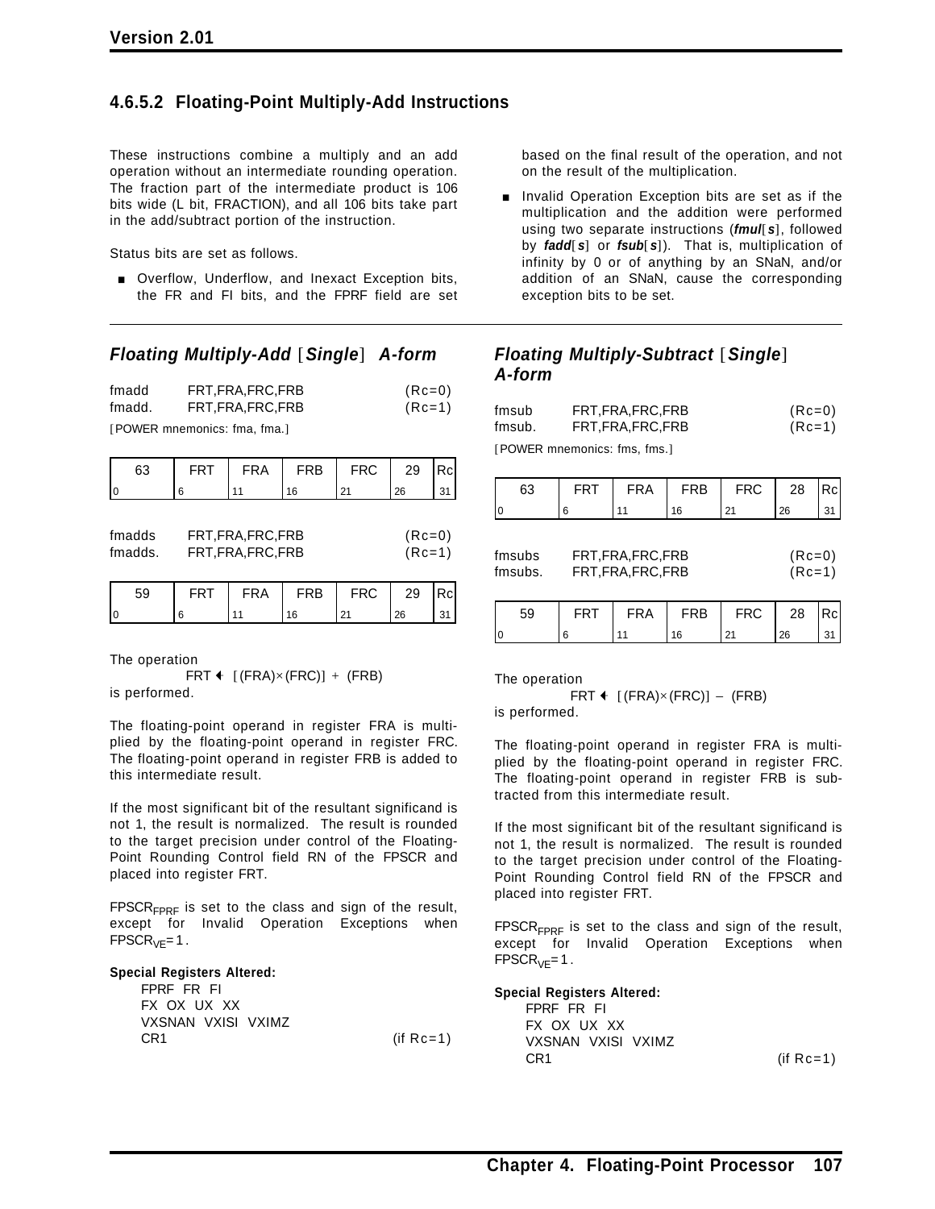### 4.6.5.2 Floating-Point Multiply-Add Instructions

These instructions combine a multiply and an add operation without an intermediate rounding operation. The fraction part of the intermediate product is 106 bits wide (L bit, FRACTION), and all 106 bits take part in the add/subtract portion of the instruction.

Status bits are set as follows.

- Overflow, Underflow, and Inexact Exception bits, the FR and FI bits, and the FPRF field are set based on the final result of the operation, and not on the result of the multiplication.
- Invalid Operation Exception bits are set as if the multiplication and the addition were performed using two separate instructions (***fmul***[***s***], followed by ***fadd***[***s***] or ***fsub***[***s***]). That is, multiplication of infinity by 0 or of anything by an SNaN, and/or addition of an SNaN, cause the corresponding exception bits to be set.

---

#### *Floating Multiply-Add* [*Single*] *A-form*

```
fmadd     FRT,FRA,FRC,FRB          (Rc=0)
fmadd.    FRT,FRA,FRC,FRB          (Rc=1)
```

[POWER mnemonics: fma, fma.]

| 63 | FRT | FRA | FRB | FRC | 29 | Rc |
|---|---|---|---|---|---|---|
| 0 | 6 | 11 | 16 | 21 | 26 | 31 |

```
fmadds    FRT,FRA,FRC,FRB          (Rc=0)
fmadds.   FRT,FRA,FRC,FRB          (Rc=1)
```

| 59 | FRT | FRA | FRB | FRC | 29 | Rc |
|---|---|---|---|---|---|---|
| 0 | 6 | 11 | 16 | 21 | 26 | 31 |

The operation

FRT ← [(FRA)×(FRC)] + (FRB)

is performed.

The floating-point operand in register FRA is multiplied by the floating-point operand in register FRC. The floating-point operand in register FRB is added to this intermediate result.

If the most significant bit of the resultant significand is not 1, the result is normalized. The result is rounded to the target precision under control of the Floating-Point Rounding Control field RN of the FPSCR and placed into register FRT.

$FPSCR_{FPRF}$ is set to the class and sign of the result, except for Invalid Operation Exceptions when $FPSCR_{VE}=1$.

**Special Registers Altered:**

FPRF FR FI
FX OX UX XX
VXSNAN VXISI VXIMZ
CR1 (if Rc=1)

#### *Floating Multiply-Subtract* [*Single*] *A-form*

```
fmsub     FRT,FRA,FRC,FRB          (Rc=0)
fmsub.    FRT,FRA,FRC,FRB          (Rc=1)
```

[POWER mnemonics: fms, fms.]

| 63 | FRT | FRA | FRB | FRC | 28 | Rc |
|---|---|---|---|---|---|---|
| 0 | 6 | 11 | 16 | 21 | 26 | 31 |

```
fmsubs    FRT,FRA,FRC,FRB          (Rc=0)
fmsubs.   FRT,FRA,FRC,FRB          (Rc=1)
```

| 59 | FRT | FRA | FRB | FRC | 28 | Rc |
|---|---|---|---|---|---|---|
| 0 | 6 | 11 | 16 | 21 | 26 | 31 |

The operation

FRT ← [(FRA)×(FRC)] − (FRB)

is performed.

The floating-point operand in register FRA is multiplied by the floating-point operand in register FRC. The floating-point operand in register FRB is subtracted from this intermediate result.

If the most significant bit of the resultant significand is not 1, the result is normalized. The result is rounded to the target precision under control of the Floating-Point Rounding Control field RN of the FPSCR and placed into register FRT.

$FPSCR_{FPRF}$ is set to the class and sign of the result, except for Invalid Operation Exceptions when $FPSCR_{VE}=1$.

**Special Registers Altered:**

FPRF FR FI
FX OX UX XX
VXSNAN VXISI VXIMZ
CR1 (if Rc=1)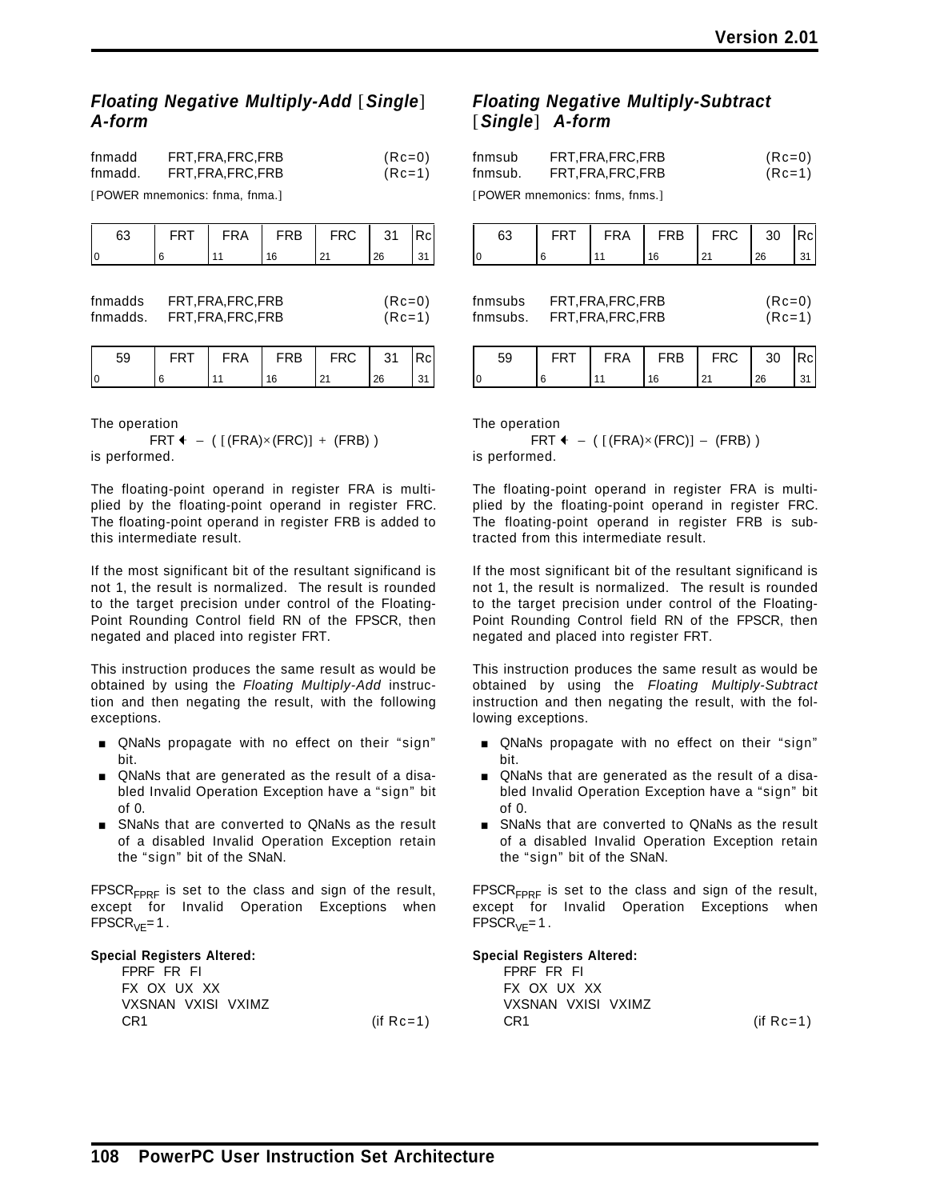### *Floating Negative Multiply-Add* [*Single*] *A-form*

| | | |
|---|---|---|
| fnmadd | FRT,FRA,FRC,FRB | (Rc=0) |
| fnmadd. | FRT,FRA,FRC,FRB | (Rc=1) |

[POWER mnemonics: fnma, fnma.]

| 63 | FRT | FRA | FRB | FRC | 31 | Rc |
|---|---|---|---|---|---|---|
| 0 | 6 | 11 | 16 | 21 | 26 | 31 |

| | | |
|---|---|---|
| fnmadds | FRT,FRA,FRC,FRB | (Rc=0) |
| fnmadds. | FRT,FRA,FRC,FRB | (Rc=1) |

| 59 | FRT | FRA | FRB | FRC | 31 | Rc |
|---|---|---|---|---|---|---|
| 0 | 6 | 11 | 16 | 21 | 26 | 31 |

The operation

$$\text{FRT} \leftarrow -\ ([(\text{FRA})\times(\text{FRC})] + (\text{FRB}))$$

is performed.

The floating-point operand in register FRA is multiplied by the floating-point operand in register FRC. The floating-point operand in register FRB is added to this intermediate result.

If the most significant bit of the resultant significand is not 1, the result is normalized. The result is rounded to the target precision under control of the Floating-Point Rounding Control field RN of the FPSCR, then negated and placed into register FRT.

This instruction produces the same result as would be obtained by using the *Floating Multiply-Add* instruction and then negating the result, with the following exceptions.

- QNaNs propagate with no effect on their "sign" bit.
- QNaNs that are generated as the result of a disabled Invalid Operation Exception have a "sign" bit of 0.
- SNaNs that are converted to QNaNs as the result of a disabled Invalid Operation Exception retain the "sign" bit of the SNaN.

$FPSCR_{FPRF}$ is set to the class and sign of the result, except for Invalid Operation Exceptions when $FPSCR_{VE}=1$.

**Special Registers Altered:**

FPRF FR FI
FX OX UX XX
VXSNAN VXISI VXIMZ
CR1 (if Rc=1)

### *Floating Negative Multiply-Subtract* [*Single*] *A-form*

| | | |
|---|---|---|
| fnmsub | FRT,FRA,FRC,FRB | (Rc=0) |
| fnmsub. | FRT,FRA,FRC,FRB | (Rc=1) |

[POWER mnemonics: fnms, fnms.]

| 63 | FRT | FRA | FRB | FRC | 30 | Rc |
|---|---|---|---|---|---|---|
| 0 | 6 | 11 | 16 | 21 | 26 | 31 |

| | | |
|---|---|---|
| fnmsubs | FRT,FRA,FRC,FRB | (Rc=0) |
| fnmsubs. | FRT,FRA,FRC,FRB | (Rc=1) |

| 59 | FRT | FRA | FRB | FRC | 30 | Rc |
|---|---|---|---|---|---|---|
| 0 | 6 | 11 | 16 | 21 | 26 | 31 |

The operation

$$\text{FRT} \leftarrow -\ ([(\text{FRA})\times(\text{FRC})] - (\text{FRB}))$$

is performed.

The floating-point operand in register FRA is multiplied by the floating-point operand in register FRC. The floating-point operand in register FRB is subtracted from this intermediate result.

If the most significant bit of the resultant significand is not 1, the result is normalized. The result is rounded to the target precision under control of the Floating-Point Rounding Control field RN of the FPSCR, then negated and placed into register FRT.

This instruction produces the same result as would be obtained by using the *Floating Multiply-Subtract* instruction and then negating the result, with the following exceptions.

- QNaNs propagate with no effect on their "sign" bit.
- QNaNs that are generated as the result of a disabled Invalid Operation Exception have a "sign" bit of 0.
- SNaNs that are converted to QNaNs as the result of a disabled Invalid Operation Exception retain the "sign" bit of the SNaN.

$FPSCR_{FPRF}$ is set to the class and sign of the result, except for Invalid Operation Exceptions when $FPSCR_{VE}=1$.

**Special Registers Altered:**

FPRF FR FI
FX OX UX XX
VXSNAN VXISI VXIMZ
CR1 (if Rc=1)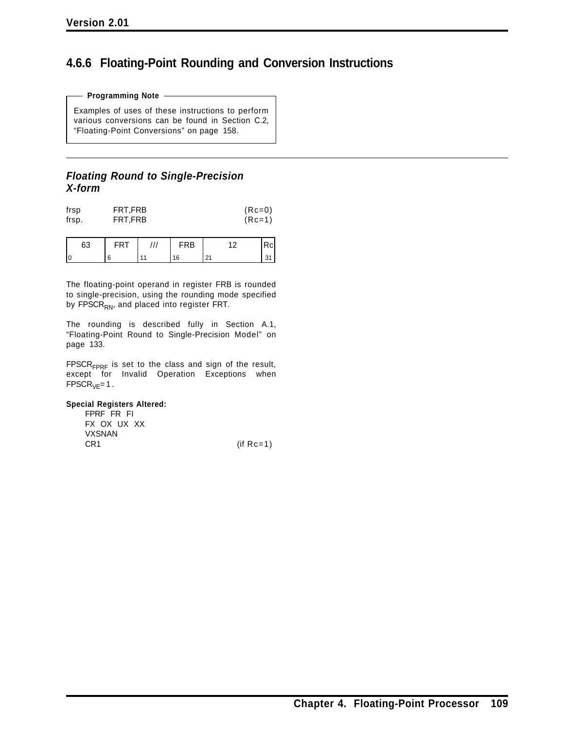## 4.6.6 Floating-Point Rounding and Conversion Instructions

**Programming Note**

Examples of uses of these instructions to perform various conversions can be found in Section C.2, "Floating-Point Conversions" on page 158.

---

### *Floating Round to Single-Precision X-form*

```
frsp     FRT,FRB          (Rc=0)
frsp.    FRT,FRB          (Rc=1)
```

| 63 | FRT | /// | FRB | 12 | Rc |
|---|---|---|---|---|---|
| 0 | 6 | 11 | 16 | 21 | 31 |

The floating-point operand in register FRB is rounded to single-precision, using the rounding mode specified by $FPSCR_{RN}$, and placed into register FRT.

The rounding is described fully in Section A.1, "Floating-Point Round to Single-Precision Model" on page 133.

$FPSCR_{FPRF}$ is set to the class and sign of the result, except for Invalid Operation Exceptions when $FPSCR_{VE}=1$.

**Special Registers Altered:**

FPRF FR FI
FX OX UX XX
VXSNAN
CR1 (if Rc=1)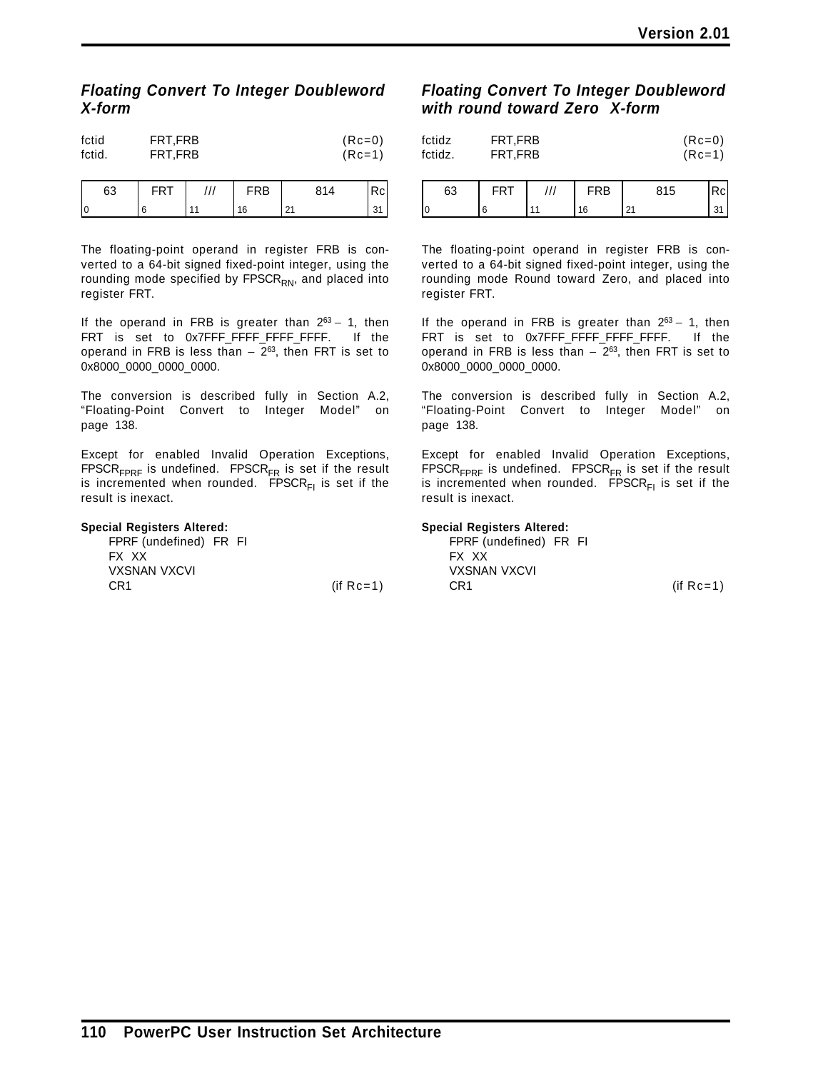### *Floating Convert To Integer Doubleword X-form*

| | | |
|---|---|---|
| fctid | FRT,FRB | (Rc=0) |
| fctid. | FRT,FRB | (Rc=1) |

| 63 | FRT | /// | FRB | 814 | Rc |
|---|---|---|---|---|---|
| 0 | 6 | 11 | 16 | 21 | 31 |

The floating-point operand in register FRB is converted to a 64-bit signed fixed-point integer, using the rounding mode specified by $FPSCR_{RN}$, and placed into register FRT.

If the operand in FRB is greater than $2^{63} - 1$, then FRT is set to 0x7FFF_FFFF_FFFF_FFFF. If the operand in FRB is less than $-2^{63}$, then FRT is set to 0x8000_0000_0000_0000.

The conversion is described fully in Section A.2, “Floating-Point Convert to Integer Model” on page 138.

Except for enabled Invalid Operation Exceptions, $FPSCR_{FPRF}$ is undefined. $FPSCR_{FR}$ is set if the result is incremented when rounded. $FPSCR_{FI}$ is set if the result is inexact.

**Special Registers Altered:**

FPRF (undefined) FR FI
FX XX
VXSNAN VXCVI
CR1 (if Rc=1)

### *Floating Convert To Integer Doubleword with round toward Zero X-form*

| | | |
|---|---|---|
| fctidz | FRT,FRB | (Rc=0) |
| fctidz. | FRT,FRB | (Rc=1) |

| 63 | FRT | /// | FRB | 815 | Rc |
|---|---|---|---|---|---|
| 0 | 6 | 11 | 16 | 21 | 31 |

The floating-point operand in register FRB is converted to a 64-bit signed fixed-point integer, using the rounding mode Round toward Zero, and placed into register FRT.

If the operand in FRB is greater than $2^{63} - 1$, then FRT is set to 0x7FFF_FFFF_FFFF_FFFF. If the operand in FRB is less than $-2^{63}$, then FRT is set to 0x8000_0000_0000_0000.

The conversion is described fully in Section A.2, “Floating-Point Convert to Integer Model” on page 138.

Except for enabled Invalid Operation Exceptions, $FPSCR_{FPRF}$ is undefined. $FPSCR_{FR}$ is set if the result is incremented when rounded. $FPSCR_{FI}$ is set if the result is inexact.

**Special Registers Altered:**

FPRF (undefined) FR FI
FX XX
VXSNAN VXCVI
CR1 (if Rc=1)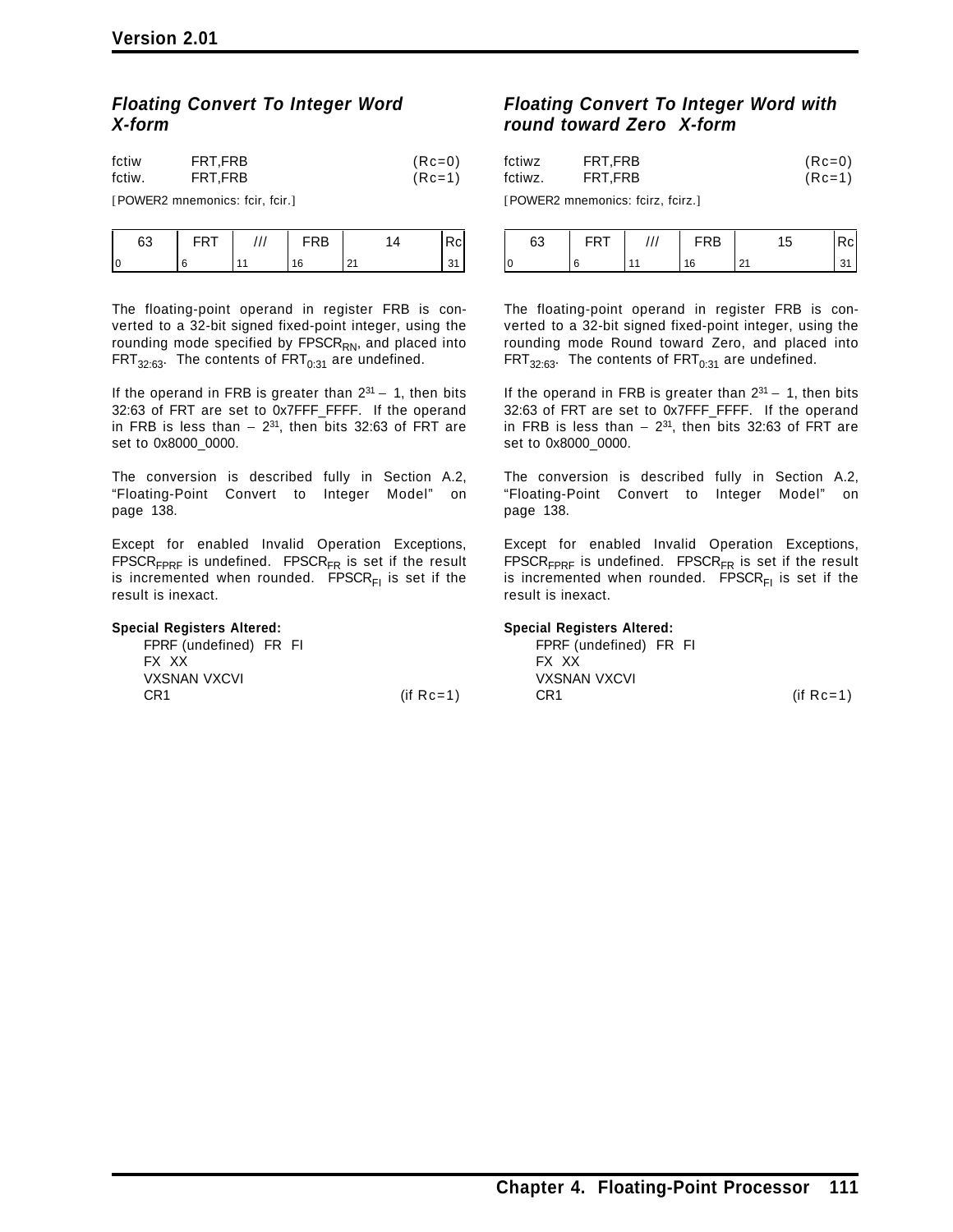### *Floating Convert To Integer Word X-form*

```
fctiw    FRT,FRB     (Rc=0)
fctiw.   FRT,FRB     (Rc=1)
```

[POWER2 mnemonics: fcir, fcir.]

| 63 | FRT | /// | FRB | 14 | Rc |
|---|---|---|---|---|---|
| 0 | 6 | 11 | 16 | 21 | 31 |

The floating-point operand in register FRB is converted to a 32-bit signed fixed-point integer, using the rounding mode specified by $FPSCR_{RN}$, and placed into $FRT_{32:63}$. The contents of $FRT_{0:31}$ are undefined.

If the operand in FRB is greater than $2^{31} - 1$, then bits 32:63 of FRT are set to 0x7FFF_FFFF. If the operand in FRB is less than $-2^{31}$, then bits 32:63 of FRT are set to 0x8000_0000.

The conversion is described fully in Section A.2, “Floating-Point Convert to Integer Model” on page 138.

Except for enabled Invalid Operation Exceptions, $FPSCR_{FPRF}$ is undefined. $FPSCR_{FR}$ is set if the result is incremented when rounded. $FPSCR_{FI}$ is set if the result is inexact.

**Special Registers Altered:**

FPRF (undefined) FR FI
FX XX
VXSNAN VXCVI
CR1 (if Rc=1)

### *Floating Convert To Integer Word with round toward Zero X-form*

```
fctiwz    FRT,FRB     (Rc=0)
fctiwz.   FRT,FRB     (Rc=1)
```

[POWER2 mnemonics: fcirz, fcirz.]

| 63 | FRT | /// | FRB | 15 | Rc |
|---|---|---|---|---|---|
| 0 | 6 | 11 | 16 | 21 | 31 |

The floating-point operand in register FRB is converted to a 32-bit signed fixed-point integer, using the rounding mode Round toward Zero, and placed into $FRT_{32:63}$. The contents of $FRT_{0:31}$ are undefined.

If the operand in FRB is greater than $2^{31} - 1$, then bits 32:63 of FRT are set to 0x7FFF_FFFF. If the operand in FRB is less than $-2^{31}$, then bits 32:63 of FRT are set to 0x8000_0000.

The conversion is described fully in Section A.2, “Floating-Point Convert to Integer Model” on page 138.

Except for enabled Invalid Operation Exceptions, $FPSCR_{FPRF}$ is undefined. $FPSCR_{FR}$ is set if the result is incremented when rounded. $FPSCR_{FI}$ is set if the result is inexact.

**Special Registers Altered:**

FPRF (undefined) FR FI
FX XX
VXSNAN VXCVI
CR1 (if Rc=1)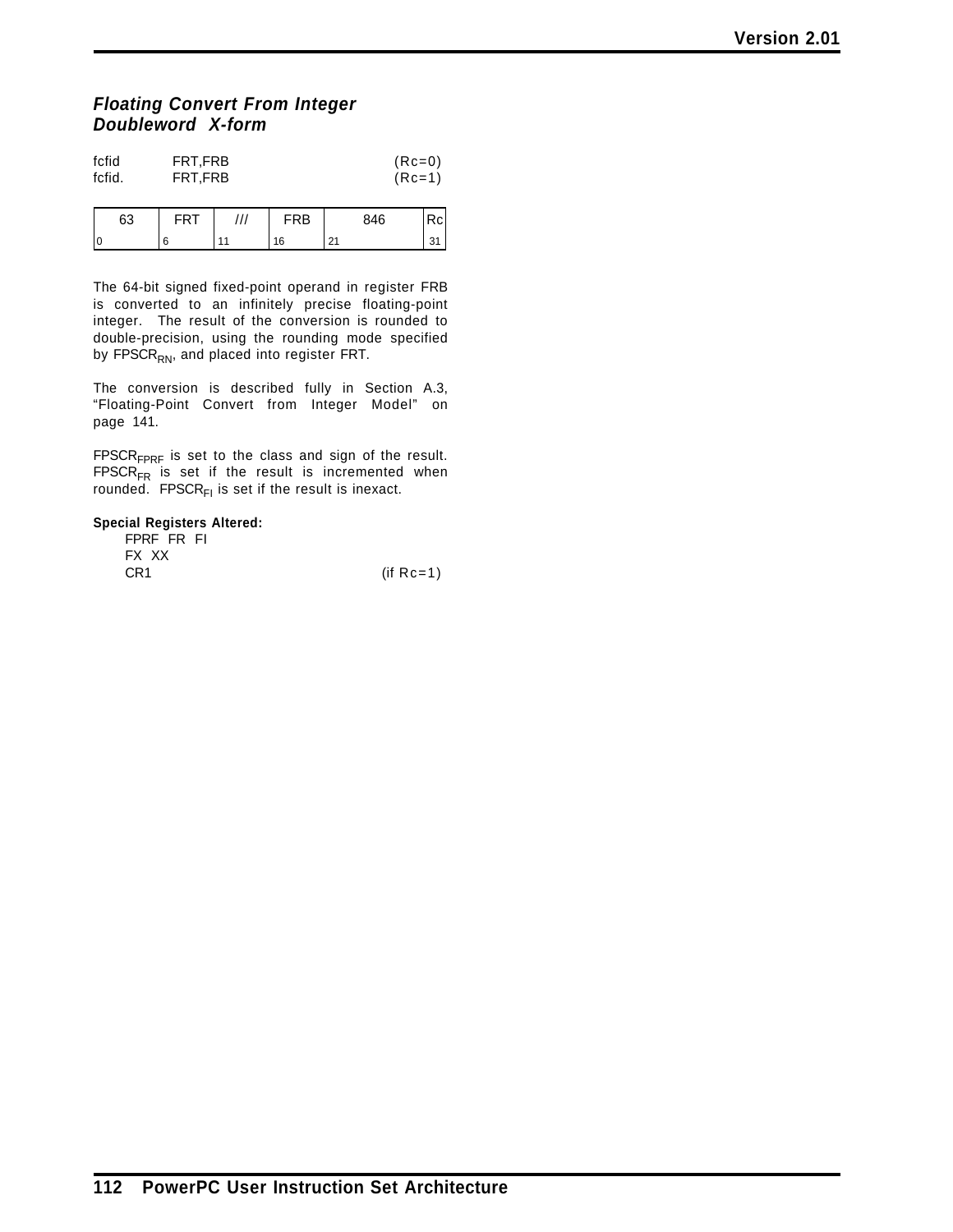### *Floating Convert From Integer Doubleword X-form*

```
fcfid     FRT,FRB                    (Rc=0)
fcfid.    FRT,FRB                    (Rc=1)
```

| 63 | FRT | /// | FRB | 846 | Rc |
|---|---|---|---|---|---|
| 0 | 6 | 11 | 16 | 21 | 31 |

The 64-bit signed fixed-point operand in register FRB is converted to an infinitely precise floating-point integer. The result of the conversion is rounded to double-precision, using the rounding mode specified by $FPSCR_{RN}$, and placed into register FRT.

The conversion is described fully in Section A.3, “Floating-Point Convert from Integer Model” on page 141.

$FPSCR_{FPRF}$ is set to the class and sign of the result. $FPSCR_{FR}$ is set if the result is incremented when rounded. $FPSCR_{FI}$ is set if the result is inexact.

**Special Registers Altered:**

FPRF FR FI
FX XX
CR1 (if Rc=1)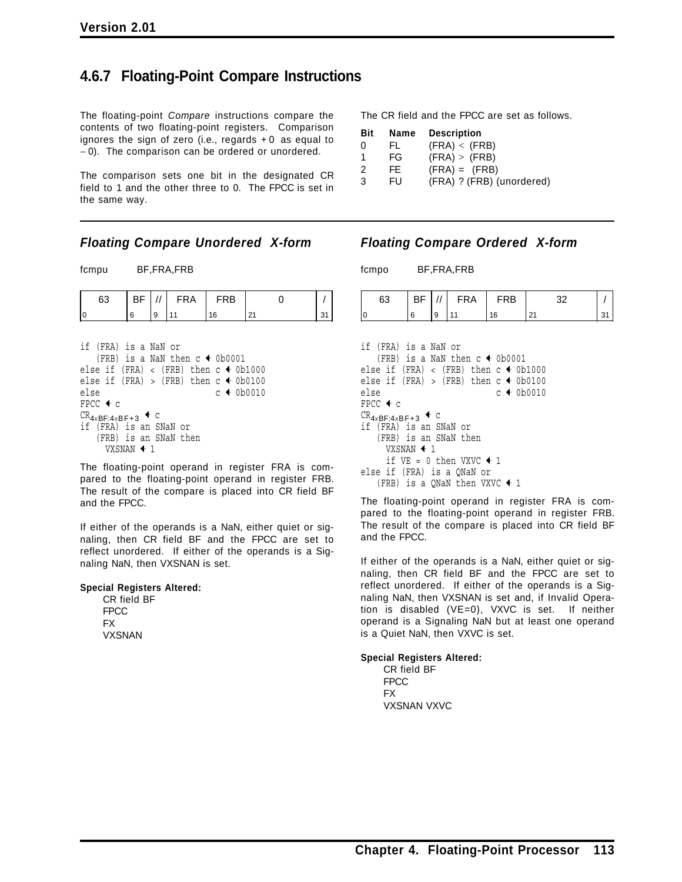## 4.6.7 Floating-Point Compare Instructions

The floating-point *Compare* instructions compare the contents of two floating-point registers. Comparison ignores the sign of zero (i.e., regards +0 as equal to −0). The comparison can be ordered or unordered.

The comparison sets one bit in the designated CR field to 1 and the other three to 0. The FPCC is set in the same way.

The CR field and the FPCC are set as follows.

| Bit | Name | Description |
|---|---|---|
| 0 | FL | (FRA) < (FRB) |
| 1 | FG | (FRA) > (FRB) |
| 2 | FE | (FRA) = (FRB) |
| 3 | FU | (FRA) ? (FRB) (unordered) |

### *Floating Compare Unordered X-form*

fcmpu BF,FRA,FRB

| 63 | BF | // | FRA | FRB | 0 | / |
|---|---|---|---|---|---|---|
| 0 | 6 | 9 | 11 | 16 | 21 | 31 |

```
if (FRA) is a NaN or
   (FRB) is a NaN then c ← 0b0001
else if (FRA) < (FRB) then c ← 0b1000
else if (FRA) > (FRB) then c ← 0b0100
else                       c ← 0b0010
FPCC ← c
CR4×BF:4×BF+3 ← c
if (FRA) is an SNaN or
   (FRB) is an SNaN then
     VXSNAN ← 1
```

The floating-point operand in register FRA is compared to the floating-point operand in register FRB. The result of the compare is placed into CR field BF and the FPCC.

If either of the operands is a NaN, either quiet or signaling, then CR field BF and the FPCC are set to reflect unordered. If either of the operands is a Signaling NaN, then VXSNAN is set.

**Special Registers Altered:**

CR field BF  
FPCC  
FX  
VXSNAN

### *Floating Compare Ordered X-form*

fcmpo BF,FRA,FRB

| 63 | BF | // | FRA | FRB | 32 | / |
|---|---|---|---|---|---|---|
| 0 | 6 | 9 | 11 | 16 | 21 | 31 |

```
if (FRA) is a NaN or
   (FRB) is a NaN then c ← 0b0001
else if (FRA) < (FRB) then c ← 0b1000
else if (FRA) > (FRB) then c ← 0b0100
else                       c ← 0b0010
FPCC ← c
CR4×BF:4×BF+3 ← c
if (FRA) is an SNaN or
   (FRB) is an SNaN then
     VXSNAN ← 1
     if VE = 0 then VXVC ← 1
else if (FRA) is a QNaN or
   (FRB) is a QNaN then VXVC ← 1
```

The floating-point operand in register FRA is compared to the floating-point operand in register FRB. The result of the compare is placed into CR field BF and the FPCC.

If either of the operands is a NaN, either quiet or signaling, then CR field BF and the FPCC are set to reflect unordered. If either of the operands is a Signaling NaN, then VXSNAN is set and, if Invalid Operation is disabled (VE=0), VXVC is set. If neither operand is a Signaling NaN but at least one operand is a Quiet NaN, then VXVC is set.

**Special Registers Altered:**

CR field BF  
FPCC  
FX  
VXSNAN VXVC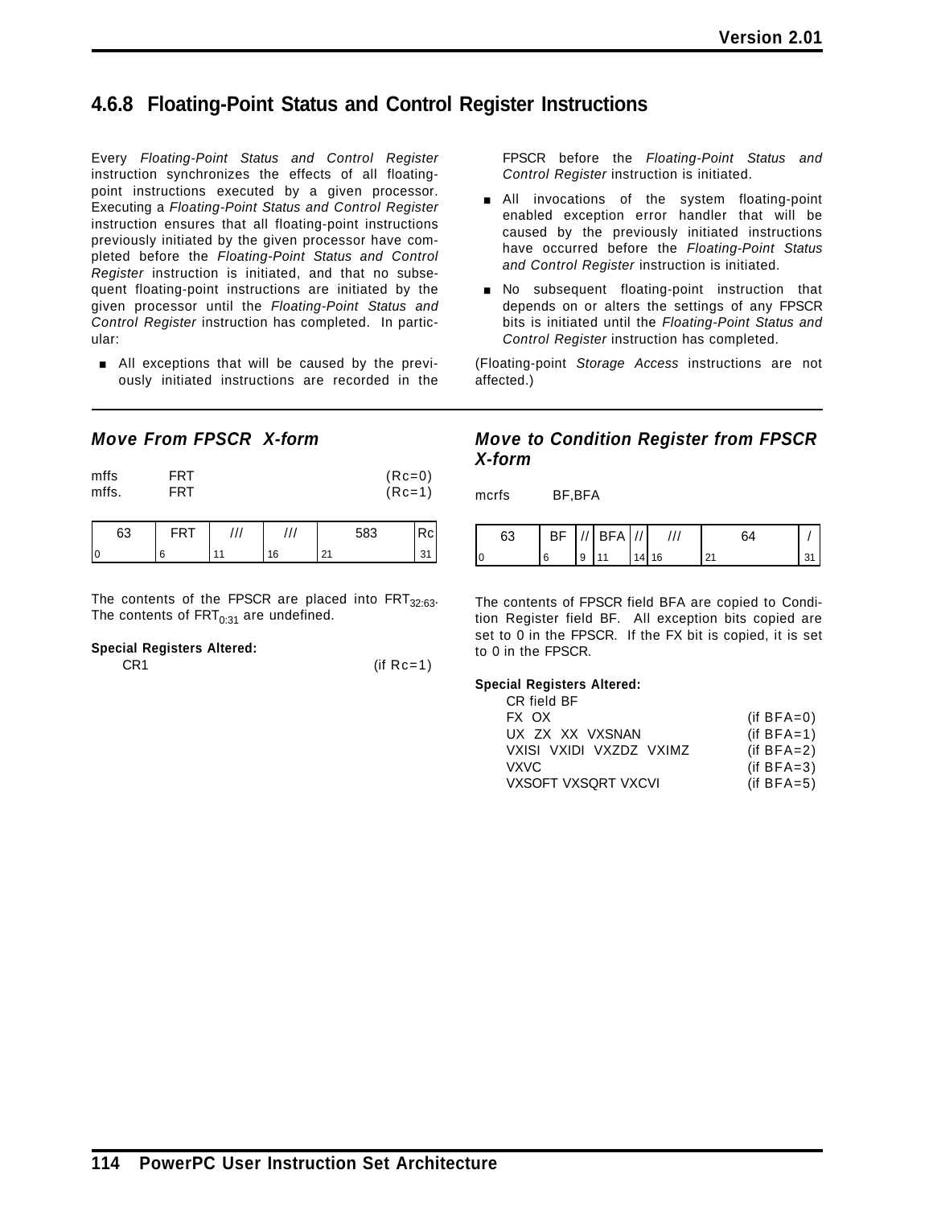## 4.6.8 Floating-Point Status and Control Register Instructions

Every *Floating-Point Status and Control Register* instruction synchronizes the effects of all floating-point instructions executed by a given processor. Executing a *Floating-Point Status and Control Register* instruction ensures that all floating-point instructions previously initiated by the given processor have completed before the *Floating-Point Status and Control Register* instruction is initiated, and that no subsequent floating-point instructions are initiated by the given processor until the *Floating-Point Status and Control Register* instruction has completed. In particular:

- All exceptions that will be caused by the previously initiated instructions are recorded in the FPSCR before the *Floating-Point Status and Control Register* instruction is initiated.
- All invocations of the system floating-point enabled exception error handler that will be caused by the previously initiated instructions have occurred before the *Floating-Point Status and Control Register* instruction is initiated.
- No subsequent floating-point instruction that depends on or alters the settings of any FPSCR bits is initiated until the *Floating-Point Status and Control Register* instruction has completed.

(Floating-point *Storage Access* instructions are not affected.)

### *Move From FPSCR X-form*

```
mffs     FRT                              (Rc=0)
mffs.    FRT                              (Rc=1)
```

| 63 | FRT | /// | /// | 583 | Rc |
|---|---|---|---|---|---|
| 0 | 6 | 11 | 16 | 21 | 31 |

The contents of the FPSCR are placed into $FRT_{32:63}$. The contents of $FRT_{0:31}$ are undefined.

**Special Registers Altered:**

CR1 (if Rc=1)

### *Move to Condition Register from FPSCR X-form*

```
mcrfs    BF,BFA
```

| 63 | BF | // | BFA | // | /// | 64 | / |
|---|---|---|---|---|---|---|---|
| 0 | 6 | 9 | 11 | 14 | 16 | 21 | 31 |

The contents of FPSCR field BFA are copied to Condition Register field BF. All exception bits copied are set to 0 in the FPSCR. If the FX bit is copied, it is set to 0 in the FPSCR.

**Special Registers Altered:**

| | |
|---|---|
| CR field BF | |
| FX OX | (if BFA=0) |
| UX ZX XX VXSNAN | (if BFA=1) |
| VXISI VXIDI VXZDZ VXIMZ | (if BFA=2) |
| VXVC | (if BFA=3) |
| VXSOFT VXSQRT VXCVI | (if BFA=5) |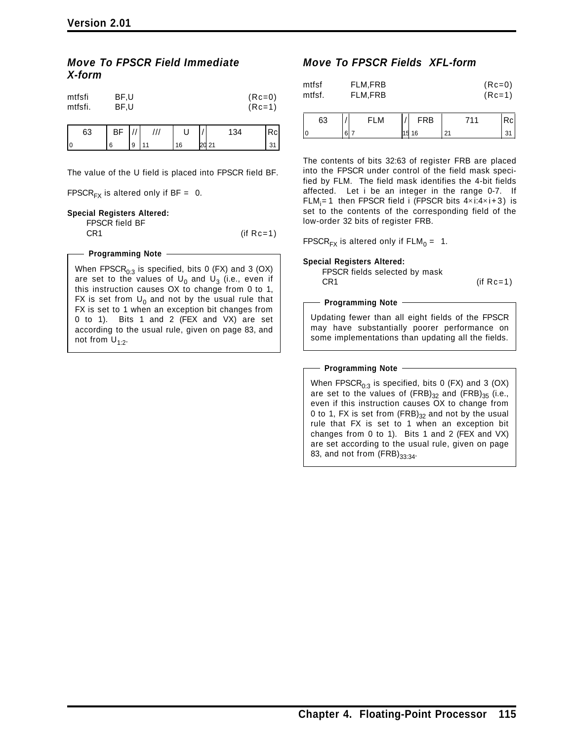### *Move To FPSCR Field Immediate X-form*

```
mtfsfi      BF,U                    (Rc=0)
mtfsfi.     BF,U                    (Rc=1)
```

| 63 | BF | // | /// | U | / | 134 | Rc |
|---|---|---|---|---|---|---|---|
| 0 | 6 | 9 | 11 | 16 | 20 | 21 | 31 |

The value of the U field is placed into FPSCR field BF.

$FPSCR_{FX}$ is altered only if BF = 0.

**Special Registers Altered:**

FPSCR field BF
CR1 (if Rc=1)

> **Programming Note**
>
> When $FPSCR_{0:3}$ is specified, bits 0 (FX) and 3 (OX) are set to the values of $U_0$ and $U_3$ (i.e., even if this instruction causes OX to change from 0 to 1, FX is set from $U_0$ and not by the usual rule that FX is set to 1 when an exception bit changes from 0 to 1). Bits 1 and 2 (FEX and VX) are set according to the usual rule, given on page 83, and not from $U_{1:2}$.

### *Move To FPSCR Fields XFL-form*

```
mtfsf       FLM,FRB                 (Rc=0)
mtfsf.      FLM,FRB                 (Rc=1)
```

| 63 | / | FLM | / | FRB | 711 | Rc |
|---|---|---|---|---|---|---|
| 0 | 6 | 7 | 15 | 16 | 21 | 31 |

The contents of bits 32:63 of register FRB are placed into the FPSCR under control of the field mask specified by FLM. The field mask identifies the 4-bit fields affected. Let i be an integer in the range 0-7. If $FLM_i = 1$ then FPSCR field i (FPSCR bits $4\times i{:}4\times i+3$) is set to the contents of the corresponding field of the low-order 32 bits of register FRB.

$FPSCR_{FX}$ is altered only if $FLM_0$ = 1.

**Special Registers Altered:**

FPSCR fields selected by mask
CR1 (if Rc=1)

> **Programming Note**
>
> Updating fewer than all eight fields of the FPSCR may have substantially poorer performance on some implementations than updating all the fields.

> **Programming Note**
>
> When $FPSCR_{0:3}$ is specified, bits 0 (FX) and 3 (OX) are set to the values of $(FRB)_{32}$ and $(FRB)_{35}$ (i.e., even if this instruction causes OX to change from 0 to 1, FX is set from $(FRB)_{32}$ and not by the usual rule that FX is set to 1 when an exception bit changes from 0 to 1). Bits 1 and 2 (FEX and VX) are set according to the usual rule, given on page 83, and not from $(FRB)_{33:34}$.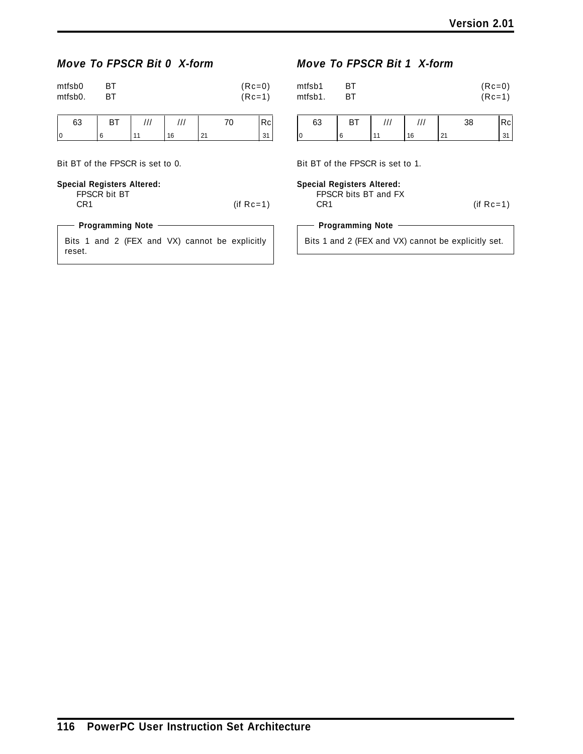### *Move To FPSCR Bit 0 X-form*

mtfsb0 BT (Rc=0)
mtfsb0. BT (Rc=1)

| 63 | BT | /// | /// | 70 | Rc |
|---|---|---|---|---|---|
| 0 | 6 | 11 | 16 | 21 | 31 |

Bit BT of the FPSCR is set to 0.

**Special Registers Altered:**

FPSCR bit BT
CR1 (if Rc=1)

> **Programming Note**
>
> Bits 1 and 2 (FEX and VX) cannot be explicitly reset.

### *Move To FPSCR Bit 1 X-form*

mtfsb1 BT (Rc=0)
mtfsb1. BT (Rc=1)

| 63 | BT | /// | /// | 38 | Rc |
|---|---|---|---|---|---|
| 0 | 6 | 11 | 16 | 21 | 31 |

Bit BT of the FPSCR is set to 1.

**Special Registers Altered:**

FPSCR bits BT and FX
CR1 (if Rc=1)

> **Programming Note**
>
> Bits 1 and 2 (FEX and VX) cannot be explicitly set.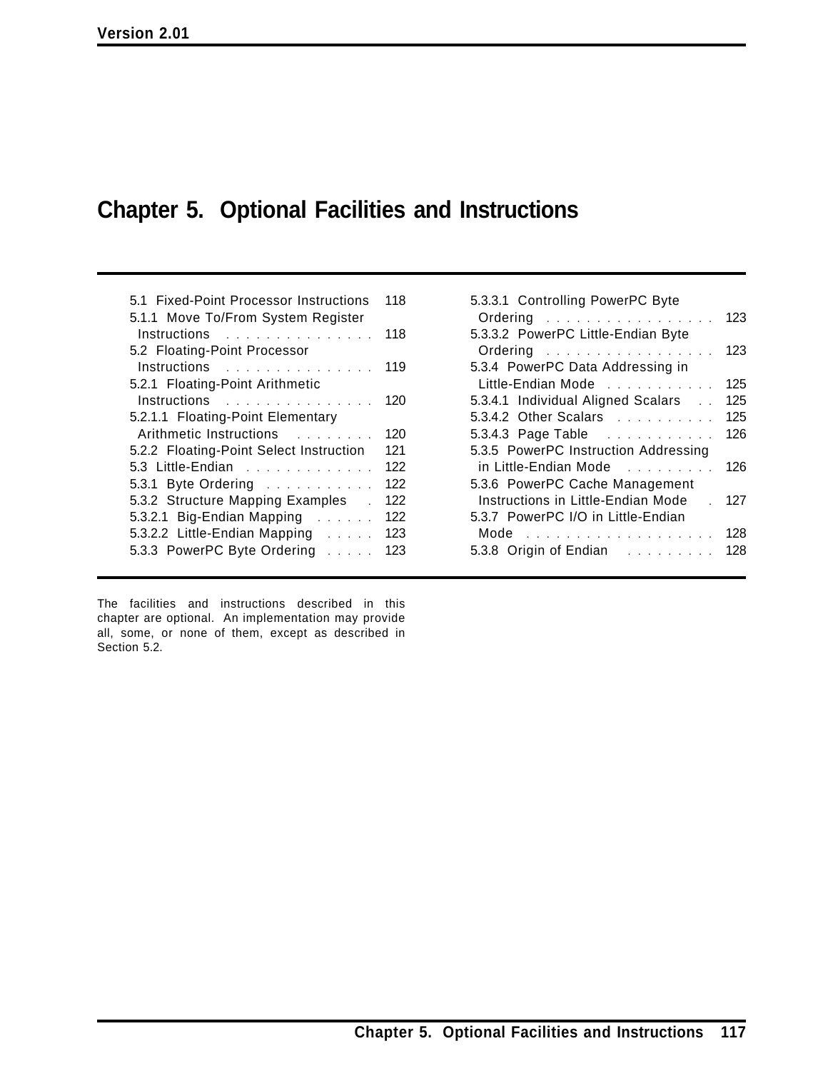# Chapter 5. Optional Facilities and Instructions

5.1 Fixed-Point Processor Instructions . . . 118
5.1.1 Move To/From System Register Instructions . . . 118
5.2 Floating-Point Processor Instructions . . . 119
5.2.1 Floating-Point Arithmetic Instructions . . . 120
5.2.1.1 Floating-Point Elementary Arithmetic Instructions . . . 120
5.2.2 Floating-Point Select Instruction . . . 121
5.3 Little-Endian . . . 122
5.3.1 Byte Ordering . . . 122
5.3.2 Structure Mapping Examples . . . 122
5.3.2.1 Big-Endian Mapping . . . 122
5.3.2.2 Little-Endian Mapping . . . 123
5.3.3 PowerPC Byte Ordering . . . 123
5.3.3.1 Controlling PowerPC Byte Ordering . . . 123
5.3.3.2 PowerPC Little-Endian Byte Ordering . . . 123
5.3.4 PowerPC Data Addressing in Little-Endian Mode . . . 125
5.3.4.1 Individual Aligned Scalars . . . 125
5.3.4.2 Other Scalars . . . 125
5.3.4.3 Page Table . . . 126
5.3.5 PowerPC Instruction Addressing in Little-Endian Mode . . . 126
5.3.6 PowerPC Cache Management Instructions in Little-Endian Mode . . . 127
5.3.7 PowerPC I/O in Little-Endian Mode . . . 128
5.3.8 Origin of Endian . . . 128

The facilities and instructions described in this chapter are optional. An implementation may provide all, some, or none of them, except as described in Section 5.2.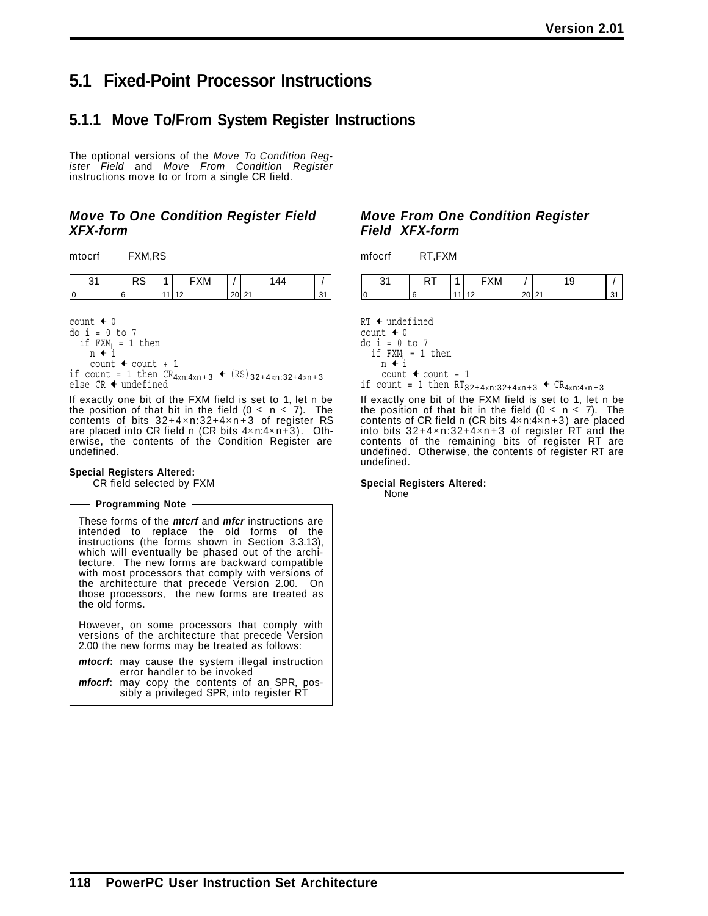# 5.1 Fixed-Point Processor Instructions

## 5.1.1 Move To/From System Register Instructions

The optional versions of the *Move To Condition Register Field* and *Move From Condition Register* instructions move to or from a single CR field.

### *Move To One Condition Register Field XFX-form*

mtocrf FXM,RS

| 31 | RS | 1 | FXM | / | 144 | / |
|---|---|---|---|---|---|---|
| 0 | 6 | 11 | 12 | 20 | 21 | 31 |

```
count ← 0
do i = 0 to 7
  if FXM_i = 1 then
    n ← i
    count ← count + 1
if count = 1 then CR_{4×n:4×n+3} ← (RS)_{32+4×n:32+4×n+3}
else CR ← undefined
```

If exactly one bit of the FXM field is set to 1, let n be the position of that bit in the field ($0 \le n \le 7$). The contents of bits $32+4\times n:32+4\times n+3$ of register RS are placed into CR field n (CR bits $4\times n:4\times n+3$). Otherwise, the contents of the Condition Register are undefined.

**Special Registers Altered:**

CR field selected by FXM

> **Programming Note**
>
> These forms of the ***mtcrf*** and ***mfcr*** instructions are intended to replace the old forms of the instructions (the forms shown in Section 3.3.13), which will eventually be phased out of the architecture. The new forms are backward compatible with most processors that comply with versions of the architecture that precede Version 2.00. On those processors, the new forms are treated as the old forms.
>
> However, on some processors that comply with versions of the architecture that precede Version 2.00 the new forms may be treated as follows:
>
> ***mtocrf*:** may cause the system illegal instruction error handler to be invoked
>
> ***mfocrf*:** may copy the contents of an SPR, possibly a privileged SPR, into register RT

### *Move From One Condition Register Field XFX-form*

mfocrf RT,FXM

| 31 | RT | 1 | FXM | / | 19 | / |
|---|---|---|---|---|---|---|
| 0 | 6 | 11 | 12 | 20 | 21 | 31 |

```
RT ← undefined
count ← 0
do i = 0 to 7
  if FXM_i = 1 then
    n ← i
    count ← count + 1
if count = 1 then RT_{32+4×n:32+4×n+3} ← CR_{4×n:4×n+3}
```

If exactly one bit of the FXM field is set to 1, let n be the position of that bit in the field ($0 \le n \le 7$). The contents of CR field n (CR bits $4\times n:4\times n+3$) are placed into bits $32+4\times n:32+4\times n+3$ of register RT and the contents of the remaining bits of register RT are undefined. Otherwise, the contents of register RT are undefined.

**Special Registers Altered:**

None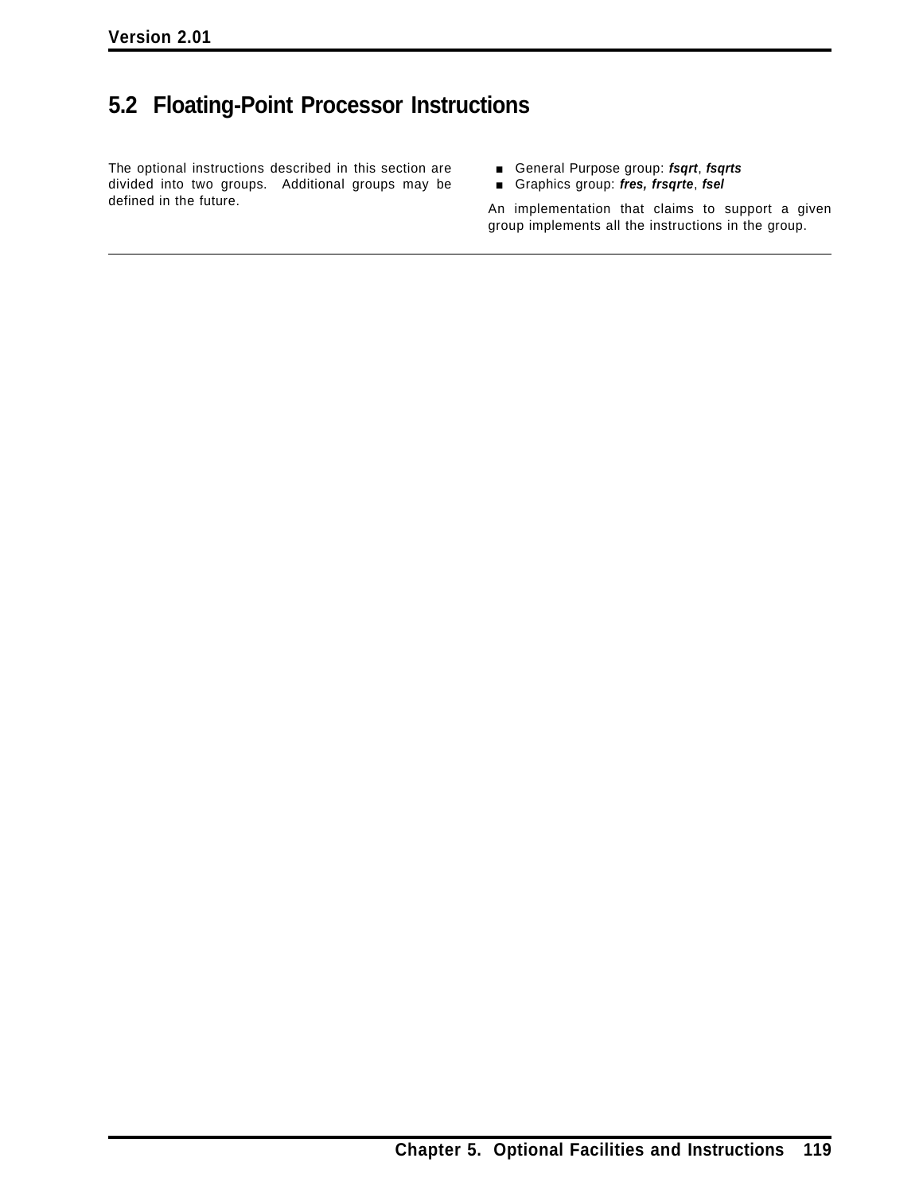## 5.2 Floating-Point Processor Instructions

The optional instructions described in this section are divided into two groups. Additional groups may be defined in the future.

- General Purpose group: ***fsqrt***, ***fsqrts***
- Graphics group: ***fres, frsqrte***, ***fsel***

An implementation that claims to support a given group implements all the instructions in the group.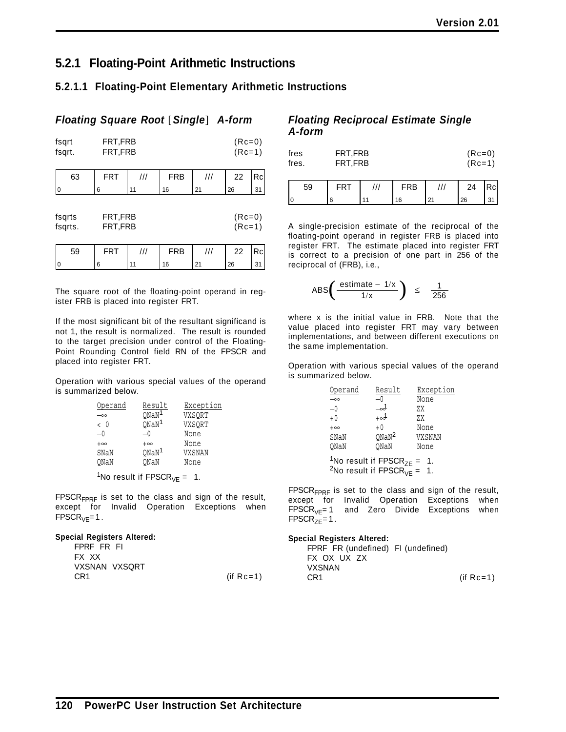## 5.2.1 Floating-Point Arithmetic Instructions

### 5.2.1.1 Floating-Point Elementary Arithmetic Instructions

#### *Floating Square Root [Single] A-form*

```
fsqrt    FRT,FRB          (Rc=0)
fsqrt.   FRT,FRB          (Rc=1)
```

| 63 | FRT | /// | FRB | /// | 22 | Rc |
|---|---|---|---|---|---|---|
| 0 | 6 | 11 | 16 | 21 | 26 | 31 |

```
fsqrts   FRT,FRB          (Rc=0)
fsqrts.  FRT,FRB          (Rc=1)
```

| 59 | FRT | /// | FRB | /// | 22 | Rc |
|---|---|---|---|---|---|---|
| 0 | 6 | 11 | 16 | 21 | 26 | 31 |

The square root of the floating-point operand in register FRB is placed into register FRT.

If the most significant bit of the resultant significand is not 1, the result is normalized. The result is rounded to the target precision under control of the Floating-Point Rounding Control field RN of the FPSCR and placed into register FRT.

Operation with various special values of the operand is summarized below.

| Operand | Result | Exception |
|---|---|---|
| −∞ | QNaN[1] | VXSQRT |
| < 0 | QNaN[1] | VXSQRT |
| −0 | −0 | None |
| +∞ | +∞ | None |
| SNaN | QNaN[1] | VXSNAN |
| QNaN | QNaN | None |

[1]No result if $FPSCR_{VE}$ = 1.

$FPSCR_{FPRF}$ is set to the class and sign of the result, except for Invalid Operation Exceptions when $FPSCR_{VE}$=1.

**Special Registers Altered:**

FPRF FR FI
FX XX
VXSNAN VXSQRT
CR1 (if Rc=1)

#### *Floating Reciprocal Estimate Single A-form*

```
fres     FRT,FRB          (Rc=0)
fres.    FRT,FRB          (Rc=1)
```

| 59 | FRT | /// | FRB | /// | 24 | Rc |
|---|---|---|---|---|---|---|
| 0 | 6 | 11 | 16 | 21 | 26 | 31 |

A single-precision estimate of the reciprocal of the floating-point operand in register FRB is placed into register FRT. The estimate placed into register FRT is correct to a precision of one part in 256 of the reciprocal of (FRB), i.e.,

$$\mathrm{ABS}\left(\frac{\text{estimate} - 1/x}{1/x}\right) \le \frac{1}{256}$$

where x is the initial value in FRB. Note that the value placed into register FRT may vary between implementations, and between different executions on the same implementation.

Operation with various special values of the operand is summarized below.

| Operand | Result | Exception |
|---|---|---|
| −∞ | −0 | None |
| −0 | −∞[1] | ZX |
| +0 | +∞[1] | ZX |
| +∞ | +0 | None |
| SNaN | QNaN[2] | VXSNAN |
| QNaN | QNaN | None |

[1]No result if $FPSCR_{ZE}$ = 1.
[2]No result if $FPSCR_{VE}$ = 1.

$FPSCR_{FPRF}$ is set to the class and sign of the result, except for Invalid Operation Exceptions when $FPSCR_{VE}$=1 and Zero Divide Exceptions when $FPSCR_{ZE}$=1.

**Special Registers Altered:**

FPRF FR (undefined) FI (undefined)
FX OX UX ZX
VXSNAN
CR1 (if Rc=1)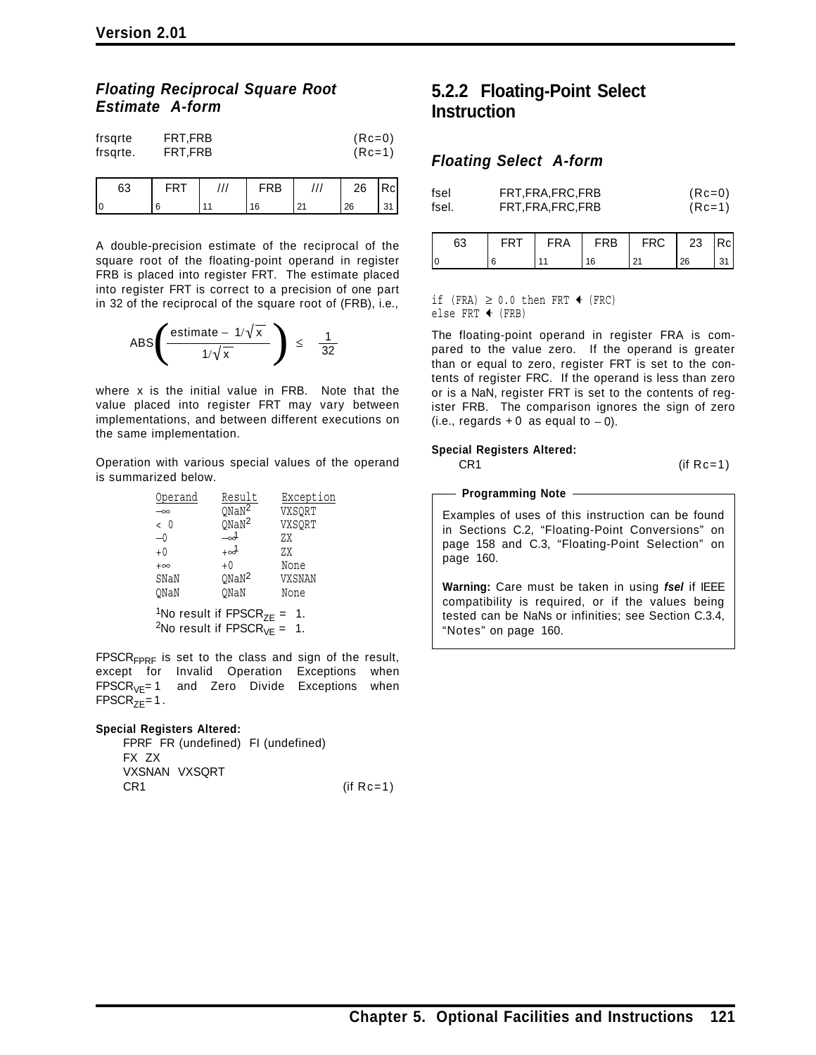### *Floating Reciprocal Square Root Estimate A-form*

```
frsqrte     FRT,FRB                    (Rc=0)
frsqrte.    FRT,FRB                    (Rc=1)
```

| 63 | FRT | /// | FRB | /// | 26 | Rc |
|---|---|---|---|---|---|---|
| 0 | 6 | 11 | 16 | 21 | 26 | 31 |

A double-precision estimate of the reciprocal of the square root of the floating-point operand in register FRB is placed into register FRT. The estimate placed into register FRT is correct to a precision of one part in 32 of the reciprocal of the square root of (FRB), i.e.,

$$\mathrm{ABS}\left(\frac{\text{estimate} - 1/\sqrt{x}}{1/\sqrt{x}}\right) \leq \frac{1}{32}$$

where x is the initial value in FRB. Note that the value placed into register FRT may vary between implementations, and between different executions on the same implementation.

Operation with various special values of the operand is summarized below.

| Operand | Result | Exception |
|---|---|---|
| $-\infty$ | QNaN[2] | VXSQRT |
| < 0 | QNaN[2] | VXSQRT |
| $-0$ | $-\infty$[1] | ZX |
| $+0$ | $+\infty$[1] | ZX |
| $+\infty$ | $+0$ | None |
| SNaN | QNaN[2] | VXSNAN |
| QNaN | QNaN | None |

[1]No result if $FPSCR_{ZE}$ = 1.
[2]No result if $FPSCR_{VE}$ = 1.

$FPSCR_{FPRF}$ is set to the class and sign of the result, except for Invalid Operation Exceptions when $FPSCR_{VE}$=1 and Zero Divide Exceptions when $FPSCR_{ZE}$=1.

**Special Registers Altered:**

FPRF FR (undefined) FI (undefined)
FX ZX
VXSNAN VXSQRT
CR1 (if Rc=1)

## 5.2.2 Floating-Point Select Instruction

### *Floating Select A-form*

```
fsel     FRT,FRA,FRC,FRB               (Rc=0)
fsel.    FRT,FRA,FRC,FRB               (Rc=1)
```

| 63 | FRT | FRA | FRB | FRC | 23 | Rc |
|---|---|---|---|---|---|---|
| 0 | 6 | 11 | 16 | 21 | 26 | 31 |

```
if (FRA) ≥ 0.0 then FRT ← (FRC)
else FRT ← (FRB)
```

The floating-point operand in register FRA is compared to the value zero. If the operand is greater than or equal to zero, register FRT is set to the contents of register FRC. If the operand is less than zero or is a NaN, register FRT is set to the contents of register FRB. The comparison ignores the sign of zero (i.e., regards +0 as equal to $-0$).

**Special Registers Altered:**

CR1 (if Rc=1)

**Programming Note**

Examples of uses of this instruction can be found in Sections C.2, "Floating-Point Conversions" on page 158 and C.3, "Floating-Point Selection" on page 160.

**Warning:** Care must be taken in using ***fsel*** if IEEE compatibility is required, or if the values being tested can be NaNs or infinities; see Section C.3.4, "Notes" on page 160.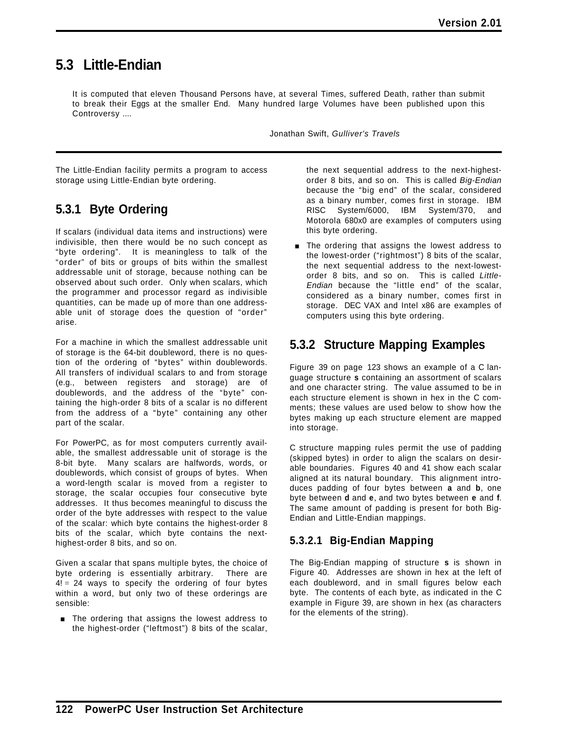## 5.3 Little-Endian

> It is computed that eleven Thousand Persons have, at several Times, suffered Death, rather than submit to break their Eggs at the smaller End. Many hundred large Volumes have been published upon this Controversy ....
>
> Jonathan Swift, *Gulliver's Travels*

The Little-Endian facility permits a program to access storage using Little-Endian byte ordering.

### 5.3.1 Byte Ordering

If scalars (individual data items and instructions) were indivisible, then there would be no such concept as "byte ordering". It is meaningless to talk of the "order" of bits or groups of bits within the smallest addressable unit of storage, because nothing can be observed about such order. Only when scalars, which the programmer and processor regard as indivisible quantities, can be made up of more than one addressable unit of storage does the question of "order" arise.

For a machine in which the smallest addressable unit of storage is the 64-bit doubleword, there is no question of the ordering of "bytes" within doublewords. All transfers of individual scalars to and from storage (e.g., between registers and storage) are of doublewords, and the address of the "byte" containing the high-order 8 bits of a scalar is no different from the address of a "byte" containing any other part of the scalar.

For PowerPC, as for most computers currently available, the smallest addressable unit of storage is the 8-bit byte. Many scalars are halfwords, words, or doublewords, which consist of groups of bytes. When a word-length scalar is moved from a register to storage, the scalar occupies four consecutive byte addresses. It thus becomes meaningful to discuss the order of the byte addresses with respect to the value of the scalar: which byte contains the highest-order 8 bits of the scalar, which byte contains the next-highest-order 8 bits, and so on.

Given a scalar that spans multiple bytes, the choice of byte ordering is essentially arbitrary. There are $4! = 24$ ways to specify the ordering of four bytes within a word, but only two of these orderings are sensible:

- The ordering that assigns the lowest address to the highest-order ("leftmost") 8 bits of the scalar, the next sequential address to the next-highest-order 8 bits, and so on. This is called *Big-Endian* because the "big end" of the scalar, considered as a binary number, comes first in storage. IBM RISC System/6000, IBM System/370, and Motorola 680x0 are examples of computers using this byte ordering.
- The ordering that assigns the lowest address to the lowest-order ("rightmost") 8 bits of the scalar, the next sequential address to the next-lowest-order 8 bits, and so on. This is called *Little-Endian* because the "little end" of the scalar, considered as a binary number, comes first in storage. DEC VAX and Intel x86 are examples of computers using this byte ordering.

### 5.3.2 Structure Mapping Examples

Figure 39 on page 123 shows an example of a C language structure **s** containing an assortment of scalars and one character string. The value assumed to be in each structure element is shown in hex in the C comments; these values are used below to show how the bytes making up each structure element are mapped into storage.

C structure mapping rules permit the use of padding (skipped bytes) in order to align the scalars on desirable boundaries. Figures 40 and 41 show each scalar aligned at its natural boundary. This alignment introduces padding of four bytes between **a** and **b**, one byte between **d** and **e**, and two bytes between **e** and **f**. The same amount of padding is present for both Big-Endian and Little-Endian mappings.

#### 5.3.2.1 Big-Endian Mapping

The Big-Endian mapping of structure **s** is shown in Figure 40. Addresses are shown in hex at the left of each doubleword, and in small figures below each byte. The contents of each byte, as indicated in the C example in Figure 39, are shown in hex (as characters for the elements of the string).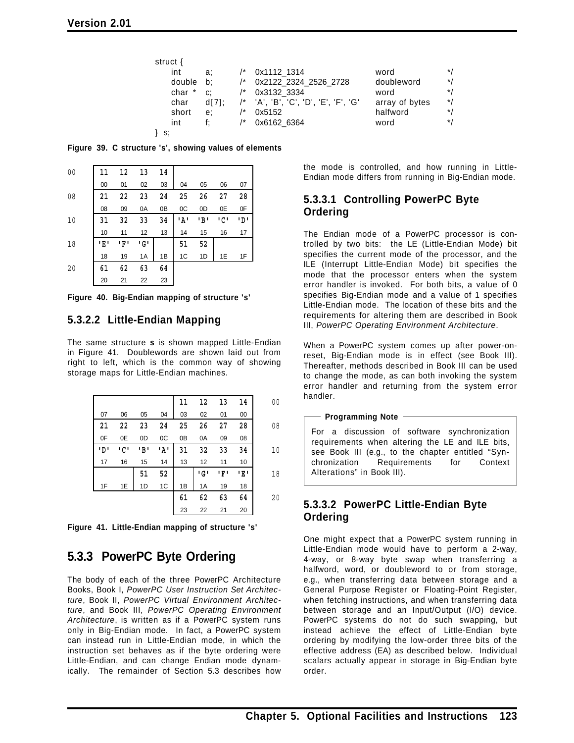```
struct {
    int     a;      /*  0x1112_1314                       word            */
    double  b;      /*  0x2122_2324_2526_2728             doubleword      */
    char *  c;      /*  0x3132_3334                       word            */
    char    d[7];   /*  'A', 'B', 'C', 'D', 'E', 'F', 'G' array of bytes  */
    short   e;      /*  0x5152                            halfword        */
    int     f;      /*  0x6162_6364                       word            */
} s;
```

**Figure 39. C structure 's', showing values of elements**

| | | | | | | | | |
|---|---|---|---|---|---|---|---|---|
| 00 | 11 | 12 | 13 | 14 | | | | |
| | 00 | 01 | 02 | 03 | 04 | 05 | 06 | 07 |
| 08 | 21 | 22 | 23 | 24 | 25 | 26 | 27 | 28 |
| | 08 | 09 | 0A | 0B | 0C | 0D | 0E | 0F |
| 10 | 31 | 32 | 33 | 34 | 'A' | 'B' | 'C' | 'D' |
| | 10 | 11 | 12 | 13 | 14 | 15 | 16 | 17 |
| 18 | 'E' | 'F' | 'G' | | 51 | 52 | | |
| | 18 | 19 | 1A | 1B | 1C | 1D | 1E | 1F |
| 20 | 61 | 62 | 63 | 64 | | | | |
| | 20 | 21 | 22 | 23 | | | | |

**Figure 40. Big-Endian mapping of structure 's'**

### 5.3.2.2 Little-Endian Mapping

The same structure **s** is shown mapped Little-Endian in Figure 41. Doublewords are shown laid out from right to left, which is the common way of showing storage maps for Little-Endian machines.

| | | | | | | | | |
|---|---|---|---|---|---|---|---|---|
| | | | | 11 | 12 | 13 | 14 | 00 |
| 07 | 06 | 05 | 04 | 03 | 02 | 01 | 00 | |
| 21 | 22 | 23 | 24 | 25 | 26 | 27 | 28 | 08 |
| 0F | 0E | 0D | 0C | 0B | 0A | 09 | 08 | |
| 'D' | 'C' | 'B' | 'A' | 31 | 32 | 33 | 34 | 10 |
| 17 | 16 | 15 | 14 | 13 | 12 | 11 | 10 | |
| | | 51 | 52 | | 'G' | 'F' | 'E' | 18 |
| 1F | 1E | 1D | 1C | 1B | 1A | 19 | 18 | |
| | | | | 61 | 62 | 63 | 64 | 20 |
| | | | | 23 | 22 | 21 | 20 | |

**Figure 41. Little-Endian mapping of structure 's'**

## 5.3.3 PowerPC Byte Ordering

The body of each of the three PowerPC Architecture Books, Book I, *PowerPC User Instruction Set Architecture*, Book II, *PowerPC Virtual Environment Architecture*, and Book III, *PowerPC Operating Environment Architecture*, is written as if a PowerPC system runs only in Big-Endian mode. In fact, a PowerPC system can instead run in Little-Endian mode, in which the instruction set behaves as if the byte ordering were Little-Endian, and can change Endian mode dynamically. The remainder of Section 5.3 describes how the mode is controlled, and how running in Little-Endian mode differs from running in Big-Endian mode.

### 5.3.3.1 Controlling PowerPC Byte Ordering

The Endian mode of a PowerPC processor is controlled by two bits: the LE (Little-Endian Mode) bit specifies the current mode of the processor, and the ILE (Interrupt Little-Endian Mode) bit specifies the mode that the processor enters when the system error handler is invoked. For both bits, a value of 0 specifies Big-Endian mode and a value of 1 specifies Little-Endian mode. The location of these bits and the requirements for altering them are described in Book III, *PowerPC Operating Environment Architecture*.

When a PowerPC system comes up after power-on-reset, Big-Endian mode is in effect (see Book III). Thereafter, methods described in Book III can be used to change the mode, as can both invoking the system error handler and returning from the system error handler.

**Programming Note**

For a discussion of software synchronization requirements when altering the LE and ILE bits, see Book III (e.g., to the chapter entitled "Synchronization Requirements for Context Alterations" in Book III).

### 5.3.3.2 PowerPC Little-Endian Byte Ordering

One might expect that a PowerPC system running in Little-Endian mode would have to perform a 2-way, 4-way, or 8-way byte swap when transferring a halfword, word, or doubleword to or from storage, e.g., when transferring data between storage and a General Purpose Register or Floating-Point Register, when fetching instructions, and when transferring data between storage and an Input/Output (I/O) device. PowerPC systems do not do such swapping, but instead achieve the effect of Little-Endian byte ordering by modifying the low-order three bits of the effective address (EA) as described below. Individual scalars actually appear in storage in Big-Endian byte order.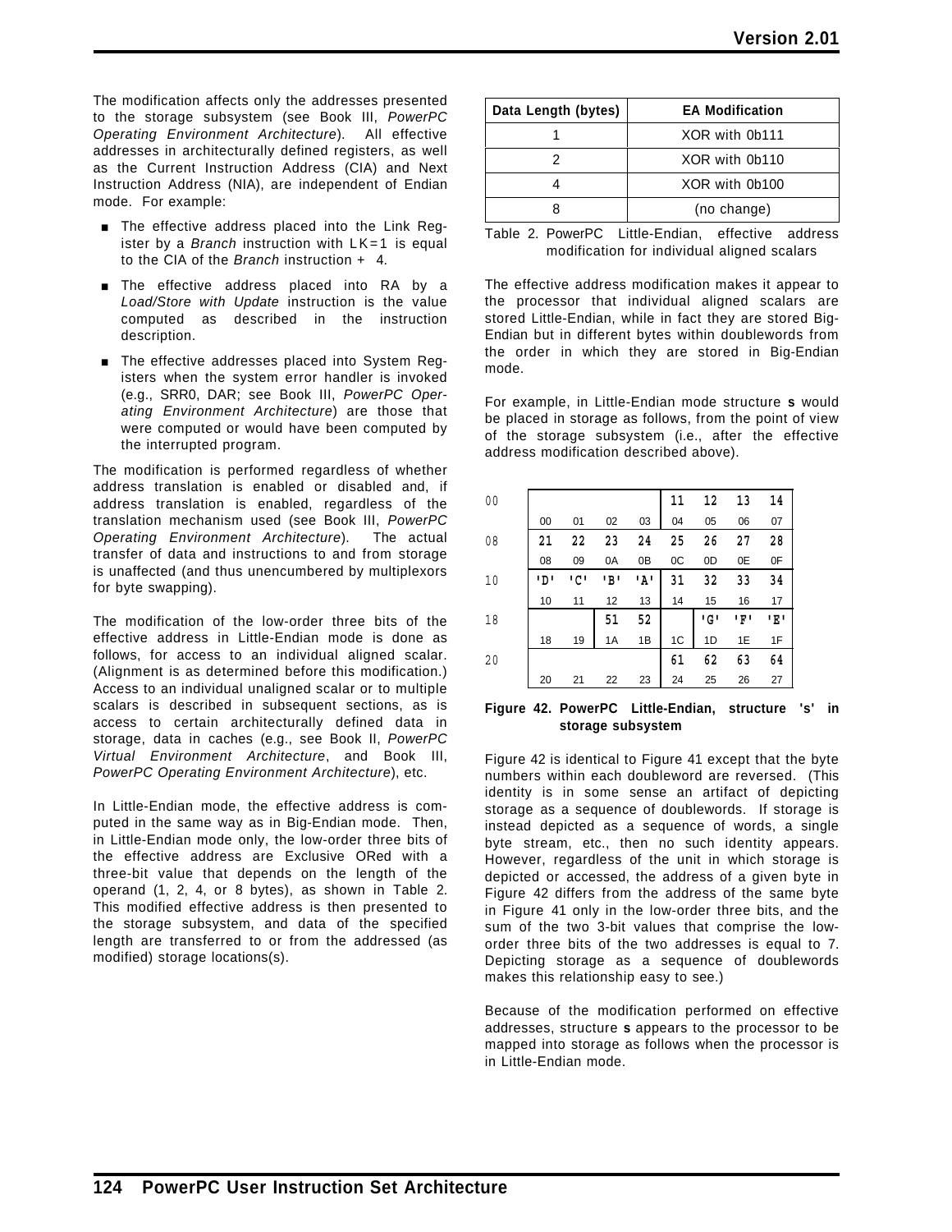The modification affects only the addresses presented to the storage subsystem (see Book III, *PowerPC Operating Environment Architecture*). All effective addresses in architecturally defined registers, as well as the Current Instruction Address (CIA) and Next Instruction Address (NIA), are independent of Endian mode. For example:

- The effective address placed into the Link Register by a *Branch* instruction with LK=1 is equal to the CIA of the *Branch* instruction + 4.
- The effective address placed into RA by a *Load/Store with Update* instruction is the value computed as described in the instruction description.
- The effective addresses placed into System Registers when the system error handler is invoked (e.g., SRR0, DAR; see Book III, *PowerPC Operating Environment Architecture*) are those that were computed or would have been computed by the interrupted program.

The modification is performed regardless of whether address translation is enabled or disabled and, if address translation is enabled, regardless of the translation mechanism used (see Book III, *PowerPC Operating Environment Architecture*). The actual transfer of data and instructions to and from storage is unaffected (and thus unencumbered by multiplexors for byte swapping).

The modification of the low-order three bits of the effective address in Little-Endian mode is done as follows, for access to an individual aligned scalar. (Alignment is as determined before this modification.) Access to an individual unaligned scalar or to multiple scalars is described in subsequent sections, as is access to certain architecturally defined data in storage, data in caches (e.g., see Book II, *PowerPC Virtual Environment Architecture*, and Book III, *PowerPC Operating Environment Architecture*), etc.

In Little-Endian mode, the effective address is computed in the same way as in Big-Endian mode. Then, in Little-Endian mode only, the low-order three bits of the effective address are Exclusive ORed with a three-bit value that depends on the length of the operand (1, 2, 4, or 8 bytes), as shown in Table 2. This modified effective address is then presented to the storage subsystem, and data of the specified length are transferred to or from the addressed (as modified) storage locations(s).

| Data Length (bytes) | EA Modification |
|---|---|
| 1 | XOR with 0b111 |
| 2 | XOR with 0b110 |
| 4 | XOR with 0b100 |
| 8 | (no change) |

Table 2. PowerPC Little-Endian, effective address modification for individual aligned scalars

The effective address modification makes it appear to the processor that individual aligned scalars are stored Little-Endian, while in fact they are stored Big-Endian but in different bytes within doublewords from the order in which they are stored in Big-Endian mode.

For example, in Little-Endian mode structure **s** would be placed in storage as follows, from the point of view of the storage subsystem (i.e., after the effective address modification described above).

| | | | | | | | | |
|---|---|---|---|---|---|---|---|---|
| 00 | | | | | 11 | 12 | 13 | 14 |
| | 00 | 01 | 02 | 03 | 04 | 05 | 06 | 07 |
| 08 | 21 | 22 | 23 | 24 | 25 | 26 | 27 | 28 |
| | 08 | 09 | 0A | 0B | 0C | 0D | 0E | 0F |
| 10 | 'D' | 'C' | 'B' | 'A' | 31 | 32 | 33 | 34 |
| | 10 | 11 | 12 | 13 | 14 | 15 | 16 | 17 |
| 18 | | | 51 | 52 | | 'G' | 'F' | 'E' |
| | 18 | 19 | 1A | 1B | 1C | 1D | 1E | 1F |
| 20 | | | | | 61 | 62 | 63 | 64 |
| | 20 | 21 | 22 | 23 | 24 | 25 | 26 | 27 |

**Figure 42. PowerPC Little-Endian, structure 's' in storage subsystem**

Figure 42 is identical to Figure 41 except that the byte numbers within each doubleword are reversed. (This identity is in some sense an artifact of depicting storage as a sequence of doublewords. If storage is instead depicted as a sequence of words, a single byte stream, etc., then no such identity appears. However, regardless of the unit in which storage is depicted or accessed, the address of a given byte in Figure 42 differs from the address of the same byte in Figure 41 only in the low-order three bits, and the sum of the two 3-bit values that comprise the low-order three bits of the two addresses is equal to 7. Depicting storage as a sequence of doublewords makes this relationship easy to see.)

Because of the modification performed on effective addresses, structure **s** appears to the processor to be mapped into storage as follows when the processor is in Little-Endian mode.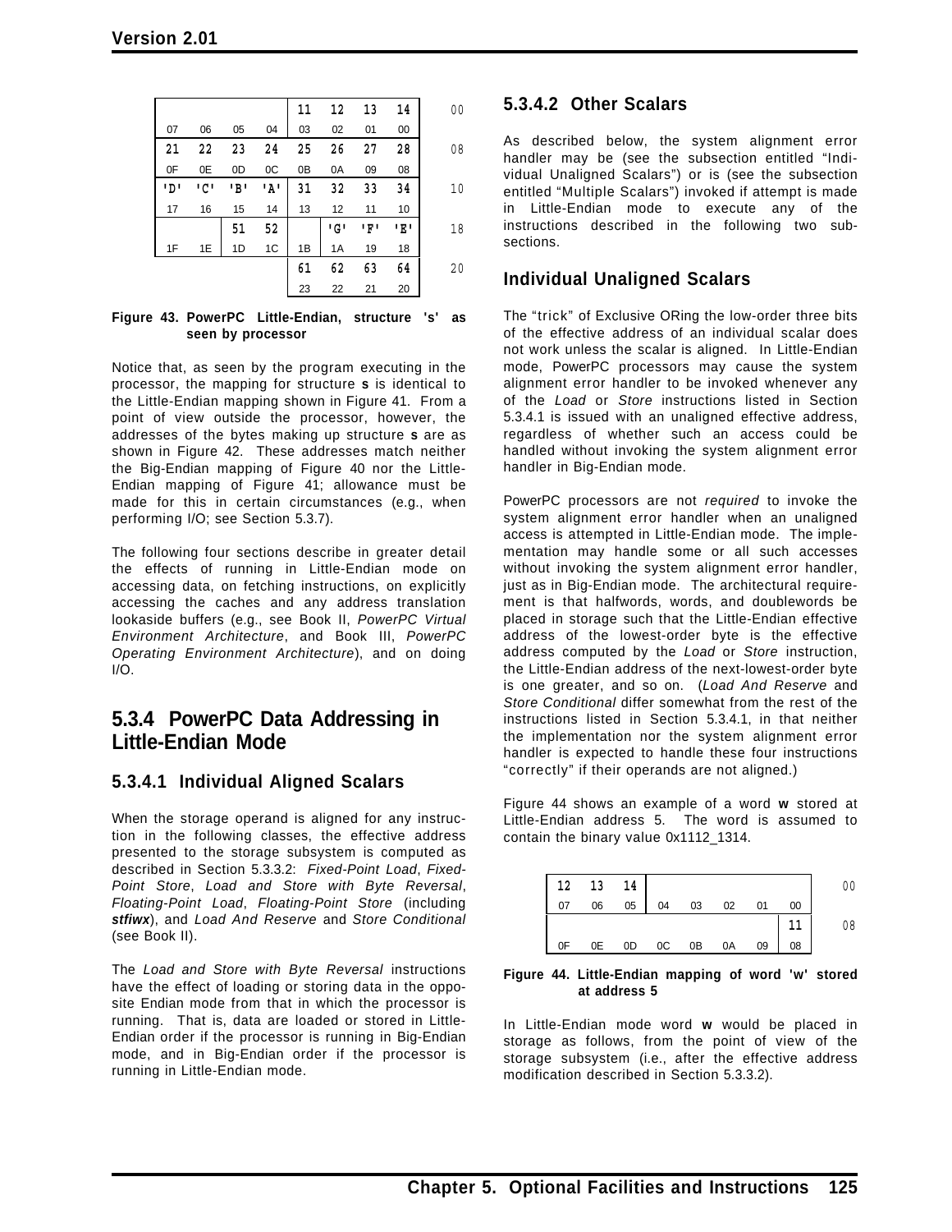|  |  |  |  | 11 | 12 | 13 | 14 | 00 |
|---|---|---|---|---|---|---|---|---|
| 07 | 06 | 05 | 04 | 03 | 02 | 01 | 00 |  |
| 21 | 22 | 23 | 24 | 25 | 26 | 27 | 28 | 08 |
| 0F | 0E | 0D | 0C | 0B | 0A | 09 | 08 |  |
| 'D' | 'C' | 'B' | 'A' | 31 | 32 | 33 | 34 | 10 |
| 17 | 16 | 15 | 14 | 13 | 12 | 11 | 10 |  |
|  |  | 51 | 52 |  | 'G' | 'F' | 'E' | 18 |
| 1F | 1E | 1D | 1C | 1B | 1A | 19 | 18 |  |
|  |  |  |  | 61 | 62 | 63 | 64 | 20 |
|  |  |  |  | 23 | 22 | 21 | 20 |  |

**Figure 43. PowerPC Little-Endian, structure 's' as seen by processor**

Notice that, as seen by the program executing in the processor, the mapping for structure **s** is identical to the Little-Endian mapping shown in Figure 41. From a point of view outside the processor, however, the addresses of the bytes making up structure **s** are as shown in Figure 42. These addresses match neither the Big-Endian mapping of Figure 40 nor the Little-Endian mapping of Figure 41; allowance must be made for this in certain circumstances (e.g., when performing I/O; see Section 5.3.7).

The following four sections describe in greater detail the effects of running in Little-Endian mode on accessing data, on fetching instructions, on explicitly accessing the caches and any address translation lookaside buffers (e.g., see Book II, *PowerPC Virtual Environment Architecture*, and Book III, *PowerPC Operating Environment Architecture*), and on doing I/O.

## 5.3.4 PowerPC Data Addressing in Little-Endian Mode

### 5.3.4.1 Individual Aligned Scalars

When the storage operand is aligned for any instruction in the following classes, the effective address presented to the storage subsystem is computed as described in Section 5.3.3.2: *Fixed-Point Load*, *Fixed-Point Store*, *Load and Store with Byte Reversal*, *Floating-Point Load*, *Floating-Point Store* (including ***stfiwx***), and *Load And Reserve* and *Store Conditional* (see Book II).

The *Load and Store with Byte Reversal* instructions have the effect of loading or storing data in the opposite Endian mode from that in which the processor is running. That is, data are loaded or stored in Little-Endian order if the processor is running in Big-Endian mode, and in Big-Endian order if the processor is running in Little-Endian mode.

### 5.3.4.2 Other Scalars

As described below, the system alignment error handler may be (see the subsection entitled "Individual Unaligned Scalars") or is (see the subsection entitled "Multiple Scalars") invoked if attempt is made in Little-Endian mode to execute any of the instructions described in the following two subsections.

### Individual Unaligned Scalars

The "trick" of Exclusive ORing the low-order three bits of the effective address of an individual scalar does not work unless the scalar is aligned. In Little-Endian mode, PowerPC processors may cause the system alignment error handler to be invoked whenever any of the *Load* or *Store* instructions listed in Section 5.3.4.1 is issued with an unaligned effective address, regardless of whether such an access could be handled without invoking the system alignment error handler in Big-Endian mode.

PowerPC processors are not *required* to invoke the system alignment error handler when an unaligned access is attempted in Little-Endian mode. The implementation may handle some or all such accesses without invoking the system alignment error handler, just as in Big-Endian mode. The architectural requirement is that halfwords, words, and doublewords be placed in storage such that the Little-Endian effective address of the lowest-order byte is the effective address computed by the *Load* or *Store* instruction, the Little-Endian address of the next-lowest-order byte is one greater, and so on. (*Load And Reserve* and *Store Conditional* differ somewhat from the rest of the instructions listed in Section 5.3.4.1, in that neither the implementation nor the system alignment error handler is expected to handle these four instructions "correctly" if their operands are not aligned.)

Figure 44 shows an example of a word **w** stored at Little-Endian address 5. The word is assumed to contain the binary value 0x1112_1314.

| 12 | 13 | 14 |  |  |  |  |  | 00 |
|---|---|---|---|---|---|---|---|---|
| 07 | 06 | 05 | 04 | 03 | 02 | 01 | 00 |  |
|  |  |  |  |  |  |  | 11 | 08 |
| 0F | 0E | 0D | 0C | 0B | 0A | 09 | 08 |  |

**Figure 44. Little-Endian mapping of word 'w' stored at address 5**

In Little-Endian mode word **w** would be placed in storage as follows, from the point of view of the storage subsystem (i.e., after the effective address modification described in Section 5.3.3.2).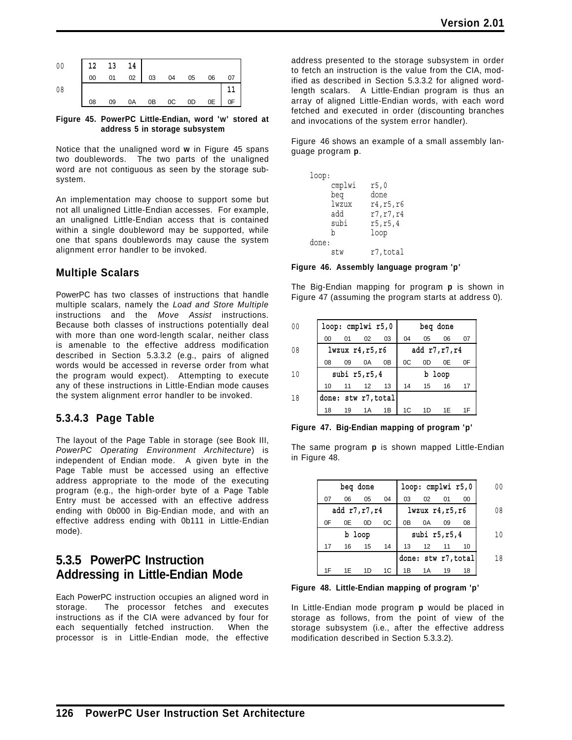| | | | | | | | | |
|---|---|---|---|---|---|---|---|---|
| 00 | 12 | 13 | 14 | | | | | |
| | 00 | 01 | 02 | 03 | 04 | 05 | 06 | 07 |
| 08 | | | | | | | | 11 |
| | 08 | 09 | 0A | 0B | 0C | 0D | 0E | 0F |

**Figure 45. PowerPC Little-Endian, word 'w' stored at address 5 in storage subsystem**

Notice that the unaligned word **w** in Figure 45 spans two doublewords. The two parts of the unaligned word are not contiguous as seen by the storage subsystem.

An implementation may choose to support some but not all unaligned Little-Endian accesses. For example, an unaligned Little-Endian access that is contained within a single doubleword may be supported, while one that spans doublewords may cause the system alignment error handler to be invoked.

## Multiple Scalars

PowerPC has two classes of instructions that handle multiple scalars, namely the *Load and Store Multiple* instructions and the *Move Assist* instructions. Because both classes of instructions potentially deal with more than one word-length scalar, neither class is amenable to the effective address modification described in Section 5.3.3.2 (e.g., pairs of aligned words would be accessed in reverse order from what the program would expect). Attempting to execute any of these instructions in Little-Endian mode causes the system alignment error handler to be invoked.

### 5.3.4.3 Page Table

The layout of the Page Table in storage (see Book III, *PowerPC Operating Environment Architecture*) is independent of Endian mode. A given byte in the Page Table must be accessed using an effective address appropriate to the mode of the executing program (e.g., the high-order byte of a Page Table Entry must be accessed with an effective address ending with 0b000 in Big-Endian mode, and with an effective address ending with 0b111 in Little-Endian mode).

## 5.3.5 PowerPC Instruction Addressing in Little-Endian Mode

Each PowerPC instruction occupies an aligned word in storage. The processor fetches and executes instructions as if the CIA were advanced by four for each sequentially fetched instruction. When the processor is in Little-Endian mode, the effective address presented to the storage subsystem in order to fetch an instruction is the value from the CIA, modified as described in Section 5.3.3.2 for aligned word-length scalars. A Little-Endian program is thus an array of aligned Little-Endian words, with each word fetched and executed in order (discounting branches and invocations of the system error handler).

Figure 46 shows an example of a small assembly language program **p**.

```
loop:
     cmplwi   r5,0
     beq      done
     lwzux    r4,r5,r6
     add      r7,r7,r4
     subi     r5,r5,4
     b        loop
done:
     stw      r7,total
```

**Figure 46. Assembly language program 'p'**

The Big-Endian mapping for program **p** is shown in Figure 47 (assuming the program starts at address 0).

| | | | | | | | | |
|---|---|---|---|---|---|---|---|---|
| 00 | loop: cmplwi r5,0 | | | | beq done | | | |
| | 00 | 01 | 02 | 03 | 04 | 05 | 06 | 07 |
| 08 | lwzux r4,r5,r6 | | | | add r7,r7,r4 | | | |
| | 08 | 09 | 0A | 0B | 0C | 0D | 0E | 0F |
| 10 | subi r5,r5,4 | | | | b loop | | | |
| | 10 | 11 | 12 | 13 | 14 | 15 | 16 | 17 |
| 18 | done: stw r7,total | | | | | | | |
| | 18 | 19 | 1A | 1B | 1C | 1D | 1E | 1F |

**Figure 47. Big-Endian mapping of program 'p'**

The same program **p** is shown mapped Little-Endian in Figure 48.

| | | | | | | | | |
|---|---|---|---|---|---|---|---|---|
| beq done | | | | loop: cmplwi r5,0 | | | | 00 |
| 07 | 06 | 05 | 04 | 03 | 02 | 01 | 00 | |
| add r7,r7,r4 | | | | lwzux r4,r5,r6 | | | | 08 |
| 0F | 0E | 0D | 0C | 0B | 0A | 09 | 08 | |
| b loop | | | | subi r5,r5,4 | | | | 10 |
| 17 | 16 | 15 | 14 | 13 | 12 | 11 | 10 | |
| | | | | done: stw r7,total | | | | 18 |
| 1F | 1E | 1D | 1C | 1B | 1A | 19 | 18 | |

**Figure 48. Little-Endian mapping of program 'p'**

In Little-Endian mode program **p** would be placed in storage as follows, from the point of view of the storage subsystem (i.e., after the effective address modification described in Section 5.3.3.2).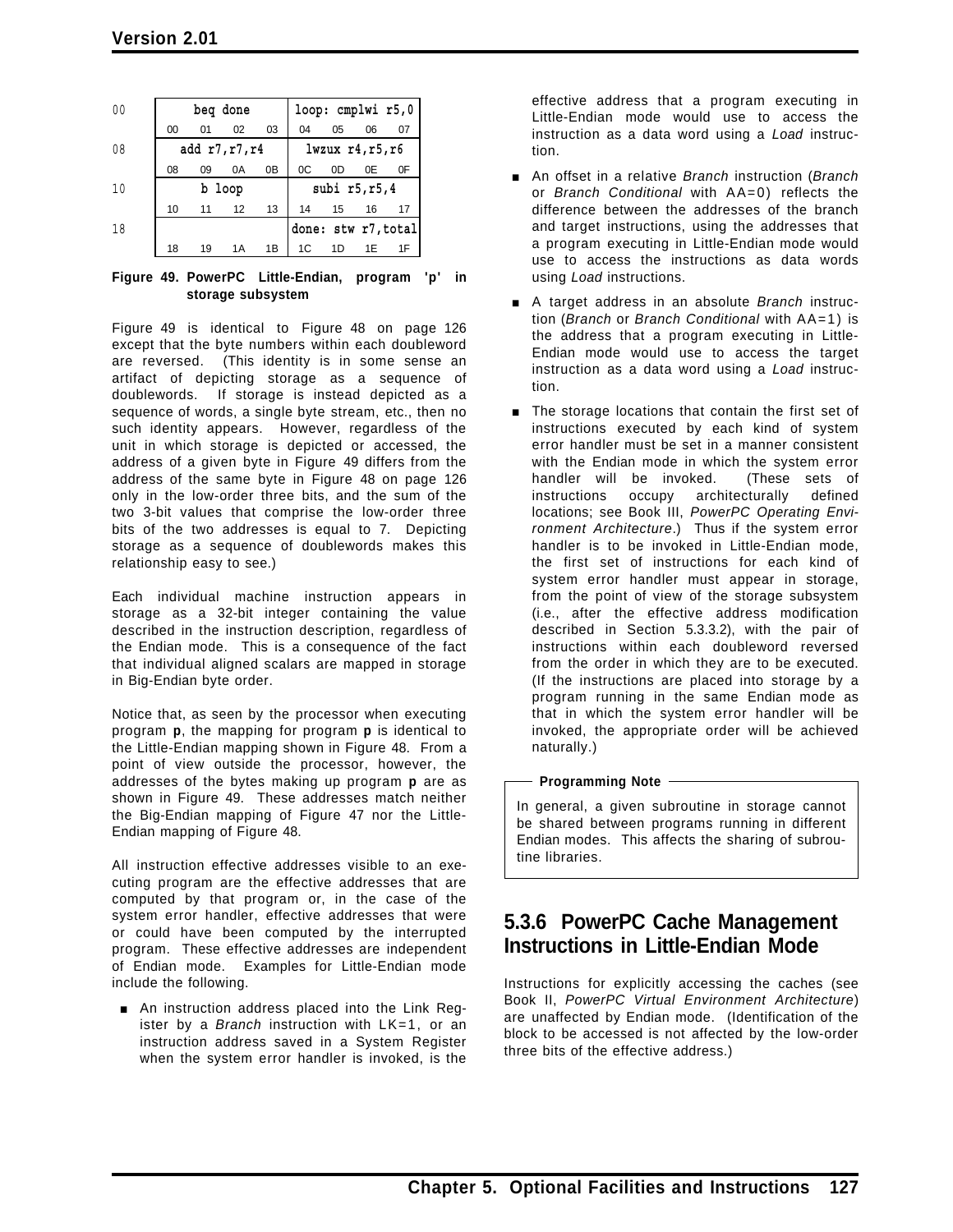| | | | | | | | | |
|---|---|---|---|---|---|---|---|---|
| 00 | beq done | | | | loop: cmplwi r5,0 | | | |
| | 00 | 01 | 02 | 03 | 04 | 05 | 06 | 07 |
| 08 | add r7,r7,r4 | | | | lwzux r4,r5,r6 | | | |
| | 08 | 09 | 0A | 0B | 0C | 0D | 0E | 0F |
| 10 | b loop | | | | subi r5,r5,4 | | | |
| | 10 | 11 | 12 | 13 | 14 | 15 | 16 | 17 |
| 18 | | | | | done: stw r7,total | | | |
| | 18 | 19 | 1A | 1B | 1C | 1D | 1E | 1F |

**Figure 49. PowerPC Little-Endian, program 'p' in storage subsystem**

Figure 49 is identical to Figure 48 on page 126 except that the byte numbers within each doubleword are reversed. (This identity is in some sense an artifact of depicting storage as a sequence of doublewords. If storage is instead depicted as a sequence of words, a single byte stream, etc., then no such identity appears. However, regardless of the unit in which storage is depicted or accessed, the address of a given byte in Figure 49 differs from the address of the same byte in Figure 48 on page 126 only in the low-order three bits, and the sum of the two 3-bit values that comprise the low-order three bits of the two addresses is equal to 7. Depicting storage as a sequence of doublewords makes this relationship easy to see.)

Each individual machine instruction appears in storage as a 32-bit integer containing the value described in the instruction description, regardless of the Endian mode. This is a consequence of the fact that individual aligned scalars are mapped in storage in Big-Endian byte order.

Notice that, as seen by the processor when executing program **p**, the mapping for program **p** is identical to the Little-Endian mapping shown in Figure 48. From a point of view outside the processor, however, the addresses of the bytes making up program **p** are as shown in Figure 49. These addresses match neither the Big-Endian mapping of Figure 47 nor the Little-Endian mapping of Figure 48.

All instruction effective addresses visible to an executing program are the effective addresses that are computed by that program or, in the case of the system error handler, effective addresses that were or could have been computed by the interrupted program. These effective addresses are independent of Endian mode. Examples for Little-Endian mode include the following.

- An instruction address placed into the Link Register by a *Branch* instruction with LK=1, or an instruction address saved in a System Register when the system error handler is invoked, is the effective address that a program executing in Little-Endian mode would use to access the instruction as a data word using a *Load* instruction.
- An offset in a relative *Branch* instruction (*Branch* or *Branch Conditional* with AA=0) reflects the difference between the addresses of the branch and target instructions, using the addresses that a program executing in Little-Endian mode would use to access the instructions as data words using *Load* instructions.
- A target address in an absolute *Branch* instruction (*Branch* or *Branch Conditional* with AA=1) is the address that a program executing in Little-Endian mode would use to access the target instruction as a data word using a *Load* instruction.
- The storage locations that contain the first set of instructions executed by each kind of system error handler must be set in a manner consistent with the Endian mode in which the system error handler will be invoked. (These sets of instructions occupy architecturally defined locations; see Book III, *PowerPC Operating Environment Architecture*.) Thus if the system error handler is to be invoked in Little-Endian mode, the first set of instructions for each kind of system error handler must appear in storage, from the point of view of the storage subsystem (i.e., after the effective address modification described in Section 5.3.3.2), with the pair of instructions within each doubleword reversed from the order in which they are to be executed. (If the instructions are placed into storage by a program running in the same Endian mode as that in which the system error handler will be invoked, the appropriate order will be achieved naturally.)

**Programming Note**

In general, a given subroutine in storage cannot be shared between programs running in different Endian modes. This affects the sharing of subroutine libraries.

## 5.3.6 PowerPC Cache Management Instructions in Little-Endian Mode

Instructions for explicitly accessing the caches (see Book II, *PowerPC Virtual Environment Architecture*) are unaffected by Endian mode. (Identification of the block to be accessed is not affected by the low-order three bits of the effective address.)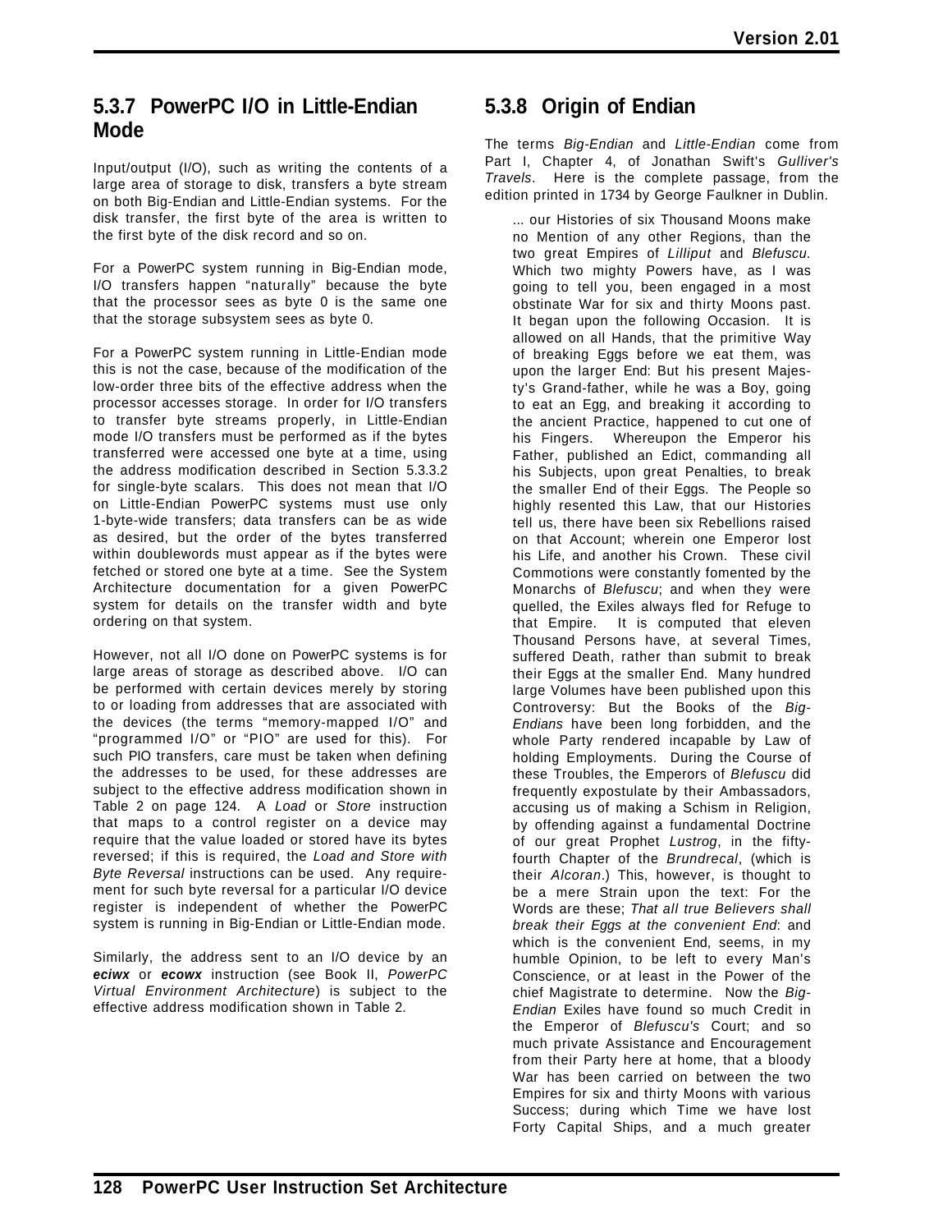### 5.3.7 PowerPC I/O in Little-Endian Mode

Input/output (I/O), such as writing the contents of a large area of storage to disk, transfers a byte stream on both Big-Endian and Little-Endian systems. For the disk transfer, the first byte of the area is written to the first byte of the disk record and so on.

For a PowerPC system running in Big-Endian mode, I/O transfers happen "naturally" because the byte that the processor sees as byte 0 is the same one that the storage subsystem sees as byte 0.

For a PowerPC system running in Little-Endian mode this is not the case, because of the modification of the low-order three bits of the effective address when the processor accesses storage. In order for I/O transfers to transfer byte streams properly, in Little-Endian mode I/O transfers must be performed as if the bytes transferred were accessed one byte at a time, using the address modification described in Section 5.3.3.2 for single-byte scalars. This does not mean that I/O on Little-Endian PowerPC systems must use only 1-byte-wide transfers; data transfers can be as wide as desired, but the order of the bytes transferred within doublewords must appear as if the bytes were fetched or stored one byte at a time. See the System Architecture documentation for a given PowerPC system for details on the transfer width and byte ordering on that system.

However, not all I/O done on PowerPC systems is for large areas of storage as described above. I/O can be performed with certain devices merely by storing to or loading from addresses that are associated with the devices (the terms "memory-mapped I/O" and "programmed I/O" or "PIO" are used for this). For such PIO transfers, care must be taken when defining the addresses to be used, for these addresses are subject to the effective address modification shown in Table 2 on page 124. A *Load* or *Store* instruction that maps to a control register on a device may require that the value loaded or stored have its bytes reversed; if this is required, the *Load and Store with Byte Reversal* instructions can be used. Any requirement for such byte reversal for a particular I/O device register is independent of whether the PowerPC system is running in Big-Endian or Little-Endian mode.

Similarly, the address sent to an I/O device by an ***eciwx*** or ***ecowx*** instruction (see Book II, *PowerPC Virtual Environment Architecture*) is subject to the effective address modification shown in Table 2.

### 5.3.8 Origin of Endian

The terms *Big-Endian* and *Little-Endian* come from Part I, Chapter 4, of Jonathan Swift's *Gulliver's Travels*. Here is the complete passage, from the edition printed in 1734 by George Faulkner in Dublin.

> ... our Histories of six Thousand Moons make no Mention of any other Regions, than the two great Empires of *Lilliput* and *Blefuscu.* Which two mighty Powers have, as I was going to tell you, been engaged in a most obstinate War for six and thirty Moons past. It began upon the following Occasion. It is allowed on all Hands, that the primitive Way of breaking Eggs before we eat them, was upon the larger End: But his present Majesty's Grand-father, while he was a Boy, going to eat an Egg, and breaking it according to the ancient Practice, happened to cut one of his Fingers. Whereupon the Emperor his Father, published an Edict, commanding all his Subjects, upon great Penalties, to break the smaller End of their Eggs. The People so highly resented this Law, that our Histories tell us, there have been six Rebellions raised on that Account; wherein one Emperor lost his Life, and another his Crown. These civil Commotions were constantly fomented by the Monarchs of *Blefuscu*; and when they were quelled, the Exiles always fled for Refuge to that Empire. It is computed that eleven Thousand Persons have, at several Times, suffered Death, rather than submit to break their Eggs at the smaller End. Many hundred large Volumes have been published upon this Controversy: But the Books of the *Big-Endians* have been long forbidden, and the whole Party rendered incapable by Law of holding Employments. During the Course of these Troubles, the Emperors of *Blefuscu* did frequently expostulate by their Ambassadors, accusing us of making a Schism in Religion, by offending against a fundamental Doctrine of our great Prophet *Lustrog*, in the fifty-fourth Chapter of the *Brundrecal*, (which is their *Alcoran*.) This, however, is thought to be a mere Strain upon the text: For the Words are these; *That all true Believers shall break their Eggs at the convenient End*: and which is the convenient End, seems, in my humble Opinion, to be left to every Man's Conscience, or at least in the Power of the chief Magistrate to determine. Now the *Big-Endian* Exiles have found so much Credit in the Emperor of *Blefuscu's* Court; and so much private Assistance and Encouragement from their Party here at home, that a bloody War has been carried on between the two Empires for six and thirty Moons with various Success; during which Time we have lost Forty Capital Ships, and a much greater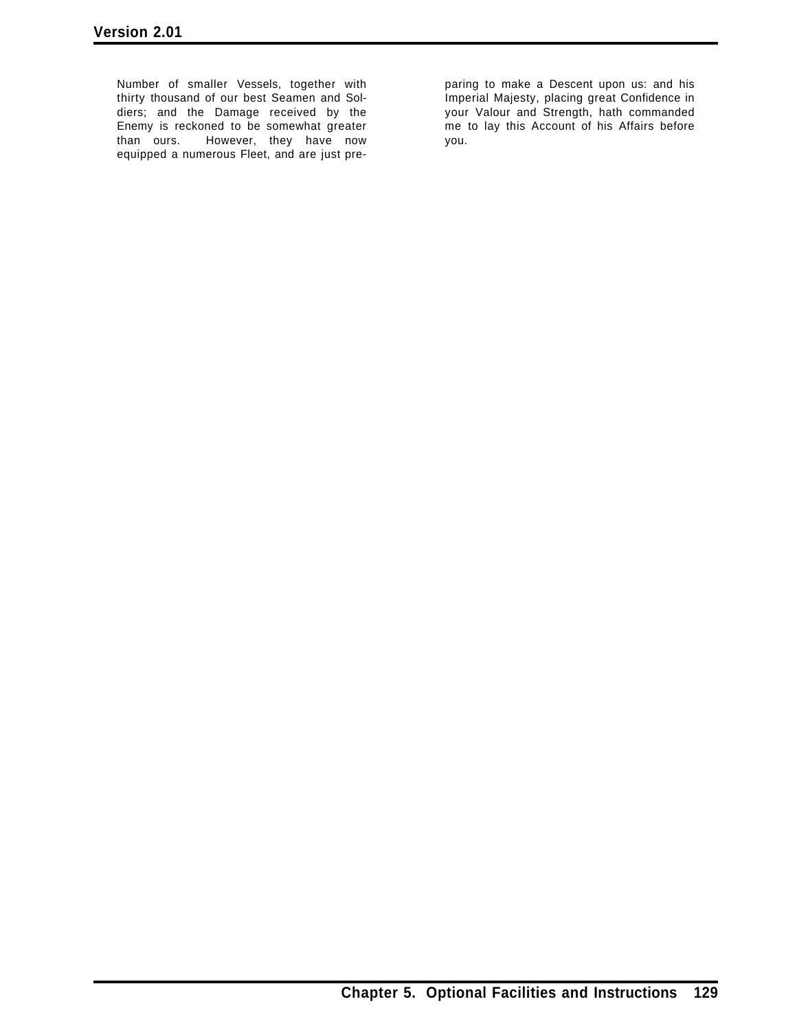Number of smaller Vessels, together with thirty thousand of our best Seamen and Soldiers; and the Damage received by the Enemy is reckoned to be somewhat greater than ours. However, they have now equipped a numerous Fleet, and are just preparing to make a Descent upon us: and his Imperial Majesty, placing great Confidence in your Valour and Strength, hath commanded me to lay this Account of his Affairs before you.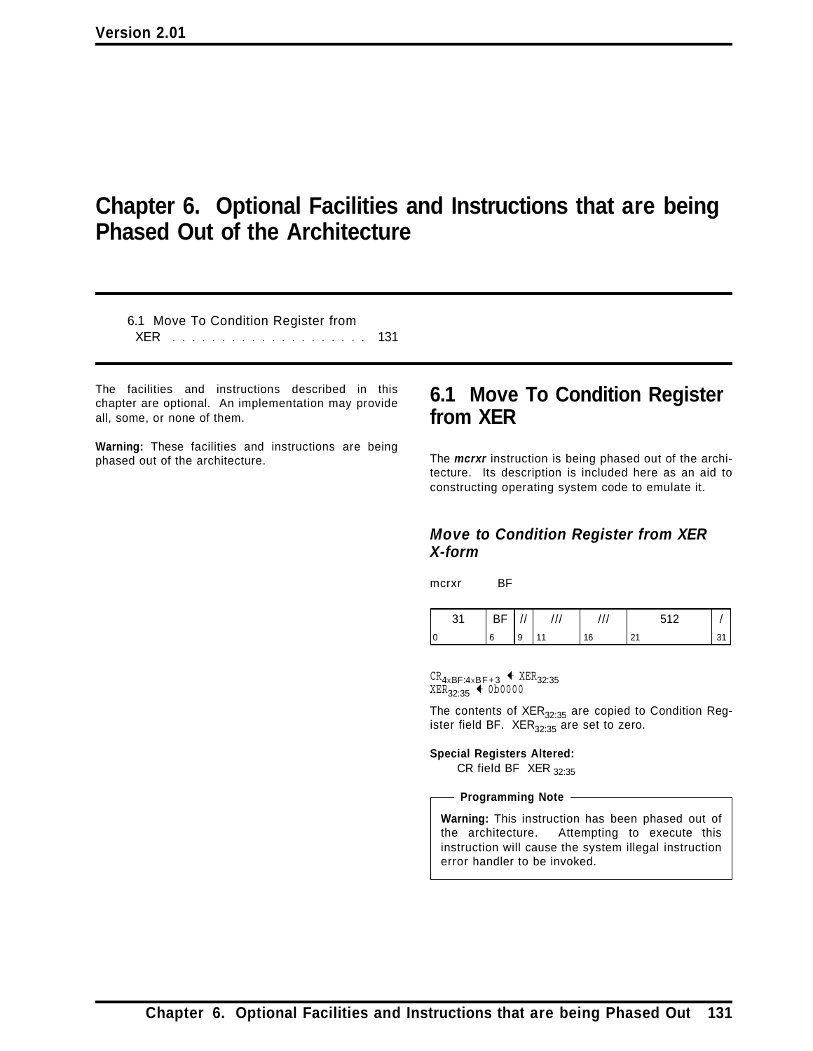# Chapter 6. Optional Facilities and Instructions that are being Phased Out of the Architecture

6.1 Move To Condition Register from XER . . . . . . . . . . . . . . . . . . . . 131

The facilities and instructions described in this chapter are optional. An implementation may provide all, some, or none of them.

**Warning:** These facilities and instructions are being phased out of the architecture.

## 6.1 Move To Condition Register from XER

The ***mcrxr*** instruction is being phased out of the architecture. Its description is included here as an aid to constructing operating system code to emulate it.

### *Move to Condition Register from XER X-form*

mcrxr BF

| 31 | BF | // | /// | /// | 512 | / |
|---|---|---|---|---|---|---|
| 0 | 6 | 9 | 11 | 16 | 21 | 31 |

$CR_{4\times BF:4\times BF+3} \leftarrow XER_{32:35}$
$XER_{32:35} \leftarrow 0b0000$

The contents of $XER_{32:35}$ are copied to Condition Register field BF. $XER_{32:35}$ are set to zero.

**Special Registers Altered:**

CR field BF XER $_{32:35}$

**Programming Note**

**Warning:** This instruction has been phased out of the architecture. Attempting to execute this instruction will cause the system illegal instruction error handler to be invoked.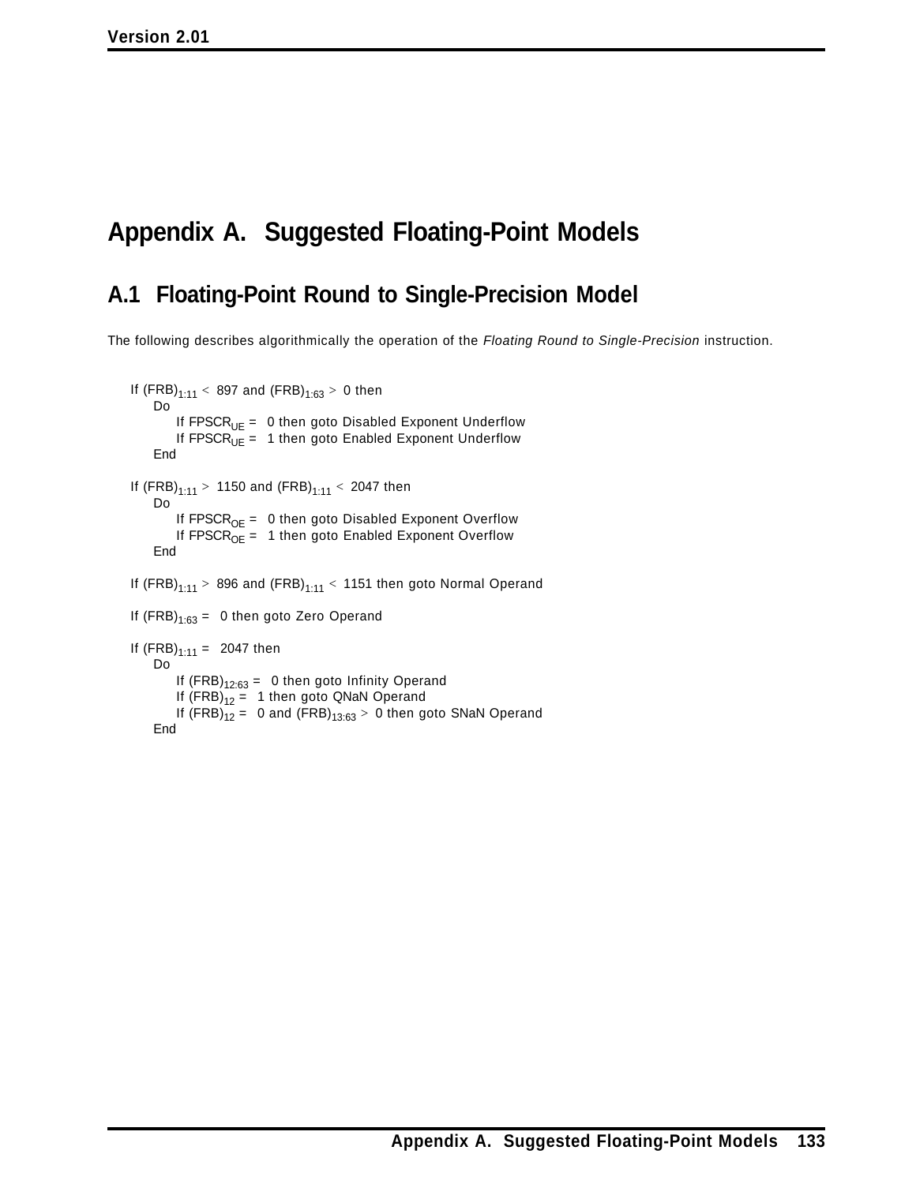# Appendix A. Suggested Floating-Point Models

## A.1 Floating-Point Round to Single-Precision Model

The following describes algorithmically the operation of the *Floating Round to Single-Precision* instruction.

```
If (FRB)1:11 < 897 and (FRB)1:63 > 0 then
    Do
        If FPSCRUE = 0 then goto Disabled Exponent Underflow
        If FPSCRUE = 1 then goto Enabled Exponent Underflow
    End

If (FRB)1:11 > 1150 and (FRB)1:11 < 2047 then
    Do
        If FPSCROE = 0 then goto Disabled Exponent Overflow
        If FPSCROE = 1 then goto Enabled Exponent Overflow
    End

If (FRB)1:11 > 896 and (FRB)1:11 < 1151 then goto Normal Operand

If (FRB)1:63 = 0 then goto Zero Operand

If (FRB)1:11 = 2047 then
    Do
        If (FRB)12:63 = 0 then goto Infinity Operand
        If (FRB)12 = 1 then goto QNaN Operand
        If (FRB)12 = 0 and (FRB)13:63 > 0 then goto SNaN Operand
    End
```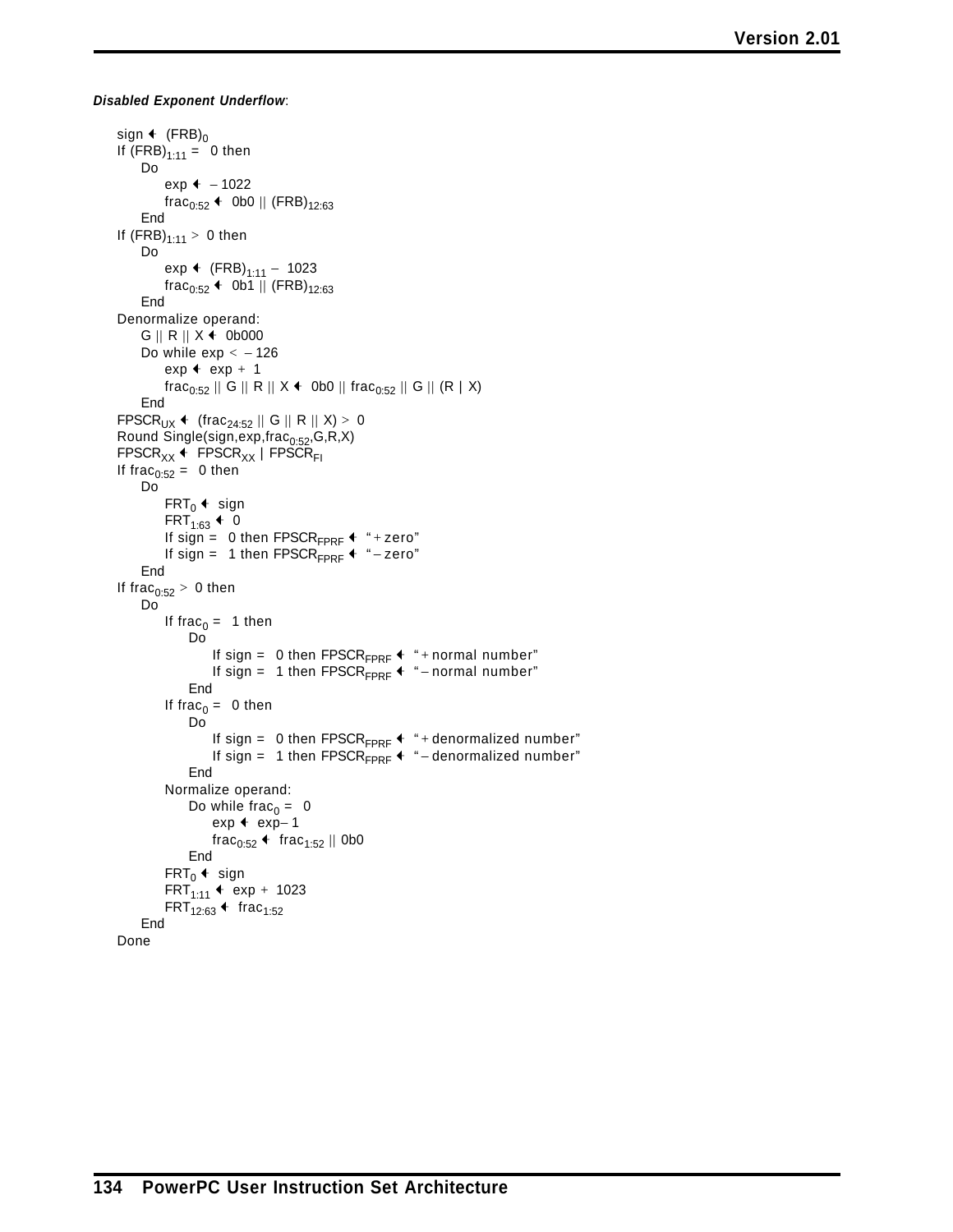***Disabled Exponent Underflow***:

```
sign ← (FRB)0
If (FRB)1:11 = 0 then
    Do
        exp ← – 1022
        frac0:52 ← 0b0 || (FRB)12:63
    End
If (FRB)1:11 > 0 then
    Do
        exp ← (FRB)1:11 – 1023
        frac0:52 ← 0b1 || (FRB)12:63
    End
Denormalize operand:
    G || R || X ← 0b000
    Do while exp < – 126
        exp ← exp + 1
        frac0:52 || G || R || X ← 0b0 || frac0:52 || G || (R | X)
    End
FPSCRUX ← (frac24:52 || G || R || X) > 0
Round Single(sign,exp,frac0:52,G,R,X)
FPSCRXX ← FPSCRXX | FPSCRFI
If frac0:52 = 0 then
    Do
        FRT0 ← sign
        FRT1:63 ← 0
        If sign = 0 then FPSCRFPRF ← "+ zero"
        If sign = 1 then FPSCRFPRF ← "– zero"
    End
If frac0:52 > 0 then
    Do
        If frac0 = 1 then
            Do
                If sign = 0 then FPSCRFPRF ← "+ normal number"
                If sign = 1 then FPSCRFPRF ← "– normal number"
            End
        If frac0 = 0 then
            Do
                If sign = 0 then FPSCRFPRF ← "+ denormalized number"
                If sign = 1 then FPSCRFPRF ← "– denormalized number"
            End
        Normalize operand:
            Do while frac0 = 0
                exp ← exp– 1
                frac0:52 ← frac1:52 || 0b0
            End
        FRT0 ← sign
        FRT1:11 ← exp + 1023
        FRT12:63 ← frac1:52
    End
Done
```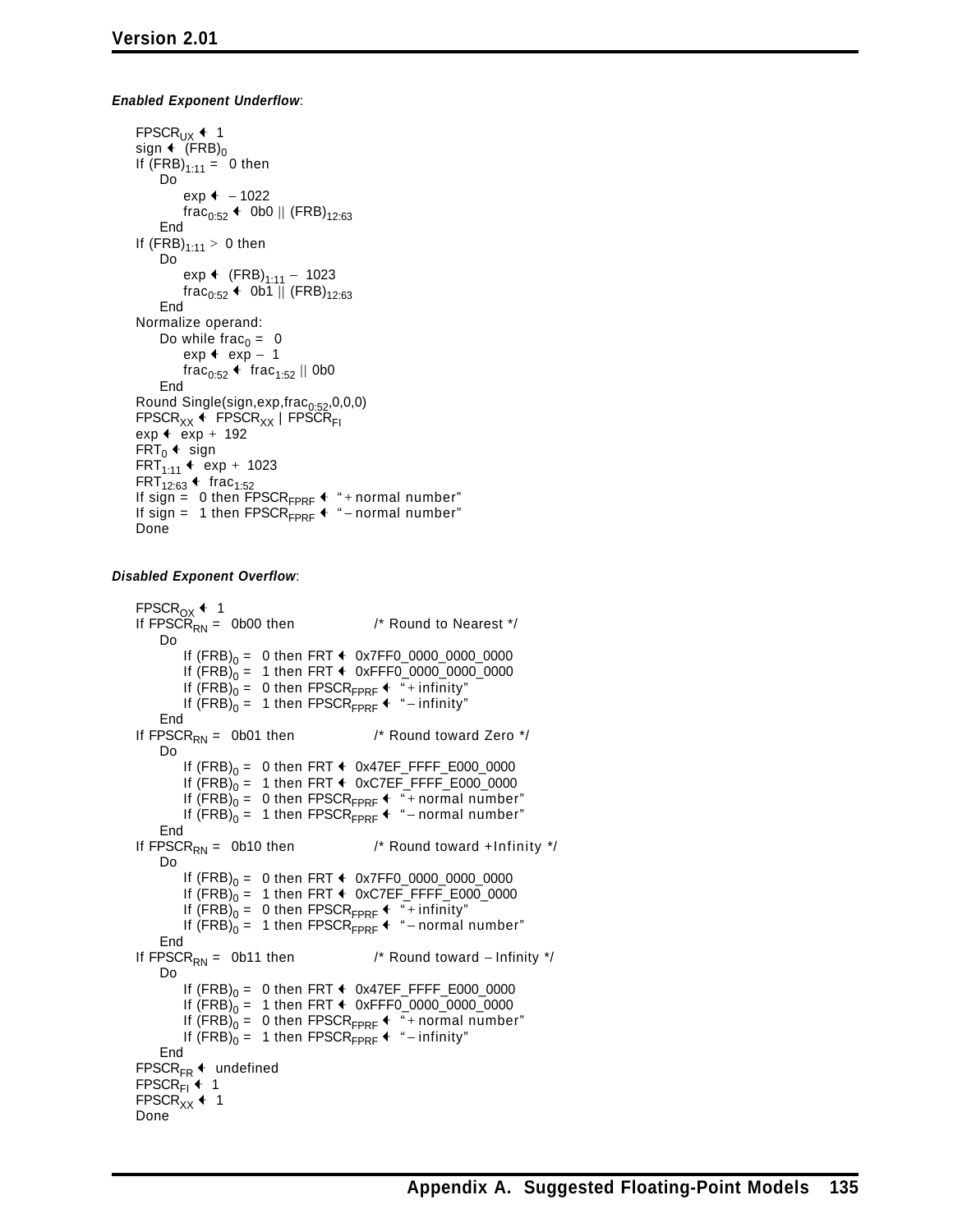***Enabled Exponent Underflow***:

```
FPSCR_UX ← 1
sign ← (FRB)_0
If (FRB)_1:11 = 0 then
    Do
        exp ← – 1022
        frac_0:52 ← 0b0 || (FRB)_12:63
    End
If (FRB)_1:11 > 0 then
    Do
        exp ← (FRB)_1:11 – 1023
        frac_0:52 ← 0b1 || (FRB)_12:63
    End
Normalize operand:
    Do while frac_0 = 0
        exp ← exp – 1
        frac_0:52 ← frac_1:52 || 0b0
    End
Round Single(sign,exp,frac_0:52,0,0,0)
FPSCR_XX ← FPSCR_XX | FPSCR_FI
exp ← exp + 192
FRT_0 ← sign
FRT_1:11 ← exp + 1023
FRT_12:63 ← frac_1:52
If sign = 0 then FPSCR_FPRF ← "+normal number"
If sign = 1 then FPSCR_FPRF ← "–normal number"
Done
```

***Disabled Exponent Overflow***:

```
FPSCR_OX ← 1
If FPSCR_RN = 0b00 then                /* Round to Nearest */
    Do
        If (FRB)_0 = 0 then FRT ← 0x7FF0_0000_0000_0000
        If (FRB)_0 = 1 then FRT ← 0xFFF0_0000_0000_0000
        If (FRB)_0 = 0 then FPSCR_FPRF ← "+infinity"
        If (FRB)_0 = 1 then FPSCR_FPRF ← "–infinity"
    End
If FPSCR_RN = 0b01 then                /* Round toward Zero */
    Do
        If (FRB)_0 = 0 then FRT ← 0x47EF_FFFF_E000_0000
        If (FRB)_0 = 1 then FRT ← 0xC7EF_FFFF_E000_0000
        If (FRB)_0 = 0 then FPSCR_FPRF ← "+normal number"
        If (FRB)_0 = 1 then FPSCR_FPRF ← "–normal number"
    End
If FPSCR_RN = 0b10 then                /* Round toward +Infinity */
    Do
        If (FRB)_0 = 0 then FRT ← 0x7FF0_0000_0000_0000
        If (FRB)_0 = 1 then FRT ← 0xC7EF_FFFF_E000_0000
        If (FRB)_0 = 0 then FPSCR_FPRF ← "+infinity"
        If (FRB)_0 = 1 then FPSCR_FPRF ← "–normal number"
    End
If FPSCR_RN = 0b11 then                /* Round toward –Infinity */
    Do
        If (FRB)_0 = 0 then FRT ← 0x47EF_FFFF_E000_0000
        If (FRB)_0 = 1 then FRT ← 0xFFF0_0000_0000_0000
        If (FRB)_0 = 0 then FPSCR_FPRF ← "+normal number"
        If (FRB)_0 = 1 then FPSCR_FPRF ← "–infinity"
    End
FPSCR_FR ← undefined
FPSCR_FI ← 1
FPSCR_XX ← 1
Done
```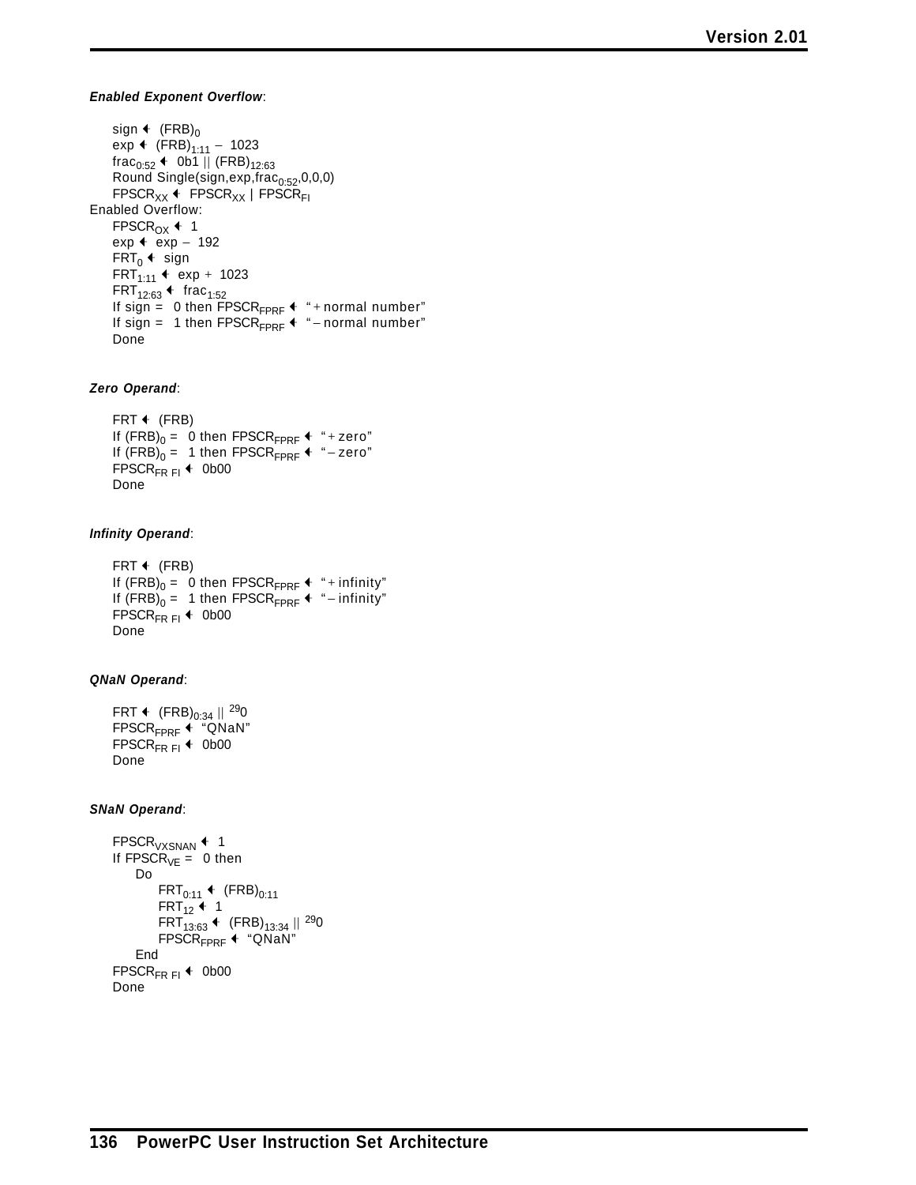***Enabled Exponent Overflow***:

```
    sign ← (FRB)0
    exp ← (FRB)1:11 – 1023
    frac0:52 ← 0b1 || (FRB)12:63
    Round Single(sign,exp,frac0:52,0,0,0)
    FPSCRXX ← FPSCRXX | FPSCRFI
Enabled Overflow:
    FPSCROX ← 1
    exp ← exp – 192
    FRT0 ← sign
    FRT1:11 ← exp + 1023
    FRT12:63 ← frac1:52
    If sign = 0 then FPSCRFPRF ← "+ normal number"
    If sign = 1 then FPSCRFPRF ← "– normal number"
    Done
```

***Zero Operand***:

```
    FRT ← (FRB)
    If (FRB)0 = 0 then FPSCRFPRF ← "+ zero"
    If (FRB)0 = 1 then FPSCRFPRF ← "– zero"
    FPSCRFR FI ← 0b00
    Done
```

***Infinity Operand***:

```
    FRT ← (FRB)
    If (FRB)0 = 0 then FPSCRFPRF ← "+ infinity"
    If (FRB)0 = 1 then FPSCRFPRF ← "– infinity"
    FPSCRFR FI ← 0b00
    Done
```

***QNaN Operand***:

```
    FRT ← (FRB)0:34 || 290
    FPSCRFPRF ← "QNaN"
    FPSCRFR FI ← 0b00
    Done
```

***SNaN Operand***:

```
    FPSCRVXSNAN ← 1
    If FPSCRVE = 0 then
        Do
            FRT0:11 ← (FRB)0:11
            FRT12 ← 1
            FRT13:63 ← (FRB)13:34 || 290
            FPSCRFPRF ← "QNaN"
        End
    FPSCRFR FI ← 0b00
    Done
```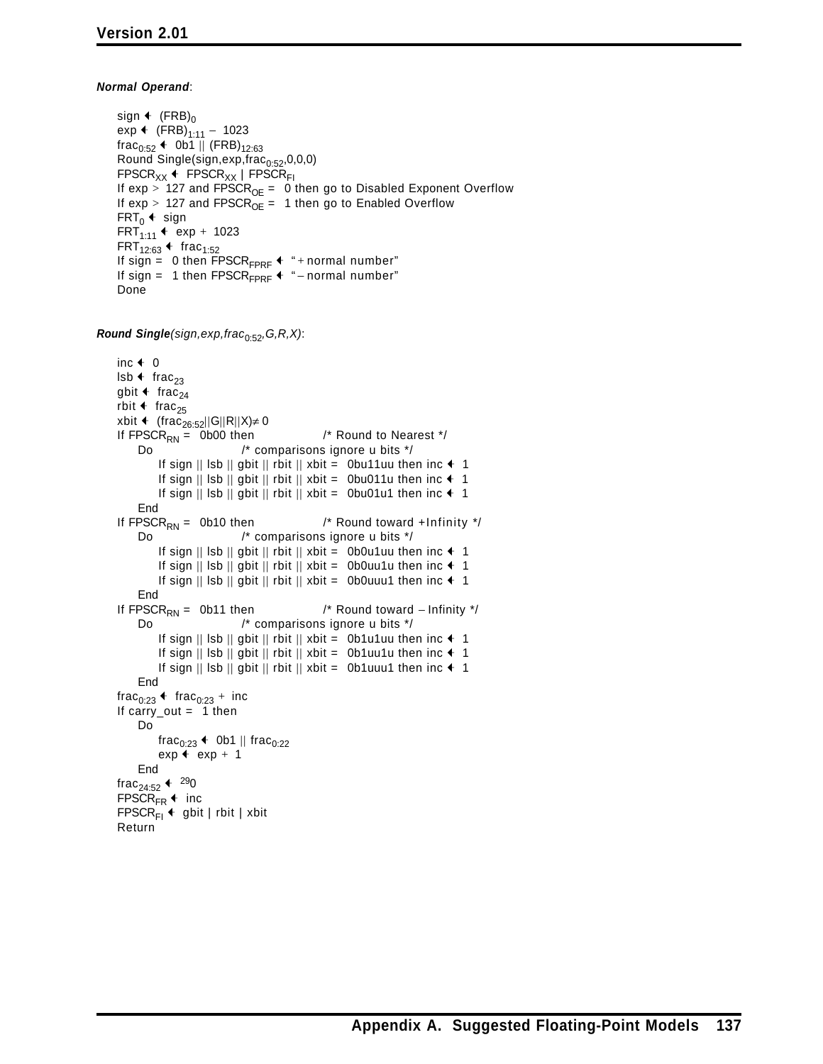***Normal Operand***:

```
sign ← (FRB)_0
exp ← (FRB)_1:11 – 1023
frac_0:52 ← 0b1 || (FRB)_12:63
Round Single(sign,exp,frac_0:52,0,0,0)
FPSCR_XX ← FPSCR_XX | FPSCR_FI
If exp > 127 and FPSCR_OE = 0 then go to Disabled Exponent Overflow
If exp > 127 and FPSCR_OE = 1 then go to Enabled Overflow
FRT_0 ← sign
FRT_1:11 ← exp + 1023
FRT_12:63 ← frac_1:52
If sign = 0 then FPSCR_FPRF ← "+normal number"
If sign = 1 then FPSCR_FPRF ← "–normal number"
Done
```

***Round Single****(sign,exp,frac*$_{0:52}$*,G,R,X)*:

```
inc ← 0
lsb ← frac_23
gbit ← frac_24
rbit ← frac_25
xbit ← (frac_26:52||G||R||X)≠0
If FPSCR_RN = 0b00 then              /* Round to Nearest */
    Do                  /* comparisons ignore u bits */
        If sign || lsb || gbit || rbit || xbit = 0bu11uu then inc ← 1
        If sign || lsb || gbit || rbit || xbit = 0bu011u then inc ← 1
        If sign || lsb || gbit || rbit || xbit = 0bu01u1 then inc ← 1
    End
If FPSCR_RN = 0b10 then              /* Round toward +Infinity */
    Do                  /* comparisons ignore u bits */
        If sign || lsb || gbit || rbit || xbit = 0b0u1uu then inc ← 1
        If sign || lsb || gbit || rbit || xbit = 0b0uu1u then inc ← 1
        If sign || lsb || gbit || rbit || xbit = 0b0uuu1 then inc ← 1
    End
If FPSCR_RN = 0b11 then              /* Round toward –Infinity */
    Do                  /* comparisons ignore u bits */
        If sign || lsb || gbit || rbit || xbit = 0b1u1uu then inc ← 1
        If sign || lsb || gbit || rbit || xbit = 0b1uu1u then inc ← 1
        If sign || lsb || gbit || rbit || xbit = 0b1uuu1 then inc ← 1
    End
frac_0:23 ← frac_0:23 + inc
If carry_out = 1 then
    Do
        frac_0:23 ← 0b1 || frac_0:22
        exp ← exp + 1
    End
frac_24:52 ← ^29 0
FPSCR_FR ← inc
FPSCR_FI ← gbit | rbit | xbit
Return
```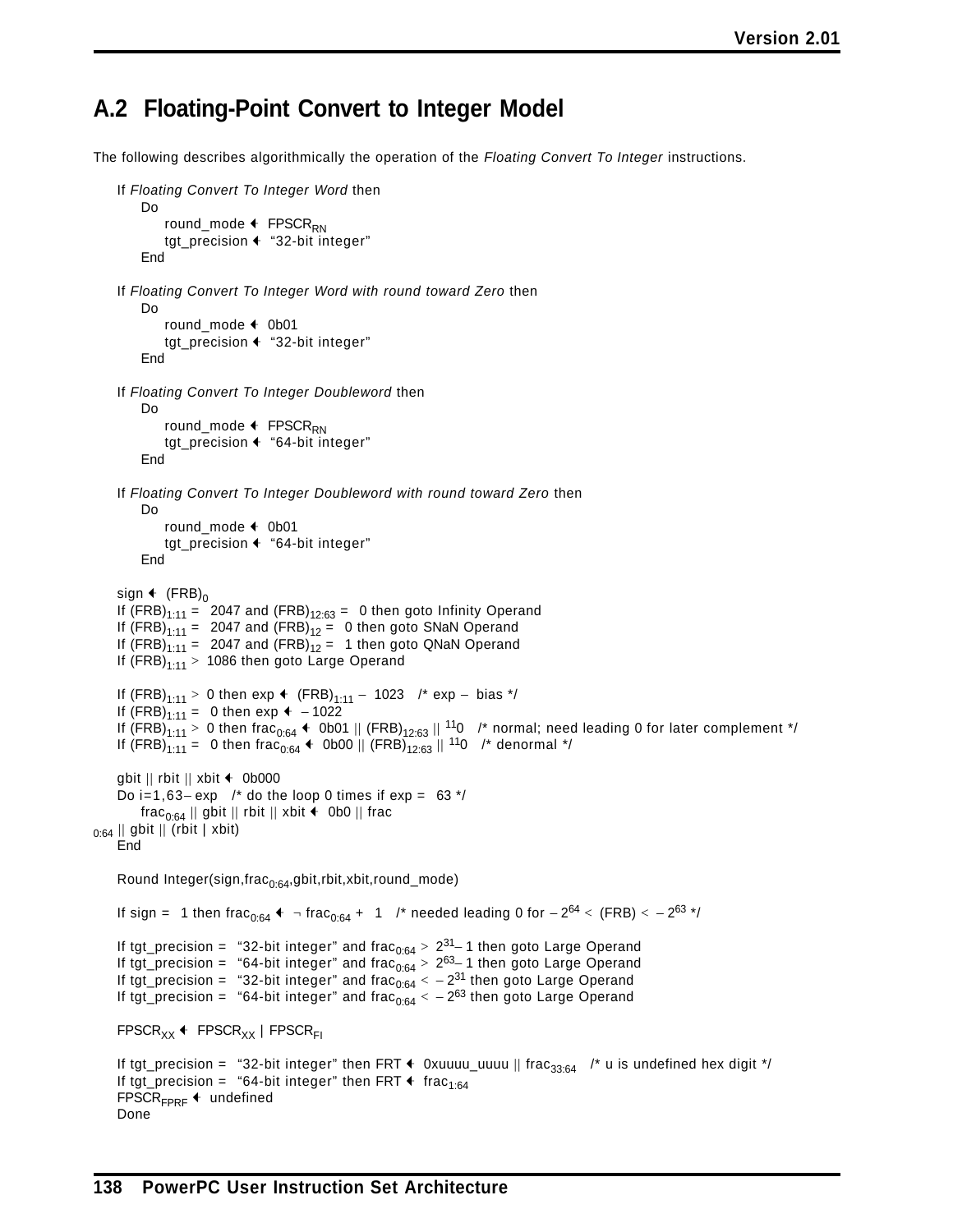## A.2 Floating-Point Convert to Integer Model

The following describes algorithmically the operation of the *Floating Convert To Integer* instructions.

```
If Floating Convert To Integer Word then
    Do
        round_mode ← FPSCR_RN
        tgt_precision ← "32-bit integer"
    End

If Floating Convert To Integer Word with round toward Zero then
    Do
        round_mode ← 0b01
        tgt_precision ← "32-bit integer"
    End

If Floating Convert To Integer Doubleword then
    Do
        round_mode ← FPSCR_RN
        tgt_precision ← "64-bit integer"
    End

If Floating Convert To Integer Doubleword with round toward Zero then
    Do
        round_mode ← 0b01
        tgt_precision ← "64-bit integer"
    End

sign ← (FRB)_0
If (FRB)_1:11 = 2047 and (FRB)_12:63 = 0 then goto Infinity Operand
If (FRB)_1:11 = 2047 and (FRB)_12 = 0 then goto SNaN Operand
If (FRB)_1:11 = 2047 and (FRB)_12 = 1 then goto QNaN Operand
If (FRB)_1:11 > 1086 then goto Large Operand

If (FRB)_1:11 > 0 then exp ← (FRB)_1:11 – 1023   /* exp – bias */
If (FRB)_1:11 = 0 then exp ← –1022
If (FRB)_1:11 > 0 then frac_0:64 ← 0b01 || (FRB)_12:63 || ^11 0   /* normal; need leading 0 for later complement */
If (FRB)_1:11 = 0 then frac_0:64 ← 0b00 || (FRB)_12:63 || ^11 0   /* denormal */

gbit || rbit || xbit ← 0b000
Do i=1,63–exp   /* do the loop 0 times if exp = 63 */
    frac_0:64 || gbit || rbit || xbit ← 0b0 || frac_0:64 || gbit || (rbit | xbit)
End

Round Integer(sign,frac_0:64,gbit,rbit,xbit,round_mode)

If sign = 1 then frac_0:64 ← ¬ frac_0:64 + 1   /* needed leading 0 for –2^64 < (FRB) < –2^63 */

If tgt_precision = "32-bit integer" and frac_0:64 > 2^31–1 then goto Large Operand
If tgt_precision = "64-bit integer" and frac_0:64 > 2^63–1 then goto Large Operand
If tgt_precision = "32-bit integer" and frac_0:64 < –2^31 then goto Large Operand
If tgt_precision = "64-bit integer" and frac_0:64 < –2^63 then goto Large Operand

FPSCR_XX ← FPSCR_XX | FPSCR_FI

If tgt_precision = "32-bit integer" then FRT ← 0xuuuu_uuuu || frac_33:64   /* u is undefined hex digit */
If tgt_precision = "64-bit integer" then FRT ← frac_1:64
FPSCR_FPRF ← undefined
Done
```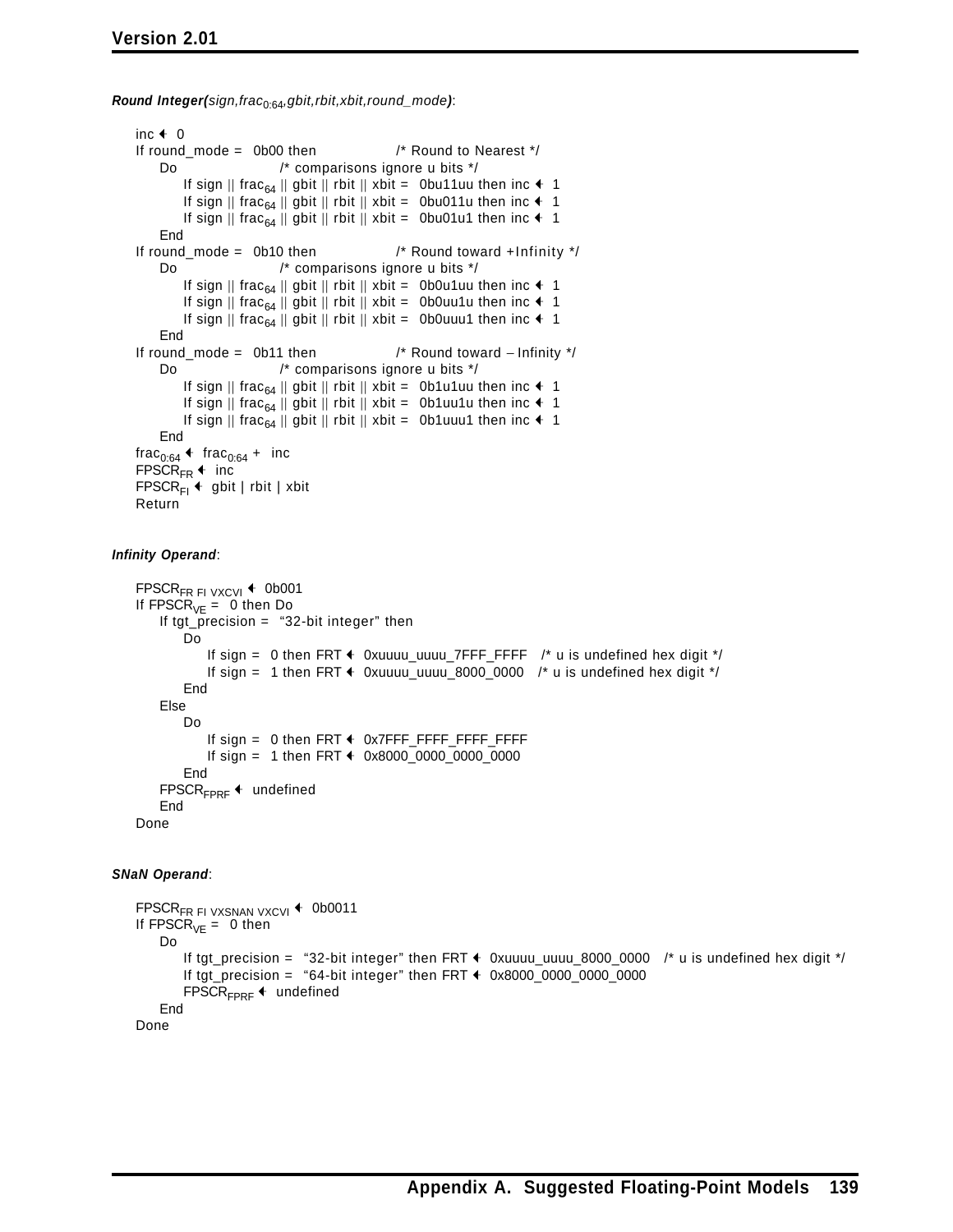***Round Integer(****sign,frac*$_{0:64}$*,gbit,rbit,xbit,round_mode****)***:

```
inc ← 0
If round_mode = 0b00 then                /* Round to Nearest */
    Do                  /* comparisons ignore u bits */
        If sign || frac64 || gbit || rbit || xbit = 0bu11uu then inc ← 1
        If sign || frac64 || gbit || rbit || xbit = 0bu011u then inc ← 1
        If sign || frac64 || gbit || rbit || xbit = 0bu01u1 then inc ← 1
    End
If round_mode = 0b10 then                /* Round toward +Infinity */
    Do                  /* comparisons ignore u bits */
        If sign || frac64 || gbit || rbit || xbit = 0b0u1uu then inc ← 1
        If sign || frac64 || gbit || rbit || xbit = 0b0uu1u then inc ← 1
        If sign || frac64 || gbit || rbit || xbit = 0b0uuu1 then inc ← 1
    End
If round_mode = 0b11 then                /* Round toward – Infinity */
    Do                  /* comparisons ignore u bits */
        If sign || frac64 || gbit || rbit || xbit = 0b1u1uu then inc ← 1
        If sign || frac64 || gbit || rbit || xbit = 0b1uu1u then inc ← 1
        If sign || frac64 || gbit || rbit || xbit = 0b1uuu1 then inc ← 1
    End
frac0:64 ← frac0:64 + inc
FPSCR_FR ← inc
FPSCR_FI ← gbit | rbit | xbit
Return
```

***Infinity Operand***:

```
FPSCR_FR FI VXCVI ← 0b001
If FPSCR_VE = 0 then Do
    If tgt_precision = "32-bit integer" then
        Do
            If sign = 0 then FRT ← 0xuuuu_uuuu_7FFF_FFFF   /* u is undefined hex digit */
            If sign = 1 then FRT ← 0xuuuu_uuuu_8000_0000   /* u is undefined hex digit */
        End
    Else
        Do
            If sign = 0 then FRT ← 0x7FFF_FFFF_FFFF_FFFF
            If sign = 1 then FRT ← 0x8000_0000_0000_0000
        End
    FPSCR_FPRF ← undefined
    End
Done
```

***SNaN Operand***:

```
FPSCR_FR FI VXSNAN VXCVI ← 0b0011
If FPSCR_VE = 0 then
    Do
        If tgt_precision = "32-bit integer" then FRT ← 0xuuuu_uuuu_8000_0000   /* u is undefined hex digit */
        If tgt_precision = "64-bit integer" then FRT ← 0x8000_0000_0000_0000
        FPSCR_FPRF ← undefined
    End
Done
```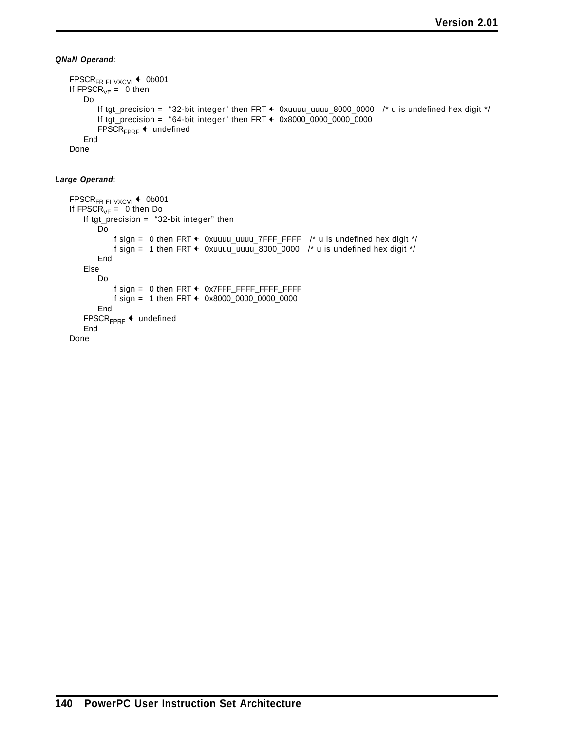***QNaN Operand***:

```
FPSCR_FR FI VXCVI ← 0b001
If FPSCR_VE = 0 then
    Do
        If tgt_precision = "32-bit integer" then FRT ← 0xuuuu_uuuu_8000_0000   /* u is undefined hex digit */
        If tgt_precision = "64-bit integer" then FRT ← 0x8000_0000_0000_0000
        FPSCR_FPRF ← undefined
    End
Done
```

***Large Operand***:

```
FPSCR_FR FI VXCVI ← 0b001
If FPSCR_VE = 0 then Do
    If tgt_precision = "32-bit integer" then
        Do
            If sign = 0 then FRT ← 0xuuuu_uuuu_7FFF_FFFF   /* u is undefined hex digit */
            If sign = 1 then FRT ← 0xuuuu_uuuu_8000_0000   /* u is undefined hex digit */
        End
    Else
        Do
            If sign = 0 then FRT ← 0x7FFF_FFFF_FFFF_FFFF
            If sign = 1 then FRT ← 0x8000_0000_0000_0000
        End
    FPSCR_FPRF ← undefined
    End
Done
```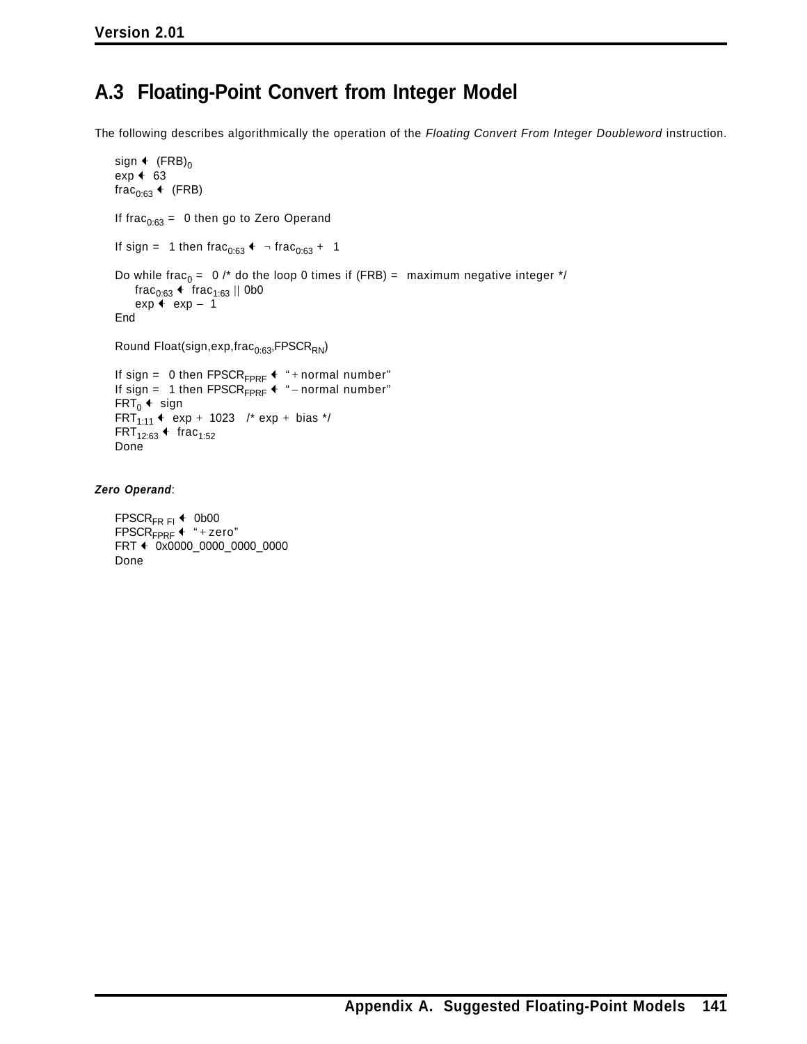## A.3 Floating-Point Convert from Integer Model

The following describes algorithmically the operation of the *Floating Convert From Integer Doubleword* instruction.

```
sign ← (FRB)0
exp ← 63
frac0:63 ← (FRB)

If frac0:63 = 0 then go to Zero Operand

If sign = 1 then frac0:63 ← ¬ frac0:63 + 1

Do while frac0 = 0 /* do the loop 0 times if (FRB) = maximum negative integer */
    frac0:63 ← frac1:63 || 0b0
    exp ← exp – 1
End

Round Float(sign,exp,frac0:63,FPSCRRN)

If sign = 0 then FPSCRFPRF ← "+normal number"
If sign = 1 then FPSCRFPRF ← "–normal number"
FRT0 ← sign
FRT1:11 ← exp + 1023   /* exp + bias */
FRT12:63 ← frac1:52
Done
```

***Zero Operand***:

```
FPSCRFR FI ← 0b00
FPSCRFPRF ← "+zero"
FRT ← 0x0000_0000_0000_0000
Done
```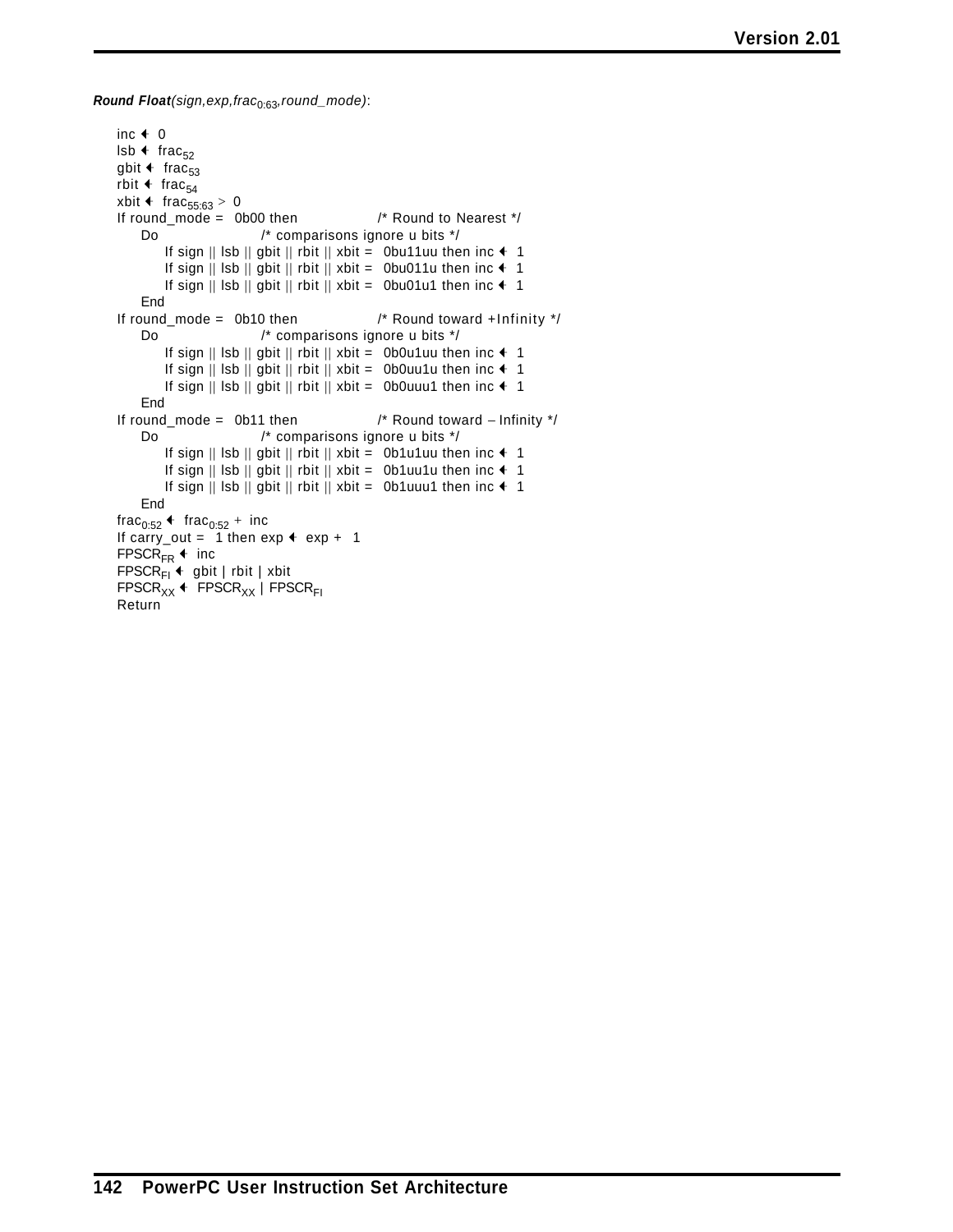***Round Float***(*sign,exp,frac*$_{0:63}$*,round_mode*):

```
inc ← 0
lsb ← frac_52
gbit ← frac_53
rbit ← frac_54
xbit ← frac_55:63 > 0
If round_mode = 0b00 then              /* Round to Nearest */
    Do                  /* comparisons ignore u bits */
        If sign || lsb || gbit || rbit || xbit = 0bu11uu then inc ← 1
        If sign || lsb || gbit || rbit || xbit = 0bu011u then inc ← 1
        If sign || lsb || gbit || rbit || xbit = 0bu01u1 then inc ← 1
    End
If round_mode = 0b10 then              /* Round toward +Infinity */
    Do                  /* comparisons ignore u bits */
        If sign || lsb || gbit || rbit || xbit = 0b0u1uu then inc ← 1
        If sign || lsb || gbit || rbit || xbit = 0b0uu1u then inc ← 1
        If sign || lsb || gbit || rbit || xbit = 0b0uuu1 then inc ← 1
    End
If round_mode = 0b11 then              /* Round toward – Infinity */
    Do                  /* comparisons ignore u bits */
        If sign || lsb || gbit || rbit || xbit = 0b1u1uu then inc ← 1
        If sign || lsb || gbit || rbit || xbit = 0b1uu1u then inc ← 1
        If sign || lsb || gbit || rbit || xbit = 0b1uuu1 then inc ← 1
    End
frac_0:52 ← frac_0:52 + inc
If carry_out = 1 then exp ← exp + 1
FPSCR_FR ← inc
FPSCR_FI ← gbit | rbit | xbit
FPSCR_XX ← FPSCR_XX | FPSCR_FI
Return
```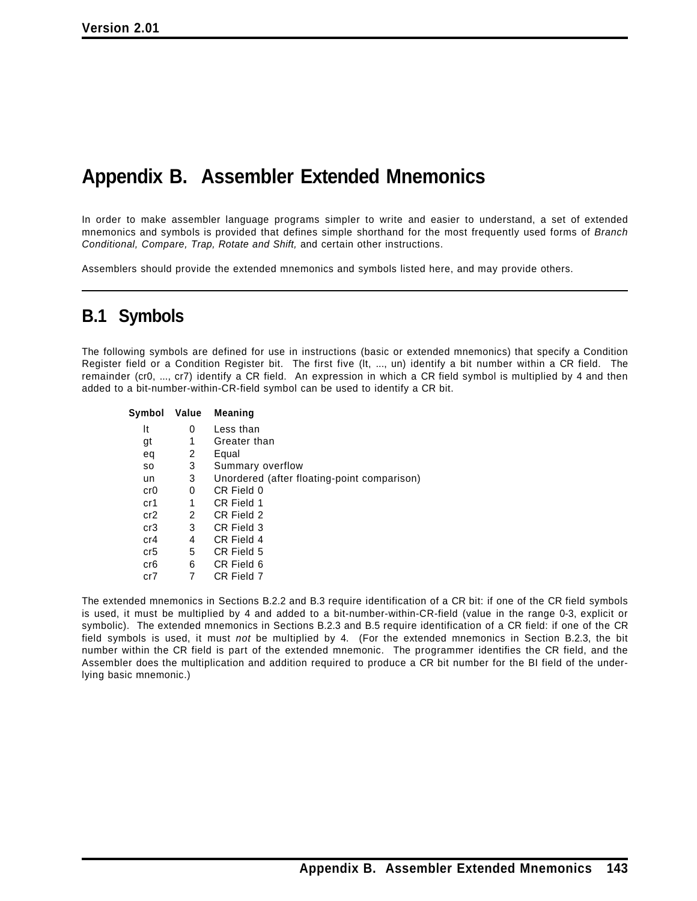# Appendix B. Assembler Extended Mnemonics

In order to make assembler language programs simpler to write and easier to understand, a set of extended mnemonics and symbols is provided that defines simple shorthand for the most frequently used forms of *Branch Conditional, Compare, Trap, Rotate and Shift,* and certain other instructions.

Assemblers should provide the extended mnemonics and symbols listed here, and may provide others.

## B.1 Symbols

The following symbols are defined for use in instructions (basic or extended mnemonics) that specify a Condition Register field or a Condition Register bit. The first five (lt, ..., un) identify a bit number within a CR field. The remainder (cr0, ..., cr7) identify a CR field. An expression in which a CR field symbol is multiplied by 4 and then added to a bit-number-within-CR-field symbol can be used to identify a CR bit.

| Symbol | Value | Meaning |
|---|---|---|
| lt | 0 | Less than |
| gt | 1 | Greater than |
| eq | 2 | Equal |
| so | 3 | Summary overflow |
| un | 3 | Unordered (after floating-point comparison) |
| cr0 | 0 | CR Field 0 |
| cr1 | 1 | CR Field 1 |
| cr2 | 2 | CR Field 2 |
| cr3 | 3 | CR Field 3 |
| cr4 | 4 | CR Field 4 |
| cr5 | 5 | CR Field 5 |
| cr6 | 6 | CR Field 6 |
| cr7 | 7 | CR Field 7 |

The extended mnemonics in Sections B.2.2 and B.3 require identification of a CR bit: if one of the CR field symbols is used, it must be multiplied by 4 and added to a bit-number-within-CR-field (value in the range 0-3, explicit or symbolic). The extended mnemonics in Sections B.2.3 and B.5 require identification of a CR field: if one of the CR field symbols is used, it must *not* be multiplied by 4. (For the extended mnemonics in Section B.2.3, the bit number within the CR field is part of the extended mnemonic. The programmer identifies the CR field, and the Assembler does the multiplication and addition required to produce a CR bit number for the BI field of the underlying basic mnemonic.)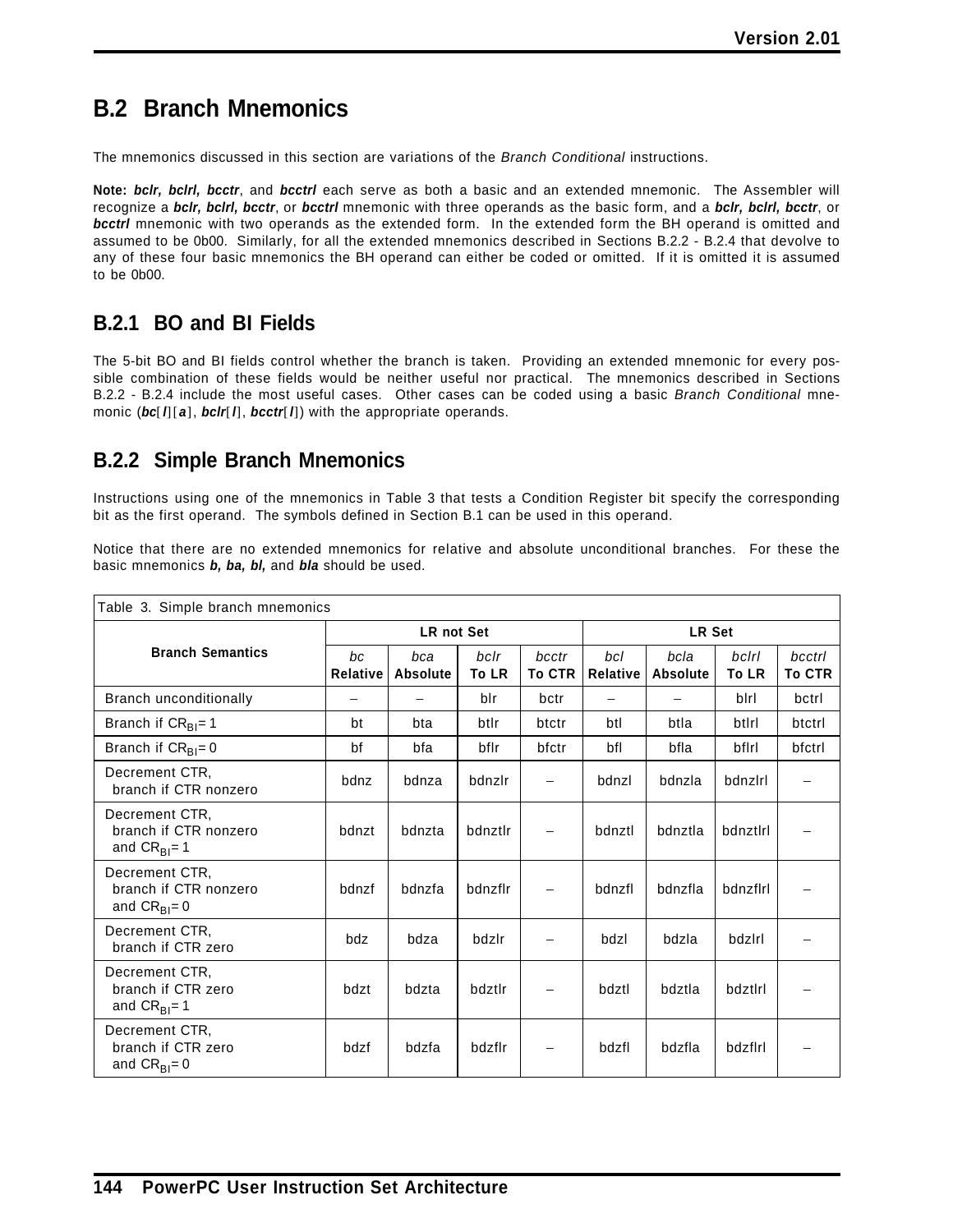## B.2 Branch Mnemonics

The mnemonics discussed in this section are variations of the *Branch Conditional* instructions.

**Note:** ***bclr, bclrl, bcctr***, and ***bcctrl*** each serve as both a basic and an extended mnemonic. The Assembler will recognize a ***bclr, bclrl, bcctr***, or ***bcctrl*** mnemonic with three operands as the basic form, and a ***bclr, bclrl, bcctr***, or ***bcctrl*** mnemonic with two operands as the extended form. In the extended form the BH operand is omitted and assumed to be 0b00. Similarly, for all the extended mnemonics described in Sections B.2.2 - B.2.4 that devolve to any of these four basic mnemonics the BH operand can either be coded or omitted. If it is omitted it is assumed to be 0b00.

### B.2.1 BO and BI Fields

The 5-bit BO and BI fields control whether the branch is taken. Providing an extended mnemonic for every possible combination of these fields would be neither useful nor practical. The mnemonics described in Sections B.2.2 - B.2.4 include the most useful cases. Other cases can be coded using a basic *Branch Conditional* mnemonic (***bc***[***l***][***a***], ***bclr***[***l***], ***bcctr***[***l***]) with the appropriate operands.

### B.2.2 Simple Branch Mnemonics

Instructions using one of the mnemonics in Table 3 that tests a Condition Register bit specify the corresponding bit as the first operand. The symbols defined in Section B.1 can be used in this operand.

Notice that there are no extended mnemonics for relative and absolute unconditional branches. For these the basic mnemonics ***b, ba, bl,*** and ***bla*** should be used.

Table 3. Simple branch mnemonics

| Branch Semantics | LR not Set | | | | LR Set | | | |
|---|---|---|---|---|---|---|---|---|
| | *bc* **Relative** | *bca* **Absolute** | *bclr* **To LR** | *bcctr* **To CTR** | *bcl* **Relative** | *bcla* **Absolute** | *bclrl* **To LR** | *bcctrl* **To CTR** |
| Branch unconditionally | – | – | blr | bctr | – | – | blrl | bctrl |
| Branch if $CR_{BI}$= 1 | bt | bta | btlr | btctr | btl | btla | btlrl | btctrl |
| Branch if $CR_{BI}$= 0 | bf | bfa | bflr | bfctr | bfl | bfla | bflrl | bfctrl |
| Decrement CTR, branch if CTR nonzero | bdnz | bdnza | bdnzlr | – | bdnzl | bdnzla | bdnzlrl | – |
| Decrement CTR, branch if CTR nonzero and $CR_{BI}$= 1 | bdnzt | bdnzta | bdnztlr | – | bdnztl | bdnztla | bdnztlrl | – |
| Decrement CTR, branch if CTR nonzero and $CR_{BI}$= 0 | bdnzf | bdnzfa | bdnzflr | – | bdnzfl | bdnzfla | bdnzflrl | – |
| Decrement CTR, branch if CTR zero | bdz | bdza | bdzlr | – | bdzl | bdzla | bdzlrl | – |
| Decrement CTR, branch if CTR zero and $CR_{BI}$= 1 | bdzt | bdzta | bdztlr | – | bdztl | bdztla | bdztlrl | – |
| Decrement CTR, branch if CTR zero and $CR_{BI}$= 0 | bdzf | bdzfa | bdzflr | – | bdzfl | bdzfla | bdzflrl | – |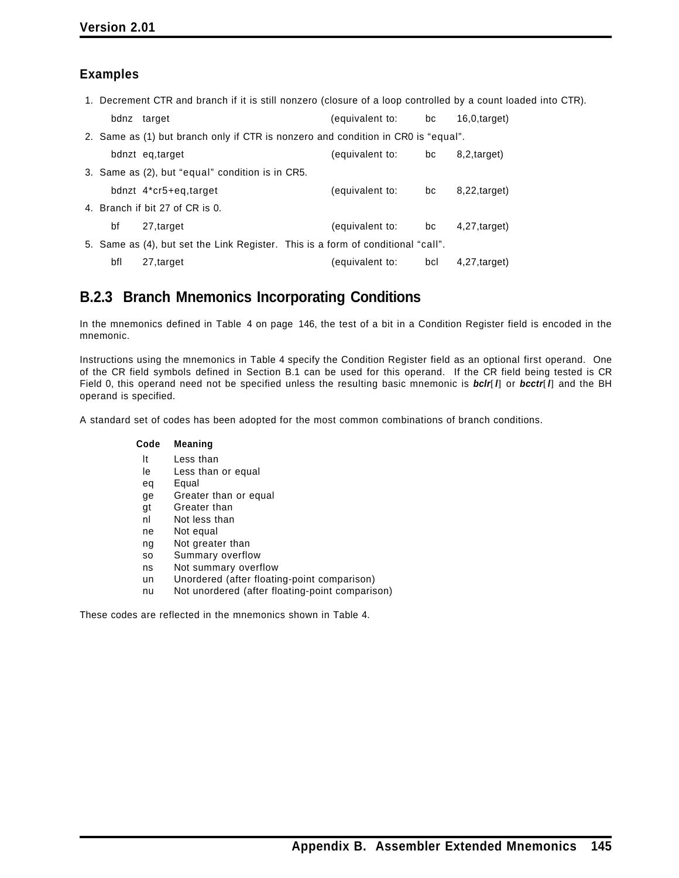### Examples

1. Decrement CTR and branch if it is still nonzero (closure of a loop controlled by a count loaded into CTR).

```
bdnz   target                 (equivalent to:   bc    16,0,target)
```

2. Same as (1) but branch only if CTR is nonzero and condition in CR0 is “equal”.

```
bdnzt  eq,target              (equivalent to:   bc    8,2,target)
```

3. Same as (2), but “equal” condition is in CR5.

```
bdnzt  4*cr5+eq,target        (equivalent to:   bc    8,22,target)
```

4. Branch if bit 27 of CR is 0.

```
bf     27,target              (equivalent to:   bc    4,27,target)
```

5. Same as (4), but set the Link Register. This is a form of conditional “call”.

```
bfl    27,target              (equivalent to:   bcl   4,27,target)
```

## B.2.3 Branch Mnemonics Incorporating Conditions

In the mnemonics defined in Table 4 on page 146, the test of a bit in a Condition Register field is encoded in the mnemonic.

Instructions using the mnemonics in Table 4 specify the Condition Register field as an optional first operand. One of the CR field symbols defined in Section B.1 can be used for this operand. If the CR field being tested is CR Field 0, this operand need not be specified unless the resulting basic mnemonic is ***bclr***[***l***] or ***bcctr***[***l***] and the BH operand is specified.

A standard set of codes has been adopted for the most common combinations of branch conditions.

| Code | Meaning |
|---|---|
| lt | Less than |
| le | Less than or equal |
| eq | Equal |
| ge | Greater than or equal |
| gt | Greater than |
| nl | Not less than |
| ne | Not equal |
| ng | Not greater than |
| so | Summary overflow |
| ns | Not summary overflow |
| un | Unordered (after floating-point comparison) |
| nu | Not unordered (after floating-point comparison) |

These codes are reflected in the mnemonics shown in Table 4.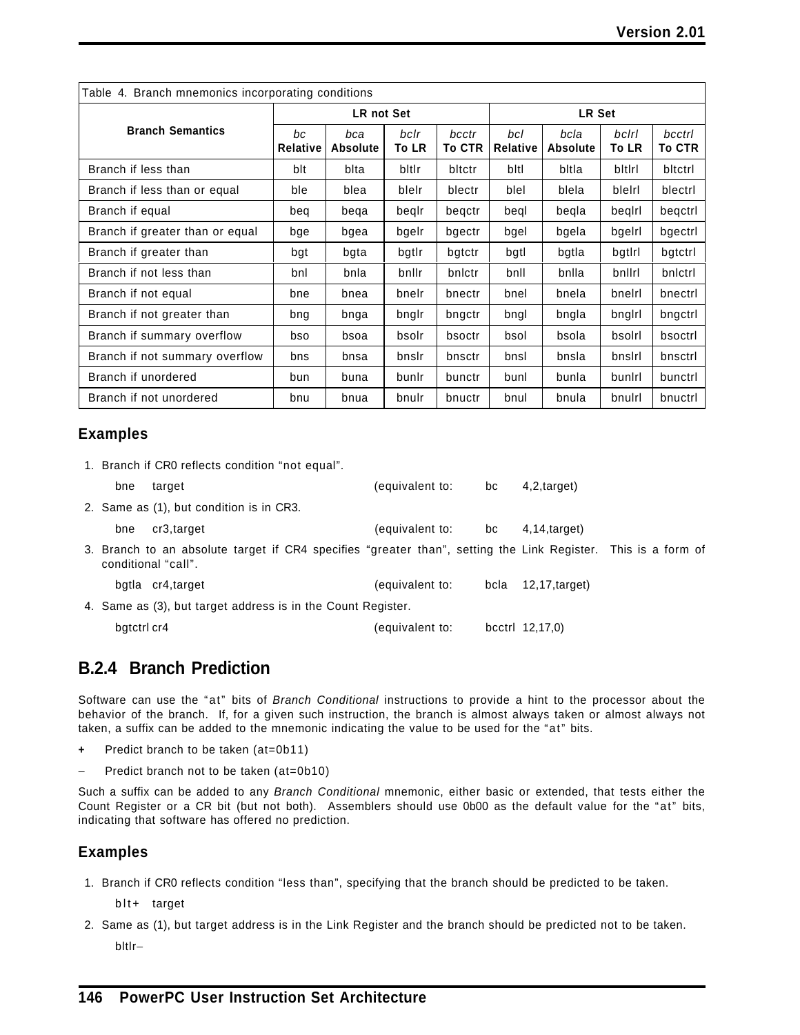Table 4. Branch mnemonics incorporating conditions

| Branch Semantics | LR not Set | | | | LR Set | | | |
|---|---|---|---|---|---|---|---|---|
| | *bc* **Relative** | *bca* **Absolute** | *bclr* **To LR** | *bcctr* **To CTR** | *bcl* **Relative** | *bcla* **Absolute** | *bclrl* **To LR** | *bcctrl* **To CTR** |
| Branch if less than | blt | blta | bltlr | bltctr | bltl | bltla | bltlrl | bltctrl |
| Branch if less than or equal | ble | blea | blelr | blectr | blel | blela | blelrl | blectrl |
| Branch if equal | beq | beqa | beqlr | beqctr | beql | beqla | beqlrl | beqctrl |
| Branch if greater than or equal | bge | bgea | bgelr | bgectr | bgel | bgela | bgelrl | bgectrl |
| Branch if greater than | bgt | bgta | bgtlr | bgtctr | bgtl | bgtla | bgtlrl | bgtctrl |
| Branch if not less than | bnl | bnla | bnllr | bnlctr | bnll | bnlla | bnllrl | bnlctrl |
| Branch if not equal | bne | bnea | bnelr | bnectr | bnel | bnela | bnelrl | bnectrl |
| Branch if not greater than | bng | bnga | bnglr | bngctr | bngl | bngla | bnglrl | bngctrl |
| Branch if summary overflow | bso | bsoa | bsolr | bsoctr | bsol | bsola | bsolrl | bsoctrl |
| Branch if not summary overflow | bns | bnsa | bnslr | bnsctr | bnsl | bnsla | bnslrl | bnsctrl |
| Branch if unordered | bun | buna | bunlr | bunctr | bunl | bunla | bunlrl | bunctrl |
| Branch if not unordered | bnu | bnua | bnulr | bnuctr | bnul | bnula | bnulrl | bnuctrl |

### Examples

1. Branch if CR0 reflects condition "not equal".

   bne target (equivalent to: bc 4,2,target)

2. Same as (1), but condition is in CR3.

   bne cr3,target (equivalent to: bc 4,14,target)

3. Branch to an absolute target if CR4 specifies "greater than", setting the Link Register. This is a form of conditional "call".

   bgtla cr4,target (equivalent to: bcla 12,17,target)

4. Same as (3), but target address is in the Count Register.

   bgtctrl cr4 (equivalent to: bcctrl 12,17,0)

## B.2.4 Branch Prediction

Software can use the "at" bits of *Branch Conditional* instructions to provide a hint to the processor about the behavior of the branch. If, for a given such instruction, the branch is almost always taken or almost always not taken, a suffix can be added to the mnemonic indicating the value to be used for the "at" bits.

**+** Predict branch to be taken (at=0b11)

– Predict branch not to be taken (at=0b10)

Such a suffix can be added to any *Branch Conditional* mnemonic, either basic or extended, that tests either the Count Register or a CR bit (but not both). Assemblers should use 0b00 as the default value for the "at" bits, indicating that software has offered no prediction.

### Examples

1. Branch if CR0 reflects condition "less than", specifying that the branch should be predicted to be taken.

   blt+ target

2. Same as (1), but target address is in the Link Register and the branch should be predicted not to be taken.

   bltlr–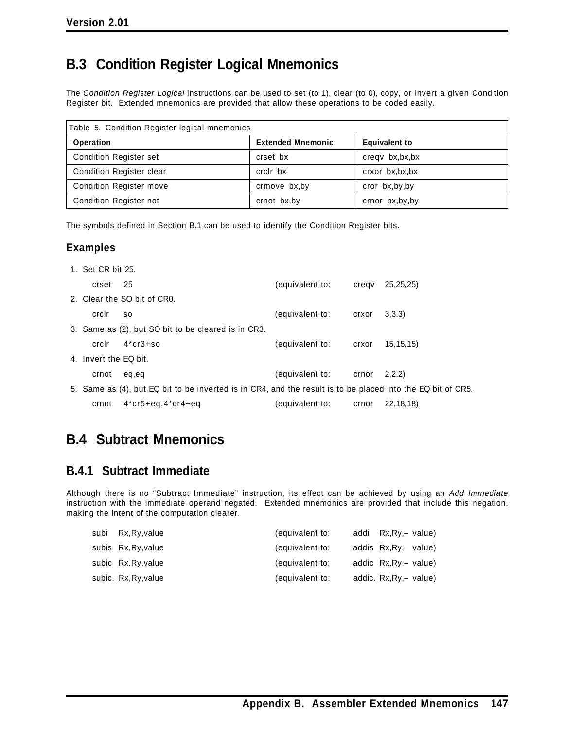## B.3 Condition Register Logical Mnemonics

The *Condition Register Logical* instructions can be used to set (to 1), clear (to 0), copy, or invert a given Condition Register bit. Extended mnemonics are provided that allow these operations to be coded easily.

Table 5. Condition Register logical mnemonics

| Operation | Extended Mnemonic | Equivalent to |
|---|---|---|
| Condition Register set | crset bx | creqv bx,bx,bx |
| Condition Register clear | crclr bx | crxor bx,bx,bx |
| Condition Register move | crmove bx,by | cror bx,by,by |
| Condition Register not | crnot bx,by | crnor bx,by,by |

The symbols defined in Section B.1 can be used to identify the Condition Register bits.

### Examples

1. Set CR bit 25.

   ```
   crset  25                  (equivalent to:   creqv  25,25,25)
   ```

2. Clear the SO bit of CR0.

   ```
   crclr  so                  (equivalent to:   crxor  3,3,3)
   ```

3. Same as (2), but SO bit to be cleared is in CR3.

   ```
   crclr  4*cr3+so            (equivalent to:   crxor  15,15,15)
   ```

4. Invert the EQ bit.

   ```
   crnot  eq,eq               (equivalent to:   crnor  2,2,2)
   ```

5. Same as (4), but EQ bit to be inverted is in CR4, and the result is to be placed into the EQ bit of CR5.

   ```
   crnot  4*cr5+eq,4*cr4+eq   (equivalent to:   crnor  22,18,18)
   ```

## B.4 Subtract Mnemonics

### B.4.1 Subtract Immediate

Although there is no "Subtract Immediate" instruction, its effect can be achieved by using an *Add Immediate* instruction with the immediate operand negated. Extended mnemonics are provided that include this negation, making the intent of the computation clearer.

```
subi   Rx,Ry,value        (equivalent to:   addi   Rx,Ry,– value)
subis  Rx,Ry,value        (equivalent to:   addis  Rx,Ry,– value)
subic  Rx,Ry,value        (equivalent to:   addic  Rx,Ry,– value)
subic. Rx,Ry,value        (equivalent to:   addic. Rx,Ry,– value)
```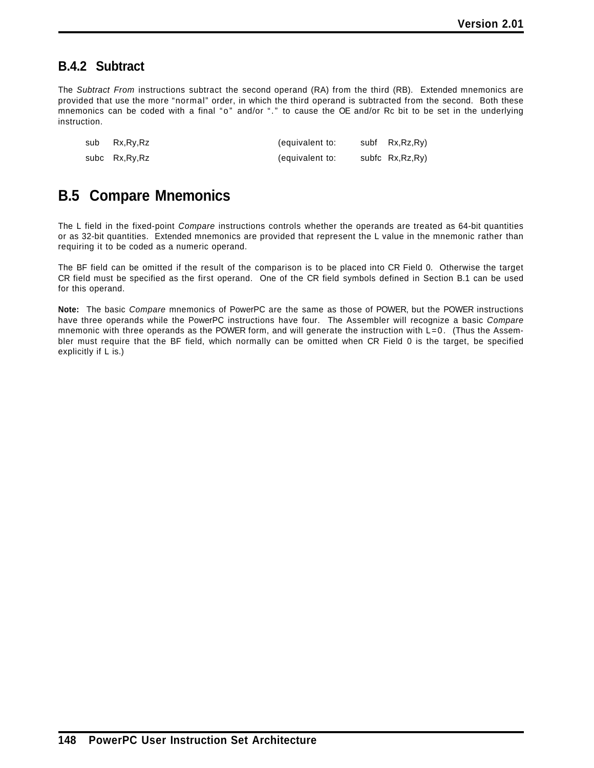### B.4.2 Subtract

The *Subtract From* instructions subtract the second operand (RA) from the third (RB). Extended mnemonics are provided that use the more "normal" order, in which the third operand is subtracted from the second. Both these mnemonics can be coded with a final "o" and/or "." to cause the OE and/or Rc bit to be set in the underlying instruction.

| | | |
|---|---|---|
| sub Rx,Ry,Rz | (equivalent to: | subf Rx,Rz,Ry) |
| subc Rx,Ry,Rz | (equivalent to: | subfc Rx,Rz,Ry) |

## B.5 Compare Mnemonics

The L field in the fixed-point *Compare* instructions controls whether the operands are treated as 64-bit quantities or as 32-bit quantities. Extended mnemonics are provided that represent the L value in the mnemonic rather than requiring it to be coded as a numeric operand.

The BF field can be omitted if the result of the comparison is to be placed into CR Field 0. Otherwise the target CR field must be specified as the first operand. One of the CR field symbols defined in Section B.1 can be used for this operand.

**Note:** The basic *Compare* mnemonics of PowerPC are the same as those of POWER, but the POWER instructions have three operands while the PowerPC instructions have four. The Assembler will recognize a basic *Compare* mnemonic with three operands as the POWER form, and will generate the instruction with L=0. (Thus the Assembler must require that the BF field, which normally can be omitted when CR Field 0 is the target, be specified explicitly if L is.)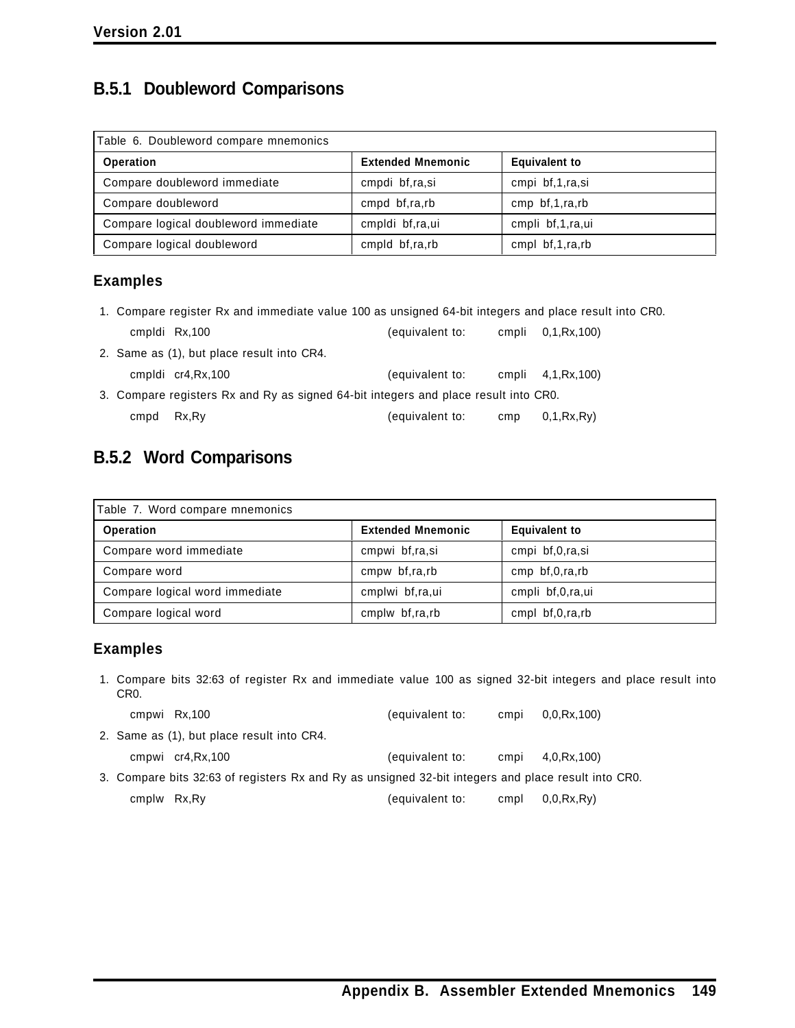### B.5.1 Doubleword Comparisons

Table 6. Doubleword compare mnemonics

| Operation | Extended Mnemonic | Equivalent to |
|---|---|---|
| Compare doubleword immediate | cmpdi bf,ra,si | cmpi bf,1,ra,si |
| Compare doubleword | cmpd bf,ra,rb | cmp bf,1,ra,rb |
| Compare logical doubleword immediate | cmpldi bf,ra,ui | cmpli bf,1,ra,ui |
| Compare logical doubleword | cmpld bf,ra,rb | cmpl bf,1,ra,rb |

#### Examples

1. Compare register Rx and immediate value 100 as unsigned 64-bit integers and place result into CR0.

```
cmpldi  Rx,100          (equivalent to:  cmpli  0,1,Rx,100)
```

2. Same as (1), but place result into CR4.

```
cmpldi  cr4,Rx,100      (equivalent to:  cmpli  4,1,Rx,100)
```

3. Compare registers Rx and Ry as signed 64-bit integers and place result into CR0.

```
cmpd    Rx,Ry           (equivalent to:  cmp    0,1,Rx,Ry)
```

### B.5.2 Word Comparisons

Table 7. Word compare mnemonics

| Operation | Extended Mnemonic | Equivalent to |
|---|---|---|
| Compare word immediate | cmpwi bf,ra,si | cmpi bf,0,ra,si |
| Compare word | cmpw bf,ra,rb | cmp bf,0,ra,rb |
| Compare logical word immediate | cmplwi bf,ra,ui | cmpli bf,0,ra,ui |
| Compare logical word | cmplw bf,ra,rb | cmpl bf,0,ra,rb |

#### Examples

1. Compare bits 32:63 of register Rx and immediate value 100 as signed 32-bit integers and place result into CR0.

```
cmpwi   Rx,100          (equivalent to:  cmpi   0,0,Rx,100)
```

2. Same as (1), but place result into CR4.

```
cmpwi   cr4,Rx,100      (equivalent to:  cmpi   4,0,Rx,100)
```

3. Compare bits 32:63 of registers Rx and Ry as unsigned 32-bit integers and place result into CR0.

```
cmplw   Rx,Ry           (equivalent to:  cmpl   0,0,Rx,Ry)
```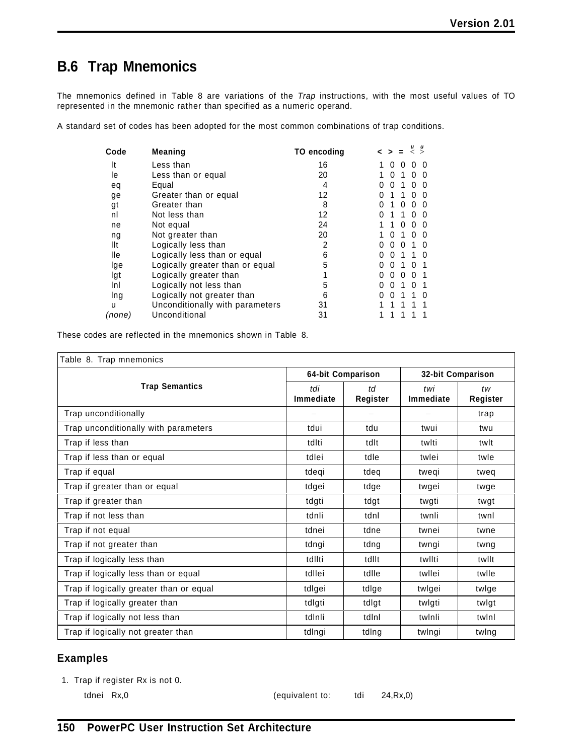## B.6 Trap Mnemonics

The mnemonics defined in Table 8 are variations of the *Trap* instructions, with the most useful values of TO represented in the mnemonic rather than specified as a numeric operand.

A standard set of codes has been adopted for the most common combinations of trap conditions.

| Code | Meaning | TO encoding | < > = $\overset{u}{<}$ $\overset{u}{>}$ |
|---|---|---|---|
| lt | Less than | 16 | 1 0 0 0 0 |
| le | Less than or equal | 20 | 1 0 1 0 0 |
| eq | Equal | 4 | 0 0 1 0 0 |
| ge | Greater than or equal | 12 | 0 1 1 0 0 |
| gt | Greater than | 8 | 0 1 0 0 0 |
| nl | Not less than | 12 | 0 1 1 0 0 |
| ne | Not equal | 24 | 1 1 0 0 0 |
| ng | Not greater than | 20 | 1 0 1 0 0 |
| llt | Logically less than | 2 | 0 0 0 1 0 |
| lle | Logically less than or equal | 6 | 0 0 1 1 0 |
| lge | Logically greater than or equal | 5 | 0 0 1 0 1 |
| lgt | Logically greater than | 1 | 0 0 0 0 1 |
| lnl | Logically not less than | 5 | 0 0 1 0 1 |
| lng | Logically not greater than | 6 | 0 0 1 1 0 |
| u | Unconditionally with parameters | 31 | 1 1 1 1 1 |
| *(none)* | Unconditional | 31 | 1 1 1 1 1 |

These codes are reflected in the mnemonics shown in Table 8.

Table 8. Trap mnemonics

| Trap Semantics | 64-bit Comparison | | 32-bit Comparison | |
|---|---|---|---|---|
| | *tdi* **Immediate** | *td* **Register** | *twi* **Immediate** | *tw* **Register** |
| Trap unconditionally | – | – | – | trap |
| Trap unconditionally with parameters | tdui | tdu | twui | twu |
| Trap if less than | tdlti | tdlt | twlti | twlt |
| Trap if less than or equal | tdlei | tdle | twlei | twle |
| Trap if equal | tdeqi | tdeq | tweqi | tweq |
| Trap if greater than or equal | tdgei | tdge | twgei | twge |
| Trap if greater than | tdgti | tdgt | twgti | twgt |
| Trap if not less than | tdnli | tdnl | twnli | twnl |
| Trap if not equal | tdnei | tdne | twnei | twne |
| Trap if not greater than | tdngi | tdng | twngi | twng |
| Trap if logically less than | tdllti | tdllt | twllti | twllt |
| Trap if logically less than or equal | tdllei | tdlle | twllei | twlle |
| Trap if logically greater than or equal | tdlgei | tdlge | twlgei | twlge |
| Trap if logically greater than | tdlgti | tdlgt | twlgti | twlgt |
| Trap if logically not less than | tdlnli | tdlnl | twlnli | twlnl |
| Trap if logically not greater than | tdlngi | tdlng | twlngi | twlng |

### Examples

1. Trap if register Rx is not 0.

```
tdnei   Rx,0                    (equivalent to:   tdi   24,Rx,0)
```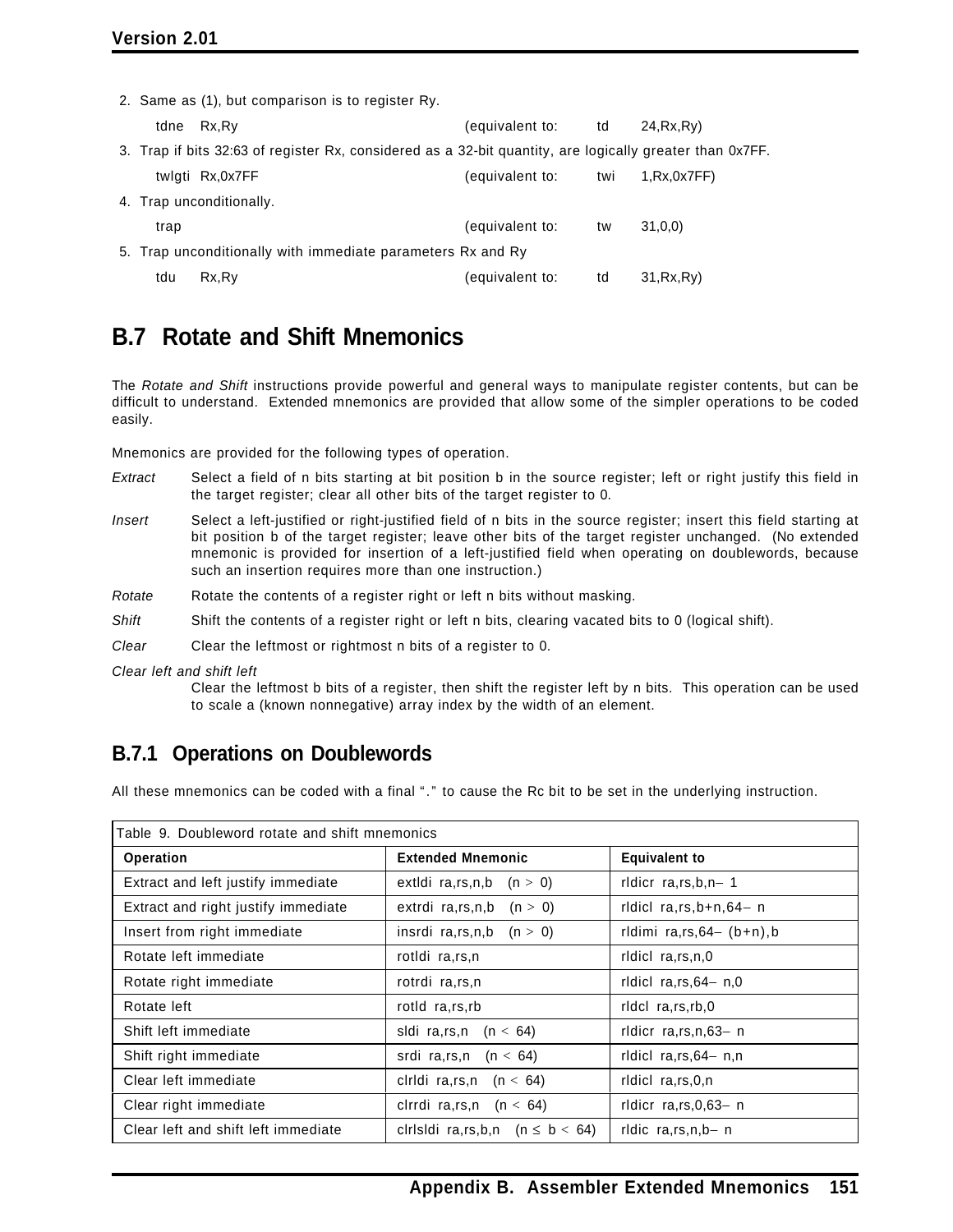2. Same as (1), but comparison is to register Ry.

```
tdne   Rx,Ry                    (equivalent to:   td    24,Rx,Ry)
```

3. Trap if bits 32:63 of register Rx, considered as a 32-bit quantity, are logically greater than 0x7FF.

```
twlgti Rx,0x7FF                 (equivalent to:   twi   1,Rx,0x7FF)
```

4. Trap unconditionally.

```
trap                            (equivalent to:   tw    31,0,0)
```

5. Trap unconditionally with immediate parameters Rx and Ry

```
tdu    Rx,Ry                    (equivalent to:   td    31,Rx,Ry)
```

## B.7 Rotate and Shift Mnemonics

The *Rotate and Shift* instructions provide powerful and general ways to manipulate register contents, but can be difficult to understand. Extended mnemonics are provided that allow some of the simpler operations to be coded easily.

Mnemonics are provided for the following types of operation.

*Extract* Select a field of n bits starting at bit position b in the source register; left or right justify this field in the target register; clear all other bits of the target register to 0.

*Insert* Select a left-justified or right-justified field of n bits in the source register; insert this field starting at bit position b of the target register; leave other bits of the target register unchanged. (No extended mnemonic is provided for insertion of a left-justified field when operating on doublewords, because such an insertion requires more than one instruction.)

*Rotate* Rotate the contents of a register right or left n bits without masking.

*Shift* Shift the contents of a register right or left n bits, clearing vacated bits to 0 (logical shift).

*Clear* Clear the leftmost or rightmost n bits of a register to 0.

*Clear left and shift left*
Clear the leftmost b bits of a register, then shift the register left by n bits. This operation can be used to scale a (known nonnegative) array index by the width of an element.

### B.7.1 Operations on Doublewords

All these mnemonics can be coded with a final "." to cause the Rc bit to be set in the underlying instruction.

Table 9. Doubleword rotate and shift mnemonics

| Operation | Extended Mnemonic | Equivalent to |
|---|---|---|
| Extract and left justify immediate | extldi ra,rs,n,b (n > 0) | rldicr ra,rs,b,n−1 |
| Extract and right justify immediate | extrdi ra,rs,n,b (n > 0) | rldicl ra,rs,b+n,64−n |
| Insert from right immediate | insrdi ra,rs,n,b (n > 0) | rldimi ra,rs,64−(b+n),b |
| Rotate left immediate | rotldi ra,rs,n | rldicl ra,rs,n,0 |
| Rotate right immediate | rotrdi ra,rs,n | rldicl ra,rs,64−n,0 |
| Rotate left | rotld ra,rs,rb | rldcl ra,rs,rb,0 |
| Shift left immediate | sldi ra,rs,n (n < 64) | rldicr ra,rs,n,63−n |
| Shift right immediate | srdi ra,rs,n (n < 64) | rldicl ra,rs,64−n,n |
| Clear left immediate | clrldi ra,rs,n (n < 64) | rldicl ra,rs,0,n |
| Clear right immediate | clrrdi ra,rs,n (n < 64) | rldicr ra,rs,0,63−n |
| Clear left and shift left immediate | clrlsldi ra,rs,b,n (n ≤ b < 64) | rldic ra,rs,n,b−n |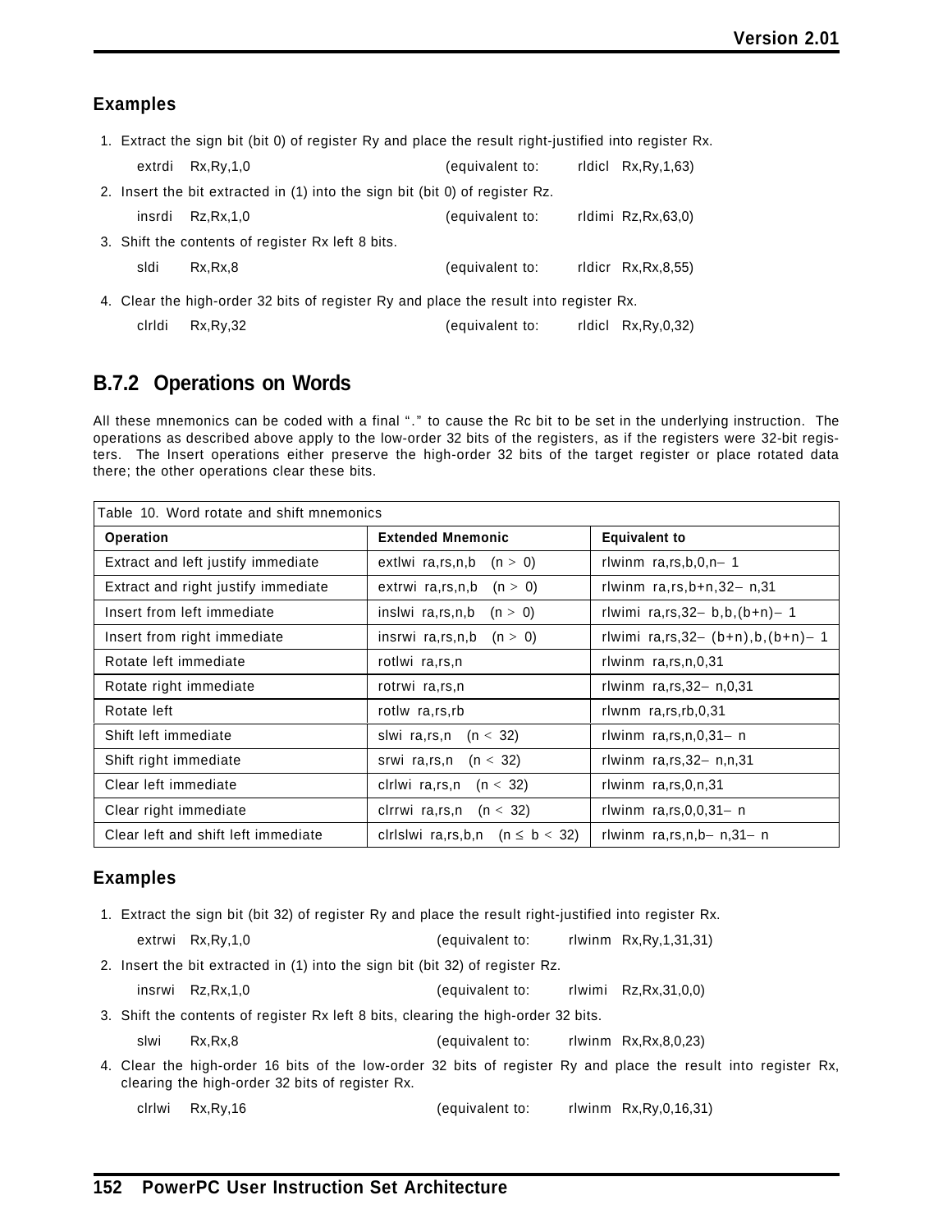### Examples

1. Extract the sign bit (bit 0) of register Ry and place the result right-justified into register Rx.

   ```
   extrdi  Rx,Ry,1,0          (equivalent to:   rldicl  Rx,Ry,1,63)
   ```

2. Insert the bit extracted in (1) into the sign bit (bit 0) of register Rz.

   ```
   insrdi  Rz,Rx,1,0          (equivalent to:   rldimi  Rz,Rx,63,0)
   ```

3. Shift the contents of register Rx left 8 bits.

   ```
   sldi    Rx,Rx,8            (equivalent to:   rldicr  Rx,Rx,8,55)
   ```

4. Clear the high-order 32 bits of register Ry and place the result into register Rx.

   ```
   clrldi  Rx,Ry,32           (equivalent to:   rldicl  Rx,Ry,0,32)
   ```

## B.7.2 Operations on Words

All these mnemonics can be coded with a final "." to cause the Rc bit to be set in the underlying instruction. The operations as described above apply to the low-order 32 bits of the registers, as if the registers were 32-bit registers. The Insert operations either preserve the high-order 32 bits of the target register or place rotated data there; the other operations clear these bits.

Table 10. Word rotate and shift mnemonics

| Operation | Extended Mnemonic | Equivalent to |
|---|---|---|
| Extract and left justify immediate | extlwi ra,rs,n,b (n > 0) | rlwinm ra,rs,b,0,n−1 |
| Extract and right justify immediate | extrwi ra,rs,n,b (n > 0) | rlwinm ra,rs,b+n,32−n,31 |
| Insert from left immediate | inslwi ra,rs,n,b (n > 0) | rlwimi ra,rs,32−b,b,(b+n)−1 |
| Insert from right immediate | insrwi ra,rs,n,b (n > 0) | rlwimi ra,rs,32−(b+n),b,(b+n)−1 |
| Rotate left immediate | rotlwi ra,rs,n | rlwinm ra,rs,n,0,31 |
| Rotate right immediate | rotrwi ra,rs,n | rlwinm ra,rs,32−n,0,31 |
| Rotate left | rotlw ra,rs,rb | rlwnm ra,rs,rb,0,31 |
| Shift left immediate | slwi ra,rs,n (n < 32) | rlwinm ra,rs,n,0,31−n |
| Shift right immediate | srwi ra,rs,n (n < 32) | rlwinm ra,rs,32−n,n,31 |
| Clear left immediate | clrlwi ra,rs,n (n < 32) | rlwinm ra,rs,0,n,31 |
| Clear right immediate | clrrwi ra,rs,n (n < 32) | rlwinm ra,rs,0,0,31−n |
| Clear left and shift left immediate | clrlslwi ra,rs,b,n (n ≤ b < 32) | rlwinm ra,rs,n,b−n,31−n |

### Examples

1. Extract the sign bit (bit 32) of register Ry and place the result right-justified into register Rx.

   ```
   extrwi  Rx,Ry,1,0          (equivalent to:   rlwinm  Rx,Ry,1,31,31)
   ```

2. Insert the bit extracted in (1) into the sign bit (bit 32) of register Rz.

   ```
   insrwi  Rz,Rx,1,0          (equivalent to:   rlwimi  Rz,Rx,31,0,0)
   ```

3. Shift the contents of register Rx left 8 bits, clearing the high-order 32 bits.

   ```
   slwi    Rx,Rx,8            (equivalent to:   rlwinm  Rx,Rx,8,0,23)
   ```

4. Clear the high-order 16 bits of the low-order 32 bits of register Ry and place the result into register Rx, clearing the high-order 32 bits of register Rx.

   ```
   clrlwi  Rx,Ry,16           (equivalent to:   rlwinm  Rx,Ry,0,16,31)
   ```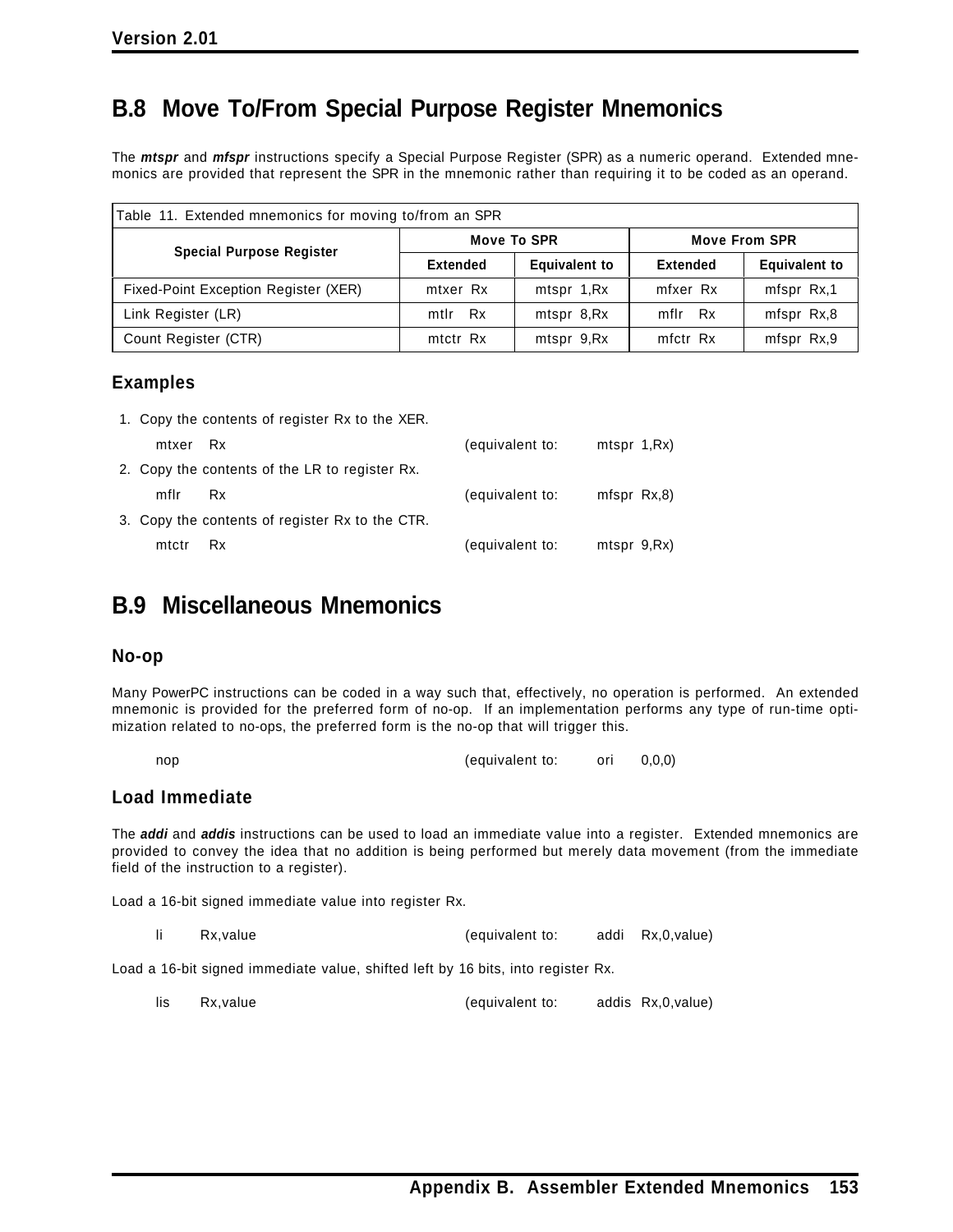## B.8 Move To/From Special Purpose Register Mnemonics

The ***mtspr*** and ***mfspr*** instructions specify a Special Purpose Register (SPR) as a numeric operand. Extended mnemonics are provided that represent the SPR in the mnemonic rather than requiring it to be coded as an operand.

Table 11. Extended mnemonics for moving to/from an SPR

| Special Purpose Register | Move To SPR | | Move From SPR | |
|---|---|---|---|---|
| | Extended | Equivalent to | Extended | Equivalent to |
| Fixed-Point Exception Register (XER) | mtxer Rx | mtspr 1,Rx | mfxer Rx | mfspr Rx,1 |
| Link Register (LR) | mtlr Rx | mtspr 8,Rx | mflr Rx | mfspr Rx,8 |
| Count Register (CTR) | mtctr Rx | mtspr 9,Rx | mfctr Rx | mfspr Rx,9 |

### Examples

1. Copy the contents of register Rx to the XER.

```
mtxer   Rx                    (equivalent to:   mtspr 1,Rx)
```

2. Copy the contents of the LR to register Rx.

```
mflr    Rx                    (equivalent to:   mfspr Rx,8)
```

3. Copy the contents of register Rx to the CTR.

```
mtctr   Rx                    (equivalent to:   mtspr 9,Rx)
```

## B.9 Miscellaneous Mnemonics

### No-op

Many PowerPC instructions can be coded in a way such that, effectively, no operation is performed. An extended mnemonic is provided for the preferred form of no-op. If an implementation performs any type of run-time optimization related to no-ops, the preferred form is the no-op that will trigger this.

```
nop                           (equivalent to:   ori    0,0,0)
```

### Load Immediate

The ***addi*** and ***addis*** instructions can be used to load an immediate value into a register. Extended mnemonics are provided to convey the idea that no addition is being performed but merely data movement (from the immediate field of the instruction to a register).

Load a 16-bit signed immediate value into register Rx.

```
li      Rx,value              (equivalent to:   addi   Rx,0,value)
```

Load a 16-bit signed immediate value, shifted left by 16 bits, into register Rx.

```
lis     Rx,value              (equivalent to:   addis  Rx,0,value)
```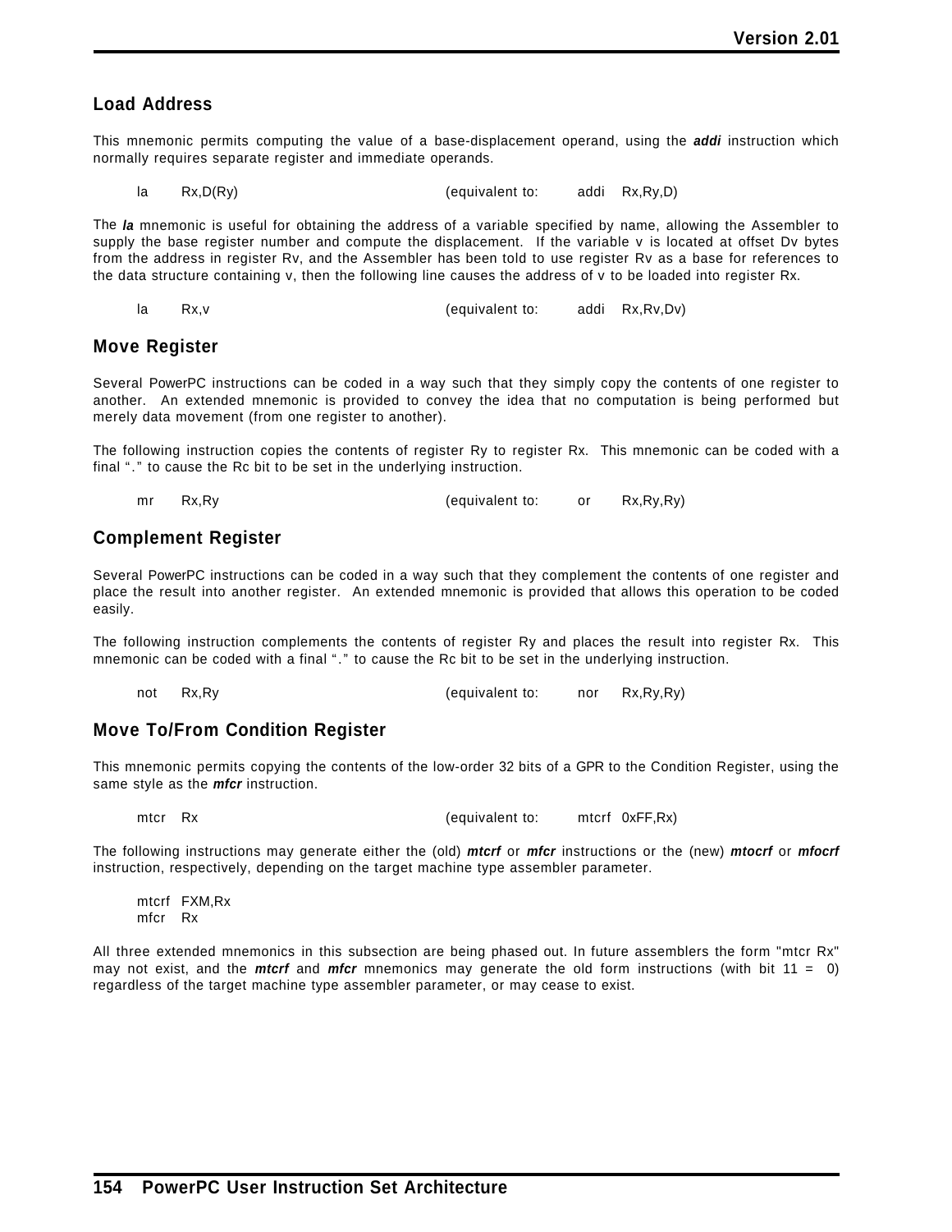### Load Address

This mnemonic permits computing the value of a base-displacement operand, using the ***addi*** instruction which normally requires separate register and immediate operands.

```
la    Rx,D(Ry)                    (equivalent to:    addi   Rx,Ry,D)
```

The ***la*** mnemonic is useful for obtaining the address of a variable specified by name, allowing the Assembler to supply the base register number and compute the displacement. If the variable v is located at offset Dv bytes from the address in register Rv, and the Assembler has been told to use register Rv as a base for references to the data structure containing v, then the following line causes the address of v to be loaded into register Rx.

```
la    Rx,v                        (equivalent to:    addi   Rx,Rv,Dv)
```

### Move Register

Several PowerPC instructions can be coded in a way such that they simply copy the contents of one register to another. An extended mnemonic is provided to convey the idea that no computation is being performed but merely data movement (from one register to another).

The following instruction copies the contents of register Ry to register Rx. This mnemonic can be coded with a final "." to cause the Rc bit to be set in the underlying instruction.

```
mr    Rx,Ry                       (equivalent to:    or     Rx,Ry,Ry)
```

### Complement Register

Several PowerPC instructions can be coded in a way such that they complement the contents of one register and place the result into another register. An extended mnemonic is provided that allows this operation to be coded easily.

The following instruction complements the contents of register Ry and places the result into register Rx. This mnemonic can be coded with a final "." to cause the Rc bit to be set in the underlying instruction.

```
not   Rx,Ry                       (equivalent to:    nor    Rx,Ry,Ry)
```

### Move To/From Condition Register

This mnemonic permits copying the contents of the low-order 32 bits of a GPR to the Condition Register, using the same style as the ***mfcr*** instruction.

```
mtcr  Rx                          (equivalent to:    mtcrf  0xFF,Rx)
```

The following instructions may generate either the (old) ***mtcrf*** or ***mfcr*** instructions or the (new) ***mtocrf*** or ***mfocrf*** instruction, respectively, depending on the target machine type assembler parameter.

```
mtcrf FXM,Rx
mfcr  Rx
```

All three extended mnemonics in this subsection are being phased out. In future assemblers the form "mtcr Rx" may not exist, and the ***mtcrf*** and ***mfcr*** mnemonics may generate the old form instructions (with bit 11 = 0) regardless of the target machine type assembler parameter, or may cease to exist.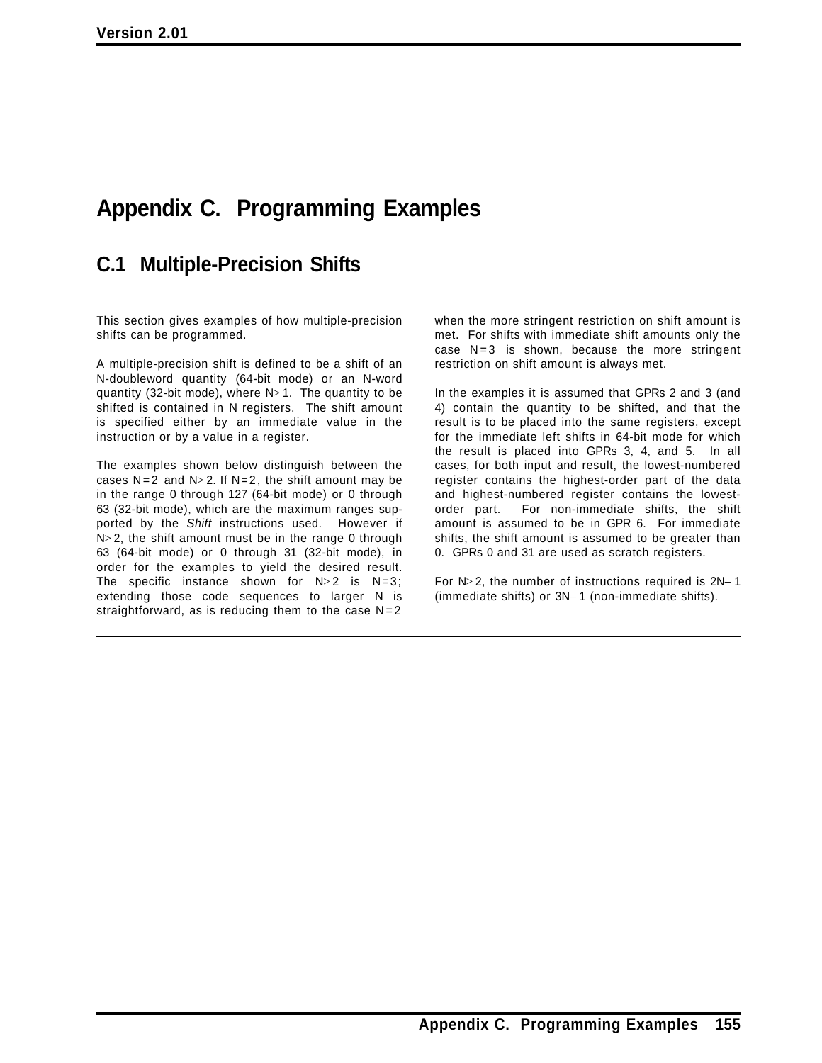# Appendix C. Programming Examples

## C.1 Multiple-Precision Shifts

This section gives examples of how multiple-precision shifts can be programmed.

A multiple-precision shift is defined to be a shift of an N-doubleword quantity (64-bit mode) or an N-word quantity (32-bit mode), where $N > 1$. The quantity to be shifted is contained in N registers. The shift amount is specified either by an immediate value in the instruction or by a value in a register.

The examples shown below distinguish between the cases $N = 2$ and $N > 2$. If $N = 2$, the shift amount may be in the range 0 through 127 (64-bit mode) or 0 through 63 (32-bit mode), which are the maximum ranges supported by the *Shift* instructions used. However if $N > 2$, the shift amount must be in the range 0 through 63 (64-bit mode) or 0 through 31 (32-bit mode), in order for the examples to yield the desired result. The specific instance shown for $N > 2$ is $N = 3$; extending those code sequences to larger N is straightforward, as is reducing them to the case $N = 2$ when the more stringent restriction on shift amount is met. For shifts with immediate shift amounts only the case $N = 3$ is shown, because the more stringent restriction on shift amount is always met.

In the examples it is assumed that GPRs 2 and 3 (and 4) contain the quantity to be shifted, and that the result is to be placed into the same registers, except for the immediate left shifts in 64-bit mode for which the result is placed into GPRs 3, 4, and 5. In all cases, for both input and result, the lowest-numbered register contains the highest-order part of the data and highest-numbered register contains the lowest-order part. For non-immediate shifts, the shift amount is assumed to be in GPR 6. For immediate shifts, the shift amount is assumed to be greater than 0. GPRs 0 and 31 are used as scratch registers.

For $N > 2$, the number of instructions required is $2N - 1$ (immediate shifts) or $3N - 1$ (non-immediate shifts).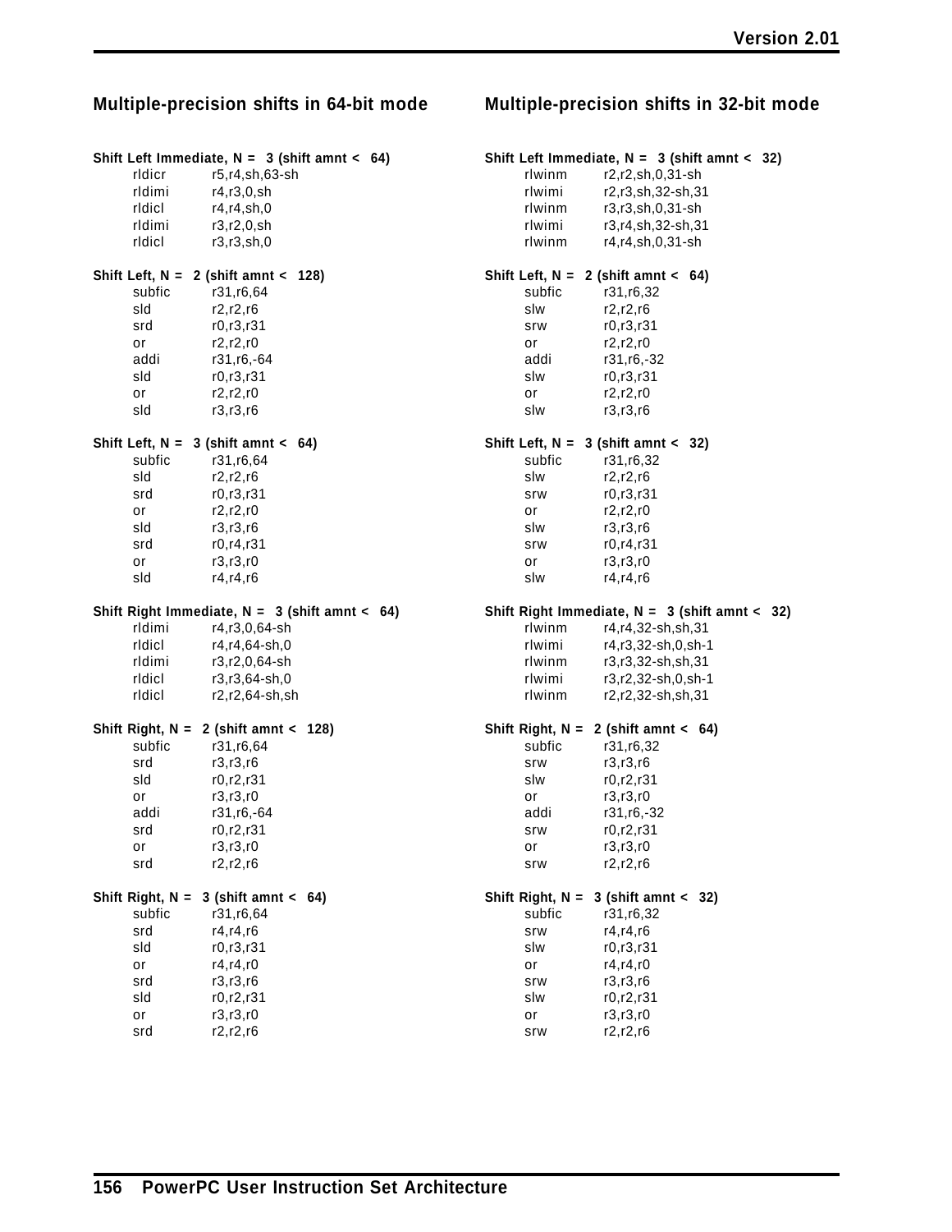## Multiple-precision shifts in 64-bit mode

**Shift Left Immediate, N = 3 (shift amnt < 64)**

```
rldicr   r5,r4,sh,63-sh
rldimi   r4,r3,0,sh
rldicl   r4,r4,sh,0
rldimi   r3,r2,0,sh
rldicl   r3,r3,sh,0
```

**Shift Left, N = 2 (shift amnt < 128)**

```
subfic   r31,r6,64
sld      r2,r2,r6
srd      r0,r3,r31
or       r2,r2,r0
addi     r31,r6,-64
sld      r0,r3,r31
or       r2,r2,r0
sld      r3,r3,r6
```

**Shift Left, N = 3 (shift amnt < 64)**

```
subfic   r31,r6,64
sld      r2,r2,r6
srd      r0,r3,r31
or       r2,r2,r0
sld      r3,r3,r6
srd      r0,r4,r31
or       r3,r3,r0
sld      r4,r4,r6
```

**Shift Right Immediate, N = 3 (shift amnt < 64)**

```
rldimi   r4,r3,0,64-sh
rldicl   r4,r4,64-sh,0
rldimi   r3,r2,0,64-sh
rldicl   r3,r3,64-sh,0
rldicl   r2,r2,64-sh,sh
```

**Shift Right, N = 2 (shift amnt < 128)**

```
subfic   r31,r6,64
srd      r3,r3,r6
sld      r0,r2,r31
or       r3,r3,r0
addi     r31,r6,-64
srd      r0,r2,r31
or       r3,r3,r0
srd      r2,r2,r6
```

**Shift Right, N = 3 (shift amnt < 64)**

```
subfic   r31,r6,64
srd      r4,r4,r6
sld      r0,r3,r31
or       r4,r4,r0
srd      r3,r3,r6
sld      r0,r2,r31
or       r3,r3,r0
srd      r2,r2,r6
```

## Multiple-precision shifts in 32-bit mode

**Shift Left Immediate, N = 3 (shift amnt < 32)**

```
rlwinm   r2,r2,sh,0,31-sh
rlwimi   r2,r3,sh,32-sh,31
rlwinm   r3,r3,sh,0,31-sh
rlwimi   r3,r4,sh,32-sh,31
rlwinm   r4,r4,sh,0,31-sh
```

**Shift Left, N = 2 (shift amnt < 64)**

```
subfic   r31,r6,32
slw      r2,r2,r6
srw      r0,r3,r31
or       r2,r2,r0
addi     r31,r6,-32
slw      r0,r3,r31
or       r2,r2,r0
slw      r3,r3,r6
```

**Shift Left, N = 3 (shift amnt < 32)**

```
subfic   r31,r6,32
slw      r2,r2,r6
srw      r0,r3,r31
or       r2,r2,r0
slw      r3,r3,r6
srw      r0,r4,r31
or       r3,r3,r0
slw      r4,r4,r6
```

**Shift Right Immediate, N = 3 (shift amnt < 32)**

```
rlwinm   r4,r4,32-sh,sh,31
rlwimi   r4,r3,32-sh,0,sh-1
rlwinm   r3,r3,32-sh,sh,31
rlwimi   r3,r2,32-sh,0,sh-1
rlwinm   r2,r2,32-sh,sh,31
```

**Shift Right, N = 2 (shift amnt < 64)**

```
subfic   r31,r6,32
srw      r3,r3,r6
slw      r0,r2,r31
or       r3,r3,r0
addi     r31,r6,-32
srw      r0,r2,r31
or       r3,r3,r0
srw      r2,r2,r6
```

**Shift Right, N = 3 (shift amnt < 32)**

```
subfic   r31,r6,32
srw      r4,r4,r6
slw      r0,r3,r31
or       r4,r4,r0
srw      r3,r3,r6
slw      r0,r2,r31
or       r3,r3,r0
srw      r2,r2,r6
```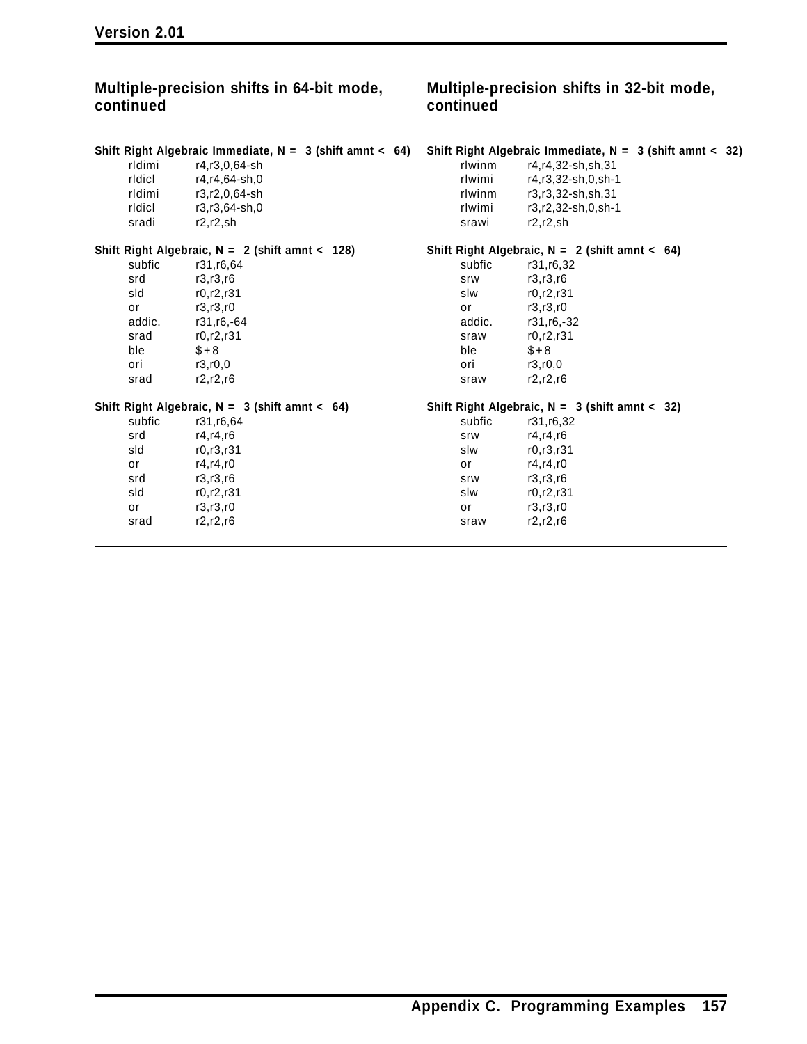## Multiple-precision shifts in 64-bit mode, continued

**Shift Right Algebraic Immediate, N = 3 (shift amnt < 64)**

```
rldimi   r4,r3,0,64-sh
rldicl   r4,r4,64-sh,0
rldimi   r3,r2,0,64-sh
rldicl   r3,r3,64-sh,0
sradi    r2,r2,sh
```

**Shift Right Algebraic, N = 2 (shift amnt < 128)**

```
subfic   r31,r6,64
srd      r3,r3,r6
sld      r0,r2,r31
or       r3,r3,r0
addic.   r31,r6,-64
srad     r0,r2,r31
ble      $+8
ori      r3,r0,0
srad     r2,r2,r6
```

**Shift Right Algebraic, N = 3 (shift amnt < 64)**

```
subfic   r31,r6,64
srd      r4,r4,r6
sld      r0,r3,r31
or       r4,r4,r0
srd      r3,r3,r6
sld      r0,r2,r31
or       r3,r3,r0
srad     r2,r2,r6
```

## Multiple-precision shifts in 32-bit mode, continued

**Shift Right Algebraic Immediate, N = 3 (shift amnt < 32)**

```
rlwinm   r4,r4,32-sh,sh,31
rlwimi   r4,r3,32-sh,0,sh-1
rlwinm   r3,r3,32-sh,sh,31
rlwimi   r3,r2,32-sh,0,sh-1
srawi    r2,r2,sh
```

**Shift Right Algebraic, N = 2 (shift amnt < 64)**

```
subfic   r31,r6,32
srw      r3,r3,r6
slw      r0,r2,r31
or       r3,r3,r0
addic.   r31,r6,-32
sraw     r0,r2,r31
ble      $+8
ori      r3,r0,0
sraw     r2,r2,r6
```

**Shift Right Algebraic, N = 3 (shift amnt < 32)**

```
subfic   r31,r6,32
srw      r4,r4,r6
slw      r0,r3,r31
or       r4,r4,r0
srw      r3,r3,r6
slw      r0,r2,r31
or       r3,r3,r0
sraw     r2,r2,r6
```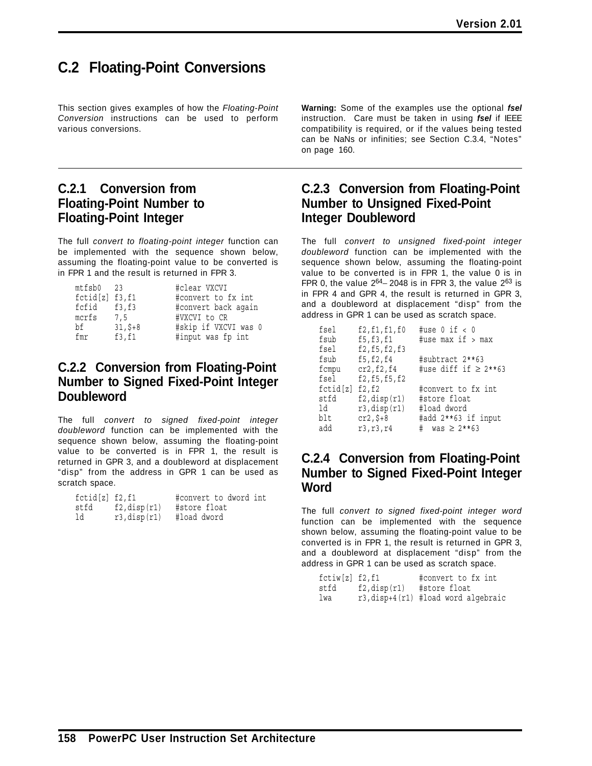## C.2 Floating-Point Conversions

This section gives examples of how the *Floating-Point Conversion* instructions can be used to perform various conversions.

**Warning:** Some of the examples use the optional ***fsel*** instruction. Care must be taken in using ***fsel*** if IEEE compatibility is required, or if the values being tested can be NaNs or infinities; see Section C.3.4, "Notes" on page 160.

### C.2.1 Conversion from Floating-Point Number to Floating-Point Integer

The full *convert to floating-point integer* function can be implemented with the sequence shown below, assuming the floating-point value to be converted is in FPR 1 and the result is returned in FPR 3.

```
mtfsb0   23          #clear VXCVI
fctid[z] f3,f1       #convert to fx int
fcfid    f3,f3       #convert back again
mcrfs    7,5         #VXCVI to CR
bf       31,$+8      #skip if VXCVI was 0
fmr      f3,f1       #input was fp int
```

### C.2.2 Conversion from Floating-Point Number to Signed Fixed-Point Integer Doubleword

The full *convert to signed fixed-point integer doubleword* function can be implemented with the sequence shown below, assuming the floating-point value to be converted is in FPR 1, the result is returned in GPR 3, and a doubleword at displacement "disp" from the address in GPR 1 can be used as scratch space.

```
fctid[z] f2,f1         #convert to dword int
stfd     f2,disp(r1)   #store float
ld       r3,disp(r1)   #load dword
```

### C.2.3 Conversion from Floating-Point Number to Unsigned Fixed-Point Integer Doubleword

The full *convert to unsigned fixed-point integer doubleword* function can be implemented with the sequence shown below, assuming the floating-point value to be converted is in FPR 1, the value 0 is in FPR 0, the value $2^{64}-2048$ is in FPR 3, the value $2^{63}$ is in FPR 4 and GPR 4, the result is returned in GPR 3, and a doubleword at displacement "disp" from the address in GPR 1 can be used as scratch space.

```
fsel     f2,f1,f1,f0   #use 0 if < 0
fsub     f5,f3,f1      #use max if > max
fsel     f2,f5,f2,f3
fsub     f5,f2,f4      #subtract 2**63
fcmpu    cr2,f2,f4     #use diff if ≥ 2**63
fsel     f2,f5,f5,f2
fctid[z] f2,f2         #convert to fx int
stfd     f2,disp(r1)   #store float
ld       r3,disp(r1)   #load dword
blt      cr2,$+8       #add 2**63 if input
add      r3,r3,r4      #  was ≥ 2**63
```

### C.2.4 Conversion from Floating-Point Number to Signed Fixed-Point Integer Word

The full *convert to signed fixed-point integer word* function can be implemented with the sequence shown below, assuming the floating-point value to be converted is in FPR 1, the result is returned in GPR 3, and a doubleword at displacement "disp" from the address in GPR 1 can be used as scratch space.

```
fctiw[z] f2,f1          #convert to fx int
stfd     f2,disp(r1)    #store float
lwa      r3,disp+4(r1) #load word algebraic
```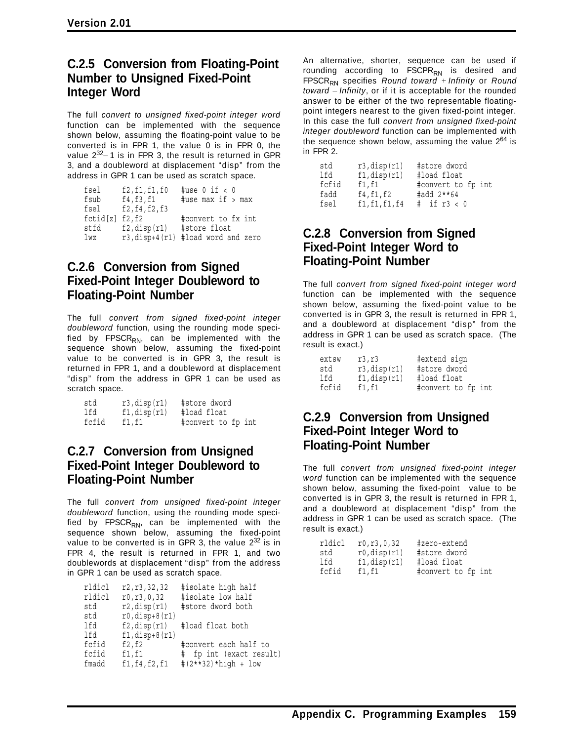### C.2.5 Conversion from Floating-Point Number to Unsigned Fixed-Point Integer Word

The full *convert to unsigned fixed-point integer word* function can be implemented with the sequence shown below, assuming the floating-point value to be converted is in FPR 1, the value 0 is in FPR 0, the value $2^{32}-1$ is in FPR 3, the result is returned in GPR 3, and a doubleword at displacement “disp” from the address in GPR 1 can be used as scratch space.

```
fsel     f2,f1,f1,f0   #use 0 if < 0
fsub     f4,f3,f1      #use max if > max
fsel     f2,f4,f2,f3
fctid[z] f2,f2         #convert to fx int
stfd     f2,disp(r1)   #store float
lwz      r3,disp+4(r1) #load word and zero
```

### C.2.6 Conversion from Signed Fixed-Point Integer Doubleword to Floating-Point Number

The full *convert from signed fixed-point integer doubleword* function, using the rounding mode specified by $FPSCR_{RN}$, can be implemented with the sequence shown below, assuming the fixed-point value to be converted is in GPR 3, the result is returned in FPR 1, and a doubleword at displacement “disp” from the address in GPR 1 can be used as scratch space.

```
std      r3,disp(r1)   #store dword
lfd      f1,disp(r1)   #load float
fcfid    f1,f1         #convert to fp int
```

### C.2.7 Conversion from Unsigned Fixed-Point Integer Doubleword to Floating-Point Number

The full *convert from unsigned fixed-point integer doubleword* function, using the rounding mode specified by $FPSCR_{RN}$, can be implemented with the sequence shown below, assuming the fixed-point value to be converted is in GPR 3, the value $2^{32}$ is in FPR 4, the result is returned in FPR 1, and two doublewords at displacement “disp” from the address in GPR 1 can be used as scratch space.

```
rldicl   r2,r3,32,32   #isolate high half
rldicl   r0,r3,0,32    #isolate low half
std      r2,disp(r1)   #store dword both
std      r0,disp+8(r1)
lfd      f2,disp(r1)   #load float both
lfd      f1,disp+8(r1)
fcfid    f2,f2         #convert each half to
fcfid    f1,f1         #  fp int (exact result)
fmadd    f1,f4,f2,f1   #(2**32)*high + low
```

An alternative, shorter, sequence can be used if rounding according to $FSCPR_{RN}$ is desired and $FPSCR_{RN}$ specifies *Round toward +Infinity* or *Round toward −Infinity*, or if it is acceptable for the rounded answer to be either of the two representable floating-point integers nearest to the given fixed-point integer. In this case the full *convert from unsigned fixed-point integer doubleword* function can be implemented with the sequence shown below, assuming the value $2^{64}$ is in FPR 2.

```
std      r3,disp(r1)   #store dword
lfd      f1,disp(r1)   #load float
fcfid    f1,f1         #convert to fp int
fadd     f4,f1,f2      #add 2**64
fsel     f1,f1,f1,f4   #  if r3 < 0
```

### C.2.8 Conversion from Signed Fixed-Point Integer Word to Floating-Point Number

The full *convert from signed fixed-point integer word* function can be implemented with the sequence shown below, assuming the fixed-point value to be converted is in GPR 3, the result is returned in FPR 1, and a doubleword at displacement “disp” from the address in GPR 1 can be used as scratch space. (The result is exact.)

```
extsw    r3,r3         #extend sign
std      r3,disp(r1)   #store dword
lfd      f1,disp(r1)   #load float
fcfid    f1,f1         #convert to fp int
```

### C.2.9 Conversion from Unsigned Fixed-Point Integer Word to Floating-Point Number

The full *convert from unsigned fixed-point integer word* function can be implemented with the sequence shown below, assuming the fixed-point value to be converted is in GPR 3, the result is returned in FPR 1, and a doubleword at displacement “disp” from the address in GPR 1 can be used as scratch space. (The result is exact.)

```
rldicl   r0,r3,0,32    #zero-extend
std      r0,disp(r1)   #store dword
lfd      f1,disp(r1)   #load float
fcfid    f1,f1         #convert to fp int
```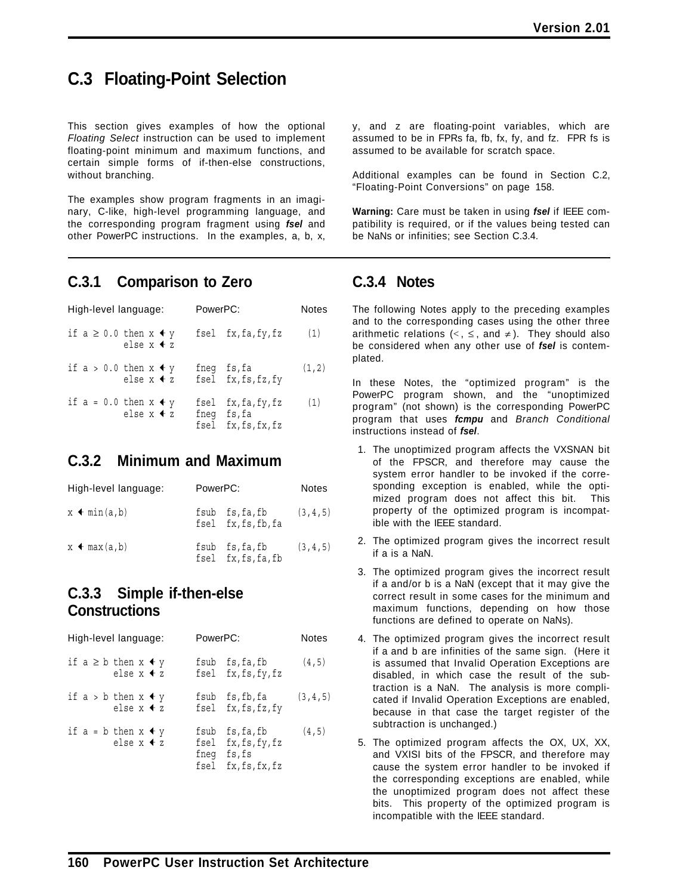## C.3 Floating-Point Selection

This section gives examples of how the optional *Floating Select* instruction can be used to implement floating-point minimum and maximum functions, and certain simple forms of if-then-else constructions, without branching.

The examples show program fragments in an imaginary, C-like, high-level programming language, and the corresponding program fragment using ***fsel*** and other PowerPC instructions. In the examples, a, b, x, y, and z are floating-point variables, which are assumed to be in FPRs fa, fb, fx, fy, and fz. FPR fs is assumed to be available for scratch space.

Additional examples can be found in Section C.2, "Floating-Point Conversions" on page 158.

**Warning:** Care must be taken in using ***fsel*** if IEEE compatibility is required, or if the values being tested can be NaNs or infinities; see Section C.3.4.

### C.3.1 Comparison to Zero

| High-level language: | PowerPC: | Notes |
|---|---|---|
| if a ≥ 0.0 then x ← y<br>else x ← z | fsel fx,fa,fy,fz | (1) |
| if a > 0.0 then x ← y<br>else x ← z | fneg fs,fa<br>fsel fx,fs,fz,fy | (1,2) |
| if a = 0.0 then x ← y<br>else x ← z | fsel fx,fa,fy,fz<br>fneg fs,fa<br>fsel fx,fs,fx,fz | (1) |

### C.3.2 Minimum and Maximum

| High-level language: | PowerPC: | Notes |
|---|---|---|
| x ← min(a,b) | fsub fs,fa,fb<br>fsel fx,fs,fb,fa | (3,4,5) |
| x ← max(a,b) | fsub fs,fa,fb<br>fsel fx,fs,fa,fb | (3,4,5) |

### C.3.3 Simple if-then-else Constructions

| High-level language: | PowerPC: | Notes |
|---|---|---|
| if a ≥ b then x ← y<br>else x ← z | fsub fs,fa,fb<br>fsel fx,fs,fy,fz | (4,5) |
| if a > b then x ← y<br>else x ← z | fsub fs,fb,fa<br>fsel fx,fs,fz,fy | (3,4,5) |
| if a = b then x ← y<br>else x ← z | fsub fs,fa,fb<br>fsel fx,fs,fy,fz<br>fneg fs,fs<br>fsel fx,fs,fx,fz | (4,5) |

### C.3.4 Notes

The following Notes apply to the preceding examples and to the corresponding cases using the other three arithmetic relations (<, ≤, and ≠). They should also be considered when any other use of ***fsel*** is contemplated.

In these Notes, the "optimized program" is the PowerPC program shown, and the "unoptimized program" (not shown) is the corresponding PowerPC program that uses ***fcmpu*** and *Branch Conditional* instructions instead of ***fsel***.

1. The unoptimized program affects the VXSNAN bit of the FPSCR, and therefore may cause the system error handler to be invoked if the corresponding exception is enabled, while the optimized program does not affect this bit. This property of the optimized program is incompatible with the IEEE standard.
2. The optimized program gives the incorrect result if a is a NaN.
3. The optimized program gives the incorrect result if a and/or b is a NaN (except that it may give the correct result in some cases for the minimum and maximum functions, depending on how those functions are defined to operate on NaNs).
4. The optimized program gives the incorrect result if a and b are infinities of the same sign. (Here it is assumed that Invalid Operation Exceptions are disabled, in which case the result of the subtraction is a NaN. The analysis is more complicated if Invalid Operation Exceptions are enabled, because in that case the target register of the subtraction is unchanged.)
5. The optimized program affects the OX, UX, XX, and VXISI bits of the FPSCR, and therefore may cause the system error handler to be invoked if the corresponding exceptions are enabled, while the unoptimized program does not affect these bits. This property of the optimized program is incompatible with the IEEE standard.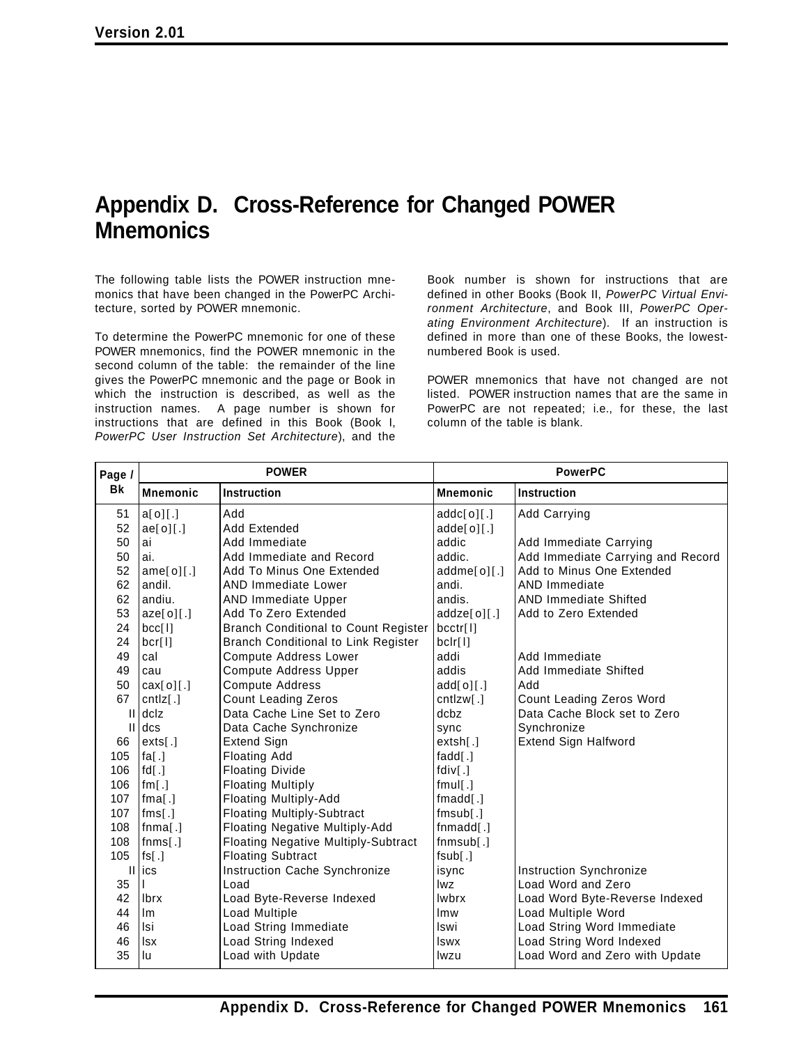# Appendix D. Cross-Reference for Changed POWER Mnemonics

The following table lists the POWER instruction mnemonics that have been changed in the PowerPC Architecture, sorted by POWER mnemonic.

To determine the PowerPC mnemonic for one of these POWER mnemonics, find the POWER mnemonic in the second column of the table: the remainder of the line gives the PowerPC mnemonic and the page or Book in which the instruction is described, as well as the instruction names. A page number is shown for instructions that are defined in this Book (Book I, *PowerPC User Instruction Set Architecture*), and the Book number is shown for instructions that are defined in other Books (Book II, *PowerPC Virtual Environment Architecture*, and Book III, *PowerPC Operating Environment Architecture*). If an instruction is defined in more than one of these Books, the lowest-numbered Book is used.

POWER mnemonics that have not changed are not listed. POWER instruction names that are the same in PowerPC are not repeated; i.e., for these, the last column of the table is blank.

| Page / Bk | POWER | | PowerPC | |
|---|---|---|---|---|
| | **Mnemonic** | **Instruction** | **Mnemonic** | **Instruction** |
| 51 | a[o][.] | Add | addc[o][.] | Add Carrying |
| 52 | ae[o][.] | Add Extended | adde[o][.] | |
| 50 | ai | Add Immediate | addic | Add Immediate Carrying |
| 50 | ai. | Add Immediate and Record | addic. | Add Immediate Carrying and Record |
| 52 | ame[o][.] | Add To Minus One Extended | addme[o][.] | Add to Minus One Extended |
| 62 | andil. | AND Immediate Lower | andi. | AND Immediate |
| 62 | andiu. | AND Immediate Upper | andis. | AND Immediate Shifted |
| 53 | aze[o][.] | Add To Zero Extended | addze[o][.] | Add to Zero Extended |
| 24 | bcc[l] | Branch Conditional to Count Register | bcctr[l] | |
| 24 | bcr[l] | Branch Conditional to Link Register | bclr[l] | |
| 49 | cal | Compute Address Lower | addi | Add Immediate |
| 49 | cau | Compute Address Upper | addis | Add Immediate Shifted |
| 50 | cax[o][.] | Compute Address | add[o][.] | Add |
| 67 | cntlz[.] | Count Leading Zeros | cntlzw[.] | Count Leading Zeros Word |
| II | dclz | Data Cache Line Set to Zero | dcbz | Data Cache Block set to Zero |
| II | dcs | Data Cache Synchronize | sync | Synchronize |
| 66 | exts[.] | Extend Sign | extsh[.] | Extend Sign Halfword |
| 105 | fa[.] | Floating Add | fadd[.] | |
| 106 | fd[.] | Floating Divide | fdiv[.] | |
| 106 | fm[.] | Floating Multiply | fmul[.] | |
| 107 | fma[.] | Floating Multiply-Add | fmadd[.] | |
| 107 | fms[.] | Floating Multiply-Subtract | fmsub[.] | |
| 108 | fnma[.] | Floating Negative Multiply-Add | fnmadd[.] | |
| 108 | fnms[.] | Floating Negative Multiply-Subtract | fnmsub[.] | |
| 105 | fs[.] | Floating Subtract | fsub[.] | |
| II | ics | Instruction Cache Synchronize | isync | Instruction Synchronize |
| 35 | l | Load | lwz | Load Word and Zero |
| 42 | lbrx | Load Byte-Reverse Indexed | lwbrx | Load Word Byte-Reverse Indexed |
| 44 | lm | Load Multiple | lmw | Load Multiple Word |
| 46 | lsi | Load String Immediate | lswi | Load String Word Immediate |
| 46 | lsx | Load String Indexed | lswx | Load String Word Indexed |
| 35 | lu | Load with Update | lwzu | Load Word and Zero with Update |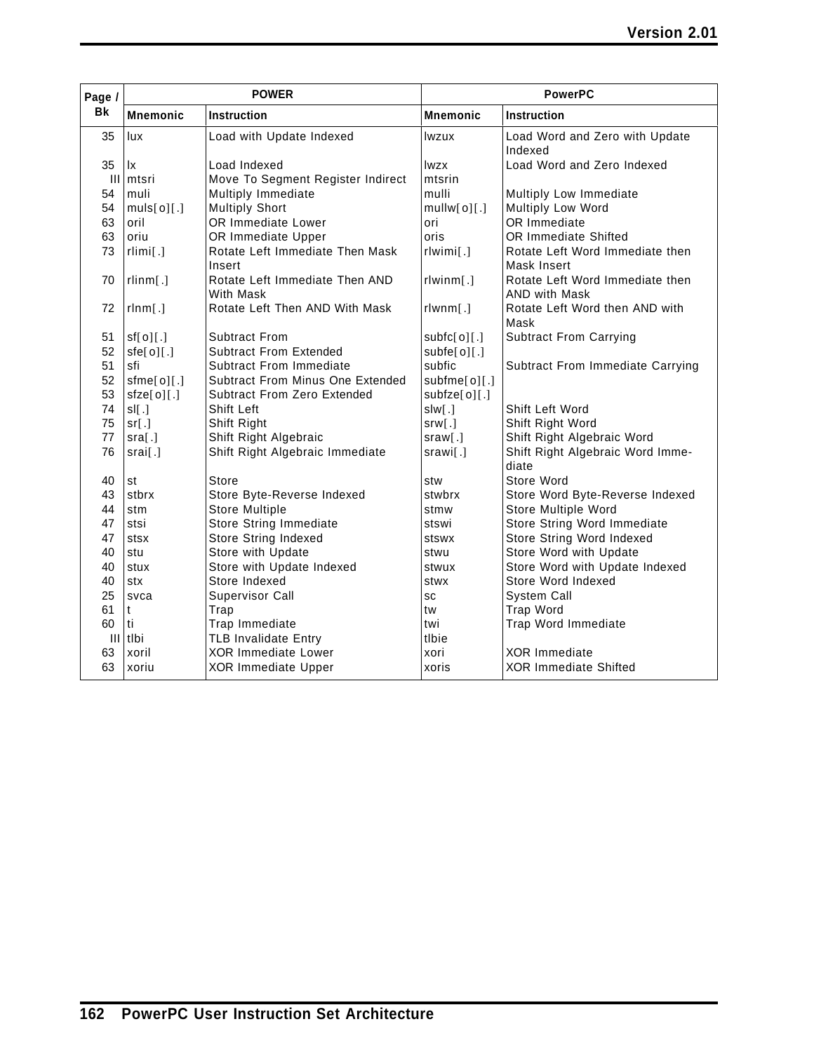| Page / Bk | POWER | | PowerPC | |
|---|---|---|---|---|
| | **Mnemonic** | **Instruction** | **Mnemonic** | **Instruction** |
| 35 | lux | Load with Update Indexed | lwzux | Load Word and Zero with Update Indexed |
| 35 | lx | Load Indexed | lwzx | Load Word and Zero Indexed |
| III | mtsri | Move To Segment Register Indirect | mtsrin | |
| 54 | muli | Multiply Immediate | mulli | Multiply Low Immediate |
| 54 | muls[o][.] | Multiply Short | mullw[o][.] | Multiply Low Word |
| 63 | oril | OR Immediate Lower | ori | OR Immediate |
| 63 | oriu | OR Immediate Upper | oris | OR Immediate Shifted |
| 73 | rlimi[.] | Rotate Left Immediate Then Mask Insert | rlwimi[.] | Rotate Left Word Immediate then Mask Insert |
| 70 | rlinm[.] | Rotate Left Immediate Then AND With Mask | rlwinm[.] | Rotate Left Word Immediate then AND with Mask |
| 72 | rlnm[.] | Rotate Left Then AND With Mask | rlwnm[.] | Rotate Left Word then AND with Mask |
| 51 | sf[o][.] | Subtract From | subfc[o][.] | Subtract From Carrying |
| 52 | sfe[o][.] | Subtract From Extended | subfe[o][.] | |
| 51 | sfi | Subtract From Immediate | subfic | Subtract From Immediate Carrying |
| 52 | sfme[o][.] | Subtract From Minus One Extended | subfme[o][.] | |
| 53 | sfze[o][.] | Subtract From Zero Extended | subfze[o][.] | |
| 74 | sl[.] | Shift Left | slw[.] | Shift Left Word |
| 75 | sr[.] | Shift Right | srw[.] | Shift Right Word |
| 77 | sra[.] | Shift Right Algebraic | sraw[.] | Shift Right Algebraic Word |
| 76 | srai[.] | Shift Right Algebraic Immediate | srawi[.] | Shift Right Algebraic Word Immediate |
| 40 | st | Store | stw | Store Word |
| 43 | stbrx | Store Byte-Reverse Indexed | stwbrx | Store Word Byte-Reverse Indexed |
| 44 | stm | Store Multiple | stmw | Store Multiple Word |
| 47 | stsi | Store String Immediate | stswi | Store String Word Immediate |
| 47 | stsx | Store String Indexed | stswx | Store String Word Indexed |
| 40 | stu | Store with Update | stwu | Store Word with Update |
| 40 | stux | Store with Update Indexed | stwux | Store Word with Update Indexed |
| 40 | stx | Store Indexed | stwx | Store Word Indexed |
| 25 | svca | Supervisor Call | sc | System Call |
| 61 | t | Trap | tw | Trap Word |
| 60 | ti | Trap Immediate | twi | Trap Word Immediate |
| III | tlbi | TLB Invalidate Entry | tlbie | |
| 63 | xoril | XOR Immediate Lower | xori | XOR Immediate |
| 63 | xoriu | XOR Immediate Upper | xoris | XOR Immediate Shifted |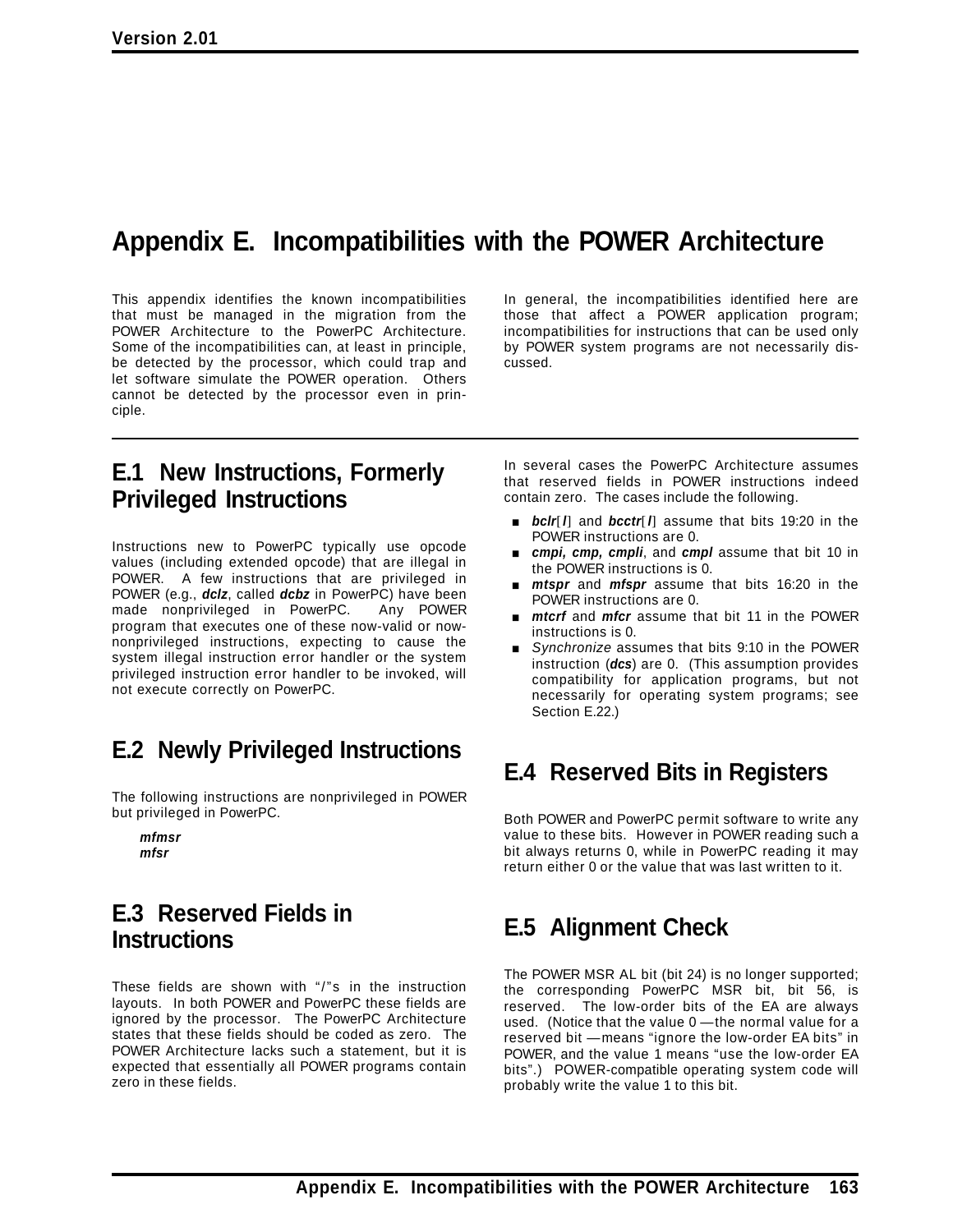# Appendix E. Incompatibilities with the POWER Architecture

This appendix identifies the known incompatibilities that must be managed in the migration from the POWER Architecture to the PowerPC Architecture. Some of the incompatibilities can, at least in principle, be detected by the processor, which could trap and let software simulate the POWER operation. Others cannot be detected by the processor even in principle.

In general, the incompatibilities identified here are those that affect a POWER application program; incompatibilities for instructions that can be used only by POWER system programs are not necessarily discussed.

## E.1 New Instructions, Formerly Privileged Instructions

Instructions new to PowerPC typically use opcode values (including extended opcode) that are illegal in POWER. A few instructions that are privileged in POWER (e.g., ***dclz***, called ***dcbz*** in PowerPC) have been made nonprivileged in PowerPC. Any POWER program that executes one of these now-valid or now-nonprivileged instructions, expecting to cause the system illegal instruction error handler or the system privileged instruction error handler to be invoked, will not execute correctly on PowerPC.

## E.2 Newly Privileged Instructions

The following instructions are nonprivileged in POWER but privileged in PowerPC.

***mfmsr***
***mfsr***

## E.3 Reserved Fields in Instructions

These fields are shown with "/"s in the instruction layouts. In both POWER and PowerPC these fields are ignored by the processor. The PowerPC Architecture states that these fields should be coded as zero. The POWER Architecture lacks such a statement, but it is expected that essentially all POWER programs contain zero in these fields.

In several cases the PowerPC Architecture assumes that reserved fields in POWER instructions indeed contain zero. The cases include the following.

- ***bclr***[***l***] and ***bcctr***[***l***] assume that bits 19:20 in the POWER instructions are 0.
- ***cmpi, cmp, cmpli***, and ***cmpl*** assume that bit 10 in the POWER instructions is 0.
- ***mtspr*** and ***mfspr*** assume that bits 16:20 in the POWER instructions are 0.
- ***mtcrf*** and ***mfcr*** assume that bit 11 in the POWER instructions is 0.
- *Synchronize* assumes that bits 9:10 in the POWER instruction (***dcs***) are 0. (This assumption provides compatibility for application programs, but not necessarily for operating system programs; see Section E.22.)

## E.4 Reserved Bits in Registers

Both POWER and PowerPC permit software to write any value to these bits. However in POWER reading such a bit always returns 0, while in PowerPC reading it may return either 0 or the value that was last written to it.

## E.5 Alignment Check

The POWER MSR AL bit (bit 24) is no longer supported; the corresponding PowerPC MSR bit, bit 56, is reserved. The low-order bits of the EA are always used. (Notice that the value 0 — the normal value for a reserved bit — means "ignore the low-order EA bits" in POWER, and the value 1 means "use the low-order EA bits".) POWER-compatible operating system code will probably write the value 1 to this bit.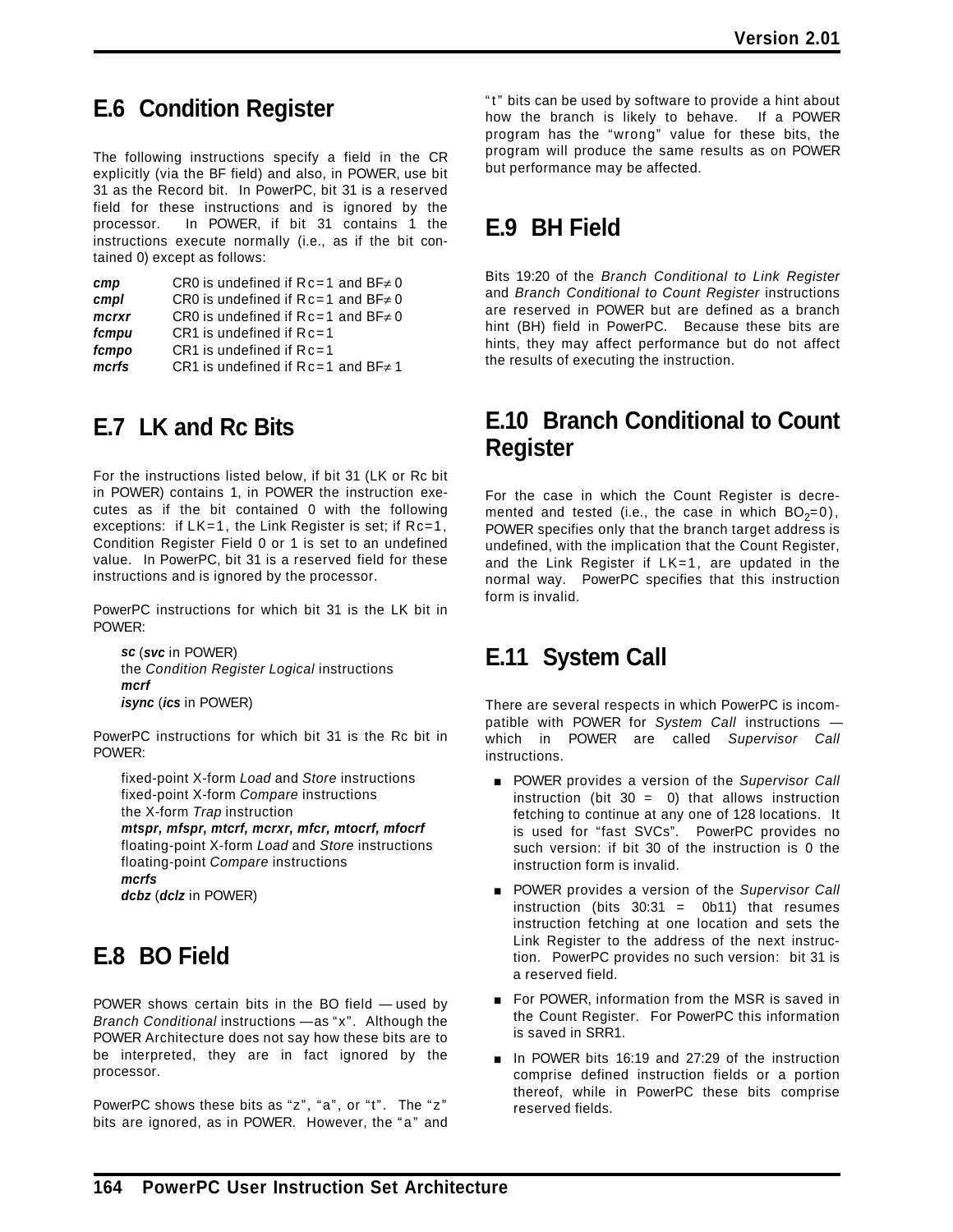## E.6 Condition Register

The following instructions specify a field in the CR explicitly (via the BF field) and also, in POWER, use bit 31 as the Record bit. In PowerPC, bit 31 is a reserved field for these instructions and is ignored by the processor. In POWER, if bit 31 contains 1 the instructions execute normally (i.e., as if the bit contained 0) except as follows:

| | |
|---|---|
| ***cmp*** | CR0 is undefined if Rc=1 and BF≠ 0 |
| ***cmpl*** | CR0 is undefined if Rc=1 and BF≠ 0 |
| ***mcrxr*** | CR0 is undefined if Rc=1 and BF≠ 0 |
| ***fcmpu*** | CR1 is undefined if Rc=1 |
| ***fcmpo*** | CR1 is undefined if Rc=1 |
| ***mcrfs*** | CR1 is undefined if Rc=1 and BF≠ 1 |

## E.7 LK and Rc Bits

For the instructions listed below, if bit 31 (LK or Rc bit in POWER) contains 1, in POWER the instruction executes as if the bit contained 0 with the following exceptions: if LK=1, the Link Register is set; if Rc=1, Condition Register Field 0 or 1 is set to an undefined value. In PowerPC, bit 31 is a reserved field for these instructions and is ignored by the processor.

PowerPC instructions for which bit 31 is the LK bit in POWER:

- ***sc*** (***svc*** in POWER)
- the *Condition Register Logical* instructions
- ***mcrf***
- ***isync*** (***ics*** in POWER)

PowerPC instructions for which bit 31 is the Rc bit in POWER:

- fixed-point X-form *Load* and *Store* instructions
- fixed-point X-form *Compare* instructions
- the X-form *Trap* instruction
- ***mtspr, mfspr, mtcrf, mcrxr, mfcr, mtocrf, mfocrf***
- floating-point X-form *Load* and *Store* instructions
- floating-point *Compare* instructions
- ***mcrfs***
- ***dcbz*** (***dclz*** in POWER)

## E.8 BO Field

POWER shows certain bits in the BO field — used by *Branch Conditional* instructions — as "x". Although the POWER Architecture does not say how these bits are to be interpreted, they are in fact ignored by the processor.

PowerPC shows these bits as "z", "a", or "t". The "z" bits are ignored, as in POWER. However, the "a" and "t" bits can be used by software to provide a hint about how the branch is likely to behave. If a POWER program has the "wrong" value for these bits, the program will produce the same results as on POWER but performance may be affected.

## E.9 BH Field

Bits 19:20 of the *Branch Conditional to Link Register* and *Branch Conditional to Count Register* instructions are reserved in POWER but are defined as a branch hint (BH) field in PowerPC. Because these bits are hints, they may affect performance but do not affect the results of executing the instruction.

## E.10 Branch Conditional to Count Register

For the case in which the Count Register is decremented and tested (i.e., the case in which $BO_2=0$), POWER specifies only that the branch target address is undefined, with the implication that the Count Register, and the Link Register if LK=1, are updated in the normal way. PowerPC specifies that this instruction form is invalid.

## E.11 System Call

There are several respects in which PowerPC is incompatible with POWER for *System Call* instructions — which in POWER are called *Supervisor Call* instructions.

- POWER provides a version of the *Supervisor Call* instruction (bit 30 = 0) that allows instruction fetching to continue at any one of 128 locations. It is used for "fast SVCs". PowerPC provides no such version: if bit 30 of the instruction is 0 the instruction form is invalid.
- POWER provides a version of the *Supervisor Call* instruction (bits 30:31 = 0b11) that resumes instruction fetching at one location and sets the Link Register to the address of the next instruction. PowerPC provides no such version: bit 31 is a reserved field.
- For POWER, information from the MSR is saved in the Count Register. For PowerPC this information is saved in SRR1.
- In POWER bits 16:19 and 27:29 of the instruction comprise defined instruction fields or a portion thereof, while in PowerPC these bits comprise reserved fields.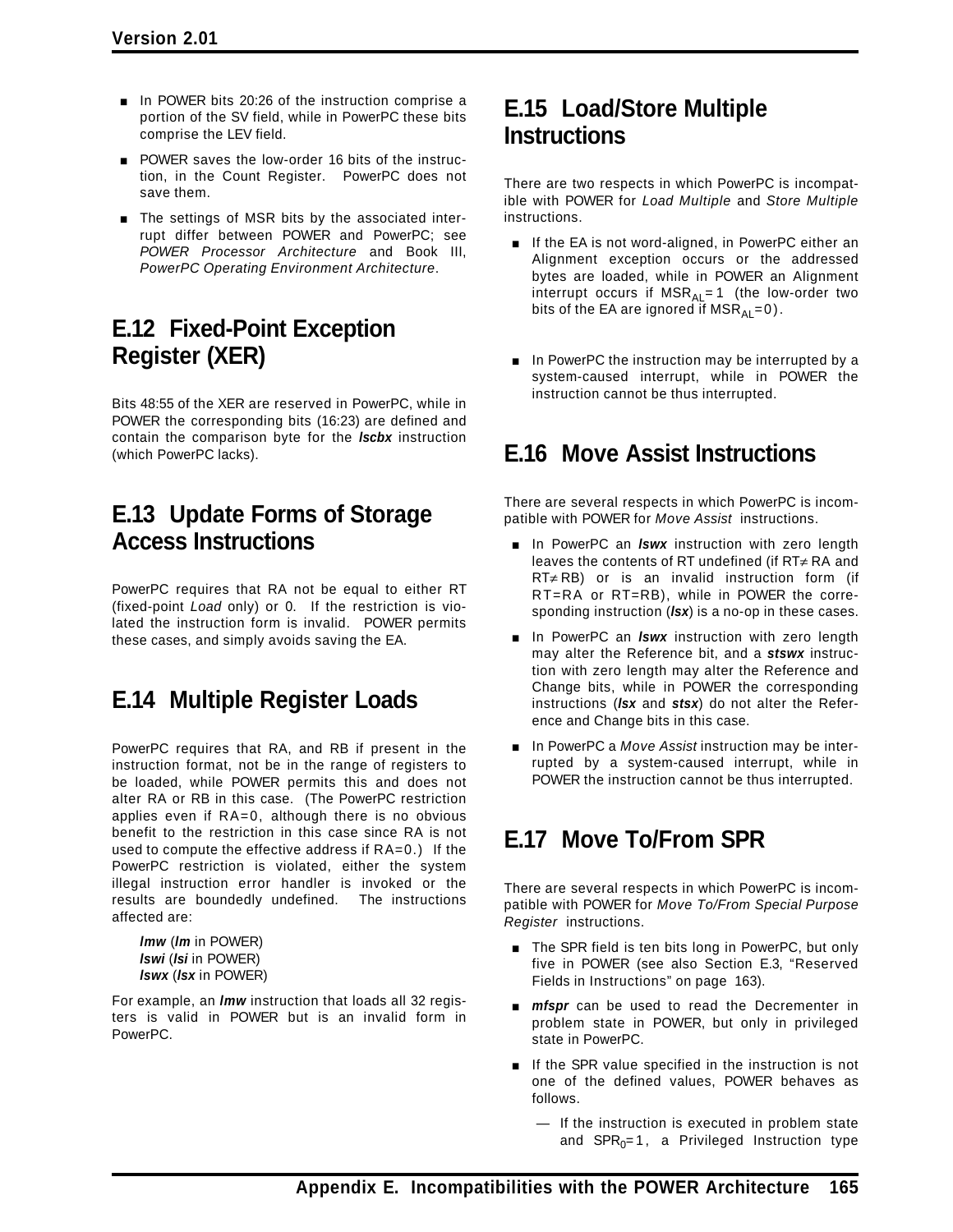- In POWER bits 20:26 of the instruction comprise a portion of the SV field, while in PowerPC these bits comprise the LEV field.
- POWER saves the low-order 16 bits of the instruction, in the Count Register. PowerPC does not save them.
- The settings of MSR bits by the associated interrupt differ between POWER and PowerPC; see *POWER Processor Architecture* and Book III, *PowerPC Operating Environment Architecture*.

## E.12 Fixed-Point Exception Register (XER)

Bits 48:55 of the XER are reserved in PowerPC, while in POWER the corresponding bits (16:23) are defined and contain the comparison byte for the ***lscbx*** instruction (which PowerPC lacks).

## E.13 Update Forms of Storage Access Instructions

PowerPC requires that RA not be equal to either RT (fixed-point *Load* only) or 0. If the restriction is violated the instruction form is invalid. POWER permits these cases, and simply avoids saving the EA.

## E.14 Multiple Register Loads

PowerPC requires that RA, and RB if present in the instruction format, not be in the range of registers to be loaded, while POWER permits this and does not alter RA or RB in this case. (The PowerPC restriction applies even if RA=0, although there is no obvious benefit to the restriction in this case since RA is not used to compute the effective address if RA=0.) If the PowerPC restriction is violated, either the system illegal instruction error handler is invoked or the results are boundedly undefined. The instructions affected are:

***lmw*** (***lm*** in POWER)
***lswi*** (***lsi*** in POWER)
***lswx*** (***lsx*** in POWER)

For example, an ***lmw*** instruction that loads all 32 registers is valid in POWER but is an invalid form in PowerPC.

## E.15 Load/Store Multiple Instructions

There are two respects in which PowerPC is incompatible with POWER for *Load Multiple* and *Store Multiple* instructions.

- If the EA is not word-aligned, in PowerPC either an Alignment exception occurs or the addressed bytes are loaded, while in POWER an Alignment interrupt occurs if $MSR_{AL}=1$ (the low-order two bits of the EA are ignored if $MSR_{AL}=0$).
- In PowerPC the instruction may be interrupted by a system-caused interrupt, while in POWER the instruction cannot be thus interrupted.

## E.16 Move Assist Instructions

There are several respects in which PowerPC is incompatible with POWER for *Move Assist* instructions.

- In PowerPC an ***lswx*** instruction with zero length leaves the contents of RT undefined (if RT≠ RA and RT≠ RB) or is an invalid instruction form (if RT=RA or RT=RB), while in POWER the corresponding instruction (***lsx***) is a no-op in these cases.
- In PowerPC an ***lswx*** instruction with zero length may alter the Reference bit, and a ***stswx*** instruction with zero length may alter the Reference and Change bits, while in POWER the corresponding instructions (***lsx*** and ***stsx***) do not alter the Reference and Change bits in this case.
- In PowerPC a *Move Assist* instruction may be interrupted by a system-caused interrupt, while in POWER the instruction cannot be thus interrupted.

## E.17 Move To/From SPR

There are several respects in which PowerPC is incompatible with POWER for *Move To/From Special Purpose Register* instructions.

- The SPR field is ten bits long in PowerPC, but only five in POWER (see also Section E.3, “Reserved Fields in Instructions” on page 163).
- ***mfspr*** can be used to read the Decrementer in problem state in POWER, but only in privileged state in PowerPC.
- If the SPR value specified in the instruction is not one of the defined values, POWER behaves as follows.
  - If the instruction is executed in problem state and $SPR_0=1$, a Privileged Instruction type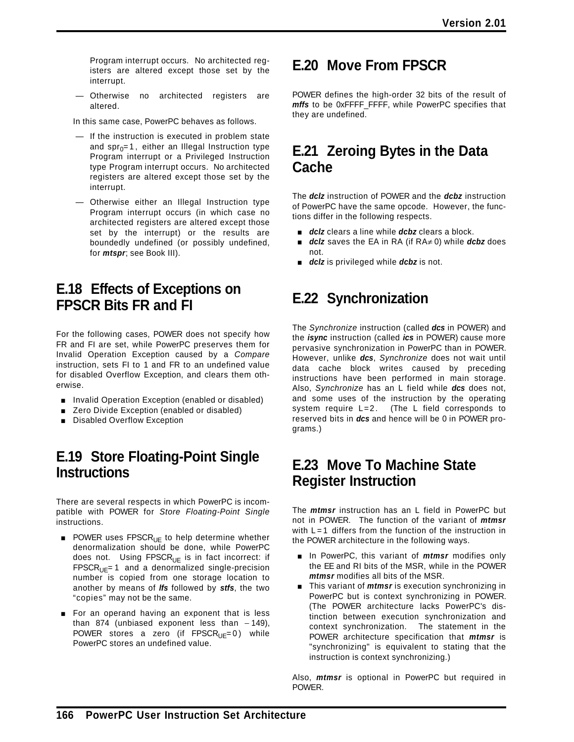Program interrupt occurs. No architected registers are altered except those set by the interrupt.

— Otherwise no architected registers are altered.

In this same case, PowerPC behaves as follows.

— If the instruction is executed in problem state and $spr_0=1$, either an Illegal Instruction type Program interrupt or a Privileged Instruction type Program interrupt occurs. No architected registers are altered except those set by the interrupt.

— Otherwise either an Illegal Instruction type Program interrupt occurs (in which case no architected registers are altered except those set by the interrupt) or the results are boundedly undefined (or possibly undefined, for ***mtspr***; see Book III).

## E.18 Effects of Exceptions on FPSCR Bits FR and FI

For the following cases, POWER does not specify how FR and FI are set, while PowerPC preserves them for Invalid Operation Exception caused by a *Compare* instruction, sets FI to 1 and FR to an undefined value for disabled Overflow Exception, and clears them otherwise.

- Invalid Operation Exception (enabled or disabled)
- Zero Divide Exception (enabled or disabled)
- Disabled Overflow Exception

## E.19 Store Floating-Point Single Instructions

There are several respects in which PowerPC is incompatible with POWER for *Store Floating-Point Single* instructions.

- POWER uses $FPSCR_{UE}$ to help determine whether denormalization should be done, while PowerPC does not. Using $FPSCR_{UE}$ is in fact incorrect: if $FPSCR_{UE}=1$ and a denormalized single-precision number is copied from one storage location to another by means of ***lfs*** followed by ***stfs***, the two "copies" may not be the same.
- For an operand having an exponent that is less than 874 (unbiased exponent less than $-149$), POWER stores a zero (if $FPSCR_{UE}=0$) while PowerPC stores an undefined value.

## E.20 Move From FPSCR

POWER defines the high-order 32 bits of the result of ***mffs*** to be 0xFFFF_FFFF, while PowerPC specifies that they are undefined.

## E.21 Zeroing Bytes in the Data Cache

The ***dclz*** instruction of POWER and the ***dcbz*** instruction of PowerPC have the same opcode. However, the functions differ in the following respects.

- ***dclz*** clears a line while ***dcbz*** clears a block.
- ***dclz*** saves the EA in RA (if $RA\neq 0$) while ***dcbz*** does not.
- ***dclz*** is privileged while ***dcbz*** is not.

## E.22 Synchronization

The *Synchronize* instruction (called ***dcs*** in POWER) and the ***isync*** instruction (called ***ics*** in POWER) cause more pervasive synchronization in PowerPC than in POWER. However, unlike ***dcs***, *Synchronize* does not wait until data cache block writes caused by preceding instructions have been performed in main storage. Also, *Synchronize* has an L field while ***dcs*** does not, and some uses of the instruction by the operating system require $L=2$. (The L field corresponds to reserved bits in ***dcs*** and hence will be 0 in POWER programs.)

## E.23 Move To Machine State Register Instruction

The ***mtmsr*** instruction has an L field in PowerPC but not in POWER. The function of the variant of ***mtmsr*** with $L=1$ differs from the function of the instruction in the POWER architecture in the following ways.

- In PowerPC, this variant of ***mtmsr*** modifies only the EE and RI bits of the MSR, while in the POWER ***mtmsr*** modifies all bits of the MSR.
- This variant of ***mtmsr*** is execution synchronizing in PowerPC but is context synchronizing in POWER. (The POWER architecture lacks PowerPC's distinction between execution synchronization and context synchronization. The statement in the POWER architecture specification that ***mtmsr*** is "synchronizing" is equivalent to stating that the instruction is context synchronizing.)

Also, ***mtmsr*** is optional in PowerPC but required in POWER.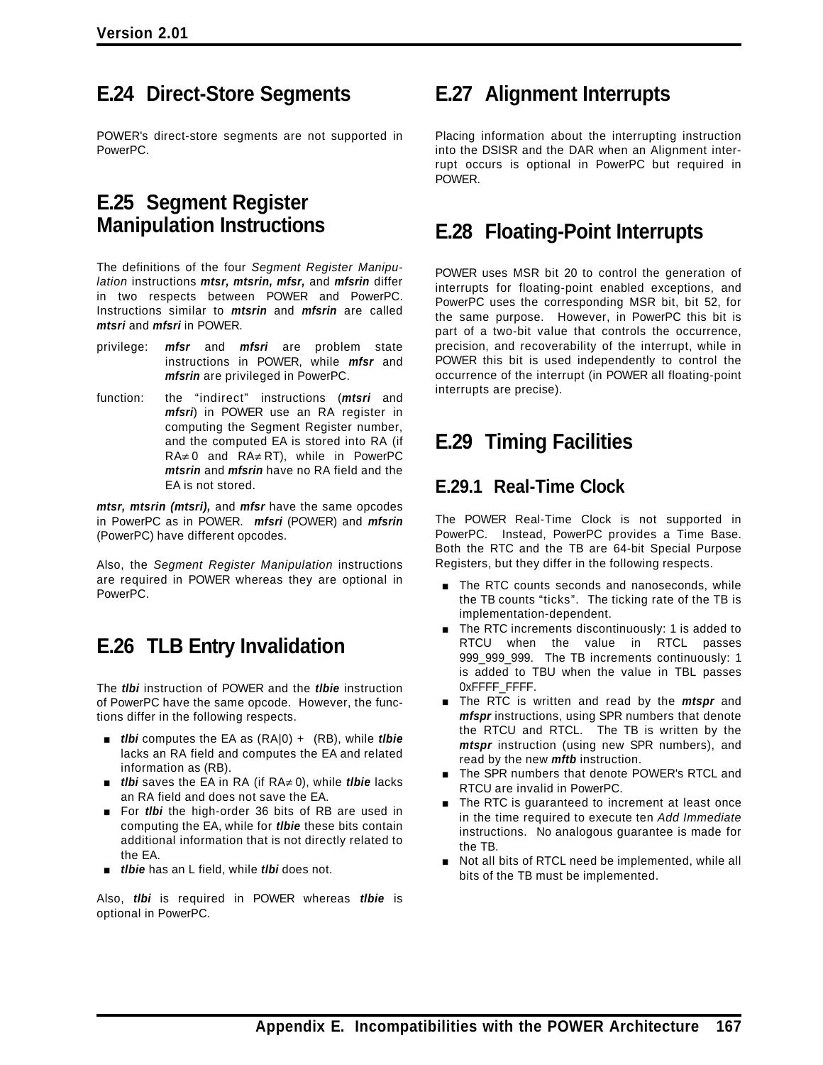## E.24 Direct-Store Segments

POWER's direct-store segments are not supported in PowerPC.

## E.25 Segment Register Manipulation Instructions

The definitions of the four *Segment Register Manipulation* instructions ***mtsr, mtsrin, mfsr,*** and ***mfsrin*** differ in two respects between POWER and PowerPC. Instructions similar to ***mtsrin*** and ***mfsrin*** are called ***mtsri*** and ***mfsri*** in POWER.

privilege: ***mfsr*** and ***mfsri*** are problem state instructions in POWER, while ***mfsr*** and ***mfsrin*** are privileged in PowerPC.

function: the "indirect" instructions (***mtsri*** and ***mfsri***) in POWER use an RA register in computing the Segment Register number, and the computed EA is stored into RA (if RA≠0 and RA≠RT), while in PowerPC ***mtsrin*** and ***mfsrin*** have no RA field and the EA is not stored.

***mtsr, mtsrin (mtsri),*** and ***mfsr*** have the same opcodes in PowerPC as in POWER. ***mfsri*** (POWER) and ***mfsrin*** (PowerPC) have different opcodes.

Also, the *Segment Register Manipulation* instructions are required in POWER whereas they are optional in PowerPC.

## E.26 TLB Entry Invalidation

The ***tlbi*** instruction of POWER and the ***tlbie*** instruction of PowerPC have the same opcode. However, the functions differ in the following respects.

- ***tlbi*** computes the EA as (RA|0) + (RB), while ***tlbie*** lacks an RA field and computes the EA and related information as (RB).
- ***tlbi*** saves the EA in RA (if RA≠0), while ***tlbie*** lacks an RA field and does not save the EA.
- For ***tlbi*** the high-order 36 bits of RB are used in computing the EA, while for ***tlbie*** these bits contain additional information that is not directly related to the EA.
- ***tlbie*** has an L field, while ***tlbi*** does not.

Also, ***tlbi*** is required in POWER whereas ***tlbie*** is optional in PowerPC.

## E.27 Alignment Interrupts

Placing information about the interrupting instruction into the DSISR and the DAR when an Alignment interrupt occurs is optional in PowerPC but required in POWER.

## E.28 Floating-Point Interrupts

POWER uses MSR bit 20 to control the generation of interrupts for floating-point enabled exceptions, and PowerPC uses the corresponding MSR bit, bit 52, for the same purpose. However, in PowerPC this bit is part of a two-bit value that controls the occurrence, precision, and recoverability of the interrupt, while in POWER this bit is used independently to control the occurrence of the interrupt (in POWER all floating-point interrupts are precise).

## E.29 Timing Facilities

### E.29.1 Real-Time Clock

The POWER Real-Time Clock is not supported in PowerPC. Instead, PowerPC provides a Time Base. Both the RTC and the TB are 64-bit Special Purpose Registers, but they differ in the following respects.

- The RTC counts seconds and nanoseconds, while the TB counts "ticks". The ticking rate of the TB is implementation-dependent.
- The RTC increments discontinuously: 1 is added to RTCU when the value in RTCL passes 999_999_999. The TB increments continuously: 1 is added to TBU when the value in TBL passes 0xFFFF_FFFF.
- The RTC is written and read by the ***mtspr*** and ***mfspr*** instructions, using SPR numbers that denote the RTCU and RTCL. The TB is written by the ***mtspr*** instruction (using new SPR numbers), and read by the new ***mftb*** instruction.
- The SPR numbers that denote POWER's RTCL and RTCU are invalid in PowerPC.
- The RTC is guaranteed to increment at least once in the time required to execute ten *Add Immediate* instructions. No analogous guarantee is made for the TB.
- Not all bits of RTCL need be implemented, while all bits of the TB must be implemented.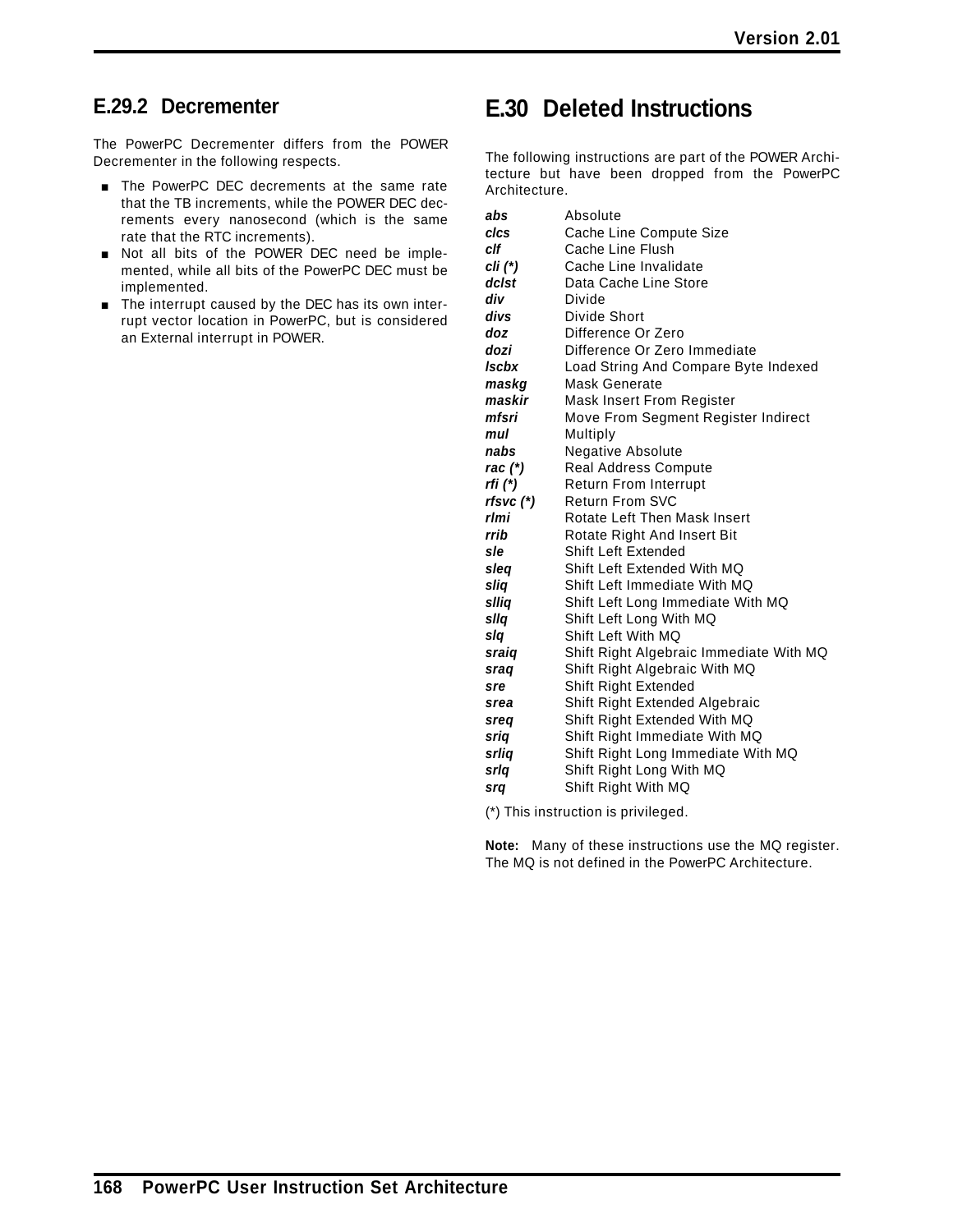### E.29.2 Decrementer

The PowerPC Decrementer differs from the POWER Decrementer in the following respects.

- The PowerPC DEC decrements at the same rate that the TB increments, while the POWER DEC decrements every nanosecond (which is the same rate that the RTC increments).
- Not all bits of the POWER DEC need be implemented, while all bits of the PowerPC DEC must be implemented.
- The interrupt caused by the DEC has its own interrupt vector location in PowerPC, but is considered an External interrupt in POWER.

## E.30 Deleted Instructions

The following instructions are part of the POWER Architecture but have been dropped from the PowerPC Architecture.

| | |
|---|---|
| ***abs*** | Absolute |
| ***clcs*** | Cache Line Compute Size |
| ***clf*** | Cache Line Flush |
| ***cli (*)*** | Cache Line Invalidate |
| ***dclst*** | Data Cache Line Store |
| ***div*** | Divide |
| ***divs*** | Divide Short |
| ***doz*** | Difference Or Zero |
| ***dozi*** | Difference Or Zero Immediate |
| ***lscbx*** | Load String And Compare Byte Indexed |
| ***maskg*** | Mask Generate |
| ***maskir*** | Mask Insert From Register |
| ***mfsri*** | Move From Segment Register Indirect |
| ***mul*** | Multiply |
| ***nabs*** | Negative Absolute |
| ***rac (*)*** | Real Address Compute |
| ***rfi (*)*** | Return From Interrupt |
| ***rfsvc (*)*** | Return From SVC |
| ***rlmi*** | Rotate Left Then Mask Insert |
| ***rrib*** | Rotate Right And Insert Bit |
| ***sle*** | Shift Left Extended |
| ***sleq*** | Shift Left Extended With MQ |
| ***sliq*** | Shift Left Immediate With MQ |
| ***slliq*** | Shift Left Long Immediate With MQ |
| ***sllq*** | Shift Left Long With MQ |
| ***slq*** | Shift Left With MQ |
| ***sraiq*** | Shift Right Algebraic Immediate With MQ |
| ***sraq*** | Shift Right Algebraic With MQ |
| ***sre*** | Shift Right Extended |
| ***srea*** | Shift Right Extended Algebraic |
| ***sreq*** | Shift Right Extended With MQ |
| ***sriq*** | Shift Right Immediate With MQ |
| ***srliq*** | Shift Right Long Immediate With MQ |
| ***srlq*** | Shift Right Long With MQ |
| ***srq*** | Shift Right With MQ |

(*) This instruction is privileged.

**Note:** Many of these instructions use the MQ register. The MQ is not defined in the PowerPC Architecture.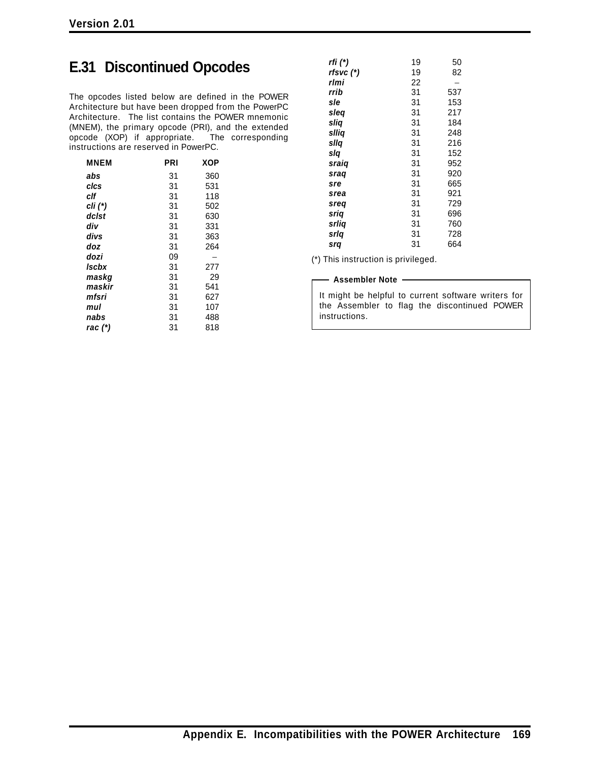## E.31 Discontinued Opcodes

The opcodes listed below are defined in the POWER Architecture but have been dropped from the PowerPC Architecture. The list contains the POWER mnemonic (MNEM), the primary opcode (PRI), and the extended opcode (XOP) if appropriate. The corresponding instructions are reserved in PowerPC.

| MNEM | PRI | XOP |
|---|---|---|
| ***abs*** | 31 | 360 |
| ***clcs*** | 31 | 531 |
| ***clf*** | 31 | 118 |
| ***cli (*)*** | 31 | 502 |
| ***dclst*** | 31 | 630 |
| ***div*** | 31 | 331 |
| ***divs*** | 31 | 363 |
| ***doz*** | 31 | 264 |
| ***dozi*** | 09 | – |
| ***lscbx*** | 31 | 277 |
| ***maskg*** | 31 | 29 |
| ***maskir*** | 31 | 541 |
| ***mfsri*** | 31 | 627 |
| ***mul*** | 31 | 107 |
| ***nabs*** | 31 | 488 |
| ***rac (*)*** | 31 | 818 |
| ***rfi (*)*** | 19 | 50 |
| ***rfsvc (*)*** | 19 | 82 |
| ***rlmi*** | 22 | – |
| ***rrib*** | 31 | 537 |
| ***sle*** | 31 | 153 |
| ***sleq*** | 31 | 217 |
| ***sliq*** | 31 | 184 |
| ***slliq*** | 31 | 248 |
| ***sllq*** | 31 | 216 |
| ***slq*** | 31 | 152 |
| ***sraiq*** | 31 | 952 |
| ***sraq*** | 31 | 920 |
| ***sre*** | 31 | 665 |
| ***srea*** | 31 | 921 |
| ***sreq*** | 31 | 729 |
| ***sriq*** | 31 | 696 |
| ***srliq*** | 31 | 760 |
| ***srlq*** | 31 | 728 |
| ***srq*** | 31 | 664 |

(*) This instruction is privileged.

**Assembler Note**

It might be helpful to current software writers for the Assembler to flag the discontinued POWER instructions.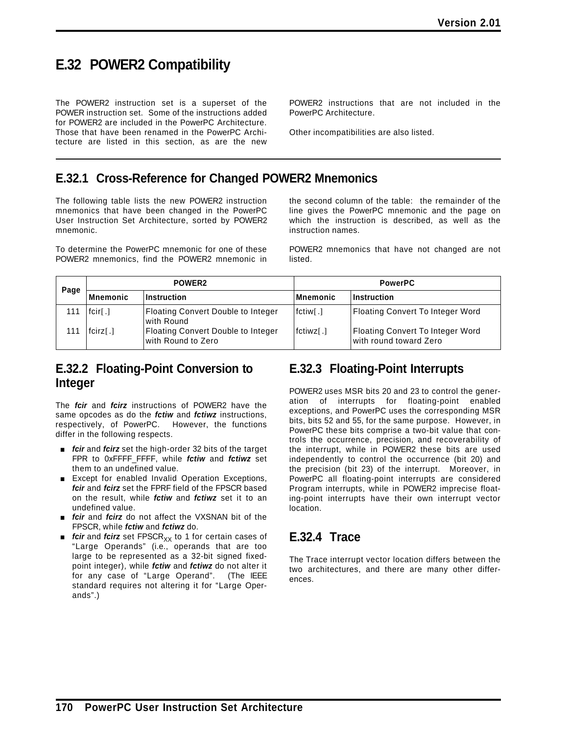## E.32 POWER2 Compatibility

The POWER2 instruction set is a superset of the POWER instruction set. Some of the instructions added for POWER2 are included in the PowerPC Architecture. Those that have been renamed in the PowerPC Architecture are listed in this section, as are the new POWER2 instructions that are not included in the PowerPC Architecture.

Other incompatibilities are also listed.

### E.32.1 Cross-Reference for Changed POWER2 Mnemonics

The following table lists the new POWER2 instruction mnemonics that have been changed in the PowerPC User Instruction Set Architecture, sorted by POWER2 mnemonic.

To determine the PowerPC mnemonic for one of these POWER2 mnemonics, find the POWER2 mnemonic in the second column of the table: the remainder of the line gives the PowerPC mnemonic and the page on which the instruction is described, as well as the instruction names.

POWER2 mnemonics that have not changed are not listed.

| Page | POWER2 | | PowerPC | |
|---|---|---|---|---|
| | Mnemonic | Instruction | Mnemonic | Instruction |
| 111 | fcir[.] | Floating Convert Double to Integer with Round | fctiw[.] | Floating Convert To Integer Word |
| 111 | fcirz[.] | Floating Convert Double to Integer with Round to Zero | fctiwz[.] | Floating Convert To Integer Word with round toward Zero |

### E.32.2 Floating-Point Conversion to Integer

The ***fcir*** and ***fcirz*** instructions of POWER2 have the same opcodes as do the ***fctiw*** and ***fctiwz*** instructions, respectively, of PowerPC. However, the functions differ in the following respects.

- ***fcir*** and ***fcirz*** set the high-order 32 bits of the target FPR to 0xFFFF_FFFF, while ***fctiw*** and ***fctiwz*** set them to an undefined value.
- Except for enabled Invalid Operation Exceptions, ***fcir*** and ***fcirz*** set the FPRF field of the FPSCR based on the result, while ***fctiw*** and ***fctiwz*** set it to an undefined value.
- ***fcir*** and ***fcirz*** do not affect the VXSNAN bit of the FPSCR, while ***fctiw*** and ***fctiwz*** do.
- ***fcir*** and ***fcirz*** set $FPSCR_{XX}$ to 1 for certain cases of "Large Operands" (i.e., operands that are too large to be represented as a 32-bit signed fixed-point integer), while ***fctiw*** and ***fctiwz*** do not alter it for any case of "Large Operand". (The IEEE standard requires not altering it for "Large Operands".)

### E.32.3 Floating-Point Interrupts

POWER2 uses MSR bits 20 and 23 to control the generation of interrupts for floating-point enabled exceptions, and PowerPC uses the corresponding MSR bits, bits 52 and 55, for the same purpose. However, in PowerPC these bits comprise a two-bit value that controls the occurrence, precision, and recoverability of the interrupt, while in POWER2 these bits are used independently to control the occurrence (bit 20) and the precision (bit 23) of the interrupt. Moreover, in PowerPC all floating-point interrupts are considered Program interrupts, while in POWER2 imprecise floating-point interrupts have their own interrupt vector location.

### E.32.4 Trace

The Trace interrupt vector location differs between the two architectures, and there are many other differences.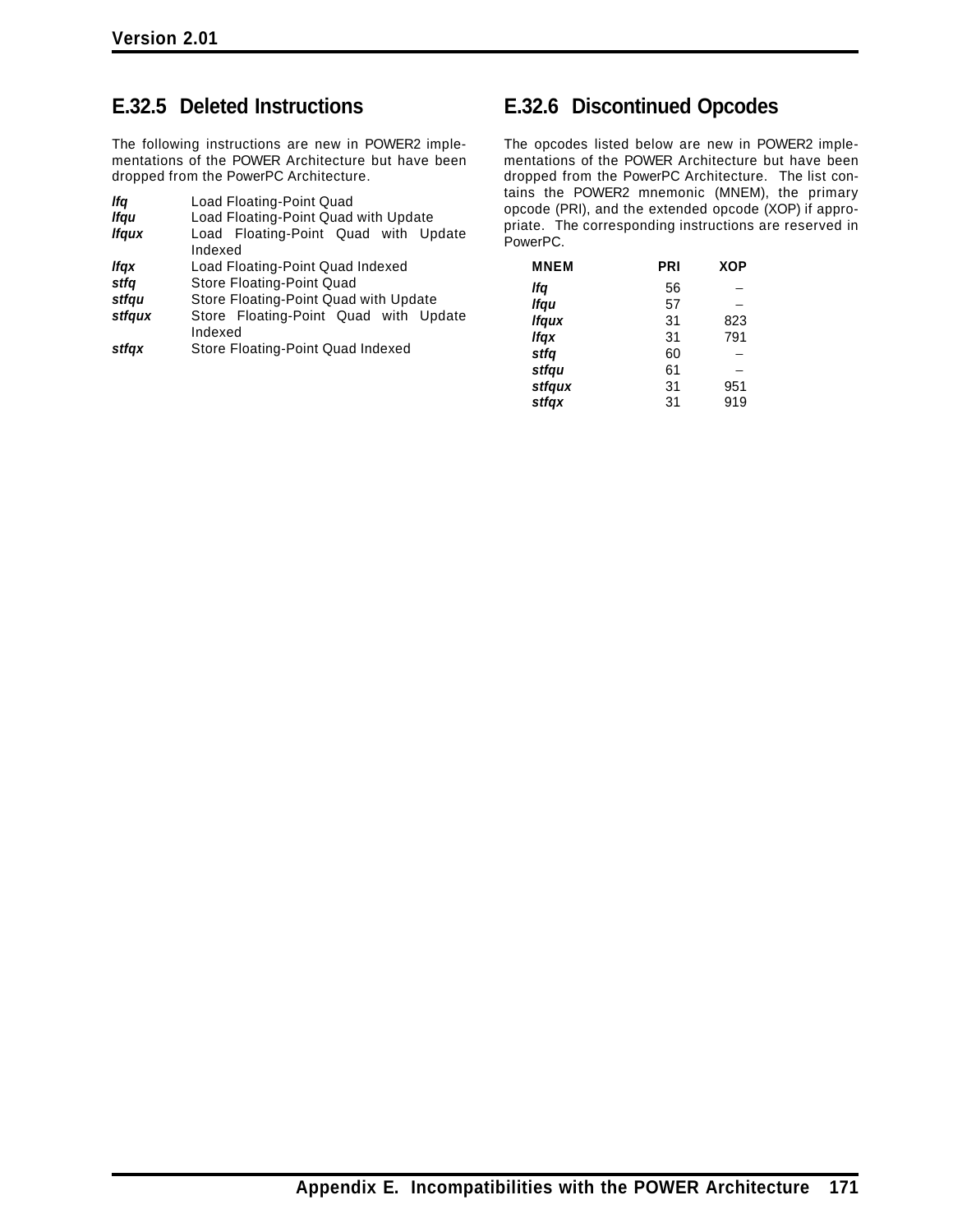## E.32.5 Deleted Instructions

The following instructions are new in POWER2 implementations of the POWER Architecture but have been dropped from the PowerPC Architecture.

| | |
|---|---|
| ***lfq*** | Load Floating-Point Quad |
| ***lfqu*** | Load Floating-Point Quad with Update |
| ***lfqux*** | Load Floating-Point Quad with Update Indexed |
| ***lfqx*** | Load Floating-Point Quad Indexed |
| ***stfq*** | Store Floating-Point Quad |
| ***stfqu*** | Store Floating-Point Quad with Update |
| ***stfqux*** | Store Floating-Point Quad with Update Indexed |
| ***stfqx*** | Store Floating-Point Quad Indexed |

## E.32.6 Discontinued Opcodes

The opcodes listed below are new in POWER2 implementations of the POWER Architecture but have been dropped from the PowerPC Architecture. The list contains the POWER2 mnemonic (MNEM), the primary opcode (PRI), and the extended opcode (XOP) if appropriate. The corresponding instructions are reserved in PowerPC.

| MNEM | PRI | XOP |
|---|---|---|
| ***lfq*** | 56 | – |
| ***lfqu*** | 57 | – |
| ***lfqux*** | 31 | 823 |
| ***lfqx*** | 31 | 791 |
| ***stfq*** | 60 | – |
| ***stfqu*** | 61 | – |
| ***stfqux*** | 31 | 951 |
| ***stfqx*** | 31 | 919 |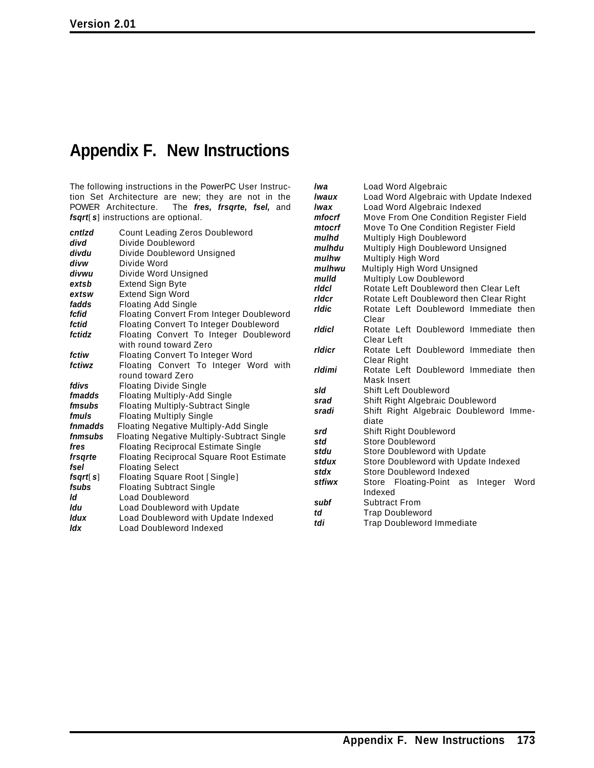# Appendix F. New Instructions

The following instructions in the PowerPC User Instruction Set Architecture are new; they are not in the POWER Architecture. The ***fres, frsqrte, fsel,*** and ***fsqrt***[***s***] instructions are optional.

| | |
|---|---|
| ***cntlzd*** | Count Leading Zeros Doubleword |
| ***divd*** | Divide Doubleword |
| ***divdu*** | Divide Doubleword Unsigned |
| ***divw*** | Divide Word |
| ***divwu*** | Divide Word Unsigned |
| ***extsb*** | Extend Sign Byte |
| ***extsw*** | Extend Sign Word |
| ***fadds*** | Floating Add Single |
| ***fcfid*** | Floating Convert From Integer Doubleword |
| ***fctid*** | Floating Convert To Integer Doubleword |
| ***fctidz*** | Floating Convert To Integer Doubleword with round toward Zero |
| ***fctiw*** | Floating Convert To Integer Word |
| ***fctiwz*** | Floating Convert To Integer Word with round toward Zero |
| ***fdivs*** | Floating Divide Single |
| ***fmadds*** | Floating Multiply-Add Single |
| ***fmsubs*** | Floating Multiply-Subtract Single |
| ***fmuls*** | Floating Multiply Single |
| ***fnmadds*** | Floating Negative Multiply-Add Single |
| ***fnmsubs*** | Floating Negative Multiply-Subtract Single |
| ***fres*** | Floating Reciprocal Estimate Single |
| ***frsqrte*** | Floating Reciprocal Square Root Estimate |
| ***fsel*** | Floating Select |
| ***fsqrt***[***s***] | Floating Square Root [Single] |
| ***fsubs*** | Floating Subtract Single |
| ***ld*** | Load Doubleword |
| ***ldu*** | Load Doubleword with Update |
| ***ldux*** | Load Doubleword with Update Indexed |
| ***ldx*** | Load Doubleword Indexed |
| ***lwa*** | Load Word Algebraic |
| ***lwaux*** | Load Word Algebraic with Update Indexed |
| ***lwax*** | Load Word Algebraic Indexed |
| ***mfocrf*** | Move From One Condition Register Field |
| ***mtocrf*** | Move To One Condition Register Field |
| ***mulhd*** | Multiply High Doubleword |
| ***mulhdu*** | Multiply High Doubleword Unsigned |
| ***mulhw*** | Multiply High Word |
| ***mulhwu*** | Multiply High Word Unsigned |
| ***mulld*** | Multiply Low Doubleword |
| ***rldcl*** | Rotate Left Doubleword then Clear Left |
| ***rldcr*** | Rotate Left Doubleword then Clear Right |
| ***rldic*** | Rotate Left Doubleword Immediate then Clear |
| ***rldicl*** | Rotate Left Doubleword Immediate then Clear Left |
| ***rldicr*** | Rotate Left Doubleword Immediate then Clear Right |
| ***rldimi*** | Rotate Left Doubleword Immediate then Mask Insert |
| ***sld*** | Shift Left Doubleword |
| ***srad*** | Shift Right Algebraic Doubleword |
| ***sradi*** | Shift Right Algebraic Doubleword Immediate |
| ***srd*** | Shift Right Doubleword |
| ***std*** | Store Doubleword |
| ***stdu*** | Store Doubleword with Update |
| ***stdux*** | Store Doubleword with Update Indexed |
| ***stdx*** | Store Doubleword Indexed |
| ***stfiwx*** | Store Floating-Point as Integer Word Indexed |
| ***subf*** | Subtract From |
| ***td*** | Trap Doubleword |
| ***tdi*** | Trap Doubleword Immediate |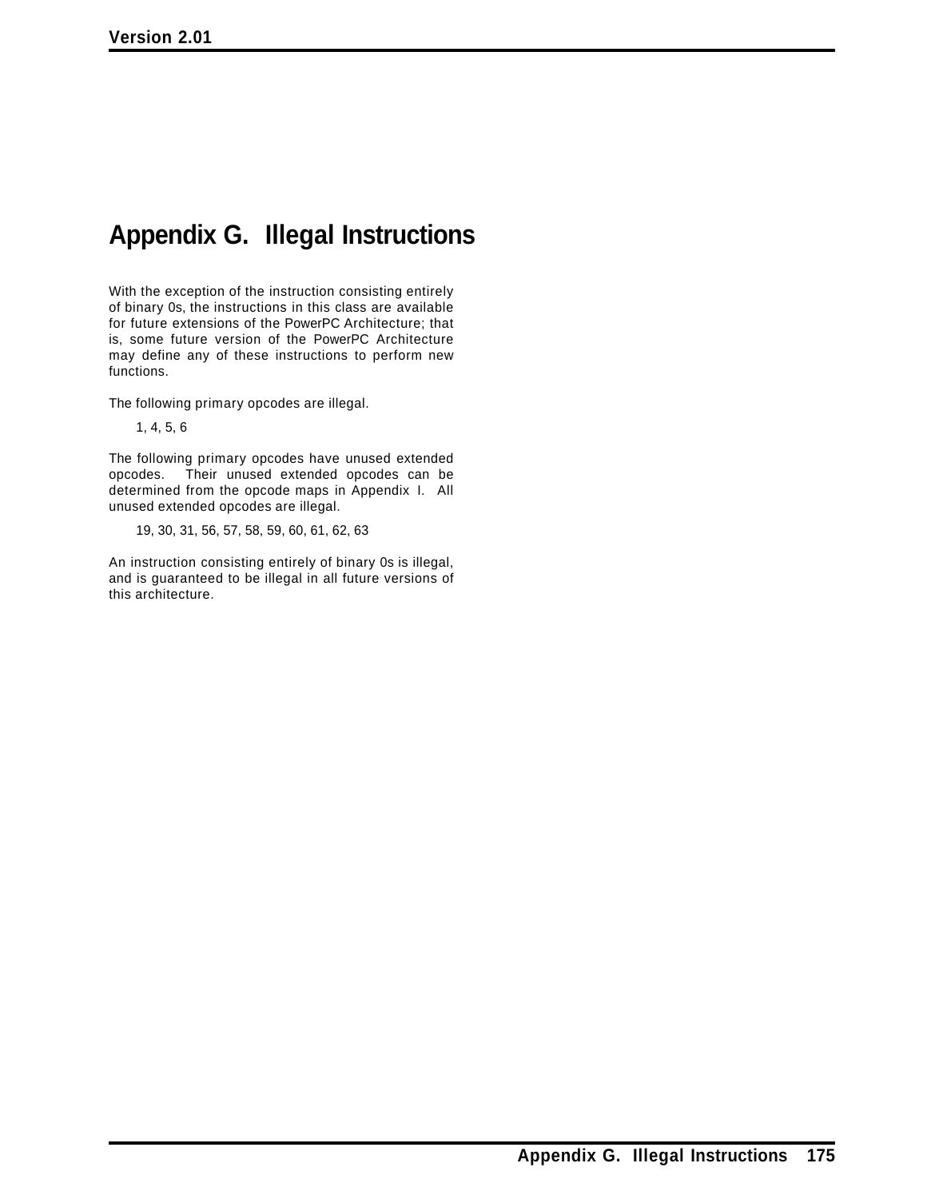# Appendix G. Illegal Instructions

With the exception of the instruction consisting entirely of binary 0s, the instructions in this class are available for future extensions of the PowerPC Architecture; that is, some future version of the PowerPC Architecture may define any of these instructions to perform new functions.

The following primary opcodes are illegal.

1, 4, 5, 6

The following primary opcodes have unused extended opcodes. Their unused extended opcodes can be determined from the opcode maps in Appendix I. All unused extended opcodes are illegal.

19, 30, 31, 56, 57, 58, 59, 60, 61, 62, 63

An instruction consisting entirely of binary 0s is illegal, and is guaranteed to be illegal in all future versions of this architecture.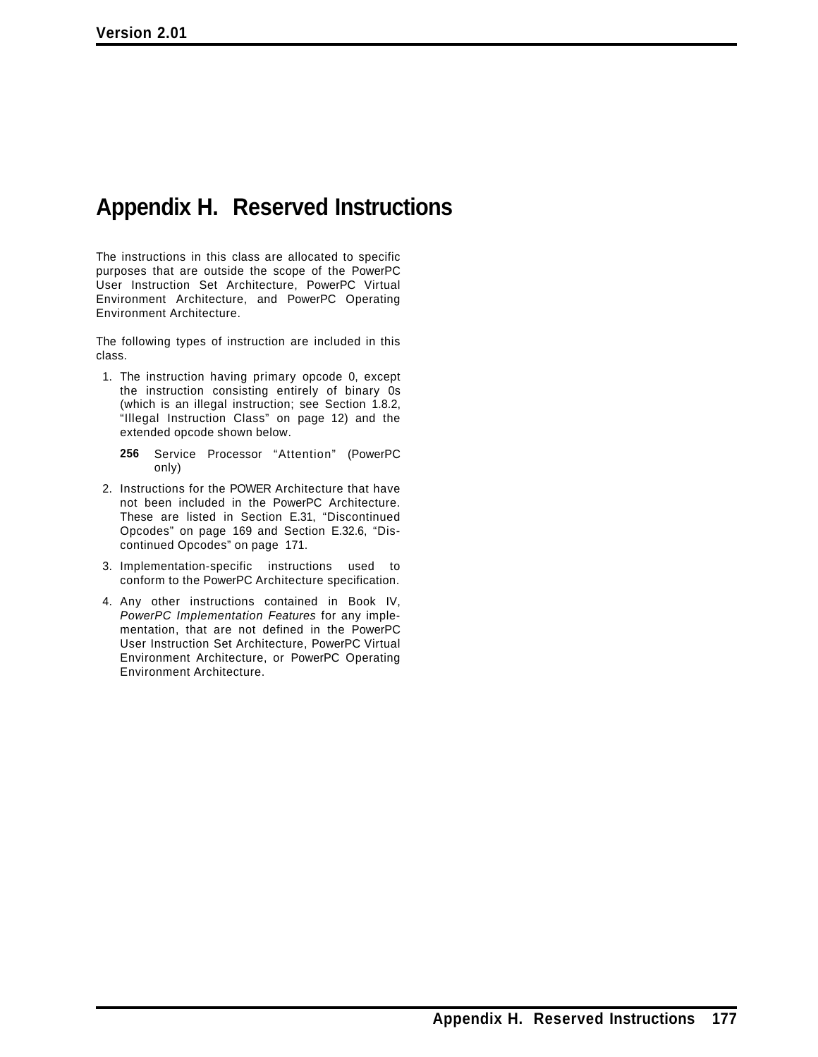# Appendix H. Reserved Instructions

The instructions in this class are allocated to specific purposes that are outside the scope of the PowerPC User Instruction Set Architecture, PowerPC Virtual Environment Architecture, and PowerPC Operating Environment Architecture.

The following types of instruction are included in this class.

1. The instruction having primary opcode 0, except the instruction consisting entirely of binary 0s (which is an illegal instruction; see Section 1.8.2, “Illegal Instruction Class” on page 12) and the extended opcode shown below.

   **256** Service Processor “Attention” (PowerPC only)

2. Instructions for the POWER Architecture that have not been included in the PowerPC Architecture. These are listed in Section E.31, “Discontinued Opcodes” on page 169 and Section E.32.6, “Discontinued Opcodes” on page 171.

3. Implementation-specific instructions used to conform to the PowerPC Architecture specification.

4. Any other instructions contained in Book IV, *PowerPC Implementation Features* for any implementation, that are not defined in the PowerPC User Instruction Set Architecture, PowerPC Virtual Environment Architecture, or PowerPC Operating Environment Architecture.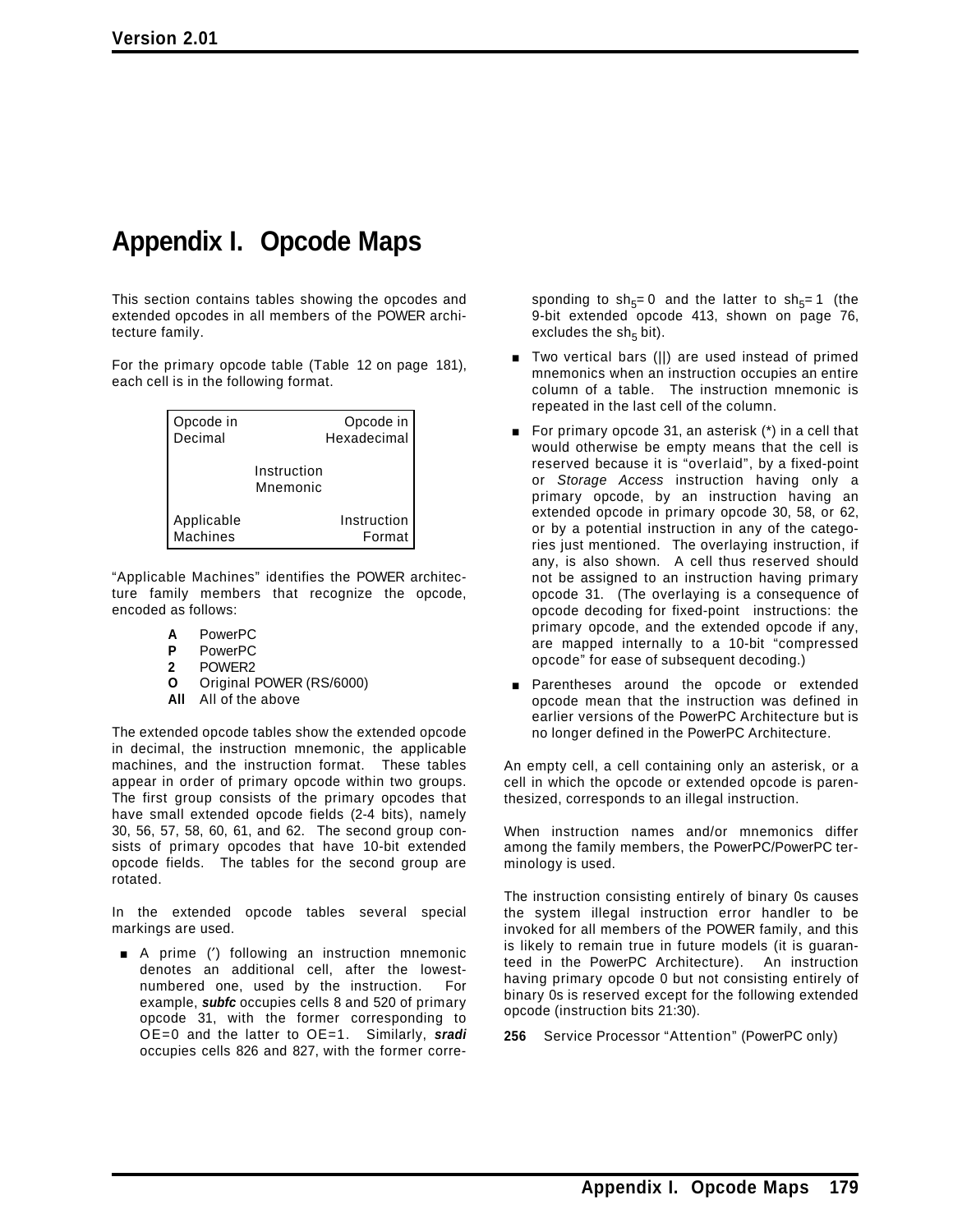# Appendix I. Opcode Maps

This section contains tables showing the opcodes and extended opcodes in all members of the POWER architecture family.

For the primary opcode table (Table 12 on page 181), each cell is in the following format.

| Opcode in Decimal | | Opcode in Hexadecimal |
|---|---|---|
| | Instruction Mnemonic | |
| Applicable Machines | | Instruction Format |

"Applicable Machines" identifies the POWER architecture family members that recognize the opcode, encoded as follows:

- **A** PowerPC
- **P** PowerPC
- **2** POWER2
- **O** Original POWER (RS/6000)
- **All** All of the above

The extended opcode tables show the extended opcode in decimal, the instruction mnemonic, the applicable machines, and the instruction format. These tables appear in order of primary opcode within two groups. The first group consists of the primary opcodes that have small extended opcode fields (2-4 bits), namely 30, 56, 57, 58, 60, 61, and 62. The second group consists of primary opcodes that have 10-bit extended opcode fields. The tables for the second group are rotated.

In the extended opcode tables several special markings are used.

- A prime (′) following an instruction mnemonic denotes an additional cell, after the lowest-numbered one, used by the instruction. For example, ***subfc*** occupies cells 8 and 520 of primary opcode 31, with the former corresponding to OE=0 and the latter to OE=1. Similarly, ***sradi*** occupies cells 826 and 827, with the former corresponding to $sh_5$=0 and the latter to $sh_5$=1 (the 9-bit extended opcode 413, shown on page 76, excludes the $sh_5$ bit).
- Two vertical bars (||) are used instead of primed mnemonics when an instruction occupies an entire column of a table. The instruction mnemonic is repeated in the last cell of the column.
- For primary opcode 31, an asterisk (*) in a cell that would otherwise be empty means that the cell is reserved because it is "overlaid", by a fixed-point or *Storage Access* instruction having only a primary opcode, by an instruction having an extended opcode in primary opcode 30, 58, or 62, or by a potential instruction in any of the categories just mentioned. The overlaying instruction, if any, is also shown. A cell thus reserved should not be assigned to an instruction having primary opcode 31. (The overlaying is a consequence of opcode decoding for fixed-point instructions: the primary opcode, and the extended opcode if any, are mapped internally to a 10-bit "compressed opcode" for ease of subsequent decoding.)
- Parentheses around the opcode or extended opcode mean that the instruction was defined in earlier versions of the PowerPC Architecture but is no longer defined in the PowerPC Architecture.

An empty cell, a cell containing only an asterisk, or a cell in which the opcode or extended opcode is parenthesized, corresponds to an illegal instruction.

When instruction names and/or mnemonics differ among the family members, the PowerPC/PowerPC terminology is used.

The instruction consisting entirely of binary 0s causes the system illegal instruction error handler to be invoked for all members of the POWER family, and this is likely to remain true in future models (it is guaranteed in the PowerPC Architecture). An instruction having primary opcode 0 but not consisting entirely of binary 0s is reserved except for the following extended opcode (instruction bits 21:30).

**256** Service Processor "Attention" (PowerPC only)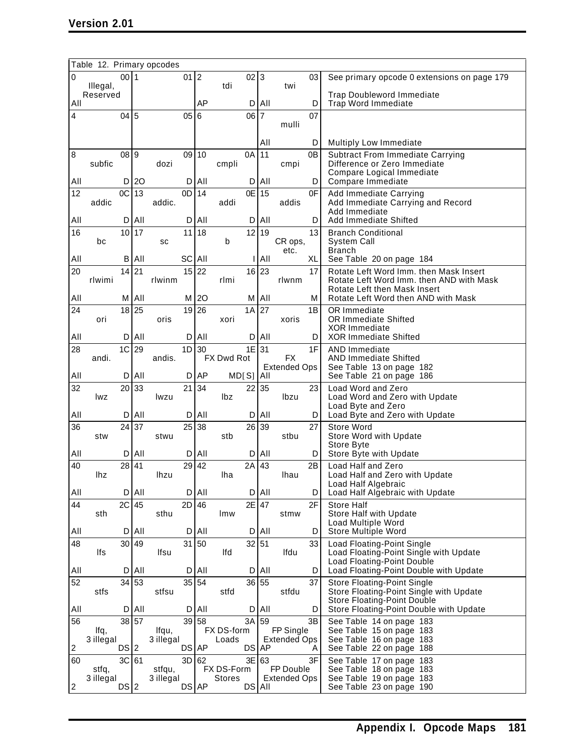| Table 12. Primary opcodes | | | | |
|---|---|---|---|---|
| 0 00<br>Illegal, Reserved<br>All | 1 01 | 2 02<br>tdi<br>AP D | 3 03<br>twi<br>All D | See primary opcode 0 extensions on page 179<br><br>Trap Doubleword Immediate<br>Trap Word Immediate |
| 4 04 | 5 05 | 6 06 | 7 07<br>mulli<br>All D | <br><br>Multiply Low Immediate |
| 8 08<br>subfic<br>All D | 9 09<br>dozi<br>2O D | 10 0A<br>cmpli<br>All D | 11 0B<br>cmpi<br>All D | Subtract From Immediate Carrying<br>Difference or Zero Immediate<br>Compare Logical Immediate<br>Compare Immediate |
| 12 0C<br>addic<br>All D | 13 0D<br>addic.<br>All D | 14 0E<br>addi<br>All D | 15 0F<br>addis<br>All D | Add Immediate Carrying<br>Add Immediate Carrying and Record<br>Add Immediate<br>Add Immediate Shifted |
| 16 10<br>bc<br>All B | 17 11<br>sc<br>All SC | 18 12<br>b<br>All I | 19 13<br>CR ops, etc.<br>All XL | Branch Conditional<br>System Call<br>Branch<br>See Table 20 on page 184 |
| 20 14<br>rlwimi<br>All M | 21 15<br>rlwinm<br>All M | 22 16<br>rlmi<br>2O M | 23 17<br>rlwnm<br>All M | Rotate Left Word Imm. then Mask Insert<br>Rotate Left Word Imm. then AND with Mask<br>Rotate Left then Mask Insert<br>Rotate Left Word then AND with Mask |
| 24 18<br>ori<br>All D | 25 19<br>oris<br>All D | 26 1A<br>xori<br>All D | 27 1B<br>xoris<br>All D | OR Immediate<br>OR Immediate Shifted<br>XOR Immediate<br>XOR Immediate Shifted |
| 28 1C<br>andi.<br>All D | 29 1D<br>andis.<br>All D | 30 1E<br>FX Dwd Rot<br>AP MD[S] | 31 1F<br>FX Extended Ops<br>All | AND Immediate<br>AND Immediate Shifted<br>See Table 13 on page 182<br>See Table 21 on page 186 |
| 32 20<br>lwz<br>All D | 33 21<br>lwzu<br>All D | 34 22<br>lbz<br>All D | 35 23<br>lbzu<br>All D | Load Word and Zero<br>Load Word and Zero with Update<br>Load Byte and Zero<br>Load Byte and Zero with Update |
| 36 24<br>stw<br>All D | 37 25<br>stwu<br>All D | 38 26<br>stb<br>All D | 39 27<br>stbu<br>All D | Store Word<br>Store Word with Update<br>Store Byte<br>Store Byte with Update |
| 40 28<br>lhz<br>All D | 41 29<br>lhzu<br>All D | 42 2A<br>lha<br>All D | 43 2B<br>lhau<br>All D | Load Half and Zero<br>Load Half and Zero with Update<br>Load Half Algebraic<br>Load Half Algebraic with Update |
| 44 2C<br>sth<br>All D | 45 2D<br>sthu<br>All D | 46 2E<br>lmw<br>All D | 47 2F<br>stmw<br>All D | Store Half<br>Store Half with Update<br>Load Multiple Word<br>Store Multiple Word |
| 48 30<br>lfs<br>All D | 49 31<br>lfsu<br>All D | 50 32<br>lfd<br>All D | 51 33<br>lfdu<br>All D | Load Floating-Point Single<br>Load Floating-Point Single with Update<br>Load Floating-Point Double<br>Load Floating-Point Double with Update |
| 52 34<br>stfs<br>All D | 53 35<br>stfsu<br>All D | 54 36<br>stfd<br>All D | 55 37<br>stfdu<br>All D | Store Floating-Point Single<br>Store Floating-Point Single with Update<br>Store Floating-Point Double<br>Store Floating-Point Double with Update |
| 56 38<br>lfq, 3 illegal<br>2 DS | 57 39<br>lfqu, 3 illegal<br>2 DS | 58 3A<br>FX DS-form Loads<br>AP DS | 59 3B<br>FP Single Extended Ops<br>AP A | See Table 14 on page 183<br>See Table 15 on page 183<br>See Table 16 on page 183<br>See Table 22 on page 188 |
| 60 3C<br>stfq, 3 illegal<br>2 DS | 61 3D<br>stfqu, 3 illegal<br>2 DS | 62 3E<br>FX DS-Form Stores<br>AP DS | 63 3F<br>FP Double Extended Ops<br>All | See Table 17 on page 183<br>See Table 18 on page 183<br>See Table 19 on page 183<br>See Table 23 on page 190 |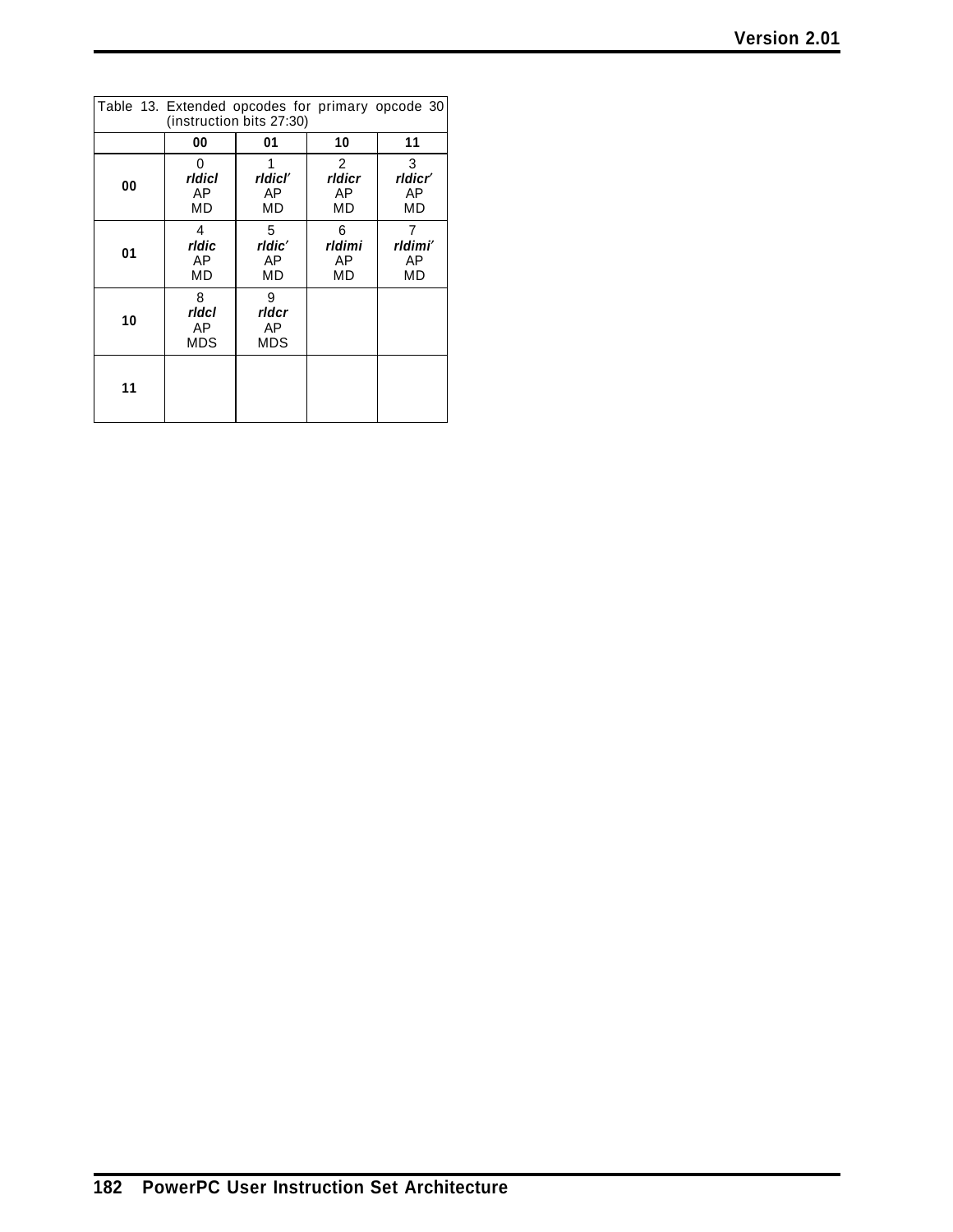Table 13. Extended opcodes for primary opcode 30 (instruction bits 27:30)

| | 00 | 01 | 10 | 11 |
|---|---|---|---|---|
| **00** | 0<br>***rldicl***<br>AP<br>MD | 1<br>***rldicl′***<br>AP<br>MD | 2<br>***rldicr***<br>AP<br>MD | 3<br>***rldicr′***<br>AP<br>MD |
| **01** | 4<br>***rldic***<br>AP<br>MD | 5<br>***rldic′***<br>AP<br>MD | 6<br>***rldimi***<br>AP<br>MD | 7<br>***rldimi′***<br>AP<br>MD |
| **10** | 8<br>***rldcl***<br>AP<br>MDS | 9<br>***rldcr***<br>AP<br>MDS | | |
| **11** | | | | |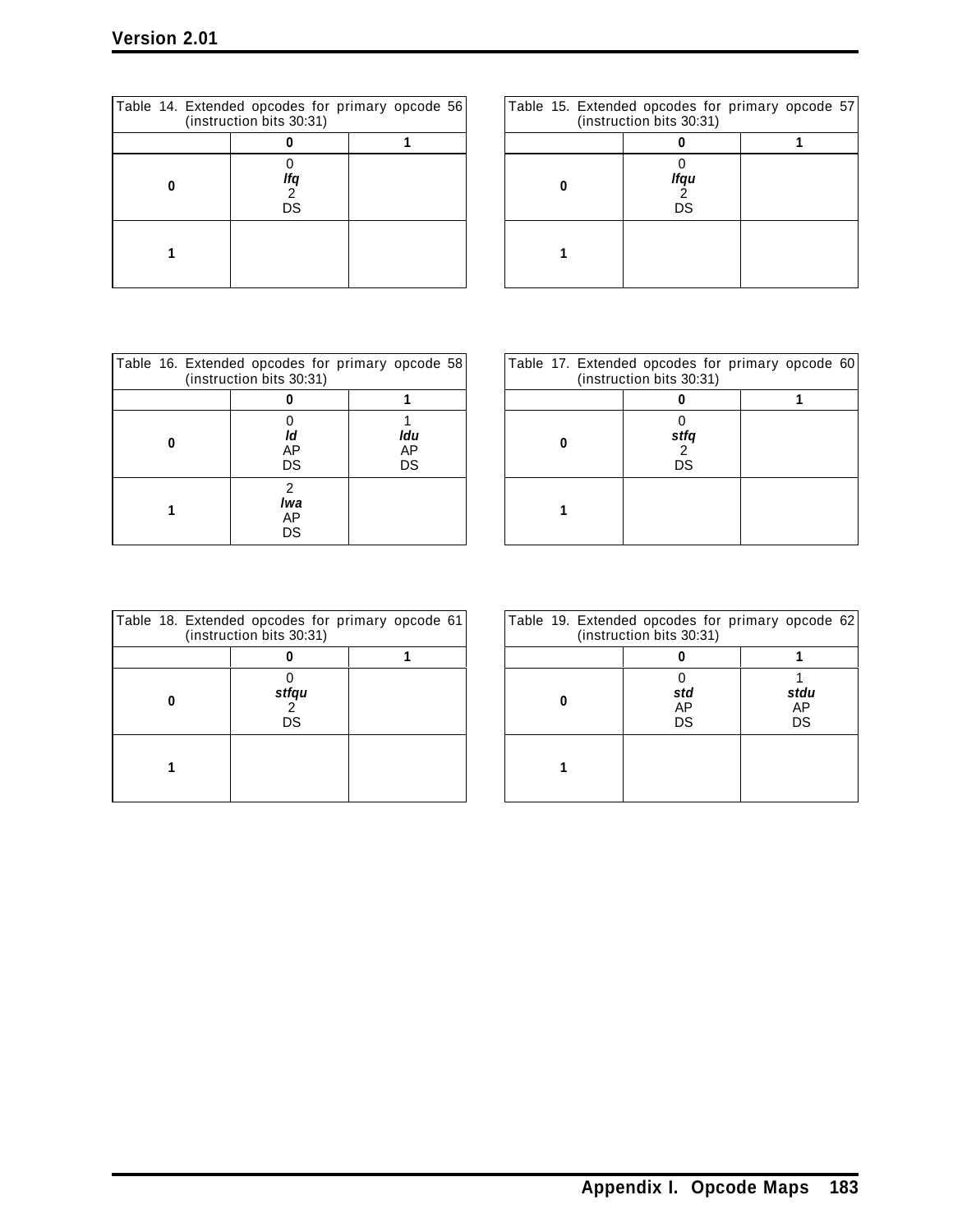Table 14. Extended opcodes for primary opcode 56 (instruction bits 30:31)

| | 0 | 1 |
|---|---|---|
| **0** | 0 ***lfq*** 2 DS | |
| **1** | | |

Table 15. Extended opcodes for primary opcode 57 (instruction bits 30:31)

| | 0 | 1 |
|---|---|---|
| **0** | 0 ***lfqu*** 2 DS | |
| **1** | | |

Table 16. Extended opcodes for primary opcode 58 (instruction bits 30:31)

| | 0 | 1 |
|---|---|---|
| **0** | 0 ***ld*** AP DS | 1 ***ldu*** AP DS |
| **1** | 2 ***lwa*** AP DS | |

Table 17. Extended opcodes for primary opcode 60 (instruction bits 30:31)

| | 0 | 1 |
|---|---|---|
| **0** | 0 ***stfq*** 2 DS | |
| **1** | | |

Table 18. Extended opcodes for primary opcode 61 (instruction bits 30:31)

| | 0 | 1 |
|---|---|---|
| **0** | 0 ***stfqu*** 2 DS | |
| **1** | | |

Table 19. Extended opcodes for primary opcode 62 (instruction bits 30:31)

| | 0 | 1 |
|---|---|---|
| **0** | 0 ***std*** AP DS | 1 ***stdu*** AP DS |
| **1** | | |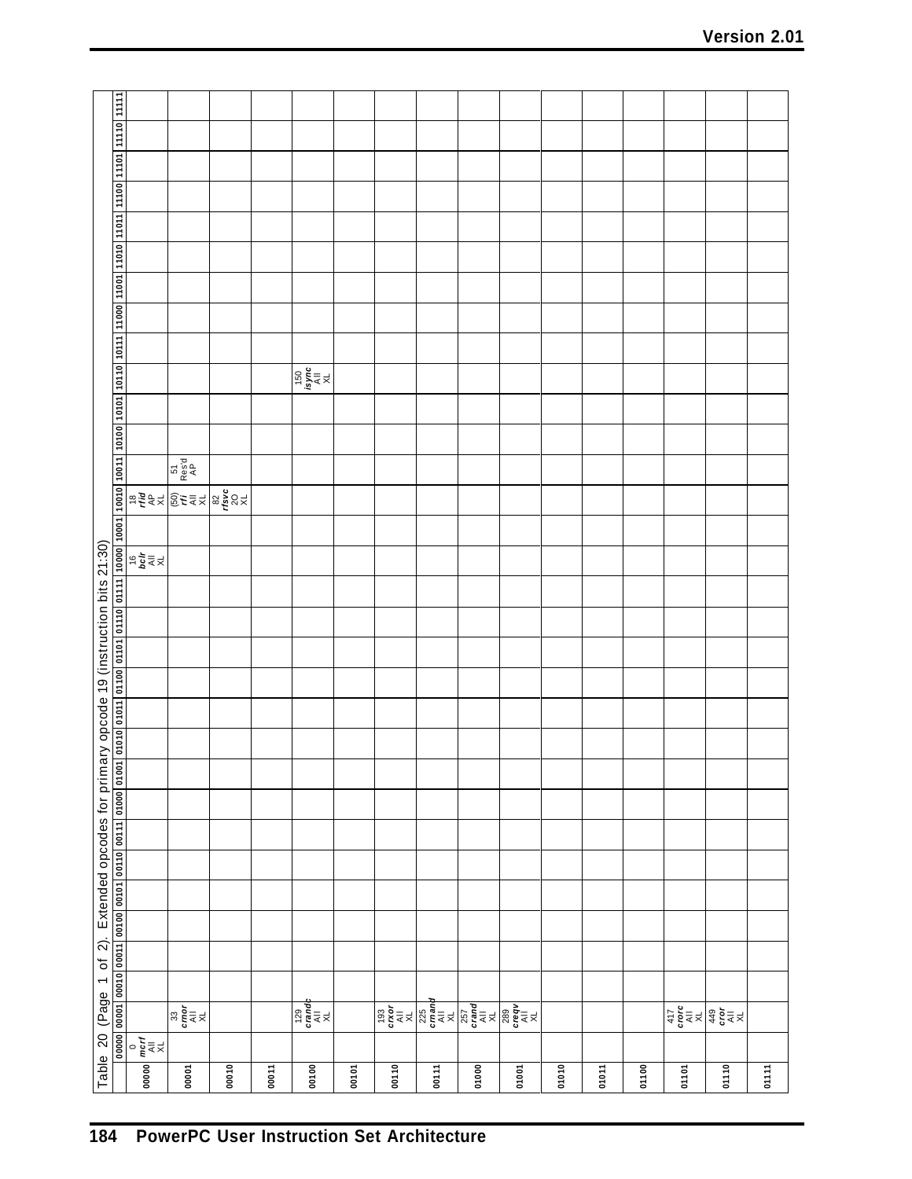Table 20 (Page 1 of 2). Extended opcodes for primary opcode 19 (instruction bits 21:30)

| | 00000 | 00001 | 00010 | 00011 | 00100 | 00101 | 00110 | 00111 | 01000 | 01001 | 01010 | 01011 | 01100 | 01101 | 01110 | 01111 | 10000 | 10001 | 10010 | 10011 | 10100 | 10101 | 10110 | 10111 | 11000 | 11001 | 11010 | 11011 | 11100 | 11101 | 11110 | 11111 |
|---|---|---|---|---|---|---|---|---|---|---|---|---|---|---|---|---|---|---|---|---|---|---|---|---|---|---|---|---|---|---|---|---|
| **00000** | 0 ***mcrf*** All XL | | | | | | | | | | | | | | | | 16 ***bclr*** All XL | | 18 ***rfid*** AP XL | | | | | | | | | | | | | |
| **00001** | | 33 ***crnor*** All XL | | | | | | | | | | | | | | | | | (50) ***rfi*** All XL | 51 Res'd AP | | | | | | | | | | | | |
| **00010** | | | | | | | | | | | | | | | | | | | 82 ***rfsvc*** 2O XL | | | | | | | | | | | | | |
| **00011** | | | | | | | | | | | | | | | | | | | | | | | | | | | | | | | | |
| **00100** | | 129 ***crandc*** All XL | | | | | | | | | | | | | | | | | | | | | 150 ***isync*** All XL | | | | | | | | | |
| **00101** | | | | | | | | | | | | | | | | | | | | | | | | | | | | | | | | |
| **00110** | | 193 ***crxor*** All XL | | | | | | | | | | | | | | | | | | | | | | | | | | | | | | |
| **00111** | | 225 ***crnand*** All XL | | | | | | | | | | | | | | | | | | | | | | | | | | | | | | |
| **01000** | | 257 ***crand*** All XL | | | | | | | | | | | | | | | | | | | | | | | | | | | | | | |
| **01001** | | 289 ***creqv*** All XL | | | | | | | | | | | | | | | | | | | | | | | | | | | | | | |
| **01010** | | | | | | | | | | | | | | | | | | | | | | | | | | | | | | | | |
| **01011** | | | | | | | | | | | | | | | | | | | | | | | | | | | | | | | | |
| **01100** | | | | | | | | | | | | | | | | | | | | | | | | | | | | | | | | |
| **01101** | | 417 ***crorc*** All XL | | | | | | | | | | | | | | | | | | | | | | | | | | | | | | |
| **01110** | | 449 ***cror*** All XL | | | | | | | | | | | | | | | | | | | | | | | | | | | | | | |
| **01111** | | | | | | | | | | | | | | | | | | | | | | | | | | | | | | | | |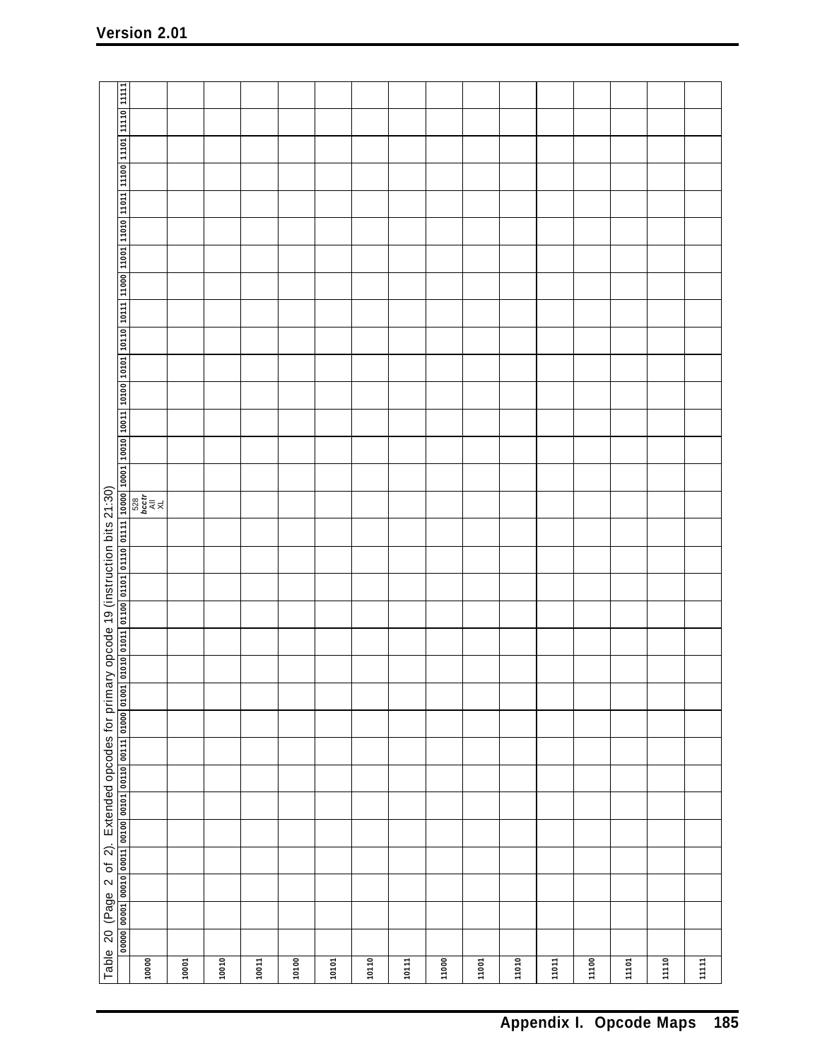Table 20 (Page 2 of 2). Extended opcodes for primary opcode 19 (instruction bits 21:30)

| | 00000 | 00001 | 00010 | 00011 | 00100 | 00101 | 00110 | 00111 | 01000 | 01001 | 01010 | 01011 | 01100 | 01101 | 01110 | 01111 | 10000 | 10001 | 10010 | 10011 | 10100 | 10101 | 10110 | 10111 | 11000 | 11001 | 11010 | 11011 | 11100 | 11101 | 11110 | 11111 |
|---|---|---|---|---|---|---|---|---|---|---|---|---|---|---|---|---|---|---|---|---|---|---|---|---|---|---|---|---|---|---|---|---|
| 10000 | | | | | | | | | | | | | | | | | 528 *bcctr* All XL | | | | | | | | | | | | | | | |
| 10001 | | | | | | | | | | | | | | | | | | | | | | | | | | | | | | | | |
| 10010 | | | | | | | | | | | | | | | | | | | | | | | | | | | | | | | | |
| 10011 | | | | | | | | | | | | | | | | | | | | | | | | | | | | | | | | |
| 10100 | | | | | | | | | | | | | | | | | | | | | | | | | | | | | | | | |
| 10101 | | | | | | | | | | | | | | | | | | | | | | | | | | | | | | | | |
| 10110 | | | | | | | | | | | | | | | | | | | | | | | | | | | | | | | | |
| 10111 | | | | | | | | | | | | | | | | | | | | | | | | | | | | | | | | |
| 11000 | | | | | | | | | | | | | | | | | | | | | | | | | | | | | | | | |
| 11001 | | | | | | | | | | | | | | | | | | | | | | | | | | | | | | | | |
| 11010 | | | | | | | | | | | | | | | | | | | | | | | | | | | | | | | | |
| 11011 | | | | | | | | | | | | | | | | | | | | | | | | | | | | | | | | |
| 11100 | | | | | | | | | | | | | | | | | | | | | | | | | | | | | | | | |
| 11101 | | | | | | | | | | | | | | | | | | | | | | | | | | | | | | | | |
| 11110 | | | | | | | | | | | | | | | | | | | | | | | | | | | | | | | | |
| 11111 | | | | | | | | | | | | | | | | | | | | | | | | | | | | | | | | |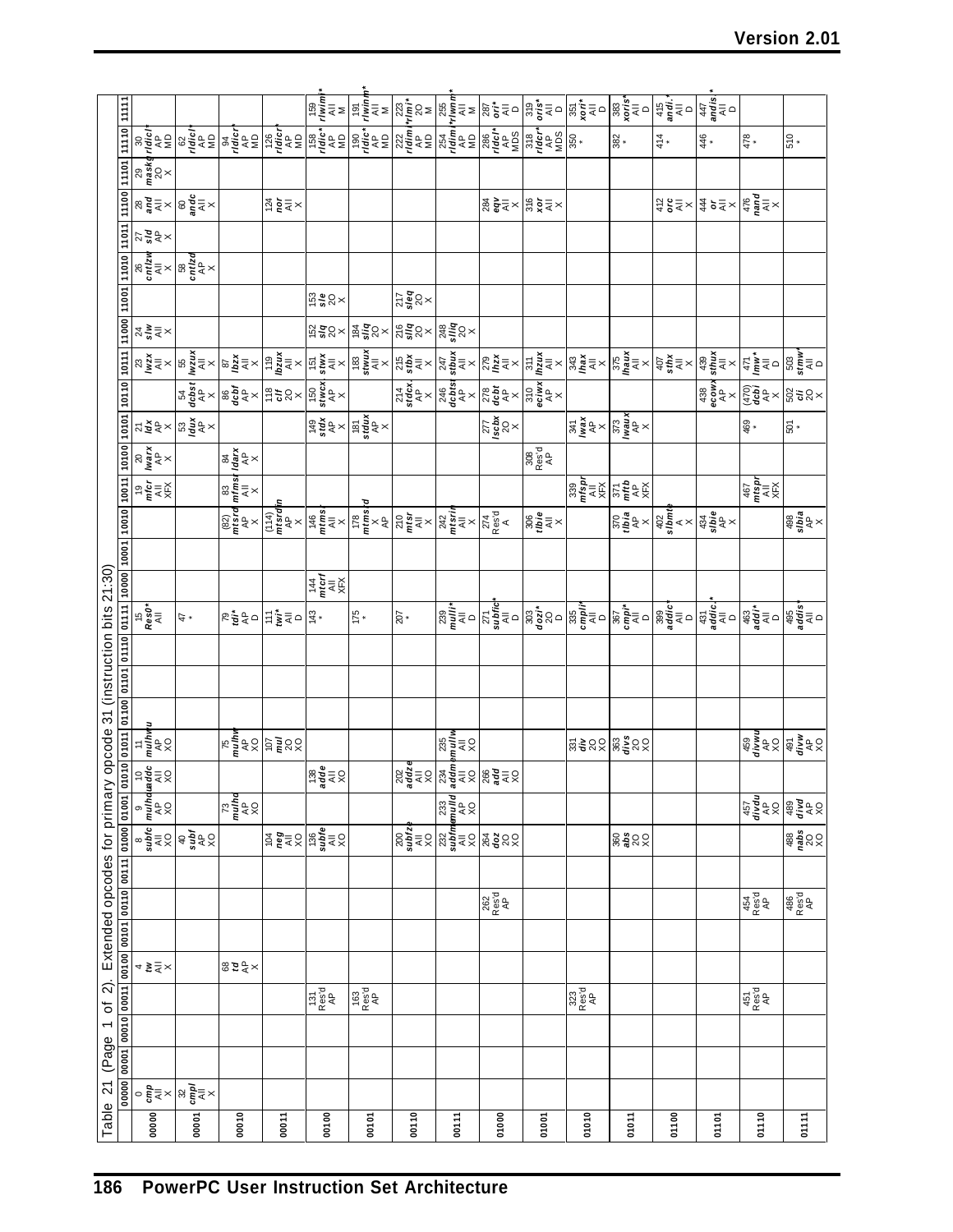Table 21 (Page 1 of 2). Extended opcodes for primary opcode 31 (instruction bits 21:30)

| | 00000 | 00001 | 00010 | 00011 | 00100 | 00101 | 00110 | 00111 | 01000 | 01001 | 01010 | 01011 | 01100 | 01101 | 01110 | 01111 | 10000 | 10001 | 10010 | 10011 | 10100 | 10101 | 10110 | 10111 | 11000 | 11001 | 11010 | 11011 | 11100 | 11101 | 11110 | 11111 |
|---|---|---|---|---|---|---|---|---|---|---|---|---|---|---|---|---|---|---|---|---|---|---|---|---|---|---|---|---|---|---|---|---|
| **00000** | 0 ***cmp*** All X | | | | 4 ***tw*** All X | | | | 8 ***subfc*** All XO | 9 ***mulhdu*** AP XO | 10 ***addc*** All XO | 11 ***mulhwu*** AP XO | | | | 15 ***Res0**** All | | | | 19 ***mfcr*** All XFX | 20 ***lwarx*** AP X | 21 ***ldx*** AP X | | 23 ***lwzx*** All X | 24 ***slw*** All X | | 26 ***cntlzw*** All X | 27 ***sld*** AP X | 28 ***and*** All X | 29 ***maskg*** 2O X | 30 ***rldicl**** AP MD | |
| **00001** | 32 ***cmpl*** All X | | | | | | | | 40 ***subf*** AP XO | | | | | | | 47 * | | | | | | 53 ***ldux*** AP X | 54 ***dcbst*** All X | 55 ***lwzux*** All X | | | 58 ***cntlzd*** AP X | | 60 ***andc*** All X | | 62 ***rldicl**** AP MD | |
| **00010** | | | | | 68 ***td*** AP X | | | | | 73 ***mulhd*** AP XO | | 75 ***mulhw*** AP XO | | | | 79 ***tdi**** AP D | | | (82) ***mtsrd*** AP X | 83 ***mfmsr*** All X | 84 ***ldarx*** AP X | | 86 ***dcbf*** All X | 87 ***lbzx*** All X | | | | | | | 94 ***rldicr**** AP MD | |
| **00011** | | | | | | | | | 104 ***neg*** All XO | | | 107 ***mul*** 2O XO | | | | 111 ***twi**** All D | | | (114) ***mtsrdin*** AP X | | | | 118 ***clf*** 2O X | 119 ***lbzux*** All X | | | | | 124 ***nor*** All X | | 126 ***rldicr**** AP MD | |
| **00100** | | | | 131 Res'd AP | | | | | 136 ***subfe*** All XO | | 138 ***adde*** All XO | | | | | 143 * | 144 ***mtcrf*** All XFX | | 146 ***mtmsr*** All X | | | 149 ***stdx*** AP X | 150 ***stwcx.*** All X | 151 ***stwx*** All X | 152 ***slq*** 2O X | 153 ***sle*** 2O X | | | | | 158 ***rldic**** AP MD | 159 ***rlwimi**** All M |
| **00101** | | | | 163 Res'd AP | | | | | | | | | | | | 175 * | | | 178 ***mtmsrd*** X AP | | | 181 ***stdux*** AP X | | 183 ***stwux*** All X | 184 ***sliq*** 2O X | | | | | | 190 ***rldic**** AP MD | 191 ***rlwinm**** All M |
| **00110** | | | | | | | | | 200 ***subfze*** All XO | | 202 ***addze*** All XO | | | | | 207 * | | | 210 ***mtsr*** All X | | | | 214 ***stdcx.*** AP X | 215 ***stbx*** All X | 216 ***sllq*** 2O X | 217 ***sleq*** 2O X | | | | | 222 ***rldimi**** AP MD | 223 ***rlmi**** 2O M |
| **00111** | | | | | | | | | 232 ***subfme*** All XO | 233 ***mulld*** AP XO | 234 ***addme*** All XO | 235 ***mullw*** All XO | | | | 239 ***mulli**** All D | | | 242 ***mtsrin*** All X | | | | 246 ***dcbtst*** All X | 247 ***stbux*** All X | 248 ***slliq*** 2O X | | | | | | 254 ***rldimi**** AP MD | 255 ***rlwnm**** All M |
| **01000** | | | | | | | 262 Res'd AP | | 264 ***doz*** 2O XO | | 266 ***add*** All XO | | | | | 271 ***subfic**** All D | | | 274 Res'd A | | | 277 ***lscbx*** 2O X | 278 ***dcbt*** All X | 279 ***lhzx*** All X | | | | | 284 ***eqv*** All X | | 286 ***rldcl**** AP MDS | 287 ***ori**** All D |
| **01001** | | | | | | | | | | | | | | | | 303 ***dozi**** 2O D | | | 306 ***tlbie*** All X | | 308 Res'd AP | | 310 ***eciwx*** AP X | 311 ***lhzux*** All X | | | | | 316 ***xor*** All X | | 318 ***rldcr**** AP MDS | 319 ***oris**** All D |
| **01010** | | | | 323 Res'd AP | | | | | | | | 331 ***div*** 2O XO | | | | 335 ***cmpli**** All D | | | | 339 ***mfspr*** All XFX | | 341 ***lwax*** AP X | | 343 ***lhax*** All X | | | | | | | 350 * | 351 ***xori**** All D |
| **01011** | | | | | | | | | 360 ***abs*** 2O XO | | | 363 ***divs*** 2O XO | | | | 367 ***cmpi**** All D | | | 370 ***tlbia*** AP X | 371 ***mftb*** AP XFX | | 373 ***lwaux*** AP X | | 375 ***lhaux*** All X | | | | | | | 382 * | 383 ***xoris**** All D |
| **01100** | | | | | | | | | | | | | | | | 399 ***addic**** All D | | | 402 ***slbmte*** A X | | | | | 407 ***sthx*** All X | | | | | 412 ***orc*** All X | | 414 * | 415 ***andi.**** All D |
| **01101** | | | | | | | | | | | | | | | | 431 ***addic.**** All D | | | 434 ***slbie*** AP X | | | | 438 ***ecowx*** AP X | 439 ***sthux*** All X | | | | | 444 ***or*** All X | | 446 * | 447 ***andis.**** All D |
| **01110** | | | | 451 Res'd AP | | | 454 Res'd AP | | | 457 ***divdu*** AP XO | | 459 ***divwu*** AP XO | | | | 463 ***addi**** All D | | | | 467 ***mtspr*** All XFX | | 469 * | (470) ***dcbi*** AP D | 471 ***lmw**** All D | | | | | 476 ***nand*** All X | | 478 * | |
| **01111** | | | | | | | 486 Res'd AP | | 488 ***nabs*** 2O XO | 489 ***divd*** AP XO | | 491 ***divw*** AP XO | | | | 495 ***addis**** All D | | | 498 ***slbia*** AP X | | | 501 * | 502 ***cli*** 2O X | 503 ***stmw**** All D | | | | | | | 510 * | |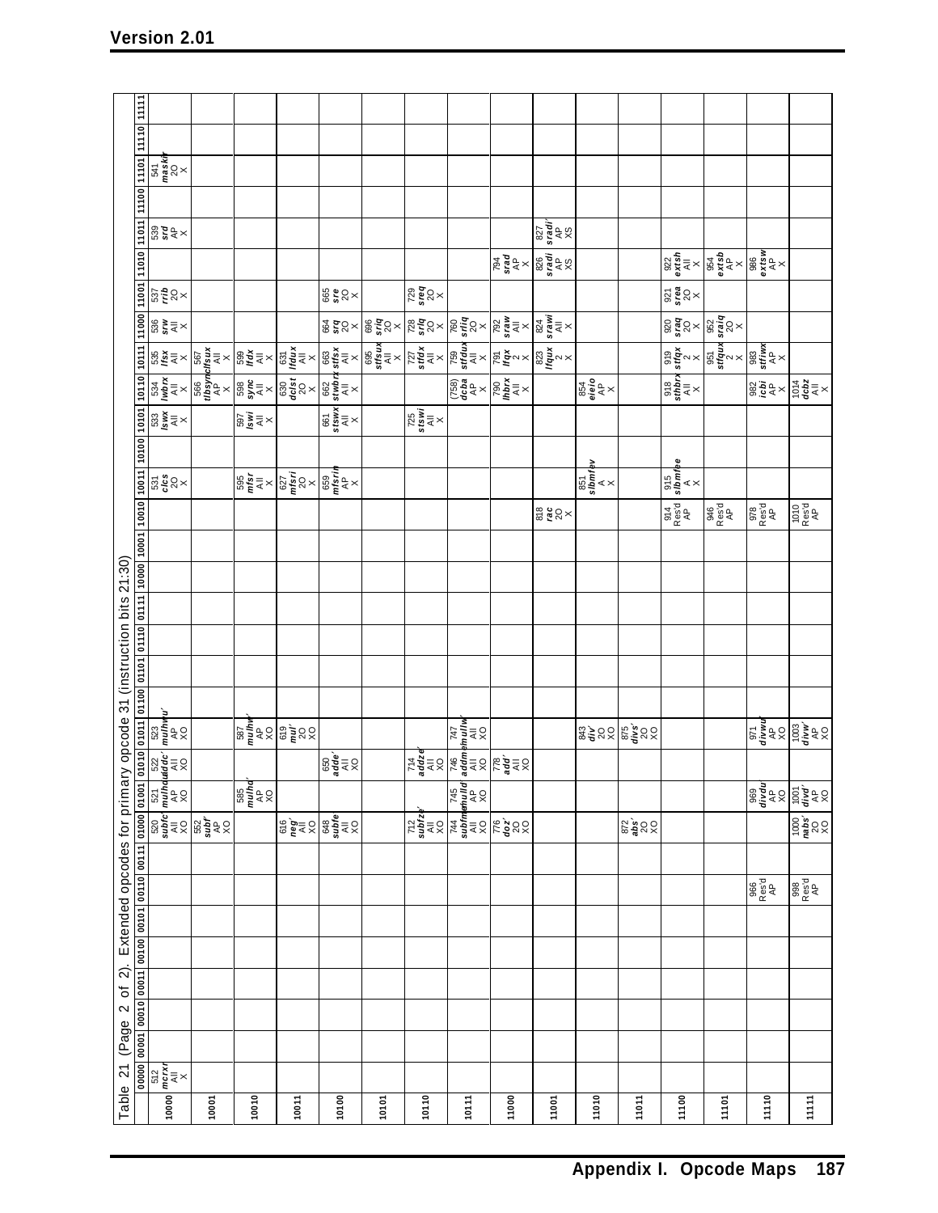Table 21 (Page 2 of 2). Extended opcodes for primary opcode 31 (instruction bits 21:30)

| | 00000 | 00001 | 00010 | 00011 | 00100 | 00101 | 00110 | 00111 | 01000 | 01001 | 01010 | 01011 | 01100 | 01101 | 01110 | 01111 | 10000 | 10001 | 10010 | 10011 | 10100 | 10101 | 10110 | 10111 | 11000 | 11001 | 11010 | 11011 | 11100 | 11101 | 11110 | 11111 |
|---|---|---|---|---|---|---|---|---|---|---|---|---|---|---|---|---|---|---|---|---|---|---|---|---|---|---|---|---|---|---|---|---|
| **10000** | 512 ***mcrxr*** All X | | | | | | | | 520 ***subfc'*** All XO | 521 ***mulhdu'*** AP XO | 522 ***addc'*** All XO | 523 ***mulhwu'*** AP XO | | | | | | | | 531 ***clcs*** 2O X | | 533 ***lswx*** All X | 534 ***lwbrx*** All X | 535 ***lfsx*** All X | 536 ***srw*** All X | 537 ***rrib*** 2O X | | 539 ***srd*** AP X | | 541 ***maskir*** 2O X | | |
| **10001** | | | | | | | | | 552 ***subf'*** All XO | | | | | | | | | | | | | | 566 ***tlbsync*** AP X | 567 ***lfsux*** All X | | | | | | | | |
| **10010** | | | | | | | | | | 585 ***mulhd'*** AP XO | | 587 ***mulhw'*** AP XO | | | | | | | | 595 ***mfsr*** All X | | 597 ***lswi*** All X | 598 ***sync*** All X | 599 ***lfdx*** All X | | | | | | | | |
| **10011** | | | | | | | | | 616 ***neg'*** All XO | | | 619 ***mul'*** 2O XO | | | | | | | | 627 ***mfsri*** 2O X | | | 630 ***dclst*** 2O X | 631 ***lfdux*** All X | | | | | | | | |
| **10100** | | | | | | | | | 648 ***subfe'*** All XO | | 650 ***adde'*** All XO | | | | | | | | | 659 ***mfsrin*** AP X | | 661 ***stswx*** All X | 662 ***stwbrx*** All X | 663 ***stfsx*** All X | 664 ***srq*** 2O X | 665 ***sre*** 2O X | | | | | | |
| **10101** | | | | | | | | | | | | | | | | | | | | | | | | 695 ***stfsux*** All X | 696 ***sriq*** 2O X | | | | | | | |
| **10110** | | | | | | | | | 712 ***subfze'*** All XO | | 714 ***addze'*** All XO | | | | | | | | | | | 725 ***stswi*** All X | | 727 ***stfdx*** All X | 728 ***srlq*** 2O X | 729 ***sreq*** 2O X | | | | | | |
| **10111** | | | | | | | | | 744 ***subfme'*** All XO | 745 ***mulld'*** AP XO | 746 ***addme'*** All XO | 747 ***mullw'*** All XO | | | | | | | | | | | (758) ***dcba*** AP X | 759 ***stfdux*** All X | 760 ***srliq*** 2O X | | | | | | | |
| **11000** | | | | | | | | | 776 ***doz'*** 2O XO | | 778 ***add'*** All XO | | | | | | | | | | | | 790 ***lhbrx*** All X | 791 ***lfqx*** 2 X | 792 ***sraw*** All X | | 794 ***srad*** AP X | | | | | |
| **11001** | | | | | | | | | | | | | | | | | | | 818 ***rac*** 2O X | | | | | 823 ***lfqux*** 2 X | 824 ***srawi*** All X | | 826 ***sradi*** AP XS | 827 ***sradi'*** AP XS | | | | |
| **11010** | | | | | | | | | | | | 843 ***div'*** 2O XO | | | | | | | | 851 ***slbmfev*** A X | | | 854 ***eieio*** AP X | | | | | | | | | |
| **11011** | | | | | | | | | 872 ***abs'*** 2O XO | | | 875 ***divs'*** 2O XO | | | | | | | | | | | | | | | | | | | | |
| **11100** | | | | | | | | | | | | | | | | | | | 914 Res'd AP | 915 ***slbmfee*** A X | | | 918 ***sthbrx*** All X | 919 ***stfqx*** 2 X | 920 ***sraq*** 2O X | 921 ***srea*** 2O X | 922 ***extsh*** All X | | | | | |
| **11101** | | | | | | | | | | | | | | | | | | | 946 Res'd AP | | | | | 951 ***stfqux*** 2 X | 952 ***sraiq*** 2O X | | 954 ***extsb*** AP X | | | | | |
| **11110** | | | | | | | 966 Res'd AP | | | 969 ***divdu'*** AP XO | | 971 ***divwu'*** AP XO | | | | | | | 978 Res'd AP | | | | 982 ***icbi*** AP X | 983 ***stfiwx*** AP X | | | 986 ***extsw*** AP X | | | | | |
| **11111** | | | | | | | 998 Res'd AP | | 1000 ***nabs'*** 2O XO | 1001 ***divd'*** AP XO | | 1003 ***divw'*** AP XO | | | | | | | 1010 Res'd AP | | | | 1014 ***dcbz*** All X | | | | | | | | | |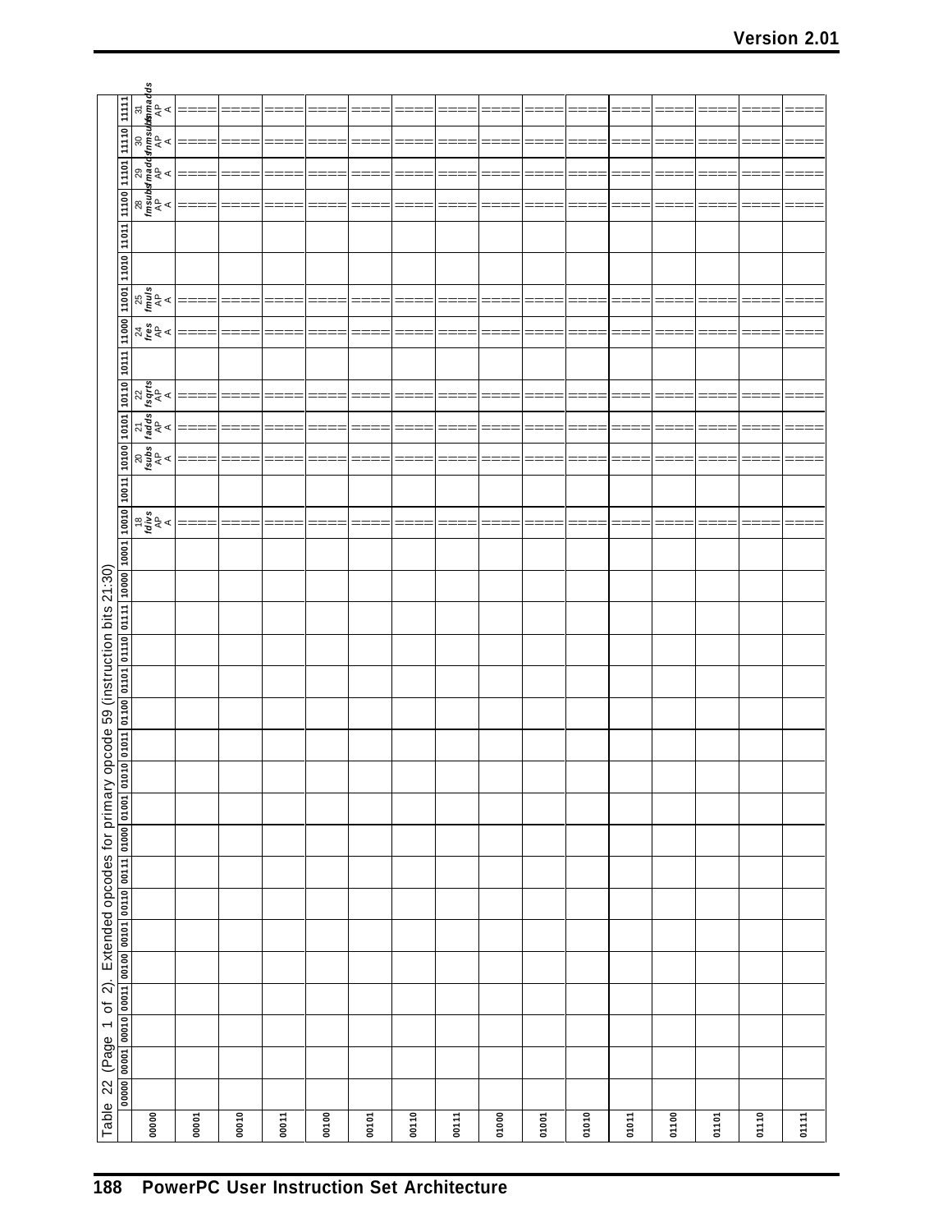Table 22 (Page 1 of 2). Extended opcodes for primary opcode 59 (instruction bits 21:30)

| | 00000 | 00001 | 00010 | 00011 | 00100 | 00101 | 00110 | 00111 | 01000 | 01001 | 01010 | 01011 | 01100 | 01101 | 01110 | 01111 | 10000 | 10001 | 10010 | 10011 | 10100 | 10101 | 10110 | 10111 | 11000 | 11001 | 11010 | 11011 | 11100 | 11101 | 11110 | 11111 |
|---|---|---|---|---|---|---|---|---|---|---|---|---|---|---|---|---|---|---|---|---|---|---|---|---|---|---|---|---|---|---|---|---|
| **00000** | | | | | | | | | | | | | | | | | | | 18 *fdivs* AP A | | 20 *fsubs* AP A | 21 *fadds* AP A | 22 *fsqrts* AP A | | 24 *fres* AP A | 25 *fmuls* AP A | | | 28 *fmsubs* AP A | 29 *fmadds* AP A | 30 *fnmsubs* AP A | 31 *fnmadds* AP A |
| **00001** | | | | | | | | | | | | | | | | | | | ==== | | ==== | ==== | ==== | | ==== | ==== | | | ==== | ==== | ==== | ==== |
| **00010** | | | | | | | | | | | | | | | | | | | ==== | | ==== | ==== | ==== | | ==== | ==== | | | ==== | ==== | ==== | ==== |
| **00011** | | | | | | | | | | | | | | | | | | | ==== | | ==== | ==== | ==== | | ==== | ==== | | | ==== | ==== | ==== | ==== |
| **00100** | | | | | | | | | | | | | | | | | | | ==== | | ==== | ==== | ==== | | ==== | ==== | | | ==== | ==== | ==== | ==== |
| **00101** | | | | | | | | | | | | | | | | | | | ==== | | ==== | ==== | ==== | | ==== | ==== | | | ==== | ==== | ==== | ==== |
| **00110** | | | | | | | | | | | | | | | | | | | ==== | | ==== | ==== | ==== | | ==== | ==== | | | ==== | ==== | ==== | ==== |
| **00111** | | | | | | | | | | | | | | | | | | | ==== | | ==== | ==== | ==== | | ==== | ==== | | | ==== | ==== | ==== | ==== |
| **01000** | | | | | | | | | | | | | | | | | | | ==== | | ==== | ==== | ==== | | ==== | ==== | | | ==== | ==== | ==== | ==== |
| **01001** | | | | | | | | | | | | | | | | | | | ==== | | ==== | ==== | ==== | | ==== | ==== | | | ==== | ==== | ==== | ==== |
| **01010** | | | | | | | | | | | | | | | | | | | ==== | | ==== | ==== | ==== | | ==== | ==== | | | ==== | ==== | ==== | ==== |
| **01011** | | | | | | | | | | | | | | | | | | | ==== | | ==== | ==== | ==== | | ==== | ==== | | | ==== | ==== | ==== | ==== |
| **01100** | | | | | | | | | | | | | | | | | | | ==== | | ==== | ==== | ==== | | ==== | ==== | | | ==== | ==== | ==== | ==== |
| **01101** | | | | | | | | | | | | | | | | | | | ==== | | ==== | ==== | ==== | | ==== | ==== | | | ==== | ==== | ==== | ==== |
| **01110** | | | | | | | | | | | | | | | | | | | ==== | | ==== | ==== | ==== | | ==== | ==== | | | ==== | ==== | ==== | ==== |
| **01111** | | | | | | | | | | | | | | | | | | | ==== | | ==== | ==== | ==== | | ==== | ==== | | | ==== | ==== | ==== | ==== |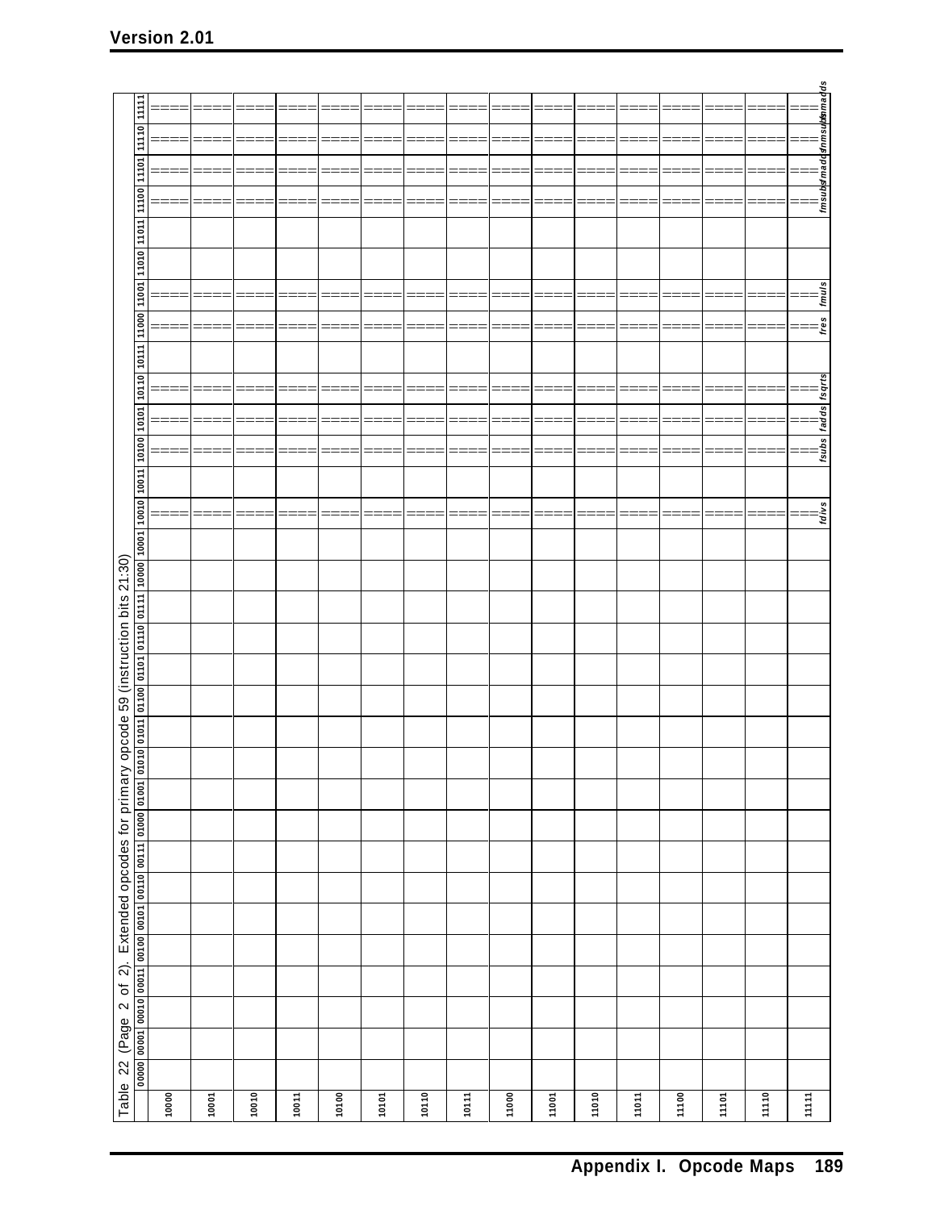**Table 22 (Page 2 of 2). Extended opcodes for primary opcode 59 (instruction bits 21:30)**

| | 00000 | 00001 | 00010 | 00011 | 00100 | 00101 | 00110 | 00111 | 01000 | 01001 | 01010 | 01011 | 01100 | 01101 | 01110 | 01111 | 10000 | 10001 | 10010 | 10011 | 10100 | 10101 | 10110 | 10111 | 11000 | 11001 | 11010 | 11011 | 11100 | 11101 | 11110 | 11111 |
|---|---|---|---|---|---|---|---|---|---|---|---|---|---|---|---|---|---|---|---|---|---|---|---|---|---|---|---|---|---|---|---|---|
| 10000 | | | | | | | | | | | | | | | | | | | ==== | | ==== | ==== | ==== | | ==== | ==== | | | ==== | ==== | ==== | ==== |
| 10001 | | | | | | | | | | | | | | | | | | | ==== | | ==== | ==== | ==== | | ==== | ==== | | | ==== | ==== | ==== | ==== |
| 10010 | | | | | | | | | | | | | | | | | | | ==== | | ==== | ==== | ==== | | ==== | ==== | | | ==== | ==== | ==== | ==== |
| 10011 | | | | | | | | | | | | | | | | | | | ==== | | ==== | ==== | ==== | | ==== | ==== | | | ==== | ==== | ==== | ==== |
| 10100 | | | | | | | | | | | | | | | | | | | ==== | | ==== | ==== | ==== | | ==== | ==== | | | ==== | ==== | ==== | ==== |
| 10101 | | | | | | | | | | | | | | | | | | | ==== | | ==== | ==== | ==== | | ==== | ==== | | | ==== | ==== | ==== | ==== |
| 10110 | | | | | | | | | | | | | | | | | | | ==== | | ==== | ==== | ==== | | ==== | ==== | | | ==== | ==== | ==== | ==== |
| 10111 | | | | | | | | | | | | | | | | | | | ==== | | ==== | ==== | ==== | | ==== | ==== | | | ==== | ==== | ==== | ==== |
| 11000 | | | | | | | | | | | | | | | | | | | ==== | | ==== | ==== | ==== | | ==== | ==== | | | ==== | ==== | ==== | ==== |
| 11001 | | | | | | | | | | | | | | | | | | | ==== | | ==== | ==== | ==== | | ==== | ==== | | | ==== | ==== | ==== | ==== |
| 11010 | | | | | | | | | | | | | | | | | | | ==== | | ==== | ==== | ==== | | ==== | ==== | | | ==== | ==== | ==== | ==== |
| 11011 | | | | | | | | | | | | | | | | | | | ==== | | ==== | ==== | ==== | | ==== | ==== | | | ==== | ==== | ==== | ==== |
| 11100 | | | | | | | | | | | | | | | | | | | ==== | | ==== | ==== | ==== | | ==== | ==== | | | ==== | ==== | ==== | ==== |
| 11101 | | | | | | | | | | | | | | | | | | | ==== | | ==== | ==== | ==== | | ==== | ==== | | | ==== | ==== | ==== | ==== |
| 11110 | | | | | | | | | | | | | | | | | | | ==== | | ==== | ==== | ==== | | ==== | ==== | | | ==== | ==== | ==== | ==== |
| 11111 | | | | | | | | | | | | | | | | | | | *fdivs* | | *fsubs* | *fadds* | *fsqrts* | | *fres* | *fmuls* | | | *fmsubs* | *fmadds* | *fnmsubs* | *fnmadds* |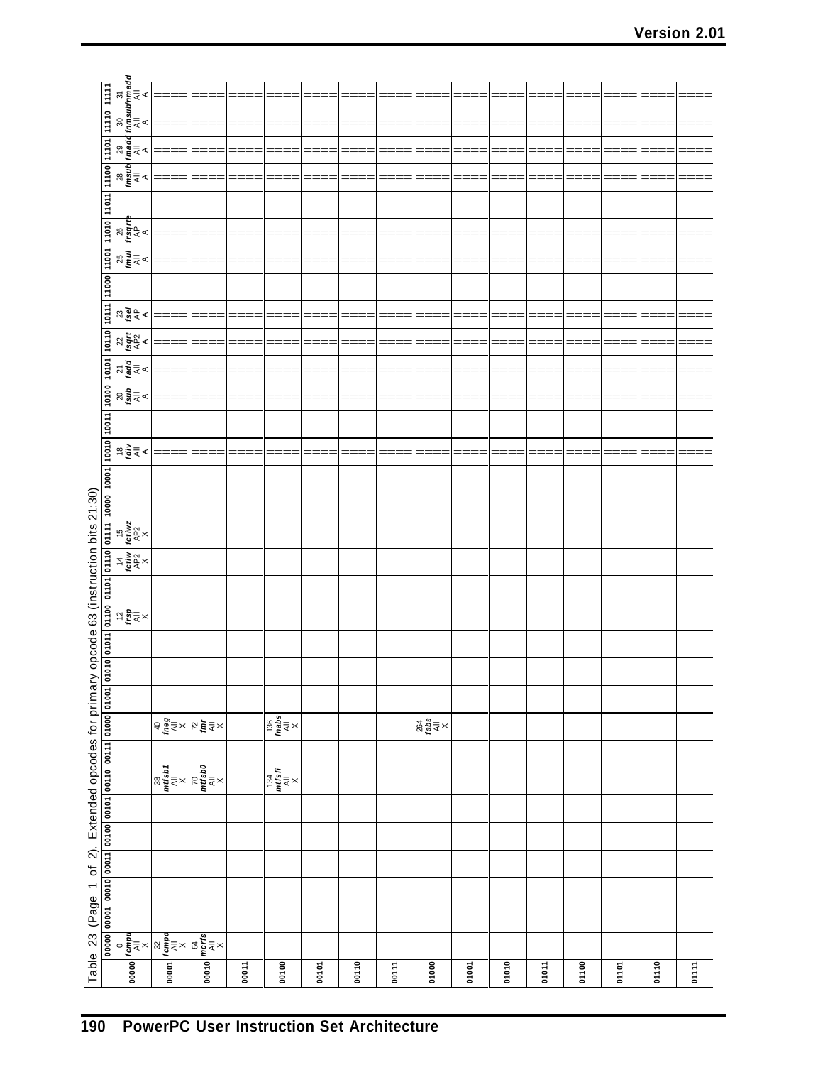Table 23 (Page 1 of 2). Extended opcodes for primary opcode 63 (instruction bits 21:30)

| | 00000 | 00001 | 00010 | 00011 | 00100 | 00101 | 00110 | 00111 | 01000 | 01001 | 01010 | 01011 | 01100 | 01101 | 01110 | 01111 | 10000 | 10001 | 10010 | 10011 | 10100 | 10101 | 10110 | 10111 | 11000 | 11001 | 11010 | 11011 | 11100 | 11101 | 11110 | 11111 |
|---|---|---|---|---|---|---|---|---|---|---|---|---|---|---|---|---|---|---|---|---|---|---|---|---|---|---|---|---|---|---|---|---|
| 00000 | 0 *fcmpu* All X | | | | | | | | | | | | 12 *frsp* All X | | 14 *fctiw* AP2 X | 15 *fctiwz* AP2 X | | | 18 *fdiv* All A | | 20 *fsub* All A | 21 *fadd* All A | 22 *fsqrt* AP2 A | 23 *fsel* AP A | | 25 *fmul* All A | 26 *frsqrte* AP A | | 28 *fmsub* All A | 29 *fmadd* All A | 30 *fnmsub* All A | 31 *fnmadd* All A |
| 00001 | 32 *fcmpo* All X | | | | | | 38 *mtfsb1* All X | | 40 *fneg* All X | | | | | | | | | | ==== | | ==== | ==== | ==== | ==== | | ==== | ==== | | ==== | ==== | ==== | ==== |
| 00010 | 64 *mcrfs* All X | | | | | | 70 *mtfsb0* All X | | 72 *fmr* All X | | | | | | | | | | ==== | | ==== | ==== | ==== | ==== | | ==== | ==== | | ==== | ==== | ==== | ==== |
| 00011 | | | | | | | | | | | | | | | | | | | ==== | | ==== | ==== | ==== | ==== | | ==== | ==== | | ==== | ==== | ==== | ==== |
| 00100 | | | | | | | 134 *mtfsfi* All X | | 136 *fnabs* All X | | | | | | | | | | ==== | | ==== | ==== | ==== | ==== | | ==== | ==== | | ==== | ==== | ==== | ==== |
| 00101 | | | | | | | | | | | | | | | | | | | ==== | | ==== | ==== | ==== | ==== | | ==== | ==== | | ==== | ==== | ==== | ==== |
| 00110 | | | | | | | | | | | | | | | | | | | ==== | | ==== | ==== | ==== | ==== | | ==== | ==== | | ==== | ==== | ==== | ==== |
| 00111 | | | | | | | | | | | | | | | | | | | ==== | | ==== | ==== | ==== | ==== | | ==== | ==== | | ==== | ==== | ==== | ==== |
| 01000 | | | | | | | | | 264 *fabs* All X | | | | | | | | | | ==== | | ==== | ==== | ==== | ==== | | ==== | ==== | | ==== | ==== | ==== | ==== |
| 01001 | | | | | | | | | | | | | | | | | | | ==== | | ==== | ==== | ==== | ==== | | ==== | ==== | | ==== | ==== | ==== | ==== |
| 01010 | | | | | | | | | | | | | | | | | | | ==== | | ==== | ==== | ==== | ==== | | ==== | ==== | | ==== | ==== | ==== | ==== |
| 01011 | | | | | | | | | | | | | | | | | | | ==== | | ==== | ==== | ==== | ==== | | ==== | ==== | | ==== | ==== | ==== | ==== |
| 01100 | | | | | | | | | | | | | | | | | | | ==== | | ==== | ==== | ==== | ==== | | ==== | ==== | | ==== | ==== | ==== | ==== |
| 01101 | | | | | | | | | | | | | | | | | | | ==== | | ==== | ==== | ==== | ==== | | ==== | ==== | | ==== | ==== | ==== | ==== |
| 01110 | | | | | | | | | | | | | | | | | | | ==== | | ==== | ==== | ==== | ==== | | ==== | ==== | | ==== | ==== | ==== | ==== |
| 01111 | | | | | | | | | | | | | | | | | | | ==== | | ==== | ==== | ==== | ==== | | ==== | ==== | | ==== | ==== | ==== | ==== |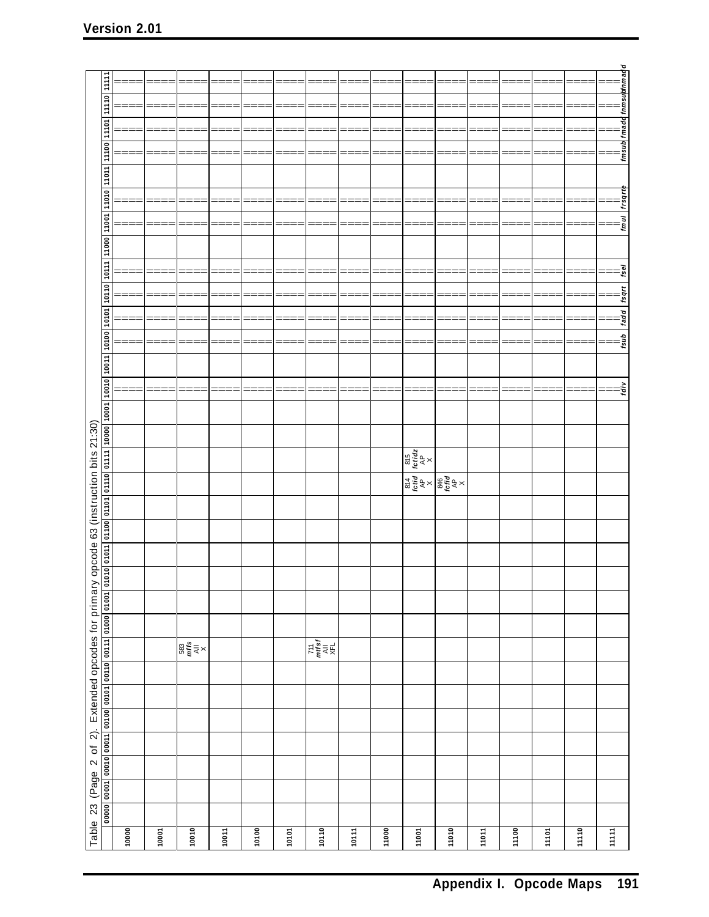Table 23 (Page 2 of 2). Extended opcodes for primary opcode 63 (instruction bits 21:30)

| | 00000 | 00001 | 00010 | 00011 | 00100 | 00101 | 00110 | 00111 | 01000 | 01001 | 01010 | 01011 | 01100 | 01101 | 01110 | 01111 | 10000 | 10001 | 10010 | 10011 | 10100 | 10101 | 10110 | 10111 | 11000 | 11001 | 11010 | 11011 | 11100 | 11101 | 11110 | 11111 |
|---|---|---|---|---|---|---|---|---|---|---|---|---|---|---|---|---|---|---|---|---|---|---|---|---|---|---|---|---|---|---|---|---|
| 10000 | | | | | | | | | | | | | | | | | | | ==== | | ==== | ==== | ==== | ==== | | ==== | ==== | | ==== | ==== | ==== | ==== |
| 10001 | | | | | | | | | | | | | | | | | | | ==== | | ==== | ==== | ==== | ==== | | ==== | ==== | | ==== | ==== | ==== | ==== |
| 10010 | | | | | | | | 583 *mffs* All X | | | | | | | | | | | ==== | | ==== | ==== | ==== | ==== | | ==== | ==== | | ==== | ==== | ==== | ==== |
| 10011 | | | | | | | | | | | | | | | | | | | ==== | | ==== | ==== | ==== | ==== | | ==== | ==== | | ==== | ==== | ==== | ==== |
| 10100 | | | | | | | | | | | | | | | | | | | ==== | | ==== | ==== | ==== | ==== | | ==== | ==== | | ==== | ==== | ==== | ==== |
| 10101 | | | | | | | | | | | | | | | | | | | ==== | | ==== | ==== | ==== | ==== | | ==== | ==== | | ==== | ==== | ==== | ==== |
| 10110 | | | | | | | | 711 *mtfsf* All XFL | | | | | | | | | | | ==== | | ==== | ==== | ==== | ==== | | ==== | ==== | | ==== | ==== | ==== | ==== |
| 10111 | | | | | | | | | | | | | | | | | | | ==== | | ==== | ==== | ==== | ==== | | ==== | ==== | | ==== | ==== | ==== | ==== |
| 11000 | | | | | | | | | | | | | | | | | | | ==== | | ==== | ==== | ==== | ==== | | ==== | ==== | | ==== | ==== | ==== | ==== |
| 11001 | | | | | | | | | | | | | | | 814 *fctid* AP X | 815 *fctidz* AP X | | | ==== | | ==== | ==== | ==== | ==== | | ==== | ==== | | ==== | ==== | ==== | ==== |
| 11010 | | | | | | | | | | | | | | | 846 *fcfid* AP X | | | | ==== | | ==== | ==== | ==== | ==== | | ==== | ==== | | ==== | ==== | ==== | ==== |
| 11011 | | | | | | | | | | | | | | | | | | | ==== | | ==== | ==== | ==== | ==== | | ==== | ==== | | ==== | ==== | ==== | ==== |
| 11100 | | | | | | | | | | | | | | | | | | | ==== | | ==== | ==== | ==== | ==== | | ==== | ==== | | ==== | ==== | ==== | ==== |
| 11101 | | | | | | | | | | | | | | | | | | | ==== | | ==== | ==== | ==== | ==== | | ==== | ==== | | ==== | ==== | ==== | ==== |
| 11110 | | | | | | | | | | | | | | | | | | | ==== | | ==== | ==== | ==== | ==== | | ==== | ==== | | ==== | ==== | ==== | ==== |
| 11111 | | | | | | | | | | | | | | | | | | | *fdiv* | | *fsub* | *fadd* | *fsqrt* | *fsel* | | *fmul* | *frsqrte* | | *fmsub* | *fmadd* | *fnmsub* | *fnmadd* |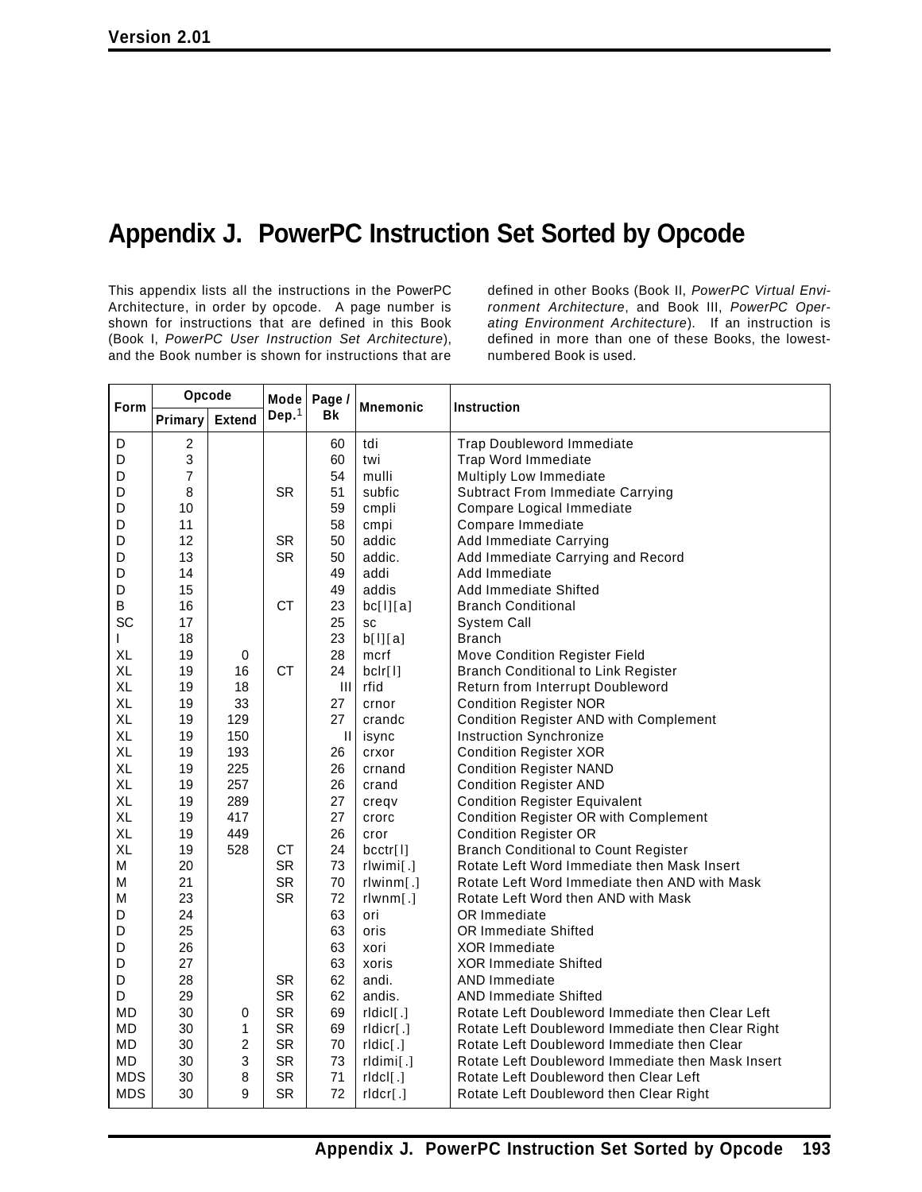# Appendix J. PowerPC Instruction Set Sorted by Opcode

This appendix lists all the instructions in the PowerPC Architecture, in order by opcode. A page number is shown for instructions that are defined in this Book (Book I, *PowerPC User Instruction Set Architecture*), and the Book number is shown for instructions that are defined in other Books (Book II, *PowerPC Virtual Environment Architecture*, and Book III, *PowerPC Operating Environment Architecture*). If an instruction is defined in more than one of these Books, the lowest-numbered Book is used.

| Form | Opcode | | Mode Dep.[1] | Page / Bk | Mnemonic | Instruction |
|---|---|---|---|---|---|---|
| | Primary | Extend | | | | |
| D | 2 | | | 60 | tdi | Trap Doubleword Immediate |
| D | 3 | | | 60 | twi | Trap Word Immediate |
| D | 7 | | | 54 | mulli | Multiply Low Immediate |
| D | 8 | | SR | 51 | subfic | Subtract From Immediate Carrying |
| D | 10 | | | 59 | cmpli | Compare Logical Immediate |
| D | 11 | | | 58 | cmpi | Compare Immediate |
| D | 12 | | SR | 50 | addic | Add Immediate Carrying |
| D | 13 | | SR | 50 | addic. | Add Immediate Carrying and Record |
| D | 14 | | | 49 | addi | Add Immediate |
| D | 15 | | | 49 | addis | Add Immediate Shifted |
| B | 16 | | CT | 23 | bc[l][a] | Branch Conditional |
| SC | 17 | | | 25 | sc | System Call |
| I | 18 | | | 23 | b[l][a] | Branch |
| XL | 19 | 0 | | 28 | mcrf | Move Condition Register Field |
| XL | 19 | 16 | CT | 24 | bclr[l] | Branch Conditional to Link Register |
| XL | 19 | 18 | | III | rfid | Return from Interrupt Doubleword |
| XL | 19 | 33 | | 27 | crnor | Condition Register NOR |
| XL | 19 | 129 | | 27 | crandc | Condition Register AND with Complement |
| XL | 19 | 150 | | II | isync | Instruction Synchronize |
| XL | 19 | 193 | | 26 | crxor | Condition Register XOR |
| XL | 19 | 225 | | 26 | crnand | Condition Register NAND |
| XL | 19 | 257 | | 26 | crand | Condition Register AND |
| XL | 19 | 289 | | 27 | creqv | Condition Register Equivalent |
| XL | 19 | 417 | | 27 | crorc | Condition Register OR with Complement |
| XL | 19 | 449 | | 26 | cror | Condition Register OR |
| XL | 19 | 528 | CT | 24 | bcctr[l] | Branch Conditional to Count Register |
| M | 20 | | SR | 73 | rlwimi[.] | Rotate Left Word Immediate then Mask Insert |
| M | 21 | | SR | 70 | rlwinm[.] | Rotate Left Word Immediate then AND with Mask |
| M | 23 | | SR | 72 | rlwnm[.] | Rotate Left Word then AND with Mask |
| D | 24 | | | 63 | ori | OR Immediate |
| D | 25 | | | 63 | oris | OR Immediate Shifted |
| D | 26 | | | 63 | xori | XOR Immediate |
| D | 27 | | | 63 | xoris | XOR Immediate Shifted |
| D | 28 | | SR | 62 | andi. | AND Immediate |
| D | 29 | | SR | 62 | andis. | AND Immediate Shifted |
| MD | 30 | 0 | SR | 69 | rldicl[.] | Rotate Left Doubleword Immediate then Clear Left |
| MD | 30 | 1 | SR | 69 | rldicr[.] | Rotate Left Doubleword Immediate then Clear Right |
| MD | 30 | 2 | SR | 70 | rldic[.] | Rotate Left Doubleword Immediate then Clear |
| MD | 30 | 3 | SR | 73 | rldimi[.] | Rotate Left Doubleword Immediate then Mask Insert |
| MDS | 30 | 8 | SR | 71 | rldcl[.] | Rotate Left Doubleword then Clear Left |
| MDS | 30 | 9 | SR | 72 | rldcr[.] | Rotate Left Doubleword then Clear Right |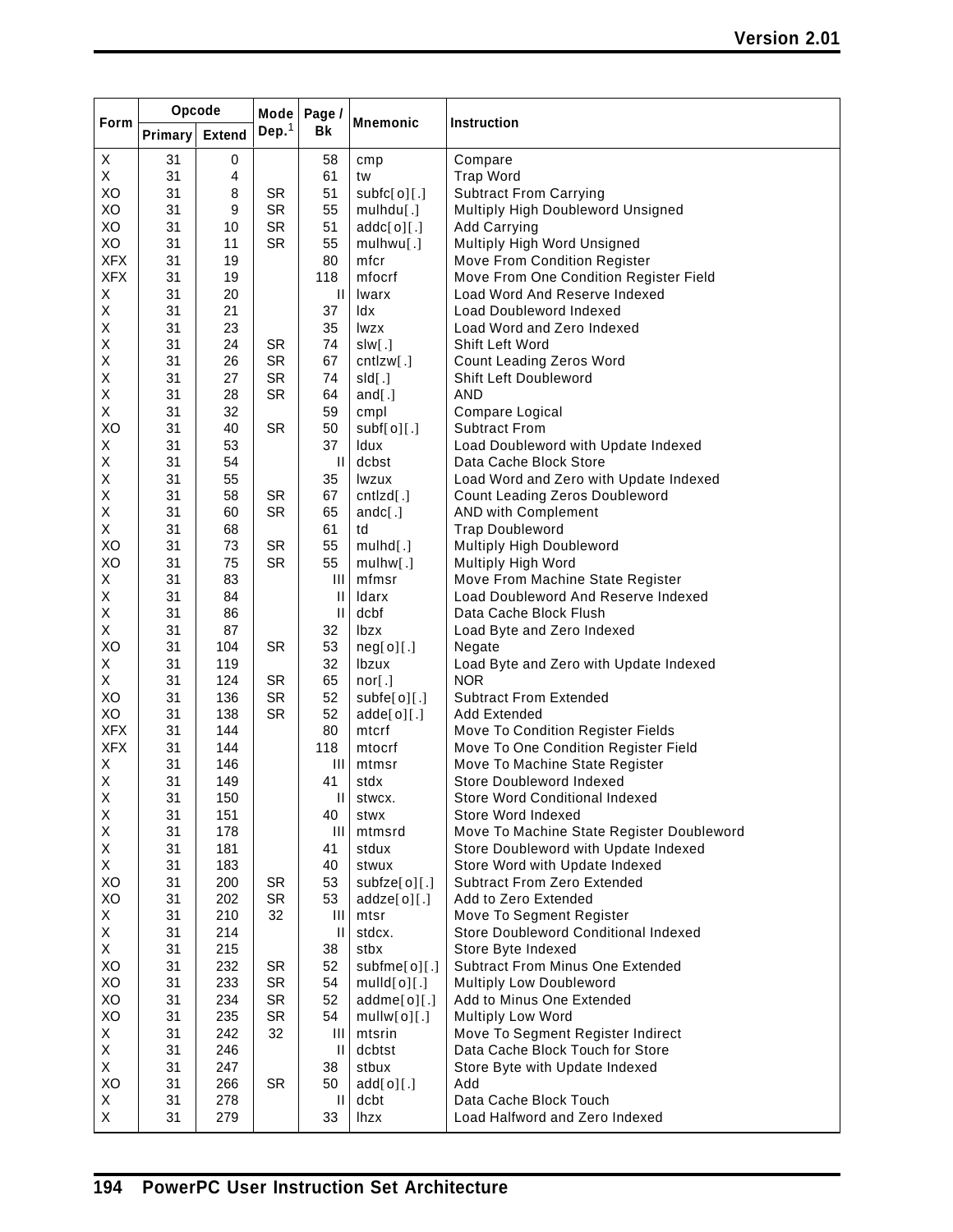| Form | Opcode | | Mode Dep.[1] | Page / Bk | Mnemonic | Instruction |
|---|---|---|---|---|---|---|
| | Primary | Extend | | | | |
| X | 31 | 0 | | 58 | cmp | Compare |
| X | 31 | 4 | | 61 | tw | Trap Word |
| XO | 31 | 8 | SR | 51 | subfc[o][.] | Subtract From Carrying |
| XO | 31 | 9 | SR | 55 | mulhdu[.] | Multiply High Doubleword Unsigned |
| XO | 31 | 10 | SR | 51 | addc[o][.] | Add Carrying |
| XO | 31 | 11 | SR | 55 | mulhwu[.] | Multiply High Word Unsigned |
| XFX | 31 | 19 | | 80 | mfcr | Move From Condition Register |
| XFX | 31 | 19 | | 118 | mfocrf | Move From One Condition Register Field |
| X | 31 | 20 | | II | lwarx | Load Word And Reserve Indexed |
| X | 31 | 21 | | 37 | ldx | Load Doubleword Indexed |
| X | 31 | 23 | | 35 | lwzx | Load Word and Zero Indexed |
| X | 31 | 24 | SR | 74 | slw[.] | Shift Left Word |
| X | 31 | 26 | SR | 67 | cntlzw[.] | Count Leading Zeros Word |
| X | 31 | 27 | SR | 74 | sld[.] | Shift Left Doubleword |
| X | 31 | 28 | SR | 64 | and[.] | AND |
| X | 31 | 32 | | 59 | cmpl | Compare Logical |
| XO | 31 | 40 | SR | 50 | subf[o][.] | Subtract From |
| X | 31 | 53 | | 37 | ldux | Load Doubleword with Update Indexed |
| X | 31 | 54 | | II | dcbst | Data Cache Block Store |
| X | 31 | 55 | | 35 | lwzux | Load Word and Zero with Update Indexed |
| X | 31 | 58 | SR | 67 | cntlzd[.] | Count Leading Zeros Doubleword |
| X | 31 | 60 | SR | 65 | andc[.] | AND with Complement |
| X | 31 | 68 | | 61 | td | Trap Doubleword |
| XO | 31 | 73 | SR | 55 | mulhd[.] | Multiply High Doubleword |
| XO | 31 | 75 | SR | 55 | mulhw[.] | Multiply High Word |
| X | 31 | 83 | | III | mfmsr | Move From Machine State Register |
| X | 31 | 84 | | II | ldarx | Load Doubleword And Reserve Indexed |
| X | 31 | 86 | | II | dcbf | Data Cache Block Flush |
| X | 31 | 87 | | 32 | lbzx | Load Byte and Zero Indexed |
| XO | 31 | 104 | SR | 53 | neg[o][.] | Negate |
| X | 31 | 119 | | 32 | lbzux | Load Byte and Zero with Update Indexed |
| X | 31 | 124 | SR | 65 | nor[.] | NOR |
| XO | 31 | 136 | SR | 52 | subfe[o][.] | Subtract From Extended |
| XO | 31 | 138 | SR | 52 | adde[o][.] | Add Extended |
| XFX | 31 | 144 | | 80 | mtcrf | Move To Condition Register Fields |
| XFX | 31 | 144 | | 118 | mtocrf | Move To One Condition Register Field |
| X | 31 | 146 | | III | mtmsr | Move To Machine State Register |
| X | 31 | 149 | | 41 | stdx | Store Doubleword Indexed |
| X | 31 | 150 | | II | stwcx. | Store Word Conditional Indexed |
| X | 31 | 151 | | 40 | stwx | Store Word Indexed |
| X | 31 | 178 | | III | mtmsrd | Move To Machine State Register Doubleword |
| X | 31 | 181 | | 41 | stdux | Store Doubleword with Update Indexed |
| X | 31 | 183 | | 40 | stwux | Store Word with Update Indexed |
| XO | 31 | 200 | SR | 53 | subfze[o][.] | Subtract From Zero Extended |
| XO | 31 | 202 | SR | 53 | addze[o][.] | Add to Zero Extended |
| X | 31 | 210 | 32 | III | mtsr | Move To Segment Register |
| X | 31 | 214 | | II | stdcx. | Store Doubleword Conditional Indexed |
| X | 31 | 215 | | 38 | stbx | Store Byte Indexed |
| XO | 31 | 232 | SR | 52 | subfme[o][.] | Subtract From Minus One Extended |
| XO | 31 | 233 | SR | 54 | mulld[o][.] | Multiply Low Doubleword |
| XO | 31 | 234 | SR | 52 | addme[o][.] | Add to Minus One Extended |
| XO | 31 | 235 | SR | 54 | mullw[o][.] | Multiply Low Word |
| X | 31 | 242 | 32 | III | mtsrin | Move To Segment Register Indirect |
| X | 31 | 246 | | II | dcbtst | Data Cache Block Touch for Store |
| X | 31 | 247 | | 38 | stbux | Store Byte with Update Indexed |
| XO | 31 | 266 | SR | 50 | add[o][.] | Add |
| X | 31 | 278 | | II | dcbt | Data Cache Block Touch |
| X | 31 | 279 | | 33 | lhzx | Load Halfword and Zero Indexed |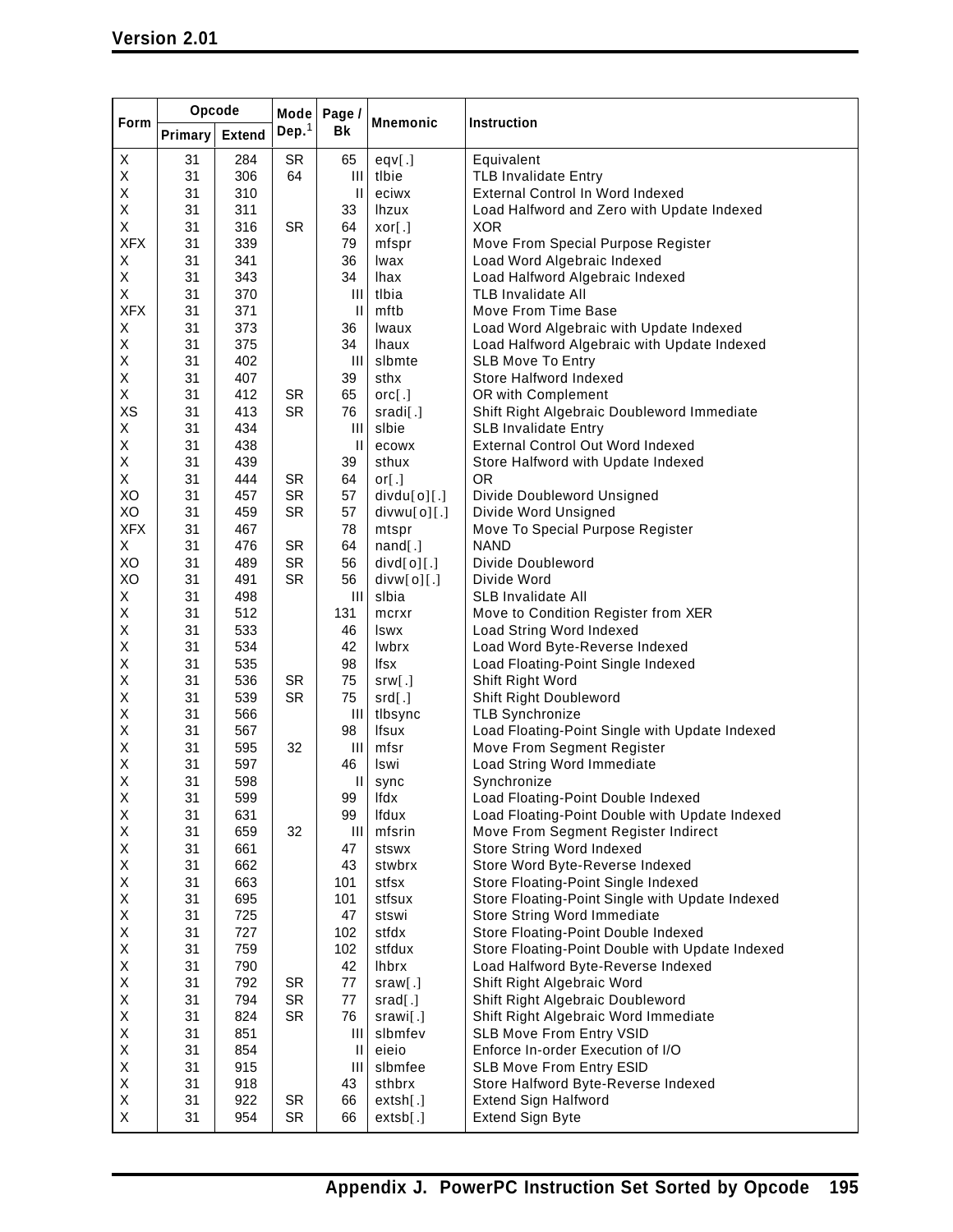| Form | Opcode | | Mode Dep.[1] | Page / Bk | Mnemonic | Instruction |
|---|---|---|---|---|---|---|
| | Primary | Extend | | | | |
| X | 31 | 284 | SR | 65 | eqv[.] | Equivalent |
| X | 31 | 306 | 64 | III | tlbie | TLB Invalidate Entry |
| X | 31 | 310 | | II | eciwx | External Control In Word Indexed |
| X | 31 | 311 | | 33 | lhzux | Load Halfword and Zero with Update Indexed |
| X | 31 | 316 | SR | 64 | xor[.] | XOR |
| XFX | 31 | 339 | | 79 | mfspr | Move From Special Purpose Register |
| X | 31 | 341 | | 36 | lwax | Load Word Algebraic Indexed |
| X | 31 | 343 | | 34 | lhax | Load Halfword Algebraic Indexed |
| X | 31 | 370 | | III | tlbia | TLB Invalidate All |
| XFX | 31 | 371 | | II | mftb | Move From Time Base |
| X | 31 | 373 | | 36 | lwaux | Load Word Algebraic with Update Indexed |
| X | 31 | 375 | | 34 | lhaux | Load Halfword Algebraic with Update Indexed |
| X | 31 | 402 | | III | slbmte | SLB Move To Entry |
| X | 31 | 407 | | 39 | sthx | Store Halfword Indexed |
| X | 31 | 412 | SR | 65 | orc[.] | OR with Complement |
| XS | 31 | 413 | SR | 76 | sradi[.] | Shift Right Algebraic Doubleword Immediate |
| X | 31 | 434 | | III | slbie | SLB Invalidate Entry |
| X | 31 | 438 | | II | ecowx | External Control Out Word Indexed |
| X | 31 | 439 | | 39 | sthux | Store Halfword with Update Indexed |
| X | 31 | 444 | SR | 64 | or[.] | OR |
| XO | 31 | 457 | SR | 57 | divdu[o][.] | Divide Doubleword Unsigned |
| XO | 31 | 459 | SR | 57 | divwu[o][.] | Divide Word Unsigned |
| XFX | 31 | 467 | | 78 | mtspr | Move To Special Purpose Register |
| X | 31 | 476 | SR | 64 | nand[.] | NAND |
| XO | 31 | 489 | SR | 56 | divd[o][.] | Divide Doubleword |
| XO | 31 | 491 | SR | 56 | divw[o][.] | Divide Word |
| X | 31 | 498 | | III | slbia | SLB Invalidate All |
| X | 31 | 512 | | 131 | mcrxr | Move to Condition Register from XER |
| X | 31 | 533 | | 46 | lswx | Load String Word Indexed |
| X | 31 | 534 | | 42 | lwbrx | Load Word Byte-Reverse Indexed |
| X | 31 | 535 | | 98 | lfsx | Load Floating-Point Single Indexed |
| X | 31 | 536 | SR | 75 | srw[.] | Shift Right Word |
| X | 31 | 539 | SR | 75 | srd[.] | Shift Right Doubleword |
| X | 31 | 566 | | III | tlbsync | TLB Synchronize |
| X | 31 | 567 | | 98 | lfsux | Load Floating-Point Single with Update Indexed |
| X | 31 | 595 | 32 | III | mfsr | Move From Segment Register |
| X | 31 | 597 | | 46 | lswi | Load String Word Immediate |
| X | 31 | 598 | | II | sync | Synchronize |
| X | 31 | 599 | | 99 | lfdx | Load Floating-Point Double Indexed |
| X | 31 | 631 | | 99 | lfdux | Load Floating-Point Double with Update Indexed |
| X | 31 | 659 | 32 | III | mfsrin | Move From Segment Register Indirect |
| X | 31 | 661 | | 47 | stswx | Store String Word Indexed |
| X | 31 | 662 | | 43 | stwbrx | Store Word Byte-Reverse Indexed |
| X | 31 | 663 | | 101 | stfsx | Store Floating-Point Single Indexed |
| X | 31 | 695 | | 101 | stfsux | Store Floating-Point Single with Update Indexed |
| X | 31 | 725 | | 47 | stswi | Store String Word Immediate |
| X | 31 | 727 | | 102 | stfdx | Store Floating-Point Double Indexed |
| X | 31 | 759 | | 102 | stfdux | Store Floating-Point Double with Update Indexed |
| X | 31 | 790 | | 42 | lhbrx | Load Halfword Byte-Reverse Indexed |
| X | 31 | 792 | SR | 77 | sraw[.] | Shift Right Algebraic Word |
| X | 31 | 794 | SR | 77 | srad[.] | Shift Right Algebraic Doubleword |
| X | 31 | 824 | SR | 76 | srawi[.] | Shift Right Algebraic Word Immediate |
| X | 31 | 851 | | III | slbmfev | SLB Move From Entry VSID |
| X | 31 | 854 | | II | eieio | Enforce In-order Execution of I/O |
| X | 31 | 915 | | III | slbmfee | SLB Move From Entry ESID |
| X | 31 | 918 | | 43 | sthbrx | Store Halfword Byte-Reverse Indexed |
| X | 31 | 922 | SR | 66 | extsh[.] | Extend Sign Halfword |
| X | 31 | 954 | SR | 66 | extsb[.] | Extend Sign Byte |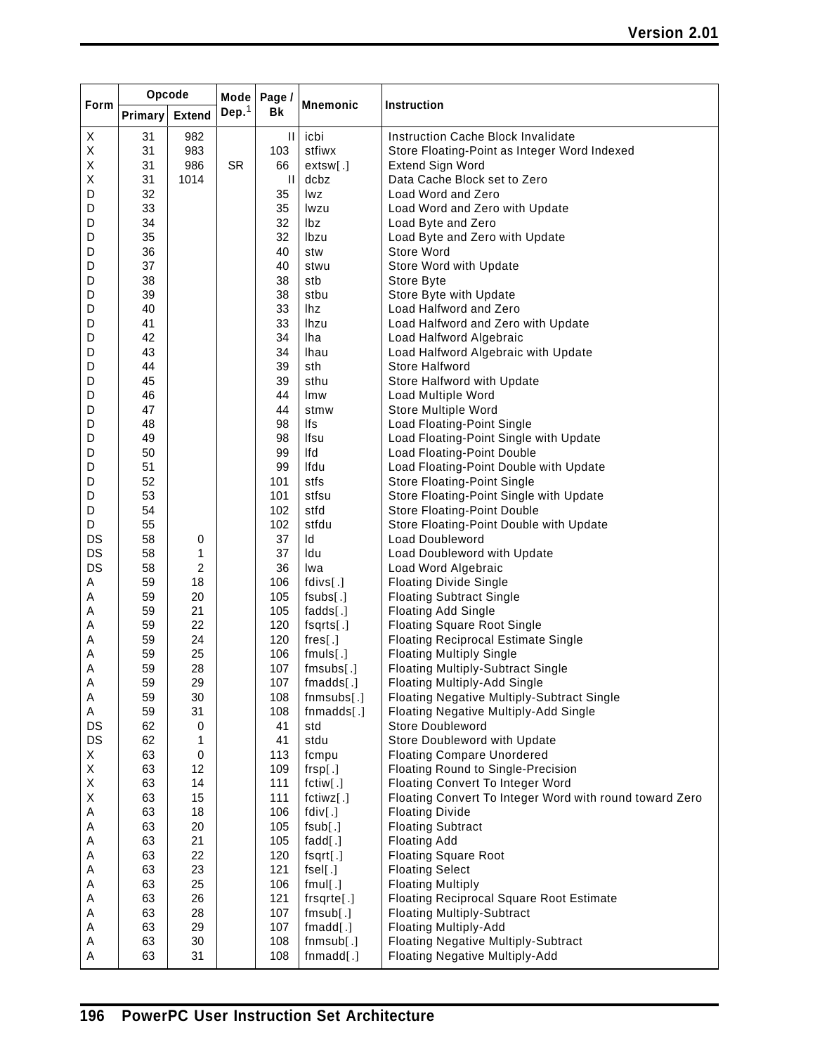| Form | Opcode | | Mode Dep.[1] | Page / Bk | Mnemonic | Instruction |
|---|---|---|---|---|---|---|
| | Primary | Extend | | | | |
| X | 31 | 982 | | II | icbi | Instruction Cache Block Invalidate |
| X | 31 | 983 | | 103 | stfiwx | Store Floating-Point as Integer Word Indexed |
| X | 31 | 986 | SR | 66 | extsw[.] | Extend Sign Word |
| X | 31 | 1014 | | II | dcbz | Data Cache Block set to Zero |
| D | 32 | | | 35 | lwz | Load Word and Zero |
| D | 33 | | | 35 | lwzu | Load Word and Zero with Update |
| D | 34 | | | 32 | lbz | Load Byte and Zero |
| D | 35 | | | 32 | lbzu | Load Byte and Zero with Update |
| D | 36 | | | 40 | stw | Store Word |
| D | 37 | | | 40 | stwu | Store Word with Update |
| D | 38 | | | 38 | stb | Store Byte |
| D | 39 | | | 38 | stbu | Store Byte with Update |
| D | 40 | | | 33 | lhz | Load Halfword and Zero |
| D | 41 | | | 33 | lhzu | Load Halfword and Zero with Update |
| D | 42 | | | 34 | lha | Load Halfword Algebraic |
| D | 43 | | | 34 | lhau | Load Halfword Algebraic with Update |
| D | 44 | | | 39 | sth | Store Halfword |
| D | 45 | | | 39 | sthu | Store Halfword with Update |
| D | 46 | | | 44 | lmw | Load Multiple Word |
| D | 47 | | | 44 | stmw | Store Multiple Word |
| D | 48 | | | 98 | lfs | Load Floating-Point Single |
| D | 49 | | | 98 | lfsu | Load Floating-Point Single with Update |
| D | 50 | | | 99 | lfd | Load Floating-Point Double |
| D | 51 | | | 99 | lfdu | Load Floating-Point Double with Update |
| D | 52 | | | 101 | stfs | Store Floating-Point Single |
| D | 53 | | | 101 | stfsu | Store Floating-Point Single with Update |
| D | 54 | | | 102 | stfd | Store Floating-Point Double |
| D | 55 | | | 102 | stfdu | Store Floating-Point Double with Update |
| DS | 58 | 0 | | 37 | ld | Load Doubleword |
| DS | 58 | 1 | | 37 | ldu | Load Doubleword with Update |
| DS | 58 | 2 | | 36 | lwa | Load Word Algebraic |
| A | 59 | 18 | | 106 | fdivs[.] | Floating Divide Single |
| A | 59 | 20 | | 105 | fsubs[.] | Floating Subtract Single |
| A | 59 | 21 | | 105 | fadds[.] | Floating Add Single |
| A | 59 | 22 | | 120 | fsqrts[.] | Floating Square Root Single |
| A | 59 | 24 | | 120 | fres[.] | Floating Reciprocal Estimate Single |
| A | 59 | 25 | | 106 | fmuls[.] | Floating Multiply Single |
| A | 59 | 28 | | 107 | fmsubs[.] | Floating Multiply-Subtract Single |
| A | 59 | 29 | | 107 | fmadds[.] | Floating Multiply-Add Single |
| A | 59 | 30 | | 108 | fnmsubs[.] | Floating Negative Multiply-Subtract Single |
| A | 59 | 31 | | 108 | fnmadds[.] | Floating Negative Multiply-Add Single |
| DS | 62 | 0 | | 41 | std | Store Doubleword |
| DS | 62 | 1 | | 41 | stdu | Store Doubleword with Update |
| X | 63 | 0 | | 113 | fcmpu | Floating Compare Unordered |
| X | 63 | 12 | | 109 | frsp[.] | Floating Round to Single-Precision |
| X | 63 | 14 | | 111 | fctiw[.] | Floating Convert To Integer Word |
| X | 63 | 15 | | 111 | fctiwz[.] | Floating Convert To Integer Word with round toward Zero |
| A | 63 | 18 | | 106 | fdiv[.] | Floating Divide |
| A | 63 | 20 | | 105 | fsub[.] | Floating Subtract |
| A | 63 | 21 | | 105 | fadd[.] | Floating Add |
| A | 63 | 22 | | 120 | fsqrt[.] | Floating Square Root |
| A | 63 | 23 | | 121 | fsel[.] | Floating Select |
| A | 63 | 25 | | 106 | fmul[.] | Floating Multiply |
| A | 63 | 26 | | 121 | frsqrte[.] | Floating Reciprocal Square Root Estimate |
| A | 63 | 28 | | 107 | fmsub[.] | Floating Multiply-Subtract |
| A | 63 | 29 | | 107 | fmadd[.] | Floating Multiply-Add |
| A | 63 | 30 | | 108 | fnmsub[.] | Floating Negative Multiply-Subtract |
| A | 63 | 31 | | 108 | fnmadd[.] | Floating Negative Multiply-Add |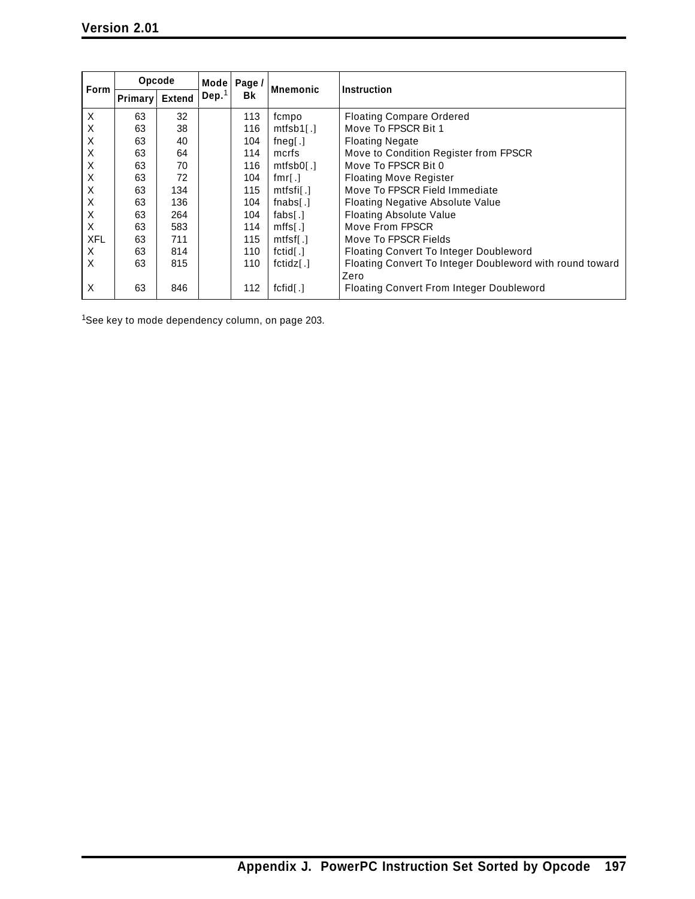| Form | Opcode | | Mode Dep.[1] | Page / Bk | Mnemonic | Instruction |
|---|---|---|---|---|---|---|
| | Primary | Extend | | | | |
| X | 63 | 32 | | 113 | fcmpo | Floating Compare Ordered |
| X | 63 | 38 | | 116 | mtfsb1[.] | Move To FPSCR Bit 1 |
| X | 63 | 40 | | 104 | fneg[.] | Floating Negate |
| X | 63 | 64 | | 114 | mcrfs | Move to Condition Register from FPSCR |
| X | 63 | 70 | | 116 | mtfsb0[.] | Move To FPSCR Bit 0 |
| X | 63 | 72 | | 104 | fmr[.] | Floating Move Register |
| X | 63 | 134 | | 115 | mtfsfi[.] | Move To FPSCR Field Immediate |
| X | 63 | 136 | | 104 | fnabs[.] | Floating Negative Absolute Value |
| X | 63 | 264 | | 104 | fabs[.] | Floating Absolute Value |
| X | 63 | 583 | | 114 | mffs[.] | Move From FPSCR |
| XFL | 63 | 711 | | 115 | mtfsf[.] | Move To FPSCR Fields |
| X | 63 | 814 | | 110 | fctid[.] | Floating Convert To Integer Doubleword |
| X | 63 | 815 | | 110 | fctidz[.] | Floating Convert To Integer Doubleword with round toward Zero |
| X | 63 | 846 | | 112 | fcfid[.] | Floating Convert From Integer Doubleword |

[1]See key to mode dependency column, on page 203.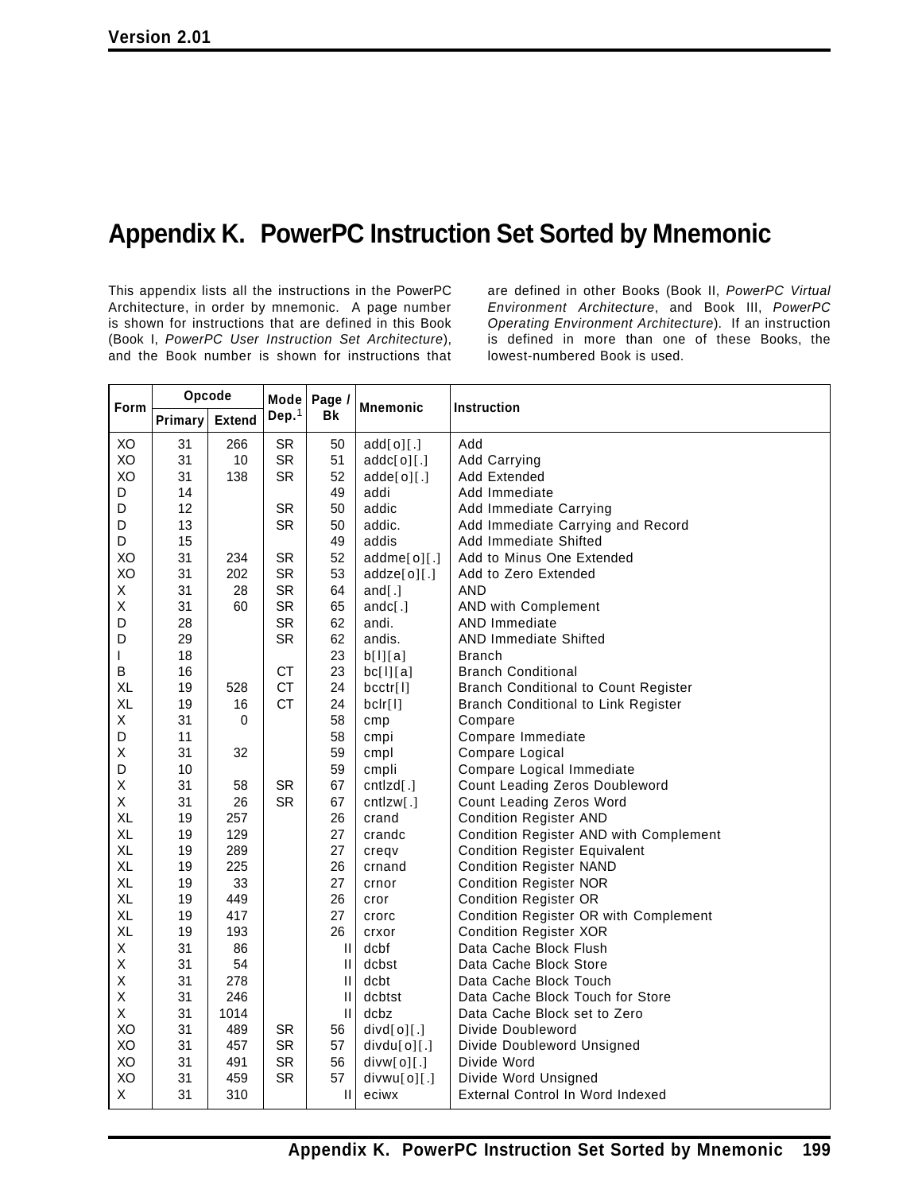# Appendix K. PowerPC Instruction Set Sorted by Mnemonic

This appendix lists all the instructions in the PowerPC Architecture, in order by mnemonic. A page number is shown for instructions that are defined in this Book (Book I, *PowerPC User Instruction Set Architecture*), and the Book number is shown for instructions that are defined in other Books (Book II, *PowerPC Virtual Environment Architecture*, and Book III, *PowerPC Operating Environment Architecture*). If an instruction is defined in more than one of these Books, the lowest-numbered Book is used.

| Form | Opcode | | Mode Dep.[1] | Page / Bk | Mnemonic | Instruction |
|---|---|---|---|---|---|---|
| | Primary | Extend | | | | |
| XO | 31 | 266 | SR | 50 | add[o][.] | Add |
| XO | 31 | 10 | SR | 51 | addc[o][.] | Add Carrying |
| XO | 31 | 138 | SR | 52 | adde[o][.] | Add Extended |
| D | 14 | | | 49 | addi | Add Immediate |
| D | 12 | | SR | 50 | addic | Add Immediate Carrying |
| D | 13 | | SR | 50 | addic. | Add Immediate Carrying and Record |
| D | 15 | | | 49 | addis | Add Immediate Shifted |
| XO | 31 | 234 | SR | 52 | addme[o][.] | Add to Minus One Extended |
| XO | 31 | 202 | SR | 53 | addze[o][.] | Add to Zero Extended |
| X | 31 | 28 | SR | 64 | and[.] | AND |
| X | 31 | 60 | SR | 65 | andc[.] | AND with Complement |
| D | 28 | | SR | 62 | andi. | AND Immediate |
| D | 29 | | SR | 62 | andis. | AND Immediate Shifted |
| I | 18 | | | 23 | b[l][a] | Branch |
| B | 16 | | CT | 23 | bc[l][a] | Branch Conditional |
| XL | 19 | 528 | CT | 24 | bcctr[l] | Branch Conditional to Count Register |
| XL | 19 | 16 | CT | 24 | bclr[l] | Branch Conditional to Link Register |
| X | 31 | 0 | | 58 | cmp | Compare |
| D | 11 | | | 58 | cmpi | Compare Immediate |
| X | 31 | 32 | | 59 | cmpl | Compare Logical |
| D | 10 | | | 59 | cmpli | Compare Logical Immediate |
| X | 31 | 58 | SR | 67 | cntlzd[.] | Count Leading Zeros Doubleword |
| X | 31 | 26 | SR | 67 | cntlzw[.] | Count Leading Zeros Word |
| XL | 19 | 257 | | 26 | crand | Condition Register AND |
| XL | 19 | 129 | | 27 | crandc | Condition Register AND with Complement |
| XL | 19 | 289 | | 27 | creqv | Condition Register Equivalent |
| XL | 19 | 225 | | 26 | crnand | Condition Register NAND |
| XL | 19 | 33 | | 27 | crnor | Condition Register NOR |
| XL | 19 | 449 | | 26 | cror | Condition Register OR |
| XL | 19 | 417 | | 27 | crorc | Condition Register OR with Complement |
| XL | 19 | 193 | | 26 | crxor | Condition Register XOR |
| X | 31 | 86 | | II | dcbf | Data Cache Block Flush |
| X | 31 | 54 | | II | dcbst | Data Cache Block Store |
| X | 31 | 278 | | II | dcbt | Data Cache Block Touch |
| X | 31 | 246 | | II | dcbtst | Data Cache Block Touch for Store |
| X | 31 | 1014 | | II | dcbz | Data Cache Block set to Zero |
| XO | 31 | 489 | SR | 56 | divd[o][.] | Divide Doubleword |
| XO | 31 | 457 | SR | 57 | divdu[o][.] | Divide Doubleword Unsigned |
| XO | 31 | 491 | SR | 56 | divw[o][.] | Divide Word |
| XO | 31 | 459 | SR | 57 | divwu[o][.] | Divide Word Unsigned |
| X | 31 | 310 | | II | eciwx | External Control In Word Indexed |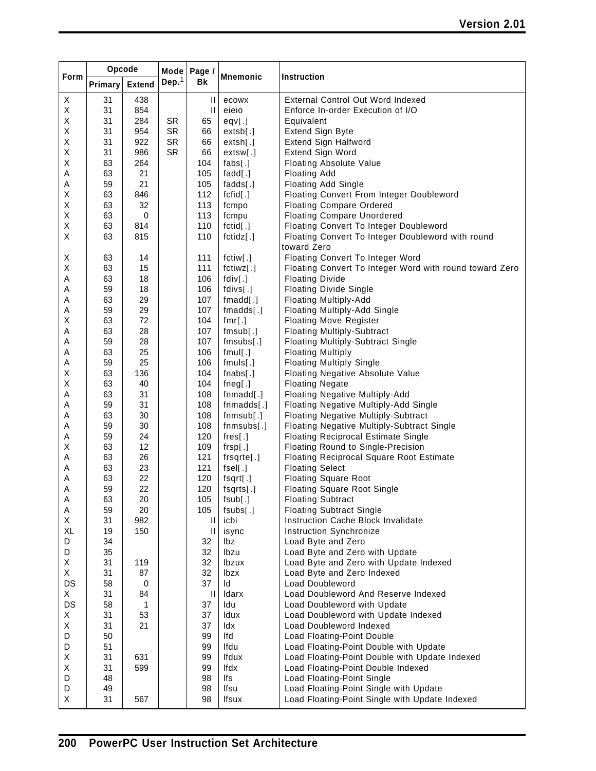| Form | Opcode | | Mode Dep.[1] | Page / Bk | Mnemonic | Instruction |
|---|---|---|---|---|---|---|
| | Primary | Extend | | | | |
| X | 31 | 438 | | II | ecowx | External Control Out Word Indexed |
| X | 31 | 854 | | II | eieio | Enforce In-order Execution of I/O |
| X | 31 | 284 | SR | 65 | eqv[.] | Equivalent |
| X | 31 | 954 | SR | 66 | extsb[.] | Extend Sign Byte |
| X | 31 | 922 | SR | 66 | extsh[.] | Extend Sign Halfword |
| X | 31 | 986 | SR | 66 | extsw[.] | Extend Sign Word |
| X | 63 | 264 | | 104 | fabs[.] | Floating Absolute Value |
| A | 63 | 21 | | 105 | fadd[.] | Floating Add |
| A | 59 | 21 | | 105 | fadds[.] | Floating Add Single |
| X | 63 | 846 | | 112 | fcfid[.] | Floating Convert From Integer Doubleword |
| X | 63 | 32 | | 113 | fcmpo | Floating Compare Ordered |
| X | 63 | 0 | | 113 | fcmpu | Floating Compare Unordered |
| X | 63 | 814 | | 110 | fctid[.] | Floating Convert To Integer Doubleword |
| X | 63 | 815 | | 110 | fctidz[.] | Floating Convert To Integer Doubleword with round toward Zero |
| X | 63 | 14 | | 111 | fctiw[.] | Floating Convert To Integer Word |
| X | 63 | 15 | | 111 | fctiwz[.] | Floating Convert To Integer Word with round toward Zero |
| A | 63 | 18 | | 106 | fdiv[.] | Floating Divide |
| A | 59 | 18 | | 106 | fdivs[.] | Floating Divide Single |
| A | 63 | 29 | | 107 | fmadd[.] | Floating Multiply-Add |
| A | 59 | 29 | | 107 | fmadds[.] | Floating Multiply-Add Single |
| X | 63 | 72 | | 104 | fmr[.] | Floating Move Register |
| A | 63 | 28 | | 107 | fmsub[.] | Floating Multiply-Subtract |
| A | 59 | 28 | | 107 | fmsubs[.] | Floating Multiply-Subtract Single |
| A | 63 | 25 | | 106 | fmul[.] | Floating Multiply |
| A | 59 | 25 | | 106 | fmuls[.] | Floating Multiply Single |
| X | 63 | 136 | | 104 | fnabs[.] | Floating Negative Absolute Value |
| X | 63 | 40 | | 104 | fneg[.] | Floating Negate |
| A | 63 | 31 | | 108 | fnmadd[.] | Floating Negative Multiply-Add |
| A | 59 | 31 | | 108 | fnmadds[.] | Floating Negative Multiply-Add Single |
| A | 63 | 30 | | 108 | fnmsub[.] | Floating Negative Multiply-Subtract |
| A | 59 | 30 | | 108 | fnmsubs[.] | Floating Negative Multiply-Subtract Single |
| A | 59 | 24 | | 120 | fres[.] | Floating Reciprocal Estimate Single |
| X | 63 | 12 | | 109 | frsp[.] | Floating Round to Single-Precision |
| A | 63 | 26 | | 121 | frsqrte[.] | Floating Reciprocal Square Root Estimate |
| A | 63 | 23 | | 121 | fsel[.] | Floating Select |
| A | 63 | 22 | | 120 | fsqrt[.] | Floating Square Root |
| A | 59 | 22 | | 120 | fsqrts[.] | Floating Square Root Single |
| A | 63 | 20 | | 105 | fsub[.] | Floating Subtract |
| A | 59 | 20 | | 105 | fsubs[.] | Floating Subtract Single |
| X | 31 | 982 | | II | icbi | Instruction Cache Block Invalidate |
| XL | 19 | 150 | | II | isync | Instruction Synchronize |
| D | 34 | | | 32 | lbz | Load Byte and Zero |
| D | 35 | | | 32 | lbzu | Load Byte and Zero with Update |
| X | 31 | 119 | | 32 | lbzux | Load Byte and Zero with Update Indexed |
| X | 31 | 87 | | 32 | lbzx | Load Byte and Zero Indexed |
| DS | 58 | 0 | | 37 | ld | Load Doubleword |
| X | 31 | 84 | | II | ldarx | Load Doubleword And Reserve Indexed |
| DS | 58 | 1 | | 37 | ldu | Load Doubleword with Update |
| X | 31 | 53 | | 37 | ldux | Load Doubleword with Update Indexed |
| X | 31 | 21 | | 37 | ldx | Load Doubleword Indexed |
| D | 50 | | | 99 | lfd | Load Floating-Point Double |
| D | 51 | | | 99 | lfdu | Load Floating-Point Double with Update |
| X | 31 | 631 | | 99 | lfdux | Load Floating-Point Double with Update Indexed |
| X | 31 | 599 | | 99 | lfdx | Load Floating-Point Double Indexed |
| D | 48 | | | 98 | lfs | Load Floating-Point Single |
| D | 49 | | | 98 | lfsu | Load Floating-Point Single with Update |
| X | 31 | 567 | | 98 | lfsux | Load Floating-Point Single with Update Indexed |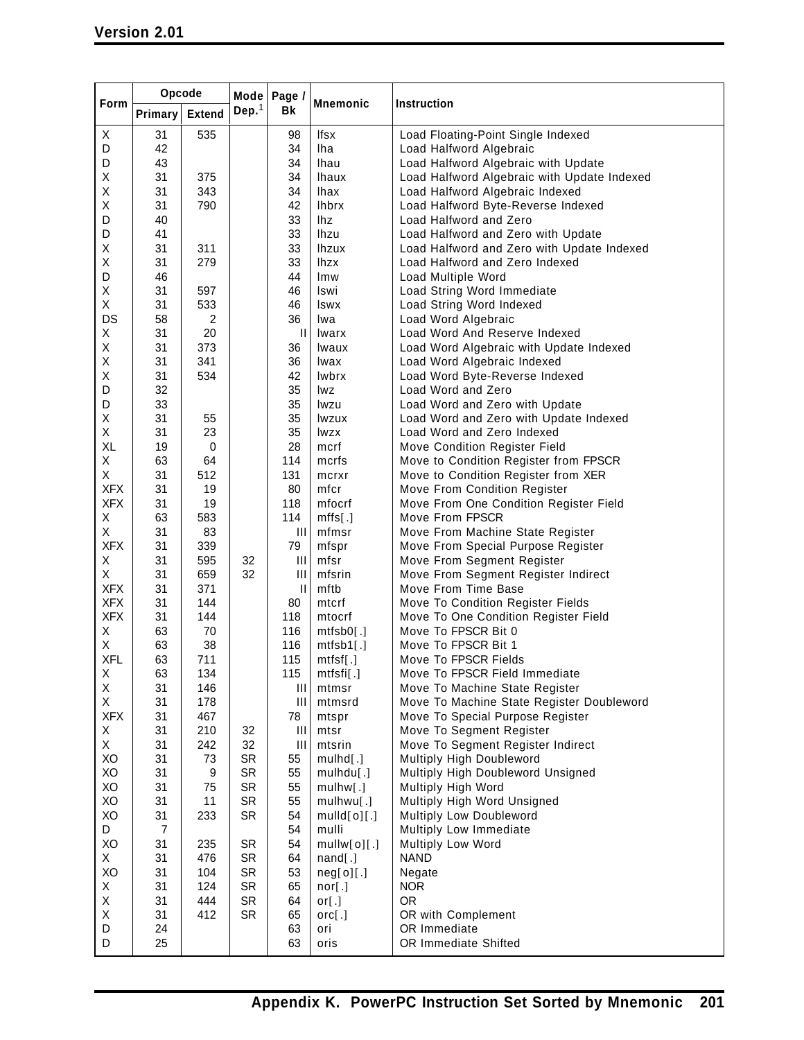| Form | Opcode | | Mode Dep.[1] | Page / Bk | Mnemonic | Instruction |
|---|---|---|---|---|---|---|
| | Primary | Extend | | | | |
| X | 31 | 535 | | 98 | lfsx | Load Floating-Point Single Indexed |
| D | 42 | | | 34 | lha | Load Halfword Algebraic |
| D | 43 | | | 34 | lhau | Load Halfword Algebraic with Update |
| X | 31 | 375 | | 34 | lhaux | Load Halfword Algebraic with Update Indexed |
| X | 31 | 343 | | 34 | lhax | Load Halfword Algebraic Indexed |
| X | 31 | 790 | | 42 | lhbrx | Load Halfword Byte-Reverse Indexed |
| D | 40 | | | 33 | lhz | Load Halfword and Zero |
| D | 41 | | | 33 | lhzu | Load Halfword and Zero with Update |
| X | 31 | 311 | | 33 | lhzux | Load Halfword and Zero with Update Indexed |
| X | 31 | 279 | | 33 | lhzx | Load Halfword and Zero Indexed |
| D | 46 | | | 44 | lmw | Load Multiple Word |
| X | 31 | 597 | | 46 | lswi | Load String Word Immediate |
| X | 31 | 533 | | 46 | lswx | Load String Word Indexed |
| DS | 58 | 2 | | 36 | lwa | Load Word Algebraic |
| X | 31 | 20 | | II | lwarx | Load Word And Reserve Indexed |
| X | 31 | 373 | | 36 | lwaux | Load Word Algebraic with Update Indexed |
| X | 31 | 341 | | 36 | lwax | Load Word Algebraic Indexed |
| X | 31 | 534 | | 42 | lwbrx | Load Word Byte-Reverse Indexed |
| D | 32 | | | 35 | lwz | Load Word and Zero |
| D | 33 | | | 35 | lwzu | Load Word and Zero with Update |
| X | 31 | 55 | | 35 | lwzux | Load Word and Zero with Update Indexed |
| X | 31 | 23 | | 35 | lwzx | Load Word and Zero Indexed |
| XL | 19 | 0 | | 28 | mcrf | Move Condition Register Field |
| X | 63 | 64 | | 114 | mcrfs | Move to Condition Register from FPSCR |
| X | 31 | 512 | | 131 | mcrxr | Move to Condition Register from XER |
| XFX | 31 | 19 | | 80 | mfcr | Move From Condition Register |
| XFX | 31 | 19 | | 118 | mfocrf | Move From One Condition Register Field |
| X | 63 | 583 | | 114 | mffs[.] | Move From FPSCR |
| X | 31 | 83 | | III | mfmsr | Move From Machine State Register |
| XFX | 31 | 339 | | 79 | mfspr | Move From Special Purpose Register |
| X | 31 | 595 | 32 | III | mfsr | Move From Segment Register |
| X | 31 | 659 | 32 | III | mfsrin | Move From Segment Register Indirect |
| XFX | 31 | 371 | | II | mftb | Move From Time Base |
| XFX | 31 | 144 | | 80 | mtcrf | Move To Condition Register Fields |
| XFX | 31 | 144 | | 118 | mtocrf | Move To One Condition Register Field |
| X | 63 | 70 | | 116 | mtfsb0[.] | Move To FPSCR Bit 0 |
| X | 63 | 38 | | 116 | mtfsb1[.] | Move To FPSCR Bit 1 |
| XFL | 63 | 711 | | 115 | mtfsf[.] | Move To FPSCR Fields |
| X | 63 | 134 | | 115 | mtfsfi[.] | Move To FPSCR Field Immediate |
| X | 31 | 146 | | III | mtmsr | Move To Machine State Register |
| X | 31 | 178 | | III | mtmsrd | Move To Machine State Register Doubleword |
| XFX | 31 | 467 | | 78 | mtspr | Move To Special Purpose Register |
| X | 31 | 210 | 32 | III | mtsr | Move To Segment Register |
| X | 31 | 242 | 32 | III | mtsrin | Move To Segment Register Indirect |
| XO | 31 | 73 | SR | 55 | mulhd[.] | Multiply High Doubleword |
| XO | 31 | 9 | SR | 55 | mulhdu[.] | Multiply High Doubleword Unsigned |
| XO | 31 | 75 | SR | 55 | mulhw[.] | Multiply High Word |
| XO | 31 | 11 | SR | 55 | mulhwu[.] | Multiply High Word Unsigned |
| XO | 31 | 233 | SR | 54 | mulld[o][.] | Multiply Low Doubleword |
| D | 7 | | | 54 | mulli | Multiply Low Immediate |
| XO | 31 | 235 | SR | 54 | mullw[o][.] | Multiply Low Word |
| X | 31 | 476 | SR | 64 | nand[.] | NAND |
| XO | 31 | 104 | SR | 53 | neg[o][.] | Negate |
| X | 31 | 124 | SR | 65 | nor[.] | NOR |
| X | 31 | 444 | SR | 64 | or[.] | OR |
| X | 31 | 412 | SR | 65 | orc[.] | OR with Complement |
| D | 24 | | | 63 | ori | OR Immediate |
| D | 25 | | | 63 | oris | OR Immediate Shifted |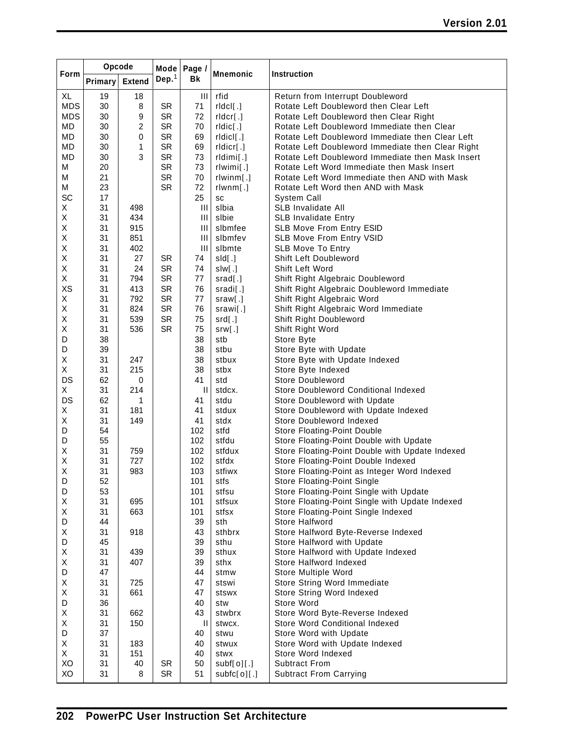| Form | Opcode | | Mode Dep.[1] | Page / Bk | Mnemonic | Instruction |
|---|---|---|---|---|---|---|
| | Primary | Extend | | | | |
| XL | 19 | 18 | | III | rfid | Return from Interrupt Doubleword |
| MDS | 30 | 8 | SR | 71 | rldcl[.] | Rotate Left Doubleword then Clear Left |
| MDS | 30 | 9 | SR | 72 | rldcr[.] | Rotate Left Doubleword then Clear Right |
| MD | 30 | 2 | SR | 70 | rldic[.] | Rotate Left Doubleword Immediate then Clear |
| MD | 30 | 0 | SR | 69 | rldicl[.] | Rotate Left Doubleword Immediate then Clear Left |
| MD | 30 | 1 | SR | 69 | rldicr[.] | Rotate Left Doubleword Immediate then Clear Right |
| MD | 30 | 3 | SR | 73 | rldimi[.] | Rotate Left Doubleword Immediate then Mask Insert |
| M | 20 | | SR | 73 | rlwimi[.] | Rotate Left Word Immediate then Mask Insert |
| M | 21 | | SR | 70 | rlwinm[.] | Rotate Left Word Immediate then AND with Mask |
| M | 23 | | SR | 72 | rlwnm[.] | Rotate Left Word then AND with Mask |
| SC | 17 | | | 25 | sc | System Call |
| X | 31 | 498 | | III | slbia | SLB Invalidate All |
| X | 31 | 434 | | III | slbie | SLB Invalidate Entry |
| X | 31 | 915 | | III | slbmfee | SLB Move From Entry ESID |
| X | 31 | 851 | | III | slbmfev | SLB Move From Entry VSID |
| X | 31 | 402 | | III | slbmte | SLB Move To Entry |
| X | 31 | 27 | SR | 74 | sld[.] | Shift Left Doubleword |
| X | 31 | 24 | SR | 74 | slw[.] | Shift Left Word |
| X | 31 | 794 | SR | 77 | srad[.] | Shift Right Algebraic Doubleword |
| XS | 31 | 413 | SR | 76 | sradi[.] | Shift Right Algebraic Doubleword Immediate |
| X | 31 | 792 | SR | 77 | sraw[.] | Shift Right Algebraic Word |
| X | 31 | 824 | SR | 76 | srawi[.] | Shift Right Algebraic Word Immediate |
| X | 31 | 539 | SR | 75 | srd[.] | Shift Right Doubleword |
| X | 31 | 536 | SR | 75 | srw[.] | Shift Right Word |
| D | 38 | | | 38 | stb | Store Byte |
| D | 39 | | | 38 | stbu | Store Byte with Update |
| X | 31 | 247 | | 38 | stbux | Store Byte with Update Indexed |
| X | 31 | 215 | | 38 | stbx | Store Byte Indexed |
| DS | 62 | 0 | | 41 | std | Store Doubleword |
| X | 31 | 214 | | II | stdcx. | Store Doubleword Conditional Indexed |
| DS | 62 | 1 | | 41 | stdu | Store Doubleword with Update |
| X | 31 | 181 | | 41 | stdux | Store Doubleword with Update Indexed |
| X | 31 | 149 | | 41 | stdx | Store Doubleword Indexed |
| D | 54 | | | 102 | stfd | Store Floating-Point Double |
| D | 55 | | | 102 | stfdu | Store Floating-Point Double with Update |
| X | 31 | 759 | | 102 | stfdux | Store Floating-Point Double with Update Indexed |
| X | 31 | 727 | | 102 | stfdx | Store Floating-Point Double Indexed |
| X | 31 | 983 | | 103 | stfiwx | Store Floating-Point as Integer Word Indexed |
| D | 52 | | | 101 | stfs | Store Floating-Point Single |
| D | 53 | | | 101 | stfsu | Store Floating-Point Single with Update |
| X | 31 | 695 | | 101 | stfsux | Store Floating-Point Single with Update Indexed |
| X | 31 | 663 | | 101 | stfsx | Store Floating-Point Single Indexed |
| D | 44 | | | 39 | sth | Store Halfword |
| X | 31 | 918 | | 43 | sthbrx | Store Halfword Byte-Reverse Indexed |
| D | 45 | | | 39 | sthu | Store Halfword with Update |
| X | 31 | 439 | | 39 | sthux | Store Halfword with Update Indexed |
| X | 31 | 407 | | 39 | sthx | Store Halfword Indexed |
| D | 47 | | | 44 | stmw | Store Multiple Word |
| X | 31 | 725 | | 47 | stswi | Store String Word Immediate |
| X | 31 | 661 | | 47 | stswx | Store String Word Indexed |
| D | 36 | | | 40 | stw | Store Word |
| X | 31 | 662 | | 43 | stwbrx | Store Word Byte-Reverse Indexed |
| X | 31 | 150 | | II | stwcx. | Store Word Conditional Indexed |
| D | 37 | | | 40 | stwu | Store Word with Update |
| X | 31 | 183 | | 40 | stwux | Store Word with Update Indexed |
| X | 31 | 151 | | 40 | stwx | Store Word Indexed |
| XO | 31 | 40 | SR | 50 | subf[o][.] | Subtract From |
| XO | 31 | 8 | SR | 51 | subfc[o][.] | Subtract From Carrying |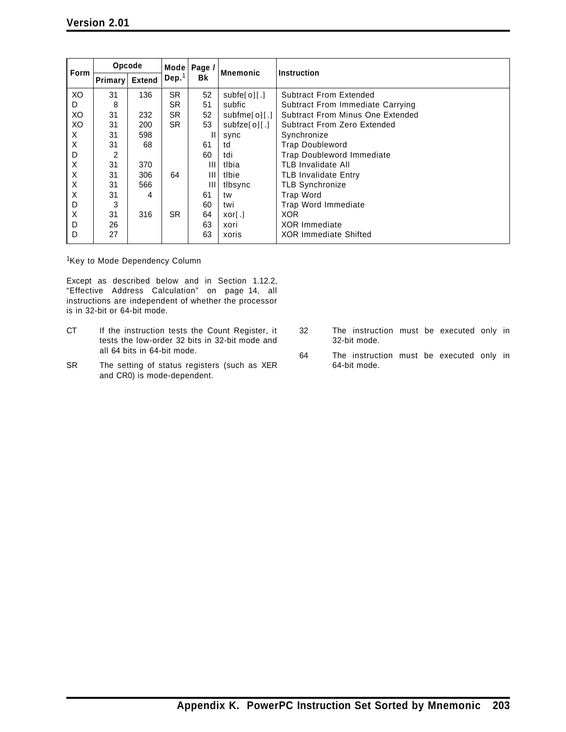| Form | Opcode | | Mode Dep.[1] | Page / Bk | Mnemonic | Instruction |
|---|---|---|---|---|---|---|
| | Primary | Extend | | | | |
| XO | 31 | 136 | SR | 52 | subfe[o][.] | Subtract From Extended |
| D | 8 | | SR | 51 | subfic | Subtract From Immediate Carrying |
| XO | 31 | 232 | SR | 52 | subfme[o][.] | Subtract From Minus One Extended |
| XO | 31 | 200 | SR | 53 | subfze[o][.] | Subtract From Zero Extended |
| X | 31 | 598 | | II | sync | Synchronize |
| X | 31 | 68 | | 61 | td | Trap Doubleword |
| D | 2 | | | 60 | tdi | Trap Doubleword Immediate |
| X | 31 | 370 | | III | tlbia | TLB Invalidate All |
| X | 31 | 306 | 64 | III | tlbie | TLB Invalidate Entry |
| X | 31 | 566 | | III | tlbsync | TLB Synchronize |
| X | 31 | 4 | | 61 | tw | Trap Word |
| D | 3 | | | 60 | twi | Trap Word Immediate |
| X | 31 | 316 | SR | 64 | xor[.] | XOR |
| D | 26 | | | 63 | xori | XOR Immediate |
| D | 27 | | | 63 | xoris | XOR Immediate Shifted |

[1]Key to Mode Dependency Column

Except as described below and in Section 1.12.2, "Effective Address Calculation" on page 14, all instructions are independent of whether the processor is in 32-bit or 64-bit mode.

CT If the instruction tests the Count Register, it tests the low-order 32 bits in 32-bit mode and all 64 bits in 64-bit mode.

SR The setting of status registers (such as XER and CR0) is mode-dependent.

32 The instruction must be executed only in 32-bit mode.

64 The instruction must be executed only in 64-bit mode.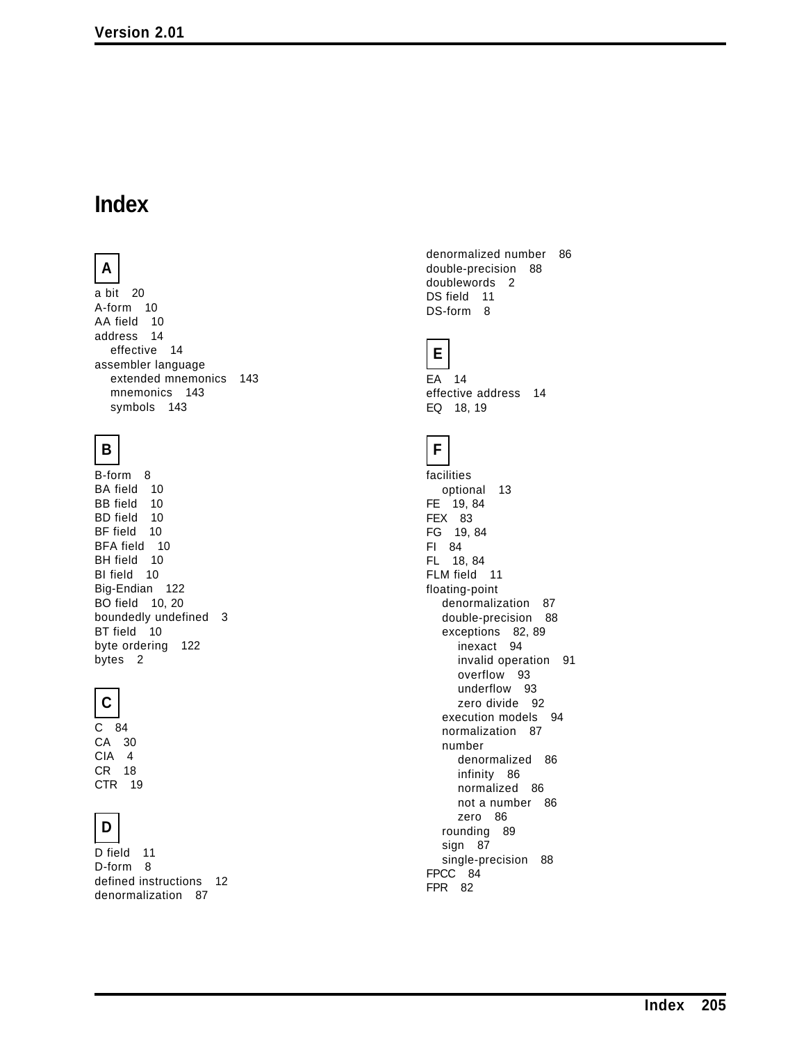# Index

## A

a bit 20
A-form 10
AA field 10
address 14
- effective 14

assembler language
- extended mnemonics 143
- mnemonics 143
- symbols 143

## B

B-form 8
BA field 10
BB field 10
BD field 10
BF field 10
BFA field 10
BH field 10
BI field 10
Big-Endian 122
BO field 10, 20
boundedly undefined 3
BT field 10
byte ordering 122
bytes 2

## C

C 84
CA 30
CIA 4
CR 18
CTR 19

## D

D field 11
D-form 8
defined instructions 12
denormalization 87
denormalized number 86
double-precision 88
doublewords 2
DS field 11
DS-form 8

## E

EA 14
effective address 14
EQ 18, 19

## F

facilities
- optional 13

FE 19, 84
FEX 83
FG 19, 84
FI 84
FL 18, 84
FLM field 11
floating-point
- denormalization 87
- double-precision 88
- exceptions 82, 89
  - inexact 94
  - invalid operation 91
  - overflow 93
  - underflow 93
  - zero divide 92
- execution models 94
- normalization 87
- number
  - denormalized 86
  - infinity 86
  - normalized 86
  - not a number 86
  - zero 86
- rounding 89
- sign 87
- single-precision 88

FPCC 84
FPR 82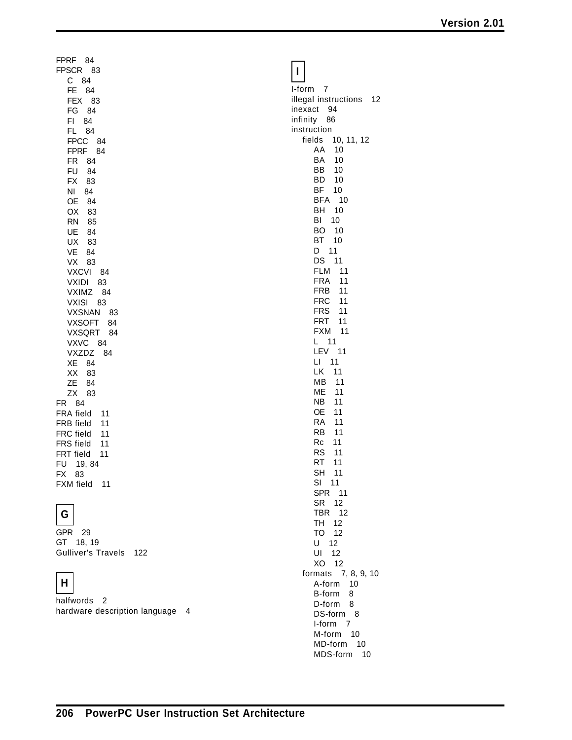FPRF 84
FPSCR 83
- C 84
- FE 84
- FEX 83
- FG 84
- FI 84
- FL 84
- FPCC 84
- FPRF 84
- FR 84
- FU 84
- FX 83
- NI 84
- OE 84
- OX 83
- RN 85
- UE 84
- UX 83
- VE 84
- VX 83
- VXCVI 84
- VXIDI 83
- VXIMZ 84
- VXISI 83
- VXSNAN 83
- VXSOFT 84
- VXSQRT 84
- VXVC 84
- VXZDZ 84
- XE 84
- XX 83
- ZE 84
- ZX 83

FR 84
FRA field 11
FRB field 11
FRC field 11
FRS field 11
FRT field 11
FU 19, 84
FX 83
FXM field 11

## G

GPR 29
GT 18, 19
Gulliver's Travels 122

## H

halfwords 2
hardware description language 4

## I

I-form 7
illegal instructions 12
inexact 94
infinity 86
instruction
- fields 10, 11, 12
  - AA 10
  - BA 10
  - BB 10
  - BD 10
  - BF 10
  - BFA 10
  - BH 10
  - BI 10
  - BO 10
  - BT 10
  - D 11
  - DS 11
  - FLM 11
  - FRA 11
  - FRB 11
  - FRC 11
  - FRS 11
  - FRT 11
  - FXM 11
  - L 11
  - LEV 11
  - LI 11
  - LK 11
  - MB 11
  - ME 11
  - NB 11
  - OE 11
  - RA 11
  - RB 11
  - Rc 11
  - RS 11
  - RT 11
  - SH 11
  - SI 11
  - SPR 11
  - SR 12
  - TBR 12
  - TH 12
  - TO 12
  - U 12
  - UI 12
  - XO 12
- formats 7, 8, 9, 10
  - A-form 10
  - B-form 8
  - D-form 8
  - DS-form 8
  - I-form 7
  - M-form 10
  - MD-form 10
  - MDS-form 10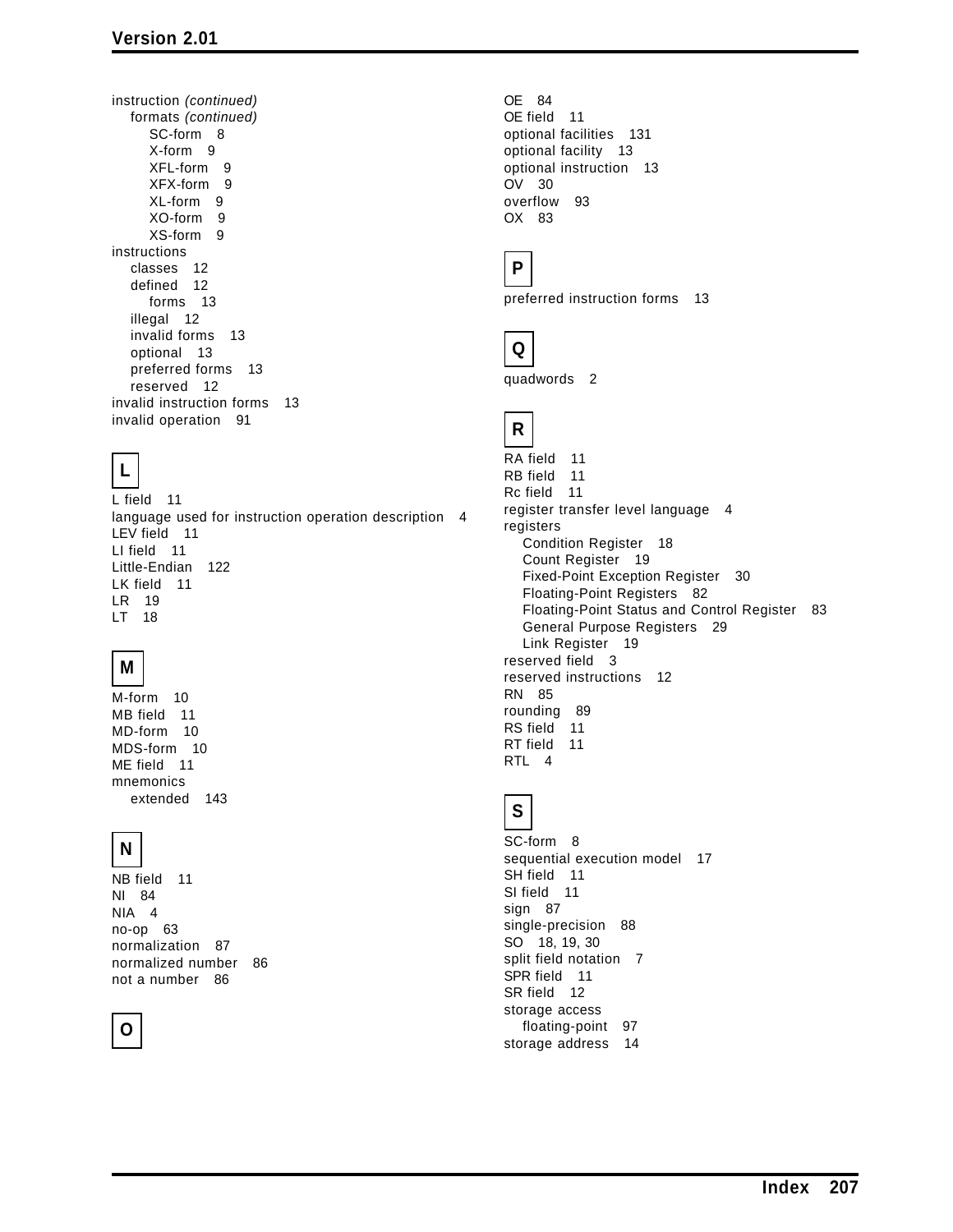instruction *(continued)*
- formats *(continued)*
  - SC-form 8
  - X-form 9
  - XFL-form 9
  - XFX-form 9
  - XL-form 9
  - XO-form 9
  - XS-form 9

instructions
- classes 12
- defined 12
  - forms 13
- illegal 12
- invalid forms 13
- optional 13
- preferred forms 13
- reserved 12

invalid instruction forms 13
invalid operation 91

## L

L field 11
language used for instruction operation description 4
LEV field 11
LI field 11
Little-Endian 122
LK field 11
LR 19
LT 18

## M

M-form 10
MB field 11
MD-form 10
MDS-form 10
ME field 11
mnemonics
- extended 143

## N

NB field 11
NI 84
NIA 4
no-op 63
normalization 87
normalized number 86
not a number 86

## O

OE 84
OE field 11
optional facilities 131
optional facility 13
optional instruction 13
OV 30
overflow 93
OX 83

## P

preferred instruction forms 13

## Q

quadwords 2

## R

RA field 11
RB field 11
Rc field 11
register transfer level language 4
registers
- Condition Register 18
- Count Register 19
- Fixed-Point Exception Register 30
- Floating-Point Registers 82
- Floating-Point Status and Control Register 83
- General Purpose Registers 29
- Link Register 19

reserved field 3
reserved instructions 12
RN 85
rounding 89
RS field 11
RT field 11
RTL 4

## S

SC-form 8
sequential execution model 17
SH field 11
SI field 11
sign 87
single-precision 88
SO 18, 19, 30
split field notation 7
SPR field 11
SR field 12
storage access
- floating-point 97

storage address 14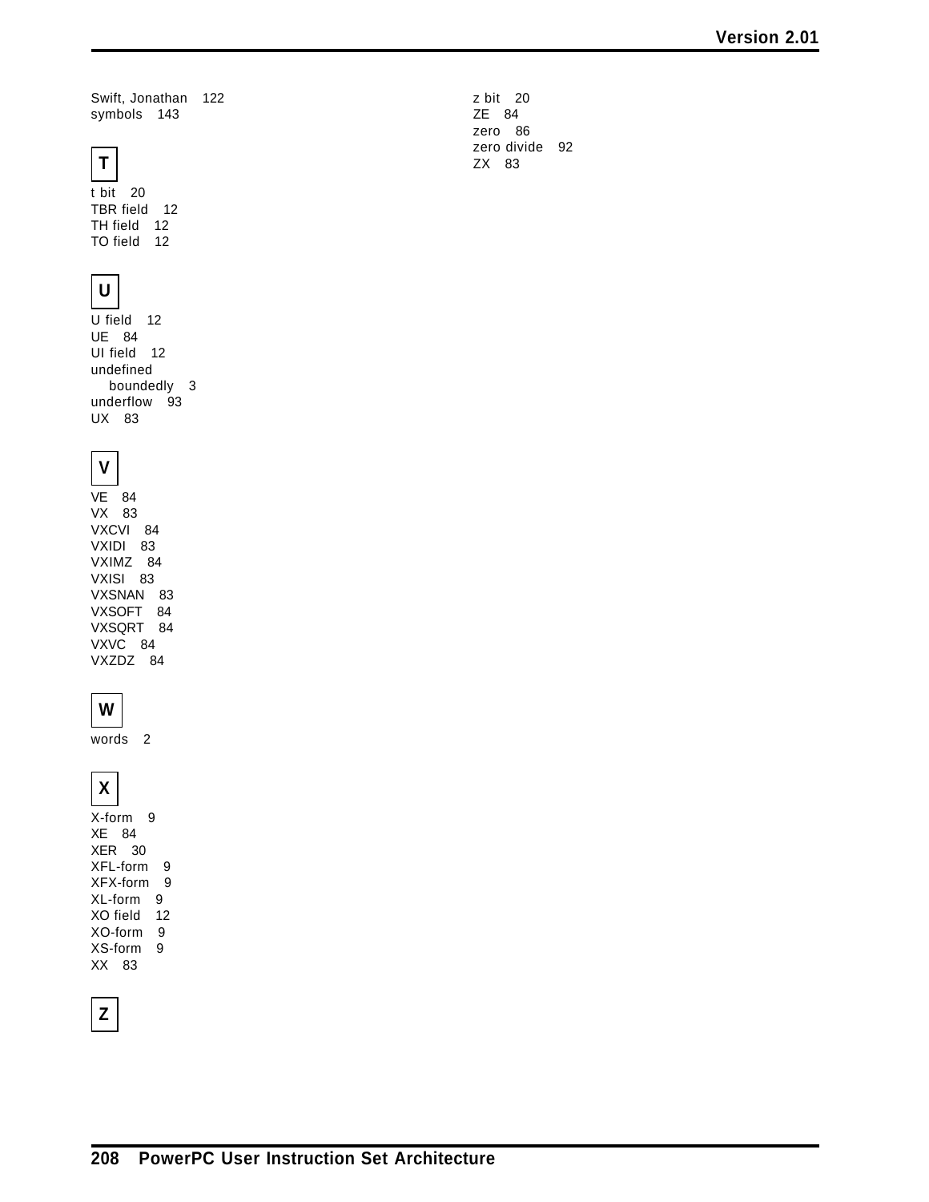Swift, Jonathan 122
symbols 143

## T

t bit 20
TBR field 12
TH field 12
TO field 12

## U

U field 12
UE 84
UI field 12
undefined
  boundedly 3
underflow 93
UX 83

## V

VE 84
VX 83
VXCVI 84
VXIDI 83
VXIMZ 84
VXISI 83
VXSNAN 83
VXSOFT 84
VXSQRT 84
VXVC 84
VXZDZ 84

## W

words 2

## X

X-form 9
XE 84
XER 30
XFL-form 9
XFX-form 9
XL-form 9
XO field 12
XO-form 9
XS-form 9
XX 83

## Z

z bit 20
ZE 84
zero 86
zero divide 92
ZX 83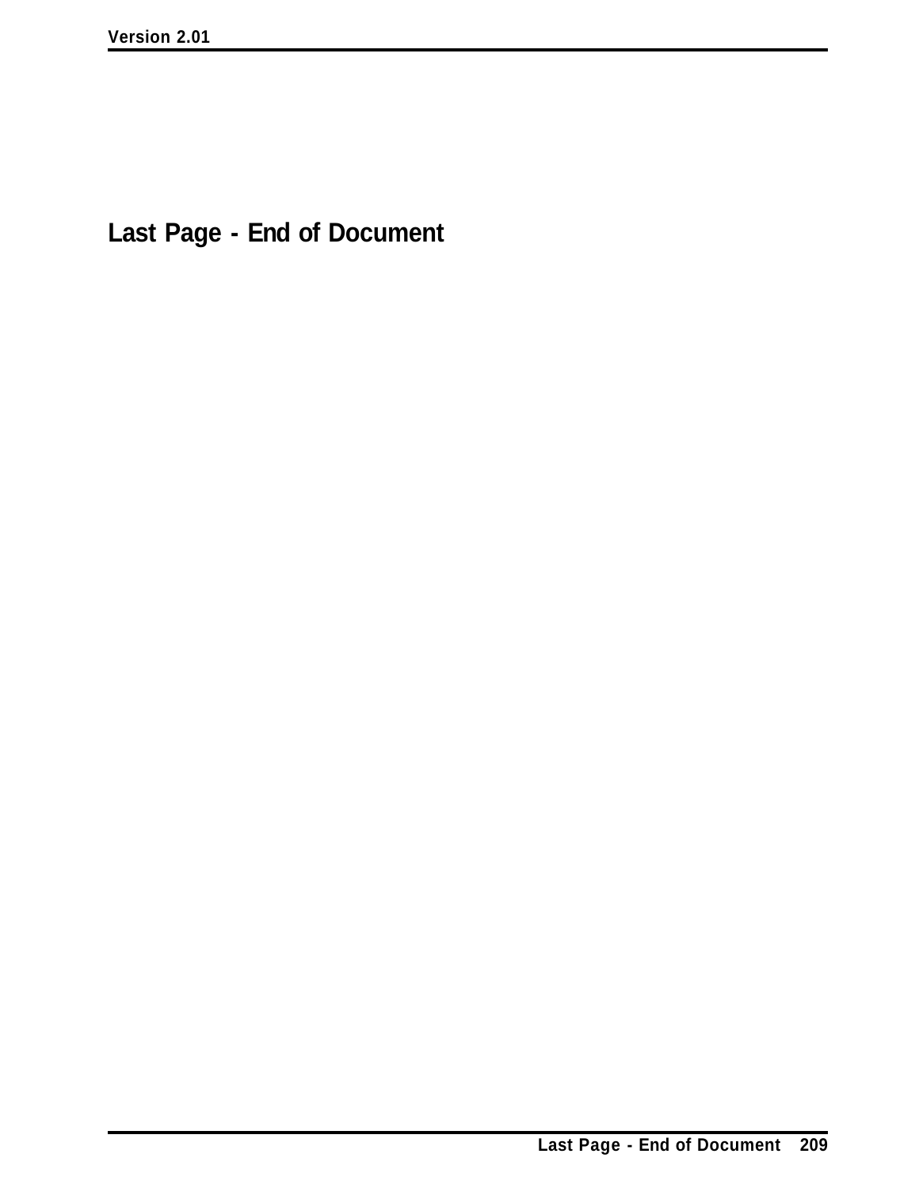# Last Page - End of Document